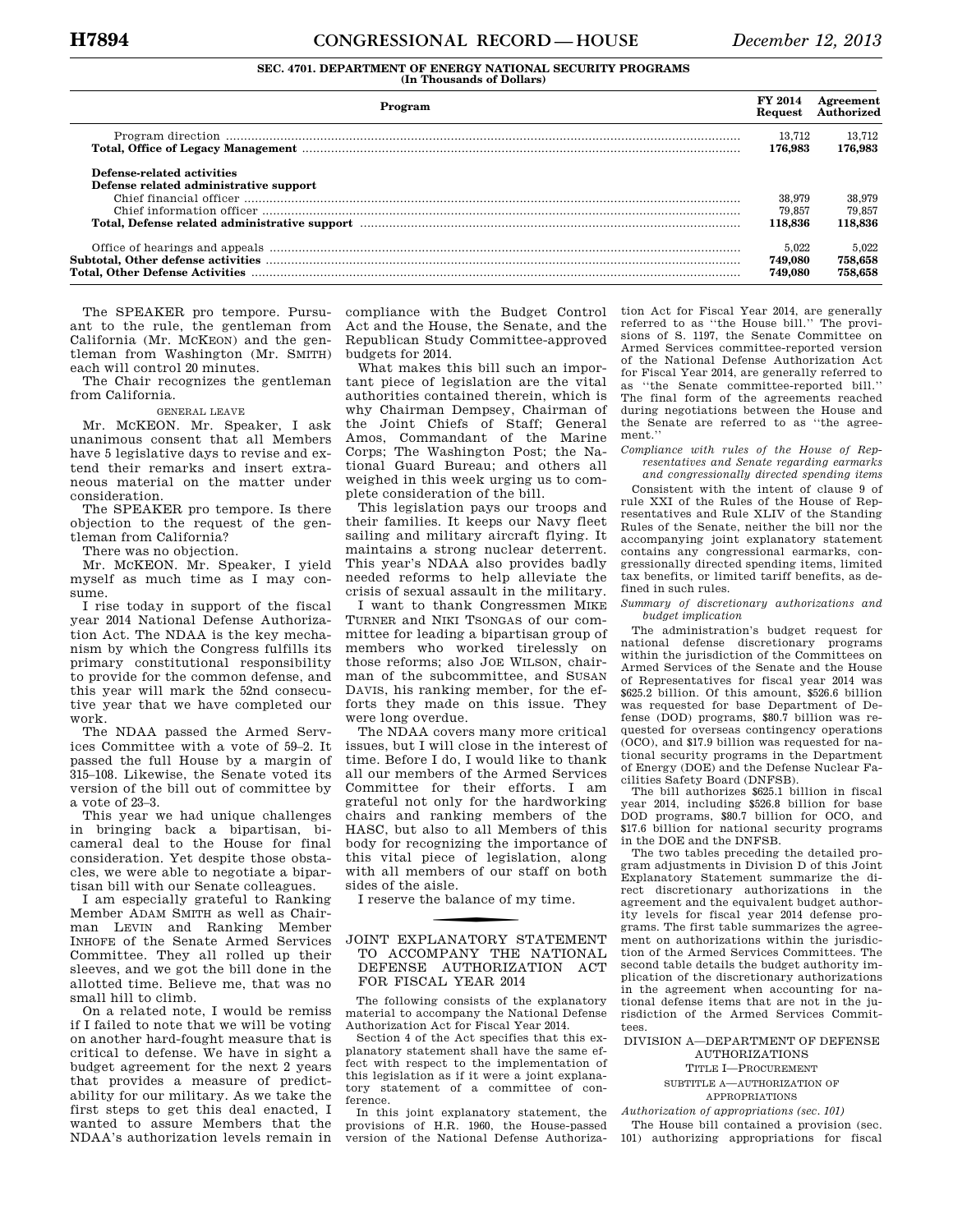**SEC. 4701. DEPARTMENT OF ENERGY NATIONAL SECURITY PROGRAMS**
**(In Thousands of Dollars)**

| Program | FY 2014 Request | Agreement Authorized |
|---|---|---|
| Program direction | 13,712 | 13,712 |
| **Total, Office of Legacy Management** | **176,983** | **176,983** |
| **Defense-related activities** | | |
| **Defense related administrative support** | | |
| Chief financial officer | 38,979 | 38,979 |
| Chief information officer | 79,857 | 79,857 |
| **Total, Defense related administrative support** | **118,836** | **118,836** |
| Office of hearings and appeals | 5,022 | 5,022 |
| **Subtotal, Other defense activities** | **749,080** | **758,658** |
| **Total, Other Defense Activities** | **749,080** | **758,658** |

The SPEAKER pro tempore. Pursuant to the rule, the gentleman from California (Mr. MCKEON) and the gentleman from Washington (Mr. SMITH) each will control 20 minutes.

The Chair recognizes the gentleman from California.

GENERAL LEAVE

Mr. MCKEON. Mr. Speaker, I ask unanimous consent that all Members have 5 legislative days to revise and extend their remarks and insert extraneous material on the matter under consideration.

The SPEAKER pro tempore. Is there objection to the request of the gentleman from California?

There was no objection.

Mr. MCKEON. Mr. Speaker, I yield myself as much time as I may consume.

I rise today in support of the fiscal year 2014 National Defense Authorization Act. The NDAA is the key mechanism by which the Congress fulfills its primary constitutional responsibility to provide for the common defense, and this year will mark the 52nd consecutive year that we have completed our work.

The NDAA passed the Armed Services Committee with a vote of 59–2. It passed the full House by a margin of 315–108. Likewise, the Senate voted its version of the bill out of committee by a vote of 23–3.

This year we had unique challenges in bringing back a bipartisan, bicameral deal to the House for final consideration. Yet despite those obstacles, we were able to negotiate a bipartisan bill with our Senate colleagues.

I am especially grateful to Ranking Member ADAM SMITH as well as Chairman LEVIN and Ranking Member INHOFE of the Senate Armed Services Committee. They all rolled up their sleeves, and we got the bill done in the allotted time. Believe me, that was no small hill to climb.

On a related note, I would be remiss if I failed to note that we will be voting on another hard-fought measure that is critical to defense. We have in sight a budget agreement for the next 2 years that provides a measure of predictability for our military. As we take the first steps to get this deal enacted, I wanted to assure Members that the NDAA's authorization levels remain in compliance with the Budget Control Act and the House, the Senate, and the Republican Study Committee-approved budgets for 2014.

What makes this bill such an important piece of legislation are the vital authorities contained therein, which is why Chairman Dempsey, Chairman of the Joint Chiefs of Staff; General Amos, Commandant of the Marine Corps; The Washington Post; the National Guard Bureau; and others all weighed in this week urging us to complete consideration of the bill.

This legislation pays our troops and their families. It keeps our Navy fleet sailing and military aircraft flying. It maintains a strong nuclear deterrent. This year's NDAA also provides badly needed reforms to help alleviate the crisis of sexual assault in the military.

I want to thank Congressmen MIKE TURNER and NIKI TSONGAS of our committee for leading a bipartisan group of members who worked tirelessly on those reforms; also JOE WILSON, chairman of the subcommittee, and SUSAN DAVIS, his ranking member, for the efforts they made on this issue. They were long overdue.

The NDAA covers many more critical issues, but I will close in the interest of time. Before I do, I would like to thank all our members of the Armed Services Committee for their efforts. I am grateful not only for the hardworking chairs and ranking members of the HASC, but also to all Members of this body for recognizing the importance of this vital piece of legislation, along with all members of our staff on both sides of the aisle.

I reserve the balance of my time.

## JOINT EXPLANATORY STATEMENT TO ACCOMPANY THE NATIONAL DEFENSE AUTHORIZATION ACT FOR FISCAL YEAR 2014

The following consists of the explanatory material to accompany the National Defense Authorization Act for Fiscal Year 2014.

Section 4 of the Act specifies that this explanatory statement shall have the same effect with respect to the implementation of this legislation as if it were a joint explanatory statement of a committee of conference.

In this joint explanatory statement, the provisions of H.R. 1960, the House-passed version of the National Defense Authorization Act for Fiscal Year 2014, are generally referred to as ''the House bill.'' The provisions of S. 1197, the Senate Committee on Armed Services committee-reported version of the National Defense Authorization Act for Fiscal Year 2014, are generally referred to as ''the Senate committee-reported bill.'' The final form of the agreements reached during negotiations between the House and the Senate are referred to as ''the agreement.''

*Compliance with rules of the House of Representatives and Senate regarding earmarks and congressionally directed spending items*

Consistent with the intent of clause 9 of rule XXI of the Rules of the House of Representatives and Rule XLIV of the Standing Rules of the Senate, neither the bill nor the accompanying joint explanatory statement contains any congressional earmarks, congressionally directed spending items, limited tax benefits, or limited tariff benefits, as defined in such rules.

*Summary of discretionary authorizations and budget implication*

The administration's budget request for national defense discretionary programs within the jurisdiction of the Committees on Armed Services of the Senate and the House of Representatives for fiscal year 2014 was $625.2 billion. Of this amount, $526.6 billion was requested for base Department of Defense (DOD) programs, $80.7 billion was requested for overseas contingency operations (OCO), and $17.9 billion was requested for national security programs in the Department of Energy (DOE) and the Defense Nuclear Facilities Safety Board (DNFSB).

The bill authorizes $625.1 billion in fiscal year 2014, including $526.8 billion for base DOD programs, $80.7 billion for OCO, and $17.6 billion for national security programs in the DOE and the DNFSB.

The two tables preceding the detailed program adjustments in Division D of this Joint Explanatory Statement summarize the direct discretionary authorizations in the agreement and the equivalent budget authority levels for fiscal year 2014 defense programs. The first table summarizes the agreement on authorizations within the jurisdiction of the Armed Services Committees. The second table details the budget authority implication of the discretionary authorizations in the agreement when accounting for national defense items that are not in the jurisdiction of the Armed Services Committees.

### DIVISION A—DEPARTMENT OF DEFENSE AUTHORIZATIONS

### TITLE I—PROCUREMENT

#### SUBTITLE A—AUTHORIZATION OF APPROPRIATIONS

*Authorization of appropriations (sec. 101)*

The House bill contained a provision (sec. 101) authorizing appropriations for fiscal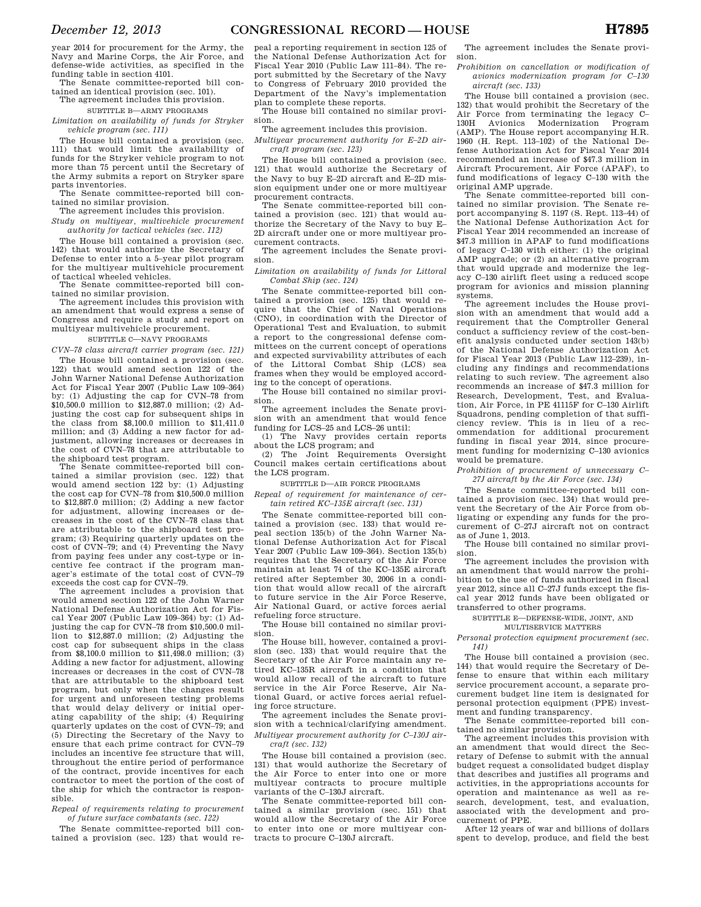year 2014 for procurement for the Army, the Navy and Marine Corps, the Air Force, and defense-wide activities, as specified in the funding table in section 4101.

The Senate committee-reported bill contained an identical provision (sec. 101).

The agreement includes this provision.

### SUBTITLE B—ARMY PROGRAMS

*Limitation on availability of funds for Stryker vehicle program (sec. 111)*

The House bill contained a provision (sec. 111) that would limit the availability of funds for the Stryker vehicle program to not more than 75 percent until the Secretary of the Army submits a report on Stryker spare parts inventories.

The Senate committee-reported bill contained no similar provision.

The agreement includes this provision.

*Study on multiyear, multivehicle procurement authority for tactical vehicles (sec. 112)*

The House bill contained a provision (sec. 142) that would authorize the Secretary of Defense to enter into a 5-year pilot program for the multiyear multivehicle procurement of tactical wheeled vehicles.

The Senate committee-reported bill contained no similar provision.

The agreement includes this provision with an amendment that would express a sense of Congress and require a study and report on multiyear multivehicle procurement.

### SUBTITLE C—NAVY PROGRAMS

*CVN–78 class aircraft carrier program (sec. 121)*

The House bill contained a provision (sec. 122) that would amend section 122 of the John Warner National Defense Authorization Act for Fiscal Year 2007 (Public Law 109–364) by: (1) Adjusting the cap for CVN–78 from $10,500.0 million to $12,887.0 million; (2) Adjusting the cost cap for subsequent ships in the class from $8,100.0 million to $11,411.0 million; and (3) Adding a new factor for adjustment, allowing increases or decreases in the cost of CVN–78 that are attributable to the shipboard test program.

The Senate committee-reported bill contained a similar provision (sec. 122) that would amend section 122 by: (1) Adjusting the cost cap for CVN–78 from $10,500.0 million to $12,887.0 million; (2) Adding a new factor for adjustment, allowing increases or decreases in the cost of the CVN–78 class that are attributable to the shipboard test program; (3) Requiring quarterly updates on the cost of CVN–79; and (4) Preventing the Navy from paying fees under any cost-type or incentive fee contract if the program manager's estimate of the total cost of CVN–79 exceeds the cost cap for CVN–79.

The agreement includes a provision that would amend section 122 of the John Warner National Defense Authorization Act for Fiscal Year 2007 (Public Law 109–364) by: (1) Adjusting the cap for CVN–78 from $10,500.0 million to $12,887.0 million; (2) Adjusting the cost cap for subsequent ships in the class from $8,100.0 million to $11,498.0 million; (3) Adding a new factor for adjustment, allowing increases or decreases in the cost of CVN–78 that are attributable to the shipboard test program, but only when the changes result for urgent and unforeseen testing problems that would delay delivery or initial operating capability of the ship; (4) Requiring quarterly updates on the cost of CVN–79; and (5) Directing the Secretary of the Navy to ensure that each prime contract for CVN–79 includes an incentive fee structure that will, throughout the entire period of performance of the contract, provide incentives for each contractor to meet the portion of the cost of the ship for which the contractor is responsible.

*Repeal of requirements relating to procurement of future surface combatants (sec. 122)*

The Senate committee-reported bill contained a provision (sec. 123) that would repeal a reporting requirement in section 125 of the National Defense Authorization Act for Fiscal Year 2010 (Public Law 111–84). The report submitted by the Secretary of the Navy to Congress of February 2010 provided the Department of the Navy's implementation plan to complete these reports.

The House bill contained no similar provision.

The agreement includes this provision.

*Multiyear procurement authority for E–2D aircraft program (sec. 123)*

The House bill contained a provision (sec. 121) that would authorize the Secretary of the Navy to buy E–2D aircraft and E–2D mission equipment under one or more multiyear procurement contracts.

The Senate committee-reported bill contained a provision (sec. 121) that would authorize the Secretary of the Navy to buy E–2D aircraft under one or more multiyear procurement contracts.

The agreement includes the Senate provision.

*Limitation on availability of funds for Littoral Combat Ship (sec. 124)*

The Senate committee-reported bill contained a provision (sec. 125) that would require that the Chief of Naval Operations (CNO), in coordination with the Director of Operational Test and Evaluation, to submit a report to the congressional defense committees on the current concept of operations and expected survivability attributes of each of the Littoral Combat Ship (LCS) sea frames when they would be employed according to the concept of operations.

The House bill contained no similar provision.

The agreement includes the Senate provision with an amendment that would fence funding for LCS–25 and LCS–26 until:

(1) The Navy provides certain reports about the LCS program; and

(2) The Joint Requirements Oversight Council makes certain certifications about the LCS program.

### SUBTITLE D—AIR FORCE PROGRAMS

*Repeal of requirement for maintenance of certain retired KC–135E aircraft (sec. 131)*

The Senate committee-reported bill contained a provision (sec. 133) that would repeal section 135(b) of the John Warner National Defense Authorization Act for Fiscal Year 2007 (Public Law 109–364). Section 135(b) requires that the Secretary of the Air Force maintain at least 74 of the KC–135E aircraft retired after September 30, 2006 in a condition that would allow recall of the aircraft to future service in the Air Force Reserve, Air National Guard, or active forces aerial refueling force structure.

The House bill contained no similar provision.

The House bill, however, contained a provision (sec. 133) that would require that the Secretary of the Air Force maintain any retired KC–135R aircraft in a condition that would allow recall of the aircraft to future service in the Air Force Reserve, Air National Guard, or active forces aerial refueling force structure.

The agreement includes the Senate provision with a technical/clarifying amendment.

*Multiyear procurement authority for C–130J aircraft (sec. 132)*

The House bill contained a provision (sec. 131) that would authorize the Secretary of the Air Force to enter into one or more multiyear contracts to procure multiple variants of the C–130J aircraft.

The Senate committee-reported bill contained a similar provision (sec. 151) that would allow the Secretary of the Air Force to enter into one or more multiyear contracts to procure C–130J aircraft.

The agreement includes the Senate provision.

*Prohibition on cancellation or modification of avionics modernization program for C–130 aircraft (sec. 133)*

The House bill contained a provision (sec. 132) that would prohibit the Secretary of the Air Force from terminating the legacy C–130H Avionics Modernization Program (AMP). The House report accompanying H.R. 1960 (H. Rept. 113–102) of the National Defense Authorization Act for Fiscal Year 2014 recommended an increase of $47.3 million in Aircraft Procurement, Air Force (APAF), to fund modifications of legacy C–130 with the original AMP upgrade.

The Senate committee-reported bill contained no similar provision. The Senate report accompanying S. 1197 (S. Rept. 113–44) of the National Defense Authorization Act for Fiscal Year 2014 recommended an increase of $47.3 million in APAF to fund modifications of legacy C–130 with either: (1) the original AMP upgrade; or (2) an alternative program that would upgrade and modernize the legacy C–130 airlift fleet using a reduced scope program for avionics and mission planning systems.

The agreement includes the House provision with an amendment that would add a requirement that the Comptroller General conduct a sufficiency review of the cost-benefit analysis conducted under section 143(b) of the National Defense Authorization Act for Fiscal Year 2013 (Public Law 112–239), including any findings and recommendations relating to such review. The agreement also recommends an increase of $47.3 million for Research, Development, Test, and Evaluation, Air Force, in PE 41115F for C–130 Airlift Squadrons, pending completion of that sufficiency review. This is in lieu of a recommendation for additional procurement funding in fiscal year 2014, since procurement funding for modernizing C–130 avionics would be premature.

*Prohibition of procurement of unnecessary C–27J aircraft by the Air Force (sec. 134)*

The Senate committee-reported bill contained a provision (sec. 134) that would prevent the Secretary of the Air Force from obligating or expending any funds for the procurement of C–27J aircraft not on contract as of June 1, 2013.

The House bill contained no similar provision.

The agreement includes the provision with an amendment that would narrow the prohibition to the use of funds authorized in fiscal year 2012, since all C–27J funds except the fiscal year 2012 funds have been obligated or transferred to other programs.

### SUBTITLE E—DEFENSE-WIDE, JOINT, AND MULTISERVICE MATTERS

*Personal protection equipment procurement (sec. 141)*

The House bill contained a provision (sec. 144) that would require the Secretary of Defense to ensure that within each military service procurement account, a separate procurement budget line item is designated for personal protection equipment (PPE) investment and funding transparency.

The Senate committee-reported bill contained no similar provision.

The agreement includes this provision with an amendment that would direct the Secretary of Defense to submit with the annual budget request a consolidated budget display that describes and justifies all programs and activities, in the appropriations accounts for operation and maintenance as well as research, development, test, and evaluation, associated with the development and procurement of PPE.

After 12 years of war and billions of dollars spent to develop, produce, and field the best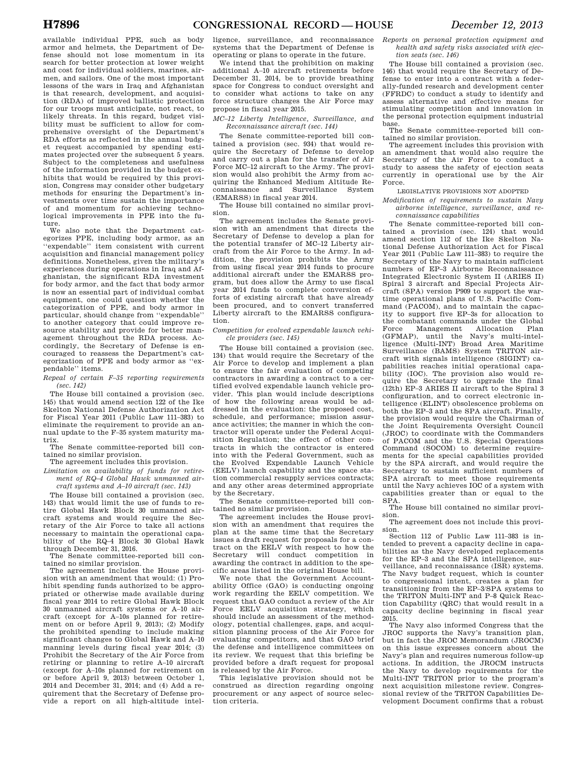available individual PPE, such as body armor and helmets, the Department of Defense should not lose momentum in its search for better protection at lower weight and cost for individual soldiers, marines, airmen, and sailors. One of the most important lessons of the wars in Iraq and Afghanistan is that research, development, and acquisition (RDA) of improved ballistic protection for our troops must anticipate, not react, to likely threats. In this regard, budget visibility must be sufficient to allow for comprehensive oversight of the Department's RDA efforts as reflected in the annual budget request accompanied by spending estimates projected over the subsequent 5 years. Subject to the completeness and usefulness of the information provided in the budget exhibits that would be required by this provision, Congress may consider other budgetary methods for ensuring the Department's investments over time sustain the importance of and momentum for achieving technological improvements in PPE into the future.

We also note that the Department categorizes PPE, including body armor, as an ''expendable'' item consistent with current acquisition and financial management policy definitions. Nonetheless, given the military's experiences during operations in Iraq and Afghanistan, the significant RDA investment for body armor, and the fact that body armor is now an essential part of individual combat equipment, one could question whether the categorization of PPE, and body armor in particular, should change from ''expendable'' to another category that could improve resource stability and provide for better management throughout the RDA process. Accordingly, the Secretary of Defense is encouraged to reassess the Department's categorization of PPE and body armor as ''expendable'' items.

*Repeal of certain F–35 reporting requirements (sec. 142)*

The House bill contained a provision (sec. 145) that would amend section 122 of the Ike Skelton National Defense Authorization Act for Fiscal Year 2011 (Public Law 111–383) to eliminate the requirement to provide an annual update to the F–35 system maturity matrix.

The Senate committee-reported bill contained no similar provision.

The agreement includes this provision.

*Limitation on availability of funds for retirement of RQ–4 Global Hawk unmanned aircraft systems and A–10 aircraft (sec. 143)*

The House bill contained a provision (sec. 143) that would limit the use of funds to retire Global Hawk Block 30 unmanned aircraft systems and would require the Secretary of the Air Force to take all actions necessary to maintain the operational capability of the RQ–4 Block 30 Global Hawk through December 31, 2016.

The Senate committee-reported bill contained no similar provision.

The agreement includes the House provision with an amendment that would: (1) Prohibit spending funds authorized to be appropriated or otherwise made available during fiscal year 2014 to retire Global Hawk Block 30 unmanned aircraft systems or A–10 aircraft (except for A–10s planned for retirement on or before April 9, 2013); (2) Modify the prohibited spending to include making significant changes to Global Hawk and A–10 manning levels during fiscal year 2014; (3) Prohibit the Secretary of the Air Force from retiring or planning to retire A–10 aircraft (except for A–10s planned for retirement on or before April 9, 2013) between October 1, 2014 and December 31, 2014; and (4) Add a requirement that the Secretary of Defense provide a report on all high-altitude intelligence, surveillance, and reconnaissance systems that the Department of Defense is operating or plans to operate in the future.

We intend that the prohibition on making additional A–10 aircraft retirements before December 31, 2014, be to provide breathing space for Congress to conduct oversight and to consider what actions to take on any force structure changes the Air Force may propose in fiscal year 2015.

*MC–12 Liberty Intelligence, Surveillance, and Reconnaissance aircraft (sec. 144)*

The Senate committee-reported bill contained a provision (sec. 934) that would require the Secretary of Defense to develop and carry out a plan for the transfer of Air Force MC–12 aircraft to the Army. The provision would also prohibit the Army from acquiring the Enhanced Medium Altitude Reconnaissance and Surveillance System (EMARSS) in fiscal year 2014.

The House bill contained no similar provision.

The agreement includes the Senate provision with an amendment that directs the Secretary of Defense to develop a plan for the potential transfer of MC–12 Liberty aircraft from the Air Force to the Army. In addition, the provision prohibits the Army from using fiscal year 2014 funds to procure additional aircraft under the EMARSS program, but does allow the Army to use fiscal year 2014 funds to complete conversion efforts of existing aircraft that have already been procured, and to convert transferred Liberty aircraft to the EMARSS configuration.

*Competition for evolved expendable launch vehicle providers (sec. 145)*

The House bill contained a provision (sec. 134) that would require the Secretary of the Air Force to develop and implement a plan to ensure the fair evaluation of competing contractors in awarding a contract to a certified evolved expendable launch vehicle provider. This plan would include descriptions of how the following areas would be addressed in the evaluation: the proposed cost, schedule, and performance; mission assurance activities; the manner in which the contractor will operate under the Federal Acquisition Regulation; the effect of other contracts in which the contractor is entered into with the Federal Government, such as the Evolved Expendable Launch Vehicle (EELV) launch capability and the space station commercial resupply services contracts; and any other areas determined appropriate by the Secretary.

The Senate committee-reported bill contained no similar provision.

The agreement includes the House provision with an amendment that requires the plan at the same time that the Secretary issues a draft request for proposals for a contract on the EELV with respect to how the Secretary will conduct competition in awarding the contract in addition to the specific areas listed in the original House bill.

We note that the Government Accountability Office (GAO) is conducting ongoing work regarding the EELV competition. We request that GAO conduct a review of the Air Force EELV acquisition strategy, which should include an assessment of the methodology, potential challenges, gaps, and acquisition planning process of the Air Force for evaluating competitors, and that GAO brief the defense and intelligence committees on its review. We request that this briefing be provided before a draft request for proposal is released by the Air Force.

This legislative provision should not be construed as direction regarding ongoing procurement or any aspect of source selection criteria.

*Reports on personal protection equipment and health and safety risks associated with ejection seats (sec. 146)*

The House bill contained a provision (sec. 146) that would require the Secretary of Defense to enter into a contract with a federally-funded research and development center (FFRDC) to conduct a study to identify and assess alternative and effective means for stimulating competition and innovation in the personal protection equipment industrial base.

The Senate committee-reported bill contained no similar provision.

The agreement includes this provision with an amendment that would also require the Secretary of the Air Force to conduct a study to assess the safety of ejection seats currently in operational use by the Air Force.

LEGISLATIVE PROVISIONS NOT ADOPTED

*Modification of requirements to sustain Navy airborne intelligence, surveillance, and reconnaissance capabilities*

The Senate committee-reported bill contained a provision (sec. 124) that would amend section 112 of the Ike Skelton National Defense Authorization Act for Fiscal Year 2011 (Public Law 111–383) to require the Secretary of the Navy to maintain sufficient numbers of EP–3 Airborne Reconnaissance Integrated Electronic System II (ARIES II) Spiral 3 aircraft and Special Projects Aircraft (SPA) version P909 to support the wartime operational plans of U.S. Pacific Command (PACOM), and to maintain the capacity to support five EP–3s for allocation to the combatant commands under the Global Force Management Allocation Plan (GFMAP), until the Navy's multi-intelligence (Multi-INT) Broad Area Maritime Surveillance (BAMS) System TRITON aircraft with signals intelligence (SIGINT) capabilities reaches initial operational capability (IOC). The provision also would require the Secretary to upgrade the final (12th) EP–3 ARIES II aircraft to the Spiral 3 configuration, and to correct electronic intelligence (ELINT) obsolescence problems on both the EP–3 and the SPA aircraft. Finally, the provision would require the Chairman of the Joint Requirements Oversight Council (JROC) to coordinate with the Commanders of PACOM and the U.S. Special Operations Command (SOCOM) to determine requirements for the special capabilities provided by the SPA aircraft, and would require the Secretary to sustain sufficient numbers of SPA aircraft to meet those requirements until the Navy achieves IOC of a system with capabilities greater than or equal to the SPA.

The House bill contained no similar provision.

The agreement does not include this provision.

Section 112 of Public Law 111–383 is intended to prevent a capacity decline in capabilities as the Navy developed replacements for the EP–3 and the SPA intelligence, surveillance, and reconnaissance (ISR) systems. The Navy budget request, which is counter to congressional intent, creates a plan for transitioning from the EP–3/SPA systems to the TRITON Multi-INT and P–8 Quick Reaction Capability (QRC) that would result in a capacity decline beginning in fiscal year 2015.

The Navy also informed Congress that the JROC supports the Navy's transition plan, but in fact the JROC Memorandum (JROCM) on this issue expresses concern about the Navy's plan and requires numerous follow-up actions. In addition, the JROCM instructs the Navy to develop requirements for the Multi-INT TRITON prior to the program's next acquisition milestone review. Congressional review of the TRITON Capabilities Development Document confirms that a robust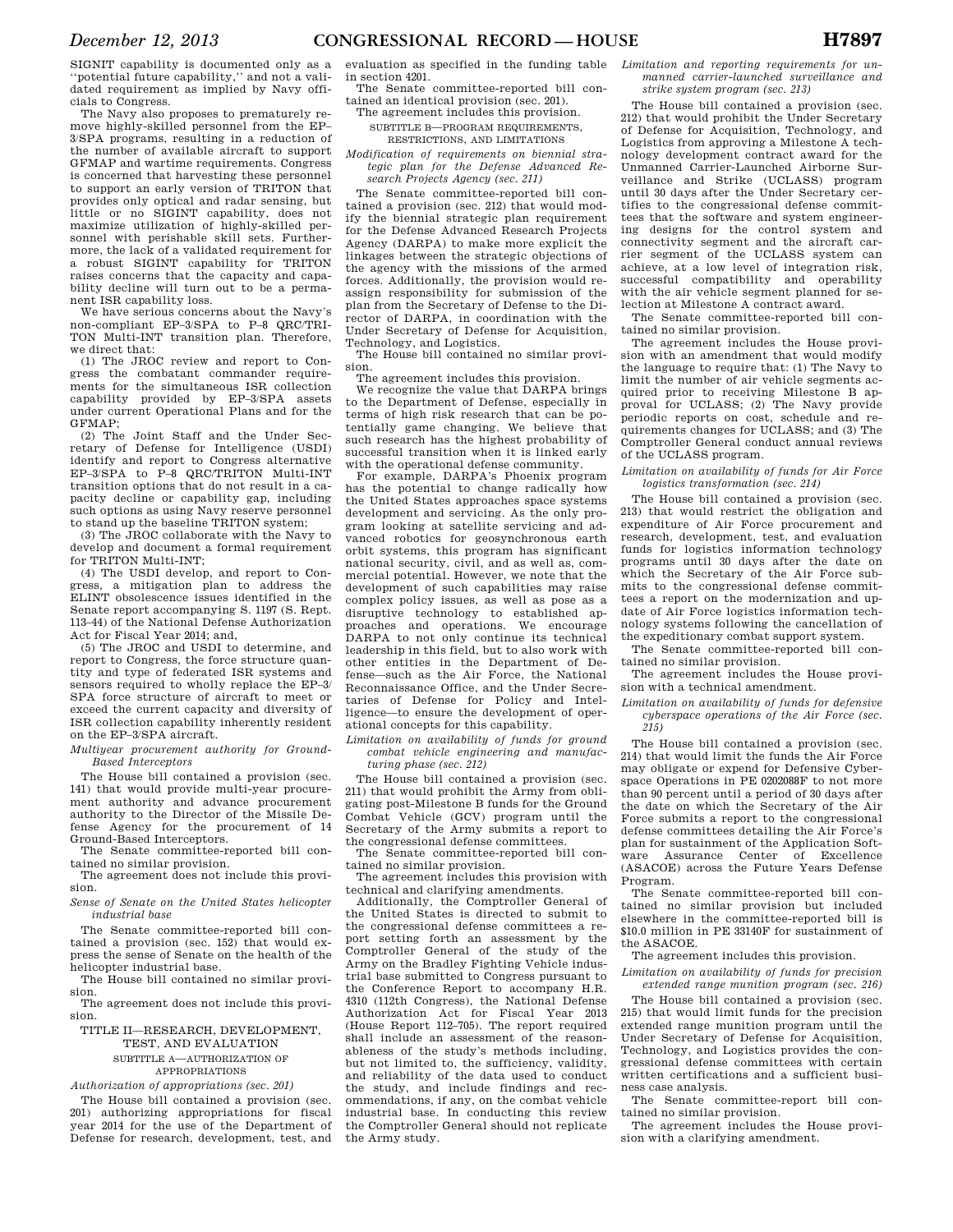SIGNIT capability is documented only as a ''potential future capability,'' and not a validated requirement as implied by Navy officials to Congress.

The Navy also proposes to prematurely remove highly-skilled personnel from the EP–3/SPA programs, resulting in a reduction of the number of available aircraft to support GFMAP and wartime requirements. Congress is concerned that harvesting these personnel to support an early version of TRITON that provides only optical and radar sensing, but little or no SIGINT capability, does not maximize utilization of highly-skilled personnel with perishable skill sets. Furthermore, the lack of a validated requirement for a robust SIGINT capability for TRITON raises concerns that the capacity and capability decline will turn out to be a permanent ISR capability loss.

We have serious concerns about the Navy's non-compliant EP–3/SPA to P–8 QRC/TRITON Multi-INT transition plan. Therefore, we direct that:

(1) The JROC review and report to Congress the combatant commander requirements for the simultaneous ISR collection capability provided by EP–3/SPA assets under current Operational Plans and for the GFMAP;

(2) The Joint Staff and the Under Secretary of Defense for Intelligence (USDI) identify and report to Congress alternative EP–3/SPA to P–8 QRC/TRITON Multi-INT transition options that do not result in a capacity decline or capability gap, including such options as using Navy reserve personnel to stand up the baseline TRITON system;

(3) The JROC collaborate with the Navy to develop and document a formal requirement for TRITON Multi-INT;

(4) The USDI develop, and report to Congress, a mitigation plan to address the ELINT obsolescence issues identified in the Senate report accompanying S. 1197 (S. Rept. 113–44) of the National Defense Authorization Act for Fiscal Year 2014; and,

(5) The JROC and USDI to determine, and report to Congress, the force structure quantity and type of federated ISR systems and sensors required to wholly replace the EP–3/SPA force structure of aircraft to meet or exceed the current capacity and diversity of ISR collection capability inherently resident on the EP–3/SPA aircraft.

*Multiyear procurement authority for Ground-Based Interceptors*

The House bill contained a provision (sec. 141) that would provide multi-year procurement authority and advance procurement authority to the Director of the Missile Defense Agency for the procurement of 14 Ground-Based Interceptors.

The Senate committee-reported bill contained no similar provision.

The agreement does not include this provision.

*Sense of Senate on the United States helicopter industrial base*

The Senate committee-reported bill contained a provision (sec. 152) that would express the sense of Senate on the health of the helicopter industrial base.

The House bill contained no similar provision.

The agreement does not include this provision.

## TITLE II—RESEARCH, DEVELOPMENT, TEST, AND EVALUATION

### SUBTITLE A—AUTHORIZATION OF APPROPRIATIONS

*Authorization of appropriations (sec. 201)*

The House bill contained a provision (sec. 201) authorizing appropriations for fiscal year 2014 for the use of the Department of Defense for research, development, test, and evaluation as specified in the funding table in section 4201.

The Senate committee-reported bill contained an identical provision (sec. 201).

The agreement includes this provision.

### SUBTITLE B—PROGRAM REQUIREMENTS, RESTRICTIONS, AND LIMITATIONS

*Modification of requirements on biennial strategic plan for the Defense Advanced Research Projects Agency (sec. 211)*

The Senate committee-reported bill contained a provision (sec. 212) that would modify the biennial strategic plan requirement for the Defense Advanced Research Projects Agency (DARPA) to make more explicit the linkages between the strategic objections of the agency with the missions of the armed forces. Additionally, the provision would reassign responsibility for submission of the plan from the Secretary of Defense to the Director of DARPA, in coordination with the Under Secretary of Defense for Acquisition, Technology, and Logistics.

The House bill contained no similar provision.

The agreement includes this provision.

We recognize the value that DARPA brings to the Department of Defense, especially in terms of high risk research that can be potentially game changing. We believe that such research has the highest probability of successful transition when it is linked early with the operational defense community.

For example, DARPA's Phoenix program has the potential to change radically how the United States approaches space systems development and servicing. As the only program looking at satellite servicing and advanced robotics for geosynchronous earth orbit systems, this program has significant national security, civil, and as well as, commercial potential. However, we note that the development of such capabilities may raise complex policy issues, as well as pose as a disruptive technology to established approaches and operations. We encourage DARPA to not only continue its technical leadership in this field, but to also work with other entities in the Department of Defense—such as the Air Force, the National Reconnaissance Office, and the Under Secretaries of Defense for Policy and Intelligence—to ensure the development of operational concepts for this capability.

*Limitation on availability of funds for ground combat vehicle engineering and manufacturing phase (sec. 212)*

The House bill contained a provision (sec. 211) that would prohibit the Army from obligating post-Milestone B funds for the Ground Combat Vehicle (GCV) program until the Secretary of the Army submits a report to the congressional defense committees.

The Senate committee-reported bill contained no similar provision.

The agreement includes this provision with technical and clarifying amendments.

Additionally, the Comptroller General of the United States is directed to submit to the congressional defense committees a report setting forth an assessment by the Comptroller General of the study of the Army on the Bradley Fighting Vehicle industrial base submitted to Congress pursuant to the Conference Report to accompany H.R. 4310 (112th Congress), the National Defense Authorization Act for Fiscal Year 2013 (House Report 112–705). The report required shall include an assessment of the reasonableness of the study's methods including, but not limited to, the sufficiency, validity, and reliability of the data used to conduct the study, and include findings and recommendations, if any, on the combat vehicle industrial base. In conducting this review the Comptroller General should not replicate the Army study.

*Limitation and reporting requirements for unmanned carrier-launched surveillance and strike system program (sec. 213)*

The House bill contained a provision (sec. 212) that would prohibit the Under Secretary of Defense for Acquisition, Technology, and Logistics from approving a Milestone A technology development contract award for the Unmanned Carrier-Launched Airborne Surveillance and Strike (UCLASS) program until 30 days after the Under Secretary certifies to the congressional defense committees that the software and system engineering designs for the control system and connectivity segment and the aircraft carrier segment of the UCLASS system can achieve, at a low level of integration risk, successful compatibility and operability with the air vehicle segment planned for selection at Milestone A contract award.

The Senate committee-reported bill contained no similar provision.

The agreement includes the House provision with an amendment that would modify the language to require that: (1) The Navy to limit the number of air vehicle segments acquired prior to receiving Milestone B approval for UCLASS; (2) The Navy provide periodic reports on cost, schedule and requirements changes for UCLASS; and (3) The Comptroller General conduct annual reviews of the UCLASS program.

*Limitation on availability of funds for Air Force logistics transformation (sec. 214)*

The House bill contained a provision (sec. 213) that would restrict the obligation and expenditure of Air Force procurement and research, development, test, and evaluation funds for logistics information technology programs until 30 days after the date on which the Secretary of the Air Force submits to the congressional defense committees a report on the modernization and update of Air Force logistics information technology systems following the cancellation of the expeditionary combat support system.

The Senate committee-reported bill contained no similar provision.

The agreement includes the House provision with a technical amendment.

*Limitation on availability of funds for defensive cyberspace operations of the Air Force (sec. 215)*

The House bill contained a provision (sec. 214) that would limit the funds the Air Force may obligate or expend for Defensive Cyberspace Operations in PE 0202088F to not more than 90 percent until a period of 30 days after the date on which the Secretary of the Air Force submits a report to the congressional defense committees detailing the Air Force's plan for sustainment of the Application Software Assurance Center of Excellence (ASACOE) across the Future Years Defense Program.

The Senate committee-reported bill contained no similar provision but included elsewhere in the committee-reported bill is $10.0 million in PE 33140F for sustainment of the ASACOE.

The agreement includes this provision.

*Limitation on availability of funds for precision extended range munition program (sec. 216)*

The House bill contained a provision (sec. 215) that would limit funds for the precision extended range munition program until the Under Secretary of Defense for Acquisition, Technology, and Logistics provides the congressional defense committees with certain written certifications and a sufficient business case analysis.

The Senate committee-report bill contained no similar provision.

The agreement includes the House provision with a clarifying amendment.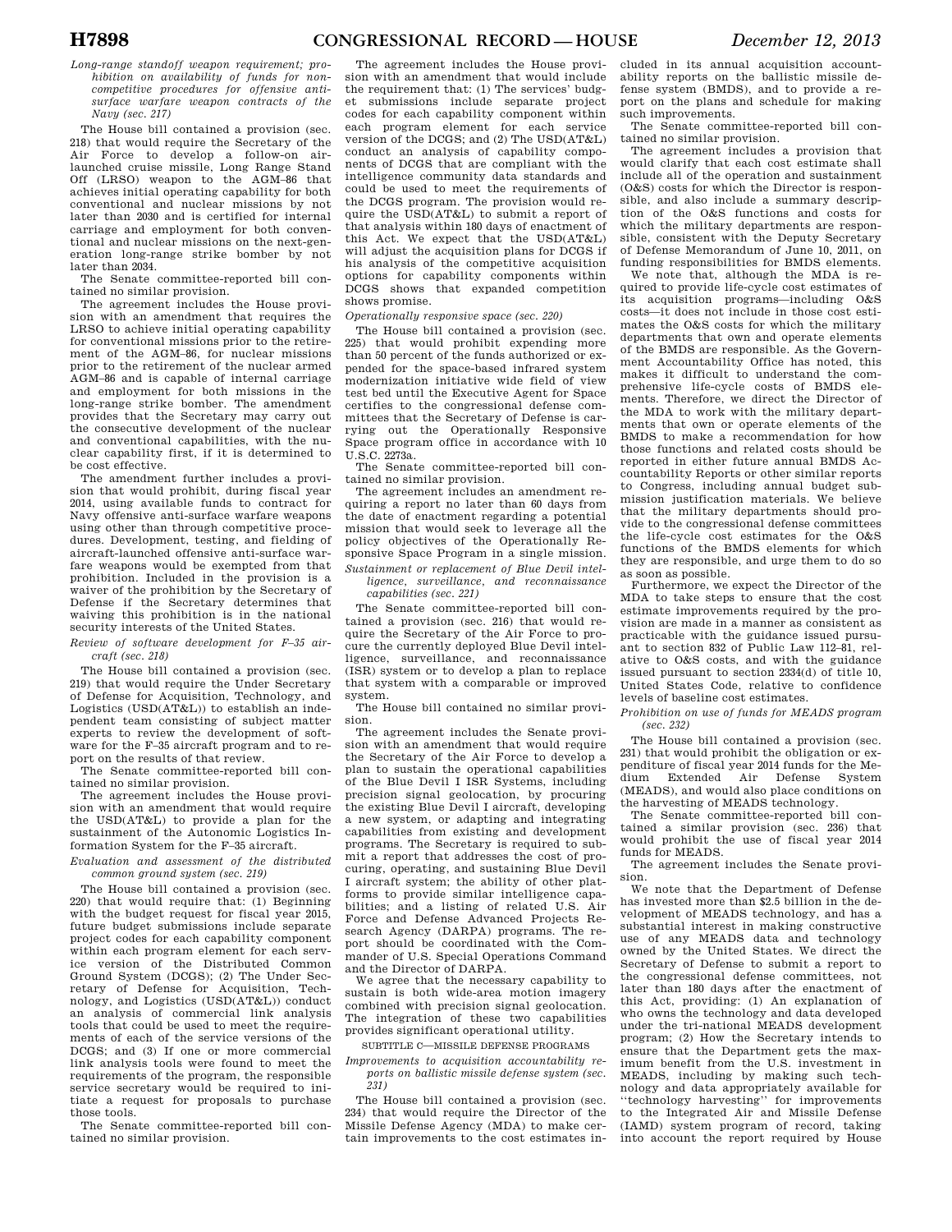*Long-range standoff weapon requirement; prohibition on availability of funds for noncompetitive procedures for offensive anti-surface warfare weapon contracts of the Navy (sec. 217)*

The House bill contained a provision (sec. 218) that would require the Secretary of the Air Force to develop a follow-on air-launched cruise missile, Long Range Stand Off (LRSO) weapon to the AGM–86 that achieves initial operating capability for both conventional and nuclear missions by not later than 2030 and is certified for internal carriage and employment for both conventional and nuclear missions on the next-generation long-range strike bomber by not later than 2034.

The Senate committee-reported bill contained no similar provision.

The agreement includes the House provision with an amendment that requires the LRSO to achieve initial operating capability for conventional missions prior to the retirement of the AGM–86, for nuclear missions prior to the retirement of the nuclear armed AGM–86 and is capable of internal carriage and employment for both missions in the long-range strike bomber. The amendment provides that the Secretary may carry out the consecutive development of the nuclear and conventional capabilities, with the nuclear capability first, if it is determined to be cost effective.

The amendment further includes a provision that would prohibit, during fiscal year 2014, using available funds to contract for Navy offensive anti-surface warfare weapons using other than through competitive procedures. Development, testing, and fielding of aircraft-launched offensive anti-surface warfare weapons would be exempted from that prohibition. Included in the provision is a waiver of the prohibition by the Secretary of Defense if the Secretary determines that waiving this prohibition is in the national security interests of the United States.

*Review of software development for F–35 aircraft (sec. 218)*

The House bill contained a provision (sec. 219) that would require the Under Secretary of Defense for Acquisition, Technology, and Logistics (USD(AT&L)) to establish an independent team consisting of subject matter experts to review the development of software for the F–35 aircraft program and to report on the results of that review.

The Senate committee-reported bill contained no similar provision.

The agreement includes the House provision with an amendment that would require the USD(AT&L) to provide a plan for the sustainment of the Autonomic Logistics Information System for the F–35 aircraft.

*Evaluation and assessment of the distributed common ground system (sec. 219)*

The House bill contained a provision (sec. 220) that would require that: (1) Beginning with the budget request for fiscal year 2015, future budget submissions include separate project codes for each capability component within each program element for each service version of the Distributed Common Ground System (DCGS); (2) The Under Secretary of Defense for Acquisition, Technology, and Logistics (USD(AT&L)) conduct an analysis of commercial link analysis tools that could be used to meet the requirements of each of the service versions of the DCGS; and (3) If one or more commercial link analysis tools were found to meet the requirements of the program, the responsible service secretary would be required to initiate a request for proposals to purchase those tools.

The Senate committee-reported bill contained no similar provision.

The agreement includes the House provision with an amendment that would include the requirement that: (1) The services' budget submissions include separate project codes for each capability component within each program element for each service version of the DCGS; and (2) The USD(AT&L) conduct an analysis of capability components of DCGS that are compliant with the intelligence community data standards and could be used to meet the requirements of the DCGS program. The provision would require the USD(AT&L) to submit a report of that analysis within 180 days of enactment of this Act. We expect that the USD(AT&L) will adjust the acquisition plans for DCGS if his analysis of the competitive acquisition options for capability components within DCGS shows that expanded competition shows promise.

*Operationally responsive space (sec. 220)*

The House bill contained a provision (sec. 225) that would prohibit expending more than 50 percent of the funds authorized or expended for the space-based infrared system modernization initiative wide field of view test bed until the Executive Agent for Space certifies to the congressional defense committees that the Secretary of Defense is carrying out the Operationally Responsive Space program office in accordance with 10 U.S.C. 2273a.

The Senate committee-reported bill contained no similar provision.

The agreement includes an amendment requiring a report no later than 60 days from the date of enactment regarding a potential mission that would seek to leverage all the policy objectives of the Operationally Responsive Space Program in a single mission.

*Sustainment or replacement of Blue Devil intelligence, surveillance, and reconnaissance capabilities (sec. 221)*

The Senate committee-reported bill contained a provision (sec. 216) that would require the Secretary of the Air Force to procure the currently deployed Blue Devil intelligence, surveillance, and reconnaissance (ISR) system or to develop a plan to replace that system with a comparable or improved system.

The House bill contained no similar provision.

The agreement includes the Senate provision with an amendment that would require the Secretary of the Air Force to develop a plan to sustain the operational capabilities of the Blue Devil I ISR Systems, including precision signal geolocation, by procuring the existing Blue Devil I aircraft, developing a new system, or adapting and integrating capabilities from existing and development programs. The Secretary is required to submit a report that addresses the cost of procuring, operating, and sustaining Blue Devil I aircraft system; the ability of other platforms to provide similar intelligence capabilities; and a listing of related U.S. Air Force and Defense Advanced Projects Research Agency (DARPA) programs. The report should be coordinated with the Commander of U.S. Special Operations Command and the Director of DARPA.

We agree that the necessary capability to sustain is both wide-area motion imagery combined with precision signal geolocation. The integration of these two capabilities provides significant operational utility.

SUBTITLE C—MISSILE DEFENSE PROGRAMS

*Improvements to acquisition accountability reports on ballistic missile defense system (sec. 231)*

The House bill contained a provision (sec. 234) that would require the Director of the Missile Defense Agency (MDA) to make certain improvements to the cost estimates included in its annual acquisition accountability reports on the ballistic missile defense system (BMDS), and to provide a report on the plans and schedule for making such improvements.

The Senate committee-reported bill contained no similar provision.

The agreement includes a provision that would clarify that each cost estimate shall include all of the operation and sustainment (O&S) costs for which the Director is responsible, and also include a summary description of the O&S functions and costs for which the military departments are responsible, consistent with the Deputy Secretary of Defense Memorandum of June 10, 2011, on funding responsibilities for BMDS elements.

We note that, although the MDA is required to provide life-cycle cost estimates of its acquisition programs—including O&S costs—it does not include in those cost estimates the O&S costs for which the military departments that own and operate elements of the BMDS are responsible. As the Government Accountability Office has noted, this makes it difficult to understand the comprehensive life-cycle costs of BMDS elements. Therefore, we direct the Director of the MDA to work with the military departments that own or operate elements of the BMDS to make a recommendation for how those functions and related costs should be reported in either future annual BMDS Accountability Reports or other similar reports to Congress, including annual budget submission justification materials. We believe that the military departments should provide to the congressional defense committees the life-cycle cost estimates for the O&S functions of the BMDS elements for which they are responsible, and urge them to do so as soon as possible.

Furthermore, we expect the Director of the MDA to take steps to ensure that the cost estimate improvements required by the provision are made in a manner as consistent as practicable with the guidance issued pursuant to section 832 of Public Law 112–81, relative to O&S costs, and with the guidance issued pursuant to section 2334(d) of title 10, United States Code, relative to confidence levels of baseline cost estimates.

*Prohibition on use of funds for MEADS program (sec. 232)*

The House bill contained a provision (sec. 231) that would prohibit the obligation or expenditure of fiscal year 2014 funds for the Medium Extended Air Defense System (MEADS), and would also place conditions on the harvesting of MEADS technology.

The Senate committee-reported bill contained a similar provision (sec. 236) that would prohibit the use of fiscal year 2014 funds for MEADS.

The agreement includes the Senate provision.

We note that the Department of Defense has invested more than $2.5 billion in the development of MEADS technology, and has a substantial interest in making constructive use of any MEADS data and technology owned by the United States. We direct the Secretary of Defense to submit a report to the congressional defense committees, not later than 180 days after the enactment of this Act, providing: (1) An explanation of who owns the technology and data developed under the tri-national MEADS development program; (2) How the Secretary intends to ensure that the Department gets the maximum benefit from the U.S. investment in MEADS, including by making such technology and data appropriately available for "technology harvesting" for improvements to the Integrated Air and Missile Defense (IAMD) system program of record, taking into account the report required by House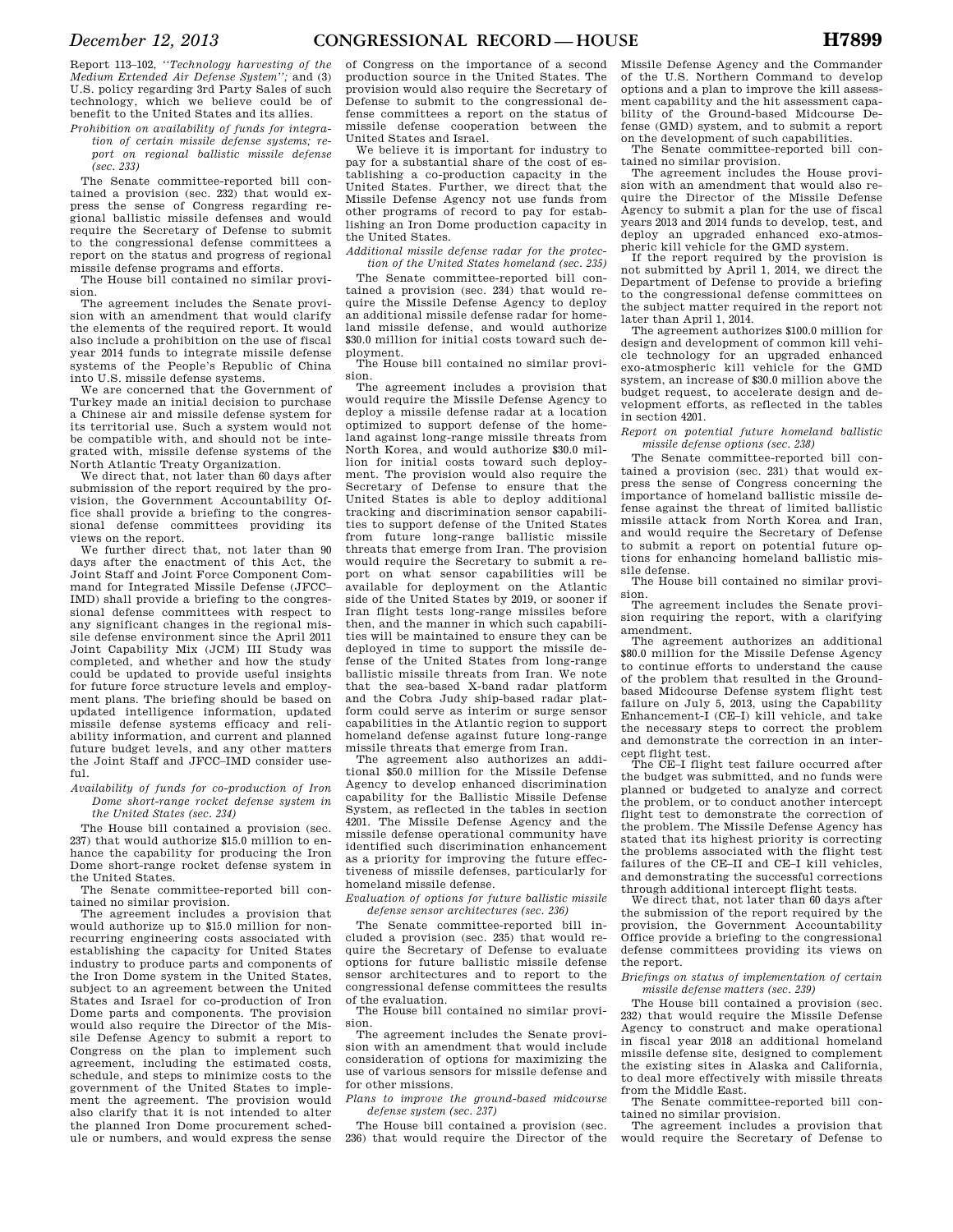Report 113–102, ''*Technology harvesting of the Medium Extended Air Defense System*''; and (3) U.S. policy regarding 3rd Party Sales of such technology, which we believe could be of benefit to the United States and its allies.

*Prohibition on availability of funds for integration of certain missile defense systems; report on regional ballistic missile defense (sec. 233)*

The Senate committee-reported bill contained a provision (sec. 232) that would express the sense of Congress regarding regional ballistic missile defenses and would require the Secretary of Defense to submit to the congressional defense committees a report on the status and progress of regional missile defense programs and efforts.

The House bill contained no similar provision.

The agreement includes the Senate provision with an amendment that would clarify the elements of the required report. It would also include a prohibition on the use of fiscal year 2014 funds to integrate missile defense systems of the People's Republic of China into U.S. missile defense systems.

We are concerned that the Government of Turkey made an initial decision to purchase a Chinese air and missile defense system for its territorial use. Such a system would not be compatible with, and should not be integrated with, missile defense systems of the North Atlantic Treaty Organization.

We direct that, not later than 60 days after submission of the report required by the provision, the Government Accountability Office shall provide a briefing to the congressional defense committees providing its views on the report.

We further direct that, not later than 90 days after the enactment of this Act, the Joint Staff and Joint Force Component Command for Integrated Missile Defense (JFCC–IMD) shall provide a briefing to the congressional defense committees with respect to any significant changes in the regional missile defense environment since the April 2011 Joint Capability Mix (JCM) III Study was completed, and whether and how the study could be updated to provide useful insights for future force structure levels and employment plans. The briefing should be based on updated intelligence information, updated missile defense systems efficacy and reliability information, and current and planned future budget levels, and any other matters the Joint Staff and JFCC–IMD consider useful.

*Availability of funds for co-production of Iron Dome short-range rocket defense system in the United States (sec. 234)*

The House bill contained a provision (sec. 237) that would authorize $15.0 million to enhance the capability for producing the Iron Dome short-range rocket defense system in the United States.

The Senate committee-reported bill contained no similar provision.

The agreement includes a provision that would authorize up to $15.0 million for nonrecurring engineering costs associated with establishing the capacity for United States industry to produce parts and components of the Iron Dome system in the United States, subject to an agreement between the United States and Israel for co-production of Iron Dome parts and components. The provision would also require the Director of the Missile Defense Agency to submit a report to Congress on the plan to implement such agreement, including the estimated costs, schedule, and steps to minimize costs to the government of the United States to implement the agreement. The provision would also clarify that it is not intended to alter the planned Iron Dome procurement schedule or numbers, and would express the sense of Congress on the importance of a second production source in the United States. The provision would also require the Secretary of Defense to submit to the congressional defense committees a report on the status of missile defense cooperation between the United States and Israel.

We believe it is important for industry to pay for a substantial share of the cost of establishing a co-production capacity in the United States. Further, we direct that the Missile Defense Agency not use funds from other programs of record to pay for establishing an Iron Dome production capacity in the United States.

*Additional missile defense radar for the protection of the United States homeland (sec. 235)*

The Senate committee-reported bill contained a provision (sec. 234) that would require the Missile Defense Agency to deploy an additional missile defense radar for homeland missile defense, and would authorize $30.0 million for initial costs toward such deployment.

The House bill contained no similar provision.

The agreement includes a provision that would require the Missile Defense Agency to deploy a missile defense radar at a location optimized to support defense of the homeland against long-range missile threats from North Korea, and would authorize $30.0 million for initial costs toward such deployment. The provision would also require the Secretary of Defense to ensure that the United States is able to deploy additional tracking and discrimination sensor capabilities to support defense of the United States from future long-range ballistic missile threats that emerge from Iran. The provision would require the Secretary to submit a report on what sensor capabilities will be available for deployment on the Atlantic side of the United States by 2019, or sooner if Iran flight tests long-range missiles before then, and the manner in which such capabilities will be maintained to ensure they can be deployed in time to support the missile defense of the United States from long-range ballistic missile threats from Iran. We note that the sea-based X-band radar platform and the Cobra Judy ship-based radar platform could serve as interim or surge sensor capabilities in the Atlantic region to support homeland defense against future long-range missile threats that emerge from Iran.

The agreement also authorizes an additional $50.0 million for the Missile Defense Agency to develop enhanced discrimination capability for the Ballistic Missile Defense System, as reflected in the tables in section 4201. The Missile Defense Agency and the missile defense operational community have identified such discrimination enhancement as a priority for improving the future effectiveness of missile defenses, particularly for homeland missile defense.

*Evaluation of options for future ballistic missile defense sensor architectures (sec. 236)*

The Senate committee-reported bill included a provision (sec. 235) that would require the Secretary of Defense to evaluate options for future ballistic missile defense sensor architectures and to report to the congressional defense committees the results of the evaluation.

The House bill contained no similar provision.

The agreement includes the Senate provision with an amendment that would include consideration of options for maximizing the use of various sensors for missile defense and for other missions.

*Plans to improve the ground-based midcourse defense system (sec. 237)*

The House bill contained a provision (sec. 236) that would require the Director of the Missile Defense Agency and the Commander of the U.S. Northern Command to develop options and a plan to improve the kill assessment capability and the hit assessment capability of the Ground-based Midcourse Defense (GMD) system, and to submit a report on the development of such capabilities.

The Senate committee-reported bill contained no similar provision.

The agreement includes the House provision with an amendment that would also require the Director of the Missile Defense Agency to submit a plan for the use of fiscal years 2013 and 2014 funds to develop, test, and deploy an upgraded enhanced exo-atmospheric kill vehicle for the GMD system.

If the report required by the provision is not submitted by April 1, 2014, we direct the Department of Defense to provide a briefing to the congressional defense committees on the subject matter required in the report not later than April 1, 2014.

The agreement authorizes $100.0 million for design and development of common kill vehicle technology for an upgraded enhanced exo-atmospheric kill vehicle for the GMD system, an increase of $30.0 million above the budget request, to accelerate design and development efforts, as reflected in the tables in section 4201.

*Report on potential future homeland ballistic missile defense options (sec. 238)*

The Senate committee-reported bill contained a provision (sec. 231) that would express the sense of Congress concerning the importance of homeland ballistic missile defense against the threat of limited ballistic missile attack from North Korea and Iran, and would require the Secretary of Defense to submit a report on potential future options for enhancing homeland ballistic missile defense.

The House bill contained no similar provision.

The agreement includes the Senate provision requiring the report, with a clarifying amendment.

The agreement authorizes an additional $80.0 million for the Missile Defense Agency to continue efforts to understand the cause of the problem that resulted in the Ground-based Midcourse Defense system flight test failure on July 5, 2013, using the Capability Enhancement-I (CE–I) kill vehicle, and take the necessary steps to correct the problem and demonstrate the correction in an intercept flight test.

The CE–I flight test failure occurred after the budget was submitted, and no funds were planned or budgeted to analyze and correct the problem, or to conduct another intercept flight test to demonstrate the correction of the problem. The Missile Defense Agency has stated that its highest priority is correcting the problems associated with the flight test failures of the CE–II and CE–I kill vehicles, and demonstrating the successful corrections through additional intercept flight tests.

We direct that, not later than 60 days after the submission of the report required by the provision, the Government Accountability Office provide a briefing to the congressional defense committees providing its views on the report.

*Briefings on status of implementation of certain missile defense matters (sec. 239)*

The House bill contained a provision (sec. 232) that would require the Missile Defense Agency to construct and make operational in fiscal year 2018 an additional homeland missile defense site, designed to complement the existing sites in Alaska and California, to deal more effectively with missile threats from the Middle East.

The Senate committee-reported bill contained no similar provision.

The agreement includes a provision that would require the Secretary of Defense to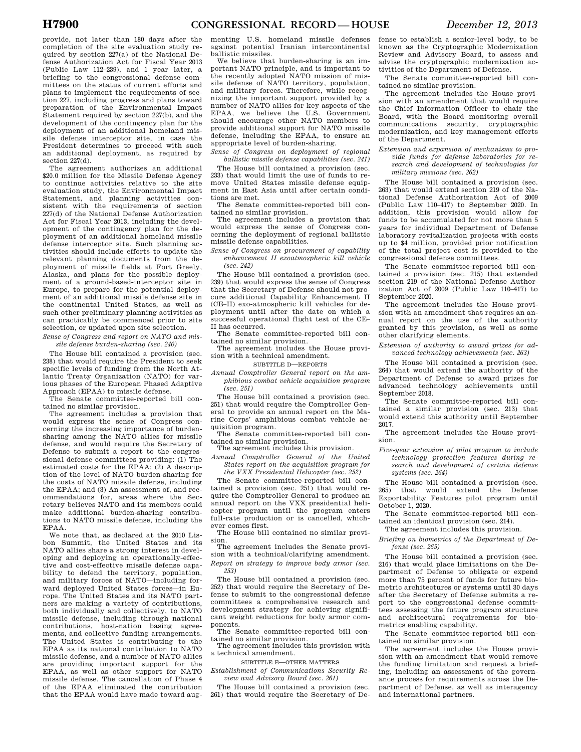provide, not later than 180 days after the completion of the site evaluation study required by section 227(a) of the National Defense Authorization Act for Fiscal Year 2013 (Public Law 112–239), and 1 year later, a briefing to the congressional defense committees on the status of current efforts and plans to implement the requirements of section 227, including progress and plans toward preparation of the Environmental Impact Statement required by section 227(b), and the development of the contingency plan for the deployment of an additional homeland missile defense interceptor site, in case the President determines to proceed with such an additional deployment, as required by section 227(d).

The agreement authorizes an additional $20.0 million for the Missile Defense Agency to continue activities relative to the site evaluation study, the Environmental Impact Statement, and planning activities consistent with the requirements of section 227(d) of the National Defense Authorization Act for Fiscal Year 2013, including the development of the contingency plan for the deployment of an additional homeland missile defense interceptor site. Such planning activities should include efforts to update the relevant planning documents from the deployment of missile fields at Fort Greely, Alaska, and plans for the possible deployment of a ground-based-interceptor site in Europe, to prepare for the potential deployment of an additional missile defense site in the continental United States, as well as such other preliminary planning activities as can practicably be commenced prior to site selection, or updated upon site selection.

*Sense of Congress and report on NATO and missile defense burden-sharing (sec. 240)*

The House bill contained a provision (sec. 238) that would require the President to seek specific levels of funding from the North Atlantic Treaty Organization (NATO) for various phases of the European Phased Adaptive Approach (EPAA) to missile defense.

The Senate committee-reported bill contained no similar provision.

The agreement includes a provision that would express the sense of Congress concerning the increasing importance of burden-sharing among the NATO allies for missile defense, and would require the Secretary of Defense to submit a report to the congressional defense committees providing: (1) The estimated costs for the EPAA; (2) A description of the level of NATO burden-sharing for the costs of NATO missile defense, including the EPAA; and (3) An assessment of, and recommendations for, areas where the Secretary believes NATO and its members could make additional burden-sharing contributions to NATO missile defense, including the EPAA.

We note that, as declared at the 2010 Lisbon Summit, the United States and its NATO allies share a strong interest in developing and deploying an operationally-effective and cost-effective missile defense capability to defend the territory, population, and military forces of NATO—including forward deployed United States forces—in Europe. The United States and its NATO partners are making a variety of contributions, both individually and collectively, to NATO missile defense, including through national contributions, host-nation basing agreements, and collective funding arrangements. The United States is contributing to the EPAA as its national contribution to NATO missile defense, and a number of NATO allies are providing important support for the EPAA, as well as other support for NATO missile defense. The cancellation of Phase 4 of the EPAA eliminated the contribution that the EPAA would have made toward augmenting U.S. homeland missile defenses against potential Iranian intercontinental ballistic missiles.

We believe that burden-sharing is an important NATO principle, and is important to the recently adopted NATO mission of missile defense of NATO territory, population, and military forces. Therefore, while recognizing the important support provided by a number of NATO allies for key aspects of the EPAA, we believe the U.S. Government should encourage other NATO members to provide additional support for NATO missile defense, including the EPAA, to ensure an appropriate level of burden-sharing.

*Sense of Congress on deployment of regional ballistic missile defense capabilities (sec. 241)*

The House bill contained a provision (sec. 233) that would limit the use of funds to remove United States missile defense equipment in East Asia until after certain conditions are met.

The Senate committee-reported bill contained no similar provision.

The agreement includes a provision that would express the sense of Congress concerning the deployment of regional ballistic missile defense capabilities.

*Sense of Congress on procurement of capability enhancement II exoatmospheric kill vehicle (sec. 242)*

The House bill contained a provision (sec. 239) that would express the sense of Congress that the Secretary of Defense should not procure additional Capability Enhancement II (CE–II) exo-atmospheric kill vehicles for deployment until after the date on which a successful operational flight test of the CE–II has occurred.

The Senate committee-reported bill contained no similar provision.

The agreement includes the House provision with a technical amendment.

SUBTITLE D—REPORTS

*Annual Comptroller General report on the amphibious combat vehicle acquisition program (sec. 251)*

The House bill contained a provision (sec. 251) that would require the Comptroller General to provide an annual report on the Marine Corps' amphibious combat vehicle acquisition program.

The Senate committee-reported bill contained no similar provision.

The agreement includes this provision.

*Annual Comptroller General of the United States report on the acquisition program for the VXX Presidential Helicopter (sec. 252)*

The Senate committee-reported bill contained a provision (sec. 251) that would require the Comptroller General to produce an annual report on the VXX presidential helicopter program until the program enters full-rate production or is cancelled, whichever comes first.

The House bill contained no similar provision.

The agreement includes the Senate provision with a technical/clarifying amendment.

*Report on strategy to improve body armor (sec. 253)*

The House bill contained a provision (sec. 252) that would require the Secretary of Defense to submit to the congressional defense committees a comprehensive research and development strategy for achieving significant weight reductions for body armor components.

The Senate committee-reported bill contained no similar provision.

The agreement includes this provision with a technical amendment.

SUBTITLE E—OTHER MATTERS

*Establishment of Communications Security Review and Advisory Board (sec. 261)*

The House bill contained a provision (sec. 261) that would require the Secretary of Defense to establish a senior-level body, to be known as the Cryptographic Modernization Review and Advisory Board, to assess and advise the cryptographic modernization activities of the Department of Defense.

The Senate committee-reported bill contained no similar provision.

The agreement includes the House provision with an amendment that would require the Chief Information Officer to chair the Board, with the Board monitoring overall communications security, cryptographic modernization, and key management efforts of the Department.

*Extension and expansion of mechanisms to provide funds for defense laboratories for research and development of technologies for military missions (sec. 262)*

The House bill contained a provision (sec. 263) that would extend section 219 of the National Defense Authorization Act of 2009 (Public Law 110–417) to September 2020. In addition, this provision would allow for funds to be accumulated for not more than 5 years for individual Department of Defense laboratory revitalization projects with costs up to $4 million, provided prior notification of the total project cost is provided to the congressional defense committees.

The Senate committee-reported bill contained a provision (sec. 215) that extended section 219 of the National Defense Authorization Act of 2009 (Public Law 110–417) to September 2020.

The agreement includes the House provision with an amendment that requires an annual report on the use of the authority granted by this provision, as well as some other clarifying elements.

*Extension of authority to award prizes for advanced technology achievements (sec. 263)*

The House bill contained a provision (sec. 264) that would extend the authority of the Department of Defense to award prizes for advanced technology achievements until September 2018.

The Senate committee-reported bill contained a similar provision (sec. 213) that would extend this authority until September 2017.

The agreement includes the House provision.

*Five-year extension of pilot program to include technology protection features during research and development of certain defense systems (sec. 264)*

The House bill contained a provision (sec. 265) that would extend the Defense Exportability Features pilot program until October 1, 2020.

The Senate committee-reported bill contained an identical provision (sec. 214).

The agreement includes this provision.

*Briefing on biometrics of the Department of Defense (sec. 265)*

The House bill contained a provision (sec. 216) that would place limitations on the Department of Defense to obligate or expend more than 75 percent of funds for future biometric architectures or systems until 30 days after the Secretary of Defense submits a report to the congressional defense committees assessing the future program structure and architectural requirements for biometrics enabling capability.

The Senate committee-reported bill contained no similar provision.

The agreement includes the House provision with an amendment that would remove the funding limitation and request a briefing, including an assessment of the governance process for requirements across the Department of Defense, as well as interagency and international partners.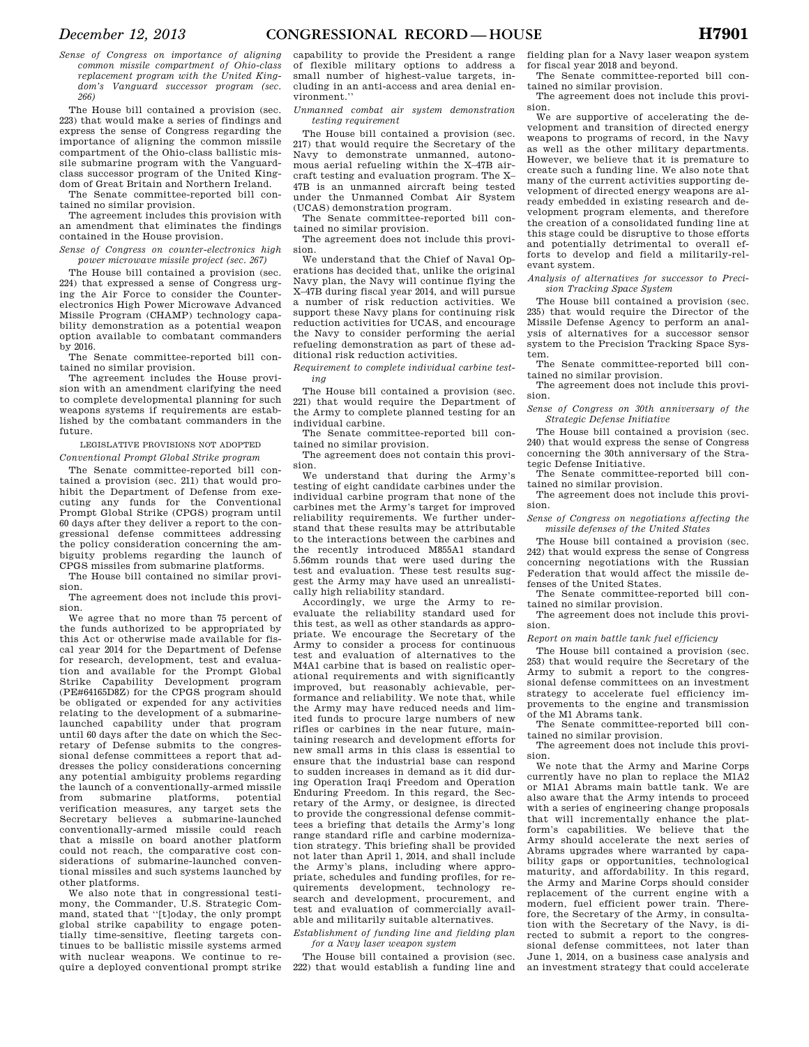*Sense of Congress on importance of aligning common missile compartment of Ohio-class replacement program with the United Kingdom's Vanguard successor program (sec. 266)*

The House bill contained a provision (sec. 223) that would make a series of findings and express the sense of Congress regarding the importance of aligning the common missile compartment of the Ohio-class ballistic missile submarine program with the Vanguard-class successor program of the United Kingdom of Great Britain and Northern Ireland.

The Senate committee-reported bill contained no similar provision.

The agreement includes this provision with an amendment that eliminates the findings contained in the House provision.

*Sense of Congress on counter-electronics high power microwave missile project (sec. 267)*

The House bill contained a provision (sec. 224) that expressed a sense of Congress urging the Air Force to consider the Counter-electronics High Power Microwave Advanced Missile Program (CHAMP) technology capability demonstration as a potential weapon option available to combatant commanders by 2016.

The Senate committee-reported bill contained no similar provision.

The agreement includes the House provision with an amendment clarifying the need to complete developmental planning for such weapons systems if requirements are established by the combatant commanders in the future.

LEGISLATIVE PROVISIONS NOT ADOPTED

*Conventional Prompt Global Strike program*

The Senate committee-reported bill contained a provision (sec. 211) that would prohibit the Department of Defense from executing any funds for the Conventional Prompt Global Strike (CPGS) program until 60 days after they deliver a report to the congressional defense committees addressing the policy consideration concerning the ambiguity problems regarding the launch of CPGS missiles from submarine platforms.

The House bill contained no similar provision.

The agreement does not include this provision.

We agree that no more than 75 percent of the funds authorized to be appropriated by this Act or otherwise made available for fiscal year 2014 for the Department of Defense for research, development, test and evaluation and available for the Prompt Global Strike Capability Development program (PE#64165D8Z) for the CPGS program should be obligated or expended for any activities relating to the development of a submarine-launched capability under that program until 60 days after the date on which the Secretary of Defense submits to the congressional defense committees a report that addresses the policy considerations concerning any potential ambiguity problems regarding the launch of a conventionally-armed missile from submarine platforms, potential verification measures, any target sets the Secretary believes a submarine-launched conventionally-armed missile could reach that a missile on board another platform could not reach, the comparative cost considerations of submarine-launched conventional missiles and such systems launched by other platforms.

We also note that in congressional testimony, the Commander, U.S. Strategic Command, stated that ''[t]oday, the only prompt global strike capability to engage potentially time-sensitive, fleeting targets continues to be ballistic missile systems armed with nuclear weapons. We continue to require a deployed conventional prompt strike capability to provide the President a range of flexible military options to address a small number of highest-value targets, including in an anti-access and area denial environment.''

*Unmanned combat air system demonstration testing requirement*

The House bill contained a provision (sec. 217) that would require the Secretary of the Navy to demonstrate unmanned, autonomous aerial refueling within the X–47B aircraft testing and evaluation program. The X–47B is an unmanned aircraft being tested under the Unmanned Combat Air System (UCAS) demonstration program.

The Senate committee-reported bill contained no similar provision.

The agreement does not include this provision.

We understand that the Chief of Naval Operations has decided that, unlike the original Navy plan, the Navy will continue flying the X–47B during fiscal year 2014, and will pursue a number of risk reduction activities. We support these Navy plans for continuing risk reduction activities for UCAS, and encourage the Navy to consider performing the aerial refueling demonstration as part of these additional risk reduction activities.

*Requirement to complete individual carbine testing*

The House bill contained a provision (sec. 221) that would require the Department of the Army to complete planned testing for an individual carbine.

The Senate committee-reported bill contained no similar provision.

The agreement does not contain this provision.

We understand that during the Army's testing of eight candidate carbines under the individual carbine program that none of the carbines met the Army's target for improved reliability requirements. We further understand that these results may be attributable to the interactions between the carbines and the recently introduced M855A1 standard 5.56mm rounds that were used during the test and evaluation. These test results suggest the Army may have used an unrealistically high reliability standard.

Accordingly, we urge the Army to re-evaluate the reliability standard used for this test, as well as other standards as appropriate. We encourage the Secretary of the Army to consider a process for continuous test and evaluation of alternatives to the M4A1 carbine that is based on realistic operational requirements and with significantly improved, but reasonably achievable, performance and reliability. We note that, while the Army may have reduced needs and limited funds to procure large numbers of new rifles or carbines in the near future, maintaining research and development efforts for new small arms in this class is essential to ensure that the industrial base can respond to sudden increases in demand as it did during Operation Iraqi Freedom and Operation Enduring Freedom. In this regard, the Secretary of the Army, or designee, is directed to provide the congressional defense committees a briefing that details the Army's long range standard rifle and carbine modernization strategy. This briefing shall be provided not later than April 1, 2014, and shall include the Army's plans, including where appropriate, schedules and funding profiles, for requirements development, technology research and development, procurement, and test and evaluation of commercially available and militarily suitable alternatives.

*Establishment of funding line and fielding plan for a Navy laser weapon system*

The House bill contained a provision (sec. 222) that would establish a funding line and fielding plan for a Navy laser weapon system for fiscal year 2018 and beyond.

The Senate committee-reported bill contained no similar provision.

The agreement does not include this provision.

We are supportive of accelerating the development and transition of directed energy weapons to programs of record, in the Navy as well as the other military departments. However, we believe that it is premature to create such a funding line. We also note that many of the current activities supporting development of directed energy weapons are already embedded in existing research and development program elements, and therefore the creation of a consolidated funding line at this stage could be disruptive to those efforts and potentially detrimental to overall efforts to develop and field a militarily-relevant system.

*Analysis of alternatives for successor to Precision Tracking Space System*

The House bill contained a provision (sec. 235) that would require the Director of the Missile Defense Agency to perform an analysis of alternatives for a successor sensor system to the Precision Tracking Space System.

The Senate committee-reported bill contained no similar provision.

The agreement does not include this provision.

*Sense of Congress on 30th anniversary of the Strategic Defense Initiative*

The House bill contained a provision (sec. 240) that would express the sense of Congress concerning the 30th anniversary of the Strategic Defense Initiative.

The Senate committee-reported bill contained no similar provision.

The agreement does not include this provision.

*Sense of Congress on negotiations affecting the missile defenses of the United States*

The House bill contained a provision (sec. 242) that would express the sense of Congress concerning negotiations with the Russian Federation that would affect the missile defenses of the United States.

The Senate committee-reported bill contained no similar provision.

The agreement does not include this provision.

*Report on main battle tank fuel efficiency*

The House bill contained a provision (sec. 253) that would require the Secretary of the Army to submit a report to the congressional defense committees on an investment strategy to accelerate fuel efficiency improvements to the engine and transmission of the M1 Abrams tank.

The Senate committee-reported bill contained no similar provision.

The agreement does not include this provision.

We note that the Army and Marine Corps currently have no plan to replace the M1A2 or M1A1 Abrams main battle tank. We are also aware that the Army intends to proceed with a series of engineering change proposals that will incrementally enhance the platform's capabilities. We believe that the Army should accelerate the next series of Abrams upgrades where warranted by capability gaps or opportunities, technological maturity, and affordability. In this regard, the Army and Marine Corps should consider replacement of the current engine with a modern, fuel efficient power train. Therefore, the Secretary of the Army, in consultation with the Secretary of the Navy, is directed to submit a report to the congressional defense committees, not later than June 1, 2014, on a business case analysis and an investment strategy that could accelerate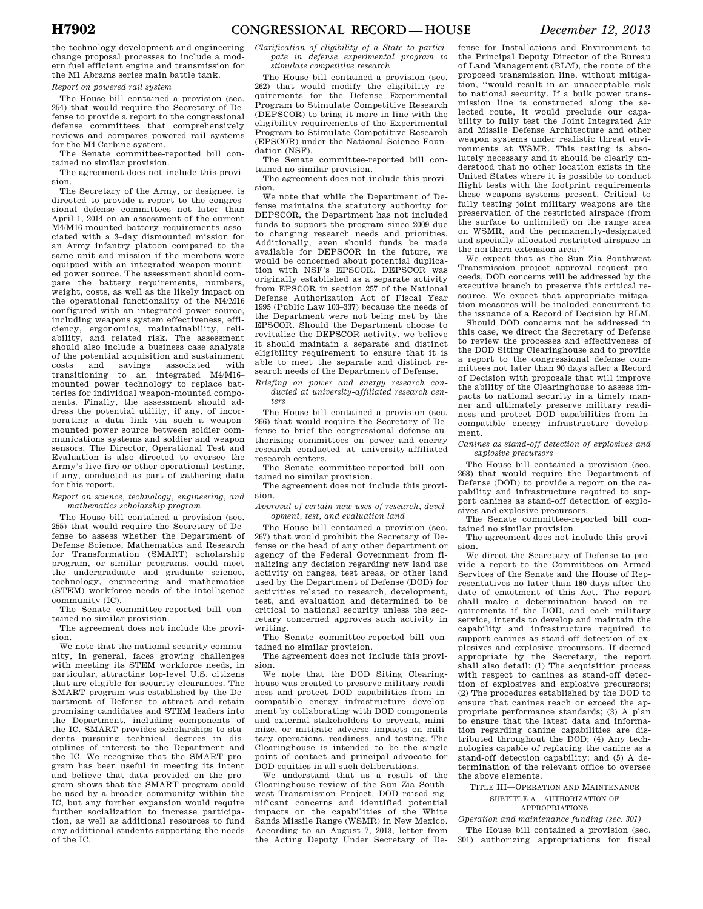the technology development and engineering change proposal processes to include a modern fuel efficient engine and transmission for the M1 Abrams series main battle tank.

*Report on powered rail system*

The House bill contained a provision (sec. 254) that would require the Secretary of Defense to provide a report to the congressional defense committees that comprehensively reviews and compares powered rail systems for the M4 Carbine system.

The Senate committee-reported bill contained no similar provision.

The agreement does not include this provision.

The Secretary of the Army, or designee, is directed to provide a report to the congressional defense committees not later than April 1, 2014 on an assessment of the current M4/M16-mounted battery requirements associated with a 3-day dismounted mission for an Army infantry platoon compared to the same unit and mission if the members were equipped with an integrated weapon-mounted power source. The assessment should compare the battery requirements, numbers, weight, costs, as well as the likely impact on the operational functionality of the M4/M16 configured with an integrated power source, including weapons system effectiveness, efficiency, ergonomics, maintainability, reliability, and related risk. The assessment should also include a business case analysis of the potential acquisition and sustainment costs and savings associated with transitioning to an integrated M4/M16-mounted power technology to replace batteries for individual weapon-mounted components. Finally, the assessment should address the potential utility, if any, of incorporating a data link via such a weapon-mounted power source between soldier communications systems and soldier and weapon sensors. The Director, Operational Test and Evaluation is also directed to oversee the Army's live fire or other operational testing, if any, conducted as part of gathering data for this report.

*Report on science, technology, engineering, and mathematics scholarship program*

The House bill contained a provision (sec. 255) that would require the Secretary of Defense to assess whether the Department of Defense Science, Mathematics and Research for Transformation (SMART) scholarship program, or similar programs, could meet the undergraduate and graduate science, technology, engineering and mathematics (STEM) workforce needs of the intelligence community (IC).

The Senate committee-reported bill contained no similar provision.

The agreement does not include the provision.

We note that the national security community, in general, faces growing challenges with meeting its STEM workforce needs, in particular, attracting top-level U.S. citizens that are eligible for security clearances. The SMART program was established by the Department of Defense to attract and retain promising candidates and STEM leaders into the Department, including components of the IC. SMART provides scholarships to students pursuing technical degrees in disciplines of interest to the Department and the IC. We recognize that the SMART program has been useful in meeting its intent and believe that data provided on the program shows that the SMART program could be used by a broader community within the IC, but any further expansion would require further socialization to increase participation, as well as additional resources to fund any additional students supporting the needs of the IC.

*Clarification of eligibility of a State to participate in defense experimental program to stimulate competitive research*

The House bill contained a provision (sec. 262) that would modify the eligibility requirements for the Defense Experimental Program to Stimulate Competitive Research (DEPSCOR) to bring it more in line with the eligibility requirements of the Experimental Program to Stimulate Competitive Research (EPSCOR) under the National Science Foundation (NSF).

The Senate committee-reported bill contained no similar provision.

The agreement does not include this provision.

We note that while the Department of Defense maintains the statutory authority for DEPSCOR, the Department has not included funds to support the program since 2009 due to changing research needs and priorities. Additionally, even should funds be made available for DEPSCOR in the future, we would be concerned about potential duplication with NSF's EPSCOR. DEPSCOR was originally established as a separate activity from EPSCOR in section 257 of the National Defense Authorization Act of Fiscal Year 1995 (Public Law 103–337) because the needs of the Department were not being met by the EPSCOR. Should the Department choose to revitalize the DEPSCOR activity, we believe it should maintain a separate and distinct eligibility requirement to ensure that it is able to meet the separate and distinct research needs of the Department of Defense.

*Briefing on power and energy research conducted at university-affiliated research centers*

The House bill contained a provision (sec. 266) that would require the Secretary of Defense to brief the congressional defense authorizing committees on power and energy research conducted at university-affiliated research centers.

The Senate committee-reported bill contained no similar provision.

The agreement does not include this provision.

*Approval of certain new uses of research, development, test, and evaluation land*

The House bill contained a provision (sec. 267) that would prohibit the Secretary of Defense or the head of any other department or agency of the Federal Government from finalizing any decision regarding new land use activity on ranges, test areas, or other land used by the Department of Defense (DOD) for activities related to research, development, test, and evaluation and determined to be critical to national security unless the secretary concerned approves such activity in writing.

The Senate committee-reported bill contained no similar provision.

The agreement does not include this provision.

We note that the DOD Siting Clearinghouse was created to preserve military readiness and protect DOD capabilities from incompatible energy infrastructure development by collaborating with DOD components and external stakeholders to prevent, minimize, or mitigate adverse impacts on military operations, readiness, and testing. The Clearinghouse is intended to be the single point of contact and principal advocate for DOD equities in all such deliberations.

We understand that as a result of the Clearinghouse review of the Sun Zia Southwest Transmission Project, DOD raised significant concerns and identified potential impacts on the capabilities of the White Sands Missile Range (WSMR) in New Mexico. According to an August 7, 2013, letter from the Acting Deputy Under Secretary of Defense for Installations and Environment to the Principal Deputy Director of the Bureau of Land Management (BLM), the route of the proposed transmission line, without mitigation, "would result in an unacceptable risk to national security. If a bulk power transmission line is constructed along the selected route, it would preclude our capability to fully test the Joint Integrated Air and Missile Defense Architecture and other weapon systems under realistic threat environments at WSMR. This testing is absolutely necessary and it should be clearly understood that no other location exists in the United States where it is possible to conduct flight tests with the footprint requirements these weapons systems present. Critical to fully testing joint military weapons are the preservation of the restricted airspace (from the surface to unlimited) on the range area on WSMR, and the permanently-designated and specially-allocated restricted airspace in the northern extension area."

We expect that as the Sun Zia Southwest Transmission project approval request proceeds, DOD concerns will be addressed by the executive branch to preserve this critical resource. We expect that appropriate mitigation measures will be included concurrent to the issuance of a Record of Decision by BLM.

Should DOD concerns not be addressed in this case, we direct the Secretary of Defense to review the processes and effectiveness of the DOD Siting Clearinghouse and to provide a report to the congressional defense committees not later than 90 days after a Record of Decision with proposals that will improve the ability of the Clearinghouse to assess impacts to national security in a timely manner and ultimately preserve military readiness and protect DOD capabilities from incompatible energy infrastructure development.

*Canines as stand-off detection of explosives and explosive precursors*

The House bill contained a provision (sec. 268) that would require the Department of Defense (DOD) to provide a report on the capability and infrastructure required to support canines as stand-off detection of explosives and explosive precursors.

The Senate committee-reported bill contained no similar provision.

The agreement does not include this provision.

We direct the Secretary of Defense to provide a report to the Committees on Armed Services of the Senate and the House of Representatives no later than 180 days after the date of enactment of this Act. The report shall make a determination based on requirements if the DOD, and each military service, intends to develop and maintain the capability and infrastructure required to support canines as stand-off detection of explosives and explosive precursors. If deemed appropriate by the Secretary, the report shall also detail: (1) The acquisition process with respect to canines as stand-off detection of explosives and explosive precursors; (2) The procedures established by the DOD to ensure that canines reach or exceed the appropriate performance standards; (3) A plan to ensure that the latest data and information regarding canine capabilities are distributed throughout the DOD; (4) Any technologies capable of replacing the canine as a stand-off detection capability; and (5) A determination of the relevant office to oversee the above elements.

## TITLE III—OPERATION AND MAINTENANCE

### SUBTITLE A—AUTHORIZATION OF APPROPRIATIONS

*Operation and maintenance funding (sec. 301)*

The House bill contained a provision (sec. 301) authorizing appropriations for fiscal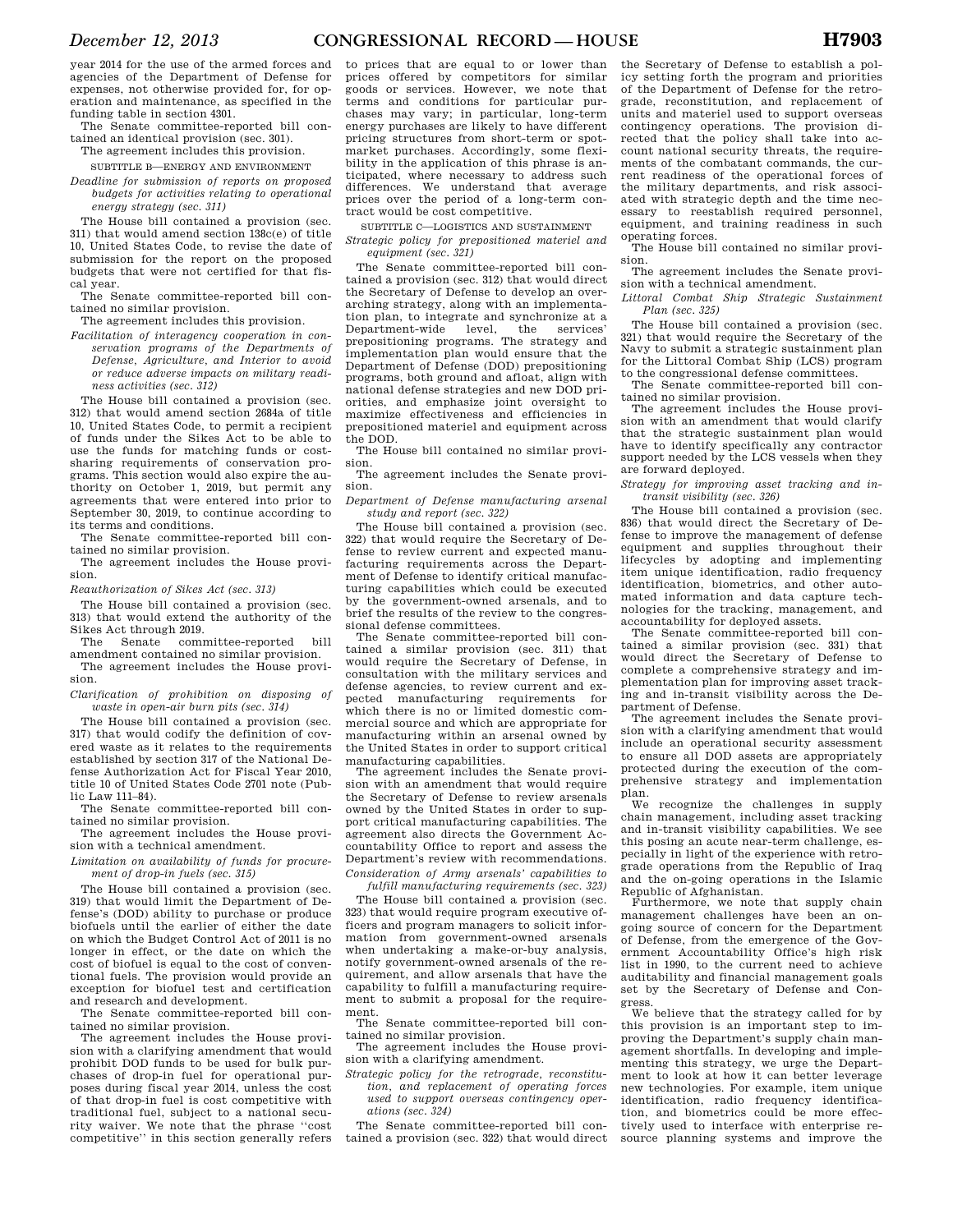year 2014 for the use of the armed forces and agencies of the Department of Defense for expenses, not otherwise provided for, for operation and maintenance, as specified in the funding table in section 4301.

The Senate committee-reported bill contained an identical provision (sec. 301).

The agreement includes this provision.

SUBTITLE B—ENERGY AND ENVIRONMENT

*Deadline for submission of reports on proposed budgets for activities relating to operational energy strategy (sec. 311)*

The House bill contained a provision (sec. 311) that would amend section 138c(e) of title 10, United States Code, to revise the date of submission for the report on the proposed budgets that were not certified for that fiscal year.

The Senate committee-reported bill contained no similar provision.

The agreement includes this provision.

*Facilitation of interagency cooperation in conservation programs of the Departments of Defense, Agriculture, and Interior to avoid or reduce adverse impacts on military readiness activities (sec. 312)*

The House bill contained a provision (sec. 312) that would amend section 2684a of title 10, United States Code, to permit a recipient of funds under the Sikes Act to be able to use the funds for matching funds or cost-sharing requirements of conservation programs. This section would also expire the authority on October 1, 2019, but permit any agreements that were entered into prior to September 30, 2019, to continue according to its terms and conditions.

The Senate committee-reported bill contained no similar provision.

The agreement includes the House provision.

*Reauthorization of Sikes Act (sec. 313)*

The House bill contained a provision (sec. 313) that would extend the authority of the Sikes Act through 2019.

The Senate committee-reported bill amendment contained no similar provision.

The agreement includes the House provision.

*Clarification of prohibition on disposing of waste in open-air burn pits (sec. 314)*

The House bill contained a provision (sec. 317) that would codify the definition of covered waste as it relates to the requirements established by section 317 of the National Defense Authorization Act for Fiscal Year 2010, title 10 of United States Code 2701 note (Public Law 111–84).

The Senate committee-reported bill contained no similar provision.

The agreement includes the House provision with a technical amendment.

*Limitation on availability of funds for procurement of drop-in fuels (sec. 315)*

The House bill contained a provision (sec. 319) that would limit the Department of Defense's (DOD) ability to purchase or produce biofuels until the earlier of either the date on which the Budget Control Act of 2011 is no longer in effect, or the date on which the cost of biofuel is equal to the cost of conventional fuels. The provision would provide an exception for biofuel test and certification and research and development.

The Senate committee-reported bill contained no similar provision.

The agreement includes the House provision with a clarifying amendment that would prohibit DOD funds to be used for bulk purchases of drop-in fuel for operational purposes during fiscal year 2014, unless the cost of that drop-in fuel is cost competitive with traditional fuel, subject to a national security waiver. We note that the phrase ''cost competitive'' in this section generally refers to prices that are equal to or lower than prices offered by competitors for similar goods or services. However, we note that terms and conditions for particular purchases may vary; in particular, long-term energy purchases are likely to have different pricing structures from short-term or spot-market purchases. Accordingly, some flexibility in the application of this phrase is anticipated, where necessary to address such differences. We understand that average prices over the period of a long-term contract would be cost competitive.

SUBTITLE C—LOGISTICS AND SUSTAINMENT

*Strategic policy for prepositioned materiel and equipment (sec. 321)*

The Senate committee-reported bill contained a provision (sec. 312) that would direct the Secretary of Defense to develop an overarching strategy, along with an implementation plan, to integrate and synchronize at a Department-wide level, the services' prepositioning programs. The strategy and implementation plan would ensure that the Department of Defense (DOD) prepositioning programs, both ground and afloat, align with national defense strategies and new DOD priorities, and emphasize joint oversight to maximize effectiveness and efficiencies in prepositioned materiel and equipment across the DOD.

The House bill contained no similar provision.

The agreement includes the Senate provision.

*Department of Defense manufacturing arsenal study and report (sec. 322)*

The House bill contained a provision (sec. 322) that would require the Secretary of Defense to review current and expected manufacturing requirements across the Department of Defense to identify critical manufacturing capabilities which could be executed by the government-owned arsenals, and to brief the results of the review to the congressional defense committees.

The Senate committee-reported bill contained a similar provision (sec. 311) that would require the Secretary of Defense, in consultation with the military services and defense agencies, to review current and expected manufacturing requirements for which there is no or limited domestic commercial source and which are appropriate for manufacturing within an arsenal owned by the United States in order to support critical manufacturing capabilities.

The agreement includes the Senate provision with an amendment that would require the Secretary of Defense to review arsenals owned by the United States in order to support critical manufacturing capabilities. The agreement also directs the Government Accountability Office to report and assess the Department's review with recommendations.

*Consideration of Army arsenals' capabilities to fulfill manufacturing requirements (sec. 323)*

The House bill contained a provision (sec. 323) that would require program executive officers and program managers to solicit information from government-owned arsenals when undertaking a make-or-buy analysis, notify government-owned arsenals of the requirement, and allow arsenals that have the capability to fulfill a manufacturing requirement to submit a proposal for the requirement.

The Senate committee-reported bill contained no similar provision.

The agreement includes the House provision with a clarifying amendment.

*Strategic policy for the retrograde, reconstitution, and replacement of operating forces used to support overseas contingency operations (sec. 324)*

The Senate committee-reported bill contained a provision (sec. 322) that would direct the Secretary of Defense to establish a policy setting forth the program and priorities of the Department of Defense for the retrograde, reconstitution, and replacement of units and materiel used to support overseas contingency operations. The provision directed that the policy shall take into account national security threats, the requirements of the combatant commands, the current readiness of the operational forces of the military departments, and risk associated with strategic depth and the time necessary to reestablish required personnel, equipment, and training readiness in such operating forces.

The House bill contained no similar provision.

The agreement includes the Senate provision with a technical amendment.

*Littoral Combat Ship Strategic Sustainment Plan (sec. 325)*

The House bill contained a provision (sec. 321) that would require the Secretary of the Navy to submit a strategic sustainment plan for the Littoral Combat Ship (LCS) program to the congressional defense committees.

The Senate committee-reported bill contained no similar provision.

The agreement includes the House provision with an amendment that would clarify that the strategic sustainment plan would have to identify specifically any contractor support needed by the LCS vessels when they are forward deployed.

*Strategy for improving asset tracking and in-transit visibility (sec. 326)*

The House bill contained a provision (sec. 836) that would direct the Secretary of Defense to improve the management of defense equipment and supplies throughout their lifecycles by adopting and implementing item unique identification, radio frequency identification, biometrics, and other automated information and data capture technologies for the tracking, management, and accountability for deployed assets.

The Senate committee-reported bill contained a similar provision (sec. 331) that would direct the Secretary of Defense to complete a comprehensive strategy and implementation plan for improving asset tracking and in-transit visibility across the Department of Defense.

The agreement includes the Senate provision with a clarifying amendment that would include an operational security assessment to ensure all DOD assets are appropriately protected during the execution of the comprehensive strategy and implementation plan.

We recognize the challenges in supply chain management, including asset tracking and in-transit visibility capabilities. We see this posing an acute near-term challenge, especially in light of the experience with retrograde operations from the Republic of Iraq and the on-going operations in the Islamic Republic of Afghanistan.

Furthermore, we note that supply chain management challenges have been an ongoing source of concern for the Department of Defense, from the emergence of the Government Accountability Office's high risk list in 1990, to the current need to achieve auditability and financial management goals set by the Secretary of Defense and Congress.

We believe that the strategy called for by this provision is an important step to improving the Department's supply chain management shortfalls. In developing and implementing this strategy, we urge the Department to look at how it can better leverage new technologies. For example, item unique identification, radio frequency identification, and biometrics could be more effectively used to interface with enterprise resource planning systems and improve the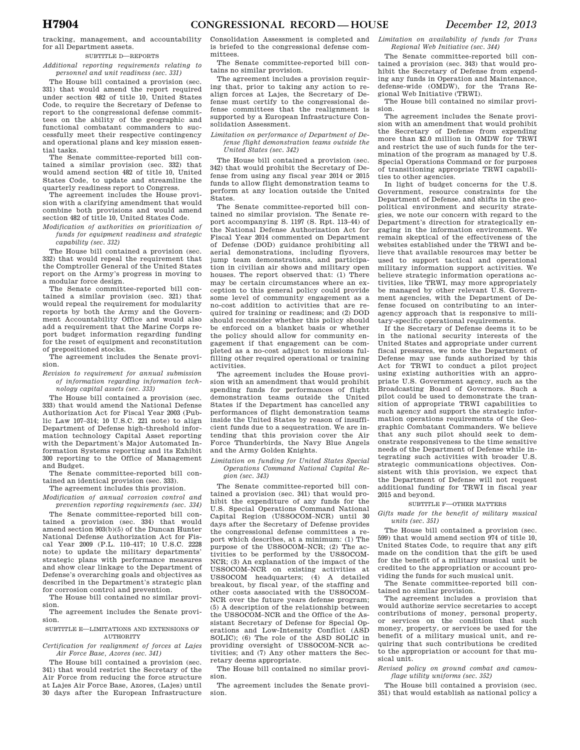tracking, management, and accountability for all Department assets.

SUBTITLE D—REPORTS

*Additional reporting requirements relating to personnel and unit readiness (sec. 331)*

The House bill contained a provision (sec. 331) that would amend the report required under section 482 of title 10, United States Code, to require the Secretary of Defense to report to the congressional defense committees on the ability of the geographic and functional combatant commanders to successfully meet their respective contingency and operational plans and key mission essential tasks.

The Senate committee-reported bill contained a similar provision (sec. 332) that would amend section 482 of title 10, United States Code, to update and streamline the quarterly readiness report to Congress.

The agreement includes the House provision with a clarifying amendment that would combine both provisions and would amend section 482 of title 10, United States Code.

*Modification of authorities on prioritization of funds for equipment readiness and strategic capability (sec. 332)*

The House bill contained a provision (sec. 332) that would repeal the requirement that the Comptroller General of the United States report on the Army's progress in moving to a modular force design.

The Senate committee-reported bill contained a similar provision (sec. 321) that would repeal the requirement for modularity reports by both the Army and the Government Accountability Office and would also add a requirement that the Marine Corps report budget information regarding funding for the reset of equipment and reconstitution of prepositioned stocks.

The agreement includes the Senate provision.

*Revision to requirement for annual submission of information regarding information technology capital assets (sec. 333)*

The House bill contained a provision (sec. 333) that would amend the National Defense Authorization Act for Fiscal Year 2003 (Public Law 107–314; 10 U.S.C. 221 note) to align Department of Defense high-threshold information technology Capital Asset reporting with the Department's Major Automated Information Systems reporting and its Exhibit 300 reporting to the Office of Management and Budget.

The Senate committee-reported bill contained an identical provision (sec. 333).

The agreement includes this provision.

*Modification of annual corrosion control and prevention reporting requirements (sec. 334)*

The Senate committee-reported bill contained a provision (sec. 334) that would amend section 903(b)(5) of the Duncan Hunter National Defense Authorization Act for Fiscal Year 2009 (P.L. 110–417; 10 U.S.C. 2228 note) to update the military departments' strategic plans with performance measures and show clear linkage to the Department of Defense's overarching goals and objectives as described in the Department's strategic plan for corrosion control and prevention.

The House bill contained no similar provision.

The agreement includes the Senate provision.

SUBTITLE E—LIMITATIONS AND EXTENSIONS OF AUTHORITY

*Certification for realignment of forces at Lajes Air Force Base, Azores (sec. 341)*

The House bill contained a provision (sec. 341) that would restrict the Secretary of the Air Force from reducing the force structure at Lajes Air Force Base, Azores, (Lajes) until 30 days after the European Infrastructure Consolidation Assessment is completed and is briefed to the congressional defense committees.

The Senate committee-reported bill contains no similar provision.

The agreement includes a provision requiring that, prior to taking any action to realign forces at Lajes, the Secretary of Defense must certify to the congressional defense committees that the realignment is supported by a European Infrastructure Consolidation Assessment.

*Limitation on performance of Department of Defense flight demonstration teams outside the United States (sec. 342)*

The House bill contained a provision (sec. 342) that would prohibit the Secretary of Defense from using any fiscal year 2014 or 2015 funds to allow flight demonstration teams to perform at any location outside the United States.

The Senate committee-reported bill contained no similar provision. The Senate report accompanying S. 1197 (S. Rpt. 113–44) of the National Defense Authorization Act for Fiscal Year 2014 commented on Department of Defense (DOD) guidance prohibiting all aerial demonstrations, including flyovers, jump team demonstrations, and participation in civilian air shows and military open houses. The report observed that: (1) There may be certain circumstances where an exception to this general policy could provide some level of community engagement as a no-cost addition to activities that are required for training or readiness; and (2) DOD should reconsider whether this policy should be enforced on a blanket basis or whether the policy should allow for community engagement if that engagement can be completed as a no-cost adjunct to missions fulfilling other required operational or training activities.

The agreement includes the House provision with an amendment that would prohibit spending funds for performances of flight demonstration teams outside the United States if the Department has cancelled any performances of flight demonstration teams inside the United States by reason of insufficient funds due to a sequestration. We are intending that this provision cover the Air Force Thunderbirds, the Navy Blue Angels and the Army Golden Knights.

*Limitation on funding for United States Special Operations Command National Capital Region (sec. 343)*

The Senate committee-reported bill contained a provision (sec. 341) that would prohibit the expenditure of any funds for the U.S. Special Operations Command National Capital Region (USSOCOM–NCR) until 30 days after the Secretary of Defense provides the congressional defense committees a report which describes, at a minimum: (1) The purpose of the USSOCOM–NCR; (2) The activities to be performed by the USSOCOM-NCR; (3) An explanation of the impact of the USSOCOM–NCR on existing activities at USSOCOM headquarters; (4) A detailed breakout, by fiscal year, of the staffing and other costs associated with the USSOCOM–NCR over the future years defense program; (5) A description of the relationship between the USSOCOM–NCR and the Office of the Assistant Secretary of Defense for Special Operations and Low-Intensity Conflict (ASD SOLIC); (6) The role of the ASD SOLIC in providing oversight of USSOCOM–NCR activities; and (7) Any other matters the Secretary deems appropriate.

The House bill contained no similar provision.

The agreement includes the Senate provision.

*Limitation on availability of funds for Trans Regional Web Initiative (sec. 344)*

The Senate committee-reported bill contained a provision (sec. 343) that would prohibit the Secretary of Defense from expending any funds in Operation and Maintenance, defense-wide (OMDW), for the Trans Regional Web Initiative (TRWI).

The House bill contained no similar provision.

The agreement includes the Senate provision with an amendment that would prohibit the Secretary of Defense from expending more than $2.0 million in OMDW for TRWI and restrict the use of such funds for the termination of the program as managed by U.S. Special Operations Command or for purposes of transitioning appropriate TRWI capabilities to other agencies.

In light of budget concerns for the U.S. Government, resource constraints for the Department of Defense, and shifts in the geopolitical environment and security strategies, we note our concern with regard to the Department's direction for strategically engaging in the information environment. We remain skeptical of the effectiveness of the websites established under the TRWI and believe that available resources may better be used to support tactical and operational military information support activities. We believe strategic information operations activities, like TRWI, may more appropriately be managed by other relevant U.S. Government agencies, with the Department of Defense focused on contributing to an interagency approach that is responsive to military-specific operational requirements.

If the Secretary of Defense deems it to be in the national security interests of the United States and appropriate under current fiscal pressures, we note the Department of Defense may use funds authorized by this Act for TRWI to conduct a pilot project using existing authorities with an appropriate U.S. Government agency, such as the Broadcasting Board of Governors. Such a pilot could be used to demonstrate the transition of appropriate TRWI capabilities to such agency and support the strategic information operations requirements of the Geographic Combatant Commanders. We believe that any such pilot should seek to demonstrate responsiveness to the time sensitive needs of the Department of Defense while integrating such activities with broader U.S. strategic communications objectives. Consistent with this provision, we expect that the Department of Defense will not request additional funding for TRWI in fiscal year 2015 and beyond.

SUBTITLE F—OTHER MATTERS

*Gifts made for the benefit of military musical units (sec. 351)*

The House bill contained a provision (sec. 599) that would amend section 974 of title 10, United States Code, to require that any gift made on the condition that the gift be used for the benefit of a military musical unit be credited to the appropriation or account providing the funds for such musical unit.

The Senate committee-reported bill contained no similar provision.

The agreement includes a provision that would authorize service secretaries to accept contributions of money, personal property, or services on the condition that such money, property, or services be used for the benefit of a military musical unit, and requiring that such contributions be credited to the appropriation or account for that musical unit.

*Revised policy on ground combat and camouflage utility uniforms (sec. 352)*

The House bill contained a provision (sec. 351) that would establish as national policy a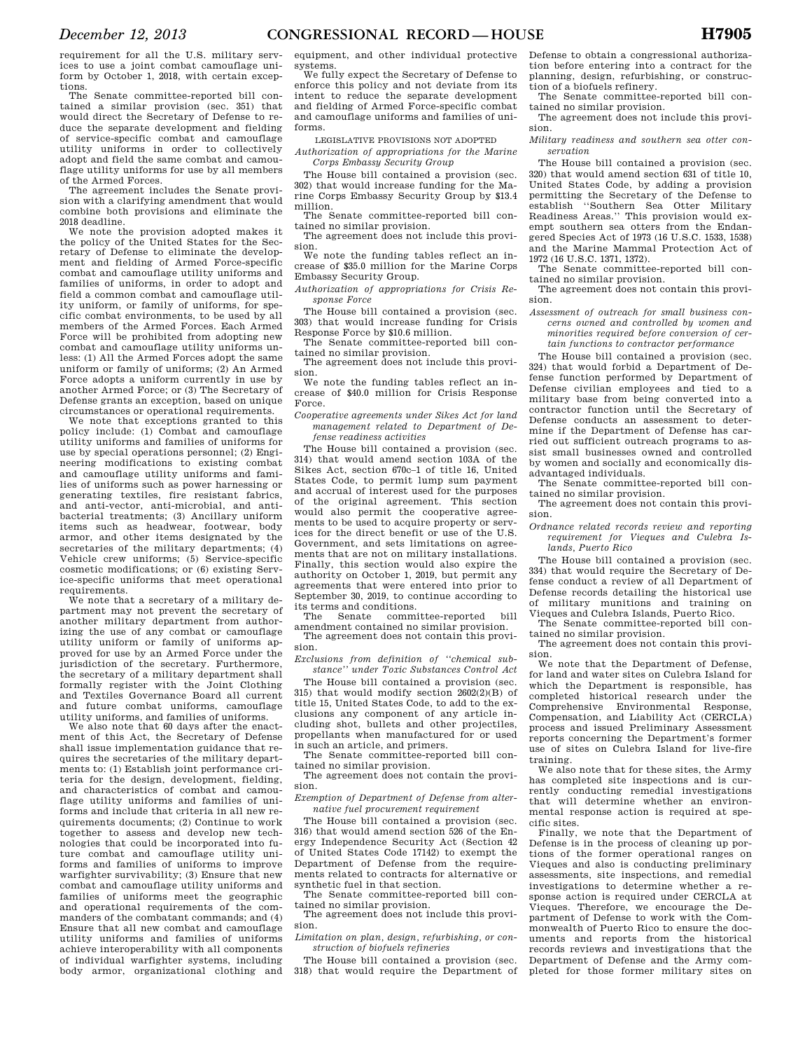requirement for all the U.S. military services to use a joint combat camouflage uniform by October 1, 2018, with certain exceptions.

The Senate committee-reported bill contained a similar provision (sec. 351) that would direct the Secretary of Defense to reduce the separate development and fielding of service-specific combat and camouflage utility uniforms in order to collectively adopt and field the same combat and camouflage utility uniforms for use by all members of the Armed Forces.

The agreement includes the Senate provision with a clarifying amendment that would combine both provisions and eliminate the 2018 deadline.

We note the provision adopted makes it the policy of the United States for the Secretary of Defense to eliminate the development and fielding of Armed Force-specific combat and camouflage utility uniforms and families of uniforms, in order to adopt and field a common combat and camouflage utility uniform, or family of uniforms, for specific combat environments, to be used by all members of the Armed Forces. Each Armed Force will be prohibited from adopting new combat and camouflage utility uniforms unless: (1) All the Armed Forces adopt the same uniform or family of uniforms; (2) An Armed Force adopts a uniform currently in use by another Armed Force; or (3) The Secretary of Defense grants an exception, based on unique circumstances or operational requirements.

We note that exceptions granted to this policy include: (1) Combat and camouflage utility uniforms and families of uniforms for use by special operations personnel; (2) Engineering modifications to existing combat and camouflage utility uniforms and families of uniforms such as power harnessing or generating textiles, fire resistant fabrics, and anti-vector, anti-microbial, and anti-bacterial treatments; (3) Ancillary uniform items such as headwear, footwear, body armor, and other items designated by the secretaries of the military departments; (4) Vehicle crew uniforms; (5) Service-specific cosmetic modifications; or (6) existing Service-specific uniforms that meet operational requirements.

We note that a secretary of a military department may not prevent the secretary of another military department from authorizing the use of any combat or camouflage utility uniform or family of uniforms approved for use by an Armed Force under the jurisdiction of the secretary. Furthermore, the secretary of a military department shall formally register with the Joint Clothing and Textiles Governance Board all current and future combat uniforms, camouflage utility uniforms, and families of uniforms.

We also note that 60 days after the enactment of this Act, the Secretary of Defense shall issue implementation guidance that requires the secretaries of the military departments to: (1) Establish joint performance criteria for the design, development, fielding, and characteristics of combat and camouflage utility uniforms and families of uniforms and include that criteria in all new requirements documents; (2) Continue to work together to assess and develop new technologies that could be incorporated into future combat and camouflage utility uniforms and families of uniforms to improve warfighter survivability; (3) Ensure that new combat and camouflage utility uniforms and families of uniforms meet the geographic and operational requirements of the commanders of the combatant commands; and (4) Ensure that all new combat and camouflage utility uniforms and families of uniforms achieve interoperability with all components of individual warfighter systems, including body armor, organizational clothing and equipment, and other individual protective systems.

We fully expect the Secretary of Defense to enforce this policy and not deviate from its intent to reduce the separate development and fielding of Armed Force-specific combat and camouflage uniforms and families of uniforms.

LEGISLATIVE PROVISIONS NOT ADOPTED

*Authorization of appropriations for the Marine Corps Embassy Security Group*

The House bill contained a provision (sec. 302) that would increase funding for the Marine Corps Embassy Security Group by $13.4 million.

The Senate committee-reported bill contained no similar provision.

The agreement does not include this provision.

We note the funding tables reflect an increase of $35.0 million for the Marine Corps Embassy Security Group.

*Authorization of appropriations for Crisis Response Force*

The House bill contained a provision (sec. 303) that would increase funding for Crisis Response Force by $10.6 million.

The Senate committee-reported bill contained no similar provision.

The agreement does not include this provision.

We note the funding tables reflect an increase of $40.0 million for Crisis Response Force.

*Cooperative agreements under Sikes Act for land management related to Department of Defense readiness activities*

The House bill contained a provision (sec. 314) that would amend section 103A of the Sikes Act, section 670c–1 of title 16, United States Code, to permit lump sum payment and accrual of interest used for the purposes of the original agreement. This section would also permit the cooperative agreements to be used to acquire property or services for the direct benefit or use of the U.S. Government, and sets limitations on agreements that are not on military installations. Finally, this section would also expire the authority on October 1, 2019, but permit any agreements that were entered into prior to September 30, 2019, to continue according to its terms and conditions.

The Senate committee-reported bill amendment contained no similar provision.

The agreement does not contain this provision.

*Exclusions from definition of "chemical substance" under Toxic Substances Control Act*

The House bill contained a provision (sec. 315) that would modify section 2602(2)(B) of title 15, United States Code, to add to the exclusions any component of any article including shot, bullets and other projectiles, propellants when manufactured for or used in such an article, and primers.

The Senate committee-reported bill contained no similar provision.

The agreement does not contain the provision.

*Exemption of Department of Defense from alternative fuel procurement requirement*

The House bill contained a provision (sec. 316) that would amend section 526 of the Energy Independence Security Act (Section 42 of United States Code 17142) to exempt the Department of Defense from the requirements related to contracts for alternative or synthetic fuel in that section.

The Senate committee-reported bill contained no similar provision.

The agreement does not include this provision.

*Limitation on plan, design, refurbishing, or construction of biofuels refineries*

The House bill contained a provision (sec. 318) that would require the Department of Defense to obtain a congressional authorization before entering into a contract for the planning, design, refurbishing, or construction of a biofuels refinery.

The Senate committee-reported bill contained no similar provision.

The agreement does not include this provision.

*Military readiness and southern sea otter conservation*

The House bill contained a provision (sec. 320) that would amend section 631 of title 10, United States Code, by adding a provision permitting the Secretary of the Defense to establish "Southern Sea Otter Military Readiness Areas." This provision would exempt southern sea otters from the Endangered Species Act of 1973 (16 U.S.C. 1533, 1538) and the Marine Mammal Protection Act of 1972 (16 U.S.C. 1371, 1372).

The Senate committee-reported bill contained no similar provision.

The agreement does not contain this provision.

*Assessment of outreach for small business concerns owned and controlled by women and minorities required before conversion of certain functions to contractor performance*

The House bill contained a provision (sec. 324) that would forbid a Department of Defense function performed by Department of Defense civilian employees and tied to a military base from being converted into a contractor function until the Secretary of Defense conducts an assessment to determine if the Department of Defense has carried out sufficient outreach programs to assist small businesses owned and controlled by women and socially and economically disadvantaged individuals.

The Senate committee-reported bill contained no similar provision.

The agreement does not contain this provision.

*Ordnance related records review and reporting requirement for Vieques and Culebra Islands, Puerto Rico*

The House bill contained a provision (sec. 334) that would require the Secretary of Defense conduct a review of all Department of Defense records detailing the historical use of military munitions and training on Vieques and Culebra Islands, Puerto Rico.

The Senate committee-reported bill contained no similar provision.

The agreement does not contain this provision.

We note that the Department of Defense, for land and water sites on Culebra Island for which the Department is responsible, has completed historical research under the Comprehensive Environmental Response, Compensation, and Liability Act (CERCLA) process and issued Preliminary Assessment reports concerning the Department's former use of sites on Culebra Island for live-fire training.

We also note that for these sites, the Army has completed site inspections and is currently conducting remedial investigations that will determine whether an environmental response action is required at specific sites.

Finally, we note that the Department of Defense is in the process of cleaning up portions of the former operational ranges on Vieques and also is conducting preliminary assessments, site inspections, and remedial investigations to determine whether a response action is required under CERCLA at Vieques. Therefore, we encourage the Department of Defense to work with the Commonwealth of Puerto Rico to ensure the documents and reports from the historical records reviews and investigations that the Department of Defense and the Army completed for those former military sites on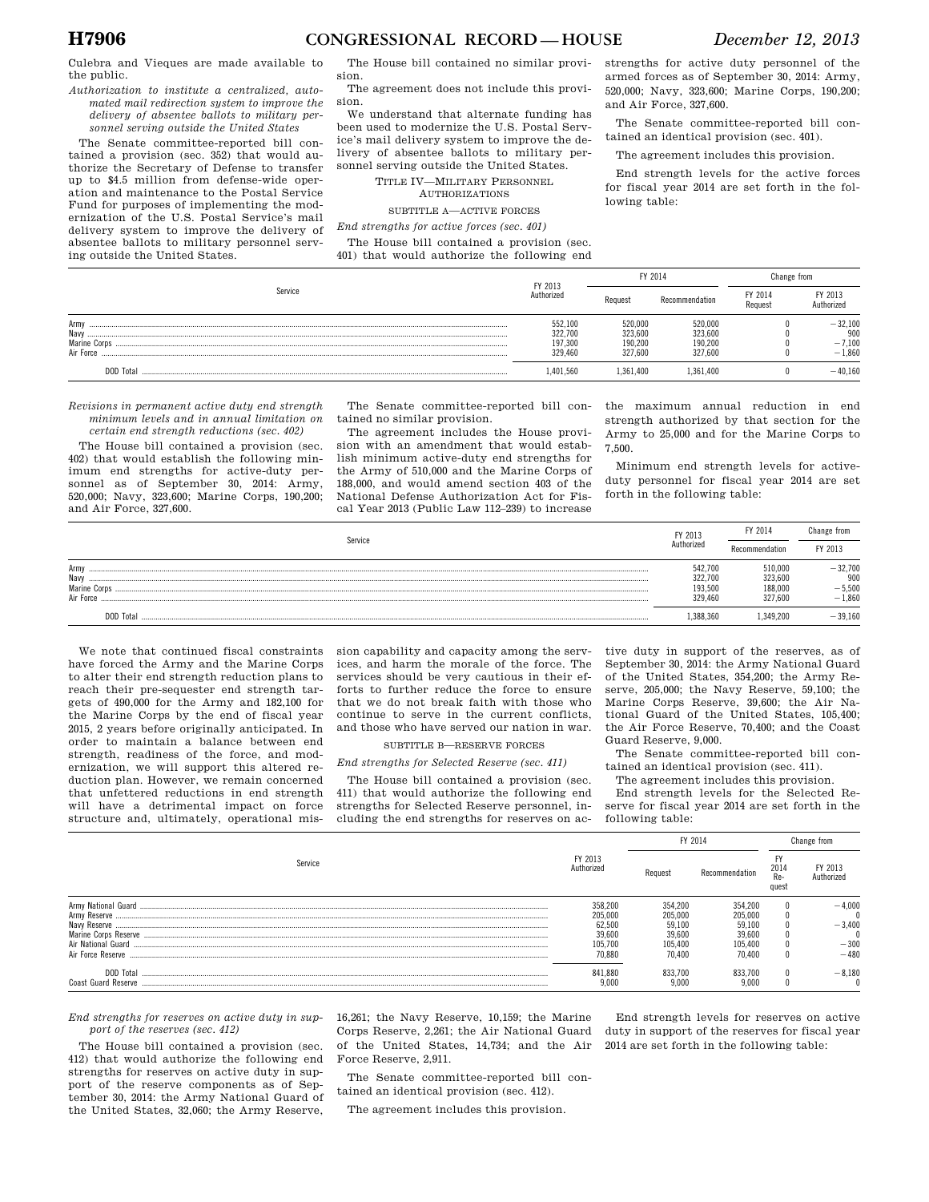Culebra and Vieques are made available to the public.

*Authorization to institute a centralized, automated mail redirection system to improve the delivery of absentee ballots to military personnel serving outside the United States*

The Senate committee-reported bill contained a provision (sec. 352) that would authorize the Secretary of Defense to transfer up to $4.5 million from defense-wide operation and maintenance to the Postal Service Fund for purposes of implementing the modernization of the U.S. Postal Service's mail delivery system to improve the delivery of absentee ballots to military personnel serving outside the United States.

The House bill contained no similar provision.

The agreement does not include this provision.

We understand that alternate funding has been used to modernize the U.S. Postal Service's mail delivery system to improve the delivery of absentee ballots to military personnel serving outside the United States.

## TITLE IV—MILITARY PERSONNEL AUTHORIZATIONS

### SUBTITLE A—ACTIVE FORCES

*End strengths for active forces (sec. 401)*

The House bill contained a provision (sec. 401) that would authorize the following end strengths for active duty personnel of the armed forces as of September 30, 2014: Army, 520,000; Navy, 323,600; Marine Corps, 190,200; and Air Force, 327,600.

The Senate committee-reported bill contained an identical provision (sec. 401).

The agreement includes this provision.

End strength levels for the active forces for fiscal year 2014 are set forth in the following table:

| Service | FY 2013 Authorized | FY 2014 | | Change from | |
|---|---|---|---|---|---|
| | | Request | Recommendation | FY 2014 Request | FY 2013 Authorized |
| Army | 552,100 | 520,000 | 520,000 | 0 | −32,100 |
| Navy | 322,700 | 323,600 | 323,600 | 0 | 900 |
| Marine Corps | 197,300 | 190,200 | 190,200 | 0 | −7,100 |
| Air Force | 329,460 | 327,600 | 327,600 | 0 | −1,860 |
| DOD Total | 1,401,560 | 1,361,400 | 1,361,400 | 0 | −40,160 |

*Revisions in permanent active duty end strength minimum levels and in annual limitation on certain end strength reductions (sec. 402)*

The House bill contained a provision (sec. 402) that would establish the following minimum end strengths for active-duty personnel as of September 30, 2014: Army, 520,000; Navy, 323,600; Marine Corps, 190,200; and Air Force, 327,600.

The Senate committee-reported bill contained no similar provision.

The agreement includes the House provision with an amendment that would establish minimum active-duty end strengths for the Army of 510,000 and the Marine Corps of 188,000, and would amend section 403 of the National Defense Authorization Act for Fiscal Year 2013 (Public Law 112–239) to increase the maximum annual reduction in end strength authorized by that section for the Army to 25,000 and for the Marine Corps to 7,500.

Minimum end strength levels for active-duty personnel for fiscal year 2014 are set forth in the following table:

| Service | FY 2013 Authorized | FY 2014 | Change from |
|---|---|---|---|
| | | Recommendation | FY 2013 |
| Army | 542,700 | 510,000 | −32,700 |
| Navy | 322,700 | 323,600 | 900 |
| Marine Corps | 193,500 | 188,000 | −5,500 |
| Air Force | 329,460 | 327,600 | −1,860 |
| DOD Total | 1,388,360 | 1,349,200 | −39,160 |

We note that continued fiscal constraints have forced the Army and the Marine Corps to alter their end strength reduction plans to reach their pre-sequester end strength targets of 490,000 for the Army and 182,100 for the Marine Corps by the end of fiscal year 2015, 2 years before originally anticipated. In order to maintain a balance between end strength, readiness of the force, and modernization, we will support this altered reduction plan. However, we remain concerned that unfettered reductions in end strength will have a detrimental impact on force structure and, ultimately, operational mission capability and capacity among the services, and harm the morale of the force. The services should be very cautious in their efforts to further reduce the force to ensure that we do not break faith with those who continue to serve in the current conflicts, and those who have served our nation in war.

### SUBTITLE B—RESERVE FORCES

*End strengths for Selected Reserve (sec. 411)*

The House bill contained a provision (sec. 411) that would authorize the following end strengths for Selected Reserve personnel, including the end strengths for reserves on active duty in support of the reserves, as of September 30, 2014: the Army National Guard of the United States, 354,200; the Army Reserve, 205,000; the Navy Reserve, 59,100; the Marine Corps Reserve, 39,600; the Air National Guard of the United States, 105,400; the Air Force Reserve, 70,400; and the Coast Guard Reserve, 9,000.

The Senate committee-reported bill contained an identical provision (sec. 411).

The agreement includes this provision.

End strength levels for the Selected Reserve for fiscal year 2014 are set forth in the following table:

| Service | FY 2013 Authorized | FY 2014 | | Change from | |
|---|---|---|---|---|---|
| | | Request | Recommendation | FY 2014 Request | FY 2013 Authorized |
| Army National Guard | 358,200 | 354,200 | 354,200 | 0 | −4,000 |
| Army Reserve | 205,000 | 205,000 | 205,000 | 0 | 0 |
| Navy Reserve | 62,500 | 59,100 | 59,100 | 0 | −3,400 |
| Marine Corps Reserve | 39,600 | 39,600 | 39,600 | 0 | 0 |
| Air National Guard | 105,700 | 105,400 | 105,400 | 0 | −300 |
| Air Force Reserve | 70,880 | 70,400 | 70,400 | 0 | −480 |
| DOD Total | 841,880 | 833,700 | 833,700 | 0 | −8,180 |
| Coast Guard Reserve | 9,000 | 9,000 | 9,000 | 0 | 0 |

*End strengths for reserves on active duty in support of the reserves (sec. 412)*

The House bill contained a provision (sec. 412) that would authorize the following end strengths for reserves on active duty in support of the reserve components as of September 30, 2014: the Army National Guard of the United States, 32,060; the Army Reserve, 16,261; the Navy Reserve, 10,159; the Marine Corps Reserve, 2,261; the Air National Guard of the United States, 14,734; and the Air Force Reserve, 2,911.

The Senate committee-reported bill contained an identical provision (sec. 412).

The agreement includes this provision.

End strength levels for reserves on active duty in support of the reserves for fiscal year 2014 are set forth in the following table: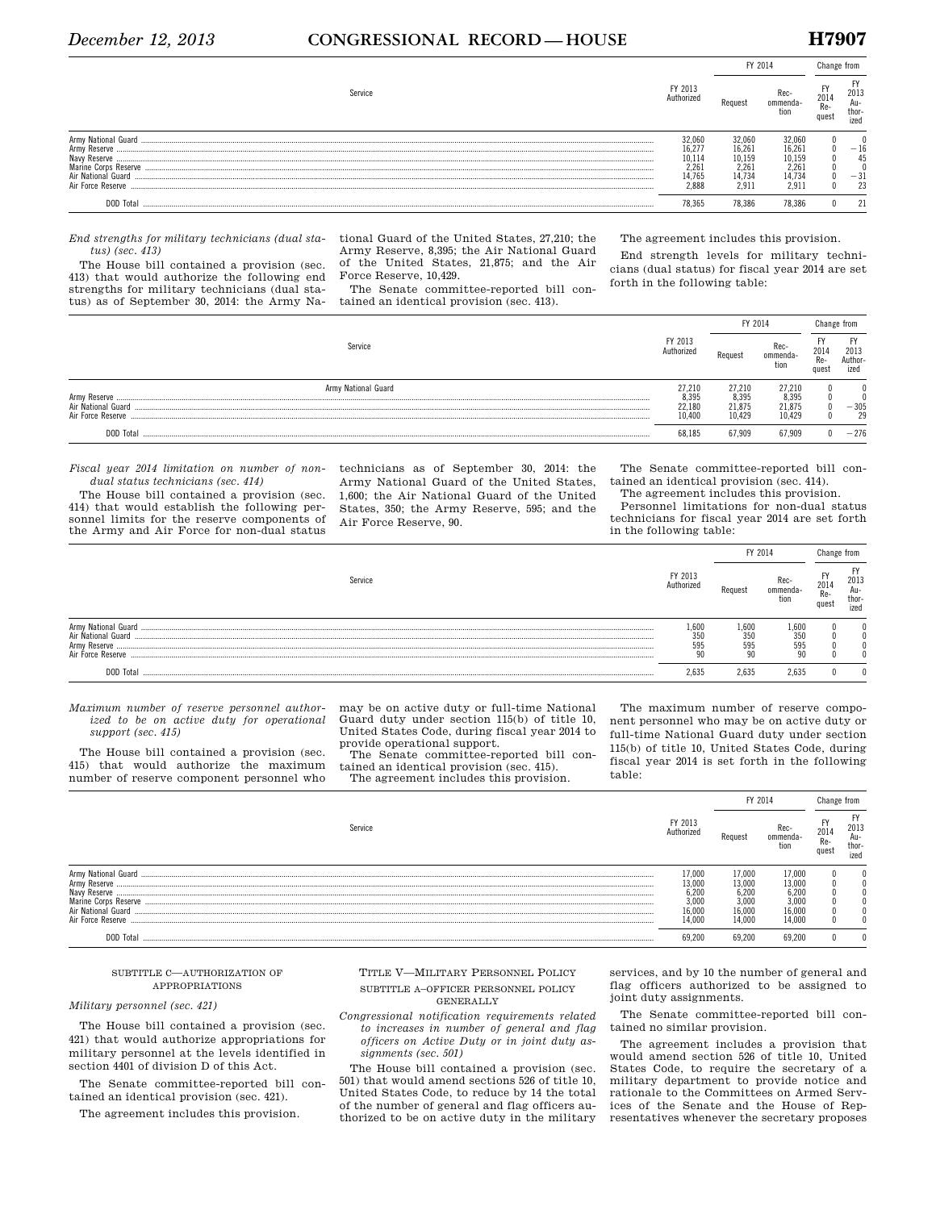| Service | FY 2013 Authorized | FY 2014 | | Change from | |
|---|---|---|---|---|---|
| | | Request | Recommendation | FY 2014 Request | FY 2013 Authorized |
| Army National Guard | 32,060 | 32,060 | 32,060 | 0 | 0 |
| Army Reserve | 16,277 | 16,261 | 16,261 | 0 | −16 |
| Navy Reserve | 10,114 | 10,159 | 10,159 | 0 | 45 |
| Marine Corps Reserve | 2,261 | 2,261 | 2,261 | 0 | 0 |
| Air National Guard | 14,765 | 14,734 | 14,734 | 0 | −31 |
| Air Force Reserve | 2,888 | 2,911 | 2,911 | 0 | 23 |
| DOD Total | 78,365 | 78,386 | 78,386 | 0 | 21 |

*End strengths for military technicians (dual status) (sec. 413)*

The House bill contained a provision (sec. 413) that would authorize the following end strengths for military technicians (dual status) as of September 30, 2014: the Army National Guard of the United States, 27,210; the Army Reserve, 8,395; the Air National Guard of the United States, 21,875; and the Air Force Reserve, 10,429.

The Senate committee-reported bill contained an identical provision (sec. 413).

The agreement includes this provision.

End strength levels for military technicians (dual status) for fiscal year 2014 are set forth in the following table:

| Service | FY 2013 Authorized | FY 2014 | | Change from | |
|---|---|---|---|---|---|
| | | Request | Recommendation | FY 2014 Request | FY 2013 Authorized |
| Army National Guard | 27,210 | 27,210 | 27,210 | 0 | 0 |
| Army Reserve | 8,395 | 8,395 | 8,395 | 0 | 0 |
| Air National Guard | 22,180 | 21,875 | 21,875 | 0 | −305 |
| Air Force Reserve | 10,400 | 10,429 | 10,429 | 0 | 29 |
| DOD Total | 68,185 | 67,909 | 67,909 | 0 | −276 |

*Fiscal year 2014 limitation on number of non-dual status technicians (sec. 414)*

The House bill contained a provision (sec. 414) that would establish the following personnel limits for the reserve components of the Army and Air Force for non-dual status technicians as of September 30, 2014: the Army National Guard of the United States, 1,600; the Air National Guard of the United States, 350; the Army Reserve, 595; and the Air Force Reserve, 90.

The Senate committee-reported bill contained an identical provision (sec. 414).

The agreement includes this provision.

Personnel limitations for non-dual status technicians for fiscal year 2014 are set forth in the following table:

| Service | FY 2013 Authorized | FY 2014 | | Change from | |
|---|---|---|---|---|---|
| | | Request | Recommendation | FY 2014 Request | FY 2013 Authorized |
| Army National Guard | 1,600 | 1,600 | 1,600 | 0 | 0 |
| Air National Guard | 350 | 350 | 350 | 0 | 0 |
| Army Reserve | 595 | 595 | 595 | 0 | 0 |
| Air Force Reserve | 90 | 90 | 90 | 0 | 0 |
| DOD Total | 2,635 | 2,635 | 2,635 | 0 | 0 |

*Maximum number of reserve personnel authorized to be on active duty for operational support (sec. 415)*

The House bill contained a provision (sec. 415) that would authorize the maximum number of reserve component personnel who may be on active duty or full-time National Guard duty under section 115(b) of title 10, United States Code, during fiscal year 2014 to provide operational support.

The Senate committee-reported bill contained an identical provision (sec. 415).

The agreement includes this provision.

The maximum number of reserve component personnel who may be on active duty or full-time National Guard duty under section 115(b) of title 10, United States Code, during fiscal year 2014 is set forth in the following table:

| Service | FY 2013 Authorized | FY 2014 | | Change from | |
|---|---|---|---|---|---|
| | | Request | Recommendation | FY 2014 Request | FY 2013 Authorized |
| Army National Guard | 17,000 | 17,000 | 17,000 | 0 | 0 |
| Army Reserve | 13,000 | 13,000 | 13,000 | 0 | 0 |
| Navy Reserve | 6,200 | 6,200 | 6,200 | 0 | 0 |
| Marine Corps Reserve | 3,000 | 3,000 | 3,000 | 0 | 0 |
| Air National Guard | 16,000 | 16,000 | 16,000 | 0 | 0 |
| Air Force Reserve | 14,000 | 14,000 | 14,000 | 0 | 0 |
| DOD Total | 69,200 | 69,200 | 69,200 | 0 | 0 |

### SUBTITLE C—AUTHORIZATION OF APPROPRIATIONS

*Military personnel (sec. 421)*

The House bill contained a provision (sec. 421) that would authorize appropriations for military personnel at the levels identified in section 4401 of division D of this Act.

The Senate committee-reported bill contained an identical provision (sec. 421).

The agreement includes this provision.

## TITLE V—MILITARY PERSONNEL POLICY

### SUBTITLE A—OFFICER PERSONNEL POLICY GENERALLY

*Congressional notification requirements related to increases in number of general and flag officers on Active Duty or in joint duty assignments (sec. 501)*

The House bill contained a provision (sec. 501) that would amend sections 526 of title 10, United States Code, to reduce by 14 the total of the number of general and flag officers authorized to be on active duty in the military services, and by 10 the number of general and flag officers authorized to be assigned to joint duty assignments.

The Senate committee-reported bill contained no similar provision.

The agreement includes a provision that would amend section 526 of title 10, United States Code, to require the secretary of a military department to provide notice and rationale to the Committees on Armed Services of the Senate and the House of Representatives whenever the secretary proposes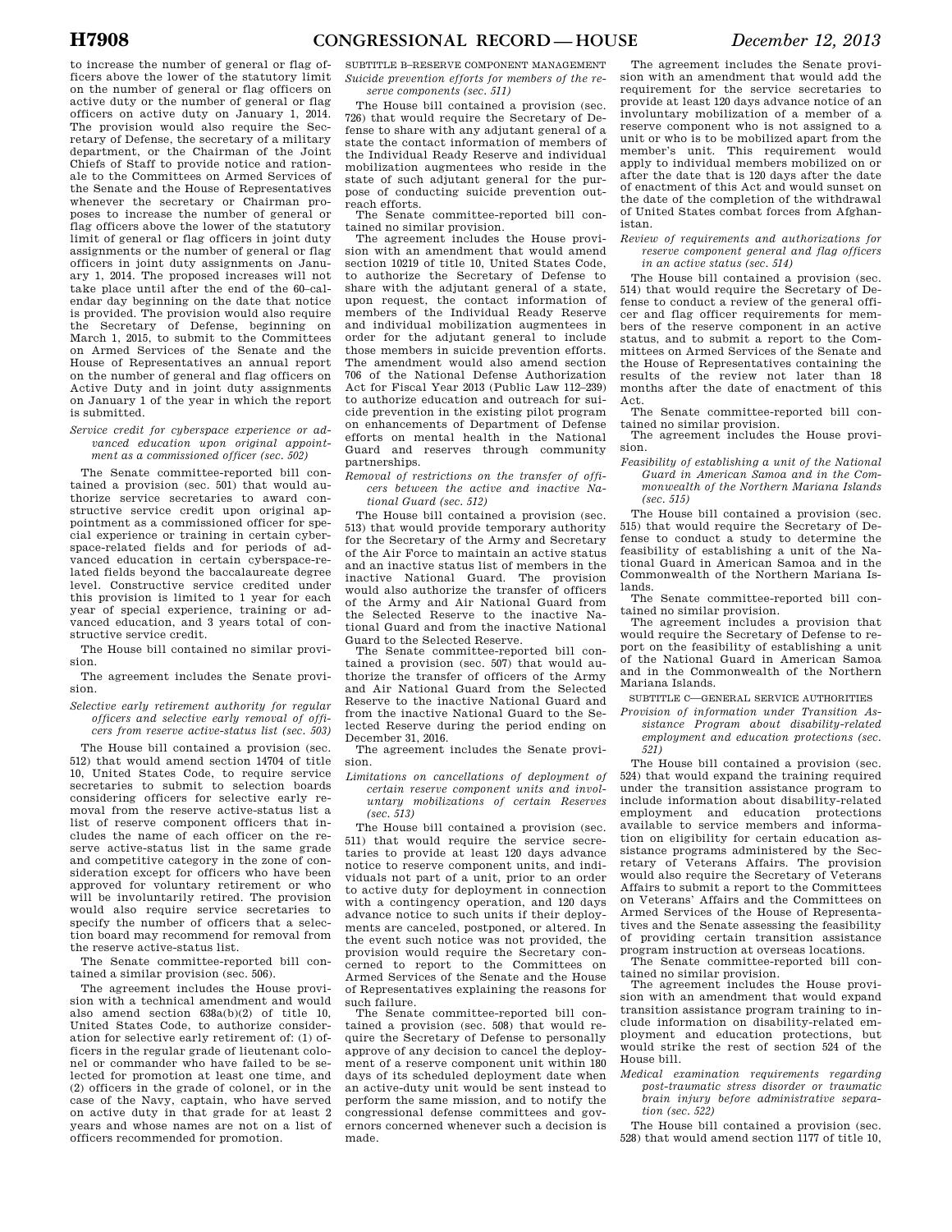to increase the number of general or flag officers above the lower of the statutory limit on the number of general or flag officers on active duty or the number of general or flag officers on active duty on January 1, 2014. The provision would also require the Secretary of Defense, the secretary of a military department, or the Chairman of the Joint Chiefs of Staff to provide notice and rationale to the Committees on Armed Services of the Senate and the House of Representatives whenever the secretary or Chairman proposes to increase the number of general or flag officers above the lower of the statutory limit of general or flag officers in joint duty assignments or the number of general or flag officers in joint duty assignments on January 1, 2014. The proposed increases will not take place until after the end of the 60–calendar day beginning on the date that notice is provided. The provision would also require the Secretary of Defense, beginning on March 1, 2015, to submit to the Committees on Armed Services of the Senate and the House of Representatives an annual report on the number of general and flag officers on Active Duty and in joint duty assignments on January 1 of the year in which the report is submitted.

*Service credit for cyberspace experience or advanced education upon original appointment as a commissioned officer (sec. 502)*

The Senate committee-reported bill contained a provision (sec. 501) that would authorize service secretaries to award constructive service credit upon original appointment as a commissioned officer for special experience or training in certain cyberspace-related fields and for periods of advanced education in certain cyberspace-related fields beyond the baccalaureate degree level. Constructive service credited under this provision is limited to 1 year for each year of special experience, training or advanced education, and 3 years total of constructive service credit.

The House bill contained no similar provision.

The agreement includes the Senate provision.

*Selective early retirement authority for regular officers and selective early removal of officers from reserve active-status list (sec. 503)*

The House bill contained a provision (sec. 512) that would amend section 14704 of title 10, United States Code, to require service secretaries to submit to selection boards considering officers for selective early removal from the reserve active-status list a list of reserve component officers that includes the name of each officer on the reserve active-status list in the same grade and competitive category in the zone of consideration except for officers who have been approved for voluntary retirement or who will be involuntarily retired. The provision would also require service secretaries to specify the number of officers that a selection board may recommend for removal from the reserve active-status list.

The Senate committee-reported bill contained a similar provision (sec. 506).

The agreement includes the House provision with a technical amendment and would also amend section 638a(b)(2) of title 10, United States Code, to authorize consideration for selective early retirement of: (1) officers in the regular grade of lieutenant colonel or commander who have failed to be selected for promotion at least one time, and (2) officers in the grade of colonel, or in the case of the Navy, captain, who have served on active duty in that grade for at least 2 years and whose names are not on a list of officers recommended for promotion.

SUBTITLE B–RESERVE COMPONENT MANAGEMENT

*Suicide prevention efforts for members of the reserve components (sec. 511)*

The House bill contained a provision (sec. 726) that would require the Secretary of Defense to share with any adjutant general of a state the contact information of members of the Individual Ready Reserve and individual mobilization augmentees who reside in the state of such adjutant general for the purpose of conducting suicide prevention outreach efforts.

The Senate committee-reported bill contained no similar provision.

The agreement includes the House provision with an amendment that would amend section 10219 of title 10, United States Code, to authorize the Secretary of Defense to share with the adjutant general of a state, upon request, the contact information of members of the Individual Ready Reserve and individual mobilization augmentees in order for the adjutant general to include those members in suicide prevention efforts. The amendment would also amend section 706 of the National Defense Authorization Act for Fiscal Year 2013 (Public Law 112–239) to authorize education and outreach for suicide prevention in the existing pilot program on enhancements of Department of Defense efforts on mental health in the National Guard and reserves through community partnerships.

*Removal of restrictions on the transfer of officers between the active and inactive National Guard (sec. 512)*

The House bill contained a provision (sec. 513) that would provide temporary authority for the Secretary of the Army and Secretary of the Air Force to maintain an active status and an inactive status list of members in the inactive National Guard. The provision would also authorize the transfer of officers of the Army and Air National Guard from the Selected Reserve to the inactive National Guard and from the inactive National Guard to the Selected Reserve.

The Senate committee-reported bill contained a provision (sec. 507) that would authorize the transfer of officers of the Army and Air National Guard from the Selected Reserve to the inactive National Guard and from the inactive National Guard to the Selected Reserve during the period ending on December 31, 2016.

The agreement includes the Senate provision.

*Limitations on cancellations of deployment of certain reserve component units and involuntary mobilizations of certain Reserves (sec. 513)*

The House bill contained a provision (sec. 511) that would require the service secretaries to provide at least 120 days advance notice to reserve component units, and individuals not part of a unit, prior to an order to active duty for deployment in connection with a contingency operation, and 120 days advance notice to such units if their deployments are canceled, postponed, or altered. In the event such notice was not provided, the provision would require the Secretary concerned to report to the Committees on Armed Services of the Senate and the House of Representatives explaining the reasons for such failure.

The Senate committee-reported bill contained a provision (sec. 508) that would require the Secretary of Defense to personally approve of any decision to cancel the deployment of a reserve component unit within 180 days of its scheduled deployment date when an active-duty unit would be sent instead to perform the same mission, and to notify the congressional defense committees and governors concerned whenever such a decision is made.

The agreement includes the Senate provision with an amendment that would add the requirement for the service secretaries to provide at least 120 days advance notice of an involuntary mobilization of a member of a reserve component who is not assigned to a unit or who is to be mobilized apart from the member's unit. This requirement would apply to individual members mobilized on or after the date that is 120 days after the date of enactment of this Act and would sunset on the date of the completion of the withdrawal of United States combat forces from Afghanistan.

*Review of requirements and authorizations for reserve component general and flag officers in an active status (sec. 514)*

The House bill contained a provision (sec. 514) that would require the Secretary of Defense to conduct a review of the general officer and flag officer requirements for members of the reserve component in an active status, and to submit a report to the Committees on Armed Services of the Senate and the House of Representatives containing the results of the review not later than 18 months after the date of enactment of this Act.

The Senate committee-reported bill contained no similar provision.

The agreement includes the House provision.

*Feasibility of establishing a unit of the National Guard in American Samoa and in the Commonwealth of the Northern Mariana Islands (sec. 515)*

The House bill contained a provision (sec. 515) that would require the Secretary of Defense to conduct a study to determine the feasibility of establishing a unit of the National Guard in American Samoa and in the Commonwealth of the Northern Mariana Islands.

The Senate committee-reported bill contained no similar provision.

The agreement includes a provision that would require the Secretary of Defense to report on the feasibility of establishing a unit of the National Guard in American Samoa and in the Commonwealth of the Northern Mariana Islands.

SUBTITLE C—GENERAL SERVICE AUTHORITIES

*Provision of information under Transition Assistance Program about disability-related employment and education protections (sec. 521)*

The House bill contained a provision (sec. 524) that would expand the training required under the transition assistance program to include information about disability-related employment and education protections available to service members and information on eligibility for certain education assistance programs administered by the Secretary of Veterans Affairs. The provision would also require the Secretary of Veterans Affairs to submit a report to the Committees on Veterans' Affairs and the Committees on Armed Services of the House of Representatives and the Senate assessing the feasibility of providing certain transition assistance program instruction at overseas locations.

The Senate committee-reported bill contained no similar provision.

The agreement includes the House provision with an amendment that would expand transition assistance program training to include information on disability-related employment and education protections, but would strike the rest of section 524 of the House bill.

*Medical examination requirements regarding post-traumatic stress disorder or traumatic brain injury before administrative separation (sec. 522)*

The House bill contained a provision (sec. 528) that would amend section 1177 of title 10,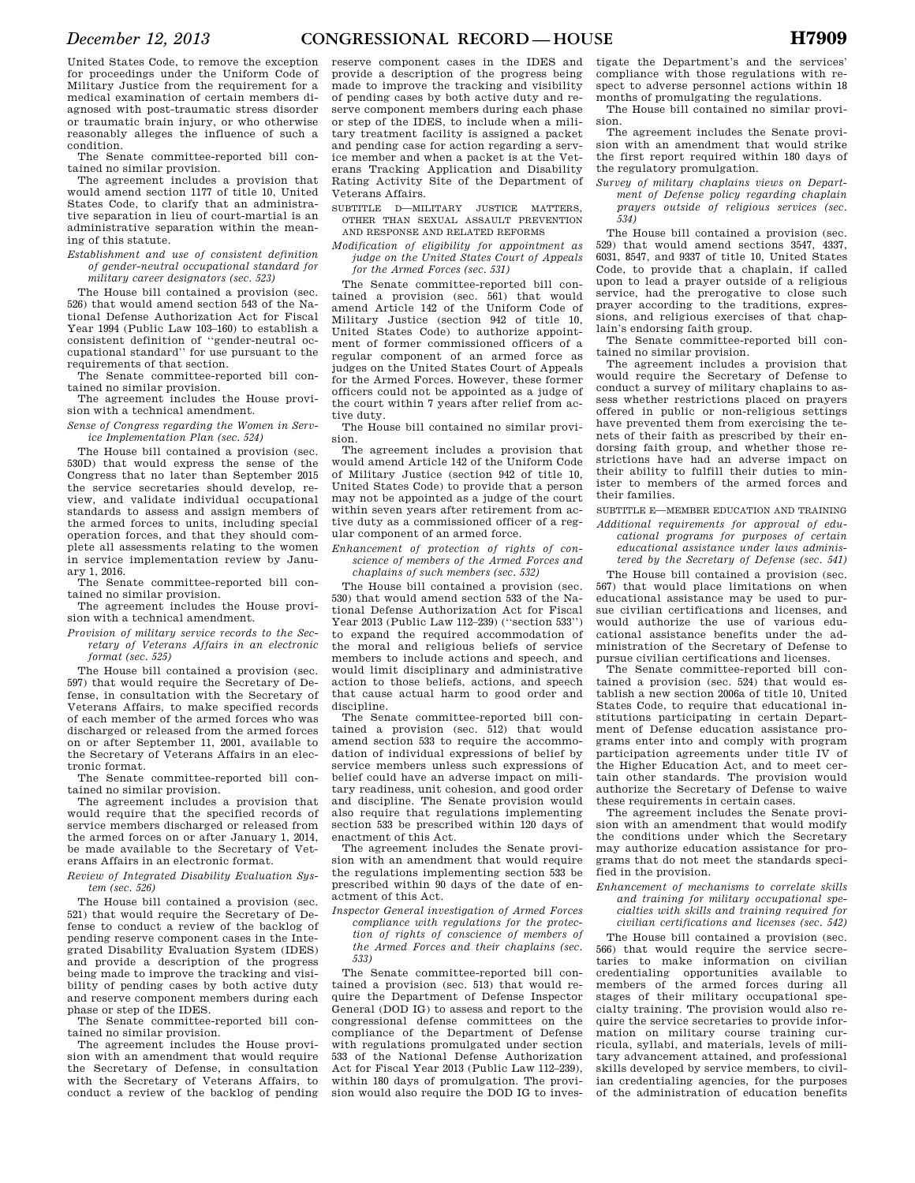United States Code, to remove the exception for proceedings under the Uniform Code of Military Justice from the requirement for a medical examination of certain members diagnosed with post-traumatic stress disorder or traumatic brain injury, or who otherwise reasonably alleges the influence of such a condition.

The Senate committee-reported bill contained no similar provision.

The agreement includes a provision that would amend section 1177 of title 10, United States Code, to clarify that an administrative separation in lieu of court-martial is an administrative separation within the meaning of this statute.

*Establishment and use of consistent definition of gender-neutral occupational standard for military career designators (sec. 523)*

The House bill contained a provision (sec. 526) that would amend section 543 of the National Defense Authorization Act for Fiscal Year 1994 (Public Law 103–160) to establish a consistent definition of ''gender-neutral occupational standard'' for use pursuant to the requirements of that section.

The Senate committee-reported bill contained no similar provision.

The agreement includes the House provision with a technical amendment.

*Sense of Congress regarding the Women in Service Implementation Plan (sec. 524)*

The House bill contained a provision (sec. 530D) that would express the sense of the Congress that no later than September 2015 the service secretaries should develop, review, and validate individual occupational standards to assess and assign members of the armed forces to units, including special operation forces, and that they should complete all assessments relating to the women in service implementation review by January 1, 2016.

The Senate committee-reported bill contained no similar provision.

The agreement includes the House provision with a technical amendment.

*Provision of military service records to the Secretary of Veterans Affairs in an electronic format (sec. 525)*

The House bill contained a provision (sec. 597) that would require the Secretary of Defense, in consultation with the Secretary of Veterans Affairs, to make specified records of each member of the armed forces who was discharged or released from the armed forces on or after September 11, 2001, available to the Secretary of Veterans Affairs in an electronic format.

The Senate committee-reported bill contained no similar provision.

The agreement includes a provision that would require that the specified records of service members discharged or released from the armed forces on or after January 1, 2014, be made available to the Secretary of Veterans Affairs in an electronic format.

*Review of Integrated Disability Evaluation System (sec. 526)*

The House bill contained a provision (sec. 521) that would require the Secretary of Defense to conduct a review of the backlog of pending reserve component cases in the Integrated Disability Evaluation System (IDES) and provide a description of the progress being made to improve the tracking and visibility of pending cases by both active duty and reserve component members during each phase or step of the IDES.

The Senate committee-reported bill contained no similar provision.

The agreement includes the House provision with an amendment that would require the Secretary of Defense, in consultation with the Secretary of Veterans Affairs, to conduct a review of the backlog of pending reserve component cases in the IDES and provide a description of the progress being made to improve the tracking and visibility of pending cases by both active duty and reserve component members during each phase or step of the IDES, to include when a military treatment facility is assigned a packet and pending case for action regarding a service member and when a packet is at the Veterans Tracking Application and Disability Rating Activity Site of the Department of Veterans Affairs.

SUBTITLE D—MILITARY JUSTICE MATTERS, OTHER THAN SEXUAL ASSAULT PREVENTION AND RESPONSE AND RELATED REFORMS

*Modification of eligibility for appointment as judge on the United States Court of Appeals for the Armed Forces (sec. 531)*

The Senate committee-reported bill contained a provision (sec. 561) that would amend Article 142 of the Uniform Code of Military Justice (section 942 of title 10, United States Code) to authorize appointment of former commissioned officers of a regular component of an armed force as judges on the United States Court of Appeals for the Armed Forces. However, these former officers could not be appointed as a judge of the court within 7 years after relief from active duty.

The House bill contained no similar provision.

The agreement includes a provision that would amend Article 142 of the Uniform Code of Military Justice (section 942 of title 10, United States Code) to provide that a person may not be appointed as a judge of the court within seven years after retirement from active duty as a commissioned officer of a regular component of an armed force.

*Enhancement of protection of rights of conscience of members of the Armed Forces and chaplains of such members (sec. 532)*

The House bill contained a provision (sec. 530) that would amend section 533 of the National Defense Authorization Act for Fiscal Year 2013 (Public Law 112–239) (''section 533'') to expand the required accommodation of the moral and religious beliefs of service members to include actions and speech, and would limit disciplinary and administrative action to those beliefs, actions, and speech that cause actual harm to good order and discipline.

The Senate committee-reported bill contained a provision (sec. 512) that would amend section 533 to require the accommodation of individual expressions of belief by service members unless such expressions of belief could have an adverse impact on military readiness, unit cohesion, and good order and discipline. The Senate provision would also require that regulations implementing section 533 be prescribed within 120 days of enactment of this Act.

The agreement includes the Senate provision with an amendment that would require the regulations implementing section 533 be prescribed within 90 days of the date of enactment of this Act.

*Inspector General investigation of Armed Forces compliance with regulations for the protection of rights of conscience of members of the Armed Forces and their chaplains (sec. 533)*

The Senate committee-reported bill contained a provision (sec. 513) that would require the Department of Defense Inspector General (DOD IG) to assess and report to the congressional defense committees on the compliance of the Department of Defense with regulations promulgated under section 533 of the National Defense Authorization Act for Fiscal Year 2013 (Public Law 112–239), within 180 days of promulgation. The provision would also require the DOD IG to investigate the Department's and the services' compliance with those regulations with respect to adverse personnel actions within 18 months of promulgating the regulations.

The House bill contained no similar provision.

The agreement includes the Senate provision with an amendment that would strike the first report required within 180 days of the regulatory promulgation.

*Survey of military chaplains views on Department of Defense policy regarding chaplain prayers outside of religious services (sec. 534)*

The House bill contained a provision (sec. 529) that would amend sections 3547, 4337, 6031, 8547, and 9337 of title 10, United States Code, to provide that a chaplain, if called upon to lead a prayer outside of a religious service, had the prerogative to close such prayer according to the traditions, expressions, and religious exercises of that chaplain's endorsing faith group.

The Senate committee-reported bill contained no similar provision.

The agreement includes a provision that would require the Secretary of Defense to conduct a survey of military chaplains to assess whether restrictions placed on prayers offered in public or non-religious settings have prevented them from exercising the tenets of their faith as prescribed by their endorsing faith group, and whether those restrictions have had an adverse impact on their ability to fulfill their duties to minister to members of the armed forces and their families.

SUBTITLE E—MEMBER EDUCATION AND TRAINING

*Additional requirements for approval of educational programs for purposes of certain educational assistance under laws administered by the Secretary of Defense (sec. 541)*

The House bill contained a provision (sec. 567) that would place limitations on when educational assistance may be used to pursue civilian certifications and licenses, and would authorize the use of various educational assistance benefits under the administration of the Secretary of Defense to pursue civilian certifications and licenses.

The Senate committee-reported bill contained a provision (sec. 524) that would establish a new section 2006a of title 10, United States Code, to require that educational institutions participating in certain Department of Defense education assistance programs enter into and comply with program participation agreements under title IV of the Higher Education Act, and to meet certain other standards. The provision would authorize the Secretary of Defense to waive these requirements in certain cases.

The agreement includes the Senate provision with an amendment that would modify the conditions under which the Secretary may authorize education assistance for programs that do not meet the standards specified in the provision.

*Enhancement of mechanisms to correlate skills and training for military occupational specialties with skills and training required for civilian certifications and licenses (sec. 542)*

The House bill contained a provision (sec. 566) that would require the service secretaries to make information on civilian credentialing opportunities available to members of the armed forces during all stages of their military occupational specialty training. The provision would also require the service secretaries to provide information on military course training curricula, syllabi, and materials, levels of military advancement attained, and professional skills developed by service members, to civilian credentialing agencies, for the purposes of the administration of education benefits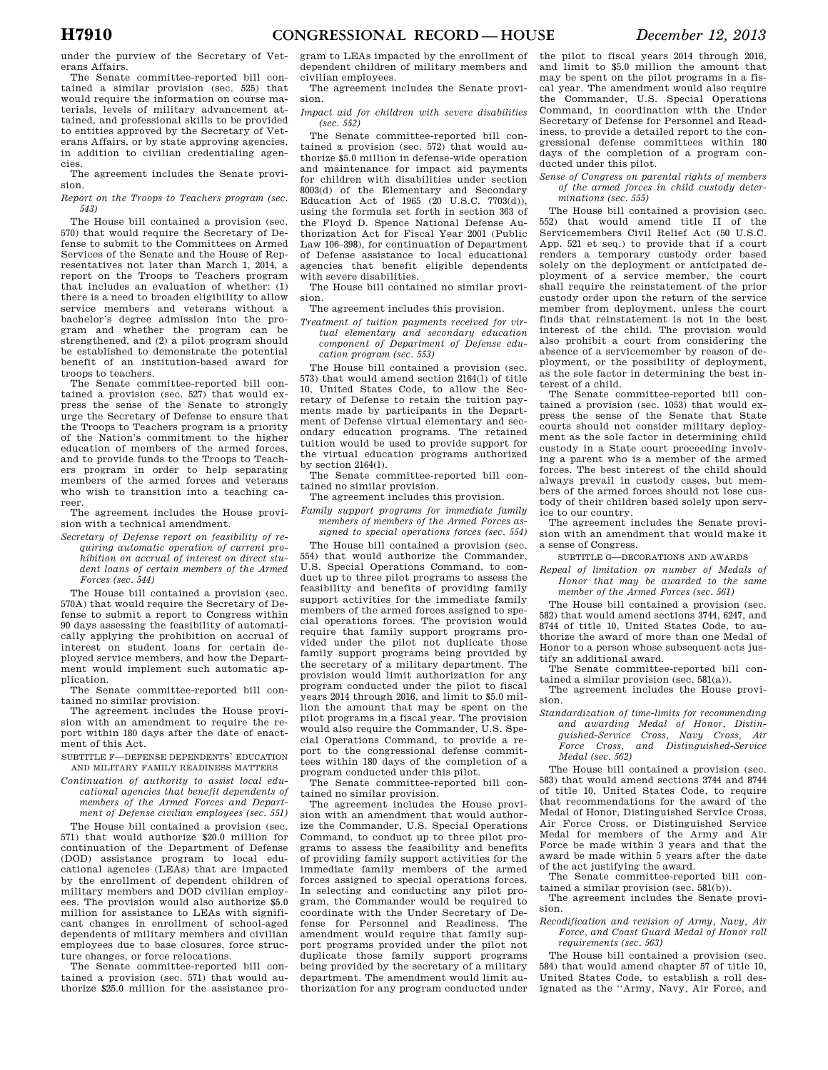under the purview of the Secretary of Veterans Affairs.

The Senate committee-reported bill contained a similar provision (sec. 525) that would require the information on course materials, levels of military advancement attained, and professional skills to be provided to entities approved by the Secretary of Veterans Affairs, or by state approving agencies, in addition to civilian credentialing agencies.

The agreement includes the Senate provision.

*Report on the Troops to Teachers program (sec. 543)*

The House bill contained a provision (sec. 570) that would require the Secretary of Defense to submit to the Committees on Armed Services of the Senate and the House of Representatives not later than March 1, 2014, a report on the Troops to Teachers program that includes an evaluation of whether: (1) there is a need to broaden eligibility to allow service members and veterans without a bachelor's degree admission into the program and whether the program can be strengthened, and (2) a pilot program should be established to demonstrate the potential benefit of an institution-based award for troops to teachers.

The Senate committee-reported bill contained a provision (sec. 527) that would express the sense of the Senate to strongly urge the Secretary of Defense to ensure that the Troops to Teachers program is a priority of the Nation's commitment to the higher education of members of the armed forces, and to provide funds to the Troops to Teachers program in order to help separating members of the armed forces and veterans who wish to transition into a teaching career.

The agreement includes the House provision with a technical amendment.

*Secretary of Defense report on feasibility of requiring automatic operation of current prohibition on accrual of interest on direct student loans of certain members of the Armed Forces (sec. 544)*

The House bill contained a provision (sec. 570A) that would require the Secretary of Defense to submit a report to Congress within 90 days assessing the feasibility of automatically applying the prohibition on accrual of interest on student loans for certain deployed service members, and how the Department would implement such automatic application.

The Senate committee-reported bill contained no similar provision.

The agreement includes the House provision with an amendment to require the report within 180 days after the date of enactment of this Act.

SUBTITLE F—DEFENSE DEPENDENTS' EDUCATION AND MILITARY FAMILY READINESS MATTERS

*Continuation of authority to assist local educational agencies that benefit dependents of members of the Armed Forces and Department of Defense civilian employees (sec. 551)*

The House bill contained a provision (sec. 571) that would authorize $20.0 million for continuation of the Department of Defense (DOD) assistance program to local educational agencies (LEAs) that are impacted by the enrollment of dependent children of military members and DOD civilian employees. The provision would also authorize $5.0 million for assistance to LEAs with significant changes in enrollment of school-aged dependents of military members and civilian employees due to base closures, force structure changes, or force relocations.

The Senate committee-reported bill contained a provision (sec. 571) that would authorize $25.0 million for the assistance program to LEAs impacted by the enrollment of dependent children of military members and civilian employees.

The agreement includes the Senate provision.

*Impact aid for children with severe disabilities (sec. 552)*

The Senate committee-reported bill contained a provision (sec. 572) that would authorize $5.0 million in defense-wide operation and maintenance for impact aid payments for children with disabilities under section 8003(d) of the Elementary and Secondary Education Act of 1965 (20 U.S.C. 7703(d)), using the formula set forth in section 363 of the Floyd D. Spence National Defense Authorization Act for Fiscal Year 2001 (Public Law 106–398), for continuation of Department of Defense assistance to local educational agencies that benefit eligible dependents with severe disabilities.

The House bill contained no similar provision.

The agreement includes this provision.

*Treatment of tuition payments received for virtual elementary and secondary education component of Department of Defense education program (sec. 553)*

The House bill contained a provision (sec. 573) that would amend section 2164(l) of title 10, United States Code, to allow the Secretary of Defense to retain the tuition payments made by participants in the Department of Defense virtual elementary and secondary education programs. The retained tuition would be used to provide support for the virtual education programs authorized by section 2164(l).

The Senate committee-reported bill contained no similar provision.

The agreement includes this provision.

*Family support programs for immediate family members of members of the Armed Forces assigned to special operations forces (sec. 554)*

The House bill contained a provision (sec. 554) that would authorize the Commander, U.S. Special Operations Command, to conduct up to three pilot programs to assess the feasibility and benefits of providing family support activities for the immediate family members of the armed forces assigned to special operations forces. The provision would require that family support programs provided under the pilot not duplicate those family support programs being provided by the secretary of a military department. The provision would limit authorization for any program conducted under the pilot to fiscal years 2014 through 2016, and limit to $5.0 million the amount that may be spent on the pilot programs in a fiscal year. The provision would also require the Commander, U.S. Special Operations Command, to provide a report to the congressional defense committees within 180 days of the completion of a program conducted under this pilot.

The Senate committee-reported bill contained no similar provision.

The agreement includes the House provision with an amendment that would authorize the Commander, U.S. Special Operations Command, to conduct up to three pilot programs to assess the feasibility and benefits of providing family support activities for the immediate family members of the armed forces assigned to special operations forces. In selecting and conducting any pilot program, the Commander would be required to coordinate with the Under Secretary of Defense for Personnel and Readiness. The amendment would require that family support programs provided under the pilot not duplicate those family support programs being provided by the secretary of a military department. The amendment would limit authorization for any program conducted under the pilot to fiscal years 2014 through 2016, and limit to $5.0 million the amount that may be spent on the pilot programs in a fiscal year. The amendment would also require the Commander, U.S. Special Operations Command, in coordination with the Under Secretary of Defense for Personnel and Readiness, to provide a detailed report to the congressional defense committees within 180 days of the completion of a program conducted under this pilot.

*Sense of Congress on parental rights of members of the armed forces in child custody determinations (sec. 555)*

The House bill contained a provision (sec. 552) that would amend title II of the Servicemembers Civil Relief Act (50 U.S.C. App. 521 et seq.) to provide that if a court renders a temporary custody order based solely on the deployment or anticipated deployment of a service member, the court shall require the reinstatement of the prior custody order upon the return of the service member from deployment, unless the court finds that reinstatement is not in the best interest of the child. The provision would also prohibit a court from considering the absence of a servicemember by reason of deployment, or the possibility of deployment, as the sole factor in determining the best interest of a child.

The Senate committee-reported bill contained a provision (sec. 1053) that would express the sense of the Senate that State courts should not consider military deployment as the sole factor in determining child custody in a State court proceeding involving a parent who is a member of the armed forces. The best interest of the child should always prevail in custody cases, but members of the armed forces should not lose custody of their children based solely upon service to our country.

The agreement includes the Senate provision with an amendment that would make it a sense of Congress.

SUBTITLE G—DECORATIONS AND AWARDS

*Repeal of limitation on number of Medals of Honor that may be awarded to the same member of the Armed Forces (sec. 561)*

The House bill contained a provision (sec. 582) that would amend sections 3744, 6247, and 8744 of title 10, United States Code, to authorize the award of more than one Medal of Honor to a person whose subsequent acts justify an additional award.

The Senate committee-reported bill contained a similar provision (sec. 581(a)).

The agreement includes the House provision.

*Standardization of time-limits for recommending and awarding Medal of Honor, Distinguished-Service Cross, Navy Cross, Air Force Cross, and Distinguished-Service Medal (sec. 562)*

The House bill contained a provision (sec. 583) that would amend sections 3744 and 8744 of title 10, United States Code, to require that recommendations for the award of the Medal of Honor, Distinguished Service Cross, Air Force Cross, or Distinguished Service Medal for members of the Army and Air Force be made within 3 years and that the award be made within 5 years after the date of the act justifying the award.

The Senate committee-reported bill contained a similar provision (sec. 581(b)).

The agreement includes the Senate provision.

*Recodification and revision of Army, Navy, Air Force, and Coast Guard Medal of Honor roll requirements (sec. 563)*

The House bill contained a provision (sec. 584) that would amend chapter 57 of title 10, United States Code, to establish a roll designated as the ''Army, Navy, Air Force, and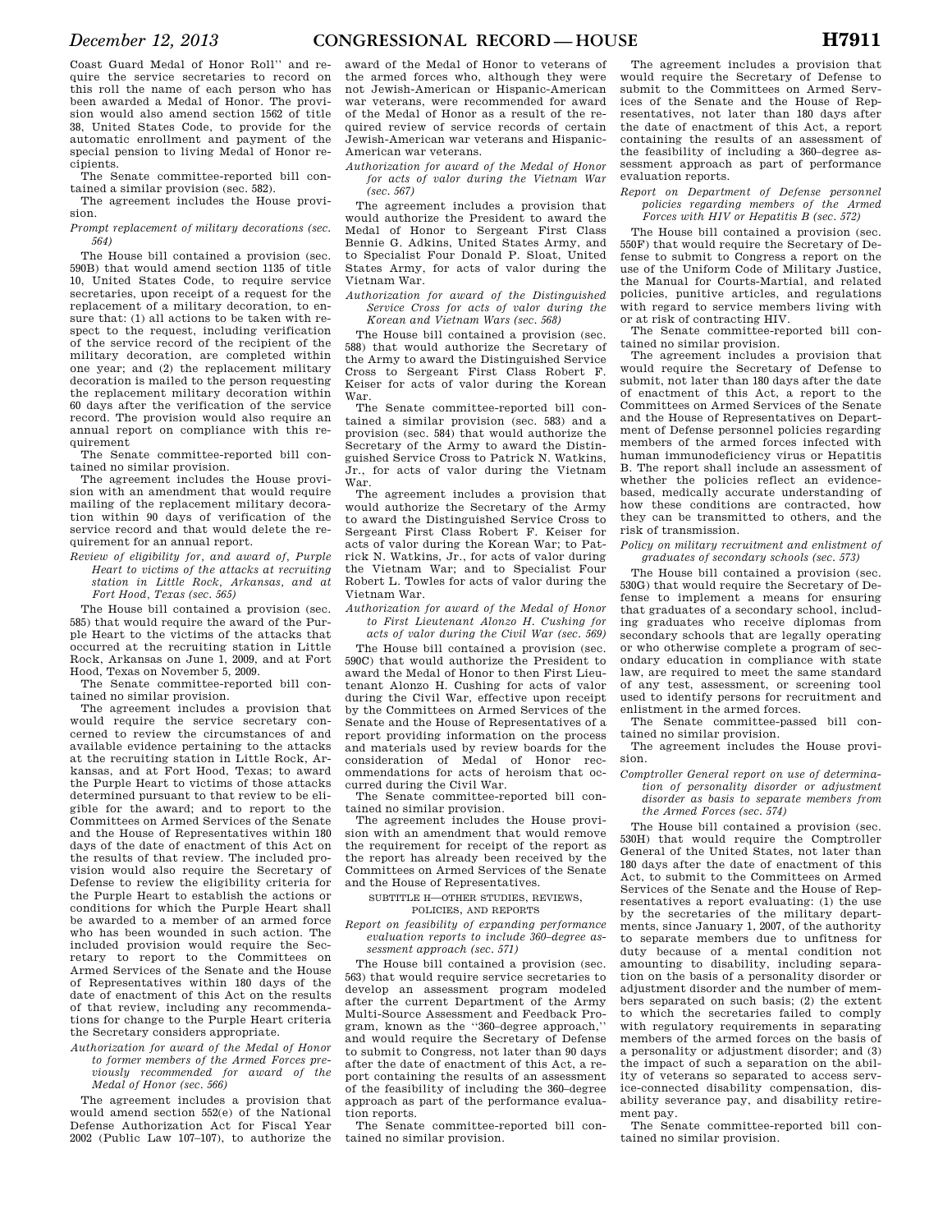Coast Guard Medal of Honor Roll'' and require the service secretaries to record on this roll the name of each person who has been awarded a Medal of Honor. The provision would also amend section 1562 of title 38, United States Code, to provide for the automatic enrollment and payment of the special pension to living Medal of Honor recipients.

The Senate committee-reported bill contained a similar provision (sec. 582).

The agreement includes the House provision.

*Prompt replacement of military decorations (sec. 564)*

The House bill contained a provision (sec. 590B) that would amend section 1135 of title 10, United States Code, to require service secretaries, upon receipt of a request for the replacement of a military decoration, to ensure that: (1) all actions to be taken with respect to the request, including verification of the service record of the recipient of the military decoration, are completed within one year; and (2) the replacement military decoration is mailed to the person requesting the replacement military decoration within 60 days after the verification of the service record. The provision would also require an annual report on compliance with this requirement

The Senate committee-reported bill contained no similar provision.

The agreement includes the House provision with an amendment that would require mailing of the replacement military decoration within 90 days of verification of the service record and that would delete the requirement for an annual report.

*Review of eligibility for, and award of, Purple Heart to victims of the attacks at recruiting station in Little Rock, Arkansas, and at Fort Hood, Texas (sec. 565)*

The House bill contained a provision (sec. 585) that would require the award of the Purple Heart to the victims of the attacks that occurred at the recruiting station in Little Rock, Arkansas on June 1, 2009, and at Fort Hood, Texas on November 5, 2009.

The Senate committee-reported bill contained no similar provision.

The agreement includes a provision that would require the service secretary concerned to review the circumstances of and available evidence pertaining to the attacks at the recruiting station in Little Rock, Arkansas, and at Fort Hood, Texas; to award the Purple Heart to victims of those attacks determined pursuant to that review to be eligible for the award; and to report to the Committees on Armed Services of the Senate and the House of Representatives within 180 days of the date of enactment of this Act on the results of that review. The included provision would also require the Secretary of Defense to review the eligibility criteria for the Purple Heart to establish the actions or conditions for which the Purple Heart shall be awarded to a member of an armed force who has been wounded in such action. The included provision would require the Secretary to report to the Committees on Armed Services of the Senate and the House of Representatives within 180 days of the date of enactment of this Act on the results of that review, including any recommendations for change to the Purple Heart criteria the Secretary considers appropriate.

*Authorization for award of the Medal of Honor to former members of the Armed Forces previously recommended for award of the Medal of Honor (sec. 566)*

The agreement includes a provision that would amend section 552(e) of the National Defense Authorization Act for Fiscal Year 2002 (Public Law 107–107), to authorize the award of the Medal of Honor to veterans of the armed forces who, although they were not Jewish-American or Hispanic-American war veterans, were recommended for award of the Medal of Honor as a result of the required review of service records of certain Jewish-American war veterans and Hispanic-American war veterans.

*Authorization for award of the Medal of Honor for acts of valor during the Vietnam War (sec. 567)*

The agreement includes a provision that would authorize the President to award the Medal of Honor to Sergeant First Class Bennie G. Adkins, United States Army, and to Specialist Four Donald P. Sloat, United States Army, for acts of valor during the Vietnam War.

*Authorization for award of the Distinguished Service Cross for acts of valor during the Korean and Vietnam Wars (sec. 568)*

The House bill contained a provision (sec. 588) that would authorize the Secretary of the Army to award the Distinguished Service Cross to Sergeant First Class Robert F. Keiser for acts of valor during the Korean War.

The Senate committee-reported bill contained a similar provision (sec. 583) and a provision (sec. 584) that would authorize the Secretary of the Army to award the Distinguished Service Cross to Patrick N. Watkins, Jr., for acts of valor during the Vietnam War.

The agreement includes a provision that would authorize the Secretary of the Army to award the Distinguished Service Cross to Sergeant First Class Robert F. Keiser for acts of valor during the Korean War; to Patrick N. Watkins, Jr., for acts of valor during the Vietnam War; and to Specialist Four Robert L. Towles for acts of valor during the Vietnam War.

*Authorization for award of the Medal of Honor to First Lieutenant Alonzo H. Cushing for acts of valor during the Civil War (sec. 569)*

The House bill contained a provision (sec. 590C) that would authorize the President to award the Medal of Honor to then First Lieutenant Alonzo H. Cushing for acts of valor during the Civil War, effective upon receipt by the Committees on Armed Services of the Senate and the House of Representatives of a report providing information on the process and materials used by review boards for the consideration of Medal of Honor recommendations for acts of heroism that occurred during the Civil War.

The Senate committee-reported bill contained no similar provision.

The agreement includes the House provision with an amendment that would remove the requirement for receipt of the report as the report has already been received by the Committees on Armed Services of the Senate and the House of Representatives.

SUBTITLE H—OTHER STUDIES, REVIEWS, POLICIES, AND REPORTS

*Report on feasibility of expanding performance evaluation reports to include 360–degree assessment approach (sec. 571)*

The House bill contained a provision (sec. 563) that would require service secretaries to develop an assessment program modeled after the current Department of the Army Multi-Source Assessment and Feedback Program, known as the ''360–degree approach,'' and would require the Secretary of Defense to submit to Congress, not later than 90 days after the date of enactment of this Act, a report containing the results of an assessment of the feasibility of including the 360–degree approach as part of the performance evaluation reports.

The Senate committee-reported bill contained no similar provision.

The agreement includes a provision that would require the Secretary of Defense to submit to the Committees on Armed Services of the Senate and the House of Representatives, not later than 180 days after the date of enactment of this Act, a report containing the results of an assessment of the feasibility of including a 360–degree assessment approach as part of performance evaluation reports.

*Report on Department of Defense personnel policies regarding members of the Armed Forces with HIV or Hepatitis B (sec. 572)*

The House bill contained a provision (sec. 550F) that would require the Secretary of Defense to submit to Congress a report on the use of the Uniform Code of Military Justice, the Manual for Courts-Martial, and related policies, punitive articles, and regulations with regard to service members living with or at risk of contracting HIV.

The Senate committee-reported bill contained no similar provision.

The agreement includes a provision that would require the Secretary of Defense to submit, not later than 180 days after the date of enactment of this Act, a report to the Committees on Armed Services of the Senate and the House of Representatives on Department of Defense personnel policies regarding members of the armed forces infected with human immunodeficiency virus or Hepatitis B. The report shall include an assessment of whether the policies reflect an evidence-based, medically accurate understanding of how these conditions are contracted, how they can be transmitted to others, and the risk of transmission.

*Policy on military recruitment and enlistment of graduates of secondary schools (sec. 573)*

The House bill contained a provision (sec. 530G) that would require the Secretary of Defense to implement a means for ensuring that graduates of a secondary school, including graduates who receive diplomas from secondary schools that are legally operating or who otherwise complete a program of secondary education in compliance with state law, are required to meet the same standard of any test, assessment, or screening tool used to identify persons for recruitment and enlistment in the armed forces.

The Senate committee-passed bill contained no similar provision.

The agreement includes the House provision.

*Comptroller General report on use of determination of personality disorder or adjustment disorder as basis to separate members from the Armed Forces (sec. 574)*

The House bill contained a provision (sec. 530H) that would require the Comptroller General of the United States, not later than 180 days after the date of enactment of this Act, to submit to the Committees on Armed Services of the Senate and the House of Representatives a report evaluating: (1) the use by the secretaries of the military departments, since January 1, 2007, of the authority to separate members due to unfitness for duty because of a mental condition not amounting to disability, including separation on the basis of a personality disorder or adjustment disorder and the number of members separated on such basis; (2) the extent to which the secretaries failed to comply with regulatory requirements in separating members of the armed forces on the basis of a personality or adjustment disorder; and (3) the impact of such a separation on the ability of veterans so separated to access service-connected disability compensation, disability severance pay, and disability retirement pay.

The Senate committee-reported bill contained no similar provision.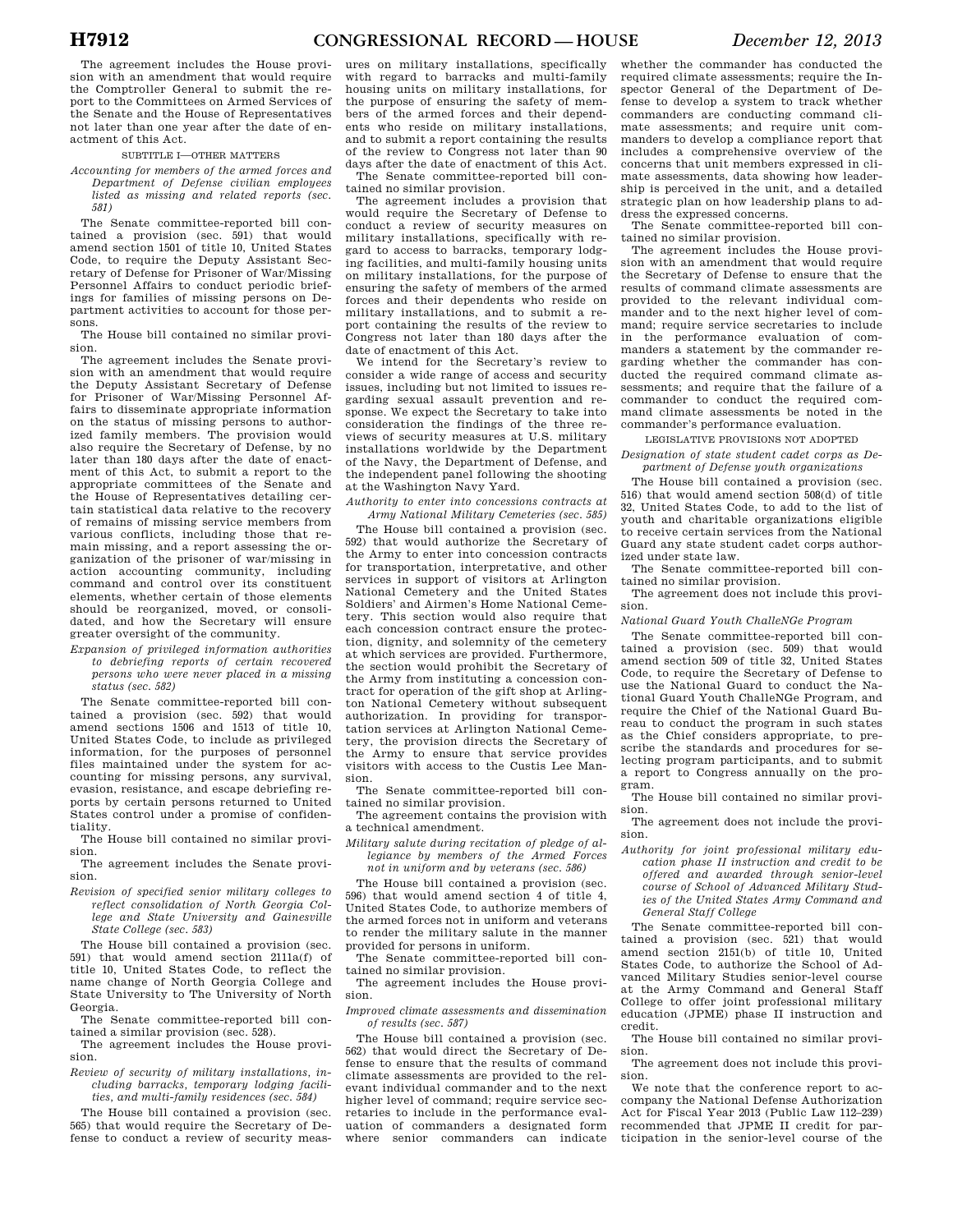The agreement includes the House provision with an amendment that would require the Comptroller General to submit the report to the Committees on Armed Services of the Senate and the House of Representatives not later than one year after the date of enactment of this Act.

SUBTITLE I—OTHER MATTERS

*Accounting for members of the armed forces and Department of Defense civilian employees listed as missing and related reports (sec. 581)*

The Senate committee-reported bill contained a provision (sec. 591) that would amend section 1501 of title 10, United States Code, to require the Deputy Assistant Secretary of Defense for Prisoner of War/Missing Personnel Affairs to conduct periodic briefings for families of missing persons on Department activities to account for those persons.

The House bill contained no similar provision.

The agreement includes the Senate provision with an amendment that would require the Deputy Assistant Secretary of Defense for Prisoner of War/Missing Personnel Affairs to disseminate appropriate information on the status of missing persons to authorized family members. The provision would also require the Secretary of Defense, by no later than 180 days after the date of enactment of this Act, to submit a report to the appropriate committees of the Senate and the House of Representatives detailing certain statistical data relative to the recovery of remains of missing service members from various conflicts, including those that remain missing, and a report assessing the organization of the prisoner of war/missing in action accounting community, including command and control over its constituent elements, whether certain of those elements should be reorganized, moved, or consolidated, and how the Secretary will ensure greater oversight of the community.

*Expansion of privileged information authorities to debriefing reports of certain recovered persons who were never placed in a missing status (sec. 582)*

The Senate committee-reported bill contained a provision (sec. 592) that would amend sections 1506 and 1513 of title 10, United States Code, to include as privileged information, for the purposes of personnel files maintained under the system for accounting for missing persons, any survival, evasion, resistance, and escape debriefing reports by certain persons returned to United States control under a promise of confidentiality.

The House bill contained no similar provision.

The agreement includes the Senate provision.

*Revision of specified senior military colleges to reflect consolidation of North Georgia College and State University and Gainesville State College (sec. 583)*

The House bill contained a provision (sec. 591) that would amend section 2111a(f) of title 10, United States Code, to reflect the name change of North Georgia College and State University to The University of North Georgia.

The Senate committee-reported bill contained a similar provision (sec. 528).

The agreement includes the House provision.

*Review of security of military installations, including barracks, temporary lodging facilities, and multi-family residences (sec. 584)*

The House bill contained a provision (sec. 565) that would require the Secretary of Defense to conduct a review of security measures on military installations, specifically with regard to barracks and multi-family housing units on military installations, for the purpose of ensuring the safety of members of the armed forces and their dependents who reside on military installations, and to submit a report containing the results of the review to Congress not later than 90 days after the date of enactment of this Act.

The Senate committee-reported bill contained no similar provision.

The agreement includes a provision that would require the Secretary of Defense to conduct a review of security measures on military installations, specifically with regard to access to barracks, temporary lodging facilities, and multi-family housing units on military installations, for the purpose of ensuring the safety of members of the armed forces and their dependents who reside on military installations, and to submit a report containing the results of the review to Congress not later than 180 days after the date of enactment of this Act.

We intend for the Secretary's review to consider a wide range of access and security issues, including but not limited to issues regarding sexual assault prevention and response. We expect the Secretary to take into consideration the findings of the three reviews of security measures at U.S. military installations worldwide by the Department of the Navy, the Department of Defense, and the independent panel following the shooting at the Washington Navy Yard.

*Authority to enter into concessions contracts at Army National Military Cemeteries (sec. 585)*

The House bill contained a provision (sec. 592) that would authorize the Secretary of the Army to enter into concession contracts for transportation, interpretative, and other services in support of visitors at Arlington National Cemetery and the United States Soldiers' and Airmen's Home National Cemetery. This section would also require that each concession contract ensure the protection, dignity, and solemnity of the cemetery at which services are provided. Furthermore, the section would prohibit the Secretary of the Army from instituting a concession contract for operation of the gift shop at Arlington National Cemetery without subsequent authorization. In providing for transportation services at Arlington National Cemetery, the provision directs the Secretary of the Army to ensure that service provides visitors with access to the Custis Lee Mansion.

The Senate committee-reported bill contained no similar provision.

The agreement contains the provision with a technical amendment.

*Military salute during recitation of pledge of allegiance by members of the Armed Forces not in uniform and by veterans (sec. 586)*

The House bill contained a provision (sec. 596) that would amend section 4 of title 4, United States Code, to authorize members of the armed forces not in uniform and veterans to render the military salute in the manner provided for persons in uniform.

The Senate committee-reported bill contained no similar provision.

The agreement includes the House provision.

*Improved climate assessments and dissemination of results (sec. 587)*

The House bill contained a provision (sec. 562) that would direct the Secretary of Defense to ensure that the results of command climate assessments are provided to the relevant individual commander and to the next higher level of command; require service secretaries to include in the performance evaluation of commanders a designated form where senior commanders can indicate whether the commander has conducted the required climate assessments; require the Inspector General of the Department of Defense to develop a system to track whether commanders are conducting command climate assessments; and require unit commanders to develop a compliance report that includes a comprehensive overview of the concerns that unit members expressed in climate assessments, data showing how leadership is perceived in the unit, and a detailed strategic plan on how leadership plans to address the expressed concerns.

The Senate committee-reported bill contained no similar provision.

The agreement includes the House provision with an amendment that would require the Secretary of Defense to ensure that the results of command climate assessments are provided to the relevant individual commander and to the next higher level of command; require service secretaries to include in the performance evaluation of commanders a statement by the commander regarding whether the commander has conducted the required command climate assessments; and require that the failure of a commander to conduct the required command climate assessments be noted in the commander's performance evaluation.

LEGISLATIVE PROVISIONS NOT ADOPTED

*Designation of state student cadet corps as Department of Defense youth organizations*

The House bill contained a provision (sec. 516) that would amend section 508(d) of title 32, United States Code, to add to the list of youth and charitable organizations eligible to receive certain services from the National Guard any state student cadet corps authorized under state law.

The Senate committee-reported bill contained no similar provision.

The agreement does not include this provision.

*National Guard Youth ChalleNGe Program*

The Senate committee-reported bill contained a provision (sec. 509) that would amend section 509 of title 32, United States Code, to require the Secretary of Defense to use the National Guard to conduct the National Guard Youth ChalleNGe Program, and require the Chief of the National Guard Bureau to conduct the program in such states as the Chief considers appropriate, to prescribe the standards and procedures for selecting program participants, and to submit a report to Congress annually on the program.

The House bill contained no similar provision.

The agreement does not include the provision.

*Authority for joint professional military education phase II instruction and credit to be offered and awarded through senior-level course of School of Advanced Military Studies of the United States Army Command and General Staff College*

The Senate committee-reported bill contained a provision (sec. 521) that would amend section 2151(b) of title 10, United States Code, to authorize the School of Advanced Military Studies senior-level course at the Army Command and General Staff College to offer joint professional military education (JPME) phase II instruction and credit.

The House bill contained no similar provision.

The agreement does not include this provision.

We note that the conference report to accompany the National Defense Authorization Act for Fiscal Year 2013 (Public Law 112–239) recommended that JPME II credit for participation in the senior-level course of the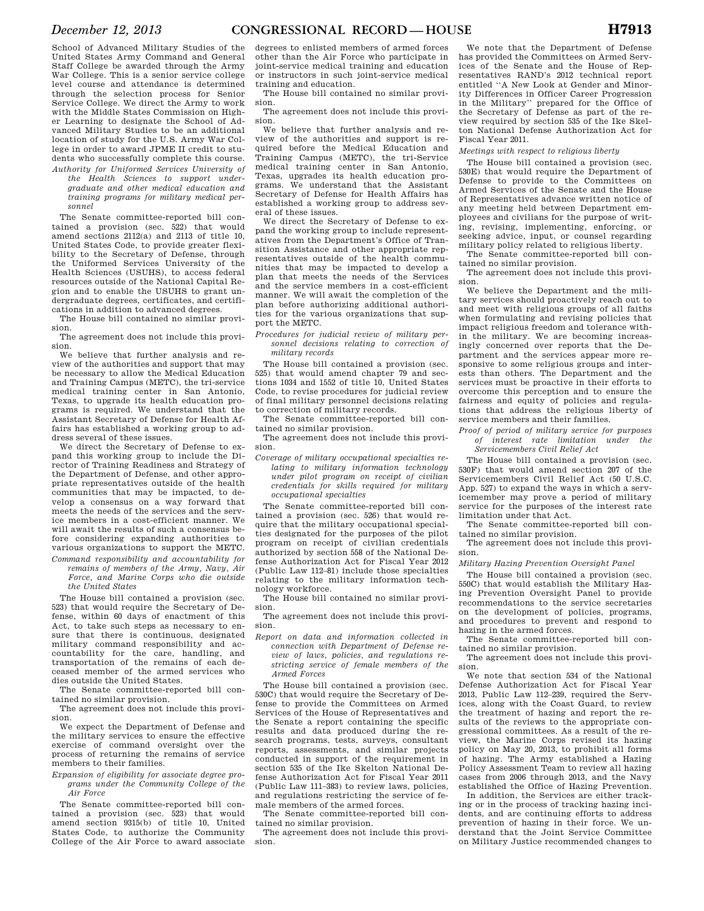School of Advanced Military Studies of the United States Army Command and General Staff College be awarded through the Army War College. This is a senior service college level course and attendance is determined through the selection process for Senior Service College. We direct the Army to work with the Middle States Commission on Higher Learning to designate the School of Advanced Military Studies to be an additional location of study for the U.S. Army War College in order to award JPME II credit to students who successfully complete this course.

*Authority for Uniformed Services University of the Health Sciences to support undergraduate and other medical education and training programs for military medical personnel*

The Senate committee-reported bill contained a provision (sec. 522) that would amend sections 2112(a) and 2113 of title 10, United States Code, to provide greater flexibility to the Secretary of Defense, through the Uniformed Services University of the Health Sciences (USUHS), to access federal resources outside of the National Capital Region and to enable the USUHS to grant undergraduate degrees, certificates, and certifications in addition to advanced degrees.

The House bill contained no similar provision.

The agreement does not include this provision.

We believe that further analysis and review of the authorities and support that may be necessary to allow the Medical Education and Training Campus (METC), the tri-service medical training center in San Antonio, Texas, to upgrade its health education programs is required. We understand that the Assistant Secretary of Defense for Health Affairs has established a working group to address several of these issues.

We direct the Secretary of Defense to expand this working group to include the Director of Training Readiness and Strategy of the Department of Defense, and other appropriate representatives outside of the health communities that may be impacted, to develop a consensus on a way forward that meets the needs of the services and the service members in a cost-efficient manner. We will await the results of such a consensus before considering expanding authorities to various organizations to support the METC.

*Command responsibility and accountability for remains of members of the Army, Navy, Air Force, and Marine Corps who die outside the United States*

The House bill contained a provision (sec. 523) that would require the Secretary of Defense, within 60 days of enactment of this Act, to take such steps as necessary to ensure that there is continuous, designated military command responsibility and accountability for the care, handling, and transportation of the remains of each deceased member of the armed services who dies outside the United States.

The Senate committee-reported bill contained no similar provision.

The agreement does not include this provision.

We expect the Department of Defense and the military services to ensure the effective exercise of command oversight over the process of returning the remains of service members to their families.

*Expansion of eligibility for associate degree programs under the Community College of the Air Force*

The Senate committee-reported bill contained a provision (sec. 523) that would amend section 9315(b) of title 10, United States Code, to authorize the Community College of the Air Force to award associate degrees to enlisted members of armed forces other than the Air Force who participate in joint-service medical training and education or instructors in such joint-service medical training and education.

The House bill contained no similar provision.

The agreement does not include this provision.

We believe that further analysis and review of the authorities and support is required before the Medical Education and Training Campus (METC), the tri-Service medical training center in San Antonio, Texas, upgrades its health education programs. We understand that the Assistant Secretary of Defense for Health Affairs has established a working group to address several of these issues.

We direct the Secretary of Defense to expand the working group to include representatives from the Department's Office of Transition Assistance and other appropriate representatives outside of the health communities that may be impacted to develop a plan that meets the needs of the Services and the service members in a cost-efficient manner. We will await the completion of the plan before authorizing additional authorities for the various organizations that support the METC.

*Procedures for judicial review of military personnel decisions relating to correction of military records*

The House bill contained a provision (sec. 525) that would amend chapter 79 and sections 1034 and 1552 of title 10, United States Code, to revise procedures for judicial review of final military personnel decisions relating to correction of military records.

The Senate committee-reported bill contained no similar provision.

The agreement does not include this provision.

*Coverage of military occupational specialties relating to military information technology under pilot program on receipt of civilian credentials for skills required for military occupational specialties*

The Senate committee-reported bill contained a provision (sec. 526) that would require that the military occupational specialties designated for the purposes of the pilot program on receipt of civilian credentials authorized by section 558 of the National Defense Authorization Act for Fiscal Year 2012 (Public Law 112–81) include those specialties relating to the military information technology workforce.

The House bill contained no similar provision.

The agreement does not include this provision.

*Report on data and information collected in connection with Department of Defense review of laws, policies, and regulations restricting service of female members of the Armed Forces*

The House bill contained a provision (sec. 530C) that would require the Secretary of Defense to provide the Committees on Armed Services of the House of Representatives and the Senate a report containing the specific results and data produced during the research programs, tests, surveys, consultant reports, assessments, and similar projects conducted in support of the requirement in section 535 of the Ike Skelton National Defense Authorization Act for Fiscal Year 2011 (Public Law 111–383) to review laws, policies, and regulations restricting the service of female members of the armed forces.

The Senate committee-reported bill contained no similar provision.

The agreement does not include this provision.

We note that the Department of Defense has provided the Committees on Armed Services of the Senate and the House of Representatives RAND's 2012 technical report entitled ''A New Look at Gender and Minority Differences in Officer Career Progression in the Military'' prepared for the Office of the Secretary of Defense as part of the review required by section 535 of the Ike Skelton National Defense Authorization Act for Fiscal Year 2011.

*Meetings with respect to religious liberty*

The House bill contained a provision (sec. 530E) that would require the Department of Defense to provide to the Committees on Armed Services of the Senate and the House of Representatives advance written notice of any meeting held between Department employees and civilians for the purpose of writing, revising, implementing, enforcing, or seeking advice, input, or counsel regarding military policy related to religious liberty.

The Senate committee-reported bill contained no similar provision.

The agreement does not include this provision.

We believe the Department and the military services should proactively reach out to and meet with religious groups of all faiths when formulating and revising policies that impact religious freedom and tolerance within the military. We are becoming increasingly concerned over reports that the Department and the services appear more responsive to some religious groups and interests than others. The Department and the services must be proactive in their efforts to overcome this perception and to ensure the fairness and equity of policies and regulations that address the religious liberty of service members and their families.

*Proof of period of military service for purposes of interest rate limitation under the Servicemembers Civil Relief Act*

The House bill contained a provision (sec. 530F) that would amend section 207 of the Servicemembers Civil Relief Act (50 U.S.C. App. 527) to expand the ways in which a servicemember may prove a period of military service for the purposes of the interest rate limitation under that Act.

The Senate committee-reported bill contained no similar provision.

The agreement does not include this provision.

*Military Hazing Prevention Oversight Panel*

The House bill contained a provision (sec. 550C) that would establish the Military Hazing Prevention Oversight Panel to provide recommendations to the service secretaries on the development of policies, programs, and procedures to prevent and respond to hazing in the armed forces.

The Senate committee-reported bill contained no similar provision.

The agreement does not include this provision.

We note that section 534 of the National Defense Authorization Act for Fiscal Year 2013, Public Law 112–239, required the Services, along with the Coast Guard, to review the treatment of hazing and report the results of the reviews to the appropriate congressional committees. As a result of the review, the Marine Corps revised its hazing policy on May 20, 2013, to prohibit all forms of hazing. The Army established a Hazing Policy Assessment Team to review all hazing cases from 2006 through 2013, and the Navy established the Office of Hazing Prevention.

In addition, the Services are either tracking or in the process of tracking hazing incidents, and are continuing efforts to address prevention of hazing in their force. We understand that the Joint Service Committee on Military Justice recommended changes to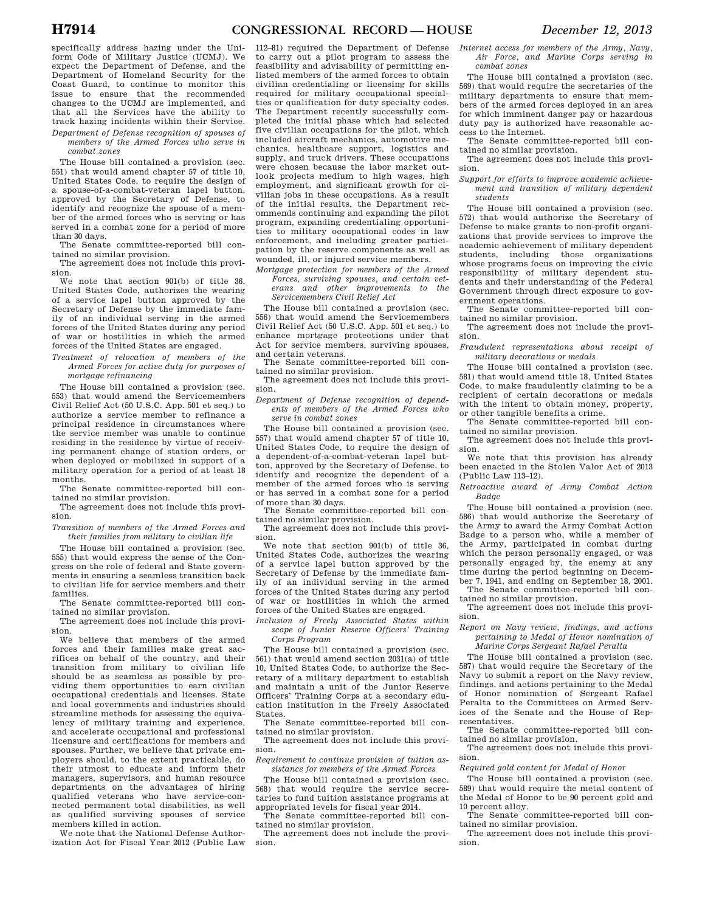specifically address hazing under the Uniform Code of Military Justice (UCMJ). We expect the Department of Defense, and the Department of Homeland Security for the Coast Guard, to continue to monitor this issue to ensure that the recommended changes to the UCMJ are implemented, and that all the Services have the ability to track hazing incidents within their Service.

*Department of Defense recognition of spouses of members of the Armed Forces who serve in combat zones*

The House bill contained a provision (sec. 551) that would amend chapter 57 of title 10, United States Code, to require the design of a spouse-of-a-combat-veteran lapel button, approved by the Secretary of Defense, to identify and recognize the spouse of a member of the armed forces who is serving or has served in a combat zone for a period of more than 30 days.

The Senate committee-reported bill contained no similar provision.

The agreement does not include this provision.

We note that section 901(b) of title 36, United States Code, authorizes the wearing of a service lapel button approved by the Secretary of Defense by the immediate family of an individual serving in the armed forces of the United States during any period of war or hostilities in which the armed forces of the United States are engaged.

*Treatment of relocation of members of the Armed Forces for active duty for purposes of mortgage refinancing*

The House bill contained a provision (sec. 553) that would amend the Servicemembers Civil Relief Act (50 U.S.C. App. 501 et seq.) to authorize a service member to refinance a principal residence in circumstances where the service member was unable to continue residing in the residence by virtue of receiving permanent change of station orders, or when deployed or mobilized in support of a military operation for a period of at least 18 months.

The Senate committee-reported bill contained no similar provision.

The agreement does not include this provision.

*Transition of members of the Armed Forces and their families from military to civilian life*

The House bill contained a provision (sec. 555) that would express the sense of the Congress on the role of federal and State governments in ensuring a seamless transition back to civilian life for service members and their families.

The Senate committee-reported bill contained no similar provision.

The agreement does not include this provision.

We believe that members of the armed forces and their families make great sacrifices on behalf of the country, and their transition from military to civilian life should be as seamless as possible by providing them opportunities to earn civilian occupational credentials and licenses. State and local governments and industries should streamline methods for assessing the equivalency of military training and experience, and accelerate occupational and professional licensure and certifications for members and spouses. Further, we believe that private employers should, to the extent practicable, do their utmost to educate and inform their managers, supervisors, and human resource departments on the advantages of hiring qualified veterans who have service-connected permanent total disabilities, as well as qualified surviving spouses of service members killed in action.

We note that the National Defense Authorization Act for Fiscal Year 2012 (Public Law 112–81) required the Department of Defense to carry out a pilot program to assess the feasibility and advisability of permitting enlisted members of the armed forces to obtain civilian credentialing or licensing for skills required for military occupational specialties or qualification for duty specialty codes. The Department recently successfully completed the initial phase which had selected five civilian occupations for the pilot, which included aircraft mechanics, automotive mechanics, healthcare support, logistics and supply, and truck drivers. These occupations were chosen because the labor market outlook projects medium to high wages, high employment, and significant growth for civilian jobs in these occupations. As a result of the initial results, the Department recommends continuing and expanding the pilot program, expanding credentialing opportunities to military occupational codes in law enforcement, and including greater participation by the reserve components as well as wounded, ill, or injured service members.

*Mortgage protection for members of the Armed Forces, surviving spouses, and certain veterans and other improvements to the Servicemembers Civil Relief Act*

The House bill contained a provision (sec. 556) that would amend the Servicemembers Civil Relief Act (50 U.S.C. App. 501 et seq.) to enhance mortgage protections under that Act for service members, surviving spouses, and certain veterans.

The Senate committee-reported bill contained no similar provision.

The agreement does not include this provision.

*Department of Defense recognition of dependents of members of the Armed Forces who serve in combat zones*

The House bill contained a provision (sec. 557) that would amend chapter 57 of title 10, United States Code, to require the design of a dependent-of-a-combat-veteran lapel button, approved by the Secretary of Defense, to identify and recognize the dependent of a member of the armed forces who is serving or has served in a combat zone for a period of more than 30 days.

The Senate committee-reported bill contained no similar provision.

The agreement does not include this provision.

We note that section 901(b) of title 36, United States Code, authorizes the wearing of a service lapel button approved by the Secretary of Defense by the immediate family of an individual serving in the armed forces of the United States during any period of war or hostilities in which the armed forces of the United States are engaged.

*Inclusion of Freely Associated States within scope of Junior Reserve Officers' Training Corps Program*

The House bill contained a provision (sec. 561) that would amend section 2031(a) of title 10, United States Code, to authorize the Secretary of a military department to establish and maintain a unit of the Junior Reserve Officers' Training Corps at a secondary education institution in the Freely Associated States.

The Senate committee-reported bill contained no similar provision.

The agreement does not include this provision.

*Requirement to continue provision of tuition assistance for members of the Armed Forces*

The House bill contained a provision (sec. 568) that would require the service secretaries to fund tuition assistance programs at appropriated levels for fiscal year 2014.

The Senate committee-reported bill contained no similar provision.

The agreement does not include the provision.

*Internet access for members of the Army, Navy, Air Force, and Marine Corps serving in combat zones*

The House bill contained a provision (sec. 569) that would require the secretaries of the military departments to ensure that members of the armed forces deployed in an area for which imminent danger pay or hazardous duty pay is authorized have reasonable access to the Internet.

The Senate committee-reported bill contained no similar provision.

The agreement does not include this provision.

*Support for efforts to improve academic achievement and transition of military dependent students*

The House bill contained a provision (sec. 572) that would authorize the Secretary of Defense to make grants to non-profit organizations that provide services to improve the academic achievement of military dependent students, including those organizations whose programs focus on improving the civic responsibility of military dependent students and their understanding of the Federal Government through direct exposure to government operations.

The Senate committee-reported bill contained no similar provision.

The agreement does not include the provision.

*Fraudulent representations about receipt of military decorations or medals*

The House bill contained a provision (sec. 581) that would amend title 18, United States Code, to make fraudulently claiming to be a recipient of certain decorations or medals with the intent to obtain money, property, or other tangible benefits a crime.

The Senate committee-reported bill contained no similar provision.

The agreement does not include this provision.

We note that this provision has already been enacted in the Stolen Valor Act of 2013 (Public Law 113–12).

*Retroactive award of Army Combat Action Badge*

The House bill contained a provision (sec. 586) that would authorize the Secretary of the Army to award the Army Combat Action Badge to a person who, while a member of the Army, participated in combat during which the person personally engaged, or was personally engaged by, the enemy at any time during the period beginning on December 7, 1941, and ending on September 18, 2001.

The Senate committee-reported bill contained no similar provision.

The agreement does not include this provision.

*Report on Navy review, findings, and actions pertaining to Medal of Honor nomination of Marine Corps Sergeant Rafael Peralta*

The House bill contained a provision (sec. 587) that would require the Secretary of the Navy to submit a report on the Navy review, findings, and actions pertaining to the Medal of Honor nomination of Sergeant Rafael Peralta to the Committees on Armed Services of the Senate and the House of Representatives.

The Senate committee-reported bill contained no similar provision.

The agreement does not include this provision.

*Required gold content for Medal of Honor*

The House bill contained a provision (sec. 589) that would require the metal content of the Medal of Honor to be 90 percent gold and 10 percent alloy.

The Senate committee-reported bill contained no similar provision.

The agreement does not include this provision.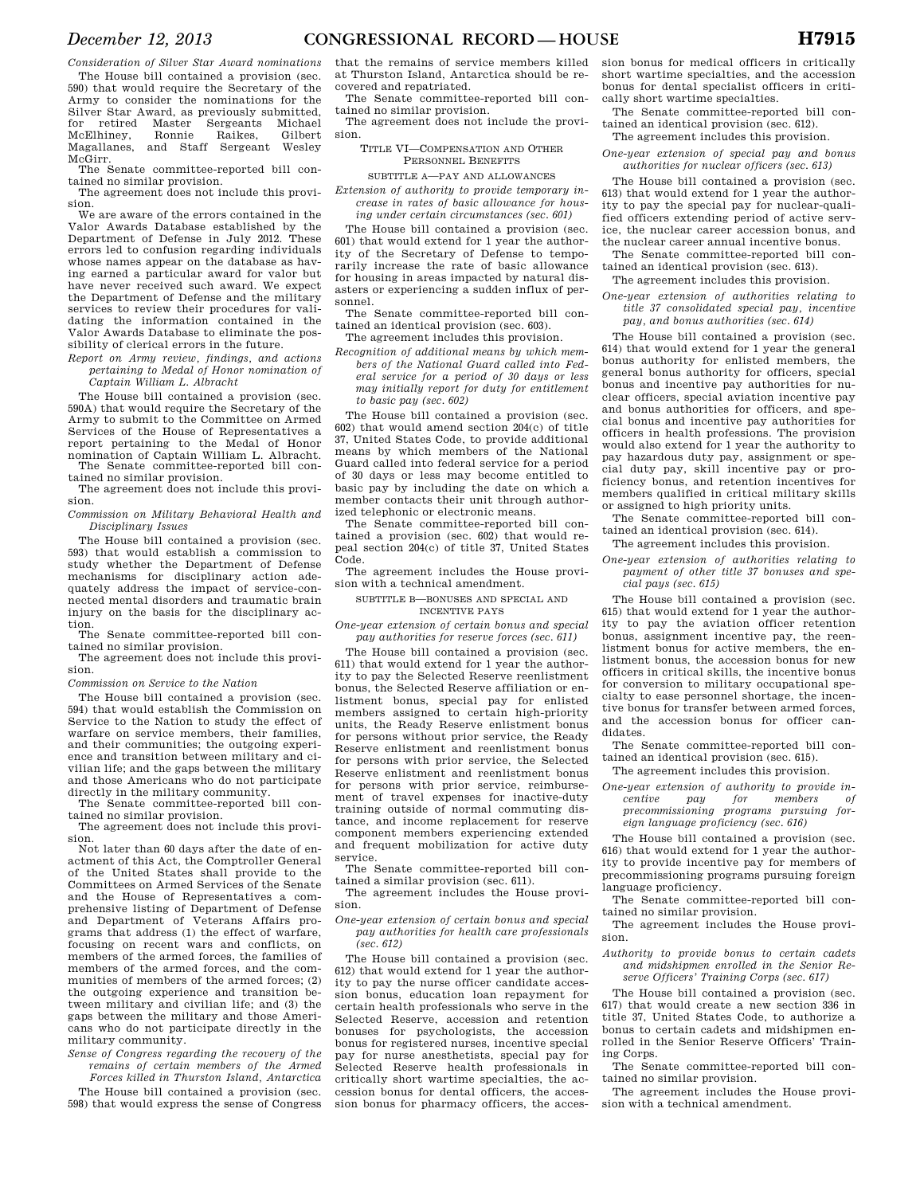*Consideration of Silver Star Award nominations*

The House bill contained a provision (sec. 590) that would require the Secretary of the Army to consider the nominations for the Silver Star Award, as previously submitted, for retired Master Sergeants Michael McElhiney, Ronnie Raikes, Gilbert Magallanes, and Staff Sergeant Wesley McGirr.

The Senate committee-reported bill contained no similar provision.

The agreement does not include this provision.

We are aware of the errors contained in the Valor Awards Database established by the Department of Defense in July 2012. These errors led to confusion regarding individuals whose names appear on the database as having earned a particular award for valor but have never received such award. We expect the Department of Defense and the military services to review their procedures for validating the information contained in the Valor Awards Database to eliminate the possibility of clerical errors in the future.

*Report on Army review, findings, and actions pertaining to Medal of Honor nomination of Captain William L. Albracht*

The House bill contained a provision (sec. 590A) that would require the Secretary of the Army to submit to the Committee on Armed Services of the House of Representatives a report pertaining to the Medal of Honor nomination of Captain William L. Albracht.

The Senate committee-reported bill contained no similar provision.

The agreement does not include this provision.

*Commission on Military Behavioral Health and Disciplinary Issues*

The House bill contained a provision (sec. 593) that would establish a commission to study whether the Department of Defense mechanisms for disciplinary action adequately address the impact of service-connected mental disorders and traumatic brain injury on the basis for the disciplinary action.

The Senate committee-reported bill contained no similar provision.

The agreement does not include this provision.

*Commission on Service to the Nation*

The House bill contained a provision (sec. 594) that would establish the Commission on Service to the Nation to study the effect of warfare on service members, their families, and their communities; the outgoing experience and transition between military and civilian life; and the gaps between the military and those Americans who do not participate directly in the military community.

The Senate committee-reported bill contained no similar provision.

The agreement does not include this provision.

Not later than 60 days after the date of enactment of this Act, the Comptroller General of the United States shall provide to the Committees on Armed Services of the Senate and the House of Representatives a comprehensive listing of Department of Defense and Department of Veterans Affairs programs that address (1) the effect of warfare, focusing on recent wars and conflicts, on members of the armed forces, the families of members of the armed forces, and the communities of members of the armed forces; (2) the outgoing experience and transition between military and civilian life; and (3) the gaps between the military and those Americans who do not participate directly in the military community.

*Sense of Congress regarding the recovery of the remains of certain members of the Armed Forces killed in Thurston Island, Antarctica*

The House bill contained a provision (sec. 598) that would express the sense of Congress that the remains of service members killed at Thurston Island, Antarctica should be recovered and repatriated.

The Senate committee-reported bill contained no similar provision.

The agreement does not include the provision.

## TITLE VI—COMPENSATION AND OTHER PERSONNEL BENEFITS

### SUBTITLE A—PAY AND ALLOWANCES

*Extension of authority to provide temporary increase in rates of basic allowance for housing under certain circumstances (sec. 601)*

The House bill contained a provision (sec. 601) that would extend for 1 year the authority of the Secretary of Defense to temporarily increase the rate of basic allowance for housing in areas impacted by natural disasters or experiencing a sudden influx of personnel.

The Senate committee-reported bill contained an identical provision (sec. 603).

The agreement includes this provision.

*Recognition of additional means by which members of the National Guard called into Federal service for a period of 30 days or less may initially report for duty for entitlement to basic pay (sec. 602)*

The House bill contained a provision (sec. 602) that would amend section 204(c) of title 37, United States Code, to provide additional means by which members of the National Guard called into federal service for a period of 30 days or less may become entitled to basic pay by including the date on which a member contacts their unit through authorized telephonic or electronic means.

The Senate committee-reported bill contained a provision (sec. 602) that would repeal section 204(c) of title 37, United States Code.

The agreement includes the House provision with a technical amendment.

### SUBTITLE B—BONUSES AND SPECIAL AND INCENTIVE PAYS

*One-year extension of certain bonus and special pay authorities for reserve forces (sec. 611)*

The House bill contained a provision (sec. 611) that would extend for 1 year the authority to pay the Selected Reserve reenlistment bonus, the Selected Reserve affiliation or enlistment bonus, special pay for enlisted members assigned to certain high-priority units, the Ready Reserve enlistment bonus for persons without prior service, the Ready Reserve enlistment and reenlistment bonus for persons with prior service, the Selected Reserve enlistment and reenlistment bonus for persons with prior service, reimbursement of travel expenses for inactive-duty training outside of normal commuting distance, and income replacement for reserve component members experiencing extended and frequent mobilization for active duty service.

The Senate committee-reported bill contained a similar provision (sec. 611).

The agreement includes the House provision.

*One-year extension of certain bonus and special pay authorities for health care professionals (sec. 612)*

The House bill contained a provision (sec. 612) that would extend for 1 year the authority to pay the nurse officer candidate accession bonus, education loan repayment for certain health professionals who serve in the Selected Reserve, accession and retention bonuses for psychologists, the accession bonus for registered nurses, incentive special pay for nurse anesthetists, special pay for Selected Reserve health professionals in critically short wartime specialties, the accession bonus for dental officers, the accession bonus for pharmacy officers, the accession bonus for medical officers in critically short wartime specialties, and the accession bonus for dental specialist officers in critically short wartime specialties.

The Senate committee-reported bill contained an identical provision (sec. 612).

The agreement includes this provision.

*One-year extension of special pay and bonus authorities for nuclear officers (sec. 613)*

The House bill contained a provision (sec. 613) that would extend for 1 year the authority to pay the special pay for nuclear-qualified officers extending period of active service, the nuclear career accession bonus, and the nuclear career annual incentive bonus.

The Senate committee-reported bill contained an identical provision (sec. 613).

The agreement includes this provision.

*One-year extension of authorities relating to title 37 consolidated special pay, incentive pay, and bonus authorities (sec. 614)*

The House bill contained a provision (sec. 614) that would extend for 1 year the general bonus authority for enlisted members, the general bonus authority for officers, special bonus and incentive pay authorities for nuclear officers, special aviation incentive pay and bonus authorities for officers, and special bonus and incentive pay authorities for officers in health professions. The provision would also extend for 1 year the authority to pay hazardous duty pay, assignment or special duty pay, skill incentive pay or proficiency bonus, and retention incentives for members qualified in critical military skills or assigned to high priority units.

The Senate committee-reported bill contained an identical provision (sec. 614).

The agreement includes this provision.

*One-year extension of authorities relating to payment of other title 37 bonuses and special pays (sec. 615)*

The House bill contained a provision (sec. 615) that would extend for 1 year the authority to pay the aviation officer retention bonus, assignment incentive pay, the reenlistment bonus for active members, the enlistment bonus, the accession bonus for new officers in critical skills, the incentive bonus for conversion to military occupational specialty to ease personnel shortage, the incentive bonus for transfer between armed forces, and the accession bonus for officer candidates.

The Senate committee-reported bill contained an identical provision (sec. 615).

The agreement includes this provision.

*One-year extension of authority to provide incentive pay for members of precommissioning programs pursuing foreign language proficiency (sec. 616)*

The House bill contained a provision (sec. 616) that would extend for 1 year the authority to provide incentive pay for members of precommissioning programs pursuing foreign language proficiency.

The Senate committee-reported bill contained no similar provision.

The agreement includes the House provision.

*Authority to provide bonus to certain cadets and midshipmen enrolled in the Senior Reserve Officers' Training Corps (sec. 617)*

The House bill contained a provision (sec. 617) that would create a new section 336 in title 37, United States Code, to authorize a bonus to certain cadets and midshipmen enrolled in the Senior Reserve Officers' Training Corps.

The Senate committee-reported bill contained no similar provision.

The agreement includes the House provision with a technical amendment.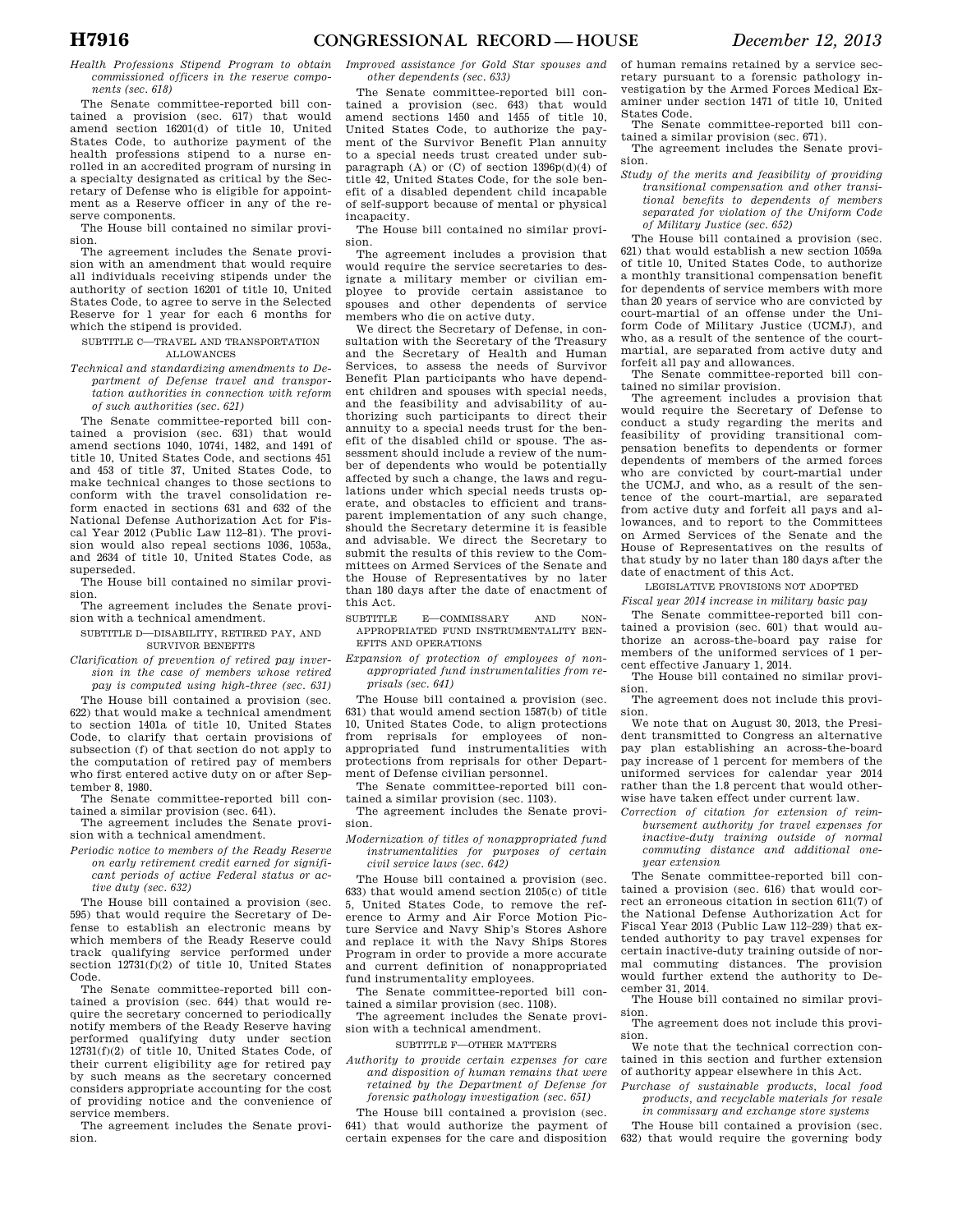*Health Professions Stipend Program to obtain commissioned officers in the reserve components (sec. 618)*

The Senate committee-reported bill contained a provision (sec. 617) that would amend section 16201(d) of title 10, United States Code, to authorize payment of the health professions stipend to a nurse enrolled in an accredited program of nursing in a specialty designated as critical by the Secretary of Defense who is eligible for appointment as a Reserve officer in any of the reserve components.

The House bill contained no similar provision.

The agreement includes the Senate provision with an amendment that would require all individuals receiving stipends under the authority of section 16201 of title 10, United States Code, to agree to serve in the Selected Reserve for 1 year for each 6 months for which the stipend is provided.

SUBTITLE C—TRAVEL AND TRANSPORTATION ALLOWANCES

*Technical and standardizing amendments to Department of Defense travel and transportation authorities in connection with reform of such authorities (sec. 621)*

The Senate committee-reported bill contained a provision (sec. 631) that would amend sections 1040, 1074i, 1482, and 1491 of title 10, United States Code, and sections 451 and 453 of title 37, United States Code, to make technical changes to those sections to conform with the travel consolidation reform enacted in sections 631 and 632 of the National Defense Authorization Act for Fiscal Year 2012 (Public Law 112–81). The provision would also repeal sections 1036, 1053a, and 2634 of title 10, United States Code, as superseded.

The House bill contained no similar provision.

The agreement includes the Senate provision with a technical amendment.

SUBTITLE D—DISABILITY, RETIRED PAY, AND SURVIVOR BENEFITS

*Clarification of prevention of retired pay inversion in the case of members whose retired pay is computed using high-three (sec. 631)*

The House bill contained a provision (sec. 622) that would make a technical amendment to section 1401a of title 10, United States Code, to clarify that certain provisions of subsection (f) of that section do not apply to the computation of retired pay of members who first entered active duty on or after September 8, 1980.

The Senate committee-reported bill contained a similar provision (sec. 641).

The agreement includes the Senate provision with a technical amendment.

*Periodic notice to members of the Ready Reserve on early retirement credit earned for significant periods of active Federal status or active duty (sec. 632)*

The House bill contained a provision (sec. 595) that would require the Secretary of Defense to establish an electronic means by which members of the Ready Reserve could track qualifying service performed under section 12731(f)(2) of title 10, United States Code.

The Senate committee-reported bill contained a provision (sec. 644) that would require the secretary concerned to periodically notify members of the Ready Reserve having performed qualifying duty under section 12731(f)(2) of title 10, United States Code, of their current eligibility age for retired pay by such means as the secretary concerned considers appropriate accounting for the cost of providing notice and the convenience of service members.

The agreement includes the Senate provision.

*Improved assistance for Gold Star spouses and other dependents (sec. 633)*

The Senate committee-reported bill contained a provision (sec. 643) that would amend sections 1450 and 1455 of title 10, United States Code, to authorize the payment of the Survivor Benefit Plan annuity to a special needs trust created under subparagraph (A) or (C) of section 1396p(d)(4) of title 42, United States Code, for the sole benefit of a disabled dependent child incapable of self-support because of mental or physical incapacity.

The House bill contained no similar provision.

The agreement includes a provision that would require the service secretaries to designate a military member or civilian employee to provide certain assistance to spouses and other dependents of service members who die on active duty.

We direct the Secretary of Defense, in consultation with the Secretary of the Treasury and the Secretary of Health and Human Services, to assess the needs of Survivor Benefit Plan participants who have dependent children and spouses with special needs, and the feasibility and advisability of authorizing such participants to direct their annuity to a special needs trust for the benefit of the disabled child or spouse. The assessment should include a review of the number of dependents who would be potentially affected by such a change, the laws and regulations under which special needs trusts operate, and obstacles to efficient and transparent implementation of any such change, should the Secretary determine it is feasible and advisable. We direct the Secretary to submit the results of this review to the Committees on Armed Services of the Senate and the House of Representatives by no later than 180 days after the date of enactment of this Act.

SUBTITLE E—COMMISSARY AND NONAPPROPRIATED FUND INSTRUMENTALITY BENEFITS AND OPERATIONS

*Expansion of protection of employees of nonappropriated fund instrumentalities from reprisals (sec. 641)*

The House bill contained a provision (sec. 631) that would amend section 1587(b) of title 10, United States Code, to align protections from reprisals for employees of nonappropriated fund instrumentalities with protections from reprisals for other Department of Defense civilian personnel.

The Senate committee-reported bill contained a similar provision (sec. 1103).

The agreement includes the Senate provision.

*Modernization of titles of nonappropriated fund instrumentalities for purposes of certain civil service laws (sec. 642)*

The House bill contained a provision (sec. 633) that would amend section 2105(c) of title 5, United States Code, to remove the reference to Army and Air Force Motion Picture Service and Navy Ship's Stores Ashore and replace it with the Navy Ships Stores Program in order to provide a more accurate and current definition of nonappropriated fund instrumentality employees.

The Senate committee-reported bill contained a similar provision (sec. 1108).

The agreement includes the Senate provision with a technical amendment.

SUBTITLE F—OTHER MATTERS

*Authority to provide certain expenses for care and disposition of human remains that were retained by the Department of Defense for forensic pathology investigation (sec. 651)*

The House bill contained a provision (sec. 641) that would authorize the payment of certain expenses for the care and disposition of human remains retained by a service secretary pursuant to a forensic pathology investigation by the Armed Forces Medical Examiner under section 1471 of title 10, United States Code.

The Senate committee-reported bill contained a similar provision (sec. 671).

The agreement includes the Senate provision.

*Study of the merits and feasibility of providing transitional compensation and other transitional benefits to dependents of members separated for violation of the Uniform Code of Military Justice (sec. 652)*

The House bill contained a provision (sec. 621) that would establish a new section 1059a of title 10, United States Code, to authorize a monthly transitional compensation benefit for dependents of service members with more than 20 years of service who are convicted by court-martial of an offense under the Uniform Code of Military Justice (UCMJ), and who, as a result of the sentence of the court-martial, are separated from active duty and forfeit all pay and allowances.

The Senate committee-reported bill contained no similar provision.

The agreement includes a provision that would require the Secretary of Defense to conduct a study regarding the merits and feasibility of providing transitional compensation benefits to dependents or former dependents of members of the armed forces who are convicted by court-martial under the UCMJ, and who, as a result of the sentence of the court-martial, are separated from active duty and forfeit all pays and allowances, and to report to the Committees on Armed Services of the Senate and House of Representatives on the results of that study by no later than 180 days after the date of enactment of this Act.

LEGISLATIVE PROVISIONS NOT ADOPTED

*Fiscal year 2014 increase in military basic pay*

The Senate committee-reported bill contained a provision (sec. 601) that would authorize an across-the-board pay raise for members of the uniformed services of 1 percent effective January 1, 2014.

The House bill contained no similar provision.

The agreement does not include this provision.

We note that on August 30, 2013, the President transmitted to Congress an alternative pay plan establishing an across-the-board pay increase of 1 percent for members of the uniformed services for calendar year 2014 rather than the 1.8 percent that would otherwise have taken effect under current law.

*Correction of citation for extension of reimbursement authority for travel expenses for inactive-duty training outside of normal commuting distance and additional one-year extension*

The Senate committee-reported bill contained a provision (sec. 616) that would correct an erroneous citation in section 611(7) of the National Defense Authorization Act for Fiscal Year 2013 (Public Law 112–239) that extended authority to pay travel expenses for certain inactive-duty training outside of normal commuting distances. The provision would further extend the authority to December 31, 2014.

The House bill contained no similar provision.

The agreement does not include this provision.

We note that the technical correction contained in this section and further extension of authority appear elsewhere in this Act.

*Purchase of sustainable products, local food products, and recyclable materials for resale in commissary and exchange store systems*

The House bill contained a provision (sec. 632) that would require the governing body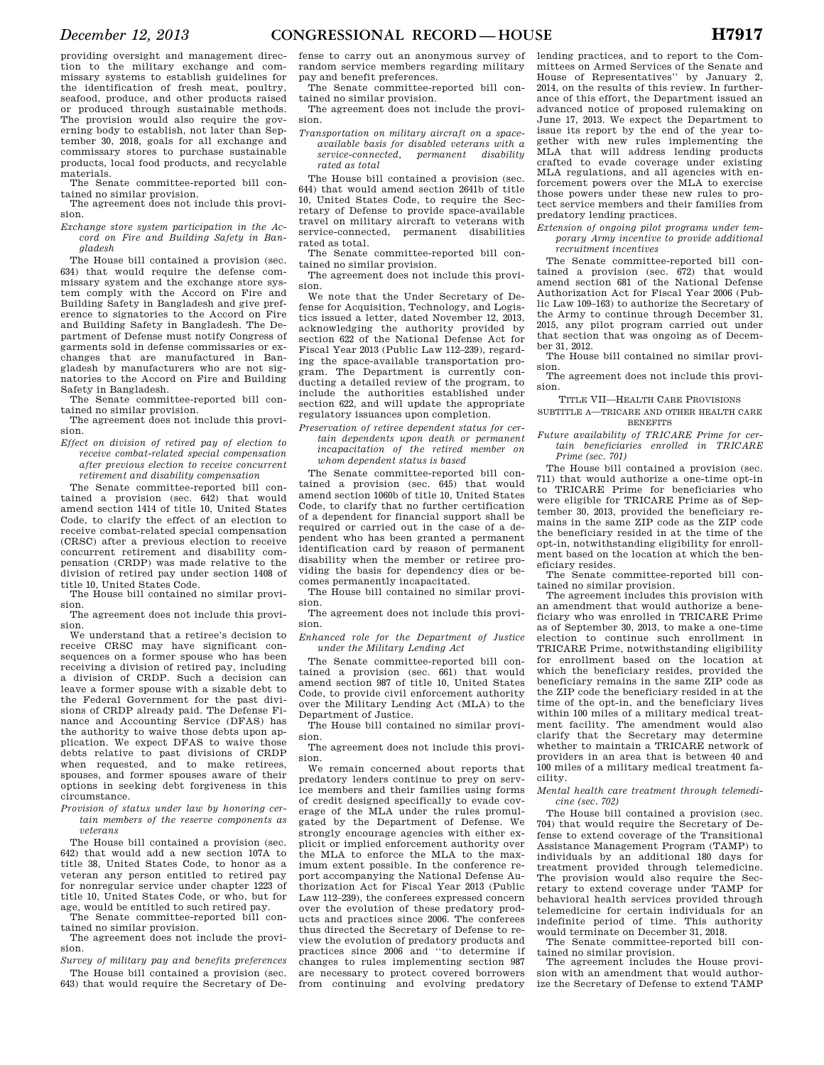providing oversight and management direction to the military exchange and commissary systems to establish guidelines for the identification of fresh meat, poultry, seafood, produce, and other products raised or produced through sustainable methods. The provision would also require the governing body to establish, not later than September 30, 2018, goals for all exchange and commissary stores to purchase sustainable products, local food products, and recyclable materials.

The Senate committee-reported bill contained no similar provision.

The agreement does not include this provision.

*Exchange store system participation in the Accord on Fire and Building Safety in Bangladesh*

The House bill contained a provision (sec. 634) that would require the defense commissary system and the exchange store system comply with the Accord on Fire and Building Safety in Bangladesh and give preference to signatories to the Accord on Fire and Building Safety in Bangladesh. The Department of Defense must notify Congress of garments sold in defense commissaries or exchanges that are manufactured in Bangladesh by manufacturers who are not signatories to the Accord on Fire and Building Safety in Bangladesh.

The Senate committee-reported bill contained no similar provision.

The agreement does not include this provision.

*Effect on division of retired pay of election to receive combat-related special compensation after previous election to receive concurrent retirement and disability compensation*

The Senate committee-reported bill contained a provision (sec. 642) that would amend section 1414 of title 10, United States Code, to clarify the effect of an election to receive combat-related special compensation (CRSC) after a previous election to receive concurrent retirement and disability compensation (CRDP) was made relative to the division of retired pay under section 1408 of title 10, United States Code.

The House bill contained no similar provision.

The agreement does not include this provision.

We understand that a retiree's decision to receive CRSC may have significant consequences on a former spouse who has been receiving a division of retired pay, including a division of CRDP. Such a decision can leave a former spouse with a sizable debt to the Federal Government for the past divisions of CRDP already paid. The Defense Finance and Accounting Service (DFAS) has the authority to waive those debts upon application. We expect DFAS to waive those debts relative to past divisions of CRDP when requested, and to make retirees, spouses, and former spouses aware of their options in seeking debt forgiveness in this circumstance.

*Provision of status under law by honoring certain members of the reserve components as veterans*

The House bill contained a provision (sec. 642) that would add a new section 107A to title 38, United States Code, to honor as a veteran any person entitled to retired pay for nonregular service under chapter 1223 of title 10, United States Code, or who, but for age, would be entitled to such retired pay.

The Senate committee-reported bill contained no similar provision.

The agreement does not include the provision.

*Survey of military pay and benefits preferences*

The House bill contained a provision (sec. 643) that would require the Secretary of Defense to carry out an anonymous survey of random service members regarding military pay and benefit preferences.

The Senate committee-reported bill contained no similar provision.

The agreement does not include the provision.

*Transportation on military aircraft on a space-available basis for disabled veterans with a service-connected, permanent disability rated as total*

The House bill contained a provision (sec. 644) that would amend section 2641b of title 10, United States Code, to require the Secretary of Defense to provide space-available travel on military aircraft to veterans with service-connected, permanent disabilities rated as total.

The Senate committee-reported bill contained no similar provision.

The agreement does not include this provision.

We note that the Under Secretary of Defense for Acquisition, Technology, and Logistics issued a letter, dated November 12, 2013, acknowledging the authority provided by section 622 of the National Defense Act for Fiscal Year 2013 (Public Law 112–239), regarding the space-available transportation program. The Department is currently conducting a detailed review of the program, to include the authorities established under section 622, and will update the appropriate regulatory issuances upon completion.

*Preservation of retiree dependent status for certain dependents upon death or permanent incapacitation of the retired member on whom dependent status is based*

The Senate committee-reported bill contained a provision (sec. 645) that would amend section 1060b of title 10, United States Code, to clarify that no further certification of a dependent for financial support shall be required or carried out in the case of a dependent who has been granted a permanent identification card by reason of permanent disability when the member or retiree providing the basis for dependency dies or becomes permanently incapacitated.

The House bill contained no similar provision.

The agreement does not include this provision.

*Enhanced role for the Department of Justice under the Military Lending Act*

The Senate committee-reported bill contained a provision (sec. 661) that would amend section 987 of title 10, United States Code, to provide civil enforcement authority over the Military Lending Act (MLA) to the Department of Justice.

The House bill contained no similar provision.

The agreement does not include this provision.

We remain concerned about reports that predatory lenders continue to prey on service members and their families using forms of credit designed specifically to evade coverage of the MLA under the rules promulgated by the Department of Defense. We strongly encourage agencies with either explicit or implied enforcement authority over the MLA to enforce the MLA to the maximum extent possible. In the conference report accompanying the National Defense Authorization Act for Fiscal Year 2013 (Public Law 112–239), the conferees expressed concern over the evolution of these predatory products and practices since 2006. The conferees thus directed the Secretary of Defense to review the evolution of predatory products and practices since 2006 and ''to determine if changes to rules implementing section 987 are necessary to protect covered borrowers from continuing and evolving predatory lending practices, and to report to the Committees on Armed Services of the Senate and House of Representatives'' by January 2, 2014, on the results of this review. In furtherance of this effort, the Department issued an advanced notice of proposed rulemaking on June 17, 2013. We expect the Department to issue its report by the end of the year together with new rules implementing the MLA that will address lending products crafted to evade coverage under existing MLA regulations, and all agencies with enforcement powers over the MLA to exercise those powers under these new rules to protect service members and their families from predatory lending practices.

*Extension of ongoing pilot programs under temporary Army incentive to provide additional recruitment incentives*

The Senate committee-reported bill contained a provision (sec. 672) that would amend section 681 of the National Defense Authorization Act for Fiscal Year 2006 (Public Law 109–163) to authorize the Secretary of the Army to continue through December 31, 2015, any pilot program carried out under that section that was ongoing as of December 31, 2012.

The House bill contained no similar provision.

The agreement does not include this provision.

## TITLE VII—HEALTH CARE PROVISIONS

### SUBTITLE A—TRICARE AND OTHER HEALTH CARE BENEFITS

*Future availability of TRICARE Prime for certain beneficiaries enrolled in TRICARE Prime (sec. 701)*

The House bill contained a provision (sec. 711) that would authorize a one-time opt-in to TRICARE Prime for beneficiaries who were eligible for TRICARE Prime as of September 30, 2013, provided the beneficiary remains in the same ZIP code as the ZIP code the beneficiary resided in at the time of the opt-in, notwithstanding eligibility for enrollment based on the location at which the beneficiary resides.

The Senate committee-reported bill contained no similar provision.

The agreement includes this provision with an amendment that would authorize a beneficiary who was enrolled in TRICARE Prime as of September 30, 2013, to make a one-time election to continue such enrollment in TRICARE Prime, notwithstanding eligibility for enrollment based on the location at which the beneficiary resides, provided the beneficiary remains in the same ZIP code as the ZIP code the beneficiary resided in at the time of the opt-in, and the beneficiary lives within 100 miles of a military medical treatment facility. The amendment would also clarify that the Secretary may determine whether to maintain a TRICARE network of providers in an area that is between 40 and 100 miles of a military medical treatment facility.

*Mental health care treatment through telemedicine (sec. 702)*

The House bill contained a provision (sec. 704) that would require the Secretary of Defense to extend coverage of the Transitional Assistance Management Program (TAMP) to individuals by an additional 180 days for treatment provided through telemedicine. The provision would also require the Secretary to extend coverage under TAMP for behavioral health services provided through telemedicine for certain individuals for an indefinite period of time. This authority would terminate on December 31, 2018.

The Senate committee-reported bill contained no similar provision.

The agreement includes the House provision with an amendment that would authorize the Secretary of Defense to extend TAMP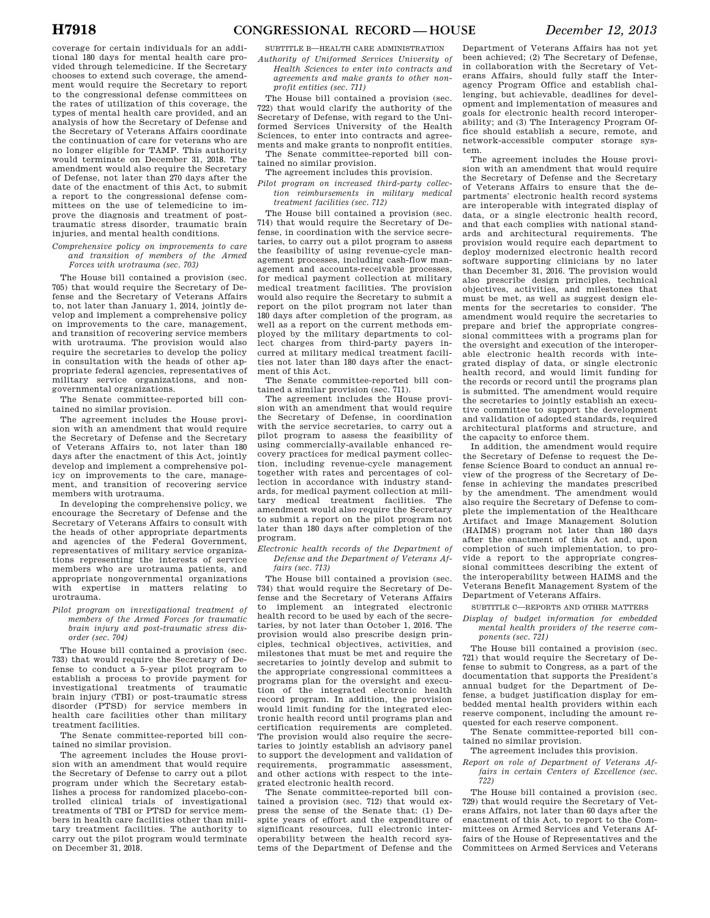coverage for certain individuals for an additional 180 days for mental health care provided through telemedicine. If the Secretary chooses to extend such coverage, the amendment would require the Secretary to report to the congressional defense committees on the rates of utilization of this coverage, the types of mental health care provided, and an analysis of how the Secretary of Defense and the Secretary of Veterans Affairs coordinate the continuation of care for veterans who are no longer eligible for TAMP. This authority would terminate on December 31, 2018. The amendment would also require the Secretary of Defense, not later than 270 days after the date of the enactment of this Act, to submit a report to the congressional defense committees on the use of telemedicine to improve the diagnosis and treatment of post-traumatic stress disorder, traumatic brain injuries, and mental health conditions.

*Comprehensive policy on improvements to care and transition of members of the Armed Forces with urotrauma (sec. 703)*

The House bill contained a provision (sec. 705) that would require the Secretary of Defense and the Secretary of Veterans Affairs to, not later than January 1, 2014, jointly develop and implement a comprehensive policy on improvements to the care, management, and transition of recovering service members with urotrauma. The provision would also require the secretaries to develop the policy in consultation with the heads of other appropriate federal agencies, representatives of military service organizations, and nongovernmental organizations.

The Senate committee-reported bill contained no similar provision.

The agreement includes the House provision with an amendment that would require the Secretary of Defense and the Secretary of Veterans Affairs to, not later than 180 days after the enactment of this Act, jointly develop and implement a comprehensive policy on improvements to the care, management, and transition of recovering service members with urotrauma.

In developing the comprehensive policy, we encourage the Secretary of Defense and the Secretary of Veterans Affairs to consult with the heads of other appropriate departments and agencies of the Federal Government, representatives of military service organizations representing the interests of service members who are urotrauma patients, and appropriate nongovernmental organizations with expertise in matters relating to urotrauma.

*Pilot program on investigational treatment of members of the Armed Forces for traumatic brain injury and post-traumatic stress disorder (sec. 704)*

The House bill contained a provision (sec. 733) that would require the Secretary of Defense to conduct a 5-year pilot program to establish a process to provide payment for investigational treatments of traumatic brain injury (TBI) or post-traumatic stress disorder (PTSD) for service members in health care facilities other than military treatment facilities.

The Senate committee-reported bill contained no similar provision.

The agreement includes the House provision with an amendment that would require the Secretary of Defense to carry out a pilot program under which the Secretary establishes a process for randomized placebo-controlled clinical trials of investigational treatments of TBI or PTSD for service members in health care facilities other than military treatment facilities. The authority to carry out the pilot program would terminate on December 31, 2018.

SUBTITLE B—HEALTH CARE ADMINISTRATION

*Authority of Uniformed Services University of Health Sciences to enter into contracts and agreements and make grants to other nonprofit entities (sec. 711)*

The House bill contained a provision (sec. 722) that would clarify the authority of the Secretary of Defense, with regard to the Uniformed Services University of the Health Sciences, to enter into contracts and agreements and make grants to nonprofit entities.

The Senate committee-reported bill contained no similar provision.

The agreement includes this provision.

*Pilot program on increased third-party collection reimbursements in military medical treatment facilities (sec. 712)*

The House bill contained a provision (sec. 714) that would require the Secretary of Defense, in coordination with the service secretaries, to carry out a pilot program to assess the feasibility of using revenue-cycle management processes, including cash-flow management and accounts-receivable processes, for medical payment collection at military medical treatment facilities. The provision would also require the Secretary to submit a report on the pilot program not later than 180 days after completion of the program, as well as a report on the current methods employed by the military departments to collect charges from third-party payers incurred at military medical treatment facilities not later than 180 days after the enactment of this Act.

The Senate committee-reported bill contained a similar provision (sec. 711).

The agreement includes the House provision with an amendment that would require the Secretary of Defense, in coordination with the service secretaries, to carry out a pilot program to assess the feasibility of using commercially-available enhanced recovery practices for medical payment collection, including revenue-cycle management together with rates and percentages of collection in accordance with industry standards, for medical payment collection at military medical treatment facilities. The amendment would also require the Secretary to submit a report on the pilot program not later than 180 days after completion of the program.

*Electronic health records of the Department of Defense and the Department of Veterans Affairs (sec. 713)*

The House bill contained a provision (sec. 734) that would require the Secretary of Defense and the Secretary of Veterans Affairs to implement an integrated electronic health record to be used by each of the secretaries, by not later than October 1, 2016. The provision would also prescribe design principles, technical objectives, activities, and milestones that must be met and require the secretaries to jointly develop and submit to the appropriate congressional committees a programs plan for the oversight and execution of the integrated electronic health record program. In addition, the provision would limit funding for the integrated electronic health record until programs plan and certification requirements are completed. The provision would also require the secretaries to jointly establish an advisory panel to support the development and validation of requirements, programmatic assessment, and other actions with respect to the integrated electronic health record.

The Senate committee-reported bill contained a provision (sec. 712) that would express the sense of the Senate that: (1) Despite years of effort and the expenditure of significant resources, full electronic interoperability between the health record systems of the Department of Defense and the Department of Veterans Affairs has not yet been achieved; (2) The Secretary of Defense, in collaboration with the Secretary of Veterans Affairs, should fully staff the Interagency Program Office and establish challenging, but achievable, deadlines for development and implementation of measures and goals for electronic health record interoperability; and (3) The Interagency Program Office should establish a secure, remote, and network-accessible computer storage system.

The agreement includes the House provision with an amendment that would require the Secretary of Defense and the Secretary of Veterans Affairs to ensure that the departments' electronic health record systems are interoperable with integrated display of data, or a single electronic health record, and that each complies with national standards and architectural requirements. The provision would require each department to deploy modernized electronic health record software supporting clinicians by no later than December 31, 2016. The provision would also prescribe design principles, technical objectives, activities, and milestones that must be met, as well as suggest design elements for the secretaries to consider. The amendment would require the secretaries to prepare and brief the appropriate congressional committees with a programs plan for the oversight and execution of the interoperable electronic health records with integrated display of data, or single electronic health record, and would limit funding for the records or record until the programs plan is submitted. The amendment would require the secretaries to jointly establish an executive committee to support the development and validation of adopted standards, required architectural platforms and structure, and the capacity to enforce them.

In addition, the amendment would require the Secretary of Defense to request the Defense Science Board to conduct an annual review of the progress of the Secretary of Defense in achieving the mandates prescribed by the amendment. The amendment would also require the Secretary of Defense to complete the implementation of the Healthcare Artifact and Image Management Solution (HAIMS) program not later than 180 days after the enactment of this Act and, upon completion of such implementation, to provide a report to the appropriate congressional committees describing the extent of the interoperability between HAIMS and the Veterans Benefit Management System of the Department of Veterans Affairs.

SUBTITLE C—REPORTS AND OTHER MATTERS

*Display of budget information for embedded mental health providers of the reserve components (sec. 721)*

The House bill contained a provision (sec. 721) that would require the Secretary of Defense to submit to Congress, as a part of the documentation that supports the President's annual budget for the Department of Defense, a budget justification display for embedded mental health providers within each reserve component, including the amount requested for each reserve component.

The Senate committee-reported bill contained no similar provision.

The agreement includes this provision.

*Report on role of Department of Veterans Affairs in certain Centers of Excellence (sec. 722)*

The House bill contained a provision (sec. 729) that would require the Secretary of Veterans Affairs, not later than 60 days after the enactment of this Act, to report to the Committees on Armed Services and Veterans Affairs of the House of Representatives and the Committees on Armed Services and Veterans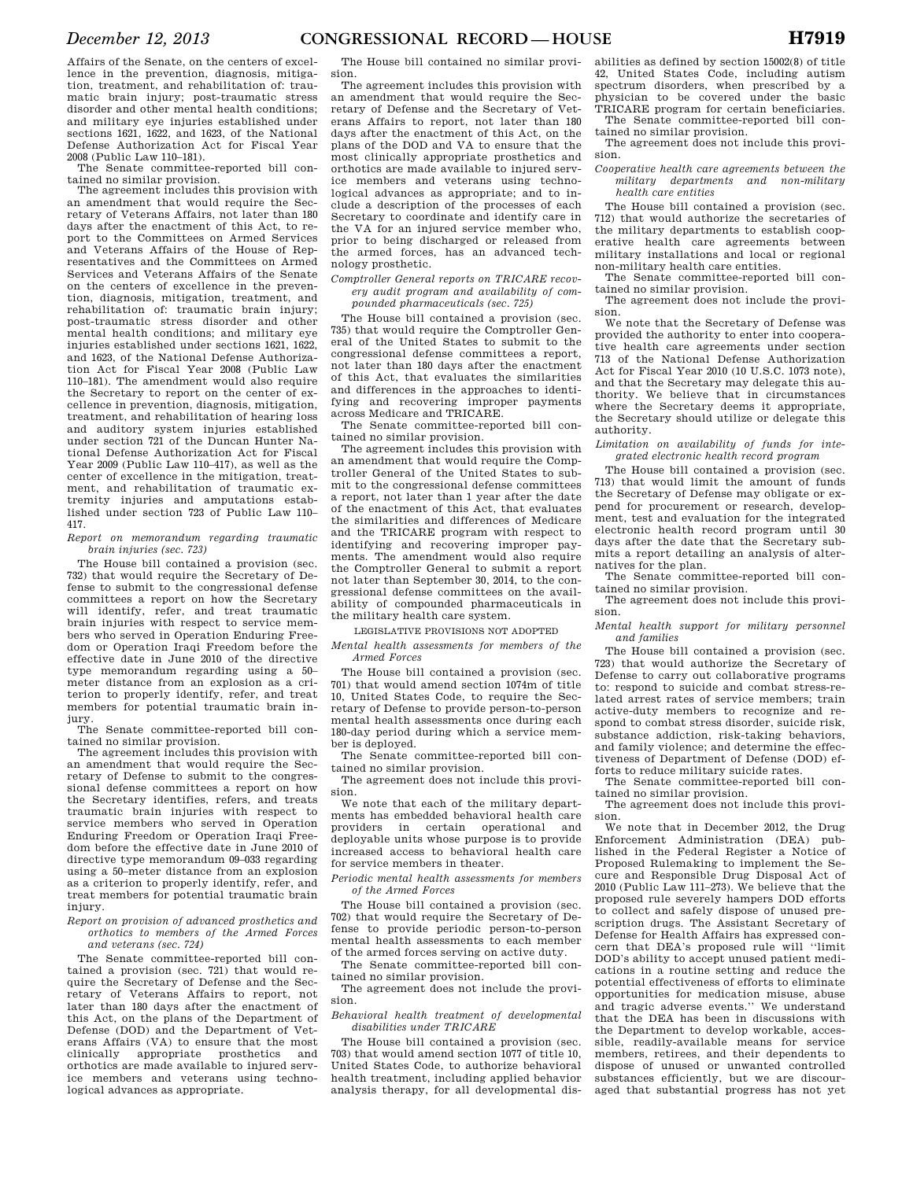Affairs of the Senate, on the centers of excellence in the prevention, diagnosis, mitigation, treatment, and rehabilitation of: traumatic brain injury; post-traumatic stress disorder and other mental health conditions; and military eye injuries established under sections 1621, 1622, and 1623, of the National Defense Authorization Act for Fiscal Year 2008 (Public Law 110–181).

The Senate committee-reported bill contained no similar provision.

The agreement includes this provision with an amendment that would require the Secretary of Veterans Affairs, not later than 180 days after the enactment of this Act, to report to the Committees on Armed Services and Veterans Affairs of the House of Representatives and the Committees on Armed Services and Veterans Affairs of the Senate on the centers of excellence in the prevention, diagnosis, mitigation, treatment, and rehabilitation of: traumatic brain injury; post-traumatic stress disorder and other mental health conditions; and military eye injuries established under sections 1621, 1622, and 1623, of the National Defense Authorization Act for Fiscal Year 2008 (Public Law 110–181). The amendment would also require the Secretary to report on the center of excellence in prevention, diagnosis, mitigation, treatment, and rehabilitation of hearing loss and auditory system injuries established under section 721 of the Duncan Hunter National Defense Authorization Act for Fiscal Year 2009 (Public Law 110–417), as well as the center of excellence in the mitigation, treatment, and rehabilitation of traumatic extremity injuries and amputations established under section 723 of Public Law 110–417.

*Report on memorandum regarding traumatic brain injuries (sec. 723)*

The House bill contained a provision (sec. 732) that would require the Secretary of Defense to submit to the congressional defense committees a report on how the Secretary will identify, refer, and treat traumatic brain injuries with respect to service members who served in Operation Enduring Freedom or Operation Iraqi Freedom before the effective date in June 2010 of the directive type memorandum regarding using a 50–meter distance from an explosion as a criterion to properly identify, refer, and treat members for potential traumatic brain injury.

The Senate committee-reported bill contained no similar provision.

The agreement includes this provision with an amendment that would require the Secretary of Defense to submit to the congressional defense committees a report on how the Secretary identifies, refers, and treats traumatic brain injuries with respect to service members who served in Operation Enduring Freedom or Operation Iraqi Freedom before the effective date in June 2010 of directive type memorandum 09–033 regarding using a 50–meter distance from an explosion as a criterion to properly identify, refer, and treat members for potential traumatic brain injury.

*Report on provision of advanced prosthetics and orthotics to members of the Armed Forces and veterans (sec. 724)*

The Senate committee-reported bill contained a provision (sec. 721) that would require the Secretary of Defense and the Secretary of Veterans Affairs to report, not later than 180 days after the enactment of this Act, on the plans of the Department of Defense (DOD) and the Department of Veterans Affairs (VA) to ensure that the most clinically appropriate prosthetics and orthotics are made available to injured service members and veterans using technological advances as appropriate.

The House bill contained no similar provision.

The agreement includes this provision with an amendment that would require the Secretary of Defense and the Secretary of Veterans Affairs to report, not later than 180 days after the enactment of this Act, on the plans of the DOD and VA to ensure that the most clinically appropriate prosthetics and orthotics are made available to injured service members and veterans using technological advances as appropriate; and to include a description of the processes of each Secretary to coordinate and identify care in the VA for an injured service member who, prior to being discharged or released from the armed forces, has an advanced technology prosthetic.

*Comptroller General reports on TRICARE recovery audit program and availability of compounded pharmaceuticals (sec. 725)*

The House bill contained a provision (sec. 735) that would require the Comptroller General of the United States to submit to the congressional defense committees a report, not later than 180 days after the enactment of this Act, that evaluates the similarities and differences in the approaches to identifying and recovering improper payments across Medicare and TRICARE.

The Senate committee-reported bill contained no similar provision.

The agreement includes this provision with an amendment that would require the Comptroller General of the United States to submit to the congressional defense committees a report, not later than 1 year after the date of the enactment of this Act, that evaluates the similarities and differences of Medicare and the TRICARE program with respect to identifying and recovering improper payments. The amendment would also require the Comptroller General to submit a report not later than September 30, 2014, to the congressional defense committees on the availability of compounded pharmaceuticals in the military health care system.

LEGISLATIVE PROVISIONS NOT ADOPTED

*Mental health assessments for members of the Armed Forces*

The House bill contained a provision (sec. 701) that would amend section 1074m of title 10, United States Code, to require the Secretary of Defense to provide person-to-person mental health assessments once during each 180-day period during which a service member is deployed.

The Senate committee-reported bill contained no similar provision.

The agreement does not include this provision.

We note that each of the military departments has embedded behavioral health care providers in certain operational and deployable units whose purpose is to provide increased access to behavioral health care for service members in theater.

*Periodic mental health assessments for members of the Armed Forces*

The House bill contained a provision (sec. 702) that would require the Secretary of Defense to provide periodic person-to-person mental health assessments to each member of the armed forces serving on active duty.

The Senate committee-reported bill contained no similar provision.

The agreement does not include the provision.

*Behavioral health treatment of developmental disabilities under TRICARE*

The House bill contained a provision (sec. 703) that would amend section 1077 of title 10, United States Code, to authorize behavioral health treatment, including applied behavior analysis therapy, for all developmental disabilities as defined by section 15002(8) of title 42, United States Code, including autism spectrum disorders, when prescribed by a physician to be covered under the basic TRICARE program for certain beneficiaries.

The Senate committee-reported bill contained no similar provision.

The agreement does not include this provision.

*Cooperative health care agreements between the military departments and non-military health care entities*

The House bill contained a provision (sec. 712) that would authorize the secretaries of the military departments to establish cooperative health care agreements between military installations and local or regional non-military health care entities.

The Senate committee-reported bill contained no similar provision.

The agreement does not include the provision.

We note that the Secretary of Defense was provided the authority to enter into cooperative health care agreements under section 713 of the National Defense Authorization Act for Fiscal Year 2010 (10 U.S.C. 1073 note), and that the Secretary may delegate this authority. We believe that in circumstances where the Secretary deems it appropriate, the Secretary should utilize or delegate this authority.

*Limitation on availability of funds for integrated electronic health record program*

The House bill contained a provision (sec. 713) that would limit the amount of funds the Secretary of Defense may obligate or expend for procurement or research, development, test and evaluation for the integrated electronic health record program until 30 days after the date that the Secretary submits a report detailing an analysis of alternatives for the plan.

The Senate committee-reported bill contained no similar provision.

The agreement does not include this provision.

*Mental health support for military personnel and families*

The House bill contained a provision (sec. 723) that would authorize the Secretary of Defense to carry out collaborative programs to: respond to suicide and combat stress-related arrest rates of service members; train active-duty members to recognize and respond to combat stress disorder, suicide risk, substance addiction, risk-taking behaviors, and family violence; and determine the effectiveness of Department of Defense (DOD) efforts to reduce military suicide rates.

The Senate committee-reported bill contained no similar provision.

The agreement does not include this provision.

We note that in December 2012, the Drug Enforcement Administration (DEA) published in the Federal Register a Notice of Proposed Rulemaking to implement the Secure and Responsible Drug Disposal Act of 2010 (Public Law 111–273). We believe that the proposed rule severely hampers DOD efforts to collect and safely dispose of unused prescription drugs. The Assistant Secretary of Defense for Health Affairs has expressed concern that DEA's proposed rule will ''limit DOD's ability to accept unused patient medications in a routine setting and reduce the potential effectiveness of efforts to eliminate opportunities for medication misuse, abuse and tragic adverse events.'' We understand that the DEA has been in discussions with the Department to develop workable, accessible, readily-available means for service members, retirees, and their dependents to dispose of unused or unwanted controlled substances efficiently, but we are discouraged that substantial progress has not yet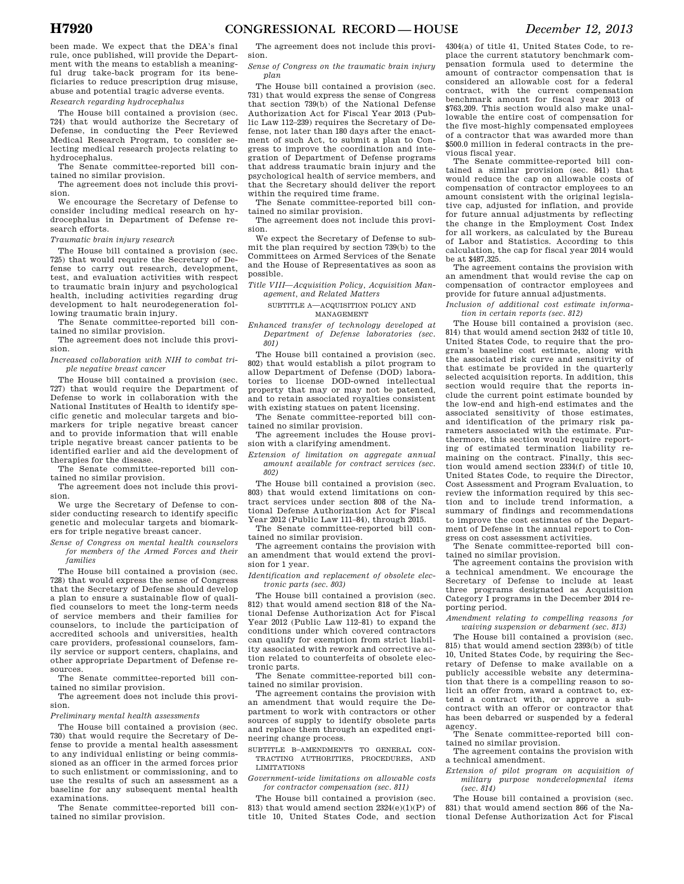been made. We expect that the DEA's final rule, once published, will provide the Department with the means to establish a meaningful drug take-back program for its beneficiaries to reduce prescription drug misuse, abuse and potential tragic adverse events.

*Research regarding hydrocephalus*

The House bill contained a provision (sec. 724) that would authorize the Secretary of Defense, in conducting the Peer Reviewed Medical Research Program, to consider selecting medical research projects relating to hydrocephalus.

The Senate committee-reported bill contained no similar provision.

The agreement does not include this provision.

We encourage the Secretary of Defense to consider including medical research on hydrocephalus in Department of Defense research efforts.

*Traumatic brain injury research*

The House bill contained a provision (sec. 725) that would require the Secretary of Defense to carry out research, development, test, and evaluation activities with respect to traumatic brain injury and psychological health, including activities regarding drug development to halt neurodegeneration following traumatic brain injury.

The Senate committee-reported bill contained no similar provision.

The agreement does not include this provision.

*Increased collaboration with NIH to combat triple negative breast cancer*

The House bill contained a provision (sec. 727) that would require the Department of Defense to work in collaboration with the National Institutes of Health to identify specific genetic and molecular targets and biomarkers for triple negative breast cancer and to provide information that will enable triple negative breast cancer patients to be identified earlier and aid the development of therapies for the disease.

The Senate committee-reported bill contained no similar provision.

The agreement does not include this provision.

We urge the Secretary of Defense to consider conducting research to identify specific genetic and molecular targets and biomarkers for triple negative breast cancer.

*Sense of Congress on mental health counselors for members of the Armed Forces and their families*

The House bill contained a provision (sec. 728) that would express the sense of Congress that the Secretary of Defense should develop a plan to ensure a sustainable flow of qualified counselors to meet the long-term needs of service members and their families for counselors, to include the participation of accredited schools and universities, health care providers, professional counselors, family service or support centers, chaplains, and other appropriate Department of Defense resources.

The Senate committee-reported bill contained no similar provision.

The agreement does not include this provision.

*Preliminary mental health assessments*

The House bill contained a provision (sec. 730) that would require the Secretary of Defense to provide a mental health assessment to any individual enlisting or being commissioned as an officer in the armed forces prior to such enlistment or commissioning, and to use the results of such an assessment as a baseline for any subsequent mental health examinations.

The Senate committee-reported bill contained no similar provision.

The agreement does not include this provision.

*Sense of Congress on the traumatic brain injury plan*

The House bill contained a provision (sec. 731) that would express the sense of Congress that section 739(b) of the National Defense Authorization Act for Fiscal Year 2013 (Public Law 112–239) requires the Secretary of Defense, not later than 180 days after the enactment of such Act, to submit a plan to Congress to improve the coordination and integration of Department of Defense programs that address traumatic brain injury and the psychological health of service members, and that the Secretary should deliver the report within the required time frame.

The Senate committee-reported bill contained no similar provision.

The agreement does not include this provision.

We expect the Secretary of Defense to submit the plan required by section 739(b) to the Committees on Armed Services of the Senate and the House of Representatives as soon as possible.

*Title VIII—Acquisition Policy, Acquisition Management, and Related Matters*

SUBTITLE A—ACQUISITION POLICY AND MANAGEMENT

*Enhanced transfer of technology developed at Department of Defense laboratories (sec. 801)*

The House bill contained a provision (sec. 802) that would establish a pilot program to allow Department of Defense (DOD) laboratories to license DOD-owned intellectual property that may or may not be patented, and to retain associated royalties consistent with existing statues on patent licensing.

The Senate committee-reported bill contained no similar provision.

The agreement includes the House provision with a clarifying amendment.

*Extension of limitation on aggregate annual amount available for contract services (sec. 802)*

The House bill contained a provision (sec. 803) that would extend limitations on contract services under section 808 of the National Defense Authorization Act for Fiscal Year 2012 (Public Law 111–84), through 2015.

The Senate committee-reported bill contained no similar provision.

The agreement contains the provision with an amendment that would extend the provision for 1 year.

*Identification and replacement of obsolete electronic parts (sec. 803)*

The House bill contained a provision (sec. 812) that would amend section 818 of the National Defense Authorization Act for Fiscal Year 2012 (Public Law 112–81) to expand the conditions under which covered contractors can qualify for exemption from strict liability associated with rework and corrective action related to counterfeits of obsolete electronic parts.

The Senate committee-reported bill contained no similar provision.

The agreement contains the provision with an amendment that would require the Department to work with contractors or other sources of supply to identify obsolete parts and replace them through an expedited engineering change process.

SUBTITLE B–AMENDMENTS TO GENERAL CONTRACTING AUTHORITIES, PROCEDURES, AND LIMITATIONS

*Government-wide limitations on allowable costs for contractor compensation (sec. 811)*

The House bill contained a provision (sec. 813) that would amend section 2324(e)(1)(P) of title 10, United States Code, and section 4304(a) of title 41, United States Code, to replace the current statutory benchmark compensation formula used to determine the amount of contractor compensation that is considered an allowable cost for a federal contract, with the current compensation benchmark amount for fiscal year 2013 of $763,209. This section would also make unallowable the entire cost of compensation for the five most-highly compensated employees of a contractor that was awarded more than $500.0 million in federal contracts in the previous fiscal year.

The Senate committee-reported bill contained a similar provision (sec. 841) that would reduce the cap on allowable costs of compensation of contractor employees to an amount consistent with the original legislative cap, adjusted for inflation, and provide for future annual adjustments by reflecting the change in the Employment Cost Index for all workers, as calculated by the Bureau of Labor and Statistics. According to this calculation, the cap for fiscal year 2014 would be at $487,325.

The agreement contains the provision with an amendment that would revise the cap on compensation of contractor employees and provide for future annual adjustments.

*Inclusion of additional cost estimate information in certain reports (sec. 812)*

The House bill contained a provision (sec. 814) that would amend section 2432 of title 10, United States Code, to require that the program's baseline cost estimate, along with the associated risk curve and sensitivity of that estimate be provided in the quarterly selected acquisition reports. In addition, this section would require that the reports include the current point estimate bounded by the low-end and high-end estimates and the associated sensitivity of those estimates, and identification of the primary risk parameters associated with the estimate. Furthermore, this section would require reporting of estimated termination liability remaining on the contract. Finally, this section would amend section 2334(f) of title 10, United States Code, to require the Director, Cost Assessment and Program Evaluation, to review the information required by this section and to include trend information, a summary of findings and recommendations to improve the cost estimates of the Department of Defense in the annual report to Congress on cost assessment activities.

The Senate committee-reported bill contained no similar provision.

The agreement contains the provision with a technical amendment. We encourage the Secretary of Defense to include at least three programs designated as Acquisition Category I programs in the December 2014 reporting period.

*Amendment relating to compelling reasons for waiving suspension or debarment (sec. 813)*

The House bill contained a provision (sec. 815) that would amend section 2393(b) of title 10, United States Code, by requiring the Secretary of Defense to make available on a publicly accessible website any determination that there is a compelling reason to solicit an offer from, award a contract to, extend a contract with, or approve a subcontract with an offeror or contractor that has been debarred or suspended by a federal agency.

The Senate committee-reported bill contained no similar provision.

The agreement contains the provision with a technical amendment.

*Extension of pilot program on acquisition of military purpose nondevelopmental items (sec. 814)*

The House bill contained a provision (sec. 831) that would amend section 866 of the National Defense Authorization Act for Fiscal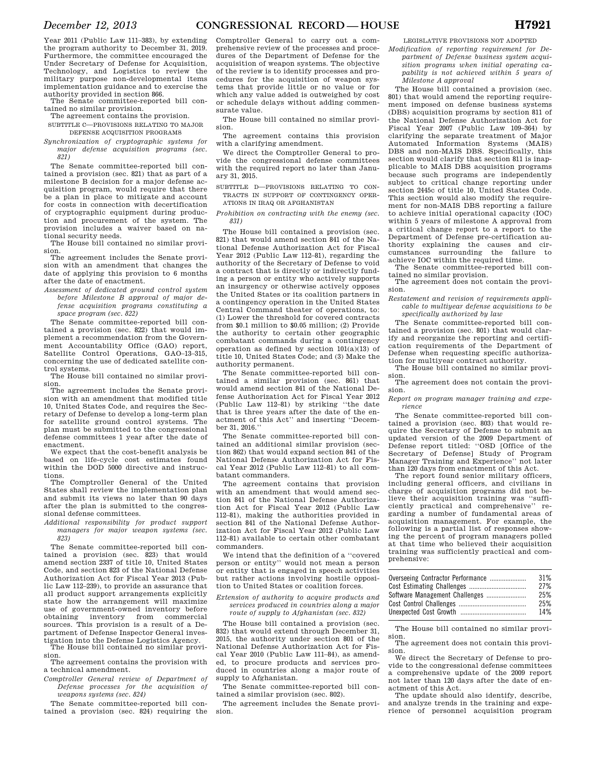Year 2011 (Public Law 111–383), by extending the program authority to December 31, 2019. Furthermore, the committee encouraged the Under Secretary of Defense for Acquisition, Technology, and Logistics to review the military purpose non-developmental items implementation guidance and to exercise the authority provided in section 866.

The Senate committee-reported bill contained no similar provision.

The agreement contains the provision.

SUBTITLE C—PROVISIONS RELATING TO MAJOR DEFENSE ACQUISITION PROGRAMS

*Synchronization of cryptographic systems for major defense acquisition programs (sec. 821)*

The Senate committee-reported bill contained a provision (sec. 821) that as part of a milestone B decision for a major defense acquisition program, would require that there be a plan in place to mitigate and account for costs in connection with decertification of cryptographic equipment during production and procurement of the system. The provision includes a waiver based on national security needs.

The House bill contained no similar provision.

The agreement includes the Senate provision with an amendment that changes the date of applying this provision to 6 months after the date of enactment.

*Assessment of dedicated ground control system before Milestone B approval of major defense acquisition programs constituting a space program (sec. 822)*

The Senate committee-reported bill contained a provision (sec. 822) that would implement a recommendation from the Government Accountability Office (GAO) report, Satellite Control Operations, GAO–13–315, concerning the use of dedicated satellite control systems.

The House bill contained no similar provision.

The agreement includes the Senate provision with an amendment that modified title 10, United States Code, and requires the Secretary of Defense to develop a long-term plan for satellite ground control systems. The plan must be submitted to the congressional defense committees 1 year after the date of enactment.

We expect that the cost-benefit analysis be based on life-cycle cost estimates found within the DOD 5000 directive and instructions.

The Comptroller General of the United States shall review the implementation plan and submit its views no later than 90 days after the plan is submitted to the congressional defense committees.

*Additional responsibility for product support managers for major weapon systems (sec. 823)*

The Senate committee-reported bill contained a provision (sec. 823) that would amend section 2337 of title 10, United States Code, and section 823 of the National Defense Authorization Act for Fiscal Year 2013 (Public Law 112–239), to provide an assurance that all product support arrangements explicitly state how the arrangement will maximize use of government-owned inventory before obtaining inventory from commercial sources. This provision is a result of a Department of Defense Inspector General investigation into the Defense Logistics Agency.

The House bill contained no similar provision.

The agreement contains the provision with a technical amendment.

*Comptroller General review of Department of Defense processes for the acquisition of weapons systems (sec. 824)*

The Senate committee-reported bill contained a provision (sec. 824) requiring the Comptroller General to carry out a comprehensive review of the processes and procedures of the Department of Defense for the acquisition of weapon systems. The objective of the review is to identify processes and procedures for the acquisition of weapon systems that provide little or no value or for which any value added is outweighed by cost or schedule delays without adding commensurate value.

The House bill contained no similar provision.

The agreement contains this provision with a clarifying amendment.

We direct the Comptroller General to provide the congressional defense committees with the required report no later than January 31, 2015.

SUBTITLE D—PROVISIONS RELATING TO CONTRACTS IN SUPPORT OF CONTINGENCY OPERATIONS IN IRAQ OR AFGHANISTAN

*Prohibition on contracting with the enemy (sec. 831)*

The House bill contained a provision (sec. 821) that would amend section 841 of the National Defense Authorization Act for Fiscal Year 2012 (Public Law 112–81), regarding the authority of the Secretary of Defense to void a contract that is directly or indirectly funding a person or entity who actively supports an insurgency or otherwise actively opposes the United States or its coalition partners in a contingency operation in the United States Central Command theater of operations, to: (1) Lower the threshold for covered contracts from $0.1 million to $0.05 million; (2) Provide the authority to certain other geographic combatant commands during a contingency operation as defined by section 101(a)(13) of title 10, United States Code; and (3) Make the authority permanent.

The Senate committee-reported bill contained a similar provision (sec. 861) that would amend section 841 of the National Defense Authorization Act for Fiscal Year 2012 (Public Law 112–81) by striking ''the date that is three years after the date of the enactment of this Act'' and inserting ''December 31, 2016.''

The Senate committee-reported bill contained an additional similar provision (section 862) that would expand section 841 of the National Defense Authorization Act for Fiscal Year 2012 (Public Law 112–81) to all combatant commanders.

The agreement contains that provision with an amendment that would amend section 841 of the National Defense Authorization Act for Fiscal Year 2012 (Public Law 112–81), making the authorities provided in section 841 of the National Defense Authorization Act for Fiscal Year 2012 (Public Law 112–81) available to certain other combatant commanders.

We intend that the definition of a ''covered person or entity'' would not mean a person or entity that is engaged in speech activities but rather actions involving hostile opposition to United States or coalition forces.

*Extension of authority to acquire products and services produced in countries along a major route of supply to Afghanistan (sec. 832)*

The House bill contained a provision (sec. 832) that would extend through December 31, 2015, the authority under section 801 of the National Defense Authorization Act for Fiscal Year 2010 (Public Law 111–84), as amended, to procure products and services produced in countries along a major route of supply to Afghanistan.

The Senate committee-reported bill contained a similar provision (sec. 802).

The agreement includes the Senate provision.

LEGISLATIVE PROVISIONS NOT ADOPTED

*Modification of reporting requirement for Department of Defense business system acquisition programs when initial operating capability is not achieved within 5 years of Milestone A approval*

The House bill contained a provision (sec. 801) that would amend the reporting requirement imposed on defense business systems (DBS) acquisition programs by section 811 of the National Defense Authorization Act for Fiscal Year 2007 (Public Law 109–364) by clarifying the separate treatment of Major Automated Information Systems (MAIS) DBS and non-MAIS DBS. Specifically, this section would clarify that section 811 is inapplicable to MAIS DBS acquisition programs because such programs are independently subject to critical change reporting under section 2445c of title 10, United States Code. This section would also modify the requirement for non-MAIS DBS reporting a failure to achieve initial operational capacity (IOC) within 5 years of milestone A approval from a critical change report to a report to the Department of Defense pre-certification authority explaining the causes and circumstances surrounding the failure to achieve IOC within the required time.

The Senate committee-reported bill contained no similar provision.

The agreement does not contain the provision.

*Restatement and revision of requirements applicable to multiyear defense acquisitions to be specifically authorized by law*

The Senate committee-reported bill contained a provision (sec. 801) that would clarify and reorganize the reporting and certification requirements of the Department of Defense when requesting specific authorization for multiyear contract authority.

The House bill contained no similar provision.

The agreement does not contain the provision.

*Report on program manager training and experience*

The Senate committee-reported bill contained a provision (sec. 803) that would require the Secretary of Defense to submit an updated version of the 2009 Department of Defense report titled: ''OSD [Office of the Secretary of Defense] Study of Program Manager Training and Experience'' not later than 120 days from enactment of this Act.

The report found senior military officers, including general officers, and civilians in charge of acquisition programs did not believe their acquisition training was ''sufficiently practical and comprehensive'' regarding a number of fundamental areas of acquisition management. For example, the following is a partial list of responses showing the percent of program managers polled at that time who believed their acquisition training was sufficiently practical and comprehensive:

| | |
|---|---|
| Overseeing Contractor Performance | 31% |
| Cost Estimating Challenges | 27% |
| Software Management Challenges | 25% |
| Cost Control Challenges | 25% |
| Unexpected Cost Growth | 14% |

The House bill contained no similar provision.

The agreement does not contain this provision.

We direct the Secretary of Defense to provide to the congressional defense committees a comprehensive update of the 2009 report not later than 120 days after the date of enactment of this Act.

The update should also identify, describe, and analyze trends in the training and experience of personnel acquisition program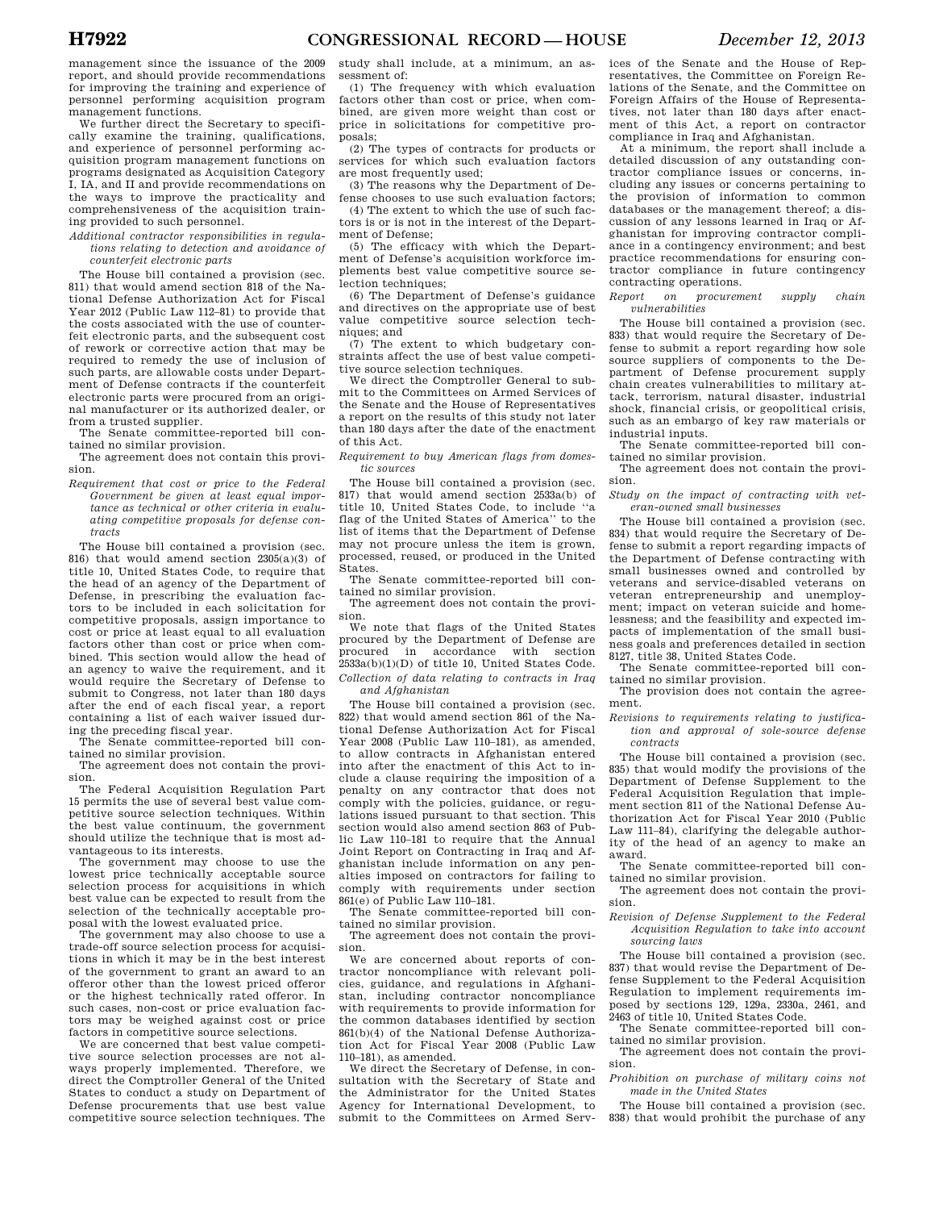management since the issuance of the 2009 report, and should provide recommendations for improving the training and experience of personnel performing acquisition program management functions.

We further direct the Secretary to specifically examine the training, qualifications, and experience of personnel performing acquisition program management functions on programs designated as Acquisition Category I, IA, and II and provide recommendations on the ways to improve the practicality and comprehensiveness of the acquisition training provided to such personnel.

*Additional contractor responsibilities in regulations relating to detection and avoidance of counterfeit electronic parts*

The House bill contained a provision (sec. 811) that would amend section 818 of the National Defense Authorization Act for Fiscal Year 2012 (Public Law 112–81) to provide that the costs associated with the use of counterfeit electronic parts, and the subsequent cost of rework or corrective action that may be required to remedy the use of inclusion of such parts, are allowable costs under Department of Defense contracts if the counterfeit electronic parts were procured from an original manufacturer or its authorized dealer, or from a trusted supplier.

The Senate committee-reported bill contained no similar provision.

The agreement does not contain this provision.

*Requirement that cost or price to the Federal Government be given at least equal importance as technical or other criteria in evaluating competitive proposals for defense contracts*

The House bill contained a provision (sec. 816) that would amend section 2305(a)(3) of title 10, United States Code, to require that the head of an agency of the Department of Defense, in prescribing the evaluation factors to be included in each solicitation for competitive proposals, assign importance to cost or price at least equal to all evaluation factors other than cost or price when combined. This section would allow the head of an agency to waive the requirement, and it would require the Secretary of Defense to submit to Congress, not later than 180 days after the end of each fiscal year, a report containing a list of each waiver issued during the preceding fiscal year.

The Senate committee-reported bill contained no similar provision.

The agreement does not contain the provision.

The Federal Acquisition Regulation Part 15 permits the use of several best value competitive source selection techniques. Within the best value continuum, the government should utilize the technique that is most advantageous to its interests.

The government may choose to use the lowest price technically acceptable source selection process for acquisitions in which best value can be expected to result from the selection of the technically acceptable proposal with the lowest evaluated price.

The government may also choose to use a trade-off source selection process for acquisitions in which it may be in the best interest of the government to grant an award to an offeror other than the lowest priced offeror or the highest technically rated offeror. In such cases, non-cost or price evaluation factors may be weighed against cost or price factors in competitive source selections.

We are concerned that best value competitive source selection processes are not always properly implemented. Therefore, we direct the Comptroller General of the United States to conduct a study on Department of Defense procurements that use best value competitive source selection techniques. The study shall include, at a minimum, an assessment of:

(1) The frequency with which evaluation factors other than cost or price, when combined, are given more weight than cost or price in solicitations for competitive proposals;

(2) The types of contracts for products or services for which such evaluation factors are most frequently used;

(3) The reasons why the Department of Defense chooses to use such evaluation factors;

(4) The extent to which the use of such factors is or is not in the interest of the Department of Defense;

(5) The efficacy with which the Department of Defense's acquisition workforce implements best value competitive source selection techniques;

(6) The Department of Defense's guidance and directives on the appropriate use of best value competitive source selection techniques; and

(7) The extent to which budgetary constraints affect the use of best value competitive source selection techniques.

We direct the Comptroller General to submit to the Committees on Armed Services of the Senate and the House of Representatives a report on the results of this study not later than 180 days after the date of the enactment of this Act.

*Requirement to buy American flags from domestic sources*

The House bill contained a provision (sec. 817) that would amend section 2533a(b) of title 10, United States Code, to include ''a flag of the United States of America'' to the list of items that the Department of Defense may not procure unless the item is grown, processed, reused, or produced in the United States.

The Senate committee-reported bill contained no similar provision.

The agreement does not contain the provision.

We note that flags of the United States procured by the Department of Defense are procured in accordance with section 2533a(b)(1)(D) of title 10, United States Code.

*Collection of data relating to contracts in Iraq and Afghanistan*

The House bill contained a provision (sec. 822) that would amend section 861 of the National Defense Authorization Act for Fiscal Year 2008 (Public Law 110–181), as amended, to allow contracts in Afghanistan entered into after the enactment of this Act to include a clause requiring the imposition of a penalty on any contractor that does not comply with the policies, guidance, or regulations issued pursuant to that section. This section would also amend section 863 of Public Law 110–181 to require that the Annual Joint Report on Contracting in Iraq and Afghanistan include information on any penalties imposed on contractors for failing to comply with requirements under section 861(e) of Public Law 110–181.

The Senate committee-reported bill contained no similar provision.

The agreement does not contain the provision.

We are concerned about reports of contractor noncompliance with relevant policies, guidance, and regulations in Afghanistan, including contractor noncompliance with requirements to provide information for the common databases identified by section 861(b)(4) of the National Defense Authorization Act for Fiscal Year 2008 (Public Law 110–181), as amended.

We direct the Secretary of Defense, in consultation with the Secretary of State and the Administrator for the United States Agency for International Development, to submit to the Committees on Armed Services of the Senate and the House of Representatives, the Committee on Foreign Relations of the Senate, and the Committee on Foreign Affairs of the House of Representatives, not later than 180 days after enactment of this Act, a report on contractor compliance in Iraq and Afghanistan.

At a minimum, the report shall include a detailed discussion of any outstanding contractor compliance issues or concerns, including any issues or concerns pertaining to the provision of information to common databases or the management thereof; a discussion of any lessons learned in Iraq or Afghanistan for improving contractor compliance in a contingency environment; and best practice recommendations for ensuring contractor compliance in future contingency contracting operations.

*Report on procurement supply chain vulnerabilities*

The House bill contained a provision (sec. 833) that would require the Secretary of Defense to submit a report regarding how sole source suppliers of components to the Department of Defense procurement supply chain creates vulnerabilities to military attack, terrorism, natural disaster, industrial shock, financial crisis, or geopolitical crisis, such as an embargo of key raw materials or industrial inputs.

The Senate committee-reported bill contained no similar provision.

The agreement does not contain the provision.

*Study on the impact of contracting with veteran-owned small businesses*

The House bill contained a provision (sec. 834) that would require the Secretary of Defense to submit a report regarding impacts of the Department of Defense contracting with small businesses owned and controlled by veterans and service-disabled veterans on veteran entrepreneurship and unemployment; impact on veteran suicide and homelessness; and the feasibility and expected impacts of implementation of the small business goals and preferences detailed in section 8127, title 38, United States Code.

The Senate committee-reported bill contained no similar provision.

The provision does not contain the agreement.

*Revisions to requirements relating to justification and approval of sole-source defense contracts*

The House bill contained a provision (sec. 835) that would modify the provisions of the Department of Defense Supplement to the Federal Acquisition Regulation that implement section 811 of the National Defense Authorization Act for Fiscal Year 2010 (Public Law 111–84), clarifying the delegable authority of the head of an agency to make an award.

The Senate committee-reported bill contained no similar provision.

The agreement does not contain the provision.

*Revision of Defense Supplement to the Federal Acquisition Regulation to take into account sourcing laws*

The House bill contained a provision (sec. 837) that would revise the Department of Defense Supplement to the Federal Acquisition Regulation to implement requirements imposed by sections 129, 129a, 2330a, 2461, and 2463 of title 10, United States Code.

The Senate committee-reported bill contained no similar provision.

The agreement does not contain the provision.

*Prohibition on purchase of military coins not made in the United States*

The House bill contained a provision (sec. 838) that would prohibit the purchase of any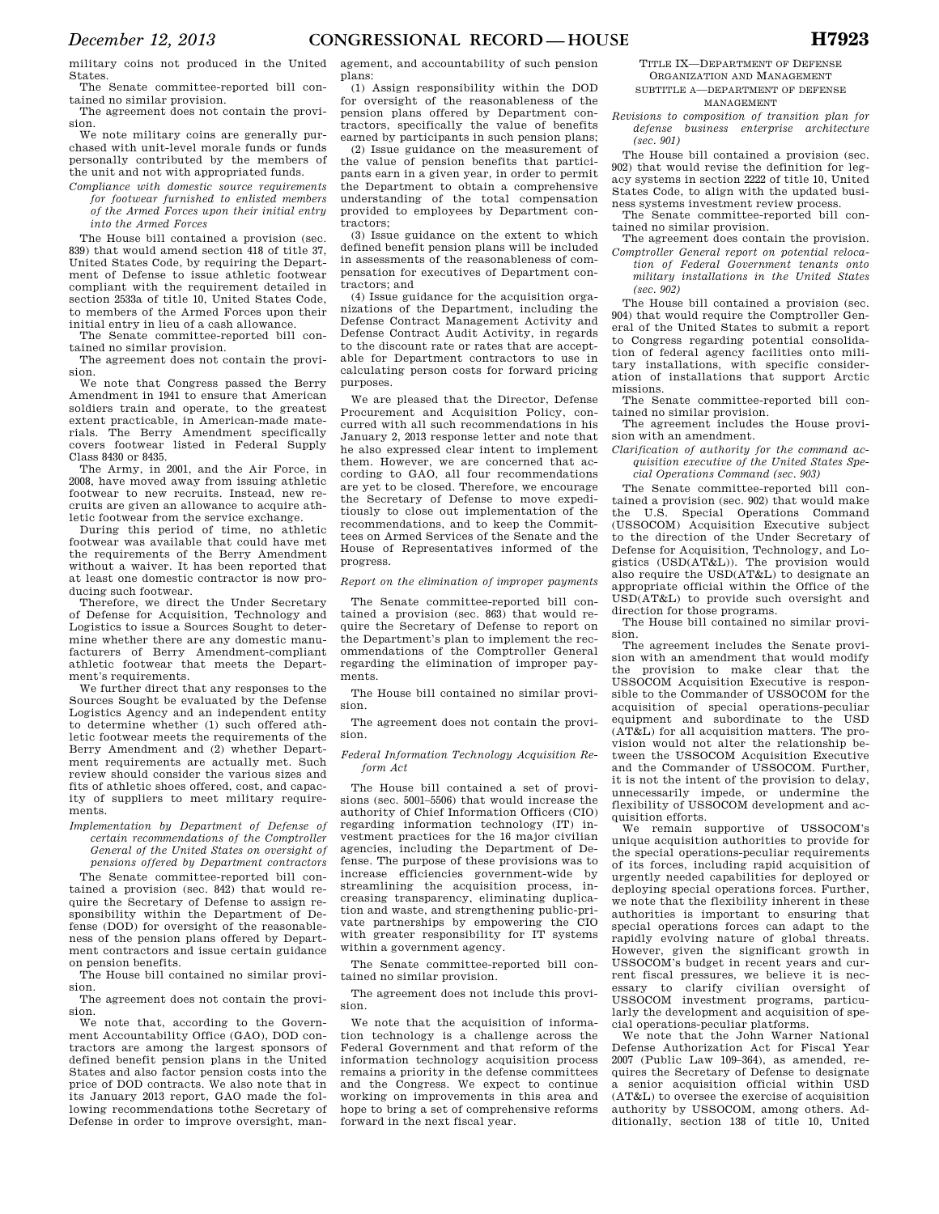military coins not produced in the United States.

The Senate committee-reported bill contained no similar provision.

The agreement does not contain the provision.

We note military coins are generally purchased with unit-level morale funds or funds personally contributed by the members of the unit and not with appropriated funds.

*Compliance with domestic source requirements for footwear furnished to enlisted members of the Armed Forces upon their initial entry into the Armed Forces*

The House bill contained a provision (sec. 839) that would amend section 418 of title 37, United States Code, by requiring the Department of Defense to issue athletic footwear compliant with the requirement detailed in section 2533a of title 10, United States Code, to members of the Armed Forces upon their initial entry in lieu of a cash allowance.

The Senate committee-reported bill contained no similar provision.

The agreement does not contain the provision.

We note that Congress passed the Berry Amendment in 1941 to ensure that American soldiers train and operate, to the greatest extent practicable, in American-made materials. The Berry Amendment specifically covers footwear listed in Federal Supply Class 8430 or 8435.

The Army, in 2001, and the Air Force, in 2008, have moved away from issuing athletic footwear to new recruits. Instead, new recruits are given an allowance to acquire athletic footwear from the service exchange.

During this period of time, no athletic footwear was available that could have met the requirements of the Berry Amendment without a waiver. It has been reported that at least one domestic contractor is now producing such footwear.

Therefore, we direct the Under Secretary of Defense for Acquisition, Technology and Logistics to issue a Sources Sought to determine whether there are any domestic manufacturers of Berry Amendment-compliant athletic footwear that meets the Department's requirements.

We further direct that any responses to the Sources Sought be evaluated by the Defense Logistics Agency and an independent entity to determine whether (1) such offered athletic footwear meets the requirements of the Berry Amendment and (2) whether Department requirements are actually met. Such review should consider the various sizes and fits of athletic shoes offered, cost, and capacity of suppliers to meet military requirements.

*Implementation by Department of Defense of certain recommendations of the Comptroller General of the United States on oversight of pensions offered by Department contractors*

The Senate committee-reported bill contained a provision (sec. 842) that would require the Secretary of Defense to assign responsibility within the Department of Defense (DOD) for oversight of the reasonableness of the pension plans offered by Department contractors and issue certain guidance on pension benefits.

The House bill contained no similar provision.

The agreement does not contain the provision.

We note that, according to the Government Accountability Office (GAO), DOD contractors are among the largest sponsors of defined benefit pension plans in the United States and also factor pension costs into the price of DOD contracts. We also note that in its January 2013 report, GAO made the following recommendations tothe Secretary of Defense in order to improve oversight, management, and accountability of such pension plans:

(1) Assign responsibility within the DOD for oversight of the reasonableness of the pension plans offered by Department contractors, specifically the value of benefits earned by participants in such pension plans;

(2) Issue guidance on the measurement of the value of pension benefits that participants earn in a given year, in order to permit the Department to obtain a comprehensive understanding of the total compensation provided to employees by Department contractors;

(3) Issue guidance on the extent to which defined benefit pension plans will be included in assessments of the reasonableness of compensation for executives of Department contractors; and

(4) Issue guidance for the acquisition organizations of the Department, including the Defense Contract Management Activity and Defense Contract Audit Activity, in regards to the discount rate or rates that are acceptable for Department contractors to use in calculating person costs for forward pricing purposes.

We are pleased that the Director, Defense Procurement and Acquisition Policy, concurred with all such recommendations in his January 2, 2013 response letter and note that he also expressed clear intent to implement them. However, we are concerned that according to GAO, all four recommendations are yet to be closed. Therefore, we encourage the Secretary of Defense to move expeditiously to close out implementation of the recommendations, and to keep the Committees on Armed Services of the Senate and the House of Representatives informed of the progress.

*Report on the elimination of improper payments*

The Senate committee-reported bill contained a provision (sec. 863) that would require the Secretary of Defense to report on the Department's plan to implement the recommendations of the Comptroller General regarding the elimination of improper payments.

The House bill contained no similar provision.

The agreement does not contain the provision.

*Federal Information Technology Acquisition Reform Act*

The House bill contained a set of provisions (sec. 5001–5506) that would increase the authority of Chief Information Officers (CIO) regarding information technology (IT) investment practices for the 16 major civilian agencies, including the Department of Defense. The purpose of these provisions was to increase efficiencies government-wide by streamlining the acquisition process, increasing transparency, eliminating duplication and waste, and strengthening public-private partnerships by empowering the CIO with greater responsibility for IT systems within a government agency.

The Senate committee-reported bill contained no similar provision.

The agreement does not include this provision.

We note that the acquisition of information technology is a challenge across the Federal Government and that reform of the information technology acquisition process remains a priority in the defense committees and the Congress. We expect to continue working on improvements in this area and hope to bring a set of comprehensive reforms forward in the next fiscal year.

TITLE IX—DEPARTMENT OF DEFENSE ORGANIZATION AND MANAGEMENT

SUBTITLE A—DEPARTMENT OF DEFENSE MANAGEMENT

*Revisions to composition of transition plan for defense business enterprise architecture (sec. 901)*

The House bill contained a provision (sec. 902) that would revise the definition for legacy systems in section 2222 of title 10, United States Code, to align with the updated business systems investment review process.

The Senate committee-reported bill contained no similar provision.

The agreement does contain the provision.

*Comptroller General report on potential relocation of Federal Government tenants onto military installations in the United States (sec. 902)*

The House bill contained a provision (sec. 904) that would require the Comptroller General of the United States to submit a report to Congress regarding potential consolidation of federal agency facilities onto military installations, with specific consideration of installations that support Arctic missions.

The Senate committee-reported bill contained no similar provision.

The agreement includes the House provision with an amendment.

*Clarification of authority for the command acquisition executive of the United States Special Operations Command (sec. 903)*

The Senate committee-reported bill contained a provision (sec. 902) that would make the U.S. Special Operations Command (USSOCOM) Acquisition Executive subject to the direction of the Under Secretary of Defense for Acquisition, Technology, and Logistics (USD(AT&L)). The provision would also require the USD(AT&L) to designate an appropriate official within the Office of the USD(AT&L) to provide such oversight and direction for those programs.

The House bill contained no similar provision.

The agreement includes the Senate provision with an amendment that would modify the provision to make clear that the USSOCOM Acquisition Executive is responsible to the Commander of USSOCOM for the acquisition of special operations-peculiar equipment and subordinate to the USD (AT&L) for all acquisition matters. The provision would not alter the relationship between the USSOCOM Acquisition Executive and the Commander of USSOCOM. Further, it is not the intent of the provision to delay, unnecessarily impede, or undermine the flexibility of USSOCOM development and acquisition efforts.

We remain supportive of USSOCOM's unique acquisition authorities to provide for the special operations-peculiar requirements of its forces, including rapid acquisition of urgently needed capabilities for deployed or deploying special operations forces. Further, we note that the flexibility inherent in these authorities is important to ensuring that special operations forces can adapt to the rapidly evolving nature of global threats. However, given the significant growth in USSOCOM's budget in recent years and current fiscal pressures, we believe it is necessary to clarify civilian oversight of USSOCOM investment programs, particularly the development and acquisition of special operations-peculiar platforms.

We note that the John Warner National Defense Authorization Act for Fiscal Year 2007 (Public Law 109–364), as amended, requires the Secretary of Defense to designate a senior acquisition official within USD (AT&L) to oversee the exercise of acquisition authority by USSOCOM, among others. Additionally, section 138 of title 10, United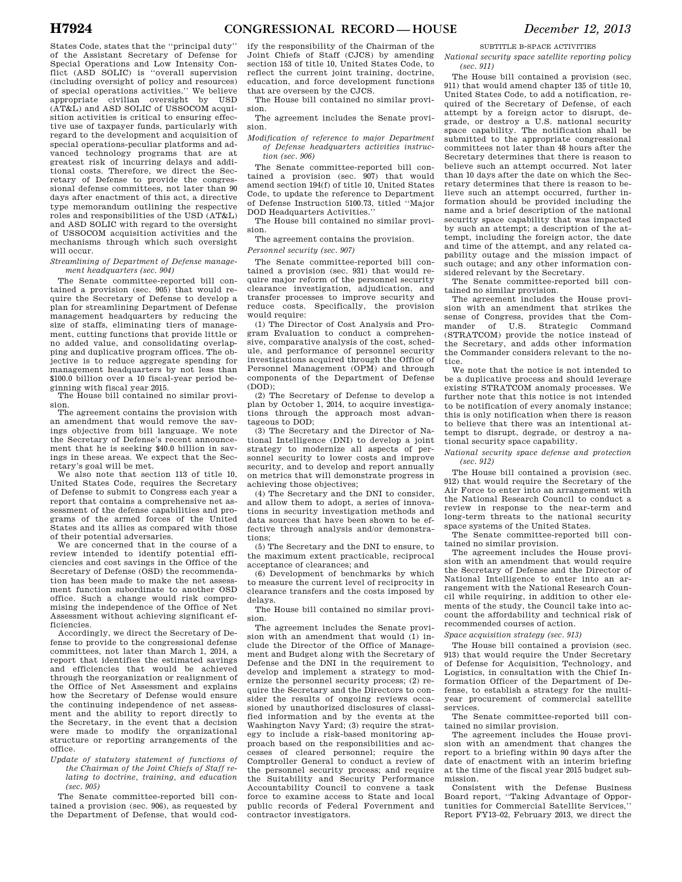States Code, states that the ''principal duty'' of the Assistant Secretary of Defense for Special Operations and Low Intensity Conflict (ASD SOLIC) is ''overall supervision (including oversight of policy and resources) of special operations activities.'' We believe appropriate civilian oversight by USD (AT&L) and ASD SOLIC of USSOCOM acquisition activities is critical to ensuring effective use of taxpayer funds, particularly with regard to the development and acquisition of special operations-peculiar platforms and advanced technology programs that are at greatest risk of incurring delays and additional costs. Therefore, we direct the Secretary of Defense to provide the congressional defense committees, not later than 90 days after enactment of this act, a directive type memorandum outlining the respective roles and responsibilities of the USD (AT&L) and ASD SOLIC with regard to the oversight of USSOCOM acquisition activities and the mechanisms through which such oversight will occur.

*Streamlining of Department of Defense management headquarters (sec. 904)*

The Senate committee-reported bill contained a provision (sec. 905) that would require the Secretary of Defense to develop a plan for streamlining Department of Defense management headquarters by reducing the size of staffs, eliminating tiers of management, cutting functions that provide little or no added value, and consolidating overlapping and duplicative program offices. The objective is to reduce aggregate spending for management headquarters by not less than $100.0 billion over a 10 fiscal-year period beginning with fiscal year 2015.

The House bill contained no similar provision.

The agreement contains the provision with an amendment that would remove the savings objective from bill language. We note the Secretary of Defense's recent announcement that he is seeking $40.0 billion in savings in these areas. We expect that the Secretary's goal will be met.

We also note that section 113 of title 10, United States Code, requires the Secretary of Defense to submit to Congress each year a report that contains a comprehensive net assessment of the defense capabilities and programs of the armed forces of the United States and its allies as compared with those of their potential adversaries.

We are concerned that in the course of a review intended to identify potential efficiencies and cost savings in the Office of the Secretary of Defense (OSD) the recommendation has been made to make the net assessment function subordinate to another OSD office. Such a change would risk compromising the independence of the Office of Net Assessment without achieving significant efficiencies.

Accordingly, we direct the Secretary of Defense to provide to the congressional defense committees, not later than March 1, 2014, a report that identifies the estimated savings and efficiencies that would be achieved through the reorganization or realignment of the Office of Net Assessment and explains how the Secretary of Defense would ensure the continuing independence of net assessment and the ability to report directly to the Secretary, in the event that a decision were made to modify the organizational structure or reporting arrangements of the office.

*Update of statutory statement of functions of the Chairman of the Joint Chiefs of Staff relating to doctrine, training, and education (sec. 905)*

The Senate committee-reported bill contained a provision (sec. 906), as requested by the Department of Defense, that would codify the responsibility of the Chairman of the Joint Chiefs of Staff (CJCS) by amending section 153 of title 10, United States Code, to reflect the current joint training, doctrine, education, and force development functions that are overseen by the CJCS.

The House bill contained no similar provision.

The agreement includes the Senate provision.

*Modification of reference to major Department of Defense headquarters activities instruction (sec. 906)*

The Senate committee-reported bill contained a provision (sec. 907) that would amend section 194(f) of title 10, United States Code, to update the reference to Department of Defense Instruction 5100.73, titled ''Major DOD Headquarters Activities.''

The House bill contained no similar provision.

The agreement contains the provision.

*Personnel security (sec. 907)*

The Senate committee-reported bill contained a provision (sec. 931) that would require major reform of the personnel security clearance investigation, adjudication, and transfer processes to improve security and reduce costs. Specifically, the provision would require:

(1) The Director of Cost Analysis and Program Evaluation to conduct a comprehensive, comparative analysis of the cost, schedule, and performance of personnel security investigations acquired through the Office of Personnel Management (OPM) and through components of the Department of Defense (DOD);

(2) The Secretary of Defense to develop a plan by October 1, 2014, to acquire investigations through the approach most advantageous to DOD;

(3) The Secretary and the Director of National Intelligence (DNI) to develop a joint strategy to modernize all aspects of personnel security to lower costs and improve security, and to develop and report annually on metrics that will demonstrate progress in achieving those objectives;

(4) The Secretary and the DNI to consider, and allow them to adopt, a series of innovations in security investigation methods and data sources that have been shown to be effective through analysis and/or demonstrations;

(5) The Secretary and the DNI to ensure, to the maximum extent practicable, reciprocal acceptance of clearances; and

(6) Development of benchmarks by which to measure the current level of reciprocity in clearance transfers and the costs imposed by delays.

The House bill contained no similar provision.

The agreement includes the Senate provision with an amendment that would (1) include the Director of the Office of Management and Budget along with the Secretary of Defense and the DNI in the requirement to develop and implement a strategy to modernize the personnel security process; (2) require the Secretary and the Directors to consider the results of ongoing reviews occasioned by unauthorized disclosures of classified information and by the events at the Washington Navy Yard; (3) require the strategy to include a risk-based monitoring approach based on the responsibilities and accesses of cleared personnel; require the Comptroller General to conduct a review of the personnel security process; and require the Suitability and Security Performance Accountability Council to convene a task force to examine access to State and local public records of Federal Fovernment and contractor investigators.

SUBTITLE B-SPACE ACTIVITIES

*National security space satellite reporting policy (sec. 911)*

The House bill contained a provision (sec. 911) that would amend chapter 135 of title 10, United States Code, to add a notification, required of the Secretary of Defense, of each attempt by a foreign actor to disrupt, degrade, or destroy a U.S. national security space capability. The notification shall be submitted to the appropriate congressional committees not later than 48 hours after the Secretary determines that there is reason to believe such an attempt occurred. Not later than 10 days after the date on which the Secretary determines that there is reason to believe such an attempt occurred, further information should be provided including the name and a brief description of the national security space capability that was impacted by such an attempt; a description of the attempt, including the foreign actor, the date and time of the attempt, and any related capability outage and the mission impact of such outage; and any other information considered relevant by the Secretary.

The Senate committee-reported bill contained no similar provision.

The agreement includes the House provision with an amendment that strikes the sense of Congress, provides that the Commander of U.S. Strategic Command (STRATCOM) provide the notice instead of the Secretary, and adds other information the Commander considers relevant to the notice.

We note that the notice is not intended to be a duplicative process and should leverage existing STRATCOM anomaly processes. We further note that this notice is not intended to be notification of every anomaly instance; this is only notification when there is reason to believe that there was an intentional attempt to disrupt, degrade, or destroy a national security space capability.

*National security space defense and protection (sec. 912)*

The House bill contained a provision (sec. 912) that would require the Secretary of the Air Force to enter into an arrangement with the National Research Council to conduct a review in response to the near-term and long-term threats to the national security space systems of the United States.

The Senate committee-reported bill contained no similar provision.

The agreement includes the House provision with an amendment that would require the Secretary of Defense and the Director of National Intelligence to enter into an arrangement with the National Research Council while requiring, in addition to other elements of the study, the Council take into account the affordability and technical risk of recommended courses of action.

*Space acquisition strategy (sec. 913)*

The House bill contained a provision (sec. 913) that would require the Under Secretary of Defense for Acquisition, Technology, and Logistics, in consultation with the Chief Information Officer of the Department of Defense, to establish a strategy for the multiyear procurement of commercial satellite services.

The Senate committee-reported bill contained no similar provision.

The agreement includes the House provision with an amendment that changes the report to a briefing within 90 days after the date of enactment with an interim briefing at the time of the fiscal year 2015 budget submission.

Consistent with the Defense Business Board report, ''Taking Advantage of Opportunities for Commercial Satellite Services,'' Report FY13–02, February 2013, we direct the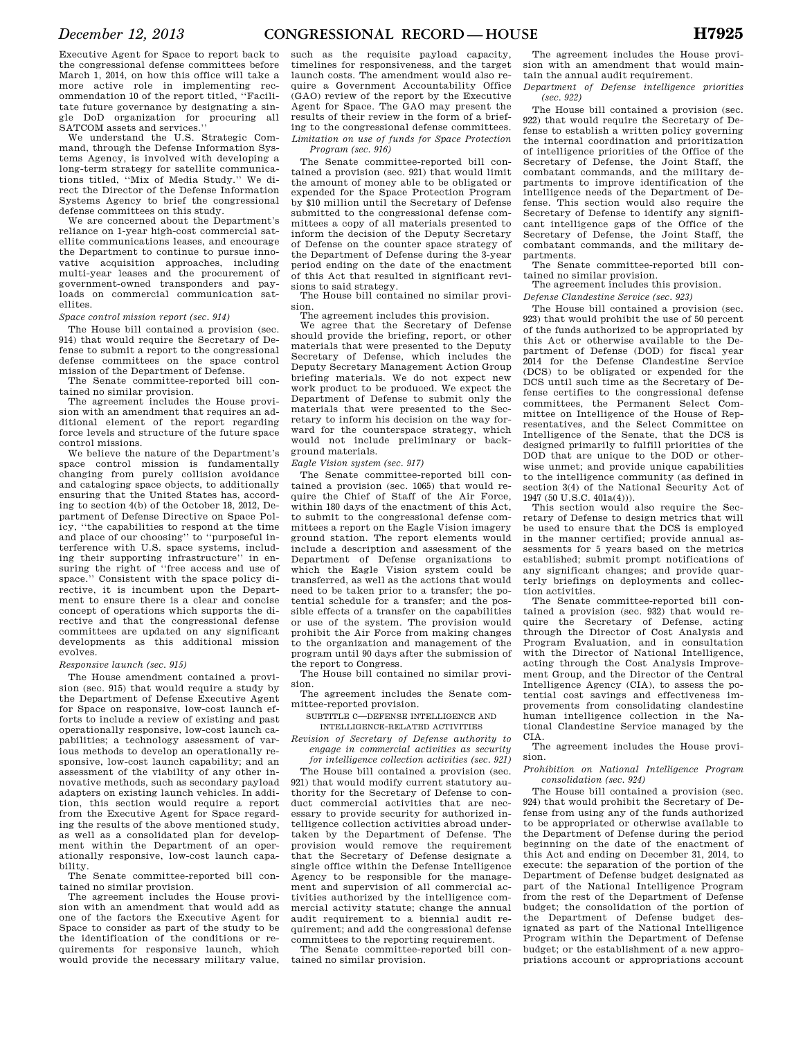Executive Agent for Space to report back to the congressional defense committees before March 1, 2014, on how this office will take a more active role in implementing recommendation 10 of the report titled, ''Facilitate future governance by designating a single DoD organization for procuring all SATCOM assets and services.''

We understand the U.S. Strategic Command, through the Defense Information Systems Agency, is involved with developing a long-term strategy for satellite communications titled, ''Mix of Media Study.'' We direct the Director of the Defense Information Systems Agency to brief the congressional defense committees on this study.

We are concerned about the Department's reliance on 1-year high-cost commercial satellite communications leases, and encourage the Department to continue to pursue innovative acquisition approaches, including multi-year leases and the procurement of government-owned transponders and payloads on commercial communication satellites.

*Space control mission report (sec. 914)*

The House bill contained a provision (sec. 914) that would require the Secretary of Defense to submit a report to the congressional defense committees on the space control mission of the Department of Defense.

The Senate committee-reported bill contained no similar provision.

The agreement includes the House provision with an amendment that requires an additional element of the report regarding force levels and structure of the future space control missions.

We believe the nature of the Department's space control mission is fundamentally changing from purely collision avoidance and cataloging space objects, to additionally ensuring that the United States has, according to section 4(b) of the October 18, 2012, Department of Defense Directive on Space Policy, ''the capabilities to respond at the time and place of our choosing'' to ''purposeful interference with U.S. space systems, including their supporting infrastructure'' in ensuring the right of ''free access and use of space.'' Consistent with the space policy directive, it is incumbent upon the Department to ensure there is a clear and concise concept of operations which supports the directive and that the congressional defense committees are updated on any significant developments as this additional mission evolves.

*Responsive launch (sec. 915)*

The House amendment contained a provision (sec. 915) that would require a study by the Department of Defense Executive Agent for Space on responsive, low-cost launch efforts to include a review of existing and past operationally responsive, low-cost launch capabilities; a technology assessment of various methods to develop an operationally responsive, low-cost launch capability; and an assessment of the viability of any other innovative methods, such as secondary payload adapters on existing launch vehicles. In addition, this section would require a report from the Executive Agent for Space regarding the results of the above mentioned study, as well as a consolidated plan for development within the Department of an operationally responsive, low-cost launch capability.

The Senate committee-reported bill contained no similar provision.

The agreement includes the House provision with an amendment that would add as one of the factors the Executive Agent for Space to consider as part of the study to be the identification of the conditions or requirements for responsive launch, which would provide the necessary military value, such as the requisite payload capacity, timelines for responsiveness, and the target launch costs. The amendment would also require a Government Accountability Office (GAO) review of the report by the Executive Agent for Space. The GAO may present the results of their review in the form of a briefing to the congressional defense committees.

*Limitation on use of funds for Space Protection Program (sec. 916)*

The Senate committee-reported bill contained a provision (sec. 921) that would limit the amount of money able to be obligated or expended for the Space Protection Program by $10 million until the Secretary of Defense submitted to the congressional defense committees a copy of all materials presented to inform the decision of the Deputy Secretary of Defense on the counter space strategy of the Department of Defense during the 3-year period ending on the date of the enactment of this Act that resulted in significant revisions to said strategy.

The House bill contained no similar provision.

The agreement includes this provision.

We agree that the Secretary of Defense should provide the briefing, report, or other materials that were presented to the Deputy Secretary of Defense, which includes the Deputy Secretary Management Action Group briefing materials. We do not expect new work product to be produced. We expect the Department of Defense to submit only the materials that were presented to the Secretary to inform his decision on the way forward for the counterspace strategy, which would not include preliminary or background materials.

*Eagle Vision system (sec. 917)*

The Senate committee-reported bill contained a provision (sec. 1065) that would require the Chief of Staff of the Air Force, within 180 days of the enactment of this Act, to submit to the congressional defense committees a report on the Eagle Vision imagery ground station. The report elements would include a description and assessment of the Department of Defense organizations to which the Eagle Vision system could be transferred, as well as the actions that would need to be taken prior to a transfer; the potential schedule for a transfer; and the possible effects of a transfer on the capabilities or use of the system. The provision would prohibit the Air Force from making changes to the organization and management of the program until 90 days after the submission of the report to Congress.

The House bill contained no similar provision.

The agreement includes the Senate committee-reported provision.

SUBTITLE C—DEFENSE INTELLIGENCE AND INTELLIGENCE-RELATED ACTIVITIES

*Revision of Secretary of Defense authority to engage in commercial activities as security for intelligence collection activities (sec. 921)*

The House bill contained a provision (sec. 921) that would modify current statutory authority for the Secretary of Defense to conduct commercial activities that are necessary to provide security for authorized intelligence collection activities abroad undertaken by the Department of Defense. The provision would remove the requirement that the Secretary of Defense designate a single office within the Defense Intelligence Agency to be responsible for the management and supervision of all commercial activities authorized by the intelligence commercial activity statute; change the annual audit requirement to a biennial audit requirement; and add the congressional defense committees to the reporting requirement.

The Senate committee-reported bill contained no similar provision.

The agreement includes the House provision with an amendment that would maintain the annual audit requirement.

*Department of Defense intelligence priorities (sec. 922)*

The House bill contained a provision (sec. 922) that would require the Secretary of Defense to establish a written policy governing the internal coordination and prioritization of intelligence priorities of the Office of the Secretary of Defense, the Joint Staff, the combatant commands, and the military departments to improve identification of the intelligence needs of the Department of Defense. This section would also require the Secretary of Defense to identify any significant intelligence gaps of the Office of the Secretary of Defense, the Joint Staff, the combatant commands, and the military departments.

The Senate committee-reported bill contained no similar provision.

The agreement includes this provision.

*Defense Clandestine Service (sec. 923)*

The House bill contained a provision (sec. 923) that would prohibit the use of 50 percent of the funds authorized to be appropriated by this Act or otherwise available to the Department of Defense (DOD) for fiscal year 2014 for the Defense Clandestine Service (DCS) to be obligated or expended for the DCS until such time as the Secretary of Defense certifies to the congressional defense committees, the Permanent Select Committee on Intelligence of the House of Representatives, and the Select Committee on Intelligence of the Senate, that the DCS is designed primarily to fulfill priorities of the DOD that are unique to the DOD or otherwise unmet; and provide unique capabilities to the intelligence community (as defined in section 3(4) of the National Security Act of 1947 (50 U.S.C. 401a(4))).

This section would also require the Secretary of Defense to design metrics that will be used to ensure that the DCS is employed in the manner certified; provide annual assessments for 5 years based on the metrics established; submit prompt notifications of any significant changes; and provide quarterly briefings on deployments and collection activities.

The Senate committee-reported bill contained a provision (sec. 932) that would require the Secretary of Defense, acting through the Director of Cost Analysis and Program Evaluation, and in consultation with the Director of National Intelligence, acting through the Cost Analysis Improvement Group, and the Director of the Central Intelligence Agency (CIA), to assess the potential cost savings and effectiveness improvements from consolidating clandestine human intelligence collection in the National Clandestine Service managed by the CIA.

The agreement includes the House provision.

*Prohibition on National Intelligence Program consolidation (sec. 924)*

The House bill contained a provision (sec. 924) that would prohibit the Secretary of Defense from using any of the funds authorized to be appropriated or otherwise available to the Department of Defense during the period beginning on the date of the enactment of this Act and ending on December 31, 2014, to execute: the separation of the portion of the Department of Defense budget designated as part of the National Intelligence Program from the rest of the Department of Defense budget; the consolidation of the portion of the Department of Defense budget designated as part of the National Intelligence Program within the Department of Defense budget; or the establishment of a new appropriations account or appropriations account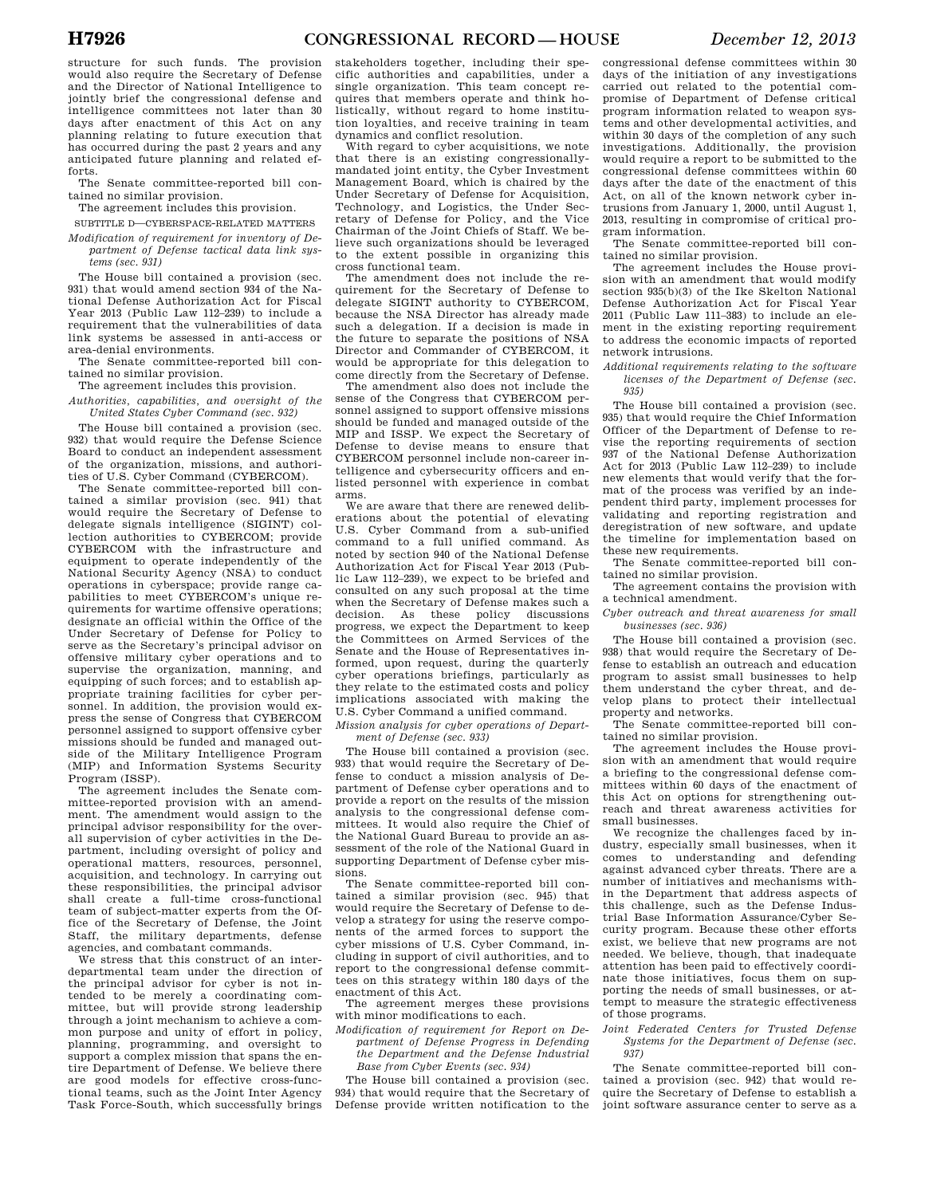structure for such funds. The provision would also require the Secretary of Defense and the Director of National Intelligence to jointly brief the congressional defense and intelligence committees not later than 30 days after enactment of this Act on any planning relating to future execution that has occurred during the past 2 years and any anticipated future planning and related efforts.

The Senate committee-reported bill contained no similar provision.

The agreement includes this provision.

SUBTITLE D—CYBERSPACE-RELATED MATTERS

*Modification of requirement for inventory of Department of Defense tactical data link systems (sec. 931)*

The House bill contained a provision (sec. 931) that would amend section 934 of the National Defense Authorization Act for Fiscal Year 2013 (Public Law 112–239) to include a requirement that the vulnerabilities of data link systems be assessed in anti-access or area-denial environments.

The Senate committee-reported bill contained no similar provision.

The agreement includes this provision.

*Authorities, capabilities, and oversight of the United States Cyber Command (sec. 932)*

The House bill contained a provision (sec. 932) that would require the Defense Science Board to conduct an independent assessment of the organization, missions, and authorities of U.S. Cyber Command (CYBERCOM).

The Senate committee-reported bill contained a similar provision (sec. 941) that would require the Secretary of Defense to delegate signals intelligence (SIGINT) collection authorities to CYBERCOM; provide CYBERCOM with the infrastructure and equipment to operate independently of the National Security Agency (NSA) to conduct operations in cyberspace; provide range capabilities to meet CYBERCOM's unique requirements for wartime offensive operations; designate an official within the Office of the Under Secretary of Defense for Policy to serve as the Secretary's principal advisor on offensive military cyber operations and to supervise the organization, manning, and equipping of such forces; and to establish appropriate training facilities for cyber personnel. In addition, the provision would express the sense of Congress that CYBERCOM personnel assigned to support offensive cyber missions should be funded and managed outside of the Military Intelligence Program (MIP) and Information Systems Security Program (ISSP).

The agreement includes the Senate committee-reported provision with an amendment. The amendment would assign to the principal advisor responsibility for the overall supervision of cyber activities in the Department, including oversight of policy and operational matters, resources, personnel, acquisition, and technology. In carrying out these responsibilities, the principal advisor shall create a full-time cross-functional team of subject-matter experts from the Office of the Secretary of Defense, the Joint Staff, the military departments, defense agencies, and combatant commands.

We stress that this construct of an interdepartmental team under the direction of the principal advisor for cyber is not intended to be merely a coordinating committee, but will provide strong leadership through a joint mechanism to achieve a common purpose and unity of effort in policy, planning, programming, and oversight to support a complex mission that spans the entire Department of Defense. We believe there are good models for effective cross-functional teams, such as the Joint Inter Agency Task Force-South, which successfully brings stakeholders together, including their specific authorities and capabilities, under a single organization. This team concept requires that members operate and think holistically, without regard to home institution loyalties, and receive training in team dynamics and conflict resolution.

With regard to cyber acquisitions, we note that there is an existing congressionally-mandated joint entity, the Cyber Investment Management Board, which is chaired by the Under Secretary of Defense for Acquisition, Technology, and Logistics, the Under Secretary of Defense for Policy, and the Vice Chairman of the Joint Chiefs of Staff. We believe such organizations should be leveraged to the extent possible in organizing this cross functional team.

The amendment does not include the requirement for the Secretary of Defense to delegate SIGINT authority to CYBERCOM, because the NSA Director has already made such a delegation. If a decision is made in the future to separate the positions of NSA Director and Commander of CYBERCOM, it would be appropriate for this delegation to come directly from the Secretary of Defense.

The amendment also does not include the sense of the Congress that CYBERCOM personnel assigned to support offensive missions should be funded and managed outside of the MIP and ISSP. We expect the Secretary of Defense to devise means to ensure that CYBERCOM personnel include non-career intelligence and cybersecurity officers and enlisted personnel with experience in combat arms.

We are aware that there are renewed deliberations about the potential of elevating U.S. Cyber Command from a sub-unified command to a full unified command. As noted by section 940 of the National Defense Authorization Act for Fiscal Year 2013 (Public Law 112–239), we expect to be briefed and consulted on any such proposal at the time when the Secretary of Defense makes such a decision. As these policy discussions progress, we expect the Department to keep the Committees on Armed Services of the Senate and the House of Representatives informed, upon request, during the quarterly cyber operations briefings, particularly as they relate to the estimated costs and policy implications associated with making the U.S. Cyber Command a unified command.

*Mission analysis for cyber operations of Department of Defense (sec. 933)*

The House bill contained a provision (sec. 933) that would require the Secretary of Defense to conduct a mission analysis of Department of Defense cyber operations and to provide a report on the results of the mission analysis to the congressional defense committees. It would also require the Chief of the National Guard Bureau to provide an assessment of the role of the National Guard in supporting Department of Defense cyber missions.

The Senate committee-reported bill contained a similar provision (sec. 945) that would require the Secretary of Defense to develop a strategy for using the reserve components of the armed forces to support the cyber missions of U.S. Cyber Command, including in support of civil authorities, and to report to the congressional defense committees on this strategy within 180 days of the enactment of this Act.

The agreement merges these provisions with minor modifications to each.

*Modification of requirement for Report on Department of Defense Progress in Defending the Department and the Defense Industrial Base from Cyber Events (sec. 934)*

The House bill contained a provision (sec. 934) that would require that the Secretary of Defense provide written notification to the congressional defense committees within 30 days of the initiation of any investigations carried out related to the potential compromise of Department of Defense critical program information related to weapon systems and other developmental activities, and within 30 days of the completion of any such investigations. Additionally, the provision would require a report to be submitted to the congressional defense committees within 60 days after the date of the enactment of this Act, on all of the known network cyber intrusions from January 1, 2000, until August 1, 2013, resulting in compromise of critical program information.

The Senate committee-reported bill contained no similar provision.

The agreement includes the House provision with an amendment that would modify section 935(b)(3) of the Ike Skelton National Defense Authorization Act for Fiscal Year 2011 (Public Law 111–383) to include an element in the existing reporting requirement to address the economic impacts of reported network intrusions.

*Additional requirements relating to the software licenses of the Department of Defense (sec. 935)*

The House bill contained a provision (sec. 935) that would require the Chief Information Officer of the Department of Defense to revise the reporting requirements of section 937 of the National Defense Authorization Act for 2013 (Public Law 112–239) to include new elements that would verify that the format of the process was verified by an independent third party, implement processes for validating and reporting registration and deregistration of new software, and update the timeline for implementation based on these new requirements.

The Senate committee-reported bill contained no similar provision.

The agreement contains the provision with a technical amendment.

*Cyber outreach and threat awareness for small businesses (sec. 936)*

The House bill contained a provision (sec. 938) that would require the Secretary of Defense to establish an outreach and education program to assist small businesses to help them understand the cyber threat, and develop plans to protect their intellectual property and networks.

The Senate committee-reported bill contained no similar provision.

The agreement includes the House provision with an amendment that would require a briefing to the congressional defense committees within 60 days of the enactment of this Act on options for strengthening outreach and threat awareness activities for small businesses.

We recognize the challenges faced by industry, especially small businesses, when it comes to understanding and defending against advanced cyber threats. There are a number of initiatives and mechanisms within the Department that address aspects of this challenge, such as the Defense Industrial Base Information Assurance/Cyber Security program. Because these other efforts exist, we believe that new programs are not needed. We believe, though, that inadequate attention has been paid to effectively coordinate those initiatives, focus them on supporting the needs of small businesses, or attempt to measure the strategic effectiveness of those programs.

*Joint Federated Centers for Trusted Defense Systems for the Department of Defense (sec. 937)*

The Senate committee-reported bill contained a provision (sec. 942) that would require the Secretary of Defense to establish a joint software assurance center to serve as a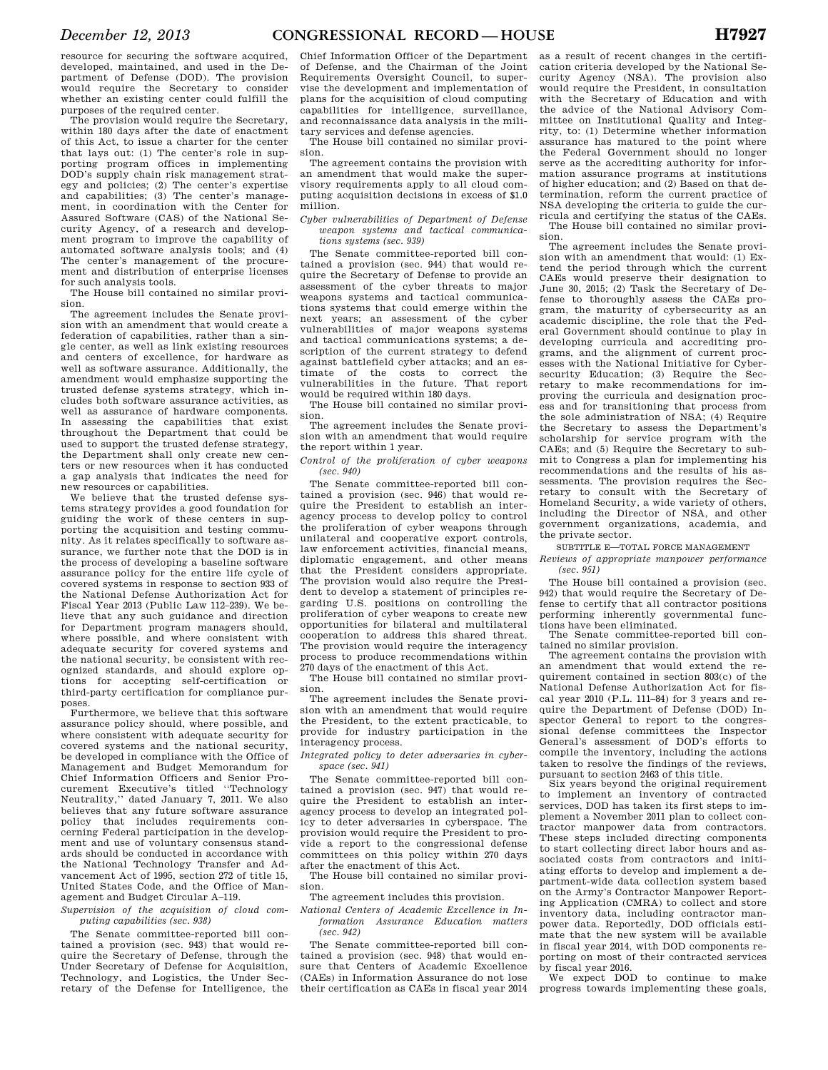resource for securing the software acquired, developed, maintained, and used in the Department of Defense (DOD). The provision would require the Secretary to consider whether an existing center could fulfill the purposes of the required center.

The provision would require the Secretary, within 180 days after the date of enactment of this Act, to issue a charter for the center that lays out: (1) The center's role in supporting program offices in implementing DOD's supply chain risk management strategy and policies; (2) The center's expertise and capabilities; (3) The center's management, in coordination with the Center for Assured Software (CAS) of the National Security Agency, of a research and development program to improve the capability of automated software analysis tools; and (4) The center's management of the procurement and distribution of enterprise licenses for such analysis tools.

The House bill contained no similar provision.

The agreement includes the Senate provision with an amendment that would create a federation of capabilities, rather than a single center, as well as link existing resources and centers of excellence, for hardware as well as software assurance. Additionally, the amendment would emphasize supporting the trusted defense systems strategy, which includes both software assurance activities, as well as assurance of hardware components. In assessing the capabilities that exist throughout the Department that could be used to support the trusted defense strategy, the Department shall only create new centers or new resources when it has conducted a gap analysis that indicates the need for new resources or capabilities.

We believe that the trusted defense systems strategy provides a good foundation for guiding the work of these centers in supporting the acquisition and testing community. As it relates specifically to software assurance, we further note that the DOD is in the process of developing a baseline software assurance policy for the entire life cycle of covered systems in response to section 933 of the National Defense Authorization Act for Fiscal Year 2013 (Public Law 112–239). We believe that any such guidance and direction for Department program managers should, where possible, and where consistent with adequate security for covered systems and the national security, be consistent with recognized standards, and should explore options for accepting self-certification or third-party certification for compliance purposes.

Furthermore, we believe that this software assurance policy should, where possible, and where consistent with adequate security for covered systems and the national security, be developed in compliance with the Office of Management and Budget Memorandum for Chief Information Officers and Senior Procurement Executive's titled "Technology Neutrality," dated January 7, 2011. We also believes that any future software assurance policy that includes requirements concerning Federal participation in the development and use of voluntary consensus standards should be conducted in accordance with the National Technology Transfer and Advancement Act of 1995, section 272 of title 15, United States Code, and the Office of Management and Budget Circular A–119.

*Supervision of the acquisition of cloud computing capabilities (sec. 938)*

The Senate committee-reported bill contained a provision (sec. 943) that would require the Secretary of Defense, through the Under Secretary of Defense for Acquisition, Technology, and Logistics, the Under Secretary of the Defense for Intelligence, the Chief Information Officer of the Department of Defense, and the Chairman of the Joint Requirements Oversight Council, to supervise the development and implementation of plans for the acquisition of cloud computing capabilities for intelligence, surveillance, and reconnaissance data analysis in the military services and defense agencies.

The House bill contained no similar provision.

The agreement contains the provision with an amendment that would make the supervisory requirements apply to all cloud computing acquisition decisions in excess of $1.0 million.

*Cyber vulnerabilities of Department of Defense weapon systems and tactical communications systems (sec. 939)*

The Senate committee-reported bill contained a provision (sec. 944) that would require the Secretary of Defense to provide an assessment of the cyber threats to major weapons systems and tactical communications systems that could emerge within the next years; an assessment of the cyber vulnerabilities of major weapons systems and tactical communications systems; a description of the current strategy to defend against battlefield cyber attacks; and an estimate of the costs to correct the vulnerabilities in the future. That report would be required within 180 days.

The House bill contained no similar provision.

The agreement includes the Senate provision with an amendment that would require the report within 1 year.

*Control of the proliferation of cyber weapons (sec. 940)*

The Senate committee-reported bill contained a provision (sec. 946) that would require the President to establish an interagency process to develop policy to control the proliferation of cyber weapons through unilateral and cooperative export controls, law enforcement activities, financial means, diplomatic engagement, and other means that the President considers appropriate. The provision would also require the President to develop a statement of principles regarding U.S. positions on controlling the proliferation of cyber weapons to create new opportunities for bilateral and multilateral cooperation to address this shared threat. The provision would require the interagency process to produce recommendations within 270 days of the enactment of this Act.

The House bill contained no similar provision.

The agreement includes the Senate provision with an amendment that would require the President, to the extent practicable, to provide for industry participation in the interagency process.

*Integrated policy to deter adversaries in cyberspace (sec. 941)*

The Senate committee-reported bill contained a provision (sec. 947) that would require the President to establish an interagency process to develop an integrated policy to deter adversaries in cyberspace. The provision would require the President to provide a report to the congressional defense committees on this policy within 270 days after the enactment of this Act.

The House bill contained no similar provision.

The agreement includes this provision.

*National Centers of Academic Excellence in Information Assurance Education matters (sec. 942)*

The Senate committee-reported bill contained a provision (sec. 948) that would ensure that Centers of Academic Excellence (CAEs) in Information Assurance do not lose their certification as CAEs in fiscal year 2014 as a result of recent changes in the certification criteria developed by the National Security Agency (NSA). The provision also would require the President, in consultation with the Secretary of Education and with the advice of the National Advisory Committee on Institutional Quality and Integrity, to: (1) Determine whether information assurance has matured to the point where the Federal Government should no longer serve as the accrediting authority for information assurance programs at institutions of higher education; and (2) Based on that determination, reform the current practice of NSA developing the criteria to guide the curricula and certifying the status of the CAEs.

The House bill contained no similar provision.

The agreement includes the Senate provision with an amendment that would: (1) Extend the period through which the current CAEs would preserve their designation to June 30, 2015; (2) Task the Secretary of Defense to thoroughly assess the CAEs program, the maturity of cybersecurity as an academic discipline, the role that the Federal Government should continue to play in developing curricula and accrediting programs, and the alignment of current processes with the National Initiative for Cybersecurity Education; (3) Require the Secretary to make recommendations for improving the curricula and designation process and for transitioning that process from the sole administration of NSA; (4) Require the Secretary to assess the Department's scholarship for service program with the CAEs; and (5) Require the Secretary to submit to Congress a plan for implementing his recommendations and the results of his assessments. The provision requires the Secretary to consult with the Secretary of Homeland Security, a wide variety of others, including the Director of NSA, and other government organizations, academia, and the private sector.

SUBTITLE E—TOTAL FORCE MANAGEMENT

*Reviews of appropriate manpower performance (sec. 951)*

The House bill contained a provision (sec. 942) that would require the Secretary of Defense to certify that all contractor positions performing inherently governmental functions have been eliminated.

The Senate committee-reported bill contained no similar provision.

The agreement contains the provision with an amendment that would extend the requirement contained in section 803(c) of the National Defense Authorization Act for fiscal year 2010 (P.L. 111–84) for 3 years and require the Department of Defense (DOD) Inspector General to report to the congressional defense committees the Inspector General's assessment of DOD's efforts to compile the inventory, including the actions taken to resolve the findings of the reviews, pursuant to section 2463 of this title.

Six years beyond the original requirement to implement an inventory of contracted services, DOD has taken its first steps to implement a November 2011 plan to collect contractor manpower data from contractors. These steps included directing components to start collecting direct labor hours and associated costs from contractors and initiating efforts to develop and implement a department-wide data collection system based on the Army's Contractor Manpower Reporting Application (CMRA) to collect and store inventory data, including contractor manpower data. Reportedly, DOD officials estimate that the new system will be available in fiscal year 2014, with DOD components reporting on most of their contracted services by fiscal year 2016.

We expect DOD to continue to make progress towards implementing these goals,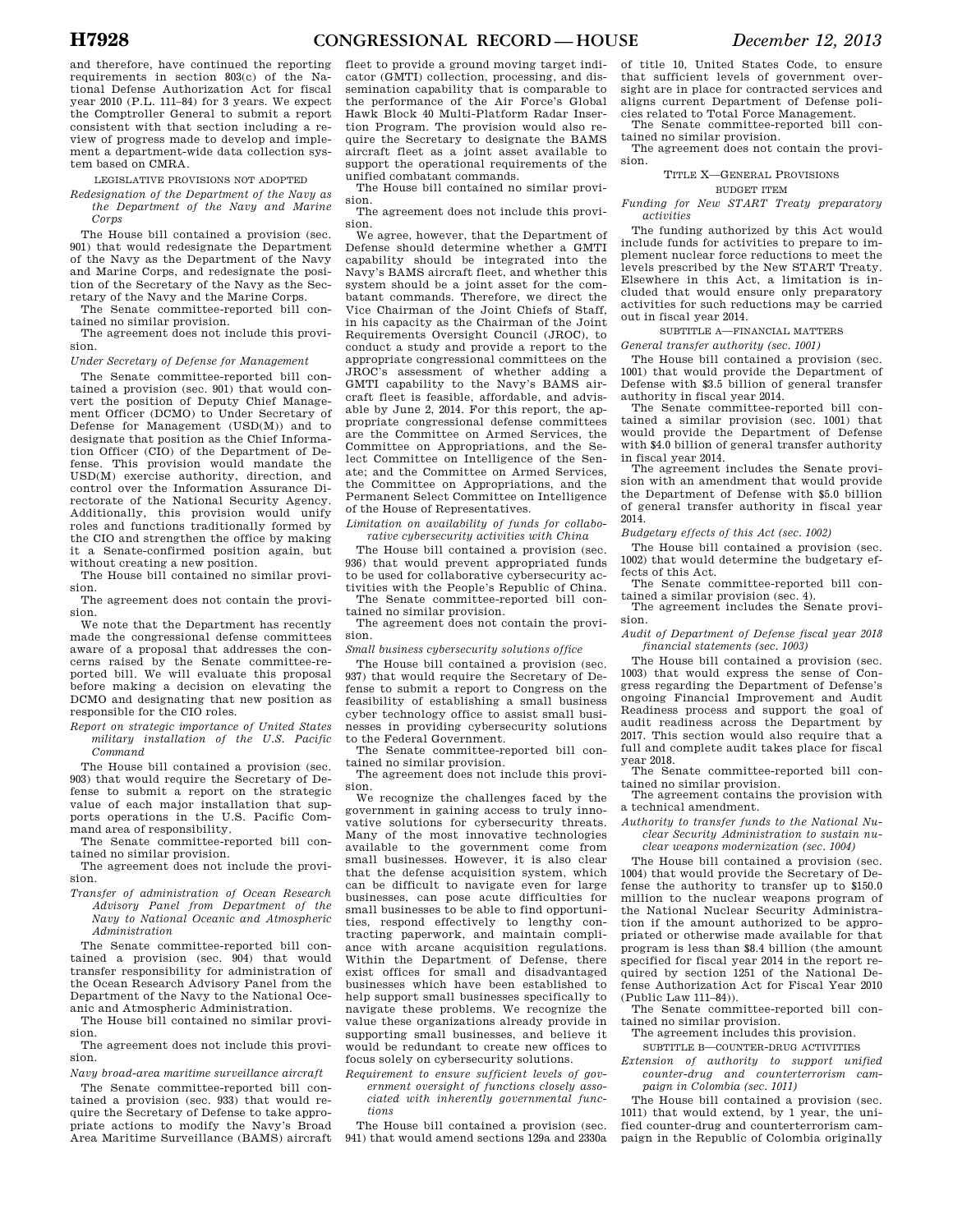and therefore, have continued the reporting requirements in section 803(c) of the National Defense Authorization Act for fiscal year 2010 (P.L. 111–84) for 3 years. We expect the Comptroller General to submit a report consistent with that section including a review of progress made to develop and implement a department-wide data collection system based on CMRA.

LEGISLATIVE PROVISIONS NOT ADOPTED

*Redesignation of the Department of the Navy as the Department of the Navy and Marine Corps*

The House bill contained a provision (sec. 901) that would redesignate the Department of the Navy as the Department of the Navy and Marine Corps, and redesignate the position of the Secretary of the Navy as the Secretary of the Navy and the Marine Corps.

The Senate committee-reported bill contained no similar provision.

The agreement does not include this provision.

*Under Secretary of Defense for Management*

The Senate committee-reported bill contained a provision (sec. 901) that would convert the position of Deputy Chief Management Officer (DCMO) to Under Secretary of Defense for Management (USD(M)) and to designate that position as the Chief Information Officer (CIO) of the Department of Defense. This provision would mandate the USD(M) exercise authority, direction, and control over the Information Assurance Directorate of the National Security Agency. Additionally, this provision would unify roles and functions traditionally formed by the CIO and strengthen the office by making it a Senate-confirmed position again, but without creating a new position.

The House bill contained no similar provision.

The agreement does not contain the provision.

We note that the Department has recently made the congressional defense committees aware of a proposal that addresses the concerns raised by the Senate committee-reported bill. We will evaluate this proposal before making a decision on elevating the DCMO and designating that new position as responsible for the CIO roles.

*Report on strategic importance of United States military installation of the U.S. Pacific Command*

The House bill contained a provision (sec. 903) that would require the Secretary of Defense to submit a report on the strategic value of each major installation that supports operations in the U.S. Pacific Command area of responsibility.

The Senate committee-reported bill contained no similar provision.

The agreement does not include the provision.

*Transfer of administration of Ocean Research Advisory Panel from Department of the Navy to National Oceanic and Atmospheric Administration*

The Senate committee-reported bill contained a provision (sec. 904) that would transfer responsibility for administration of the Ocean Research Advisory Panel from the Department of the Navy to the National Oceanic and Atmospheric Administration.

The House bill contained no similar provision.

The agreement does not include this provision.

*Navy broad-area maritime surveillance aircraft*

The Senate committee-reported bill contained a provision (sec. 933) that would require the Secretary of Defense to take appropriate actions to modify the Navy's Broad Area Maritime Surveillance (BAMS) aircraft fleet to provide a ground moving target indicator (GMTI) collection, processing, and dissemination capability that is comparable to the performance of the Air Force's Global Hawk Block 40 Multi-Platform Radar Insertion Program. The provision would also require the Secretary to designate the BAMS aircraft fleet as a joint asset available to support the operational requirements of the unified combatant commands.

The House bill contained no similar provision.

The agreement does not include this provision.

We agree, however, that the Department of Defense should determine whether a GMTI capability should be integrated into the Navy's BAMS aircraft fleet, and whether this system should be a joint asset for the combatant commands. Therefore, we direct the Vice Chairman of the Joint Chiefs of Staff, in his capacity as the Chairman of the Joint Requirements Oversight Council (JROC), to conduct a study and provide a report to the appropriate congressional committees on the JROC's assessment of whether adding a GMTI capability to the Navy's BAMS aircraft fleet is feasible, affordable, and advisable by June 2, 2014. For this report, the appropriate congressional defense committees are the Committee on Armed Services, the Committee on Appropriations, and the Select Committee on Intelligence of the Senate; and the Committee on Armed Services, the Committee on Appropriations, and the Permanent Select Committee on Intelligence of the House of Representatives.

*Limitation on availability of funds for collaborative cybersecurity activities with China*

The House bill contained a provision (sec. 936) that would prevent appropriated funds to be used for collaborative cybersecurity activities with the People's Republic of China.

The Senate committee-reported bill contained no similar provision.

The agreement does not contain the provision.

*Small business cybersecurity solutions office*

The House bill contained a provision (sec. 937) that would require the Secretary of Defense to submit a report to Congress on the feasibility of establishing a small business cyber technology office to assist small businesses in providing cybersecurity solutions to the Federal Government.

The Senate committee-reported bill contained no similar provision.

The agreement does not include this provision.

We recognize the challenges faced by the government in gaining access to truly innovative solutions for cybersecurity threats. Many of the most innovative technologies available to the government come from small businesses. However, it is also clear that the defense acquisition system, which can be difficult to navigate even for large businesses, can pose acute difficulties for small businesses to be able to find opportunities, respond effectively to lengthy contracting paperwork, and maintain compliance with arcane acquisition regulations. Within the Department of Defense, there exist offices for small and disadvantaged businesses which have been established to help support small businesses specifically to navigate these problems. We recognize the value these organizations already provide in supporting small businesses, and believe it would be redundant to create new offices to focus solely on cybersecurity solutions.

*Requirement to ensure sufficient levels of government oversight of functions closely associated with inherently governmental functions*

The House bill contained a provision (sec. 941) that would amend sections 129a and 2330a of title 10, United States Code, to ensure that sufficient levels of government oversight are in place for contracted services and aligns current Department of Defense policies related to Total Force Management.

The Senate committee-reported bill contained no similar provision.

The agreement does not contain the provision.

## TITLE X—GENERAL PROVISIONS

BUDGET ITEM

*Funding for New START Treaty preparatory activities*

The funding authorized by this Act would include funds for activities to prepare to implement nuclear force reductions to meet the levels prescribed by the New START Treaty. Elsewhere in this Act, a limitation is included that would ensure only preparatory activities for such reductions may be carried out in fiscal year 2014.

SUBTITLE A—FINANCIAL MATTERS

*General transfer authority (sec. 1001)*

The House bill contained a provision (sec. 1001) that would provide the Department of Defense with $3.5 billion of general transfer authority in fiscal year 2014.

The Senate committee-reported bill contained a similar provision (sec. 1001) that would provide the Department of Defense with $4.0 billion of general transfer authority in fiscal year 2014.

The agreement includes the Senate provision with an amendment that would provide the Department of Defense with $5.0 billion of general transfer authority in fiscal year 2014.

*Budgetary effects of this Act (sec. 1002)*

The House bill contained a provision (sec. 1002) that would determine the budgetary effects of this Act.

The Senate committee-reported bill contained a similar provision (sec. 4).

The agreement includes the Senate provision.

*Audit of Department of Defense fiscal year 2018 financial statements (sec. 1003)*

The House bill contained a provision (sec. 1003) that would express the sense of Congress regarding the Department of Defense's ongoing Financial Improvement and Audit Readiness process and support the goal of audit readiness across the Department by 2017. This section would also require that a full and complete audit takes place for fiscal year 2018.

The Senate committee-reported bill contained no similar provision.

The agreement contains the provision with a technical amendment.

*Authority to transfer funds to the National Nuclear Security Administration to sustain nuclear weapons modernization (sec. 1004)*

The House bill contained a provision (sec. 1004) that would provide the Secretary of Defense the authority to transfer up to $150.0 million to the nuclear weapons program of the National Nuclear Security Administration if the amount authorized to be appropriated or otherwise made available for that program is less than $8.4 billion (the amount specified for fiscal year 2014 in the report required by section 1251 of the National Defense Authorization Act for Fiscal Year 2010 (Public Law 111–84)).

The Senate committee-reported bill contained no similar provision.

The agreement includes this provision.

SUBTITLE B—COUNTER-DRUG ACTIVITIES

*Extension of authority to support unified counter-drug and counterterrorism campaign in Colombia (sec. 1011)*

The House bill contained a provision (sec. 1011) that would extend, by 1 year, the unified counter-drug and counterterrorism campaign in the Republic of Colombia originally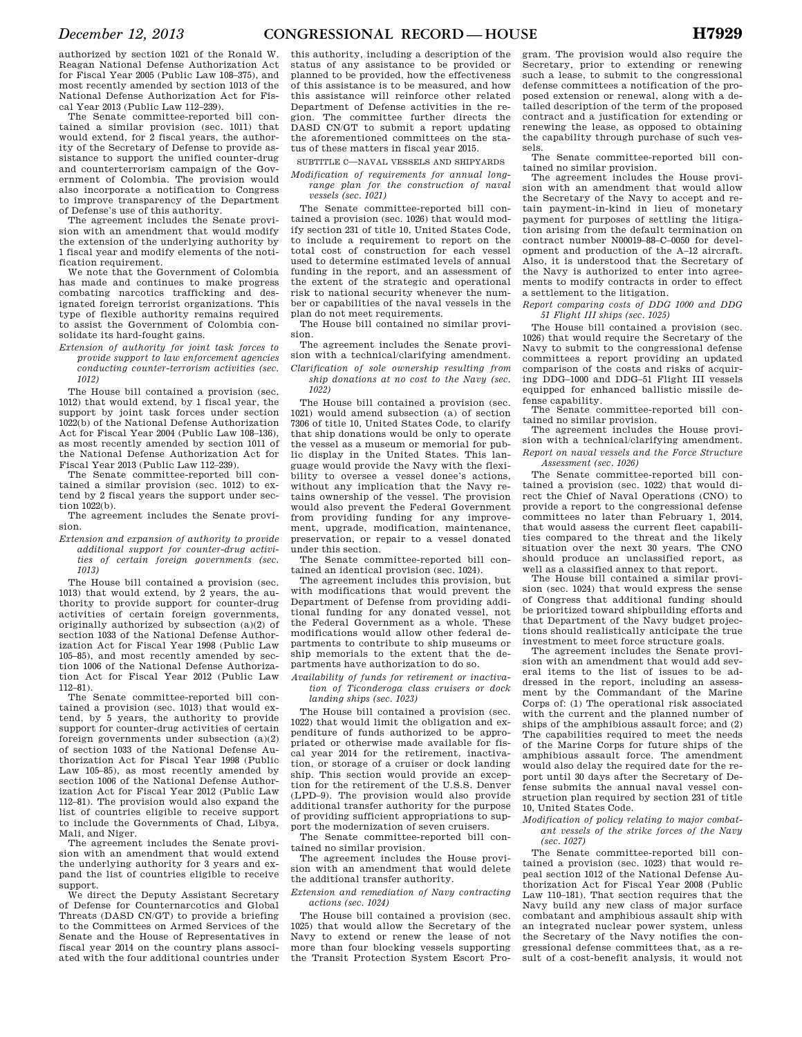authorized by section 1021 of the Ronald W. Reagan National Defense Authorization Act for Fiscal Year 2005 (Public Law 108–375), and most recently amended by section 1013 of the National Defense Authorization Act for Fiscal Year 2013 (Public Law 112–239).

The Senate committee-reported bill contained a similar provision (sec. 1011) that would extend, for 2 fiscal years, the authority of the Secretary of Defense to provide assistance to support the unified counter-drug and counterterrorism campaign of the Government of Colombia. The provision would also incorporate a notification to Congress to improve transparency of the Department of Defense's use of this authority.

The agreement includes the Senate provision with an amendment that would modify the extension of the underlying authority by 1 fiscal year and modify elements of the notification requirement.

We note that the Government of Colombia has made and continues to make progress combating narcotics trafficking and designated foreign terrorist organizations. This type of flexible authority remains required to assist the Government of Colombia consolidate its hard-fought gains.

*Extension of authority for joint task forces to provide support to law enforcement agencies conducting counter-terrorism activities (sec. 1012)*

The House bill contained a provision (sec. 1012) that would extend, by 1 fiscal year, the support by joint task forces under section 1022(b) of the National Defense Authorization Act for Fiscal Year 2004 (Public Law 108–136), as most recently amended by section 1011 of the National Defense Authorization Act for Fiscal Year 2013 (Public Law 112–239).

The Senate committee-reported bill contained a similar provision (sec. 1012) to extend by 2 fiscal years the support under section 1022(b).

The agreement includes the Senate provision.

*Extension and expansion of authority to provide additional support for counter-drug activities of certain foreign governments (sec. 1013)*

The House bill contained a provision (sec. 1013) that would extend, by 2 years, the authority to provide support for counter-drug activities of certain foreign governments, originally authorized by subsection (a)(2) of section 1033 of the National Defense Authorization Act for Fiscal Year 1998 (Public Law 105–85), and most recently amended by section 1006 of the National Defense Authorization Act for Fiscal Year 2012 (Public Law 112–81).

The Senate committee-reported bill contained a provision (sec. 1013) that would extend, by 5 years, the authority to provide support for counter-drug activities of certain foreign governments under subsection (a)(2) of section 1033 of the National Defense Authorization Act for Fiscal Year 1998 (Public Law 105–85), as most recently amended by section 1006 of the National Defense Authorization Act for Fiscal Year 2012 (Public Law 112–81). The provision would also expand the list of countries eligible to receive support to include the Governments of Chad, Libya, Mali, and Niger.

The agreement includes the Senate provision with an amendment that would extend the underlying authority for 3 years and expand the list of countries eligible to receive support.

We direct the Deputy Assistant Secretary of Defense for Counternarcotics and Global Threats (DASD CN/GT) to provide a briefing to the Committees on Armed Services of the Senate and the House of Representatives in fiscal year 2014 on the country plans associated with the four additional countries under this authority, including a description of the status of any assistance to be provided or planned to be provided, how the effectiveness of this assistance is to be measured, and how this assistance will reinforce other related Department of Defense activities in the region. The committee further directs the DASD CN/GT to submit a report updating the aforementioned committees on the status of these matters in fiscal year 2015.

SUBTITLE C—NAVAL VESSELS AND SHIPYARDS

*Modification of requirements for annual long-range plan for the construction of naval vessels (sec. 1021)*

The Senate committee-reported bill contained a provision (sec. 1026) that would modify section 231 of title 10, United States Code, to include a requirement to report on the total cost of construction for each vessel used to determine estimated levels of annual funding in the report, and an assessment of the extent of the strategic and operational risk to national security whenever the number or capabilities of the naval vessels in the plan do not meet requirements.

The House bill contained no similar provision.

The agreement includes the Senate provision with a technical/clarifying amendment.

*Clarification of sole ownership resulting from ship donations at no cost to the Navy (sec. 1022)*

The House bill contained a provision (sec. 1021) would amend subsection (a) of section 7306 of title 10, United States Code, to clarify that ship donations would be only to operate the vessel as a museum or memorial for public display in the United States. This language would provide the Navy with the flexibility to oversee a vessel donee's actions, without any implication that the Navy retains ownership of the vessel. The provision would also prevent the Federal Government from providing funding for any improvement, upgrade, modification, maintenance, preservation, or repair to a vessel donated under this section.

The Senate committee-reported bill contained an identical provision (sec. 1024).

The agreement includes this provision, but with modifications that would prevent the Department of Defense from providing additional funding for any donated vessel, not the Federal Government as a whole. These modifications would allow other federal departments to contribute to ship museums or ship memorials to the extent that the departments have authorization to do so.

*Availability of funds for retirement or inactivation of Ticonderoga class cruisers or dock landing ships (sec. 1023)*

The House bill contained a provision (sec. 1022) that would limit the obligation and expenditure of funds authorized to be appropriated or otherwise made available for fiscal year 2014 for the retirement, inactivation, or storage of a cruiser or dock landing ship. This section would provide an exception for the retirement of the U.S.S. Denver (LPD–9). The provision would also provide additional transfer authority for the purpose of providing sufficient appropriations to support the modernization of seven cruisers.

The Senate committee-reported bill contained no similar provision.

The agreement includes the House provision with an amendment that would delete the additional transfer authority.

*Extension and remediation of Navy contracting actions (sec. 1024)*

The House bill contained a provision (sec. 1025) that would allow the Secretary of the Navy to extend or renew the lease of not more than four blocking vessels supporting the Transit Protection System Escort Program. The provision would also require the Secretary, prior to extending or renewing such a lease, to submit to the congressional defense committees a notification of the proposed extension or renewal, along with a detailed description of the term of the proposed contract and a justification for extending or renewing the lease, as opposed to obtaining the capability through purchase of such vessels.

The Senate committee-reported bill contained no similar provision.

The agreement includes the House provision with an amendment that would allow the Secretary of the Navy to accept and retain payment-in-kind in lieu of monetary payment for purposes of settling the litigation arising from the default termination on contract number N00019–88–C–0050 for development and production of the A–12 aircraft. Also, it is understood that the Secretary of the Navy is authorized to enter into agreements to modify contracts in order to effect a settlement to the litigation.

*Report comparing costs of DDG 1000 and DDG 51 Flight III ships (sec. 1025)*

The House bill contained a provision (sec. 1026) that would require the Secretary of the Navy to submit to the congressional defense committees a report providing an updated comparison of the costs and risks of acquiring DDG–1000 and DDG–51 Flight III vessels equipped for enhanced ballistic missile defense capability.

The Senate committee-reported bill contained no similar provision.

The agreement includes the House provision with a technical/clarifying amendment.

*Report on naval vessels and the Force Structure Assessment (sec. 1026)*

The Senate committee-reported bill contained a provision (sec. 1022) that would direct the Chief of Naval Operations (CNO) to provide a report to the congressional defense committees no later than February 1, 2014, that would assess the current fleet capabilities compared to the threat and the likely situation over the next 30 years. The CNO should produce an unclassified report, as well as a classified annex to that report.

The House bill contained a similar provision (sec. 1024) that would express the sense of Congress that additional funding should be prioritized toward shipbuilding efforts and that Department of the Navy budget projections should realistically anticipate the true investment to meet force structure goals.

The agreement includes the Senate provision with an amendment that would add several items to the list of issues to be addressed in the report, including an assessment by the Commandant of the Marine Corps of: (1) The operational risk associated with the current and the planned number of ships of the amphibious assault force; and (2) The capabilities required to meet the needs of the Marine Corps for future ships of the amphibious assault force. The amendment would also delay the required date for the report until 30 days after the Secretary of Defense submits the annual naval vessel construction plan required by section 231 of title 10, United States Code.

*Modification of policy relating to major combatant vessels of the strike forces of the Navy (sec. 1027)*

The Senate committee-reported bill contained a provision (sec. 1023) that would repeal section 1012 of the National Defense Authorization Act for Fiscal Year 2008 (Public Law 110–181). That section requires that the Navy build any new class of major surface combatant and amphibious assault ship with an integrated nuclear power system, unless the Secretary of the Navy notifies the congressional defense committees that, as a result of a cost-benefit analysis, it would not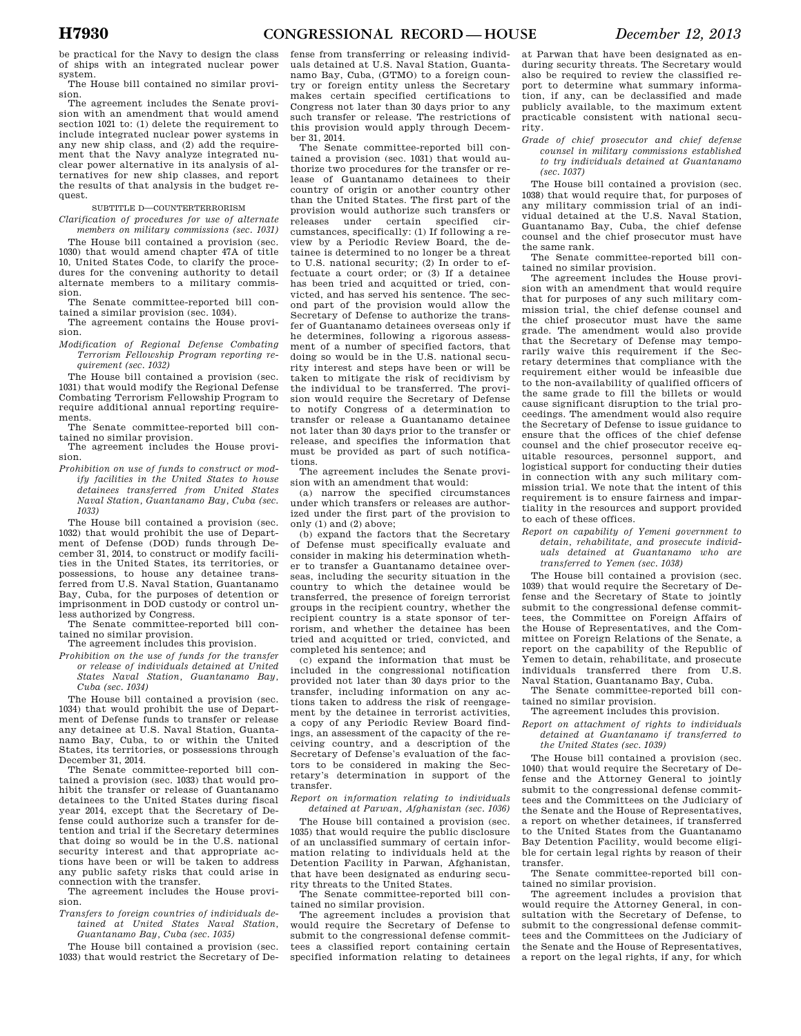be practical for the Navy to design the class of ships with an integrated nuclear power system.

The House bill contained no similar provision.

The agreement includes the Senate provision with an amendment that would amend section 1021 to: (1) delete the requirement to include integrated nuclear power systems in any new ship class, and (2) add the requirement that the Navy analyze integrated nuclear power alternative in its analysis of alternatives for new ship classes, and report the results of that analysis in the budget request.

SUBTITLE D—COUNTERTERRORISM

*Clarification of procedures for use of alternate members on military commissions (sec. 1031)*

The House bill contained a provision (sec. 1030) that would amend chapter 47A of title 10, United States Code, to clarify the procedures for the convening authority to detail alternate members to a military commission.

The Senate committee-reported bill contained a similar provision (sec. 1034).

The agreement contains the House provision.

*Modification of Regional Defense Combating Terrorism Fellowship Program reporting requirement (sec. 1032)*

The House bill contained a provision (sec. 1031) that would modify the Regional Defense Combating Terrorism Fellowship Program to require additional annual reporting requirements.

The Senate committee-reported bill contained no similar provision.

The agreement includes the House provision.

*Prohibition on use of funds to construct or modify facilities in the United States to house detainees transferred from United States Naval Station, Guantanamo Bay, Cuba (sec. 1033)*

The House bill contained a provision (sec. 1032) that would prohibit the use of Department of Defense (DOD) funds through December 31, 2014, to construct or modify facilities in the United States, its territories, or possessions, to house any detainee transferred from U.S. Naval Station, Guantanamo Bay, Cuba, for the purposes of detention or imprisonment in DOD custody or control unless authorized by Congress.

The Senate committee-reported bill contained no similar provision.

The agreement includes this provision.

*Prohibition on the use of funds for the transfer or release of individuals detained at United States Naval Station, Guantanamo Bay, Cuba (sec. 1034)*

The House bill contained a provision (sec. 1034) that would prohibit the use of Department of Defense funds to transfer or release any detainee at U.S. Naval Station, Guantanamo Bay, Cuba, to or within the United States, its territories, or possessions through December 31, 2014.

The Senate committee-reported bill contained a provision (sec. 1033) that would prohibit the transfer or release of Guantanamo detainees to the United States during fiscal year 2014, except that the Secretary of Defense could authorize such a transfer for detention and trial if the Secretary determines that doing so would be in the U.S. national security interest and that appropriate actions have been or will be taken to address any public safety risks that could arise in connection with the transfer.

The agreement includes the House provision.

*Transfers to foreign countries of individuals detained at United States Naval Station, Guantanamo Bay, Cuba (sec. 1035)*

The House bill contained a provision (sec. 1033) that would restrict the Secretary of Defense from transferring or releasing individuals detained at U.S. Naval Station, Guantanamo Bay, Cuba, (GTMO) to a foreign country or foreign entity unless the Secretary makes certain specified certifications to Congress not later than 30 days prior to any such transfer or release. The restrictions of this provision would apply through December 31, 2014.

The Senate committee-reported bill contained a provision (sec. 1031) that would authorize two procedures for the transfer or release of Guantanamo detainees to their country of origin or another country other than the United States. The first part of the provision would authorize such transfers or releases under certain specified circumstances, specifically: (1) If following a review by a Periodic Review Board, the detainee is determined to no longer be a threat to U.S. national security; (2) In order to effectuate a court order; or (3) If a detainee has been tried and acquitted or tried, convicted, and has served his sentence. The second part of the provision would allow the Secretary of Defense to authorize the transfer of Guantanamo detainees overseas only if he determines, following a rigorous assessment of a number of specified factors, that doing so would be in the U.S. national security interest and steps have been or will be taken to mitigate the risk of recidivism by the individual to be transferred. The provision would require the Secretary of Defense to notify Congress of a determination to transfer or release a Guantanamo detainee not later than 30 days prior to the transfer or release, and specifies the information that must be provided as part of such notifications.

The agreement includes the Senate provision with an amendment that would:

(a) narrow the specified circumstances under which transfers or releases are authorized under the first part of the provision to only (1) and (2) above;

(b) expand the factors that the Secretary of Defense must specifically evaluate and consider in making his determination whether to transfer a Guantanamo detainee overseas, including the security situation in the country to which the detainee would be transferred, the presence of foreign terrorist groups in the recipient country, whether the recipient country is a state sponsor of terrorism, and whether the detainee has been tried and acquitted or tried, convicted, and completed his sentence; and

(c) expand the information that must be included in the congressional notification provided not later than 30 days prior to the transfer, including information on any actions taken to address the risk of reengagement by the detainee in terrorist activities, a copy of any Periodic Review Board findings, an assessment of the capacity of the receiving country, and a description of the Secretary of Defense's evaluation of the factors to be considered in making the Secretary's determination in support of the transfer.

*Report on information relating to individuals detained at Parwan, Afghanistan (sec. 1036)*

The House bill contained a provision (sec. 1035) that would require the public disclosure of an unclassified summary of certain information relating to individuals held at the Detention Facility in Parwan, Afghanistan, that have been designated as enduring security threats to the United States.

The Senate committee-reported bill contained no similar provision.

The agreement includes a provision that would require the Secretary of Defense to submit to the congressional defense committees a classified report containing certain specified information relating to detainees at Parwan that have been designated as enduring security threats. The Secretary would also be required to review the classified report to determine what summary information, if any, can be declassified and made publicly available, to the maximum extent practicable consistent with national security.

*Grade of chief prosecutor and chief defense counsel in military commissions established to try individuals detained at Guantanamo (sec. 1037)*

The House bill contained a provision (sec. 1038) that would require that, for purposes of any military commission trial of an individual detained at the U.S. Naval Station, Guantanamo Bay, Cuba, the chief defense counsel and the chief prosecutor must have the same rank.

The Senate committee-reported bill contained no similar provision.

The agreement includes the House provision with an amendment that would require that for purposes of any such military commission trial, the chief defense counsel and the chief prosecutor must have the same grade. The amendment would also provide that the Secretary of Defense may temporarily waive this requirement if the Secretary determines that compliance with the requirement either would be infeasible due to the non-availability of qualified officers of the same grade to fill the billets or would cause significant disruption to the trial proceedings. The amendment would also require the Secretary of Defense to issue guidance to ensure that the offices of the chief defense counsel and the chief prosecutor receive equitable resources, personnel support, and logistical support for conducting their duties in connection with any such military commission trial. We note that the intent of this requirement is to ensure fairness and impartiality in the resources and support provided to each of these offices.

*Report on capability of Yemeni government to detain, rehabilitate, and prosecute individuals detained at Guantanamo who are transferred to Yemen (sec. 1038)*

The House bill contained a provision (sec. 1039) that would require the Secretary of Defense and the Secretary of State to jointly submit to the congressional defense committees, the Committee on Foreign Affairs of the House of Representatives, and the Committee on Foreign Relations of the Senate, a report on the capability of the Republic of Yemen to detain, rehabilitate, and prosecute individuals transferred there from U.S. Naval Station, Guantanamo Bay, Cuba.

The Senate committee-reported bill contained no similar provision.

The agreement includes this provision.

*Report on attachment of rights to individuals detained at Guantanamo if transferred to the United States (sec. 1039)*

The House bill contained a provision (sec. 1040) that would require the Secretary of Defense and the Attorney General to jointly submit to the congressional defense committees and the Committees on the Judiciary of the Senate and the House of Representatives, a report on whether detainees, if transferred to the United States from the Guantanamo Bay Detention Facility, would become eligible for certain legal rights by reason of their transfer.

The Senate committee-reported bill contained no similar provision.

The agreement includes a provision that would require the Attorney General, in consultation with the Secretary of Defense, to submit to the congressional defense committees and the Committees on the Judiciary of the Senate and the House of Representatives, a report on the legal rights, if any, for which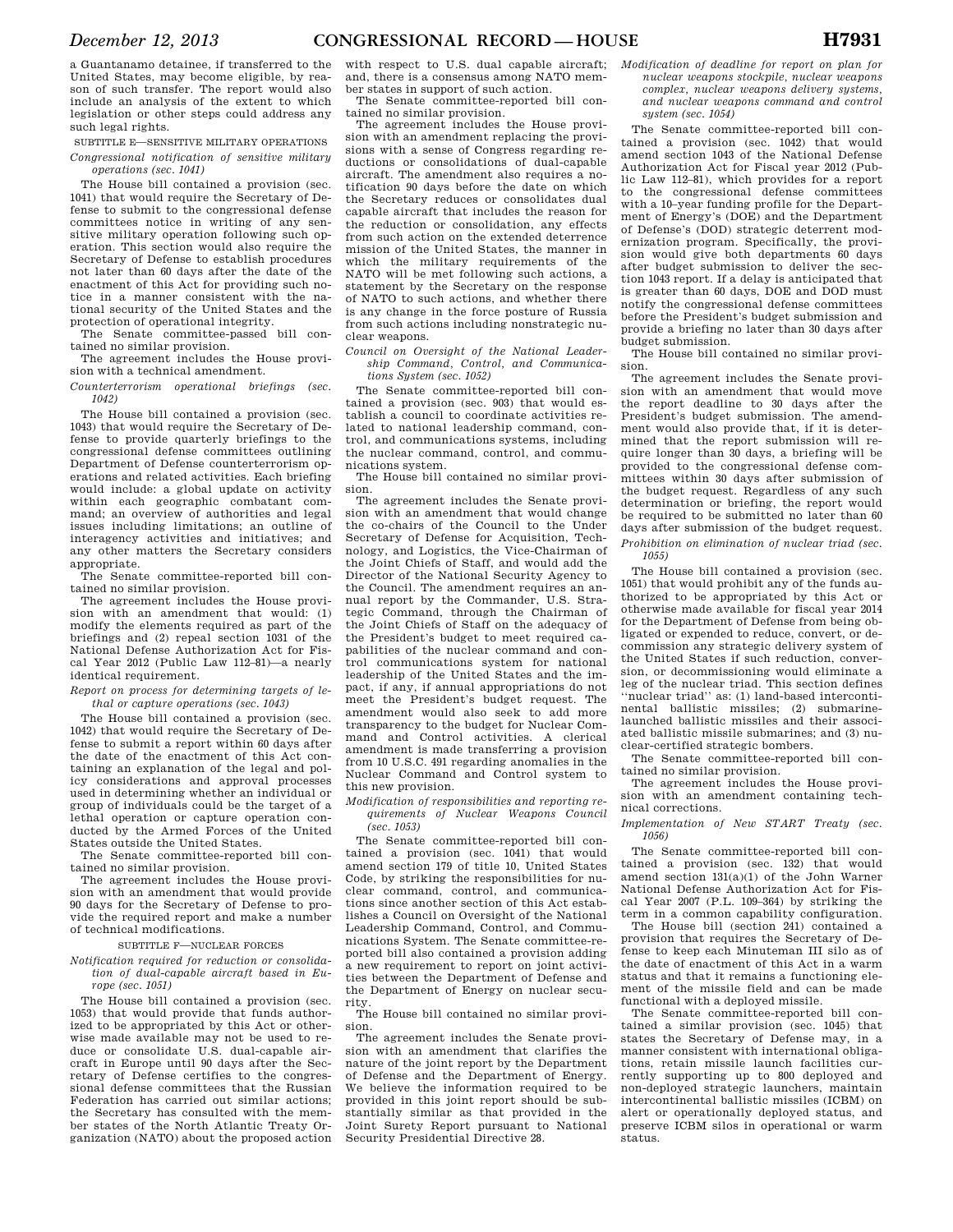a Guantanamo detainee, if transferred to the United States, may become eligible, by reason of such transfer. The report would also include an analysis of the extent to which legislation or other steps could address any such legal rights.

SUBTITLE E—SENSITIVE MILITARY OPERATIONS

*Congressional notification of sensitive military operations (sec. 1041)*

The House bill contained a provision (sec. 1041) that would require the Secretary of Defense to submit to the congressional defense committees notice in writing of any sensitive military operation following such operation. This section would also require the Secretary of Defense to establish procedures not later than 60 days after the date of the enactment of this Act for providing such notice in a manner consistent with the national security of the United States and the protection of operational integrity.

The Senate committee-passed bill contained no similar provision.

The agreement includes the House provision with a technical amendment.

*Counterterrorism operational briefings (sec. 1042)*

The House bill contained a provision (sec. 1043) that would require the Secretary of Defense to provide quarterly briefings to the congressional defense committees outlining Department of Defense counterterrorism operations and related activities. Each briefing would include: a global update on activity within each geographic combatant command; an overview of authorities and legal issues including limitations; an outline of interagency activities and initiatives; and any other matters the Secretary considers appropriate.

The Senate committee-reported bill contained no similar provision.

The agreement includes the House provision with an amendment that would: (1) modify the elements required as part of the briefings and (2) repeal section 1031 of the National Defense Authorization Act for Fiscal Year 2012 (Public Law 112–81)—a nearly identical requirement.

*Report on process for determining targets of lethal or capture operations (sec. 1043)*

The House bill contained a provision (sec. 1042) that would require the Secretary of Defense to submit a report within 60 days after the date of the enactment of this Act containing an explanation of the legal and policy considerations and approval processes used in determining whether an individual or group of individuals could be the target of a lethal operation or capture operation conducted by the Armed Forces of the United States outside the United States.

The Senate committee-reported bill contained no similar provision.

The agreement includes the House provision with an amendment that would provide 90 days for the Secretary of Defense to provide the required report and make a number of technical modifications.

SUBTITLE F—NUCLEAR FORCES

*Notification required for reduction or consolidation of dual-capable aircraft based in Europe (sec. 1051)*

The House bill contained a provision (sec. 1053) that would provide that funds authorized to be appropriated by this Act or otherwise made available may not be used to reduce or consolidate U.S. dual-capable aircraft in Europe until 90 days after the Secretary of Defense certifies to the congressional defense committees that the Russian Federation has carried out similar actions; the Secretary has consulted with the member states of the North Atlantic Treaty Organization (NATO) about the proposed action with respect to U.S. dual capable aircraft; and, there is a consensus among NATO member states in support of such action.

The Senate committee-reported bill contained no similar provision.

The agreement includes the House provision with an amendment replacing the provisions with a sense of Congress regarding reductions or consolidations of dual-capable aircraft. The amendment also requires a notification 90 days before the date on which the Secretary reduces or consolidates dual capable aircraft that includes the reason for the reduction or consolidation, any effects from such action on the extended deterrence mission of the United States, the manner in which the military requirements of the NATO will be met following such actions, a statement by the Secretary on the response of NATO to such actions, and whether there is any change in the force posture of Russia from such actions including nonstrategic nuclear weapons.

*Council on Oversight of the National Leadership Command, Control, and Communications System (sec. 1052)*

The Senate committee-reported bill contained a provision (sec. 903) that would establish a council to coordinate activities related to national leadership command, control, and communications systems, including the nuclear command, control, and communications system.

The House bill contained no similar provision.

The agreement includes the Senate provision with an amendment that would change the co-chairs of the Council to the Under Secretary of Defense for Acquisition, Technology, and Logistics, the Vice-Chairman of the Joint Chiefs of Staff, and would add the Director of the National Security Agency to the Council. The amendment requires an annual report by the Commander, U.S. Strategic Command, through the Chairman of the Joint Chiefs of Staff on the adequacy of the President's budget to meet required capabilities of the nuclear command and control communications system for national leadership of the United States and the impact, if any, if annual appropriations do not meet the President's budget request. The amendment would also seek to add more transparency to the budget for Nuclear Command and Control activities. A clerical amendment is made transferring a provision from 10 U.S.C. 491 regarding anomalies in the Nuclear Command and Control system to this new provision.

*Modification of responsibilities and reporting requirements of Nuclear Weapons Council (sec. 1053)*

The Senate committee-reported bill contained a provision (sec. 1041) that would amend section 179 of title 10, United States Code, by striking the responsibilities for nuclear command, control, and communications since another section of this Act establishes a Council on Oversight of the National Leadership Command, Control, and Communications System. The Senate committee-reported bill also contained a provision adding a new requirement to report on joint activities between the Department of Defense and the Department of Energy on nuclear security.

The House bill contained no similar provision.

The agreement includes the Senate provision with an amendment that clarifies the nature of the joint report by the Department of Defense and the Department of Energy. We believe the information required to be provided in this joint report should be substantially similar as that provided in the Joint Surety Report pursuant to National Security Presidential Directive 28.

*Modification of deadline for report on plan for nuclear weapons stockpile, nuclear weapons complex, nuclear weapons delivery systems, and nuclear weapons command and control system (sec. 1054)*

The Senate committee-reported bill contained a provision (sec. 1042) that would amend section 1043 of the National Defense Authorization Act for Fiscal year 2012 (Public Law 112–81), which provides for a report to the congressional defense committees with a 10–year funding profile for the Department of Energy's (DOE) and the Department of Defense's (DOD) strategic deterrent modernization program. Specifically, the provision would give both departments 60 days after budget submission to deliver the section 1043 report. If a delay is anticipated that is greater than 60 days, DOE and DOD must notify the congressional defense committees before the President's budget submission and provide a briefing no later than 30 days after budget submission.

The House bill contained no similar provision.

The agreement includes the Senate provision with an amendment that would move the report deadline to 30 days after the President's budget submission. The amendment would also provide that, if it is determined that the report submission will require longer than 30 days, a briefing will be provided to the congressional defense committees within 30 days after submission of the budget request. Regardless of any such determination or briefing, the report would be required to be submitted no later than 60 days after submission of the budget request.

*Prohibition on elimination of nuclear triad (sec. 1055)*

The House bill contained a provision (sec. 1051) that would prohibit any of the funds authorized to be appropriated by this Act or otherwise made available for fiscal year 2014 for the Department of Defense from being obligated or expended to reduce, convert, or decommission any strategic delivery system of the United States if such reduction, conversion, or decommissioning would eliminate a leg of the nuclear triad. This section defines ''nuclear triad'' as: (1) land-based intercontinental ballistic missiles; (2) submarine-launched ballistic missiles and their associated ballistic missile submarines; and (3) nuclear-certified strategic bombers.

The Senate committee-reported bill contained no similar provision.

The agreement includes the House provision with an amendment containing technical corrections.

*Implementation of New START Treaty (sec. 1056)*

The Senate committee-reported bill contained a provision (sec. 132) that would amend section 131(a)(1) of the John Warner National Defense Authorization Act for Fiscal Year 2007 (P.L. 109–364) by striking the term in a common capability configuration.

The House bill (section 241) contained a provision that requires the Secretary of Defense to keep each Minuteman III silo as of the date of enactment of this Act in a warm status and that it remains a functioning element of the missile field and can be made functional with a deployed missile.

The Senate committee-reported bill contained a similar provision (sec. 1045) that states the Secretary of Defense may, in a manner consistent with international obligations, retain missile launch facilities currently supporting up to 800 deployed and non-deployed strategic launchers, maintain intercontinental ballistic missiles (ICBM) on alert or operationally deployed status, and preserve ICBM silos in operational or warm status.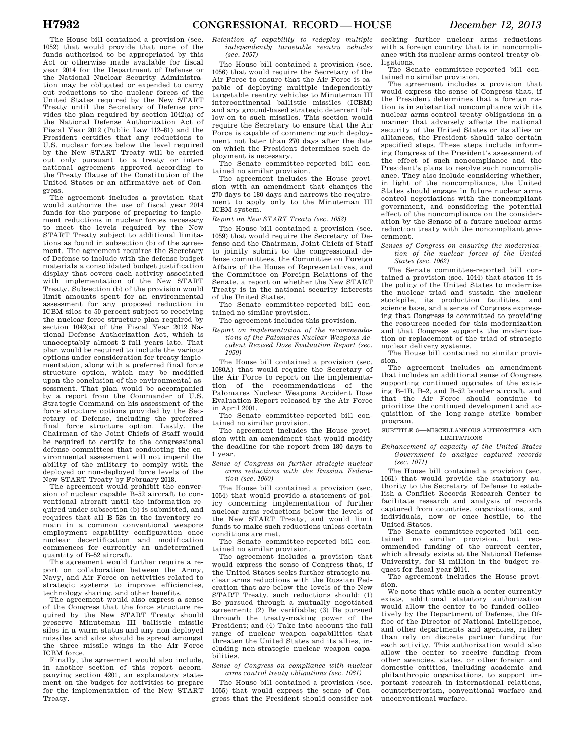The House bill contained a provision (sec. 1052) that would provide that none of the funds authorized to be appropriated by this Act or otherwise made available for fiscal year 2014 for the Department of Defense or the National Nuclear Security Administration may be obligated or expended to carry out reductions to the nuclear forces of the United States required by the New START Treaty until the Secretary of Defense provides the plan required by section 1042(a) of the National Defense Authorization Act of Fiscal Year 2012 (Public Law 112–81) and the President certifies that any reductions to U.S. nuclear forces below the level required by the New START Treaty will be carried out only pursuant to a treaty or international agreement approved according to the Treaty Clause of the Constitution of the United States or an affirmative act of Congress.

The agreement includes a provision that would authorize the use of fiscal year 2014 funds for the purpose of preparing to implement reductions in nuclear forces necessary to meet the levels required by the New START Treaty subject to additional limitations as found in subsection (b) of the agreement. The agreement requires the Secretary of Defense to include with the defense budget materials a consolidated budget justification display that covers each activity associated with implementation of the New START Treaty. Subsection (b) of the provision would limit amounts spent for an environmental assessment for any proposed reduction in ICBM silos to 50 percent subject to receiving the nuclear force structure plan required by section 1042(a) of the Fiscal Year 2012 National Defense Authorization Act, which is unacceptably almost 2 full years late. That plan would be required to include the various options under consideration for treaty implementation, along with a preferred final force structure option, which may be modified upon the conclusion of the environmental assessment. That plan would be accompanied by a report from the Commander of U.S. Strategic Command on his assessment of the force structure options provided by the Secretary of Defense, including the preferred final force structure option. Lastly, the Chairman of the Joint Chiefs of Staff would be required to certify to the congressional defense committees that conducting the environmental assessment will not imperil the ability of the military to comply with the deployed or non-deployed force levels of the New START Treaty by February 2018.

The agreement would prohibit the conversion of nuclear capable B–52 aircraft to conventional aircraft until the information required under subsection (b) is submitted, and requires that all B–52s in the inventory remain in a common conventional weapons employment capability configuration once nuclear decertification and modification commences for currently an undetermined quantity of B–52 aircraft.

The agreement would further require a report on collaboration between the Army, Navy, and Air Force on activities related to strategic systems to improve efficiencies, technology sharing, and other benefits.

The agreement would also express a sense of the Congress that the force structure required by the New START Treaty should preserve Minuteman III ballistic missile silos in a warm status and any non-deployed missiles and silos should be spread amongst the three missile wings in the Air Force ICBM force.

Finally, the agreement would also include, in another section of this report accompanying section 4201, an explanatory statement on the budget for activities to prepare for the implementation of the New START Treaty.

*Retention of capability to redeploy multiple independently targetable reentry vehicles (sec. 1057)*

The House bill contained a provision (sec. 1056) that would require the Secretary of the Air Force to ensure that the Air Force is capable of deploying multiple independently targetable reentry vehicles to Minuteman III intercontinental ballistic missiles (ICBM) and any ground-based strategic deterrent follow-on to such missiles. This section would require the Secretary to ensure that the Air Force is capable of commencing such deployment not later than 270 days after the date on which the President determines such deployment is necessary.

The Senate committee-reported bill contained no similar provision.

The agreement includes the House provision with an amendment that changes the 270 days to 180 days and narrows the requirement to apply only to the Minuteman III ICBM system.

*Report on New START Treaty (sec. 1058)*

The House bill contained a provision (sec. 1059) that would require the Secretary of Defense and the Chairman, Joint Chiefs of Staff to jointly submit to the congressional defense committees, the Committee on Foreign Affairs of the House of Representatives, and the Committee on Foreign Relations of the Senate, a report on whether the New START Treaty is in the national security interests of the United States.

The Senate committee-reported bill contained no similar provision.

The agreement includes this provision.

*Report on implementation of the recommendations of the Palomares Nuclear Weapons Accident Revised Dose Evaluation Report (sec. 1059)*

The House bill contained a provision (sec. 1080A) that would require the Secretary of the Air Force to report on the implementation of the recommendations of the Palomares Nuclear Weapons Accident Dose Evaluation Report released by the Air Force in April 2001.

The Senate committee-reported bill contained no similar provision.

The agreement includes the House provision with an amendment that would modify the deadline for the report from 180 days to 1 year.

*Sense of Congress on further strategic nuclear arms reductions with the Russian Federation (sec. 1060)*

The House bill contained a provision (sec. 1054) that would provide a statement of policy concerning implementation of further nuclear arms reductions below the levels of the New START Treaty, and would limit funds to make such reductions unless certain conditions are met.

The Senate committee-reported bill contained no similar provision.

The agreement includes a provision that would express the sense of Congress that, if the United States seeks further strategic nuclear arms reductions with the Russian Federation that are below the levels of the New START Treaty, such reductions should: (1) Be pursued through a mutually negotiated agreement; (2) Be verifiable; (3) Be pursued through the treaty-making power of the President; and (4) Take into account the full range of nuclear weapon capabilities that threaten the United States and its allies, including non-strategic nuclear weapon capabilities.

*Sense of Congress on compliance with nuclear arms control treaty obligations (sec. 1061)*

The House bill contained a provision (sec. 1055) that would express the sense of Congress that the President should consider not seeking further nuclear arms reductions with a foreign country that is in noncompliance with its nuclear arms control treaty obligations.

The Senate committee-reported bill contained no similar provision.

The agreement includes a provision that would express the sense of Congress that, if the President determines that a foreign nation is in substantial noncompliance with its nuclear arms control treaty obligations in a manner that adversely affects the national security of the United States or its allies or alliances, the President should take certain specified steps. These steps include informing Congress of the President's assessment of the effect of such noncompliance and the President's plans to resolve such noncompliance. They also include considering whether, in light of the noncompliance, the United States should engage in future nuclear arms control negotiations with the noncompliant government, and considering the potential effect of the noncompliance on the consideration by the Senate of a future nuclear arms reduction treaty with the noncompliant government.

*Senses of Congress on ensuring the modernization of the nuclear forces of the United States (sec. 1062)*

The Senate committee-reported bill contained a provision (sec. 1044) that states it is the policy of the United States to modernize the nuclear triad and sustain the nuclear stockpile, its production facilities, and science base, and a sense of Congress expressing that Congress is committed to providing the resources needed for this modernization and that Congress supports the modernization or replacement of the triad of strategic nuclear delivery systems.

The House bill contained no similar provision.

The agreement includes an amendment that includes an additional sense of Congress supporting continued upgrades of the existing B–1B, B–2, and B–52 bomber aircraft, and that the Air Force should continue to prioritize the continued development and acquisition of the long-range strike bomber program.

SUBTITLE G—MISCELLANEOUS AUTHORITIES AND LIMITATIONS

*Enhancement of capacity of the United States Government to analyze captured records (sec. 1071)*

The House bill contained a provision (sec. 1061) that would provide the statutory authority to the Secretary of Defense to establish a Conflict Records Research Center to facilitate research and analysis of records captured from countries, organizations, and individuals, now or once hostile, to the United States.

The Senate committee-reported bill contained no similar provision, but recommended funding of the current center, which already exists at the National Defense University, for $1 million in the budget request for fiscal year 2014.

The agreement includes the House provision.

We note that while such a center currently exists, additional statutory authorization would allow the center to be funded collectively by the Department of Defense, the Office of the Director of National Intelligence, and other departments and agencies, rather than rely on discrete partner funding for each activity. This authorization would also allow the center to receive funding from other agencies, states, or other foreign and domestic entities, including academic and philanthropic organizations, to support important research in international relations, counterterrorism, conventional warfare and unconventional warfare.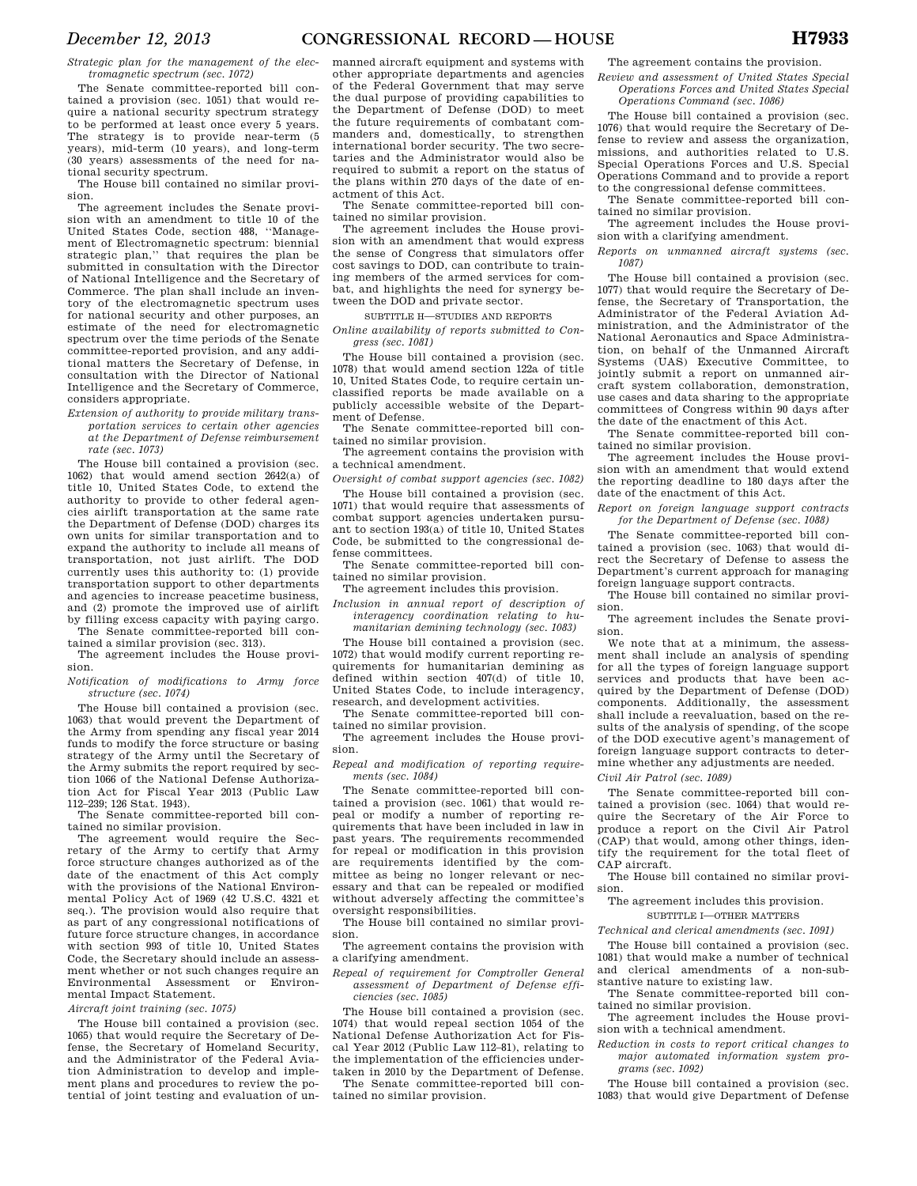*Strategic plan for the management of the electromagnetic spectrum (sec. 1072)*

The Senate committee-reported bill contained a provision (sec. 1051) that would require a national security spectrum strategy to be performed at least once every 5 years. The strategy is to provide near-term (5 years), mid-term (10 years), and long-term (30 years) assessments of the need for national security spectrum.

The House bill contained no similar provision.

The agreement includes the Senate provision with an amendment to title 10 of the United States Code, section 488, ''Management of Electromagnetic spectrum: biennial strategic plan,'' that requires the plan be submitted in consultation with the Director of National Intelligence and the Secretary of Commerce. The plan shall include an inventory of the electromagnetic spectrum uses for national security and other purposes, an estimate of the need for electromagnetic spectrum over the time periods of the Senate committee-reported provision, and any additional matters the Secretary of Defense, in consultation with the Director of National Intelligence and the Secretary of Commerce, considers appropriate.

*Extension of authority to provide military transportation services to certain other agencies at the Department of Defense reimbursement rate (sec. 1073)*

The House bill contained a provision (sec. 1062) that would amend section 2642(a) of title 10, United States Code, to extend the authority to provide to other federal agencies airlift transportation at the same rate the Department of Defense (DOD) charges its own units for similar transportation and to expand the authority to include all means of transportation, not just airlift. The DOD currently uses this authority to: (1) provide transportation support to other departments and agencies to increase peacetime business, and (2) promote the improved use of airlift by filling excess capacity with paying cargo.

The Senate committee-reported bill contained a similar provision (sec. 313).

The agreement includes the House provision.

*Notification of modifications to Army force structure (sec. 1074)*

The House bill contained a provision (sec. 1063) that would prevent the Department of the Army from spending any fiscal year 2014 funds to modify the force structure or basing strategy of the Army until the Secretary of the Army submits the report required by section 1066 of the National Defense Authorization Act for Fiscal Year 2013 (Public Law 112–239; 126 Stat. 1943).

The Senate committee-reported bill contained no similar provision.

The agreement would require the Secretary of the Army to certify that Army force structure changes authorized as of the date of the enactment of this Act comply with the provisions of the National Environmental Policy Act of 1969 (42 U.S.C. 4321 et seq.). The provision would also require that as part of any congressional notifications of future force structure changes, in accordance with section 993 of title 10, United States Code, the Secretary should include an assessment whether or not such changes require an Environmental Assessment or Environmental Impact Statement.

*Aircraft joint training (sec. 1075)*

The House bill contained a provision (sec. 1065) that would require the Secretary of Defense, the Secretary of Homeland Security, and the Administrator of the Federal Aviation Administration to develop and implement plans and procedures to review the potential of joint testing and evaluation of unmanned aircraft equipment and systems with other appropriate departments and agencies of the Federal Government that may serve the dual purpose of providing capabilities to the Department of Defense (DOD) to meet the future requirements of combatant commanders and, domestically, to strengthen international border security. The two secretaries and the Administrator would also be required to submit a report on the status of the plans within 270 days of the date of enactment of this Act.

The Senate committee-reported bill contained no similar provision.

The agreement includes the House provision with an amendment that would express the sense of Congress that simulators offer cost savings to DOD, can contribute to training members of the armed services for combat, and highlights the need for synergy between the DOD and private sector.

SUBTITLE H—STUDIES AND REPORTS

*Online availability of reports submitted to Congress (sec. 1081)*

The House bill contained a provision (sec. 1078) that would amend section 122a of title 10, United States Code, to require certain unclassified reports be made available on a publicly accessible website of the Department of Defense.

The Senate committee-reported bill contained no similar provision.

The agreement contains the provision with a technical amendment.

*Oversight of combat support agencies (sec. 1082)*

The House bill contained a provision (sec. 1071) that would require that assessments of combat support agencies undertaken pursuant to section 193(a) of title 10, United States Code, be submitted to the congressional defense committees.

The Senate committee-reported bill contained no similar provision.

The agreement includes this provision.

*Inclusion in annual report of description of interagency coordination relating to humanitarian demining technology (sec. 1083)*

The House bill contained a provision (sec. 1072) that would modify current reporting requirements for humanitarian demining as defined within section 407(d) of title 10, United States Code, to include interagency, research, and development activities.

The Senate committee-reported bill contained no similar provision.

The agreement includes the House provision.

*Repeal and modification of reporting requirements (sec. 1084)*

The Senate committee-reported bill contained a provision (sec. 1061) that would repeal or modify a number of reporting requirements that have been included in law in past years. The requirements recommended for repeal or modification in this provision are requirements identified by the committee as being no longer relevant or necessary and that can be repealed or modified without adversely affecting the committee's oversight responsibilities.

The House bill contained no similar provision.

The agreement contains the provision with a clarifying amendment.

*Repeal of requirement for Comptroller General assessment of Department of Defense efficiencies (sec. 1085)*

The House bill contained a provision (sec. 1074) that would repeal section 1054 of the National Defense Authorization Act for Fiscal Year 2012 (Public Law 112–81), relating to the implementation of the efficiencies undertaken in 2010 by the Department of Defense.

The Senate committee-reported bill contained no similar provision.

The agreement contains the provision.

*Review and assessment of United States Special Operations Forces and United States Special Operations Command (sec. 1086)*

The House bill contained a provision (sec. 1076) that would require the Secretary of Defense to review and assess the organization, missions, and authorities related to U.S. Special Operations Forces and U.S. Special Operations Command and to provide a report to the congressional defense committees.

The Senate committee-reported bill contained no similar provision.

The agreement includes the House provision with a clarifying amendment.

*Reports on unmanned aircraft systems (sec. 1087)*

The House bill contained a provision (sec. 1077) that would require the Secretary of Defense, the Secretary of Transportation, the Administrator of the Federal Aviation Administration, and the Administrator of the National Aeronautics and Space Administration, on behalf of the Unmanned Aircraft Systems (UAS) Executive Committee, to jointly submit a report on unmanned aircraft system collaboration, demonstration, use cases and data sharing to the appropriate committees of Congress within 90 days after the date of the enactment of this Act.

The Senate committee-reported bill contained no similar provision.

The agreement includes the House provision with an amendment that would extend the reporting deadline to 180 days after the date of the enactment of this Act.

*Report on foreign language support contracts for the Department of Defense (sec. 1088)*

The Senate committee-reported bill contained a provision (sec. 1063) that would direct the Secretary of Defense to assess the Department's current approach for managing foreign language support contracts.

The House bill contained no similar provision.

The agreement includes the Senate provision.

We note that at a minimum, the assessment shall include an analysis of spending for all the types of foreign language support services and products that have been acquired by the Department of Defense (DOD) components. Additionally, the assessment shall include a reevaluation, based on the results of the analysis of spending, of the scope of the DOD executive agent's management of foreign language support contracts to determine whether any adjustments are needed.

*Civil Air Patrol (sec. 1089)*

The Senate committee-reported bill contained a provision (sec. 1064) that would require the Secretary of the Air Force to produce a report on the Civil Air Patrol (CAP) that would, among other things, identify the requirement for the total fleet of CAP aircraft.

The House bill contained no similar provision.

The agreement includes this provision.

SUBTITLE I—OTHER MATTERS

*Technical and clerical amendments (sec. 1091)*

The House bill contained a provision (sec. 1081) that would make a number of technical and clerical amendments of a non-substantive nature to existing law.

The Senate committee-reported bill contained no similar provision.

The agreement includes the House provision with a technical amendment.

*Reduction in costs to report critical changes to major automated information system programs (sec. 1092)*

The House bill contained a provision (sec. 1083) that would give Department of Defense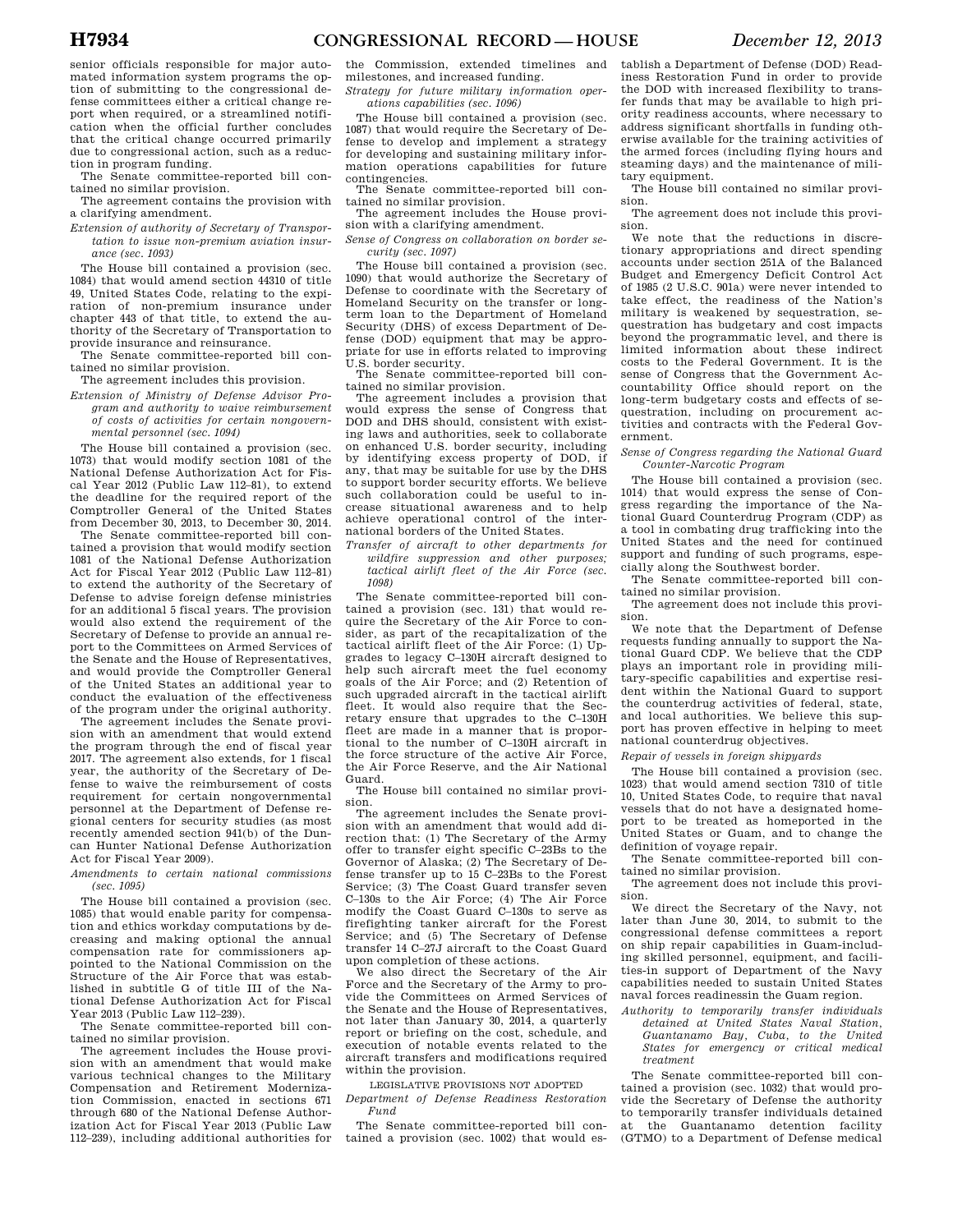senior officials responsible for major automated information system programs the option of submitting to the congressional defense committees either a critical change report when required, or a streamlined notification when the official further concludes that the critical change occurred primarily due to congressional action, such as a reduction in program funding.

The Senate committee-reported bill contained no similar provision.

The agreement contains the provision with a clarifying amendment.

*Extension of authority of Secretary of Transportation to issue non-premium aviation insurance (sec. 1093)*

The House bill contained a provision (sec. 1084) that would amend section 44310 of title 49, United States Code, relating to the expiration of non-premium insurance under chapter 443 of that title, to extend the authority of the Secretary of Transportation to provide insurance and reinsurance.

The Senate committee-reported bill contained no similar provision.

The agreement includes this provision.

*Extension of Ministry of Defense Advisor Program and authority to waive reimbursement of costs of activities for certain nongovernmental personnel (sec. 1094)*

The House bill contained a provision (sec. 1073) that would modify section 1081 of the National Defense Authorization Act for Fiscal Year 2012 (Public Law 112–81), to extend the deadline for the required report of the Comptroller General of the United States from December 30, 2013, to December 30, 2014.

The Senate committee-reported bill contained a provision that would modify section 1081 of the National Defense Authorization Act for Fiscal Year 2012 (Public Law 112–81) to extend the authority of the Secretary of Defense to advise foreign defense ministries for an additional 5 fiscal years. The provision would also extend the requirement of the Secretary of Defense to provide an annual report to the Committees on Armed Services of the Senate and the House of Representatives, and would provide the Comptroller General of the United States an additional year to conduct the evaluation of the effectiveness of the program under the original authority.

The agreement includes the Senate provision with an amendment that would extend the program through the end of fiscal year 2017. The agreement also extends, for 1 fiscal year, the authority of the Secretary of Defense to waive the reimbursement of costs requirement for certain nongovernmental personnel at the Department of Defense regional centers for security studies (as most recently amended section 941(b) of the Duncan Hunter National Defense Authorization Act for Fiscal Year 2009).

*Amendments to certain national commissions (sec. 1095)*

The House bill contained a provision (sec. 1085) that would enable parity for compensation and ethics workday computations by decreasing and making optional the annual compensation rate for commissioners appointed to the National Commission on the Structure of the Air Force that was established in subtitle G of title III of the National Defense Authorization Act for Fiscal Year 2013 (Public Law 112–239).

The Senate committee-reported bill contained no similar provision.

The agreement includes the House provision with an amendment that would make various technical changes to the Military Compensation and Retirement Modernization Commission, enacted in sections 671 through 680 of the National Defense Authorization Act for Fiscal Year 2013 (Public Law 112–239), including additional authorities for the Commission, extended timelines and milestones, and increased funding.

*Strategy for future military information operations capabilities (sec. 1096)*

The House bill contained a provision (sec. 1087) that would require the Secretary of Defense to develop and implement a strategy for developing and sustaining military information operations capabilities for future contingencies.

The Senate committee-reported bill contained no similar provision.

The agreement includes the House provision with a clarifying amendment.

*Sense of Congress on collaboration on border security (sec. 1097)*

The House bill contained a provision (sec. 1090) that would authorize the Secretary of Defense to coordinate with the Secretary of Homeland Security on the transfer or long-term loan to the Department of Homeland Security (DHS) of excess Department of Defense (DOD) equipment that may be appropriate for use in efforts related to improving U.S. border security.

The Senate committee-reported bill contained no similar provision.

The agreement includes a provision that would express the sense of Congress that DOD and DHS should, consistent with existing laws and authorities, seek to collaborate on enhanced U.S. border security, including by identifying excess property of DOD, if any, that may be suitable for use by the DHS to support border security efforts. We believe such collaboration could be useful to increase situational awareness and to help achieve operational control of the international borders of the United States.

*Transfer of aircraft to other departments for wildfire suppression and other purposes; tactical airlift fleet of the Air Force (sec. 1098)*

The Senate committee-reported bill contained a provision (sec. 131) that would require the Secretary of the Air Force to consider, as part of the recapitalization of the tactical airlift fleet of the Air Force: (1) Upgrades to legacy C–130H aircraft designed to help such aircraft meet the fuel economy goals of the Air Force; and (2) Retention of such upgraded aircraft in the tactical airlift fleet. It would also require that the Secretary ensure that upgrades to the C–130H fleet are made in a manner that is proportional to the number of C–130H aircraft in the force structure of the active Air Force, the Air Force Reserve, and the Air National Guard.

The House bill contained no similar provision.

The agreement includes the Senate provision with an amendment that would add direction that: (1) The Secretary of the Army offer to transfer eight specific C–23Bs to the Governor of Alaska; (2) The Secretary of Defense transfer up to 15 C–23Bs to the Forest Service; (3) The Coast Guard transfer seven C–130s to the Air Force; (4) The Air Force modify the Coast Guard C–130s to serve as firefighting tanker aircraft for the Forest Service; and (5) The Secretary of Defense transfer 14 C–27J aircraft to the Coast Guard upon completion of these actions.

We also direct the Secretary of the Air Force and the Secretary of the Army to provide the Committees on Armed Services of the Senate and the House of Representatives, not later than January 30, 2014, a quarterly report or briefing on the cost, schedule, and execution of notable events related to the aircraft transfers and modifications required within the provision.

LEGISLATIVE PROVISIONS NOT ADOPTED

*Department of Defense Readiness Restoration Fund*

The Senate committee-reported bill contained a provision (sec. 1002) that would establish a Department of Defense (DOD) Readiness Restoration Fund in order to provide the DOD with increased flexibility to transfer funds that may be available to high priority readiness accounts, where necessary to address significant shortfalls in funding otherwise available for the training activities of the armed forces (including flying hours and steaming days) and the maintenance of military equipment.

The House bill contained no similar provision.

The agreement does not include this provision.

We note that the reductions in discretionary appropriations and direct spending accounts under section 251A of the Balanced Budget and Emergency Deficit Control Act of 1985 (2 U.S.C. 901a) were never intended to take effect, the readiness of the Nation's military is weakened by sequestration, sequestration has budgetary and cost impacts beyond the programmatic level, and there is limited information about these indirect costs to the Federal Government. It is the sense of Congress that the Government Accountability Office should report on the long-term budgetary costs and effects of sequestration, including on procurement activities and contracts with the Federal Government.

*Sense of Congress regarding the National Guard Counter-Narcotic Program*

The House bill contained a provision (sec. 1014) that would express the sense of Congress regarding the importance of the National Guard Counterdrug Program (CDP) as a tool in combating drug trafficking into the United States and the need for continued support and funding of such programs, especially along the Southwest border.

The Senate committee-reported bill contained no similar provision.

The agreement does not include this provision.

We note that the Department of Defense requests funding annually to support the National Guard CDP. We believe that the CDP plays an important role in providing military-specific capabilities and expertise resident within the National Guard to support the counterdrug activities of federal, state, and local authorities. We believe this support has proven effective in helping to meet national counterdrug objectives.

*Repair of vessels in foreign shipyards*

The House bill contained a provision (sec. 1023) that would amend section 7310 of title 10, United States Code, to require that naval vessels that do not have a designated homeport to be treated as homeported in the United States or Guam, and to change the definition of voyage repair.

The Senate committee-reported bill contained no similar provision.

The agreement does not include this provision.

We direct the Secretary of the Navy, not later than June 30, 2014, to submit to the congressional defense committees a report on ship repair capabilities in Guam-including skilled personnel, equipment, and facilities-in support of Department of the Navy capabilities needed to sustain United States naval forces readinessin the Guam region.

*Authority to temporarily transfer individuals detained at United States Naval Station, Guantanamo Bay, Cuba, to the United States for emergency or critical medical treatment*

The Senate committee-reported bill contained a provision (sec. 1032) that would provide the Secretary of Defense the authority to temporarily transfer individuals detained at the Guantanamo detention facility (GTMO) to a Department of Defense medical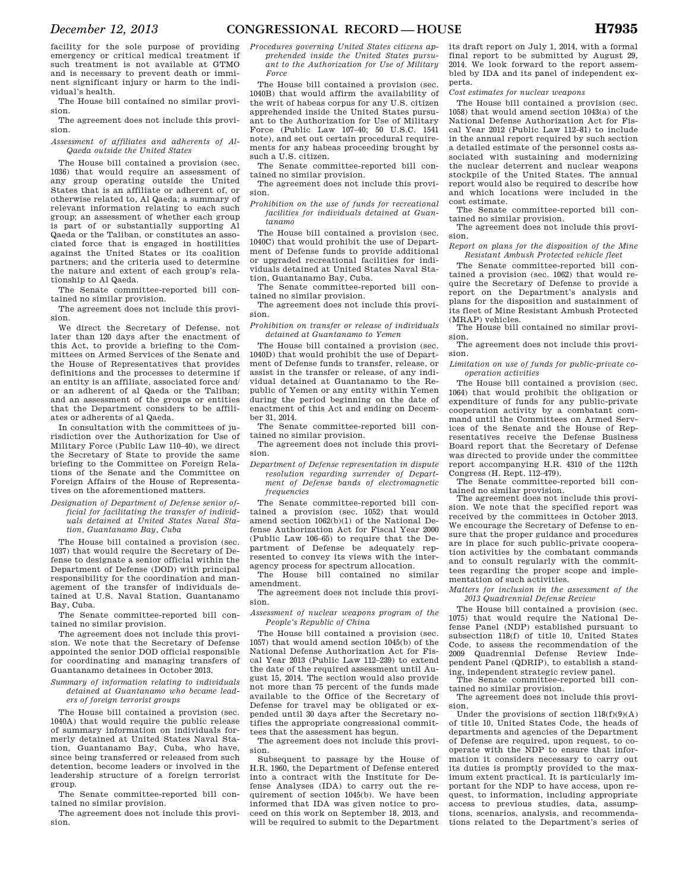facility for the sole purpose of providing emergency or critical medical treatment if such treatment is not available at GTMO and is necessary to prevent death or imminent significant injury or harm to the individual's health.

The House bill contained no similar provision.

The agreement does not include this provision.

*Assessment of affiliates and adherents of Al-Qaeda outside the United States*

The House bill contained a provision (sec. 1036) that would require an assessment of any group operating outside the United States that is an affiliate or adherent of, or otherwise related to, Al Qaeda; a summary of relevant information relating to each such group; an assessment of whether each group is part of or substantially supporting Al Qaeda or the Taliban, or constitutes an associated force that is engaged in hostilities against the United States or its coalition partners; and the criteria used to determine the nature and extent of each group's relationship to Al Qaeda.

The Senate committee-reported bill contained no similar provision.

The agreement does not include this provision.

We direct the Secretary of Defense, not later than 120 days after the enactment of this Act, to provide a briefing to the Committees on Armed Services of the Senate and the House of Representatives that provides definitions and the processes to determine if an entity is an affiliate, associated force and/or an adherent of al Qaeda or the Taliban; and an assessment of the groups or entities that the Department considers to be affiliates or adherents of al Qaeda.

In consultation with the committees of jurisdiction over the Authorization for Use of Military Force (Public Law 110–40), we direct the Secretary of State to provide the same briefing to the Committee on Foreign Relations of the Senate and the Committee on Foreign Affairs of the House of Representatives on the aforementioned matters.

*Designation of Department of Defense senior official for facilitating the transfer of individuals detained at United States Naval Station, Guantanamo Bay, Cuba*

The House bill contained a provision (sec. 1037) that would require the Secretary of Defense to designate a senior official within the Department of Defense (DOD) with principal responsibility for the coordination and management of the transfer of individuals detained at U.S. Naval Station, Guantanamo Bay, Cuba.

The Senate committee-reported bill contained no similar provision.

The agreement does not include this provision. We note that the Secretary of Defense appointed the senior DOD official responsible for coordinating and managing transfers of Guantanamo detainees in October 2013.

*Summary of information relating to individuals detained at Guantanamo who became leaders of foreign terrorist groups*

The House bill contained a provision (sec. 1040A) that would require the public release of summary information on individuals formerly detained at United States Naval Station, Guantanamo Bay, Cuba, who have, since being transferred or released from such detention, become leaders or involved in the leadership structure of a foreign terrorist group.

The Senate committee-reported bill contained no similar provision.

The agreement does not include this provision.

*Procedures governing United States citizens apprehended inside the United States pursuant to the Authorization for Use of Military Force*

The House bill contained a provision (sec. 1040B) that would affirm the availability of the writ of habeas corpus for any U.S. citizen apprehended inside the United States pursuant to the Authorization for Use of Military Force (Public Law 107–40; 50 U.S.C. 1541 note), and set out certain procedural requirements for any habeas proceeding brought by such a U.S. citizen.

The Senate committee-reported bill contained no similar provision.

The agreement does not include this provision.

*Prohibition on the use of funds for recreational facilities for individuals detained at Guantanamo*

The House bill contained a provision (sec. 1040C) that would prohibit the use of Department of Defense funds to provide additional or upgraded recreational facilities for individuals detained at United States Naval Station, Guantanamo Bay, Cuba.

The Senate committee-reported bill contained no similar provision.

The agreement does not include this provision.

*Prohibition on transfer or release of individuals detained at Guantanamo to Yemen*

The House bill contained a provision (sec. 1040D) that would prohibit the use of Department of Defense funds to transfer, release, or assist in the transfer or release, of any individual detained at Guantanamo to the Republic of Yemen or any entity within Yemen during the period beginning on the date of enactment of this Act and ending on December 31, 2014.

The Senate committee-reported bill contained no similar provision.

The agreement does not include this provision.

*Department of Defense representation in dispute resolution regarding surrender of Department of Defense bands of electromagnetic frequencies*

The Senate committee-reported bill contained a provision (sec. 1052) that would amend section 1062(b)(1) of the National Defense Authorization Act for Fiscal Year 2000 (Public Law 106–65) to require that the Department of Defense be adequately represented to convey its views with the interagency process for spectrum allocation.

The House bill contained no similar amendment.

The agreement does not include this provision.

*Assessment of nuclear weapons program of the People's Republic of China*

The House bill contained a provision (sec. 1057) that would amend section 1045(b) of the National Defense Authorization Act for Fiscal Year 2013 (Public Law 112–239) to extend the date of the required assessment until August 15, 2014. The section would also provide not more than 75 percent of the funds made available to the Office of the Secretary of Defense for travel may be obligated or expended until 30 days after the Secretary notifies the appropriate congressional committees that the assessment has begun.

The agreement does not include this provision.

Subsequent to passage by the House of H.R. 1960, the Department of Defense entered into a contract with the Institute for Defense Analyses (IDA) to carry out the requirement of section 1045(b). We have been informed that IDA was given notice to proceed on this work on September 18, 2013, and will be required to submit to the Department its draft report on July 1, 2014, with a formal final report to be submitted by August 29, 2014. We look forward to the report assembled by IDA and its panel of independent experts.

*Cost estimates for nuclear weapons*

The House bill contained a provision (sec. 1058) that would amend section 1043(a) of the National Defense Authorization Act for Fiscal Year 2012 (Public Law 112–81) to include in the annual report required by such section a detailed estimate of the personnel costs associated with sustaining and modernizing the nuclear deterrent and nuclear weapons stockpile of the United States. The annual report would also be required to describe how and which locations were included in the cost estimate.

The Senate committee-reported bill contained no similar provision.

The agreement does not include this provision.

*Report on plans for the disposition of the Mine Resistant Ambush Protected vehicle fleet*

The Senate committee-reported bill contained a provision (sec. 1062) that would require the Secretary of Defense to provide a report on the Department's analysis and plans for the disposition and sustainment of its fleet of Mine Resistant Ambush Protected (MRAP) vehicles.

The House bill contained no similar provision.

The agreement does not include this provision.

*Limitation on use of funds for public-private cooperation activities*

The House bill contained a provision (sec. 1064) that would prohibit the obligation or expenditure of funds for any public-private cooperation activity by a combatant command until the Committees on Armed Services of the Senate and the House of Representatives receive the Defense Business Board report that the Secretary of Defense was directed to provide under the committee report accompanying H.R. 4310 of the 112th Congress (H. Rept. 112–479).

The Senate committee-reported bill contained no similar provision.

The agreement does not include this provision. We note that the specified report was received by the committees in October 2013. We encourage the Secretary of Defense to ensure that the proper guidance and procedures are in place for such public-private cooperation activities by the combatant commands and to consult regularly with the committees regarding the proper scope and implementation of such activities.

*Matters for inclusion in the assessment of the 2013 Quadrennial Defense Review*

The House bill contained a provision (sec. 1075) that would require the National Defense Panel (NDP) established pursuant to subsection 118(f) of title 10, United States Code, to assess the recommendation of the 2009 Quadrennial Defense Review Independent Panel (QDRIP), to establish a standing, independent strategic review panel.

The Senate committee-reported bill contained no similar provision.

The agreement does not include this provision.

Under the provisions of section 118(f)(9)(A) of title 10, United States Code, the heads of departments and agencies of the Department of Defense are required, upon request, to cooperate with the NDP to ensure that information it considers necessary to carry out its duties is promptly provided to the maximum extent practical. It is particularly important for the NDP to have access, upon request, to information, including appropriate access to previous studies, data, assumptions, scenarios, analysis, and recommendations related to the Department's series of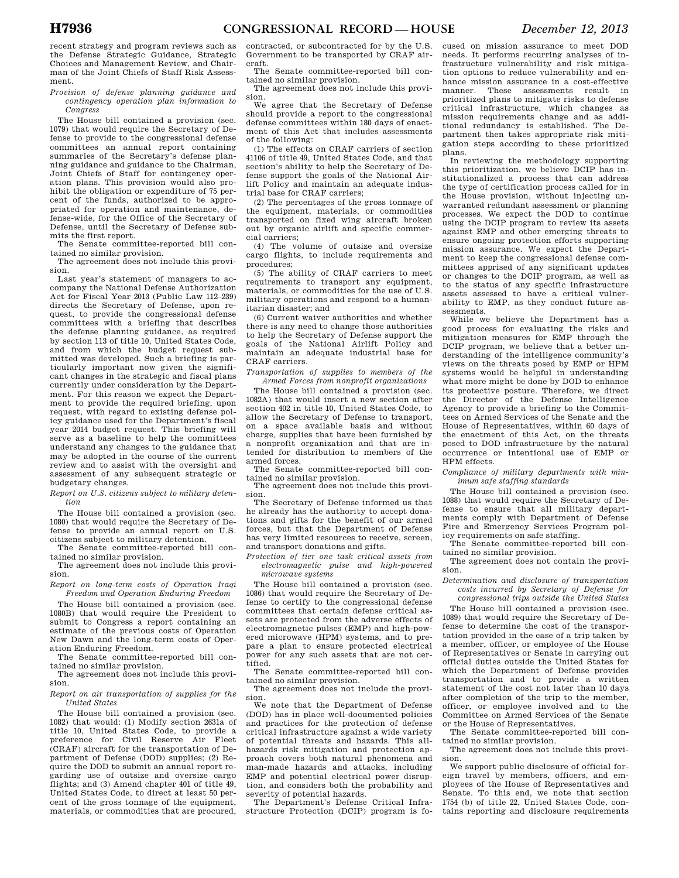recent strategy and program reviews such as the Defense Strategic Guidance, Strategic Choices and Management Review, and Chairman of the Joint Chiefs of Staff Risk Assessment.

*Provision of defense planning guidance and contingency operation plan information to Congress*

The House bill contained a provision (sec. 1079) that would require the Secretary of Defense to provide to the congressional defense committees an annual report containing summaries of the Secretary's defense planning guidance and guidance to the Chairman, Joint Chiefs of Staff for contingency operation plans. This provision would also prohibit the obligation or expenditure of 75 percent of the funds, authorized to be appropriated for operation and maintenance, defense-wide, for the Office of the Secretary of Defense, until the Secretary of Defense submits the first report.

The Senate committee-reported bill contained no similar provision.

The agreement does not include this provision.

Last year's statement of managers to accompany the National Defense Authorization Act for Fiscal Year 2013 (Public Law 112–239) directs the Secretary of Defense, upon request, to provide the congressional defense committees with a briefing that describes the defense planning guidance, as required by section 113 of title 10, United States Code, and from which the budget request submitted was developed. Such a briefing is particularly important now given the significant changes in the strategic and fiscal plans currently under consideration by the Department. For this reason we expect the Department to provide the required briefing, upon request, with regard to existing defense policy guidance used for the Department's fiscal year 2014 budget request. This briefing will serve as a baseline to help the committees understand any changes to the guidance that may be adopted in the course of the current review and to assist with the oversight and assessment of any subsequent strategic or budgetary changes.

*Report on U.S. citizens subject to military detention*

The House bill contained a provision (sec. 1080) that would require the Secretary of Defense to provide an annual report on U.S. citizens subject to military detention.

The Senate committee-reported bill contained no similar provision.

The agreement does not include this provision.

*Report on long-term costs of Operation Iraqi Freedom and Operation Enduring Freedom*

The House bill contained a provision (sec. 1080B) that would require the President to submit to Congress a report containing an estimate of the previous costs of Operation New Dawn and the long-term costs of Operation Enduring Freedom.

The Senate committee-reported bill contained no similar provision.

The agreement does not include this provision.

*Report on air transportation of supplies for the United States*

The House bill contained a provision (sec. 1082) that would: (1) Modify section 2631a of title 10, United States Code, to provide a preference for Civil Reserve Air Fleet (CRAF) aircraft for the transportation of Department of Defense (DOD) supplies; (2) Require the DOD to submit an annual report regarding use of outsize and oversize cargo flights; and (3) Amend chapter 401 of title 49, United States Code, to direct at least 50 percent of the gross tonnage of the equipment, materials, or commodities that are procured, contracted, or subcontracted for by the U.S. Government to be transported by CRAF aircraft.

The Senate committee-reported bill contained no similar provision.

The agreement does not include this provision.

We agree that the Secretary of Defense should provide a report to the congressional defense committees within 180 days of enactment of this Act that includes assessments of the following:

(1) The effects on CRAF carriers of section 41106 of title 49, United States Code, and that section's ability to help the Secretary of Defense support the goals of the National Airlift Policy and maintain an adequate industrial base for CRAF carriers;

(2) The percentages of the gross tonnage of the equipment, materials, or commodities transported on fixed wing aircraft broken out by organic airlift and specific commercial carriers;

(4) The volume of outsize and oversize cargo flights, to include requirements and procedures;

(5) The ability of CRAF carriers to meet requirements to transport any equipment, materials, or commodities for the use of U.S. military operations and respond to a humanitarian disaster; and

(6) Current waiver authorities and whether there is any need to change those authorities to help the Secretary of Defense support the goals of the National Airlift Policy and maintain an adequate industrial base for CRAF carriers.

*Transportation of supplies to members of the Armed Forces from nonprofit organizations*

The House bill contained a provision (sec. 1082A) that would insert a new section after section 402 in title 10, United States Code, to allow the Secretary of Defense to transport, on a space available basis and without charge, supplies that have been furnished by a nonprofit organization and that are intended for distribution to members of the armed forces.

The Senate committee-reported bill contained no similar provision.

The agreement does not include this provision.

The Secretary of Defense informed us that he already has the authority to accept donations and gifts for the benefit of our armed forces, but that the Department of Defense has very limited resources to receive, screen, and transport donations and gifts.

*Protection of tier one task critical assets from electromagnetic pulse and high-powered microwave systems*

The House bill contained a provision (sec. 1086) that would require the Secretary of Defense to certify to the congressional defense committees that certain defense critical assets are protected from the adverse effects of electromagnetic pulses (EMP) and high-powered microwave (HPM) systems, and to prepare a plan to ensure protected electrical power for any such assets that are not certified.

The Senate committee-reported bill contained no similar provision.

The agreement does not include the provision.

We note that the Department of Defense (DOD) has in place well-documented policies and practices for the protection of defense critical infrastructure against a wide variety of potential threats and hazards. This all-hazards risk mitigation and protection approach covers both natural phenomena and man-made hazards and attacks, including EMP and potential electrical power disruption, and considers both the probability and severity of potential hazards.

The Department's Defense Critical Infrastructure Protection (DCIP) program is focused on mission assurance to meet DOD needs. It performs recurring analyses of infrastructure vulnerability and risk mitigation options to reduce vulnerability and enhance mission assurance in a cost-effective manner. These assessments result in prioritized plans to mitigate risks to defense critical infrastructure, which changes as mission requirements change and as additional redundancy is established. The Department then takes appropriate risk mitigation steps according to these prioritized plans.

In reviewing the methodology supporting this prioritization, we believe DCIP has institutionalized a process that can address the type of certification process called for in the House provision, without injecting unwarranted redundant assessment or planning processes. We expect the DOD to continue using the DCIP program to review its assets against EMP and other emerging threats to ensure ongoing protection efforts supporting mission assurance. We expect the Department to keep the congressional defense committees apprised of any significant updates or changes to the DCIP program, as well as to the status of any specific infrastructure assets assessed to have a critical vulnerability to EMP, as they conduct future assessments.

While we believe the Department has a good process for evaluating the risks and mitigation measures for EMP through the DCIP program, we believe that a better understanding of the intelligence community's views on the threats posed by EMP or HPM systems would be helpful in understanding what more might be done by DOD to enhance its protective posture. Therefore, we direct the Director of the Defense Intelligence Agency to provide a briefing to the Committees on Armed Services of the Senate and the House of Representatives, within 60 days of the enactment of this Act, on the threats posed to DOD infrastructure by the natural occurrence or intentional use of EMP or HPM effects.

*Compliance of military departments with minimum safe staffing standards*

The House bill contained a provision (sec. 1088) that would require the Secretary of Defense to ensure that all military departments comply with Department of Defense Fire and Emergency Services Program policy requirements on safe staffing.

The Senate committee-reported bill contained no similar provision.

The agreement does not contain the provision.

*Determination and disclosure of transportation costs incurred by Secretary of Defense for congressional trips outside the United States*

The House bill contained a provision (sec. 1089) that would require the Secretary of Defense to determine the cost of the transportation provided in the case of a trip taken by a member, officer, or employee of the House of Representatives or Senate in carrying out official duties outside the United States for which the Department of Defense provides transportation and to provide a written statement of the cost not later than 10 days after completion of the trip to the member, officer, or employee involved and to the Committee on Armed Services of the Senate or the House of Representatives.

The Senate committee-reported bill contained no similar provision.

The agreement does not include this provision.

We support public disclosure of official foreign travel by members, officers, and employees of the House of Representatives and Senate. To this end, we note that section 1754 (b) of title 22, United States Code, contains reporting and disclosure requirements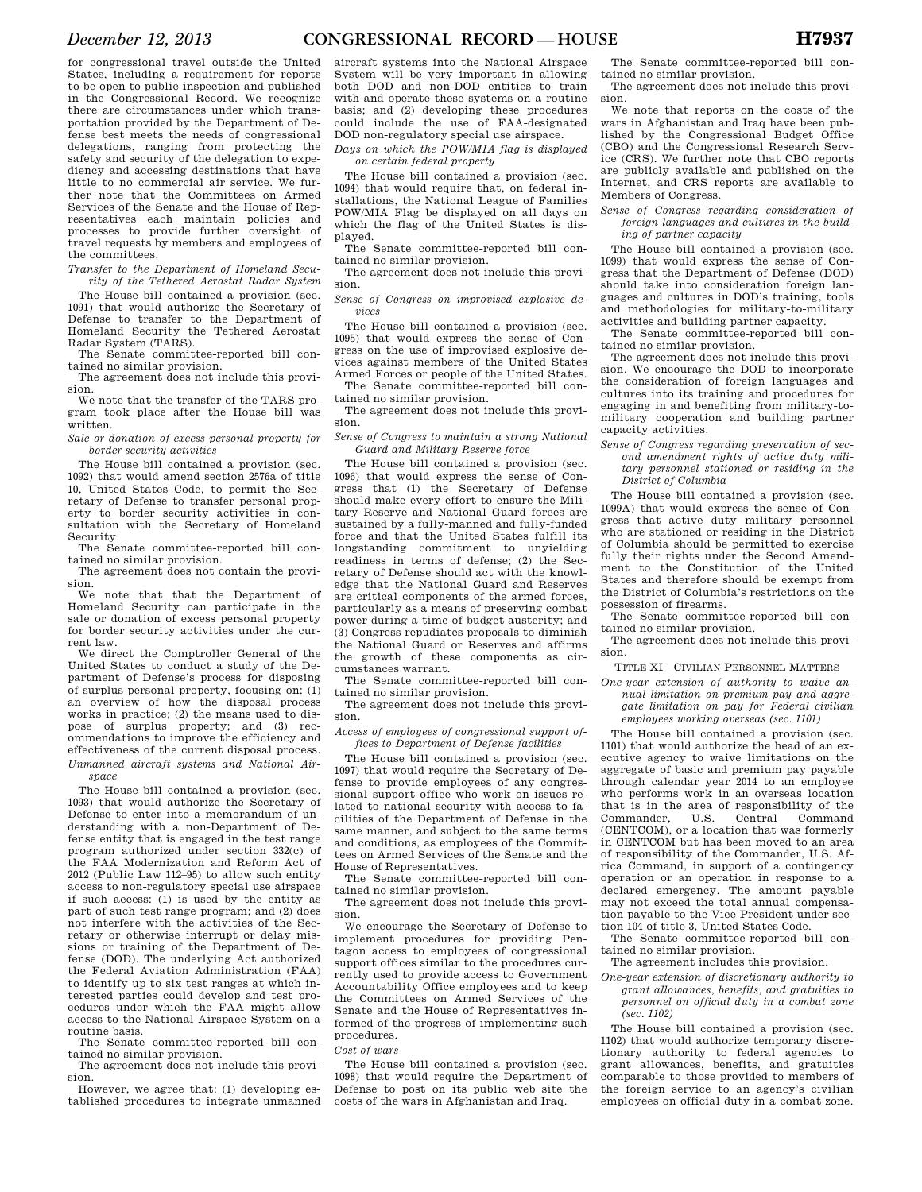for congressional travel outside the United States, including a requirement for reports to be open to public inspection and published in the Congressional Record. We recognize there are circumstances under which transportation provided by the Department of Defense best meets the needs of congressional delegations, ranging from protecting the safety and security of the delegation to expediency and accessing destinations that have little to no commercial air service. We further note that the Committees on Armed Services of the Senate and the House of Representatives each maintain policies and processes to provide further oversight of travel requests by members and employees of the committees.

*Transfer to the Department of Homeland Security of the Tethered Aerostat Radar System*

The House bill contained a provision (sec. 1091) that would authorize the Secretary of Defense to transfer to the Department of Homeland Security the Tethered Aerostat Radar System (TARS).

The Senate committee-reported bill contained no similar provision.

The agreement does not include this provision.

We note that the transfer of the TARS program took place after the House bill was written.

*Sale or donation of excess personal property for border security activities*

The House bill contained a provision (sec. 1092) that would amend section 2576a of title 10, United States Code, to permit the Secretary of Defense to transfer personal property to border security activities in consultation with the Secretary of Homeland Security.

The Senate committee-reported bill contained no similar provision.

The agreement does not contain the provision.

We note that that the Department of Homeland Security can participate in the sale or donation of excess personal property for border security activities under the current law.

We direct the Comptroller General of the United States to conduct a study of the Department of Defense's process for disposing of surplus personal property, focusing on: (1) an overview of how the disposal process works in practice; (2) the means used to dispose of surplus property; and (3) recommendations to improve the efficiency and effectiveness of the current disposal process.

*Unmanned aircraft systems and National Airspace*

The House bill contained a provision (sec. 1093) that would authorize the Secretary of Defense to enter into a memorandum of understanding with a non-Department of Defense entity that is engaged in the test range program authorized under section 332(c) of the FAA Modernization and Reform Act of 2012 (Public Law 112–95) to allow such entity access to non-regulatory special use airspace if such access: (1) is used by the entity as part of such test range program; and (2) does not interfere with the activities of the Secretary or otherwise interrupt or delay missions or training of the Department of Defense (DOD). The underlying Act authorized the Federal Aviation Administration (FAA) to identify up to six test ranges at which interested parties could develop and test procedures under which the FAA might allow access to the National Airspace System on a routine basis.

The Senate committee-reported bill contained no similar provision.

The agreement does not include this provision.

However, we agree that: (1) developing established procedures to integrate unmanned aircraft systems into the National Airspace System will be very important in allowing both DOD and non-DOD entities to train with and operate these systems on a routine basis; and (2) developing these procedures could include the use of FAA-designated DOD non-regulatory special use airspace.

*Days on which the POW/MIA flag is displayed on certain federal property*

The House bill contained a provision (sec. 1094) that would require that, on federal installations, the National League of Families POW/MIA Flag be displayed on all days on which the flag of the United States is displayed.

The Senate committee-reported bill contained no similar provision.

The agreement does not include this provision.

*Sense of Congress on improvised explosive devices*

The House bill contained a provision (sec. 1095) that would express the sense of Congress on the use of improvised explosive devices against members of the United States Armed Forces or people of the United States.

The Senate committee-reported bill contained no similar provision.

The agreement does not include this provision.

*Sense of Congress to maintain a strong National Guard and Military Reserve force*

The House bill contained a provision (sec. 1096) that would express the sense of Congress that (1) the Secretary of Defense should make every effort to ensure the Military Reserve and National Guard forces are sustained by a fully-manned and fully-funded force and that the United States fulfill its longstanding commitment to unyielding readiness in terms of defense; (2) the Secretary of Defense should act with the knowledge that the National Guard and Reserves are critical components of the armed forces, particularly as a means of preserving combat power during a time of budget austerity; and (3) Congress repudiates proposals to diminish the National Guard or Reserves and affirms the growth of these components as circumstances warrant.

The Senate committee-reported bill contained no similar provision.

The agreement does not include this provision.

*Access of employees of congressional support offices to Department of Defense facilities*

The House bill contained a provision (sec. 1097) that would require the Secretary of Defense to provide employees of any congressional support office who work on issues related to national security with access to facilities of the Department of Defense in the same manner, and subject to the same terms and conditions, as employees of the Committees on Armed Services of the Senate and the House of Representatives.

The Senate committee-reported bill contained no similar provision.

The agreement does not include this provision.

We encourage the Secretary of Defense to implement procedures for providing Pentagon access to employees of congressional support offices similar to the procedures currently used to provide access to Government Accountability Office employees and to keep the Committees on Armed Services of the Senate and the House of Representatives informed of the progress of implementing such procedures.

*Cost of wars*

The House bill contained a provision (sec. 1098) that would require the Department of Defense to post on its public web site the costs of the wars in Afghanistan and Iraq.

The Senate committee-reported bill contained no similar provision.

The agreement does not include this provision.

We note that reports on the costs of the wars in Afghanistan and Iraq have been published by the Congressional Budget Office (CBO) and the Congressional Research Service (CRS). We further note that CBO reports are publicly available and published on the Internet, and CRS reports are available to Members of Congress.

*Sense of Congress regarding consideration of foreign languages and cultures in the building of partner capacity*

The House bill contained a provision (sec. 1099) that would express the sense of Congress that the Department of Defense (DOD) should take into consideration foreign languages and cultures in DOD's training, tools and methodologies for military-to-military activities and building partner capacity.

The Senate committee-reported bill contained no similar provision.

The agreement does not include this provision. We encourage the DOD to incorporate the consideration of foreign languages and cultures into its training and procedures for engaging in and benefiting from military-to-military cooperation and building partner capacity activities.

*Sense of Congress regarding preservation of second amendment rights of active duty military personnel stationed or residing in the District of Columbia*

The House bill contained a provision (sec. 1099A) that would express the sense of Congress that active duty military personnel who are stationed or residing in the District of Columbia should be permitted to exercise fully their rights under the Second Amendment to the Constitution of the United States and therefore should be exempt from the District of Columbia's restrictions on the possession of firearms.

The Senate committee-reported bill contained no similar provision.

The agreement does not include this provision.

## TITLE XI—CIVILIAN PERSONNEL MATTERS

*One-year extension of authority to waive annual limitation on premium pay and aggregate limitation on pay for Federal civilian employees working overseas (sec. 1101)*

The House bill contained a provision (sec. 1101) that would authorize the head of an executive agency to waive limitations on the aggregate of basic and premium pay payable through calendar year 2014 to an employee who performs work in an overseas location that is in the area of responsibility of the Commander, U.S. Central Command (CENTCOM), or a location that was formerly in CENTCOM but has been moved to an area of responsibility of the Commander, U.S. Africa Command, in support of a contingency operation or an operation in response to a declared emergency. The amount payable may not exceed the total annual compensation payable to the Vice President under section 104 of title 3, United States Code.

The Senate committee-reported bill contained no similar provision.

The agreement includes this provision.

*One-year extension of discretionary authority to grant allowances, benefits, and gratuities to personnel on official duty in a combat zone (sec. 1102)*

The House bill contained a provision (sec. 1102) that would authorize temporary discretionary authority to federal agencies to grant allowances, benefits, and gratuities comparable to those provided to members of the foreign service to an agency's civilian employees on official duty in a combat zone.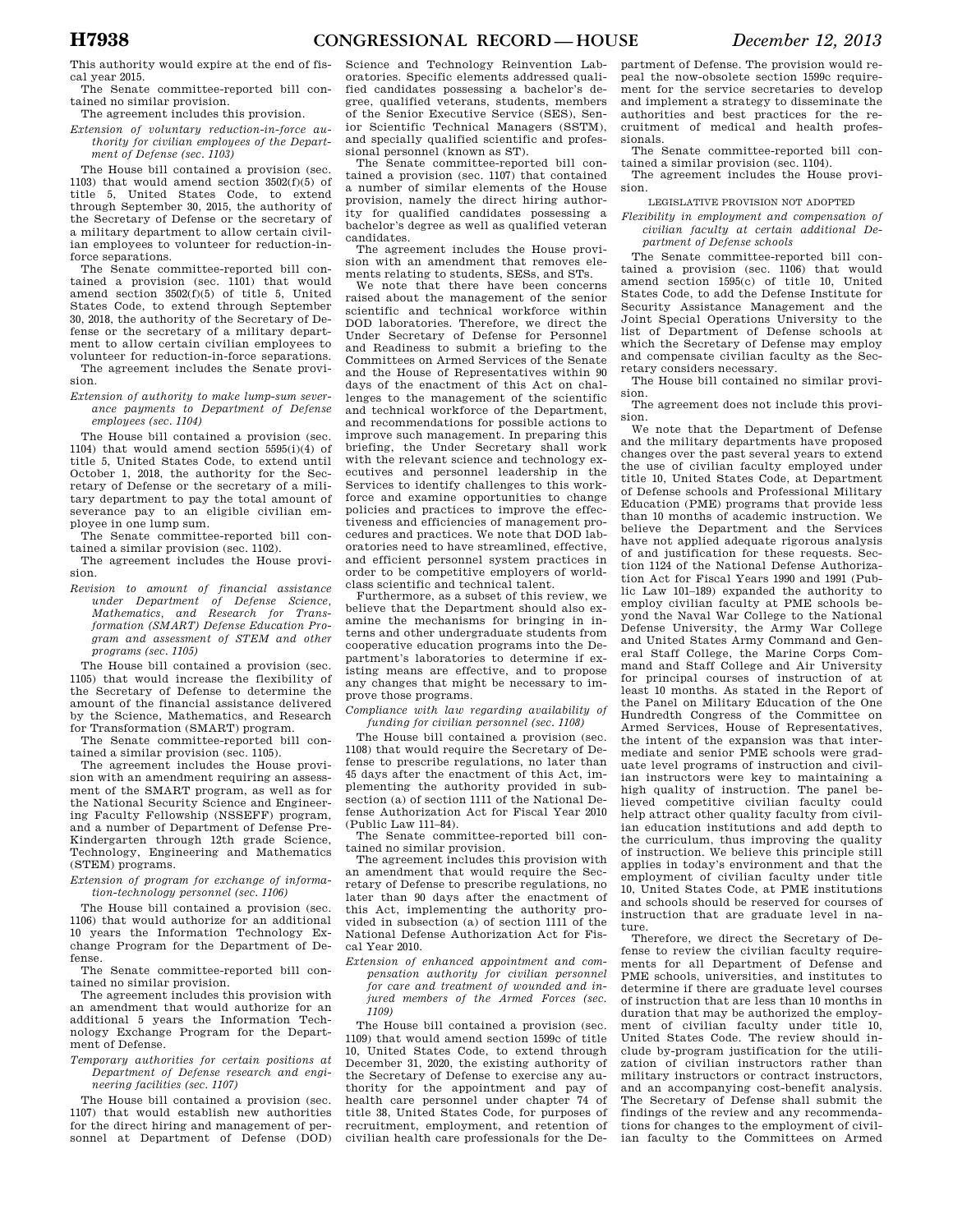This authority would expire at the end of fiscal year 2015.

The Senate committee-reported bill contained no similar provision.

The agreement includes this provision.

*Extension of voluntary reduction-in-force authority for civilian employees of the Department of Defense (sec. 1103)*

The House bill contained a provision (sec. 1103) that would amend section 3502(f)(5) of title 5, United States Code, to extend through September 30, 2015, the authority of the Secretary of Defense or the secretary of a military department to allow certain civilian employees to volunteer for reduction-in-force separations.

The Senate committee-reported bill contained a provision (sec. 1101) that would amend section 3502(f)(5) of title 5, United States Code, to extend through September 30, 2018, the authority of the Secretary of Defense or the secretary of a military department to allow certain civilian employees to volunteer for reduction-in-force separations.

The agreement includes the Senate provision.

*Extension of authority to make lump-sum severance payments to Department of Defense employees (sec. 1104)*

The House bill contained a provision (sec. 1104) that would amend section 5595(i)(4) of title 5, United States Code, to extend until October 1, 2018, the authority for the Secretary of Defense or the secretary of a military department to pay the total amount of severance pay to an eligible civilian employee in one lump sum.

The Senate committee-reported bill contained a similar provision (sec. 1102).

The agreement includes the House provision.

*Revision to amount of financial assistance under Department of Defense Science, Mathematics, and Research for Transformation (SMART) Defense Education Program and assessment of STEM and other programs (sec. 1105)*

The House bill contained a provision (sec. 1105) that would increase the flexibility of the Secretary of Defense to determine the amount of the financial assistance delivered by the Science, Mathematics, and Research for Transformation (SMART) program.

The Senate committee-reported bill contained a similar provision (sec. 1105).

The agreement includes the House provision with an amendment requiring an assessment of the SMART program, as well as for the National Security Science and Engineering Faculty Fellowship (NSSEFF) program, and a number of Department of Defense Pre-Kindergarten through 12th grade Science, Technology, Engineering and Mathematics (STEM) programs.

*Extension of program for exchange of information-technology personnel (sec. 1106)*

The House bill contained a provision (sec. 1106) that would authorize for an additional 10 years the Information Technology Exchange Program for the Department of Defense.

The Senate committee-reported bill contained no similar provision.

The agreement includes this provision with an amendment that would authorize for an additional 5 years the Information Technology Exchange Program for the Department of Defense.

*Temporary authorities for certain positions at Department of Defense research and engineering facilities (sec. 1107)*

The House bill contained a provision (sec. 1107) that would establish new authorities for the direct hiring and management of personnel at Department of Defense (DOD) Science and Technology Reinvention Laboratories. Specific elements addressed qualified candidates possessing a bachelor's degree, qualified veterans, students, members of the Senior Executive Service (SES), Senior Scientific Technical Managers (SSTM), and specially qualified scientific and professional personnel (known as ST).

The Senate committee-reported bill contained a provision (sec. 1107) that contained a number of similar elements of the House provision, namely the direct hiring authority for qualified candidates possessing a bachelor's degree as well as qualified veteran candidates.

The agreement includes the House provision with an amendment that removes elements relating to students, SESs, and STs.

We note that there have been concerns raised about the management of the senior scientific and technical workforce within DOD laboratories. Therefore, we direct the Under Secretary of Defense for Personnel and Readiness to submit a briefing to the Committees on Armed Services of the Senate and the House of Representatives within 90 days of the enactment of this Act on challenges to the management of the scientific and technical workforce of the Department, and recommendations for possible actions to improve such management. In preparing this briefing, the Under Secretary shall work with the relevant science and technology executives and personnel leadership in the Services to identify challenges to this workforce and examine opportunities to change policies and practices to improve the effectiveness and efficiencies of management procedures and practices. We note that DOD laboratories need to have streamlined, effective, and efficient personnel system practices in order to be competitive employers of world-class scientific and technical talent.

Furthermore, as a subset of this review, we believe that the Department should also examine the mechanisms for bringing in interns and other undergraduate students from cooperative education programs into the Department's laboratories to determine if existing means are effective, and to propose any changes that might be necessary to improve those programs.

*Compliance with law regarding availability of funding for civilian personnel (sec. 1108)*

The House bill contained a provision (sec. 1108) that would require the Secretary of Defense to prescribe regulations, no later than 45 days after the enactment of this Act, implementing the authority provided in subsection (a) of section 1111 of the National Defense Authorization Act for Fiscal Year 2010 (Public Law 111–84).

The Senate committee-reported bill contained no similar provision.

The agreement includes this provision with an amendment that would require the Secretary of Defense to prescribe regulations, no later than 90 days after the enactment of this Act, implementing the authority provided in subsection (a) of section 1111 of the National Defense Authorization Act for Fiscal Year 2010.

*Extension of enhanced appointment and compensation authority for civilian personnel for care and treatment of wounded and injured members of the Armed Forces (sec. 1109)*

The House bill contained a provision (sec. 1109) that would amend section 1599c of title 10, United States Code, to extend through December 31, 2020, the existing authority of the Secretary of Defense to exercise any authority for the appointment and pay of health care personnel under chapter 74 of title 38, United States Code, for purposes of recruitment, employment, and retention of civilian health care professionals for the Department of Defense. The provision would repeal the now-obsolete section 1599c requirement for the service secretaries to develop and implement a strategy to disseminate the authorities and best practices for the recruitment of medical and health professionals.

The Senate committee-reported bill contained a similar provision (sec. 1104).

The agreement includes the House provision.

LEGISLATIVE PROVISION NOT ADOPTED

*Flexibility in employment and compensation of civilian faculty at certain additional Department of Defense schools*

The Senate committee-reported bill contained a provision (sec. 1106) that would amend section 1595(c) of title 10, United States Code, to add the Defense Institute for Security Assistance Management and the Joint Special Operations University to the list of Department of Defense schools at which the Secretary of Defense may employ and compensate civilian faculty as the Secretary considers necessary.

The House bill contained no similar provision.

The agreement does not include this provision.

We note that the Department of Defense and the military departments have proposed changes over the past several years to extend the use of civilian faculty employed under title 10, United States Code, at Department of Defense schools and Professional Military Education (PME) programs that provide less than 10 months of academic instruction. We believe the Department and the Services have not applied adequate rigorous analysis of and justification for these requests. Section 1124 of the National Defense Authorization Act for Fiscal Years 1990 and 1991 (Public Law 101–189) expanded the authority to employ civilian faculty at PME schools beyond the Naval War College to the National Defense University, the Army War College and United States Army Command and General Staff College, the Marine Corps Command and Staff College and Air University for principal courses of instruction of at least 10 months. As stated in the Report of the Panel on Military Education of the One Hundredth Congress of the Committee on Armed Services, House of Representatives, the intent of the expansion was that intermediate and senior PME schools were graduate level programs of instruction and civilian instructors were key to maintaining a high quality of instruction. The panel believed competitive civilian faculty could help attract other quality faculty from civilian education institutions and add depth to the curriculum, thus improving the quality of instruction. We believe this principle still applies in today's environment and that the employment of civilian faculty under title 10, United States Code, at PME institutions and schools should be reserved for courses of instruction that are graduate level in nature.

Therefore, we direct the Secretary of Defense to review the civilian faculty requirements for all Department of Defense and PME schools, universities, and institutes to determine if there are graduate level courses of instruction that are less than 10 months in duration that may be authorized the employment of civilian faculty under title 10, United States Code. The review should include by-program justification for the utilization of civilian instructors rather than military instructors or contract instructors, and an accompanying cost-benefit analysis. The Secretary of Defense shall submit the findings of the review and any recommendations for changes to the employment of civilian faculty to the Committees on Armed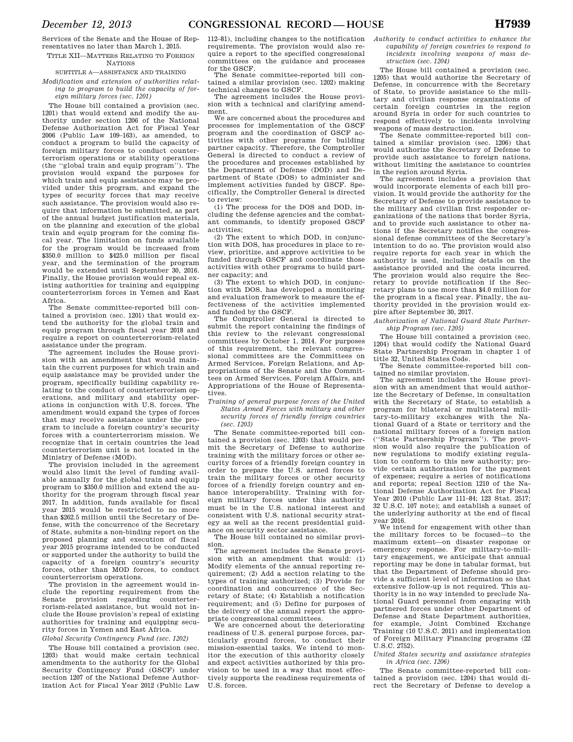Services of the Senate and the House of Representatives no later than March 1, 2015.

## TITLE XII—MATTERS RELATING TO FOREIGN NATIONS

### SUBTITLE A—ASSISTANCE AND TRAINING

*Modification and extension of authorities relating to program to build the capacity of foreign military forces (sec. 1201)*

The House bill contained a provision (sec. 1201) that would extend and modify the authority under section 1206 of the National Defense Authorization Act for Fiscal Year 2006 (Public Law 109–163), as amended, to conduct a program to build the capacity of foreign military forces to conduct counterterrorism operations or stability operations (the ''global train and equip program''). The provision would expand the purposes for which train and equip assistance may be provided under this program, and expand the types of security forces that may receive such assistance. The provision would also require that information be submitted, as part of the annual budget justification materials, on the planning and execution of the global train and equip program for the coming fiscal year. The limitation on funds available for the program would be increased from $350.0 million to $425.0 million per fiscal year, and the termination of the program would be extended until September 30, 2016. Finally, the House provision would repeal existing authorities for training and equipping counterterrorism forces in Yemen and East Africa.

The Senate committee-reported bill contained a provision (sec. 1201) that would extend the authority for the global train and equip program through fiscal year 2018 and require a report on counterterrorism-related assistance under the program.

The agreement includes the House provision with an amendment that would maintain the current purposes for which train and equip assistance may be provided under the program, specifically building capability relating to the conduct of counterterrorism operations, and military and stability operations in conjunction with U.S. forces. The amendment would expand the types of forces that may receive assistance under the program to include a foreign country's security forces with a counterterrorism mission. We recognize that in certain countries the lead counterterrorism unit is not located in the Ministry of Defense (MOD).

The provision included in the agreement would also limit the level of funding available annually for the global train and equip program to $350.0 million and extend the authority for the program through fiscal year 2017. In addition, funds available for fiscal year 2015 would be restricted to no more than $262.5 million until the Secretary of Defense, with the concurrence of the Secretary of State, submits a non-binding report on the proposed planning and execution of fiscal year 2015 programs intended to be conducted or supported under the authority to build the capacity of a foreign country's security forces, other than MOD forces, to conduct counterterrorism operations.

The provision in the agreement would include the reporting requirement from the Senate provision regarding counterterrorism-related assistance, but would not include the House provision's repeal of existing authorities for training and equipping security forces in Yemen and East Africa.

*Global Security Contingency Fund (sec. 1202)*

The House bill contained a provision (sec. 1203) that would make certain technical amendments to the authority for the Global Security Contingency Fund (GSCF) under section 1207 of the National Defense Authorization Act for Fiscal Year 2012 (Public Law 112–81), including changes to the notification requirements. The provision would also require a report to the specified congressional committees on the guidance and processes for the GSCF.

The Senate committee-reported bill contained a similar provision (sec. 1202) making technical changes to GSCF.

The agreement includes the House provision with a technical and clarifying amendment.

We are concerned about the procedures and processes for implementation of the GSCF program and the coordination of GSCF activities with other programs for building partner capacity. Therefore, the Comptroller General is directed to conduct a review of the procedures and processes established by the Department of Defense (DOD) and Department of State (DOS) to administer and implement activities funded by GSCF. Specifically, the Comptroller General is directed to review:

(1) The process for the DOS and DOD, including the defense agencies and the combatant commands, to identify proposed GSCF activities;

(2) The extent to which DOD, in conjunction with DOS, has procedures in place to review, prioritize, and approve activities to be funded through GSCF and coordinate those activities with other programs to build partner capacity; and

(3) The extent to which DOD, in conjunction with DOS, has developed a monitoring and evaluation framework to measure the effectiveness of the activities implemented and funded by the GSCF.

The Comptroller General is directed to submit the report containing the findings of this review to the relevant congressional committees by October 1, 2014. For purposes of this requirement, the relevant congressional committees are the Committees on Armed Services, Foreign Relations, and Appropriations of the Senate and the Committees on Armed Services, Foreign Affairs, and Appropriations of the House of Representatives.

*Training of general purpose forces of the United States Armed Forces with military and other security forces of friendly foreign countries (sec. 1203)*

The Senate committee-reported bill contained a provision (sec. 1203) that would permit the Secretary of Defense to authorize training with the military forces or other security forces of a friendly foreign country in order to prepare the U.S. armed forces to train the military forces or other security forces of a friendly foreign country and enhance interoperability. Training with foreign military forces under this authority must be in the U.S. national interest and consistent with U.S. national security strategy as well as the recent presidential guidance on security sector assistance.

The House bill contained no similar provision.

The agreement includes the Senate provision with an amendment that would: (1) Modify elements of the annual reporting requirement; (2) Add a section relating to the types of training authorized; (3) Provide for coordination and concurrence of the Secretary of State; (4) Establish a notification requirement; and (5) Define for purposes of the delivery of the annual report the appropriate congressional committees.

We are concerned about the deteriorating readiness of U.S. general purpose forces, particularly ground forces, to conduct their mission-essential tasks. We intend to monitor the execution of this authority closely and expect activities authorized by this provision to be used in a way that most effectively supports the readiness requirements of U.S. forces.

*Authority to conduct activities to enhance the capability of foreign countries to respond to incidents involving weapons of mass destruction (sec. 1204)*

The House bill contained a provision (sec. 1205) that would authorize the Secretary of Defense, in concurrence with the Secretary of State, to provide assistance to the military and civilian response organizations of certain foreign countries in the region around Syria in order for such countries to respond effectively to incidents involving weapons of mass destruction.

The Senate committee-reported bill contained a similar provision (sec. 1206) that would authorize the Secretary of Defense to provide such assistance to foreign nations, without limiting the assistance to countries in the region around Syria.

The agreement includes a provision that would incorporate elements of each bill provision. It would provide the authority for the Secretary of Defense to provide assistance to the military and civilian first responder organizations of the nations that border Syria, and to provide such assistance to other nations if the Secretary notifies the congressional defense committees of the Secretary's intention to do so. The provision would also require reports for each year in which the authority is used, including details on the assistance provided and the costs incurred. The provision would also require the Secretary to provide notification if the Secretary plans to use more than $4.0 million for the program in a fiscal year. Finally, the authority provided in the provision would expire after September 30, 2017.

*Authorization of National Guard State Partnership Program (sec. 1205)*

The House bill contained a provision (sec. 1204) that would codify the National Guard State Partnership Program in chapter 1 of title 32, United States Code.

The Senate committee-reported bill contained no similar provision.

The agreement includes the House provision with an amendment that would authorize the Secretary of Defense, in consultation with the Secretary of State, to establish a program for bilateral or multilateral military-to-military exchanges with the National Guard of a State or territory and the national military forces of a foreign nation (''State Partnership Program''). The provision would also require the publication of new regulations to modify existing regulation to conform to this new authority; provide certain authorization for the payment of expenses; require a series of notifications and reports; repeal Section 1210 of the National Defense Authorization Act for Fiscal Year 2010 (Public Law 111–84; 123 Stat. 2517; 32 U.S.C. 107 note); and establish a sunset of the underlying authority at the end of fiscal year 2016.

We intend for engagement with other than the military forces to be focused—to the maximum extent—on disaster response or emergency response. For military-to-military engagement, we anticipate that annual reporting may be done in tabular format, but that the Department of Defense should provide a sufficient level of information so that extensive follow-up is not required. This authority is in no way intended to preclude National Guard personnel from engaging with partnered forces under other Department of Defense and State Department authorities, for example, Joint Combined Exchange Training (10 U.S.C. 2011) and implementation of Foreign Military Financing programs (22 U.S.C. 2752).

*United States security and assistance strategies in Africa (sec. 1206)*

The Senate committee-reported bill contained a provision (sec. 1204) that would direct the Secretary of Defense to develop a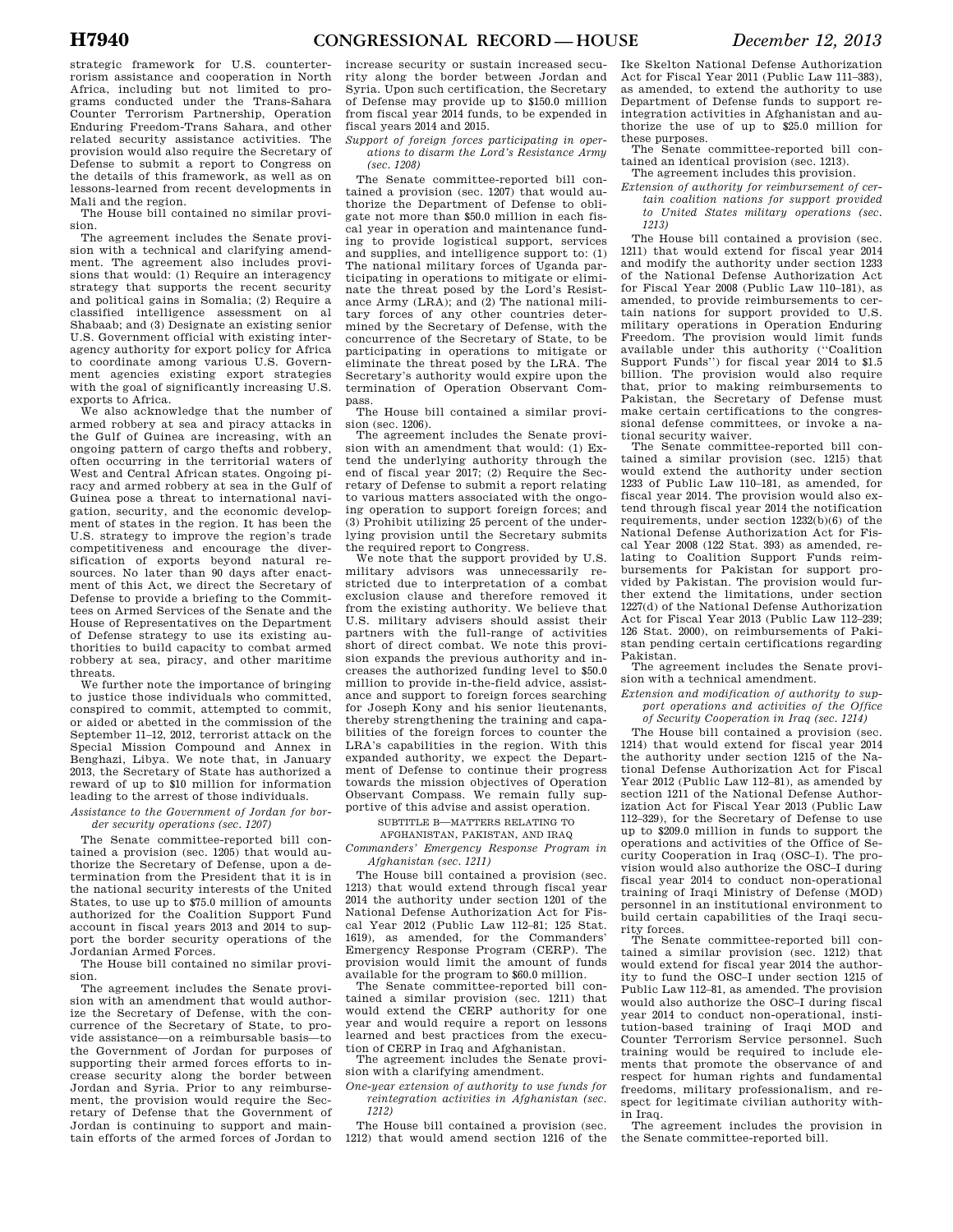strategic framework for U.S. counterterrorism assistance and cooperation in North Africa, including but not limited to programs conducted under the Trans-Sahara Counter Terrorism Partnership, Operation Enduring Freedom-Trans Sahara, and other related security assistance activities. The provision would also require the Secretary of Defense to submit a report to Congress on the details of this framework, as well as on lessons-learned from recent developments in Mali and the region.

The House bill contained no similar provision.

The agreement includes the Senate provision with a technical and clarifying amendment. The agreement also includes provisions that would: (1) Require an interagency strategy that supports the recent security and political gains in Somalia; (2) Require a classified intelligence assessment on al Shabaab; and (3) Designate an existing senior U.S. Government official with existing interagency authority for export policy for Africa to coordinate among various U.S. Government agencies existing export strategies with the goal of significantly increasing U.S. exports to Africa.

We also acknowledge that the number of armed robbery at sea and piracy attacks in the Gulf of Guinea are increasing, with an ongoing pattern of cargo thefts and robbery, often occurring in the territorial waters of West and Central African states. Ongoing piracy and armed robbery at sea in the Gulf of Guinea pose a threat to international navigation, security, and the economic development of states in the region. It has been the U.S. strategy to improve the region's trade competitiveness and encourage the diversification of exports beyond natural resources. No later than 90 days after enactment of this Act, we direct the Secretary of Defense to provide a briefing to the Committees on Armed Services of the Senate and the House of Representatives on the Department of Defense strategy to use its existing authorities to build capacity to combat armed robbery at sea, piracy, and other maritime threats.

We further note the importance of bringing to justice those individuals who committed, conspired to commit, attempted to commit, or aided or abetted in the commission of the September 11–12, 2012, terrorist attack on the Special Mission Compound and Annex in Benghazi, Libya. We note that, in January 2013, the Secretary of State has authorized a reward of up to $10 million for information leading to the arrest of those individuals.

*Assistance to the Government of Jordan for border security operations (sec. 1207)*

The Senate committee-reported bill contained a provision (sec. 1205) that would authorize the Secretary of Defense, upon a determination from the President that it is in the national security interests of the United States, to use up to $75.0 million of amounts authorized for the Coalition Support Fund account in fiscal years 2013 and 2014 to support the border security operations of the Jordanian Armed Forces.

The House bill contained no similar provision.

The agreement includes the Senate provision with an amendment that would authorize the Secretary of Defense, with the concurrence of the Secretary of State, to provide assistance—on a reimbursable basis—to the Government of Jordan for purposes of supporting their armed forces efforts to increase security along the border between Jordan and Syria. Prior to any reimbursement, the provision would require the Secretary of Defense that the Government of Jordan is continuing to support and maintain efforts of the armed forces of Jordan to increase security or sustain increased security along the border between Jordan and Syria. Upon such certification, the Secretary of Defense may provide up to $150.0 million from fiscal year 2014 funds, to be expended in fiscal years 2014 and 2015.

*Support of foreign forces participating in operations to disarm the Lord's Resistance Army (sec. 1208)*

The Senate committee-reported bill contained a provision (sec. 1207) that would authorize the Department of Defense to obligate not more than $50.0 million in each fiscal year in operation and maintenance funding to provide logistical support, services and supplies, and intelligence support to: (1) The national military forces of Uganda participating in operations to mitigate or eliminate the threat posed by the Lord's Resistance Army (LRA); and (2) The national military forces of any other countries determined by the Secretary of Defense, with the concurrence of the Secretary of State, to be participating in operations to mitigate or eliminate the threat posed by the LRA. The Secretary's authority would expire upon the termination of Operation Observant Compass.

The House bill contained a similar provision (sec. 1206).

The agreement includes the Senate provision with an amendment that would: (1) Extend the underlying authority through the end of fiscal year 2017; (2) Require the Secretary of Defense to submit a report relating to various matters associated with the ongoing operation to support foreign forces; and (3) Prohibit utilizing 25 percent of the underlying provision until the Secretary submits the required report to Congress.

We note that the support provided by U.S. military advisors was unnecessarily restricted due to interpretation of a combat exclusion clause and therefore removed it from the existing authority. We believe that U.S. military advisers should assist their partners with the full-range of activities short of direct combat. We note this provision expands the previous authority and increases the authorized funding level to $50.0 million to provide in-the-field advice, assistance and support to foreign forces searching for Joseph Kony and his senior lieutenants, thereby strengthening the training and capabilities of the foreign forces to counter the LRA's capabilities in the region. With this expanded authority, we expect the Department of Defense to continue their progress towards the mission objectives of Operation Observant Compass. We remain fully supportive of this advise and assist operation.

SUBTITLE B—MATTERS RELATING TO AFGHANISTAN, PAKISTAN, AND IRAQ

*Commanders' Emergency Response Program in Afghanistan (sec. 1211)*

The House bill contained a provision (sec. 1213) that would extend through fiscal year 2014 the authority under section 1201 of the National Defense Authorization Act for Fiscal Year 2012 (Public Law 112–81; 125 Stat. 1619), as amended, for the Commanders' Emergency Response Program (CERP). The provision would limit the amount of funds available for the program to $60.0 million.

The Senate committee-reported bill contained a similar provision (sec. 1211) that would extend the CERP authority for one year and would require a report on lessons learned and best practices from the execution of CERP in Iraq and Afghanistan.

The agreement includes the Senate provision with a clarifying amendment.

*One-year extension of authority to use funds for reintegration activities in Afghanistan (sec. 1212)*

The House bill contained a provision (sec. 1212) that would amend section 1216 of the Ike Skelton National Defense Authorization Act for Fiscal Year 2011 (Public Law 111–383), as amended, to extend the authority to use Department of Defense funds to support reintegration activities in Afghanistan and authorize the use of up to $25.0 million for these purposes.

The Senate committee-reported bill contained an identical provision (sec. 1213).

The agreement includes this provision.

*Extension of authority for reimbursement of certain coalition nations for support provided to United States military operations (sec. 1213)*

The House bill contained a provision (sec. 1211) that would extend for fiscal year 2014 and modify the authority under section 1233 of the National Defense Authorization Act for Fiscal Year 2008 (Public Law 110–181), as amended, to provide reimbursements to certain nations for support provided to U.S. military operations in Operation Enduring Freedom. The provision would limit funds available under this authority ("Coalition Support Funds") for fiscal year 2014 to $1.5 billion. The provision would also require that, prior to making reimbursements to Pakistan, the Secretary of Defense must make certain certifications to the congressional defense committees, or invoke a national security waiver.

The Senate committee-reported bill contained a similar provision (sec. 1215) that would extend the authority under section 1233 of Public Law 110–181, as amended, for fiscal year 2014. The provision would also extend through fiscal year 2014 the notification requirements, under section 1232(b)(6) of the National Defense Authorization Act for Fiscal Year 2008 (122 Stat. 393) as amended, relating to Coalition Support Funds reimbursements for Pakistan for support provided by Pakistan. The provision would further extend the limitations, under section 1227(d) of the National Defense Authorization Act for Fiscal Year 2013 (Public Law 112–239; 126 Stat. 2000), on reimbursements of Pakistan pending certain certifications regarding Pakistan.

The agreement includes the Senate provision with a technical amendment.

*Extension and modification of authority to support operations and activities of the Office of Security Cooperation in Iraq (sec. 1214)*

The House bill contained a provision (sec. 1214) that would extend for fiscal year 2014 the authority under section 1215 of the National Defense Authorization Act for Fiscal Year 2012 (Public Law 112–81), as amended by section 1211 of the National Defense Authorization Act for Fiscal Year 2013 (Public Law 112–329), for the Secretary of Defense to use up to $209.0 million in funds to support the operations and activities of the Office of Security Cooperation in Iraq (OSC–I). The provision would also authorize the OSC–I during fiscal year 2014 to conduct non-operational training of Iraqi Ministry of Defense (MOD) personnel in an institutional environment to build certain capabilities of the Iraqi security forces.

The Senate committee-reported bill contained a similar provision (sec. 1212) that would extend for fiscal year 2014 the authority to fund the OSC–I under section 1215 of Public Law 112–81, as amended. The provision would also authorize the OSC–I during fiscal year 2014 to conduct non-operational, institution-based training of Iraqi MOD and Counter Terrorism Service personnel. Such training would be required to include elements that promote the observance of and respect for human rights and fundamental freedoms, military professionalism, and respect for legitimate civilian authority within Iraq.

The agreement includes the provision in the Senate committee-reported bill.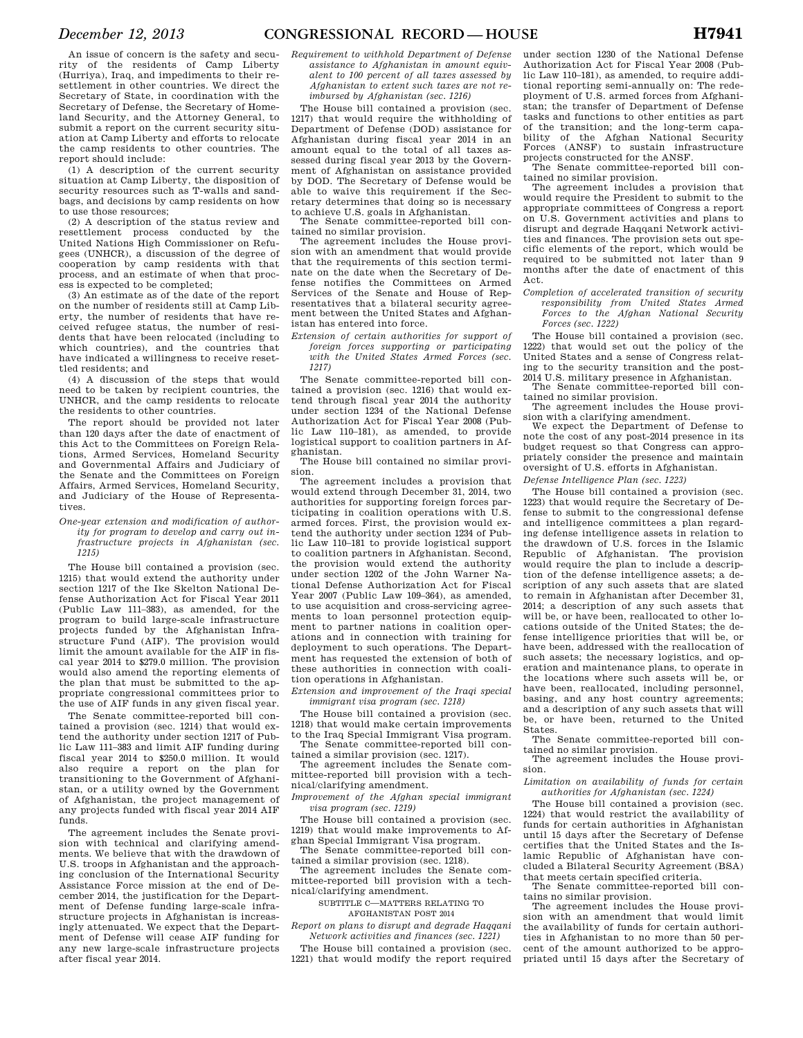An issue of concern is the safety and security of the residents of Camp Liberty (Hurriya), Iraq, and impediments to their resettlement in other countries. We direct the Secretary of State, in coordination with the Secretary of Defense, the Secretary of Homeland Security, and the Attorney General, to submit a report on the current security situation at Camp Liberty and efforts to relocate the camp residents to other countries. The report should include:

(1) A description of the current security situation at Camp Liberty, the disposition of security resources such as T-walls and sandbags, and decisions by camp residents on how to use those resources;

(2) A description of the status review and resettlement process conducted by the United Nations High Commissioner on Refugees (UNHCR), a discussion of the degree of cooperation by camp residents with that process, and an estimate of when that process is expected to be completed;

(3) An estimate as of the date of the report on the number of residents still at Camp Liberty, the number of residents that have received refugee status, the number of residents that have been relocated (including to which countries), and the countries that have indicated a willingness to receive resettled residents; and

(4) A discussion of the steps that would need to be taken by recipient countries, the UNHCR, and the camp residents to relocate the residents to other countries.

The report should be provided not later than 120 days after the date of enactment of this Act to the Committees on Foreign Relations, Armed Services, Homeland Security and Governmental Affairs and Judiciary of the Senate and the Committees on Foreign Affairs, Armed Services, Homeland Security, and Judiciary of the House of Representatives.

*One-year extension and modification of authority for program to develop and carry out infrastructure projects in Afghanistan (sec. 1215)*

The House bill contained a provision (sec. 1215) that would extend the authority under section 1217 of the Ike Skelton National Defense Authorization Act for Fiscal Year 2011 (Public Law 111–383), as amended, for the program to build large-scale infrastructure projects funded by the Afghanistan Infrastructure Fund (AIF). The provision would limit the amount available for the AIF in fiscal year 2014 to $279.0 million. The provision would also amend the reporting elements of the plan that must be submitted to the appropriate congressional committees prior to the use of AIF funds in any given fiscal year.

The Senate committee-reported bill contained a provision (sec. 1214) that would extend the authority under section 1217 of Public Law 111–383 and limit AIF funding during fiscal year 2014 to $250.0 million. It would also require a report on the plan for transitioning to the Government of Afghanistan, or a utility owned by the Government of Afghanistan, the project management of any projects funded with fiscal year 2014 AIF funds.

The agreement includes the Senate provision with technical and clarifying amendments. We believe that with the drawdown of U.S. troops in Afghanistan and the approaching conclusion of the International Security Assistance Force mission at the end of December 2014, the justification for the Department of Defense funding large-scale infrastructure projects in Afghanistan is increasingly attenuated. We expect that the Department of Defense will cease AIF funding for any new large-scale infrastructure projects after fiscal year 2014.

*Requirement to withhold Department of Defense assistance to Afghanistan in amount equivalent to 100 percent of all taxes assessed by Afghanistan to extent such taxes are not reimbursed by Afghanistan (sec. 1216)*

The House bill contained a provision (sec. 1217) that would require the withholding of Department of Defense (DOD) assistance for Afghanistan during fiscal year 2014 in an amount equal to the total of all taxes assessed during fiscal year 2013 by the Government of Afghanistan on assistance provided by DOD. The Secretary of Defense would be able to waive this requirement if the Secretary determines that doing so is necessary to achieve U.S. goals in Afghanistan.

The Senate committee-reported bill contained no similar provision.

The agreement includes the House provision with an amendment that would provide that the requirements of this section terminate on the date when the Secretary of Defense notifies the Committees on Armed Services of the Senate and House of Representatives that a bilateral security agreement between the United States and Afghanistan has entered into force.

*Extension of certain authorities for support of foreign forces supporting or participating with the United States Armed Forces (sec. 1217)*

The Senate committee-reported bill contained a provision (sec. 1216) that would extend through fiscal year 2014 the authority under section 1234 of the National Defense Authorization Act for Fiscal Year 2008 (Public Law 110–181), as amended, to provide logistical support to coalition partners in Afghanistan.

The House bill contained no similar provision.

The agreement includes a provision that would extend through December 31, 2014, two authorities for supporting foreign forces participating in coalition operations with U.S. armed forces. First, the provision would extend the authority under section 1234 of Public Law 110–181 to provide logistical support to coalition partners in Afghanistan. Second, the provision would extend the authority under section 1202 of the John Warner National Defense Authorization Act for Fiscal Year 2007 (Public Law 109–364), as amended, to use acquisition and cross-servicing agreements to loan personnel protection equipment to partner nations in coalition operations and in connection with training for deployment to such operations. The Department has requested the extension of both of these authorities in connection with coalition operations in Afghanistan.

*Extension and improvement of the Iraqi special immigrant visa program (sec. 1218)*

The House bill contained a provision (sec. 1218) that would make certain improvements to the Iraq Special Immigrant Visa program.

The Senate committee-reported bill contained a similar provision (sec. 1217).

The agreement includes the Senate committee-reported bill provision with a technical/clarifying amendment.

*Improvement of the Afghan special immigrant visa program (sec. 1219)*

The House bill contained a provision (sec. 1219) that would make improvements to Afghan Special Immigrant Visa program.

The Senate committee-reported bill contained a similar provision (sec. 1218).

The agreement includes the Senate committee-reported bill provision with a technical/clarifying amendment.

SUBTITLE C—MATTERS RELATING TO AFGHANISTAN POST 2014

*Report on plans to disrupt and degrade Haqqani Network activities and finances (sec. 1221)*

The House bill contained a provision (sec. 1221) that would modify the report required under section 1230 of the National Defense Authorization Act for Fiscal Year 2008 (Public Law 110–181), as amended, to require additional reporting semi-annually on: The redeployment of U.S. armed forces from Afghanistan; the transfer of Department of Defense tasks and functions to other entities as part of the transition; and the long-term capability of the Afghan National Security Forces (ANSF) to sustain infrastructure projects constructed for the ANSF.

The Senate committee-reported bill contained no similar provision.

The agreement includes a provision that would require the President to submit to the appropriate committees of Congress a report on U.S. Government activities and plans to disrupt and degrade Haqqani Network activities and finances. The provision sets out specific elements of the report, which would be required to be submitted not later than 9 months after the date of enactment of this Act.

*Completion of accelerated transition of security responsibility from United States Armed Forces to the Afghan National Security Forces (sec. 1222)*

The House bill contained a provision (sec. 1222) that would set out the policy of the United States and a sense of Congress relating to the security transition and the post-2014 U.S. military presence in Afghanistan.

The Senate committee-reported bill contained no similar provision.

The agreement includes the House provision with a clarifying amendment.

We expect the Department of Defense to note the cost of any post-2014 presence in its budget request so that Congress can appropriately consider the presence and maintain oversight of U.S. efforts in Afghanistan.

*Defense Intelligence Plan (sec. 1223)*

The House bill contained a provision (sec. 1223) that would require the Secretary of Defense to submit to the congressional defense and intelligence committees a plan regarding defense intelligence assets in relation to the drawdown of U.S. forces in the Islamic Republic of Afghanistan. The provision would require the plan to include a description of the defense intelligence assets; a description of any such assets that are slated to remain in Afghanistan after December 31, 2014; a description of any such assets that will be, or have been, reallocated to other locations outside of the United States; the defense intelligence priorities that will be, or have been, addressed with the reallocation of such assets; the necessary logistics, and operation and maintenance plans, to operate in the locations where such assets will be, or have been, reallocated, including personnel, basing, and any host country agreements; and a description of any such assets that will be, or have been, returned to the United States.

The Senate committee-reported bill contained no similar provision.

The agreement includes the House provision.

*Limitation on availability of funds for certain authorities for Afghanistan (sec. 1224)*

The House bill contained a provision (sec. 1224) that would restrict the availability of funds for certain authorities in Afghanistan until 15 days after the Secretary of Defense certifies that the United States and the Islamic Republic of Afghanistan have concluded a Bilateral Security Agreement (BSA) that meets certain specified criteria.

The Senate committee-reported bill contains no similar provision.

The agreement includes the House provision with an amendment that would limit the availability of funds for certain authorities in Afghanistan to no more than 50 percent of the amount authorized to be appropriated until 15 days after the Secretary of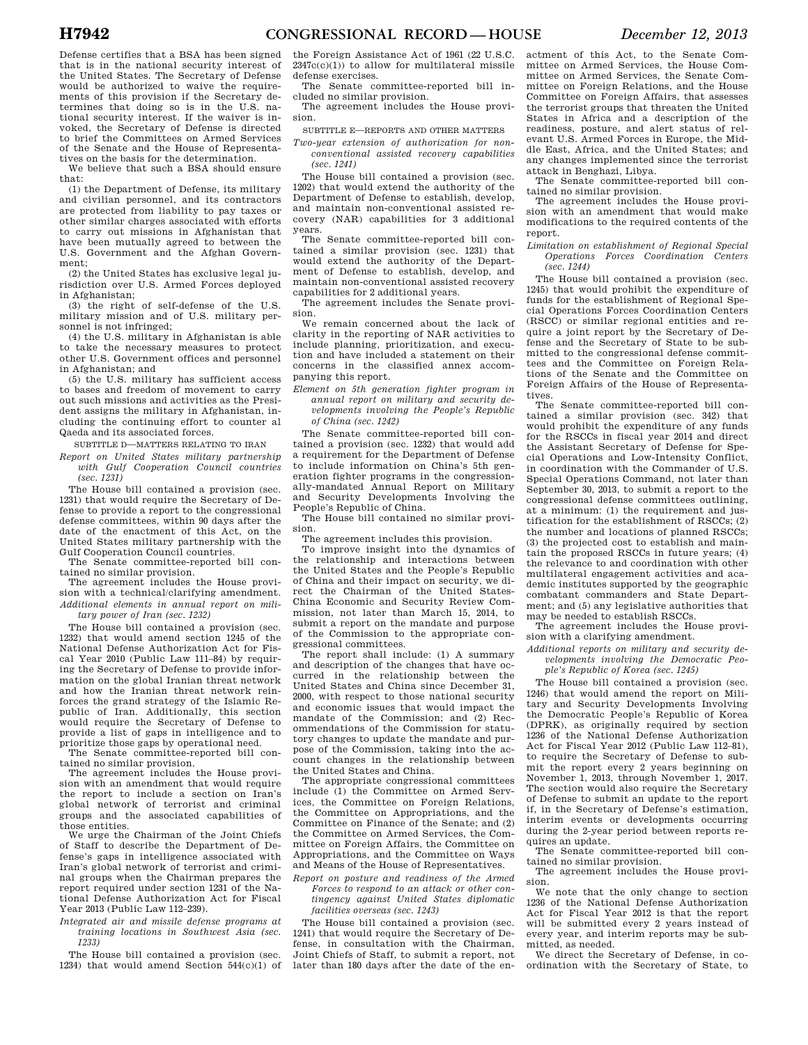Defense certifies that a BSA has been signed that is in the national security interest of the United States. The Secretary of Defense would be authorized to waive the requirements of this provision if the Secretary determines that doing so is in the U.S. national security interest. If the waiver is invoked, the Secretary of Defense is directed to brief the Committees on Armed Services of the Senate and the House of Representatives on the basis for the determination.

We believe that such a BSA should ensure that:

(1) the Department of Defense, its military and civilian personnel, and its contractors are protected from liability to pay taxes or other similar charges associated with efforts to carry out missions in Afghanistan that have been mutually agreed to between the U.S. Government and the Afghan Government;

(2) the United States has exclusive legal jurisdiction over U.S. Armed Forces deployed in Afghanistan;

(3) the right of self-defense of the U.S. military mission and of U.S. military personnel is not infringed;

(4) the U.S. military in Afghanistan is able to take the necessary measures to protect other U.S. Government offices and personnel in Afghanistan; and

(5) the U.S. military has sufficient access to bases and freedom of movement to carry out such missions and activities as the President assigns the military in Afghanistan, including the continuing effort to counter al Qaeda and its associated forces.

SUBTITLE D—MATTERS RELATING TO IRAN

*Report on United States military partnership with Gulf Cooperation Council countries (sec. 1231)*

The House bill contained a provision (sec. 1231) that would require the Secretary of Defense to provide a report to the congressional defense committees, within 90 days after the date of the enactment of this Act, on the United States military partnership with the Gulf Cooperation Council countries.

The Senate committee-reported bill contained no similar provision.

The agreement includes the House provision with a technical/clarifying amendment.

*Additional elements in annual report on military power of Iran (sec. 1232)*

The House bill contained a provision (sec. 1232) that would amend section 1245 of the National Defense Authorization Act for Fiscal Year 2010 (Public Law 111–84) by requiring the Secretary of Defense to provide information on the global Iranian threat network and how the Iranian threat network reinforces the grand strategy of the Islamic Republic of Iran. Additionally, this section would require the Secretary of Defense to provide a list of gaps in intelligence and to prioritize those gaps by operational need.

The Senate committee-reported bill contained no similar provision.

The agreement includes the House provision with an amendment that would require the report to include a section on Iran's global network of terrorist and criminal groups and the associated capabilities of those entities.

We urge the Chairman of the Joint Chiefs of Staff to describe the Department of Defense's gaps in intelligence associated with Iran's global network of terrorist and criminal groups when the Chairman prepares the report required under section 1231 of the National Defense Authorization Act for Fiscal Year 2013 (Public Law 112–239).

*Integrated air and missile defense programs at training locations in Southwest Asia (sec. 1233)*

The House bill contained a provision (sec. 1234) that would amend Section 544(c)(1) of the Foreign Assistance Act of 1961 (22 U.S.C. 2347c(c)(1)) to allow for multilateral missile defense exercises.

The Senate committee-reported bill included no similar provision.

The agreement includes the House provision.

SUBTITLE E—REPORTS AND OTHER MATTERS

*Two-year extension of authorization for non-conventional assisted recovery capabilities (sec. 1241)*

The House bill contained a provision (sec. 1202) that would extend the authority of the Department of Defense to establish, develop, and maintain non-conventional assisted recovery (NAR) capabilities for 3 additional years.

The Senate committee-reported bill contained a similar provision (sec. 1231) that would extend the authority of the Department of Defense to establish, develop, and maintain non-conventional assisted recovery capabilities for 2 additional years.

The agreement includes the Senate provision.

We remain concerned about the lack of clarity in the reporting of NAR activities to include planning, prioritization, and execution and have included a statement on their concerns in the classified annex accompanying this report.

*Element on 5th generation fighter program in annual report on military and security developments involving the People's Republic of China (sec. 1242)*

The Senate committee-reported bill contained a provision (sec. 1232) that would add a requirement for the Department of Defense to include information on China's 5th generation fighter programs in the congressionally-mandated Annual Report on Military and Security Developments Involving the People's Republic of China.

The House bill contained no similar provision.

The agreement includes this provision.

To improve insight into the dynamics of the relationship and interactions between the United States and the People's Republic of China and their impact on security, we direct the Chairman of the United States-China Economic and Security Review Commission, not later than March 15, 2014, to submit a report on the mandate and purpose of the Commission to the appropriate congressional committees.

The report shall include: (1) A summary and description of the changes that have occurred in the relationship between the United States and China since December 31, 2000, with respect to those national security and economic issues that would impact the mandate of the Commission; and (2) Recommendations of the Commission for statutory changes to update the mandate and purpose of the Commission, taking into the account changes in the relationship between the United States and China.

The appropriate congressional committees include (1) the Committee on Armed Services, the Committee on Foreign Relations, the Committee on Appropriations, and the Committee on Finance of the Senate; and (2) the Committee on Armed Services, the Committee on Foreign Affairs, the Committee on Appropriations, and the Committee on Ways and Means of the House of Representatives.

*Report on posture and readiness of the Armed Forces to respond to an attack or other contingency against United States diplomatic facilities overseas (sec. 1243)*

The House bill contained a provision (sec. 1241) that would require the Secretary of Defense, in consultation with the Chairman, Joint Chiefs of Staff, to submit a report, not later than 180 days after the date of the enactment of this Act, to the Senate Committee on Armed Services, the House Committee on Armed Services, the Senate Committee on Foreign Relations, and the House Committee on Foreign Affairs, that assesses the terrorist groups that threaten the United States in Africa and a description of the readiness, posture, and alert status of relevant U.S. Armed Forces in Europe, the Middle East, Africa, and the United States; and any changes implemented since the terrorist attack in Benghazi, Libya.

The Senate committee-reported bill contained no similar provision.

The agreement includes the House provision with an amendment that would make modifications to the required contents of the report.

*Limitation on establishment of Regional Special Operations Forces Coordination Centers (sec. 1244)*

The House bill contained a provision (sec. 1245) that would prohibit the expenditure of funds for the establishment of Regional Special Operations Forces Coordination Centers (RSCC) or similar regional entities and require a joint report by the Secretary of Defense and the Secretary of State to be submitted to the congressional defense committees and the Committee on Foreign Relations of the Senate and the Committee on Foreign Affairs of the House of Representatives.

The Senate committee-reported bill contained a similar provision (sec. 342) that would prohibit the expenditure of any funds for the RSCCs in fiscal year 2014 and direct the Assistant Secretary of Defense for Special Operations and Low-Intensity Conflict, in coordination with the Commander of U.S. Special Operations Command, not later than September 30, 2013, to submit a report to the congressional defense committees outlining, at a minimum: (1) the requirement and justification for the establishment of RSCCs; (2) the number and locations of planned RSCCs; (3) the projected cost to establish and maintain the proposed RSCCs in future years; (4) the relevance to and coordination with other multilateral engagement activities and academic institutes supported by the geographic combatant commanders and State Department; and (5) any legislative authorities that may be needed to establish RSCCs.

The agreement includes the House provision with a clarifying amendment.

*Additional reports on military and security developments involving the Democratic People's Republic of Korea (sec. 1245)*

The House bill contained a provision (sec. 1246) that would amend the report on Military and Security Developments Involving the Democratic People's Republic of Korea (DPRK), as originally required by section 1236 of the National Defense Authorization Act for Fiscal Year 2012 (Public Law 112–81), to require the Secretary of Defense to submit the report every 2 years beginning on November 1, 2013, through November 1, 2017. The section would also require the Secretary of Defense to submit an update to the report if, in the Secretary of Defense's estimation, interim events or developments occurring during the 2-year period between reports requires an update.

The Senate committee-reported bill contained no similar provision.

The agreement includes the House provision.

We note that the only change to section 1236 of the National Defense Authorization Act for Fiscal Year 2012 is that the report will be submitted every 2 years instead of every year, and interim reports may be submitted, as needed.

We direct the Secretary of Defense, in coordination with the Secretary of State, to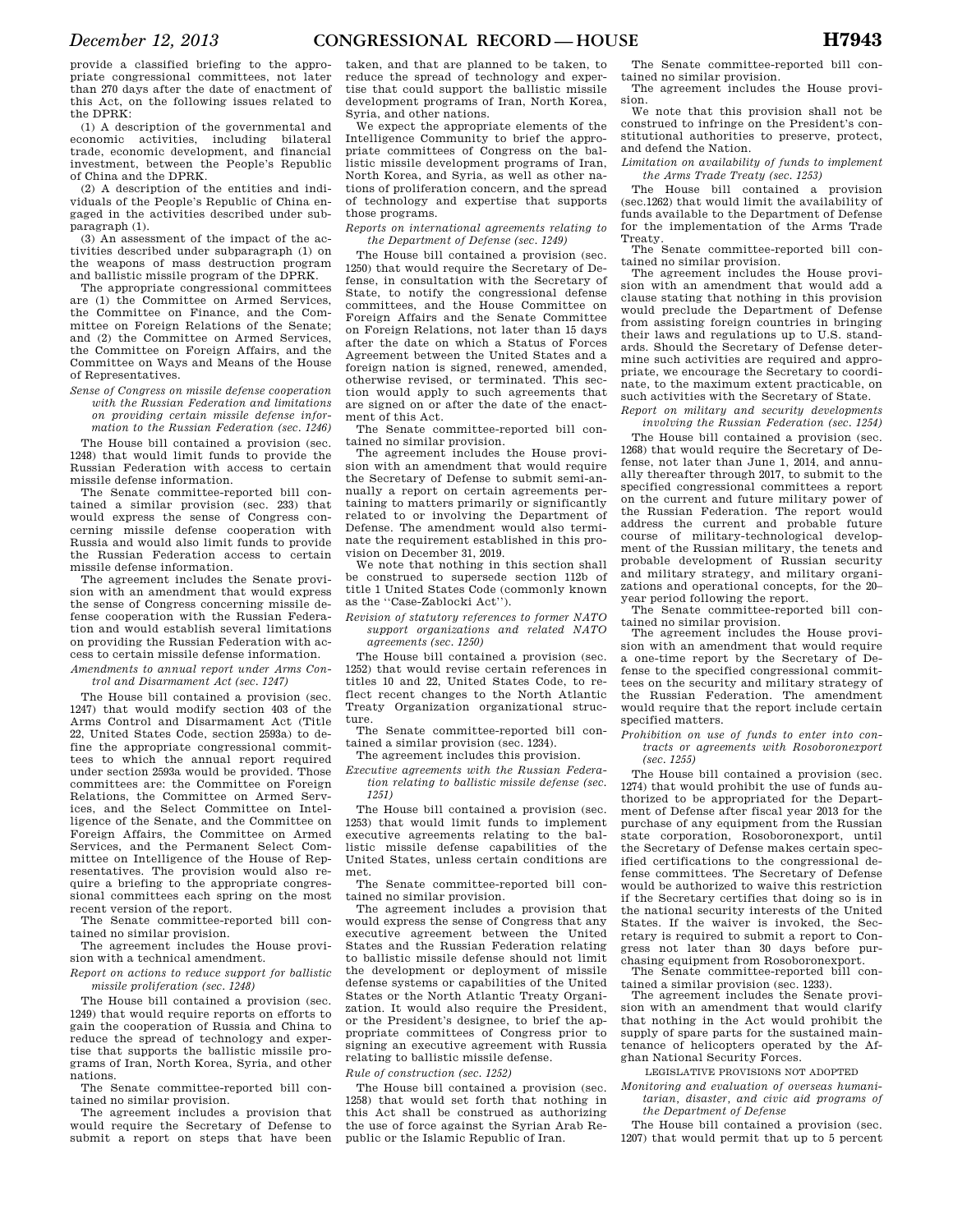provide a classified briefing to the appropriate congressional committees, not later than 270 days after the date of enactment of this Act, on the following issues related to the DPRK:

(1) A description of the governmental and economic activities, including bilateral trade, economic development, and financial investment, between the People's Republic of China and the DPRK.

(2) A description of the entities and individuals of the People's Republic of China engaged in the activities described under subparagraph (1).

(3) An assessment of the impact of the activities described under subparagraph (1) on the weapons of mass destruction program and ballistic missile program of the DPRK.

The appropriate congressional committees are (1) the Committee on Armed Services, the Committee on Finance, and the Committee on Foreign Relations of the Senate; and (2) the Committee on Armed Services, the Committee on Foreign Affairs, and the Committee on Ways and Means of the House of Representatives.

*Sense of Congress on missile defense cooperation with the Russian Federation and limitations on providing certain missile defense information to the Russian Federation (sec. 1246)*

The House bill contained a provision (sec. 1248) that would limit funds to provide the Russian Federation with access to certain missile defense information.

The Senate committee-reported bill contained a similar provision (sec. 233) that would express the sense of Congress concerning missile defense cooperation with Russia and would also limit funds to provide the Russian Federation access to certain missile defense information.

The agreement includes the Senate provision with an amendment that would express the sense of Congress concerning missile defense cooperation with the Russian Federation and would establish several limitations on providing the Russian Federation with access to certain missile defense information.

*Amendments to annual report under Arms Control and Disarmament Act (sec. 1247)*

The House bill contained a provision (sec. 1247) that would modify section 403 of the Arms Control and Disarmament Act (Title 22, United States Code, section 2593a) to define the appropriate congressional committees to which the annual report required under section 2593a would be provided. Those committees are: the Committee on Foreign Relations, the Committee on Armed Services, and the Select Committee on Intelligence of the Senate, and the Committee on Foreign Affairs, the Committee on Armed Services, and the Permanent Select Committee on Intelligence of the House of Representatives. The provision would also require a briefing to the appropriate congressional committees each spring on the most recent version of the report.

The Senate committee-reported bill contained no similar provision.

The agreement includes the House provision with a technical amendment.

*Report on actions to reduce support for ballistic missile proliferation (sec. 1248)*

The House bill contained a provision (sec. 1249) that would require reports on efforts to gain the cooperation of Russia and China to reduce the spread of technology and expertise that supports the ballistic missile programs of Iran, North Korea, Syria, and other nations.

The Senate committee-reported bill contained no similar provision.

The agreement includes a provision that would require the Secretary of Defense to submit a report on steps that have been taken, and that are planned to be taken, to reduce the spread of technology and expertise that could support the ballistic missile development programs of Iran, North Korea, Syria, and other nations.

We expect the appropriate elements of the Intelligence Community to brief the appropriate committees of Congress on the ballistic missile development programs of Iran, North Korea, and Syria, as well as other nations of proliferation concern, and the spread of technology and expertise that supports those programs.

*Reports on international agreements relating to the Department of Defense (sec. 1249)*

The House bill contained a provision (sec. 1250) that would require the Secretary of Defense, in consultation with the Secretary of State, to notify the congressional defense committees, and the House Committee on Foreign Affairs and the Senate Committee on Foreign Relations, not later than 15 days after the date on which a Status of Forces Agreement between the United States and a foreign nation is signed, renewed, amended, otherwise revised, or terminated. This section would apply to such agreements that are signed on or after the date of the enactment of this Act.

The Senate committee-reported bill contained no similar provision.

The agreement includes the House provision with an amendment that would require the Secretary of Defense to submit semi-annually a report on certain agreements pertaining to matters primarily or significantly related to or involving the Department of Defense. The amendment would also terminate the requirement established in this provision on December 31, 2019.

We note that nothing in this section shall be construed to supersede section 112b of title 1 United States Code (commonly known as the ''Case-Zablocki Act'').

*Revision of statutory references to former NATO support organizations and related NATO agreements (sec. 1250)*

The House bill contained a provision (sec. 1252) that would revise certain references in titles 10 and 22, United States Code, to reflect recent changes to the North Atlantic Treaty Organization organizational structure.

The Senate committee-reported bill contained a similar provision (sec. 1234).

The agreement includes this provision.

*Executive agreements with the Russian Federation relating to ballistic missile defense (sec. 1251)*

The House bill contained a provision (sec. 1253) that would limit funds to implement executive agreements relating to the ballistic missile defense capabilities of the United States, unless certain conditions are met.

The Senate committee-reported bill contained no similar provision.

The agreement includes a provision that would express the sense of Congress that any executive agreement between the United States and the Russian Federation relating to ballistic missile defense should not limit the development or deployment of missile defense systems or capabilities of the United States or the North Atlantic Treaty Organization. It would also require the President, or the President's designee, to brief the appropriate committees of Congress prior to signing an executive agreement with Russia relating to ballistic missile defense.

*Rule of construction (sec. 1252)*

The House bill contained a provision (sec. 1258) that would set forth that nothing in this Act shall be construed as authorizing the use of force against the Syrian Arab Republic or the Islamic Republic of Iran.

The Senate committee-reported bill contained no similar provision.

The agreement includes the House provision.

We note that this provision shall not be construed to infringe on the President's constitutional authorities to preserve, protect, and defend the Nation.

*Limitation on availability of funds to implement the Arms Trade Treaty (sec. 1253)*

The House bill contained a provision (sec.1262) that would limit the availability of funds available to the Department of Defense for the implementation of the Arms Trade Treaty.

The Senate committee-reported bill contained no similar provision.

The agreement includes the House provision with an amendment that would add a clause stating that nothing in this provision would preclude the Department of Defense from assisting foreign countries in bringing their laws and regulations up to U.S. standards. Should the Secretary of Defense determine such activities are required and appropriate, we encourage the Secretary to coordinate, to the maximum extent practicable, on such activities with the Secretary of State.

*Report on military and security developments involving the Russian Federation (sec. 1254)*

The House bill contained a provision (sec. 1268) that would require the Secretary of Defense, not later than June 1, 2014, and annually thereafter through 2017, to submit to the specified congressional committees a report on the current and future military power of the Russian Federation. The report would address the current and probable future course of military-technological development of the Russian military, the tenets and probable development of Russian security and military strategy, and military organizations and operational concepts, for the 20–year period following the report.

The Senate committee-reported bill contained no similar provision.

The agreement includes the House provision with an amendment that would require a one-time report by the Secretary of Defense to the specified congressional committees on the security and military strategy of the Russian Federation. The amendment would require that the report include certain specified matters.

*Prohibition on use of funds to enter into contracts or agreements with Rosoboronexport (sec. 1255)*

The House bill contained a provision (sec. 1274) that would prohibit the use of funds authorized to be appropriated for the Department of Defense after fiscal year 2013 for the purchase of any equipment from the Russian state corporation, Rosoboronexport, until the Secretary of Defense makes certain specified certifications to the congressional defense committees. The Secretary of Defense would be authorized to waive this restriction if the Secretary certifies that doing so is in the national security interests of the United States. If the waiver is invoked, the Secretary is required to submit a report to Congress not later than 30 days before purchasing equipment from Rosoboronexport.

The Senate committee-reported bill contained a similar provision (sec. 1233).

The agreement includes the Senate provision with an amendment that would clarify that nothing in the Act would prohibit the supply of spare parts for the sustained maintenance of helicopters operated by the Afghan National Security Forces.

LEGISLATIVE PROVISIONS NOT ADOPTED

*Monitoring and evaluation of overseas humanitarian, disaster, and civic aid programs of the Department of Defense*

The House bill contained a provision (sec. 1207) that would permit that up to 5 percent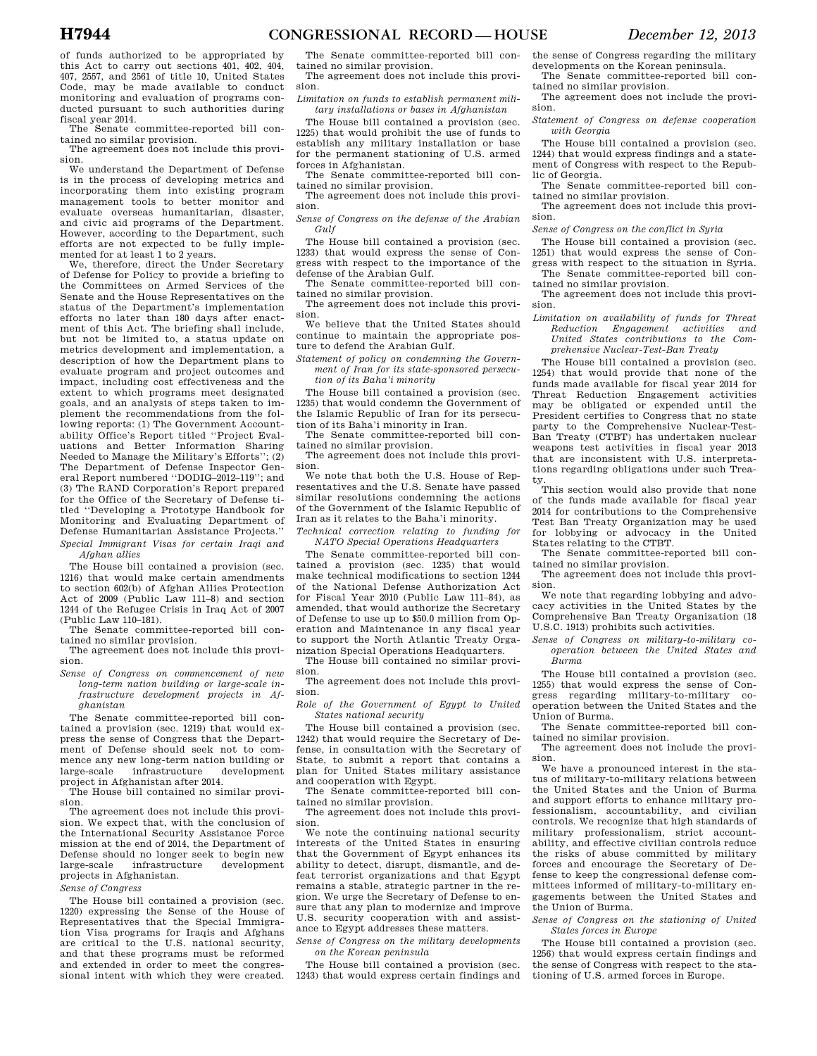of funds authorized to be appropriated by this Act to carry out sections 401, 402, 404, 407, 2557, and 2561 of title 10, United States Code, may be made available to conduct monitoring and evaluation of programs conducted pursuant to such authorities during fiscal year 2014.

The Senate committee-reported bill contained no similar provision.

The agreement does not include this provision.

We understand the Department of Defense is in the process of developing metrics and incorporating them into existing program management tools to better monitor and evaluate overseas humanitarian, disaster, and civic aid programs of the Department. However, according to the Department, such efforts are not expected to be fully implemented for at least 1 to 2 years.

We, therefore, direct the Under Secretary of Defense for Policy to provide a briefing to the Committees on Armed Services of the Senate and the House Representatives on the status of the Department's implementation efforts no later than 180 days after enactment of this Act. The briefing shall include, but not be limited to, a status update on metrics development and implementation, a description of how the Department plans to evaluate program and project outcomes and impact, including cost effectiveness and the extent to which programs meet designated goals, and an analysis of steps taken to implement the recommendations from the following reports: (1) The Government Accountability Office's Report titled ''Project Evaluations and Better Information Sharing Needed to Manage the Military's Efforts''; (2) The Department of Defense Inspector General Report numbered ''DODIG–2012–119''; and (3) The RAND Corporation's Report prepared for the Office of the Secretary of Defense titled ''Developing a Prototype Handbook for Monitoring and Evaluating Department of Defense Humanitarian Assistance Projects.''

*Special Immigrant Visas for certain Iraqi and Afghan allies*

The House bill contained a provision (sec. 1216) that would make certain amendments to section 602(b) of Afghan Allies Protection Act of 2009 (Public Law 111–8) and section 1244 of the Refugee Crisis in Iraq Act of 2007 (Public Law 110–181).

The Senate committee-reported bill contained no similar provision.

The agreement does not include this provision.

*Sense of Congress on commencement of new long-term nation building or large-scale infrastructure development projects in Afghanistan*

The Senate committee-reported bill contained a provision (sec. 1219) that would express the sense of Congress that the Department of Defense should seek not to commence any new long-term nation building or large-scale infrastructure development project in Afghanistan after 2014.

The House bill contained no similar provision.

The agreement does not include this provision. We expect that, with the conclusion of the International Security Assistance Force mission at the end of 2014, the Department of Defense should no longer seek to begin new large-scale infrastructure development projects in Afghanistan.

*Sense of Congress*

The House bill contained a provision (sec. 1220) expressing the Sense of the House of Representatives that the Special Immigration Visa programs for Iraqis and Afghans are critical to the U.S. national security, and that these programs must be reformed and extended in order to meet the congressional intent with which they were created.

The Senate committee-reported bill contained no similar provision.

The agreement does not include this provision.

*Limitation on funds to establish permanent military installations or bases in Afghanistan*

The House bill contained a provision (sec. 1225) that would prohibit the use of funds to establish any military installation or base for the permanent stationing of U.S. armed forces in Afghanistan.

The Senate committee-reported bill contained no similar provision.

The agreement does not include this provision.

*Sense of Congress on the defense of the Arabian Gulf*

The House bill contained a provision (sec. 1233) that would express the sense of Congress with respect to the importance of the defense of the Arabian Gulf.

The Senate committee-reported bill contained no similar provision.

The agreement does not include this provision.

We believe that the United States should continue to maintain the appropriate posture to defend the Arabian Gulf.

*Statement of policy on condemning the Government of Iran for its state-sponsored persecution of its Baha'i minority*

The House bill contained a provision (sec. 1235) that would condemn the Government of the Islamic Republic of Iran for its persecution of its Baha'i minority in Iran.

The Senate committee-reported bill contained no similar provision.

The agreement does not include this provision.

We note that both the U.S. House of Representatives and the U.S. Senate have passed similar resolutions condemning the actions of the Government of the Islamic Republic of Iran as it relates to the Baha'i minority.

*Technical correction relating to funding for NATO Special Operations Headquarters*

The Senate committee-reported bill contained a provision (sec. 1235) that would make technical modifications to section 1244 of the National Defense Authorization Act for Fiscal Year 2010 (Public Law 111–84), as amended, that would authorize the Secretary of Defense to use up to $50.0 million from Operation and Maintenance in any fiscal year to support the North Atlantic Treaty Organization Special Operations Headquarters.

The House bill contained no similar provision.

The agreement does not include this provision.

*Role of the Government of Egypt to United States national security*

The House bill contained a provision (sec. 1242) that would require the Secretary of Defense, in consultation with the Secretary of State, to submit a report that contains a plan for United States military assistance and cooperation with Egypt.

The Senate committee-reported bill contained no similar provision.

The agreement does not include this provision.

We note the continuing national security interests of the United States in ensuring that the Government of Egypt enhances its ability to detect, disrupt, dismantle, and defeat terrorist organizations and that Egypt remains a stable, strategic partner in the region. We urge the Secretary of Defense to ensure that any plan to modernize and improve U.S. security cooperation with and assistance to Egypt addresses these matters.

*Sense of Congress on the military developments on the Korean peninsula*

The House bill contained a provision (sec. 1243) that would express certain findings and the sense of Congress regarding the military developments on the Korean peninsula.

The Senate committee-reported bill contained no similar provision.

The agreement does not include the provision.

*Statement of Congress on defense cooperation with Georgia*

The House bill contained a provision (sec. 1244) that would express findings and a statement of Congress with respect to the Republic of Georgia.

The Senate committee-reported bill contained no similar provision.

The agreement does not include this provision.

*Sense of Congress on the conflict in Syria*

The House bill contained a provision (sec. 1251) that would express the sense of Congress with respect to the situation in Syria.

The Senate committee-reported bill contained no similar provision.

The agreement does not include this provision.

*Limitation on availability of funds for Threat Reduction Engagement activities and United States contributions to the Comprehensive Nuclear-Test-Ban Treaty*

The House bill contained a provision (sec. 1254) that would provide that none of the funds made available for fiscal year 2014 for Threat Reduction Engagement activities may be obligated or expended until the President certifies to Congress that no state party to the Comprehensive Nuclear-Test-Ban Treaty (CTBT) has undertaken nuclear weapons test activities in fiscal year 2013 that are inconsistent with U.S. interpretations regarding obligations under such Treaty.

This section would also provide that none of the funds made available for fiscal year 2014 for contributions to the Comprehensive Test Ban Treaty Organization may be used for lobbying or advocacy in the United States relating to the CTBT.

The Senate committee-reported bill contained no similar provision.

The agreement does not include this provision.

We note that regarding lobbying and advocacy activities in the United States by the Comprehensive Ban Treaty Organization (18 U.S.C. 1913) prohibits such activities.

*Sense of Congress on military-to-military cooperation between the United States and Burma*

The House bill contained a provision (sec. 1255) that would express the sense of Congress regarding military-to-military cooperation between the United States and the Union of Burma.

The Senate committee-reported bill contained no similar provision.

The agreement does not include the provision.

We have a pronounced interest in the status of military-to-military relations between the United States and the Union of Burma and support efforts to enhance military professionalism, accountability, and civilian controls. We recognize that high standards of military professionalism, strict accountability, and effective civilian controls reduce the risks of abuse committed by military forces and encourage the Secretary of Defense to keep the congressional defense committees informed of military-to-military engagements between the United States and the Union of Burma.

*Sense of Congress on the stationing of United States forces in Europe*

The House bill contained a provision (sec. 1256) that would express certain findings and the sense of Congress with respect to the stationing of U.S. armed forces in Europe.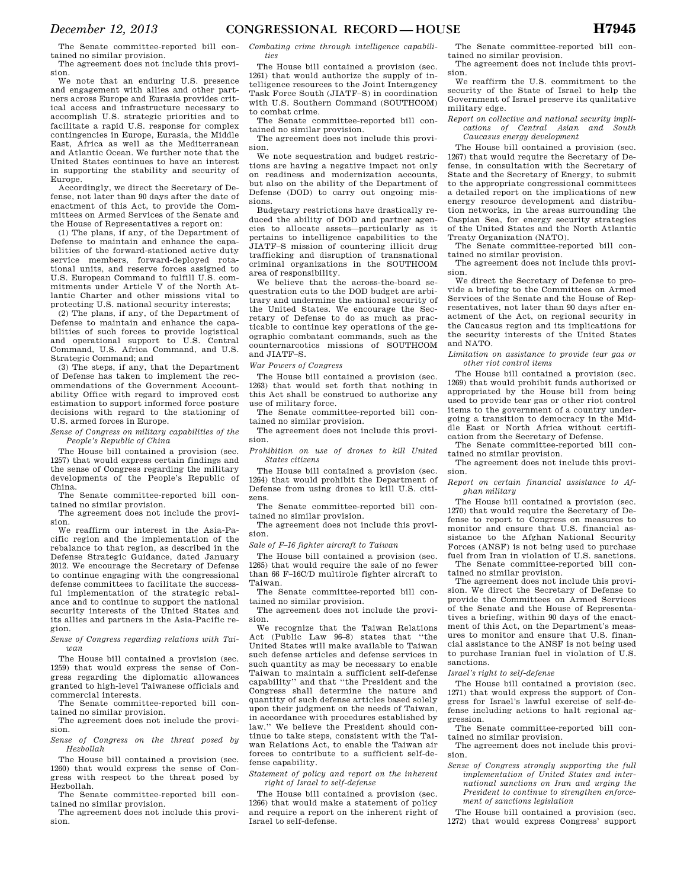The Senate committee-reported bill contained no similar provision.

The agreement does not include this provision.

We note that an enduring U.S. presence and engagement with allies and other partners across Europe and Eurasia provides critical access and infrastructure necessary to accomplish U.S. strategic priorities and to facilitate a rapid U.S. response for complex contingencies in Europe, Eurasia, the Middle East, Africa as well as the Mediterranean and Atlantic Ocean. We further note that the United States continues to have an interest in supporting the stability and security of Europe.

Accordingly, we direct the Secretary of Defense, not later than 90 days after the date of enactment of this Act, to provide the Committees on Armed Services of the Senate and the House of Representatives a report on:

(1) The plans, if any, of the Department of Defense to maintain and enhance the capabilities of the forward-stationed active duty service members, forward-deployed rotational units, and reserve forces assigned to U.S. European Command to fulfill U.S. commitments under Article V of the North Atlantic Charter and other missions vital to protecting U.S. national security interests;

(2) The plans, if any, of the Department of Defense to maintain and enhance the capabilities of such forces to provide logistical and operational support to U.S. Central Command, U.S. Africa Command, and U.S. Strategic Command; and

(3) The steps, if any, that the Department of Defense has taken to implement the recommendations of the Government Accountability Office with regard to improved cost estimation to support informed force posture decisions with regard to the stationing of U.S. armed forces in Europe.

*Sense of Congress on military capabilities of the People's Republic of China*

The House bill contained a provision (sec. 1257) that would express certain findings and the sense of Congress regarding the military developments of the People's Republic of China.

The Senate committee-reported bill contained no similar provision.

The agreement does not include the provision.

We reaffirm our interest in the Asia-Pacific region and the implementation of the rebalance to that region, as described in the Defense Strategic Guidance, dated January 2012. We encourage the Secretary of Defense to continue engaging with the congressional defense committees to facilitate the successful implementation of the strategic rebalance and to continue to support the national security interests of the United States and its allies and partners in the Asia-Pacific region.

*Sense of Congress regarding relations with Taiwan*

The House bill contained a provision (sec. 1259) that would express the sense of Congress regarding the diplomatic allowances granted to high-level Taiwanese officials and commercial interests.

The Senate committee-reported bill contained no similar provision.

The agreement does not include the provision.

*Sense of Congress on the threat posed by Hezbollah*

The House bill contained a provision (sec. 1260) that would express the sense of Congress with respect to the threat posed by Hezbollah.

The Senate committee-reported bill contained no similar provision.

The agreement does not include this provision.

*Combating crime through intelligence capabilities*

The House bill contained a provision (sec. 1261) that would authorize the supply of intelligence resources to the Joint Interagency Task Force South (JIATF–S) in coordination with U.S. Southern Command (SOUTHCOM) to combat crime.

The Senate committee-reported bill contained no similar provision.

The agreement does not include this provision.

We note sequestration and budget restrictions are having a negative impact not only on readiness and modernization accounts, but also on the ability of the Department of Defense (DOD) to carry out ongoing missions.

Budgetary restrictions have drastically reduced the ability of DOD and partner agencies to allocate assets—particularly as it pertains to intelligence capabilities to the JIATF–S mission of countering illicit drug trafficking and disruption of transnational criminal organizations in the SOUTHCOM area of responsibility.

We believe that the across-the-board sequestration cuts to the DOD budget are arbitrary and undermine the national security of the United States. We encourage the Secretary of Defense to do as much as practicable to continue key operations of the geographic combatant commands, such as the counternarcotics missions of SOUTHCOM and JIATF–S.

*War Powers of Congress*

The House bill contained a provision (sec. 1263) that would set forth that nothing in this Act shall be construed to authorize any use of military force.

The Senate committee-reported bill contained no similar provision.

The agreement does not include this provision.

*Prohibition on use of drones to kill United States citizens*

The House bill contained a provision (sec. 1264) that would prohibit the Department of Defense from using drones to kill U.S. citizens.

The Senate committee-reported bill contained no similar provision.

The agreement does not include this provision.

*Sale of F–16 fighter aircraft to Taiwan*

The House bill contained a provision (sec. 1265) that would require the sale of no fewer than 66 F–16C/D multirole fighter aircraft to Taiwan.

The Senate committee-reported bill contained no similar provision.

The agreement does not include the provision.

We recognize that the Taiwan Relations Act (Public Law 96–8) states that "the United States will make available to Taiwan such defense articles and defense services in such quantity as may be necessary to enable Taiwan to maintain a sufficient self-defense capability" and that "the President and the Congress shall determine the nature and quantity of such defense articles based solely upon their judgment on the needs of Taiwan, in accordance with procedures established by law." We believe the President should continue to take steps, consistent with the Taiwan Relations Act, to enable the Taiwan air forces to contribute to a sufficient self-defense capability.

*Statement of policy and report on the inherent right of Israel to self-defense*

The House bill contained a provision (sec. 1266) that would make a statement of policy and require a report on the inherent right of Israel to self-defense.

The Senate committee-reported bill contained no similar provision.

The agreement does not include this provision.

We reaffirm the U.S. commitment to the security of the State of Israel to help the Government of Israel preserve its qualitative military edge.

*Report on collective and national security implications of Central Asian and South Caucasus energy development*

The House bill contained a provision (sec. 1267) that would require the Secretary of Defense, in consultation with the Secretary of State and the Secretary of Energy, to submit to the appropriate congressional committees a detailed report on the implications of new energy resource development and distribution networks, in the areas surrounding the Caspian Sea, for energy security strategies of the United States and the North Atlantic Treaty Organization (NATO).

The Senate committee-reported bill contained no similar provision.

The agreement does not include this provision.

We direct the Secretary of Defense to provide a briefing to the Committees on Armed Services of the Senate and the House of Representatives, not later than 90 days after enactment of the Act, on regional security in the Caucasus region and its implications for the security interests of the United States and NATO.

*Limitation on assistance to provide tear gas or other riot control items*

The House bill contained a provision (sec. 1269) that would prohibit funds authorized or appropriated by the House bill from being used to provide tear gas or other riot control items to the government of a country undergoing a transition to democracy in the Middle East or North Africa without certification from the Secretary of Defense.

The Senate committee-reported bill contained no similar provision.

The agreement does not include this provision.

*Report on certain financial assistance to Afghan military*

The House bill contained a provision (sec. 1270) that would require the Secretary of Defense to report to Congress on measures to monitor and ensure that U.S. financial assistance to the Afghan National Security Forces (ANSF) is not being used to purchase fuel from Iran in violation of U.S. sanctions.

The Senate committee-reported bill contained no similar provision.

The agreement does not include this provision. We direct the Secretary of Defense to provide the Committees on Armed Services of the Senate and the House of Representatives a briefing, within 90 days of the enactment of this Act, on the Department's measures to monitor and ensure that U.S. financial assistance to the ANSF is not being used to purchase Iranian fuel in violation of U.S. sanctions.

*Israel's right to self-defense*

The House bill contained a provision (sec. 1271) that would express the support of Congress for Israel's lawful exercise of self-defense including actions to halt regional aggression.

The Senate committee-reported bill contained no similar provision.

The agreement does not include this provision.

*Sense of Congress strongly supporting the full implementation of United States and international sanctions on Iran and urging the President to continue to strengthen enforcement of sanctions legislation*

The House bill contained a provision (sec. 1272) that would express Congress' support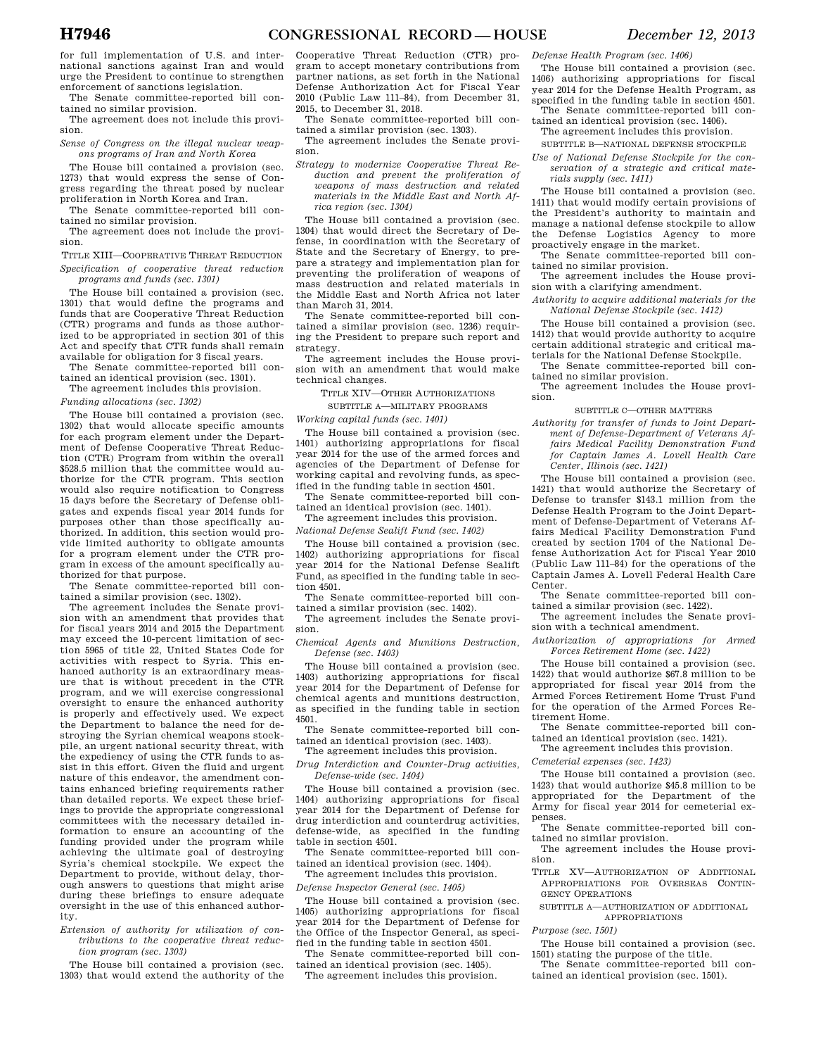for full implementation of U.S. and international sanctions against Iran and would urge the President to continue to strengthen enforcement of sanctions legislation.

The Senate committee-reported bill contained no similar provision.

The agreement does not include this provision.

*Sense of Congress on the illegal nuclear weapons programs of Iran and North Korea*

The House bill contained a provision (sec. 1273) that would express the sense of Congress regarding the threat posed by nuclear proliferation in North Korea and Iran.

The Senate committee-reported bill contained no similar provision.

The agreement does not include the provision.

## TITLE XIII—COOPERATIVE THREAT REDUCTION

*Specification of cooperative threat reduction programs and funds (sec. 1301)*

The House bill contained a provision (sec. 1301) that would define the programs and funds that are Cooperative Threat Reduction (CTR) programs and funds as those authorized to be appropriated in section 301 of this Act and specify that CTR funds shall remain available for obligation for 3 fiscal years.

The Senate committee-reported bill contained an identical provision (sec. 1301).

The agreement includes this provision.

*Funding allocations (sec. 1302)*

The House bill contained a provision (sec. 1302) that would allocate specific amounts for each program element under the Department of Defense Cooperative Threat Reduction (CTR) Program from within the overall $528.5 million that the committee would authorize for the CTR program. This section would also require notification to Congress 15 days before the Secretary of Defense obligates and expends fiscal year 2014 funds for purposes other than those specifically authorized. In addition, this section would provide limited authority to obligate amounts for a program element under the CTR program in excess of the amount specifically authorized for that purpose.

The Senate committee-reported bill contained a similar provision (sec. 1302).

The agreement includes the Senate provision with an amendment that provides that for fiscal years 2014 and 2015 the Department may exceed the 10-percent limitation of section 5965 of title 22, United States Code for activities with respect to Syria. This enhanced authority is an extraordinary measure that is without precedent in the CTR program, and we will exercise congressional oversight to ensure the enhanced authority is properly and effectively used. We expect the Department to balance the need for destroying the Syrian chemical weapons stockpile, an urgent national security threat, with the expediency of using the CTR funds to assist in this effort. Given the fluid and urgent nature of this endeavor, the amendment contains enhanced briefing requirements rather than detailed reports. We expect these briefings to provide the appropriate congressional committees with the necessary detailed information to ensure an accounting of the funding provided under the program while achieving the ultimate goal of destroying Syria's chemical stockpile. We expect the Department to provide, without delay, thorough answers to questions that might arise during these briefings to ensure adequate oversight in the use of this enhanced authority.

*Extension of authority for utilization of contributions to the cooperative threat reduction program (sec. 1303)*

The House bill contained a provision (sec. 1303) that would extend the authority of the Cooperative Threat Reduction (CTR) program to accept monetary contributions from partner nations, as set forth in the National Defense Authorization Act for Fiscal Year 2010 (Public Law 111–84), from December 31, 2015, to December 31, 2018.

The Senate committee-reported bill contained a similar provision (sec. 1303).

The agreement includes the Senate provision.

*Strategy to modernize Cooperative Threat Reduction and prevent the proliferation of weapons of mass destruction and related materials in the Middle East and North Africa region (sec. 1304)*

The House bill contained a provision (sec. 1304) that would direct the Secretary of Defense, in coordination with the Secretary of State and the Secretary of Energy, to prepare a strategy and implementation plan for preventing the proliferation of weapons of mass destruction and related materials in the Middle East and North Africa not later than March 31, 2014.

The Senate committee-reported bill contained a similar provision (sec. 1236) requiring the President to prepare such report and strategy.

The agreement includes the House provision with an amendment that would make technical changes.

## TITLE XIV—OTHER AUTHORIZATIONS

### SUBTITLE A—MILITARY PROGRAMS

*Working capital funds (sec. 1401)*

The House bill contained a provision (sec. 1401) authorizing appropriations for fiscal year 2014 for the use of the armed forces and agencies of the Department of Defense for working capital and revolving funds, as specified in the funding table in section 4501.

The Senate committee-reported bill contained an identical provision (sec. 1401).

The agreement includes this provision.

*National Defense Sealift Fund (sec. 1402)*

The House bill contained a provision (sec. 1402) authorizing appropriations for fiscal year 2014 for the National Defense Sealift Fund, as specified in the funding table in section 4501.

The Senate committee-reported bill contained a similar provision (sec. 1402).

The agreement includes the Senate provision.

*Chemical Agents and Munitions Destruction, Defense (sec. 1403)*

The House bill contained a provision (sec. 1403) authorizing appropriations for fiscal year 2014 for the Department of Defense for chemical agents and munitions destruction, as specified in the funding table in section 4501.

The Senate committee-reported bill contained an identical provision (sec. 1403).

The agreement includes this provision.

*Drug Interdiction and Counter-Drug activities, Defense-wide (sec. 1404)*

The House bill contained a provision (sec. 1404) authorizing appropriations for fiscal year 2014 for the Department of Defense for drug interdiction and counterdrug activities, defense-wide, as specified in the funding table in section 4501.

The Senate committee-reported bill contained an identical provision (sec. 1404).

The agreement includes this provision.

*Defense Inspector General (sec. 1405)*

The House bill contained a provision (sec. 1405) authorizing appropriations for fiscal year 2014 for the Department of Defense for the Office of the Inspector General, as specified in the funding table in section 4501.

The Senate committee-reported bill contained an identical provision (sec. 1405).

The agreement includes this provision.

*Defense Health Program (sec. 1406)*

The House bill contained a provision (sec. 1406) authorizing appropriations for fiscal year 2014 for the Defense Health Program, as specified in the funding table in section 4501.

The Senate committee-reported bill contained an identical provision (sec. 1406).

The agreement includes this provision.

### SUBTITLE B—NATIONAL DEFENSE STOCKPILE

*Use of National Defense Stockpile for the conservation of a strategic and critical materials supply (sec. 1411)*

The House bill contained a provision (sec. 1411) that would modify certain provisions of the President's authority to maintain and manage a national defense stockpile to allow the Defense Logistics Agency to more proactively engage in the market.

The Senate committee-reported bill contained no similar provision.

The agreement includes the House provision with a clarifying amendment.

*Authority to acquire additional materials for the National Defense Stockpile (sec. 1412)*

The House bill contained a provision (sec. 1412) that would provide authority to acquire certain additional strategic and critical materials for the National Defense Stockpile.

The Senate committee-reported bill contained no similar provision.

The agreement includes the House provision.

### SUBTITLE C—OTHER MATTERS

*Authority for transfer of funds to Joint Department of Defense-Department of Veterans Affairs Medical Facility Demonstration Fund for Captain James A. Lovell Health Care Center, Illinois (sec. 1421)*

The House bill contained a provision (sec. 1421) that would authorize the Secretary of Defense to transfer $143.1 million from the Defense Health Program to the Joint Department of Defense-Department of Veterans Affairs Medical Facility Demonstration Fund created by section 1704 of the National Defense Authorization Act for Fiscal Year 2010 (Public Law 111–84) for the operations of the Captain James A. Lovell Federal Health Care Center.

The Senate committee-reported bill contained a similar provision (sec. 1422).

The agreement includes the Senate provision with a technical amendment.

*Authorization of appropriations for Armed Forces Retirement Home (sec. 1422)*

The House bill contained a provision (sec. 1422) that would authorize $67.8 million to be appropriated for fiscal year 2014 from the Armed Forces Retirement Home Trust Fund for the operation of the Armed Forces Retirement Home.

The Senate committee-reported bill contained an identical provision (sec. 1421).

The agreement includes this provision.

*Cemeterial expenses (sec. 1423)*

The House bill contained a provision (sec. 1423) that would authorize $45.8 million to be appropriated for the Department of the Army for fiscal year 2014 for cemeterial expenses.

The Senate committee-reported bill contained no similar provision.

The agreement includes the House provision.

## TITLE XV—AUTHORIZATION OF ADDITIONAL APPROPRIATIONS FOR OVERSEAS CONTINGENCY OPERATIONS

### SUBTITLE A—AUTHORIZATION OF ADDITIONAL APPROPRIATIONS

*Purpose (sec. 1501)*

The House bill contained a provision (sec. 1501) stating the purpose of the title.

The Senate committee-reported bill contained an identical provision (sec. 1501).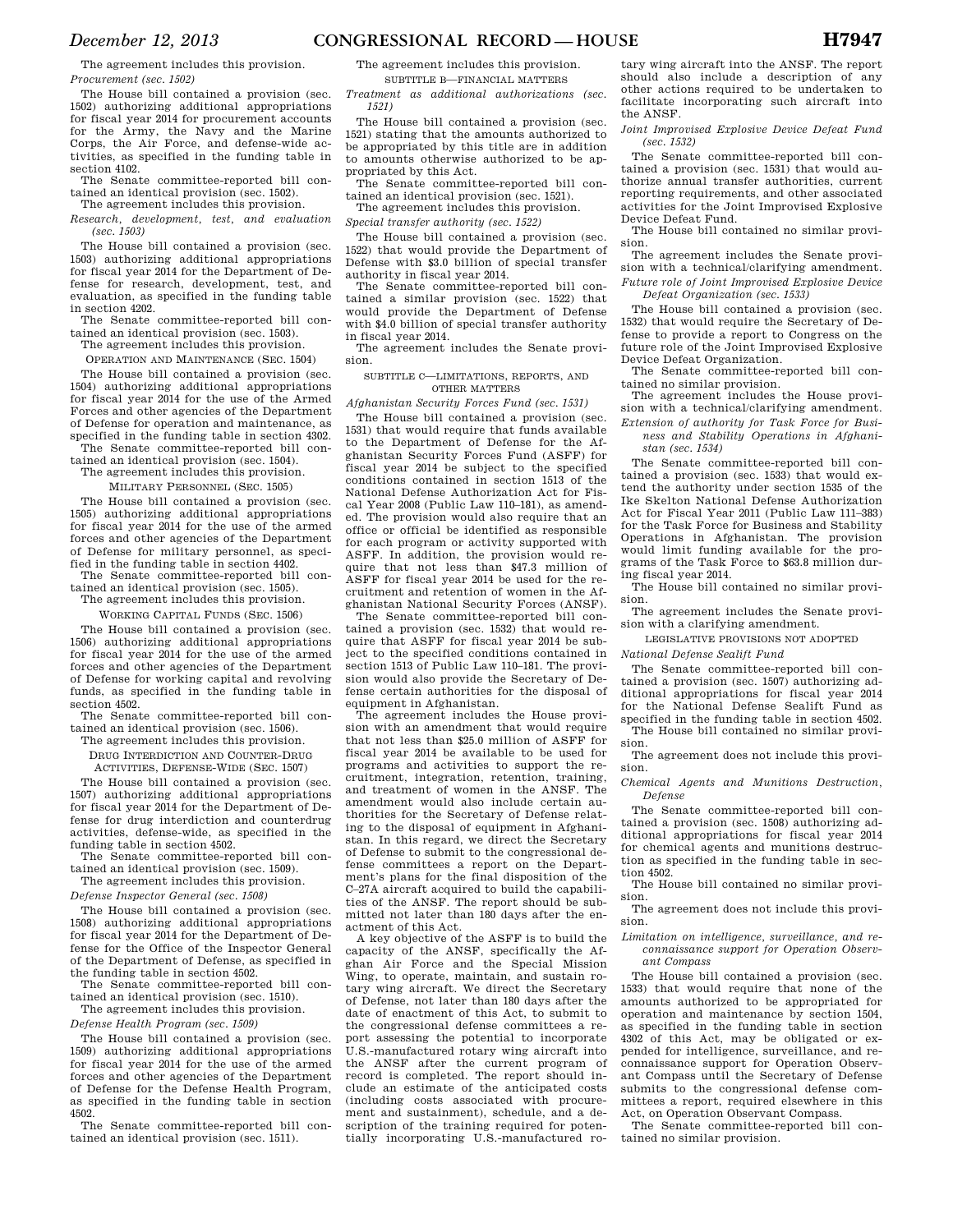The agreement includes this provision.

*Procurement (sec. 1502)*

The House bill contained a provision (sec. 1502) authorizing additional appropriations for fiscal year 2014 for procurement accounts for the Army, the Navy and the Marine Corps, the Air Force, and defense-wide activities, as specified in the funding table in section 4102.

The Senate committee-reported bill contained an identical provision (sec. 1502).

The agreement includes this provision.

*Research, development, test, and evaluation (sec. 1503)*

The House bill contained a provision (sec. 1503) authorizing additional appropriations for fiscal year 2014 for the Department of Defense for research, development, test, and evaluation, as specified in the funding table in section 4202.

The Senate committee-reported bill contained an identical provision (sec. 1503).

The agreement includes this provision.

OPERATION AND MAINTENANCE (SEC. 1504)

The House bill contained a provision (sec. 1504) authorizing additional appropriations for fiscal year 2014 for the use of the Armed Forces and other agencies of the Department of Defense for operation and maintenance, as specified in the funding table in section 4302.

The Senate committee-reported bill contained an identical provision (sec. 1504).

The agreement includes this provision.

MILITARY PERSONNEL (SEC. 1505)

The House bill contained a provision (sec. 1505) authorizing additional appropriations for fiscal year 2014 for the use of the armed forces and other agencies of the Department of Defense for military personnel, as specified in the funding table in section 4402.

The Senate committee-reported bill contained an identical provision (sec. 1505).

The agreement includes this provision.

WORKING CAPITAL FUNDS (SEC. 1506)

The House bill contained a provision (sec. 1506) authorizing additional appropriations for fiscal year 2014 for the use of the armed forces and other agencies of the Department of Defense for working capital and revolving funds, as specified in the funding table in section 4502.

The Senate committee-reported bill contained an identical provision (sec. 1506).

The agreement includes this provision.

DRUG INTERDICTION AND COUNTER-DRUG ACTIVITIES, DEFENSE-WIDE (SEC. 1507)

The House bill contained a provision (sec. 1507) authorizing additional appropriations for fiscal year 2014 for the Department of Defense for drug interdiction and counterdrug activities, defense-wide, as specified in the funding table in section 4502.

The Senate committee-reported bill contained an identical provision (sec. 1509).

The agreement includes this provision.

*Defense Inspector General (sec. 1508)*

The House bill contained a provision (sec. 1508) authorizing additional appropriations for fiscal year 2014 for the Department of Defense for the Office of the Inspector General of the Department of Defense, as specified in the funding table in section 4502.

The Senate committee-reported bill contained an identical provision (sec. 1510).

The agreement includes this provision.

*Defense Health Program (sec. 1509)*

The House bill contained a provision (sec. 1509) authorizing additional appropriations for fiscal year 2014 for the use of the armed forces and other agencies of the Department of Defense for the Defense Health Program, as specified in the funding table in section 4502.

The Senate committee-reported bill contained an identical provision (sec. 1511).

The agreement includes this provision.

SUBTITLE B—FINANCIAL MATTERS

*Treatment as additional authorizations (sec. 1521)*

The House bill contained a provision (sec. 1521) stating that the amounts authorized to be appropriated by this title are in addition to amounts otherwise authorized to be appropriated by this Act.

The Senate committee-reported bill contained an identical provision (sec. 1521).

The agreement includes this provision.

*Special transfer authority (sec. 1522)*

The House bill contained a provision (sec. 1522) that would provide the Department of Defense with $3.0 billion of special transfer authority in fiscal year 2014.

The Senate committee-reported bill contained a similar provision (sec. 1522) that would provide the Department of Defense with $4.0 billion of special transfer authority in fiscal year 2014.

The agreement includes the Senate provision.

SUBTITLE C—LIMITATIONS, REPORTS, AND OTHER MATTERS

*Afghanistan Security Forces Fund (sec. 1531)*

The House bill contained a provision (sec. 1531) that would require that funds available to the Department of Defense for the Afghanistan Security Forces Fund (ASFF) for fiscal year 2014 be subject to the specified conditions contained in section 1513 of the National Defense Authorization Act for Fiscal Year 2008 (Public Law 110–181), as amended. The provision would also require that an office or official be identified as responsible for each program or activity supported with ASFF. In addition, the provision would require that not less than $47.3 million of ASFF for fiscal year 2014 be used for the recruitment and retention of women in the Afghanistan National Security Forces (ANSF).

The Senate committee-reported bill contained a provision (sec. 1532) that would require that ASFF for fiscal year 2014 be subject to the specified conditions contained in section 1513 of Public Law 110–181. The provision would also provide the Secretary of Defense certain authorities for the disposal of equipment in Afghanistan.

The agreement includes the House provision with an amendment that would require that not less than $25.0 million of ASFF for fiscal year 2014 be available to be used for programs and activities to support the recruitment, integration, retention, training, and treatment of women in the ANSF. The amendment would also include certain authorities for the Secretary of Defense relating to the disposal of equipment in Afghanistan. In this regard, we direct the Secretary of Defense to submit to the congressional defense committees a report on the Department's plans for the final disposition of the C–27A aircraft acquired to build the capabilities of the ANSF. The report should be submitted not later than 180 days after the enactment of this Act.

A key objective of the ASFF is to build the capacity of the ANSF, specifically the Afghan Air Force and the Special Mission Wing, to operate, maintain, and sustain rotary wing aircraft. We direct the Secretary of Defense, not later than 180 days after the date of enactment of this Act, to submit to the congressional defense committees a report assessing the potential to incorporate U.S.-manufactured rotary wing aircraft into the ANSF after the current program of record is completed. The report should include an estimate of the anticipated costs (including costs associated with procurement and sustainment), schedule, and a description of the training required for potentially incorporating U.S.-manufactured rotary wing aircraft into the ANSF. The report should also include a description of any other actions required to be undertaken to facilitate incorporating such aircraft into the ANSF.

*Joint Improvised Explosive Device Defeat Fund (sec. 1532)*

The Senate committee-reported bill contained a provision (sec. 1531) that would authorize annual transfer authorities, current reporting requirements, and other associated activities for the Joint Improvised Explosive Device Defeat Fund.

The House bill contained no similar provision.

The agreement includes the Senate provision with a technical/clarifying amendment.

*Future role of Joint Improvised Explosive Device Defeat Organization (sec. 1533)*

The House bill contained a provision (sec. 1532) that would require the Secretary of Defense to provide a report to Congress on the future role of the Joint Improvised Explosive Device Defeat Organization.

The Senate committee-reported bill contained no similar provision.

The agreement includes the House provision with a technical/clarifying amendment.

*Extension of authority for Task Force for Business and Stability Operations in Afghanistan (sec. 1534)*

The Senate committee-reported bill contained a provision (sec. 1533) that would extend the authority under section 1535 of the Ike Skelton National Defense Authorization Act for Fiscal Year 2011 (Public Law 111–383) for the Task Force for Business and Stability Operations in Afghanistan. The provision would limit funding available for the programs of the Task Force to $63.8 million during fiscal year 2014.

The House bill contained no similar provision.

The agreement includes the Senate provision with a clarifying amendment.

LEGISLATIVE PROVISIONS NOT ADOPTED

*National Defense Sealift Fund*

The Senate committee-reported bill contained a provision (sec. 1507) authorizing additional appropriations for fiscal year 2014 for the National Defense Sealift Fund as specified in the funding table in section 4502.

The House bill contained no similar provision.

The agreement does not include this provision.

*Chemical Agents and Munitions Destruction, Defense*

The Senate committee-reported bill contained a provision (sec. 1508) authorizing additional appropriations for fiscal year 2014 for chemical agents and munitions destruction as specified in the funding table in section 4502.

The House bill contained no similar provision.

The agreement does not include this provision.

*Limitation on intelligence, surveillance, and reconnaissance support for Operation Observant Compass*

The House bill contained a provision (sec. 1533) that would require that none of the amounts authorized to be appropriated for operation and maintenance by section 1504, as specified in the funding table in section 4302 of this Act, may be obligated or expended for intelligence, surveillance, and reconnaissance support for Operation Observant Compass until the Secretary of Defense submits to the congressional defense committees a report, required elsewhere in this Act, on Operation Observant Compass.

The Senate committee-reported bill contained no similar provision.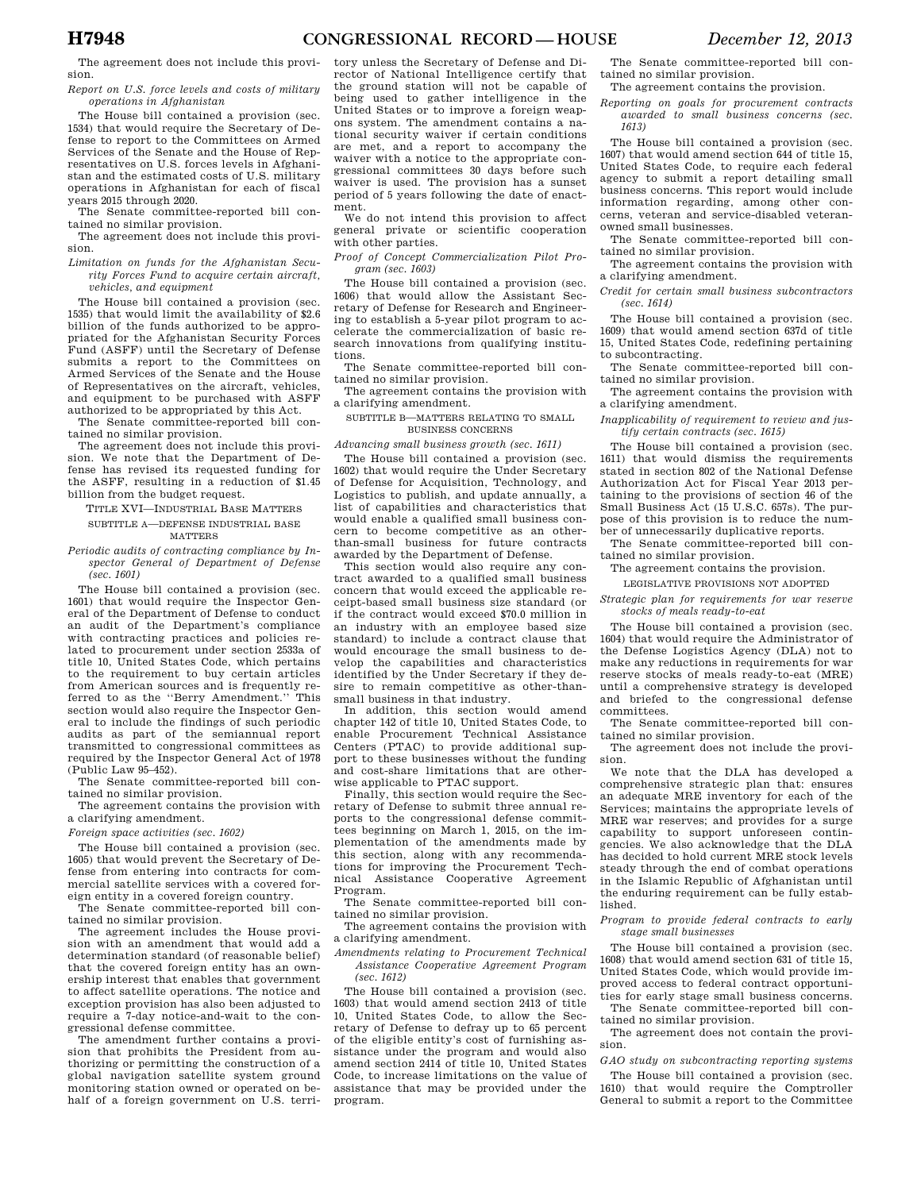The agreement does not include this provision.

*Report on U.S. force levels and costs of military operations in Afghanistan*

The House bill contained a provision (sec. 1534) that would require the Secretary of Defense to report to the Committees on Armed Services of the Senate and the House of Representatives on U.S. forces levels in Afghanistan and the estimated costs of U.S. military operations in Afghanistan for each of fiscal years 2015 through 2020.

The Senate committee-reported bill contained no similar provision.

The agreement does not include this provision.

*Limitation on funds for the Afghanistan Security Forces Fund to acquire certain aircraft, vehicles, and equipment*

The House bill contained a provision (sec. 1535) that would limit the availability of $2.6 billion of the funds authorized to be appropriated for the Afghanistan Security Forces Fund (ASFF) until the Secretary of Defense submits a report to the Committees on Armed Services of the Senate and the House of Representatives on the aircraft, vehicles, and equipment to be purchased with ASFF authorized to be appropriated by this Act.

The Senate committee-reported bill contained no similar provision.

The agreement does not include this provision. We note that the Department of Defense has revised its requested funding for the ASFF, resulting in a reduction of $1.45 billion from the budget request.

TITLE XVI—INDUSTRIAL BASE MATTERS

SUBTITLE A—DEFENSE INDUSTRIAL BASE MATTERS

*Periodic audits of contracting compliance by Inspector General of Department of Defense (sec. 1601)*

The House bill contained a provision (sec. 1601) that would require the Inspector General of the Department of Defense to conduct an audit of the Department's compliance with contracting practices and policies related to procurement under section 2533a of title 10, United States Code, which pertains to the requirement to buy certain articles from American sources and is frequently referred to as the ''Berry Amendment.'' This section would also require the Inspector General to include the findings of such periodic audits as part of the semiannual report transmitted to congressional committees as required by the Inspector General Act of 1978 (Public Law 95–452).

The Senate committee-reported bill contained no similar provision.

The agreement contains the provision with a clarifying amendment.

*Foreign space activities (sec. 1602)*

The House bill contained a provision (sec. 1605) that would prevent the Secretary of Defense from entering into contracts for commercial satellite services with a covered foreign entity in a covered foreign country.

The Senate committee-reported bill contained no similar provision.

The agreement includes the House provision with an amendment that would add a determination standard (of reasonable belief) that the covered foreign entity has an ownership interest that enables that government to affect satellite operations. The notice and exception provision has also been adjusted to require a 7-day notice-and-wait to the congressional defense committee.

The amendment further contains a provision that prohibits the President from authorizing or permitting the construction of a global navigation satellite system ground monitoring station owned or operated on behalf of a foreign government on U.S. territory unless the Secretary of Defense and Director of National Intelligence certify that the ground station will not be capable of being used to gather intelligence in the United States or to improve a foreign weapons system. The amendment contains a national security waiver if certain conditions are met, and a report to accompany the waiver with a notice to the appropriate congressional committees 30 days before such waiver is used. The provision has a sunset period of 5 years following the date of enactment.

We do not intend this provision to affect general private or scientific cooperation with other parties.

*Proof of Concept Commercialization Pilot Program (sec. 1603)*

The House bill contained a provision (sec. 1606) that would allow the Assistant Secretary of Defense for Research and Engineering to establish a 5-year pilot program to accelerate the commercialization of basic research innovations from qualifying institutions.

The Senate committee-reported bill contained no similar provision.

The agreement contains the provision with a clarifying amendment.

SUBTITLE B—MATTERS RELATING TO SMALL BUSINESS CONCERNS

*Advancing small business growth (sec. 1611)*

The House bill contained a provision (sec. 1602) that would require the Under Secretary of Defense for Acquisition, Technology, and Logistics to publish, and update annually, a list of capabilities and characteristics that would enable a qualified small business concern to become competitive as an other-than-small business for future contracts awarded by the Department of Defense.

This section would also require any contract awarded to a qualified small business concern that would exceed the applicable receipt-based small business size standard (or if the contract would exceed $70.0 million in an industry with an employee based size standard) to include a contract clause that would encourage the small business to develop the capabilities and characteristics identified by the Under Secretary if they desire to remain competitive as other-than-small business in that industry.

In addition, this section would amend chapter 142 of title 10, United States Code, to enable Procurement Technical Assistance Centers (PTAC) to provide additional support to these businesses without the funding and cost-share limitations that are otherwise applicable to PTAC support.

Finally, this section would require the Secretary of Defense to submit three annual reports to the congressional defense committees beginning on March 1, 2015, on the implementation of the amendments made by this section, along with any recommendations for improving the Procurement Technical Assistance Cooperative Agreement Program.

The Senate committee-reported bill contained no similar provision.

The agreement contains the provision with a clarifying amendment.

*Amendments relating to Procurement Technical Assistance Cooperative Agreement Program (sec. 1612)*

The House bill contained a provision (sec. 1603) that would amend section 2413 of title 10, United States Code, to allow the Secretary of Defense to defray up to 65 percent of the eligible entity's cost of furnishing assistance under the program and would also amend section 2414 of title 10, United States Code, to increase limitations on the value of assistance that may be provided under the program.

The Senate committee-reported bill contained no similar provision.

The agreement contains the provision.

*Reporting on goals for procurement contracts awarded to small business concerns (sec. 1613)*

The House bill contained a provision (sec. 1607) that would amend section 644 of title 15, United States Code, to require each federal agency to submit a report detailing small business concerns. This report would include information regarding, among other concerns, veteran and service-disabled veteran-owned small businesses.

The Senate committee-reported bill contained no similar provision.

The agreement contains the provision with a clarifying amendment.

*Credit for certain small business subcontractors (sec. 1614)*

The House bill contained a provision (sec. 1609) that would amend section 637d of title 15, United States Code, redefining pertaining to subcontracting.

The Senate committee-reported bill contained no similar provision.

The agreement contains the provision with a clarifying amendment.

*Inapplicability of requirement to review and justify certain contracts (sec. 1615)*

The House bill contained a provision (sec. 1611) that would dismiss the requirements stated in section 802 of the National Defense Authorization Act for Fiscal Year 2013 pertaining to the provisions of section 46 of the Small Business Act (15 U.S.C. 657s). The purpose of this provision is to reduce the number of unnecessarily duplicative reports.

The Senate committee-reported bill contained no similar provision.

The agreement contains the provision.

LEGISLATIVE PROVISIONS NOT ADOPTED

*Strategic plan for requirements for war reserve stocks of meals ready-to-eat*

The House bill contained a provision (sec. 1604) that would require the Administrator of the Defense Logistics Agency (DLA) not to make any reductions in requirements for war reserve stocks of meals ready-to-eat (MRE) until a comprehensive strategy is developed and briefed to the congressional defense committees.

The Senate committee-reported bill contained no similar provision.

The agreement does not include the provision.

We note that the DLA has developed a comprehensive strategic plan that: ensures an adequate MRE inventory for each of the Services; maintains the appropriate levels of MRE war reserves; and provides for a surge capability to support unforeseen contingencies. We also acknowledge that the DLA has decided to hold current MRE stock levels steady through the end of combat operations in the Islamic Republic of Afghanistan until the enduring requirement can be fully established.

*Program to provide federal contracts to early stage small businesses*

The House bill contained a provision (sec. 1608) that would amend section 631 of title 15, United States Code, which would provide improved access to federal contract opportunities for early stage small business concerns.

The Senate committee-reported bill contained no similar provision.

The agreement does not contain the provision.

*GAO study on subcontracting reporting systems*

The House bill contained a provision (sec. 1610) that would require the Comptroller General to submit a report to the Committee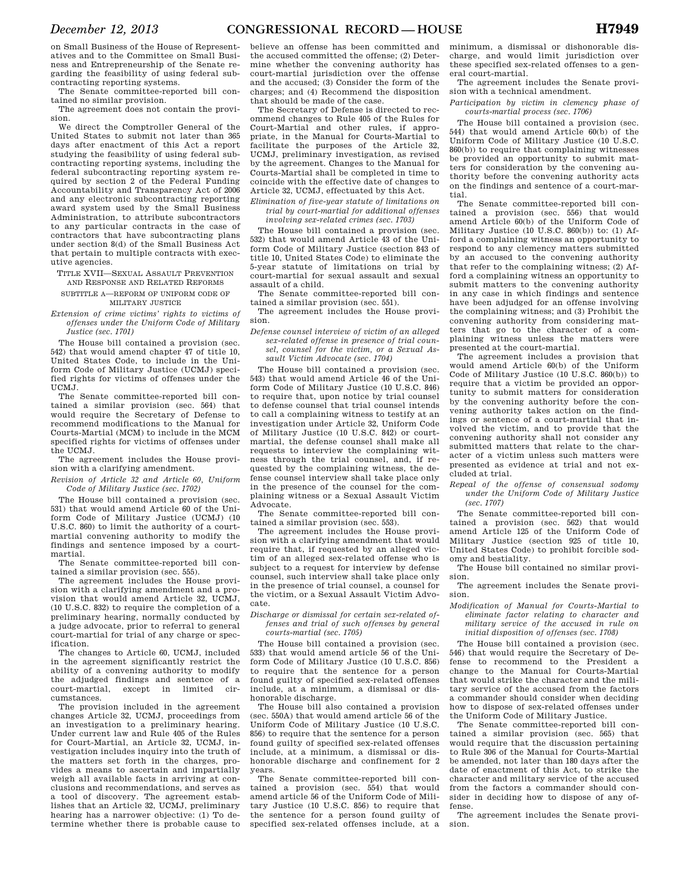on Small Business of the House of Representatives and to the Committee on Small Business and Entrepreneurship of the Senate regarding the feasibility of using federal subcontracting reporting systems.

The Senate committee-reported bill contained no similar provision.

The agreement does not contain the provision.

We direct the Comptroller General of the United States to submit not later than 365 days after enactment of this Act a report studying the feasibility of using federal subcontracting reporting systems, including the federal subcontracting reporting system required by section 2 of the Federal Funding Accountability and Transparency Act of 2006 and any electronic subcontracting reporting award system used by the Small Business Administration, to attribute subcontractors to any particular contracts in the case of contractors that have subcontracting plans under section 8(d) of the Small Business Act that pertain to multiple contracts with executive agencies.

## TITLE XVII—SEXUAL ASSAULT PREVENTION AND RESPONSE AND RELATED REFORMS

### SUBTITLE A—REFORM OF UNIFORM CODE OF MILITARY JUSTICE

*Extension of crime victims' rights to victims of offenses under the Uniform Code of Military Justice (sec. 1701)*

The House bill contained a provision (sec. 542) that would amend chapter 47 of title 10, United States Code, to include in the Uniform Code of Military Justice (UCMJ) specified rights for victims of offenses under the UCMJ.

The Senate committee-reported bill contained a similar provision (sec. 564) that would require the Secretary of Defense to recommend modifications to the Manual for Courts-Martial (MCM) to include in the MCM specified rights for victims of offenses under the UCMJ.

The agreement includes the House provision with a clarifying amendment.

*Revision of Article 32 and Article 60, Uniform Code of Military Justice (sec. 1702)*

The House bill contained a provision (sec. 531) that would amend Article 60 of the Uniform Code of Military Justice (UCMJ) (10 U.S.C. 860) to limit the authority of a court-martial convening authority to modify the findings and sentence imposed by a court-martial.

The Senate committee-reported bill contained a similar provision (sec. 555).

The agreement includes the House provision with a clarifying amendment and a provision that would amend Article 32, UCMJ, (10 U.S.C. 832) to require the completion of a preliminary hearing, normally conducted by a judge advocate, prior to referral to general court-martial for trial of any charge or specification.

The changes to Article 60, UCMJ, included in the agreement significantly restrict the ability of a convening authority to modify the adjudged findings and sentence of a court-martial, except in limited circumstances.

The provision included in the agreement changes Article 32, UCMJ, proceedings from an investigation to a preliminary hearing. Under current law and Rule 405 of the Rules for Court-Martial, an Article 32, UCMJ, investigation includes inquiry into the truth of the matters set forth in the charges, provides a means to ascertain and impartially weigh all available facts in arriving at conclusions and recommendations, and serves as a tool of discovery. The agreement establishes that an Article 32, UCMJ, preliminary hearing has a narrower objective: (1) To determine whether there is probable cause to believe an offense has been committed and the accused committed the offense; (2) Determine whether the convening authority has court-martial jurisdiction over the offense and the accused; (3) Consider the form of the charges; and (4) Recommend the disposition that should be made of the case.

The Secretary of Defense is directed to recommend changes to Rule 405 of the Rules for Court-Martial and other rules, if appropriate, in the Manual for Courts-Martial to facilitate the purposes of the Article 32, UCMJ, preliminary investigation, as revised by the agreement. Changes to the Manual for Courts-Martial shall be completed in time to coincide with the effective date of changes to Article 32, UCMJ, effectuated by this Act.

*Elimination of five-year statute of limitations on trial by court-martial for additional offenses involving sex-related crimes (sec. 1703)*

The House bill contained a provision (sec. 532) that would amend Article 43 of the Uniform Code of Military Justice (section 843 of title 10, United States Code) to eliminate the 5-year statute of limitations on trial by court-martial for sexual assault and sexual assault of a child.

The Senate committee-reported bill contained a similar provision (sec. 551).

The agreement includes the House provision.

*Defense counsel interview of victim of an alleged sex-related offense in presence of trial counsel, counsel for the victim, or a Sexual Assault Victim Advocate (sec. 1704)*

The House bill contained a provision (sec. 543) that would amend Article 46 of the Uniform Code of Military Justice (10 U.S.C. 846) to require that, upon notice by trial counsel to defense counsel that trial counsel intends to call a complaining witness to testify at an investigation under Article 32, Uniform Code of Military Justice (10 U.S.C. 842) or court-martial, the defense counsel shall make all requests to interview the complaining witness through the trial counsel, and, if requested by the complaining witness, the defense counsel interview shall take place only in the presence of the counsel for the complaining witness or a Sexual Assault Victim Advocate.

The Senate committee-reported bill contained a similar provision (sec. 553).

The agreement includes the House provision with a clarifying amendment that would require that, if requested by an alleged victim of an alleged sex-related offense who is subject to a request for interview by defense counsel, such interview shall take place only in the presence of trial counsel, a counsel for the victim, or a Sexual Assault Victim Advocate.

*Discharge or dismissal for certain sex-related offenses and trial of such offenses by general courts-martial (sec. 1705)*

The House bill contained a provision (sec. 533) that would amend Article 56 of the Uniform Code of Military Justice (10 U.S.C. 856) to require that the sentence for a person found guilty of specified sex-related offenses include, at a minimum, a dismissal or dishonorable discharge.

The House bill also contained a provision (sec. 550A) that would amend article 56 of the Uniform Code of Military Justice (10 U.S.C. 856) to require that the sentence for a person found guilty of specified sex-related offenses include, at a minimum, a dismissal or dishonorable discharge and confinement for 2 years.

The Senate committee-reported bill contained a provision (sec. 554) that would amend article 56 of the Uniform Code of Military Justice (10 U.S.C. 856) to require that the sentence for a person found guilty of specified sex-related offenses include, at a minimum, a dismissal or dishonorable discharge, and would limit jurisdiction over these specified sex-related offenses to a general court-martial.

The agreement includes the Senate provision with a technical amendment.

*Participation by victim in clemency phase of courts-martial process (sec. 1706)*

The House bill contained a provision (sec. 544) that would amend Article 60(b) of the Uniform Code of Military Justice (10 U.S.C. 860(b)) to require that complaining witnesses be provided an opportunity to submit matters for consideration by the convening authority before the convening authority acts on the findings and sentence of a court-martial.

The Senate committee-reported bill contained a provision (sec. 556) that would amend Article 60(b) of the Uniform Code of Military Justice (10 U.S.C. 860(b)) to: (1) Afford a complaining witness an opportunity to respond to any clemency matters submitted by an accused to the convening authority that refer to the complaining witness; (2) Afford a complaining witness an opportunity to submit matters to the convening authority in any case in which findings and sentence have been adjudged for an offense involving the complaining witness; and (3) Prohibit the convening authority from considering matters that go to the character of a complaining witness unless the matters were presented at the court-martial.

The agreement includes a provision that would amend Article 60(b) of the Uniform Code of Military Justice (10 U.S.C. 860(b)) to require that a victim be provided an opportunity to submit matters for consideration by the convening authority before the convening authority takes action on the findings or sentence of a court-martial that involved the victim, and to provide that the convening authority shall not consider any submitted matters that relate to the character of a victim unless such matters were presented as evidence at trial and not excluded at trial.

*Repeal of the offense of consensual sodomy under the Uniform Code of Military Justice (sec. 1707)*

The Senate committee-reported bill contained a provision (sec. 562) that would amend Article 125 of the Uniform Code of Military Justice (section 925 of title 10, United States Code) to prohibit forcible sodomy and bestiality.

The House bill contained no similar provision.

The agreement includes the Senate provision.

*Modification of Manual for Courts-Martial to eliminate factor relating to character and military service of the accused in rule on initial disposition of offenses (sec. 1708)*

The House bill contained a provision (sec. 546) that would require the Secretary of Defense to recommend to the President a change to the Manual for Courts-Martial that would strike the character and the military service of the accused from the factors a commander should consider when deciding how to dispose of sex-related offenses under the Uniform Code of Military Justice.

The Senate committee-reported bill contained a similar provision (sec. 565) that would require that the discussion pertaining to Rule 306 of the Manual for Courts-Martial be amended, not later than 180 days after the date of enactment of this Act, to strike the character and military service of the accused from the factors a commander should consider in deciding how to dispose of any offense.

The agreement includes the Senate provision.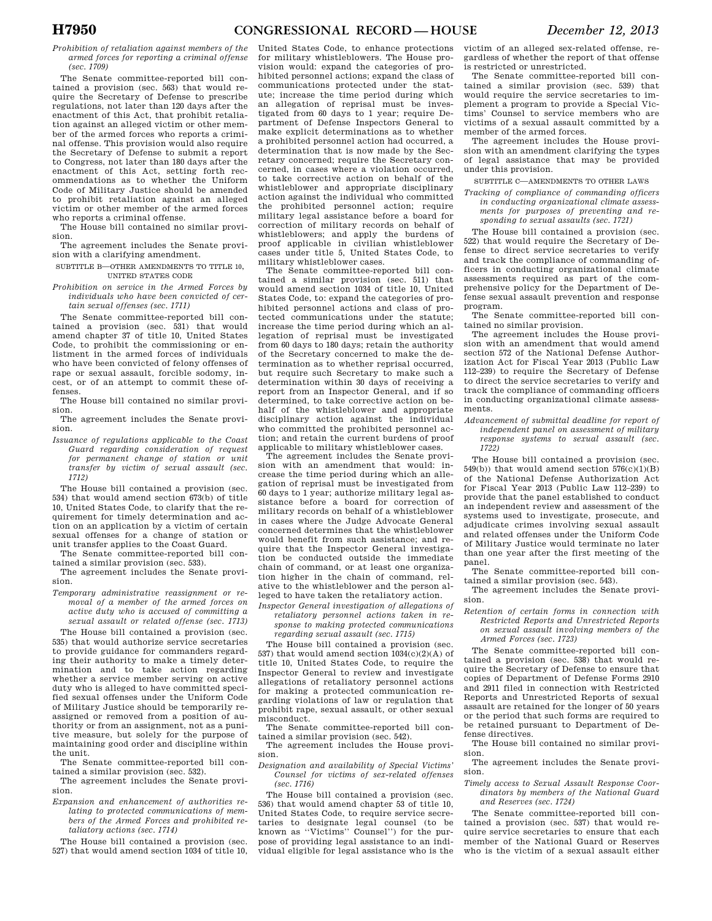*Prohibition of retaliation against members of the armed forces for reporting a criminal offense (sec. 1709)*

The Senate committee-reported bill contained a provision (sec. 563) that would require the Secretary of Defense to prescribe regulations, not later than 120 days after the enactment of this Act, that prohibit retaliation against an alleged victim or other member of the armed forces who reports a criminal offense. This provision would also require the Secretary of Defense to submit a report to Congress, not later than 180 days after the enactment of this Act, setting forth recommendations as to whether the Uniform Code of Military Justice should be amended to prohibit retaliation against an alleged victim or other member of the armed forces who reports a criminal offense.

The House bill contained no similar provision.

The agreement includes the Senate provision with a clarifying amendment.

SUBTITLE B—OTHER AMENDMENTS TO TITLE 10, UNITED STATES CODE

*Prohibition on service in the Armed Forces by individuals who have been convicted of certain sexual offenses (sec. 1711)*

The Senate committee-reported bill contained a provision (sec. 531) that would amend chapter 37 of title 10, United States Code, to prohibit the commissioning or enlistment in the armed forces of individuals who have been convicted of felony offenses of rape or sexual assault, forcible sodomy, incest, or of an attempt to commit these offenses.

The House bill contained no similar provision.

The agreement includes the Senate provision.

*Issuance of regulations applicable to the Coast Guard regarding consideration of request for permanent change of station or unit transfer by victim of sexual assault (sec. 1712)*

The House bill contained a provision (sec. 534) that would amend section 673(b) of title 10, United States Code, to clarify that the requirement for timely determination and action on an application by a victim of certain sexual offenses for a change of station or unit transfer applies to the Coast Guard.

The Senate committee-reported bill contained a similar provision (sec. 533).

The agreement includes the Senate provision.

*Temporary administrative reassignment or removal of a member of the armed forces on active duty who is accused of committing a sexual assault or related offense (sec. 1713)*

The House bill contained a provision (sec. 535) that would authorize service secretaries to provide guidance for commanders regarding their authority to make a timely determination and to take action regarding whether a service member serving on active duty who is alleged to have committed specified sexual offenses under the Uniform Code of Military Justice should be temporarily reassigned or removed from a position of authority or from an assignment, not as a punitive measure, but solely for the purpose of maintaining good order and discipline within the unit.

The Senate committee-reported bill contained a similar provision (sec. 532).

The agreement includes the Senate provision.

*Expansion and enhancement of authorities relating to protected communications of members of the Armed Forces and prohibited retaliatory actions (sec. 1714)*

The House bill contained a provision (sec. 527) that would amend section 1034 of title 10, United States Code, to enhance protections for military whistleblowers. The House provision would: expand the categories of prohibited personnel actions; expand the class of communications protected under the statute; increase the time period during which an allegation of reprisal must be investigated from 60 days to 1 year; require Department of Defense Inspectors General to make explicit determinations as to whether a prohibited personnel action had occurred, a determination that is now made by the Secretary concerned; require the Secretary concerned, in cases where a violation occurred, to take corrective action on behalf of the whistleblower and appropriate disciplinary action against the individual who committed the prohibited personnel action; require military legal assistance before a board for correction of military records on behalf of whistleblowers; and apply the burdens of proof applicable in civilian whistleblower cases under title 5, United States Code, to military whistleblower cases.

The Senate committee-reported bill contained a similar provision (sec. 511) that would amend section 1034 of title 10, United States Code, to: expand the categories of prohibited personnel actions and class of protected communications under the statute; increase the time period during which an allegation of reprisal must be investigated from 60 days to 180 days; retain the authority of the Secretary concerned to make the determination as to whether reprisal occurred, but require such Secretary to make such a determination within 30 days of receiving a report from an Inspector General, and if so determined, to take corrective action on behalf of the whistleblower and appropriate disciplinary action against the individual who committed the prohibited personnel action; and retain the current burdens of proof applicable to military whistleblower cases.

The agreement includes the Senate provision with an amendment that would: increase the time period during which an allegation of reprisal must be investigated from 60 days to 1 year; authorize military legal assistance before a board for correction of military records on behalf of a whistleblower in cases where the Judge Advocate General concerned determines that the whistleblower would benefit from such assistance; and require that the Inspector General investigation be conducted outside the immediate chain of command, or at least one organization higher in the chain of command, relative to the whistleblower and the person alleged to have taken the retaliatory action.

*Inspector General investigation of allegations of retaliatory personnel actions taken in response to making protected communications regarding sexual assault (sec. 1715)*

The House bill contained a provision (sec. 537) that would amend section 1034(c)(2)(A) of title 10, United States Code, to require the Inspector General to review and investigate allegations of retaliatory personnel actions for making a protected communication regarding violations of law or regulation that prohibit rape, sexual assault, or other sexual misconduct.

The Senate committee-reported bill contained a similar provision (sec. 542).

The agreement includes the House provision.

*Designation and availability of Special Victims' Counsel for victims of sex-related offenses (sec. 1716)*

The House bill contained a provision (sec. 536) that would amend chapter 53 of title 10, United States Code, to require service secretaries to designate legal counsel (to be known as "Victims' Counsel") for the purpose of providing legal assistance to an individual eligible for legal assistance who is the victim of an alleged sex-related offense, regardless of whether the report of that offense is restricted or unrestricted.

The Senate committee-reported bill contained a similar provision (sec. 539) that would require the service secretaries to implement a program to provide a Special Victims' Counsel to service members who are victims of a sexual assault committed by a member of the armed forces.

The agreement includes the House provision with an amendment clarifying the types of legal assistance that may be provided under this provision.

SUBTITLE C—AMENDMENTS TO OTHER LAWS

*Tracking of compliance of commanding officers in conducting organizational climate assessments for purposes of preventing and responding to sexual assaults (sec. 1721)*

The House bill contained a provision (sec. 522) that would require the Secretary of Defense to direct service secretaries to verify and track the compliance of commanding officers in conducting organizational climate assessments required as part of the comprehensive policy for the Department of Defense sexual assault prevention and response program.

The Senate committee-reported bill contained no similar provision.

The agreement includes the House provision with an amendment that would amend section 572 of the National Defense Authorization Act for Fiscal Year 2013 (Public Law 112–239) to require the Secretary of Defense to direct the service secretaries to verify and track the compliance of commanding officers in conducting organizational climate assessments.

*Advancement of submittal deadline for report of independent panel on assessment of military response systems to sexual assault (sec. 1722)*

The House bill contained a provision (sec. 549(b)) that would amend section 576(c)(1)(B) of the National Defense Authorization Act for Fiscal Year 2013 (Public Law 112–239) to provide that the panel established to conduct an independent review and assessment of the systems used to investigate, prosecute, and adjudicate crimes involving sexual assault and related offenses under the Uniform Code of Military Justice would terminate no later than one year after the first meeting of the panel.

The Senate committee-reported bill contained a similar provision (sec. 543).

The agreement includes the Senate provision.

*Retention of certain forms in connection with Restricted Reports and Unrestricted Reports on sexual assault involving members of the Armed Forces (sec. 1723)*

The Senate committee-reported bill contained a provision (sec. 538) that would require the Secretary of Defense to ensure that copies of Department of Defense Forms 2910 and 2911 filed in connection with Restricted Reports and Unrestricted Reports of sexual assault are retained for the longer of 50 years or the period that such forms are required to be retained pursuant to Department of Defense directives.

The House bill contained no similar provision.

The agreement includes the Senate provision.

*Timely access to Sexual Assault Response Coordinators by members of the National Guard and Reserves (sec. 1724)*

The Senate committee-reported bill contained a provision (sec. 537) that would require service secretaries to ensure that each member of the National Guard or Reserves who is the victim of a sexual assault either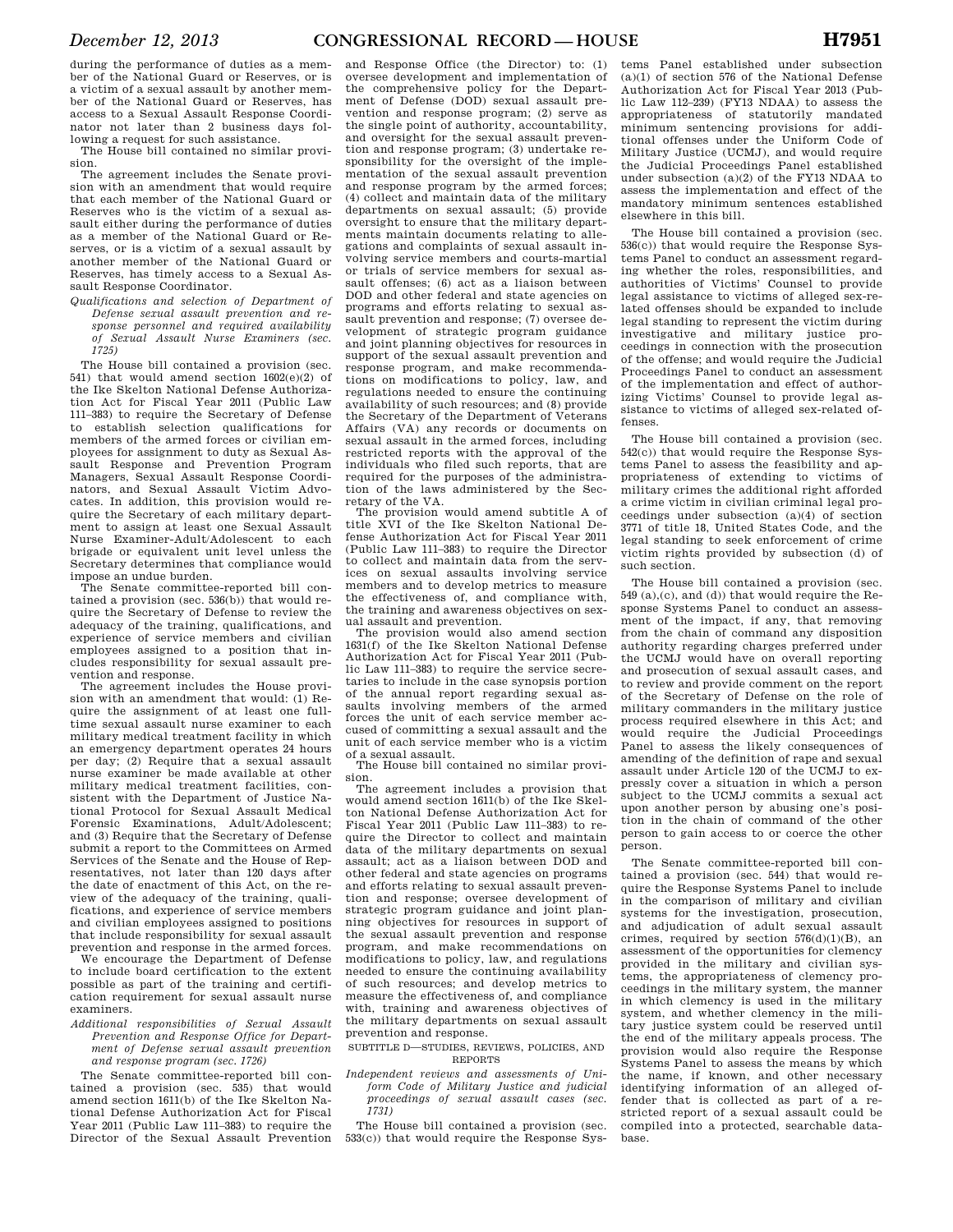during the performance of duties as a member of the National Guard or Reserves, or is a victim of a sexual assault by another member of the National Guard or Reserves, has access to a Sexual Assault Response Coordinator not later than 2 business days following a request for such assistance.

The House bill contained no similar provision.

The agreement includes the Senate provision with an amendment that would require that each member of the National Guard or Reserves who is the victim of a sexual assault either during the performance of duties as a member of the National Guard or Reserves, or is a victim of a sexual assault by another member of the National Guard or Reserves, has timely access to a Sexual Assault Response Coordinator.

*Qualifications and selection of Department of Defense sexual assault prevention and response personnel and required availability of Sexual Assault Nurse Examiners (sec. 1725)*

The House bill contained a provision (sec. 541) that would amend section 1602(e)(2) of the Ike Skelton National Defense Authorization Act for Fiscal Year 2011 (Public Law 111–383) to require the Secretary of Defense to establish selection qualifications for members of the armed forces or civilian employees for assignment to duty as Sexual Assault Response and Prevention Program Managers, Sexual Assault Response Coordinators, and Sexual Assault Victim Advocates. In addition, this provision would require the Secretary of each military department to assign at least one Sexual Assault Nurse Examiner-Adult/Adolescent to each brigade or equivalent unit level unless the Secretary determines that compliance would impose an undue burden.

The Senate committee-reported bill contained a provision (sec. 536(b)) that would require the Secretary of Defense to review the adequacy of the training, qualifications, and experience of service members and civilian employees assigned to a position that includes responsibility for sexual assault prevention and response.

The agreement includes the House provision with an amendment that would: (1) Require the assignment of at least one full-time sexual assault nurse examiner to each military medical treatment facility in which an emergency department operates 24 hours per day; (2) Require that a sexual assault nurse examiner be made available at other military medical treatment facilities, consistent with the Department of Justice National Protocol for Sexual Assault Medical Forensic Examinations, Adult/Adolescent; and (3) Require that the Secretary of Defense submit a report to the Committees on Armed Services of the Senate and the House of Representatives, not later than 120 days after the date of enactment of this Act, on the review of the adequacy of the training, qualifications, and experience of service members and civilian employees assigned to positions that include responsibility for sexual assault prevention and response in the armed forces.

We encourage the Department of Defense to include board certification to the extent possible as part of the training and certification requirement for sexual assault nurse examiners.

*Additional responsibilities of Sexual Assault Prevention and Response Office for Department of Defense sexual assault prevention and response program (sec. 1726)*

The Senate committee-reported bill contained a provision (sec. 535) that would amend section 1611(b) of the Ike Skelton National Defense Authorization Act for Fiscal Year 2011 (Public Law 111–383) to require the Director of the Sexual Assault Prevention and Response Office (the Director) to: (1) oversee development and implementation of the comprehensive policy for the Department of Defense (DOD) sexual assault prevention and response program; (2) serve as the single point of authority, accountability, and oversight for the sexual assault prevention and response program; (3) undertake responsibility for the oversight of the implementation of the sexual assault prevention and response program by the armed forces; (4) collect and maintain data of the military departments on sexual assault; (5) provide oversight to ensure that the military departments maintain documents relating to allegations and complaints of sexual assault involving service members and courts-martial or trials of service members for sexual assault offenses; (6) act as a liaison between DOD and other federal and state agencies on programs and efforts relating to sexual assault prevention and response; (7) oversee development of strategic program guidance and joint planning objectives for resources in support of the sexual assault prevention and response program, and make recommendations on modifications to policy, law, and regulations needed to ensure the continuing availability of such resources; and (8) provide the Secretary of the Department of Veterans Affairs (VA) any records or documents on sexual assault in the armed forces, including restricted reports with the approval of the individuals who filed such reports, that are required for the purposes of the administration of the laws administered by the Secretary of the VA.

The provision would amend subtitle A of title XVI of the Ike Skelton National Defense Authorization Act for Fiscal Year 2011 (Public Law 111–383) to require the Director to collect and maintain data from the services on sexual assaults involving service members and to develop metrics to measure the effectiveness of, and compliance with, the training and awareness objectives on sexual assault and prevention.

The provision would also amend section 1631(f) of the Ike Skelton National Defense Authorization Act for Fiscal Year 2011 (Public Law 111–383) to require the service secretaries to include in the case synopsis portion of the annual report regarding sexual assaults involving members of the armed forces the unit of each service member accused of committing a sexual assault and the unit of each service member who is a victim of a sexual assault.

The House bill contained no similar provision.

The agreement includes a provision that would amend section 1611(b) of the Ike Skelton National Defense Authorization Act for Fiscal Year 2011 (Public Law 111–383) to require the Director to collect and maintain data of the military departments on sexual assault; act as a liaison between DOD and other federal and state agencies on programs and efforts relating to sexual assault prevention and response; oversee development of strategic program guidance and joint planning objectives for resources in support of the sexual assault prevention and response program, and make recommendations on modifications to policy, law, and regulations needed to ensure the continuing availability of such resources; and develop metrics to measure the effectiveness of, and compliance with, training and awareness objectives of the military departments on sexual assault prevention and response.

SUBTITLE D—STUDIES, REVIEWS, POLICIES, AND REPORTS

*Independent reviews and assessments of Uniform Code of Military Justice and judicial proceedings of sexual assault cases (sec. 1731)*

The House bill contained a provision (sec. 533(c)) that would require the Response Systems Panel established under subsection (a)(1) of section 576 of the National Defense Authorization Act for Fiscal Year 2013 (Public Law 112–239) (FY13 NDAA) to assess the appropriateness of statutorily mandated minimum sentencing provisions for additional offenses under the Uniform Code of Military Justice (UCMJ), and would require the Judicial Proceedings Panel established under subsection (a)(2) of the FY13 NDAA to assess the implementation and effect of the mandatory minimum sentences established elsewhere in this bill.

The House bill contained a provision (sec. 536(c)) that would require the Response Systems Panel to conduct an assessment regarding whether the roles, responsibilities, and authorities of Victims' Counsel to provide legal assistance to victims of alleged sex-related offenses should be expanded to include legal standing to represent the victim during investigative and military justice proceedings in connection with the prosecution of the offense; and would require the Judicial Proceedings Panel to conduct an assessment of the implementation and effect of authorizing Victims' Counsel to provide legal assistance to victims of alleged sex-related offenses.

The House bill contained a provision (sec. 542(c)) that would require the Response Systems Panel to assess the feasibility and appropriateness of extending to victims of military crimes the additional right afforded a crime victim in civilian criminal legal proceedings under subsection (a)(4) of section 3771 of title 18, United States Code, and the legal standing to seek enforcement of crime victim rights provided by subsection (d) of such section.

The House bill contained a provision (sec. 549 (a),(c), and (d)) that would require the Response Systems Panel to conduct an assessment of the impact, if any, that removing from the chain of command any disposition authority regarding charges preferred under the UCMJ would have on overall reporting and prosecution of sexual assault cases, and to review and provide comment on the report of the Secretary of Defense on the role of military commanders in the military justice process required elsewhere in this Act; and would require the Judicial Proceedings Panel to assess the likely consequences of amending of the definition of rape and sexual assault under Article 120 of the UCMJ to expressly cover a situation in which a person subject to the UCMJ commits a sexual act upon another person by abusing one's position in the chain of command of the other person to gain access to or coerce the other person.

The Senate committee-reported bill contained a provision (sec. 544) that would require the Response Systems Panel to include in the comparison of military and civilian systems for the investigation, prosecution, and adjudication of adult sexual assault crimes, required by section 576(d)(1)(B), an assessment of the opportunities for clemency provided in the military and civilian systems, the appropriateness of clemency proceedings in the military system, the manner in which clemency is used in the military system, and whether clemency in the military justice system could be reserved until the end of the military appeals process. The provision would also require the Response Systems Panel to assess the means by which the name, if known, and other necessary identifying information of an alleged offender that is collected as part of a restricted report of a sexual assault could be compiled into a protected, searchable database.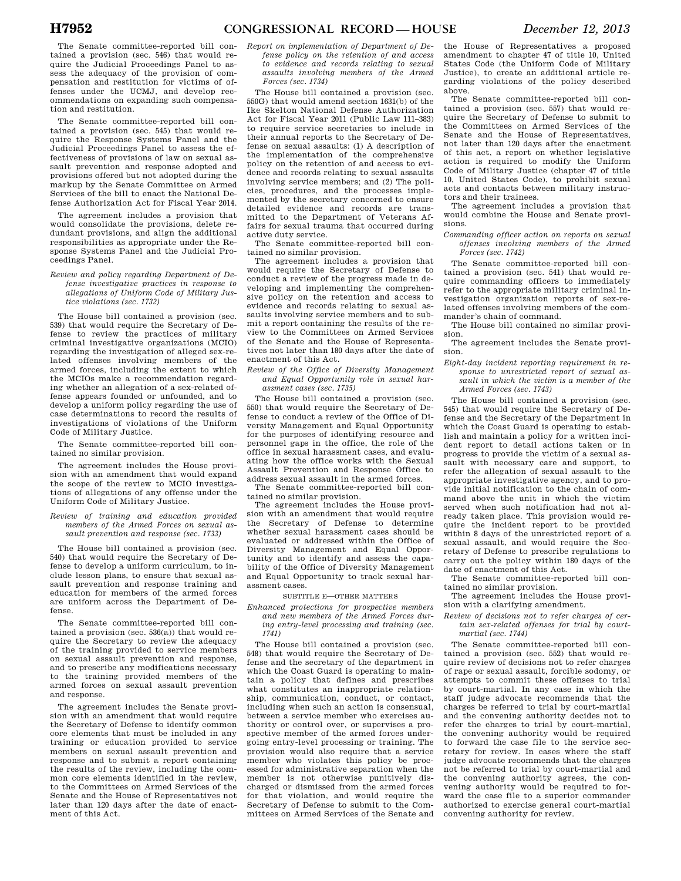The Senate committee-reported bill contained a provision (sec. 546) that would require the Judicial Proceedings Panel to assess the adequacy of the provision of compensation and restitution for victims of offenses under the UCMJ, and develop recommendations on expanding such compensation and restitution.

The Senate committee-reported bill contained a provision (sec. 545) that would require the Response Systems Panel and the Judicial Proceedings Panel to assess the effectiveness of provisions of law on sexual assault prevention and response adopted and provisions offered but not adopted during the markup by the Senate Committee on Armed Services of the bill to enact the National Defense Authorization Act for Fiscal Year 2014.

The agreement includes a provision that would consolidate the provisions, delete redundant provisions, and align the additional responsibilities as appropriate under the Response Systems Panel and the Judicial Proceedings Panel.

*Review and policy regarding Department of Defense investigative practices in response to allegations of Uniform Code of Military Justice violations (sec. 1732)*

The House bill contained a provision (sec. 539) that would require the Secretary of Defense to review the practices of military criminal investigative organizations (MCIO) regarding the investigation of alleged sex-related offenses involving members of the armed forces, including the extent to which the MCIOs make a recommendation regarding whether an allegation of a sex-related offense appears founded or unfounded, and to develop a uniform policy regarding the use of case determinations to record the results of investigations of violations of the Uniform Code of Military Justice.

The Senate committee-reported bill contained no similar provision.

The agreement includes the House provision with an amendment that would expand the scope of the review to MCIO investigations of allegations of any offense under the Uniform Code of Military Justice.

*Review of training and education provided members of the Armed Forces on sexual assault prevention and response (sec. 1733)*

The House bill contained a provision (sec. 540) that would require the Secretary of Defense to develop a uniform curriculum, to include lesson plans, to ensure that sexual assault prevention and response training and education for members of the armed forces are uniform across the Department of Defense.

The Senate committee-reported bill contained a provision (sec. 536(a)) that would require the Secretary to review the adequacy of the training provided to service members on sexual assault prevention and response, and to prescribe any modifications necessary to the training provided members of the armed forces on sexual assault prevention and response.

The agreement includes the Senate provision with an amendment that would require the Secretary of Defense to identify common core elements that must be included in any training or education provided to service members on sexual assault prevention and response and to submit a report containing the results of the review, including the common core elements identified in the review, to the Committees on Armed Services of the Senate and the House of Representatives not later than 120 days after the date of enactment of this Act.

*Report on implementation of Department of Defense policy on the retention of and access to evidence and records relating to sexual assaults involving members of the Armed Forces (sec. 1734)*

The House bill contained a provision (sec. 550G) that would amend section 1631(b) of the Ike Skelton National Defense Authorization Act for Fiscal Year 2011 (Public Law 111–383) to require service secretaries to include in their annual reports to the Secretary of Defense on sexual assaults: (1) A description of the implementation of the comprehensive policy on the retention of and access to evidence and records relating to sexual assaults involving service members; and (2) The policies, procedures, and the processes implemented by the secretary concerned to ensure detailed evidence and records are transmitted to the Department of Veterans Affairs for sexual trauma that occurred during active duty service.

The Senate committee-reported bill contained no similar provision.

The agreement includes a provision that would require the Secretary of Defense to conduct a review of the progress made in developing and implementing the comprehensive policy on the retention and access to evidence and records relating to sexual assaults involving service members and to submit a report containing the results of the review to the Committees on Armed Services of the Senate and the House of Representatives not later than 180 days after the date of enactment of this Act.

*Review of the Office of Diversity Management and Equal Opportunity role in sexual harassment cases (sec. 1735)*

The House bill contained a provision (sec. 550) that would require the Secretary of Defense to conduct a review of the Office of Diversity Management and Equal Opportunity for the purposes of identifying resource and personnel gaps in the office, the role of the office in sexual harassment cases, and evaluating how the office works with the Sexual Assault Prevention and Response Office to address sexual assault in the armed forces.

The Senate committee-reported bill contained no similar provision.

The agreement includes the House provision with an amendment that would require the Secretary of Defense to determine whether sexual harassment cases should be evaluated or addressed within the Office of Diversity Management and Equal Opportunity and to identify and assess the capability of the Office of Diversity Management and Equal Opportunity to track sexual harassment cases.

SUBTITLE E—OTHER MATTERS

*Enhanced protections for prospective members and new members of the Armed Forces during entry-level processing and training (sec. 1741)*

The House bill contained a provision (sec. 548) that would require the Secretary of Defense and the secretary of the department in which the Coast Guard is operating to maintain a policy that defines and prescribes what constitutes an inappropriate relationship, communication, conduct, or contact, including when such an action is consensual, between a service member who exercises authority or control over, or supervises a prospective member of the armed forces undergoing entry-level processing or training. The provision would also require that a service member who violates this policy be processed for administrative separation when the member is not otherwise punitively discharged or dismissed from the armed forces for that violation, and would require the Secretary of Defense to submit to the Committees on Armed Services of the Senate and the House of Representatives a proposed amendment to chapter 47 of title 10, United States Code (the Uniform Code of Military Justice), to create an additional article regarding violations of the policy described above.

The Senate committee-reported bill contained a provision (sec. 557) that would require the Secretary of Defense to submit to the Committees on Armed Services of the Senate and the House of Representatives, not later than 120 days after the enactment of this act, a report on whether legislative action is required to modify the Uniform Code of Military Justice (chapter 47 of title 10, United States Code), to prohibit sexual acts and contacts between military instructors and their trainees.

The agreement includes a provision that would combine the House and Senate provisions.

*Commanding officer action on reports on sexual offenses involving members of the Armed Forces (sec. 1742)*

The Senate committee-reported bill contained a provision (sec. 541) that would require commanding officers to immediately refer to the appropriate military criminal investigation organization reports of sex-related offenses involving members of the commander's chain of command.

The House bill contained no similar provision.

The agreement includes the Senate provision.

*Eight-day incident reporting requirement in response to unrestricted report of sexual assault in which the victim is a member of the Armed Forces (sec. 1743)*

The House bill contained a provision (sec. 545) that would require the Secretary of Defense and the Secretary of the Department in which the Coast Guard is operating to establish and maintain a policy for a written incident report to detail actions taken or in progress to provide the victim of a sexual assault with necessary care and support, to refer the allegation of sexual assault to the appropriate investigative agency, and to provide initial notification to the chain of command above the unit in which the victim served when such notification had not already taken place. This provision would require the incident report to be provided within 8 days of the unrestricted report of a sexual assault, and would require the Secretary of Defense to prescribe regulations to carry out the policy within 180 days of the date of enactment of this Act.

The Senate committee-reported bill contained no similar provision.

The agreement includes the House provision with a clarifying amendment.

*Review of decisions not to refer charges of certain sex-related offenses for trial by court-martial (sec. 1744)*

The Senate committee-reported bill contained a provision (sec. 552) that would require review of decisions not to refer charges of rape or sexual assault, forcible sodomy, or attempts to commit these offenses to trial by court-martial. In any case in which the staff judge advocate recommends that the charges be referred to trial by court-martial and the convening authority decides not to refer the charges to trial by court-martial, the convening authority would be required to forward the case file to the service secretary for review. In cases where the staff judge advocate recommends that the charges not be referred to trial by court-martial and the convening authority agrees, the convening authority would be required to forward the case file to a superior commander authorized to exercise general court-martial convening authority for review.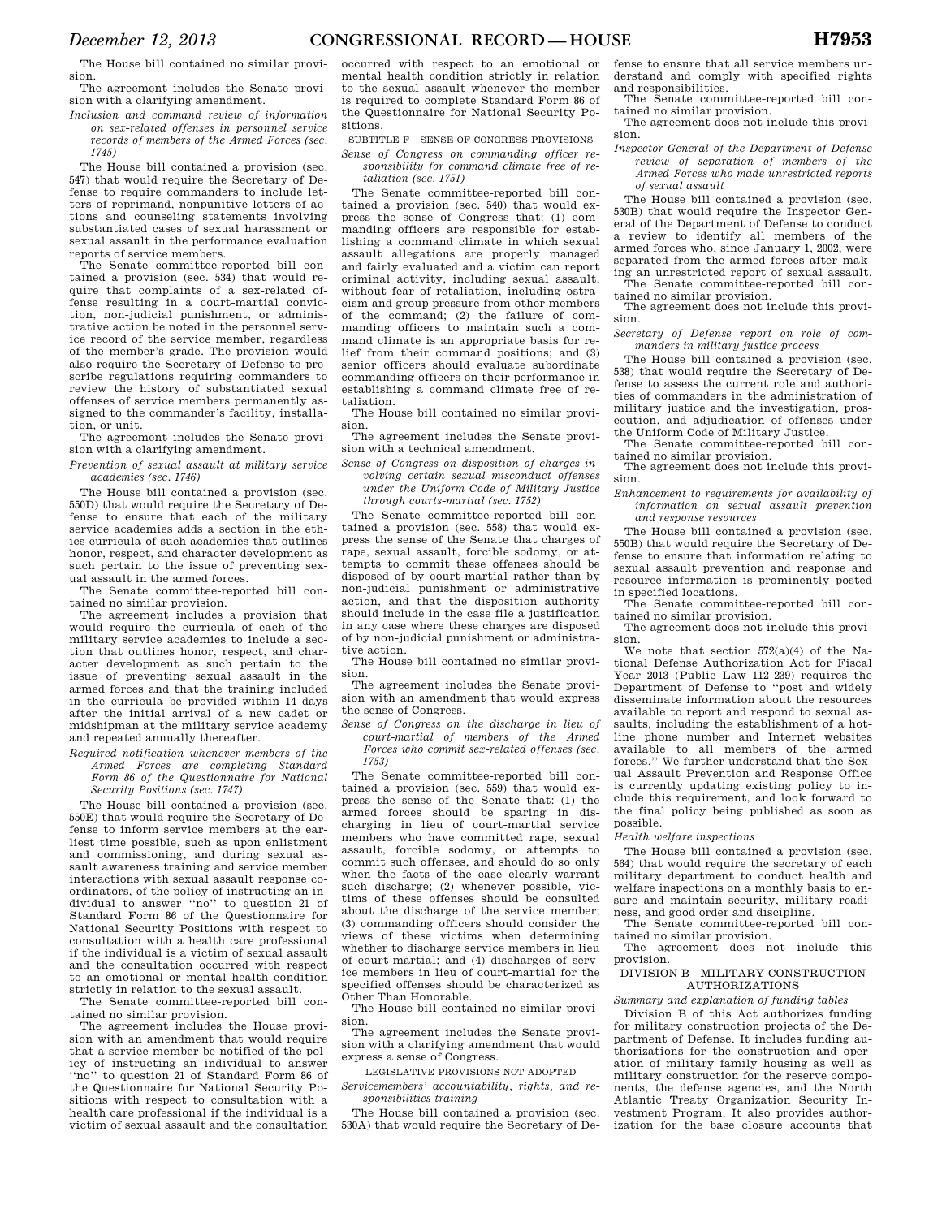The House bill contained no similar provision.

The agreement includes the Senate provision with a clarifying amendment.

*Inclusion and command review of information on sex-related offenses in personnel service records of members of the Armed Forces (sec. 1745)*

The House bill contained a provision (sec. 547) that would require the Secretary of Defense to require commanders to include letters of reprimand, nonpunitive letters of actions and counseling statements involving substantiated cases of sexual harassment or sexual assault in the performance evaluation reports of service members.

The Senate committee-reported bill contained a provision (sec. 534) that would require that complaints of a sex-related offense resulting in a court-martial conviction, non-judicial punishment, or administrative action be noted in the personnel service record of the service member, regardless of the member's grade. The provision would also require the Secretary of Defense to prescribe regulations requiring commanders to review the history of substantiated sexual offenses of service members permanently assigned to the commander's facility, installation, or unit.

The agreement includes the Senate provision with a clarifying amendment.

*Prevention of sexual assault at military service academies (sec. 1746)*

The House bill contained a provision (sec. 550D) that would require the Secretary of Defense to ensure that each of the military service academies adds a section in the ethics curricula of such academies that outlines honor, respect, and character development as such pertain to the issue of preventing sexual assault in the armed forces.

The Senate committee-reported bill contained no similar provision.

The agreement includes a provision that would require the curricula of each of the military service academies to include a section that outlines honor, respect, and character development as such pertain to the issue of preventing sexual assault in the armed forces and that the training included in the curricula be provided within 14 days after the initial arrival of a new cadet or midshipman at the military service academy and repeated annually thereafter.

*Required notification whenever members of the Armed Forces are completing Standard Form 86 of the Questionnaire for National Security Positions (sec. 1747)*

The House bill contained a provision (sec. 550E) that would require the Secretary of Defense to inform service members at the earliest time possible, such as upon enlistment and commissioning, and during sexual assault awareness training and service member interactions with sexual assault response coordinators, of the policy of instructing an individual to answer "no" to question 21 of Standard Form 86 of the Questionnaire for National Security Positions with respect to consultation with a health care professional if the individual is a victim of sexual assault and the consultation occurred with respect to an emotional or mental health condition strictly in relation to the sexual assault.

The Senate committee-reported bill contained no similar provision.

The agreement includes the House provision with an amendment that would require that a service member be notified of the policy of instructing an individual to answer "no" to question 21 of Standard Form 86 of the Questionnaire for National Security Positions with respect to consultation with a health care professional if the individual is a victim of sexual assault and the consultation occurred with respect to an emotional or mental health condition strictly in relation to the sexual assault whenever the member is required to complete Standard Form 86 of the Questionnaire for National Security Positions.

SUBTITLE F—SENSE OF CONGRESS PROVISIONS

*Sense of Congress on commanding officer responsibility for command climate free of retaliation (sec. 1751)*

The Senate committee-reported bill contained a provision (sec. 540) that would express the sense of Congress that: (1) commanding officers are responsible for establishing a command climate in which sexual assault allegations are properly managed and fairly evaluated and a victim can report criminal activity, including sexual assault, without fear of retaliation, including ostracism and group pressure from other members of the command; (2) the failure of commanding officers to maintain such a command climate is an appropriate basis for relief from their command positions; and (3) senior officers should evaluate subordinate commanding officers on their performance in establishing a command climate free of retaliation.

The House bill contained no similar provision.

The agreement includes the Senate provision with a technical amendment.

*Sense of Congress on disposition of charges involving certain sexual misconduct offenses under the Uniform Code of Military Justice through courts-martial (sec. 1752)*

The Senate committee-reported bill contained a provision (sec. 558) that would express the sense of the Senate that charges of rape, sexual assault, forcible sodomy, or attempts to commit these offenses should be disposed of by court-martial rather than by non-judicial punishment or administrative action, and that the disposition authority should include in the case file a justification in any case where these charges are disposed of by non-judicial punishment or administrative action.

The House bill contained no similar provision.

The agreement includes the Senate provision with an amendment that would express the sense of Congress.

*Sense of Congress on the discharge in lieu of court-martial of members of the Armed Forces who commit sex-related offenses (sec. 1753)*

The Senate committee-reported bill contained a provision (sec. 559) that would express the sense of the Senate that: (1) the armed forces should be sparing in discharging in lieu of court-martial service members who have committed rape, sexual assault, forcible sodomy, or attempts to commit such offenses, and should do so only when the facts of the case clearly warrant such discharge; (2) whenever possible, victims of these offenses should be consulted about the discharge of the service member; (3) commanding officers should consider the views of these victims when determining whether to discharge service members in lieu of court-martial; and (4) discharges of service members in lieu of court-martial for the specified offenses should be characterized as Other Than Honorable.

The House bill contained no similar provision.

The agreement includes the Senate provision with a clarifying amendment that would express a sense of Congress.

LEGISLATIVE PROVISIONS NOT ADOPTED

*Servicemembers' accountability, rights, and responsibilities training*

The House bill contained a provision (sec. 530A) that would require the Secretary of Defense to ensure that all service members understand and comply with specified rights and responsibilities.

The Senate committee-reported bill contained no similar provision.

The agreement does not include this provision.

*Inspector General of the Department of Defense review of separation of members of the Armed Forces who made unrestricted reports of sexual assault*

The House bill contained a provision (sec. 530B) that would require the Inspector General of the Department of Defense to conduct a review to identify all members of the armed forces who, since January 1, 2002, were separated from the armed forces after making an unrestricted report of sexual assault.

The Senate committee-reported bill contained no similar provision.

The agreement does not include this provision.

*Secretary of Defense report on role of commanders in military justice process*

The House bill contained a provision (sec. 538) that would require the Secretary of Defense to assess the current role and authorities of commanders in the administration of military justice and the investigation, prosecution, and adjudication of offenses under the Uniform Code of Military Justice.

The Senate committee-reported bill contained no similar provision.

The agreement does not include this provision.

*Enhancement to requirements for availability of information on sexual assault prevention and response resources*

The House bill contained a provision (sec. 550B) that would require the Secretary of Defense to ensure that information relating to sexual assault prevention and response and resource information is prominently posted in specified locations.

The Senate committee-reported bill contained no similar provision.

The agreement does not include this provision.

We note that section 572(a)(4) of the National Defense Authorization Act for Fiscal Year 2013 (Public Law 112–239) requires the Department of Defense to "post and widely disseminate information about the resources available to report and respond to sexual assaults, including the establishment of a hotline phone number and Internet websites available to all members of the armed forces." We further understand that the Sexual Assault Prevention and Response Office is currently updating existing policy to include this requirement, and look forward to the final policy being published as soon as possible.

*Health welfare inspections*

The House bill contained a provision (sec. 564) that would require the secretary of each military department to conduct health and welfare inspections on a monthly basis to ensure and maintain security, military readiness, and good order and discipline.

The Senate committee-reported bill contained no similar provision.

The agreement does not include this provision.

DIVISION B—MILITARY CONSTRUCTION AUTHORIZATIONS

*Summary and explanation of funding tables*

Division B of this Act authorizes funding for military construction projects of the Department of Defense. It includes funding authorizations for the construction and operation of military family housing as well as military construction for the reserve components, the defense agencies, and the North Atlantic Treaty Organization Security Investment Program. It also provides authorization for the base closure accounts that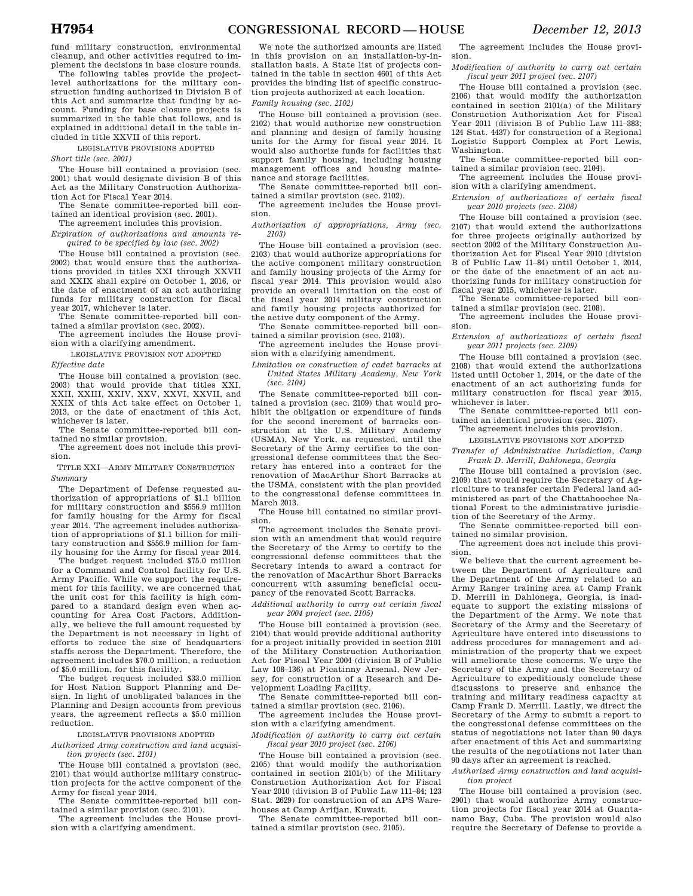fund military construction, environmental cleanup, and other activities required to implement the decisions in base closure rounds.

The following tables provide the project-level authorizations for the military construction funding authorized in Division B of this Act and summarize that funding by account. Funding for base closure projects is summarized in the table that follows, and is explained in additional detail in the table included in title XXVII of this report.

LEGISLATIVE PROVISIONS ADOPTED

*Short title (sec. 2001)*

The House bill contained a provision (sec. 2001) that would designate division B of this Act as the Military Construction Authorization Act for Fiscal Year 2014.

The Senate committee-reported bill contained an identical provision (sec. 2001).

The agreement includes this provision.

*Expiration of authorizations and amounts required to be specified by law (sec. 2002)*

The House bill contained a provision (sec. 2002) that would ensure that the authorizations provided in titles XXI through XXVII and XXIX shall expire on October 1, 2016, or the date of enactment of an act authorizing funds for military construction for fiscal year 2017, whichever is later.

The Senate committee-reported bill contained a similar provision (sec. 2002).

The agreement includes the House provision with a clarifying amendment.

LEGISLATIVE PROVISION NOT ADOPTED

*Effective date*

The House bill contained a provision (sec. 2003) that would provide that titles XXI, XXII, XXIII, XXIV, XXV, XXVI, XXVII, and XXIX of this Act take effect on October 1, 2013, or the date of enactment of this Act, whichever is later.

The Senate committee-reported bill contained no similar provision.

The agreement does not include this provision.

TITLE XXI—ARMY MILITARY CONSTRUCTION

*Summary*

The Department of Defense requested authorization of appropriations of $1.1 billion for military construction and $556.9 million for family housing for the Army for fiscal year 2014. The agreement includes authorization of appropriations of $1.1 billion for military construction and $556.9 million for family housing for the Army for fiscal year 2014.

The budget request included $75.0 million for a Command and Control facility for U.S. Army Pacific. While we support the requirement for this facility, we are concerned that the unit cost for this facility is high compared to a standard design even when accounting for Area Cost Factors. Additionally, we believe the full amount requested by the Department is not necessary in light of efforts to reduce the size of headquarters staffs across the Department. Therefore, the agreement includes $70.0 million, a reduction of $5.0 million, for this facility.

The budget request included $33.0 million for Host Nation Support Planning and Design. In light of unobligated balances in the Planning and Design accounts from previous years, the agreement reflects a $5.0 million reduction.

LEGISLATIVE PROVISIONS ADOPTED

*Authorized Army construction and land acquisition projects (sec. 2101)*

The House bill contained a provision (sec. 2101) that would authorize military construction projects for the active component of the Army for fiscal year 2014.

The Senate committee-reported bill contained a similar provision (sec. 2101).

The agreement includes the House provision with a clarifying amendment.

We note the authorized amounts are listed in this provision on an installation-by-installation basis. A State list of projects contained in the table in section 4601 of this Act provides the binding list of specific construction projects authorized at each location.

*Family housing (sec. 2102)*

The House bill contained a provision (sec. 2102) that would authorize new construction and planning and design of family housing units for the Army for fiscal year 2014. It would also authorize funds for facilities that support family housing, including housing management offices and housing maintenance and storage facilities.

The Senate committee-reported bill contained a similar provision (sec. 2102).

The agreement includes the House provision.

*Authorization of appropriations, Army (sec. 2103)*

The House bill contained a provision (sec. 2103) that would authorize appropriations for the active component military construction and family housing projects of the Army for fiscal year 2014. This provision would also provide an overall limitation on the cost of the fiscal year 2014 military construction and family housing projects authorized for the active duty component of the Army.

The Senate committee-reported bill contained a similar provision (sec. 2103).

The agreement includes the House provision with a clarifying amendment.

*Limitation on construction of cadet barracks at United States Military Academy, New York (sec. 2104)*

The Senate committee-reported bill contained a provision (sec. 2109) that would prohibit the obligation or expenditure of funds for the second increment of barracks construction at the U.S. Military Academy (USMA), New York, as requested, until the Secretary of the Army certifies to the congressional defense committees that the Secretary has entered into a contract for the renovation of MacArthur Short Barracks at the USMA, consistent with the plan provided to the congressional defense committees in March 2013.

The House bill contained no similar provision.

The agreement includes the Senate provision with an amendment that would require the Secretary of the Army to certify to the congressional defense committees that the Secretary intends to award a contract for the renovation of MacArthur Short Barracks concurrent with assuming beneficial occupancy of the renovated Scott Barracks.

*Additional authority to carry out certain fiscal year 2004 project (sec. 2105)*

The House bill contained a provision (sec. 2104) that would provide additional authority for a project initially provided in section 2101 of the Military Construction Authorization Act for Fiscal Year 2004 (division B of Public Law 108–136) at Picatinny Arsenal, New Jersey, for construction of a Research and Development Loading Facility.

The Senate committee-reported bill contained a similar provision (sec. 2106).

The agreement includes the House provision with a clarifying amendment.

*Modification of authority to carry out certain fiscal year 2010 project (sec. 2106)*

The House bill contained a provision (sec. 2105) that would modify the authorization contained in section 2101(b) of the Military Construction Authorization Act for Fiscal Year 2010 (division B of Public Law 111–84; 123 Stat. 2629) for construction of an APS Warehouses at Camp Arifjan, Kuwait.

The Senate committee-reported bill contained a similar provision (sec. 2105).

The agreement includes the House provision.

*Modification of authority to carry out certain fiscal year 2011 project (sec. 2107)*

The House bill contained a provision (sec. 2106) that would modify the authorization contained in section 2101(a) of the Military Construction Authorization Act for Fiscal Year 2011 (division B of Public Law 111–383; 124 Stat. 4437) for construction of a Regional Logistic Support Complex at Fort Lewis, Washington.

The Senate committee-reported bill contained a similar provision (sec. 2104).

The agreement includes the House provision with a clarifying amendment.

*Extension of authorizations of certain fiscal year 2010 projects (sec. 2108)*

The House bill contained a provision (sec. 2107) that would extend the authorizations for three projects originally authorized by section 2002 of the Military Construction Authorization Act for Fiscal Year 2010 (division B of Public Law 11–84) until October 1, 2014, or the date of the enactment of an act authorizing funds for military construction for fiscal year 2015, whichever is later.

The Senate committee-reported bill contained a similar provision (sec. 2108).

The agreement includes the House provision.

*Extension of authorizations of certain fiscal year 2011 projects (sec. 2109)*

The House bill contained a provision (sec. 2108) that would extend the authorizations listed until October 1, 2014, or the date of the enactment of an act authorizing funds for military construction for fiscal year 2015, whichever is later.

The Senate committee-reported bill contained an identical provision (sec. 2107).

The agreement includes this provision.

LEGISLATIVE PROVISIONS NOT ADOPTED

*Transfer of Administrative Jurisdiction, Camp Frank D. Merrill, Dahlonega, Georgia*

The House bill contained a provision (sec. 2109) that would require the Secretary of Agriculture to transfer certain Federal land administered as part of the Chattahoochee National Forest to the administrative jurisdiction of the Secretary of the Army.

The Senate committee-reported bill contained no similar provision.

The agreement does not include this provision.

We believe that the current agreement between the Department of Agriculture and the Department of the Army related to an Army Ranger training area at Camp Frank D. Merrill in Dahlonega, Georgia, is inadequate to support the existing missions of the Department of the Army. We note that Secretary of the Army and the Secretary of Agriculture have entered into discussions to address procedures for management and administration of the property that we expect will ameliorate these concerns. We urge the Secretary of the Army and the Secretary of Agriculture to expeditiously conclude these discussions to preserve and enhance the training and military readiness capacity at Camp Frank D. Merrill. Lastly, we direct the Secretary of the Army to submit a report to the congressional defense committees on the status of negotiations not later than 90 days after enactment of this Act and summarizing the results of the negotiations not later than 90 days after an agreement is reached.

*Authorized Army construction and land acquisition project*

The House bill contained a provision (sec. 2901) that would authorize Army construction projects for fiscal year 2014 at Guantanamo Bay, Cuba. The provision would also require the Secretary of Defense to provide a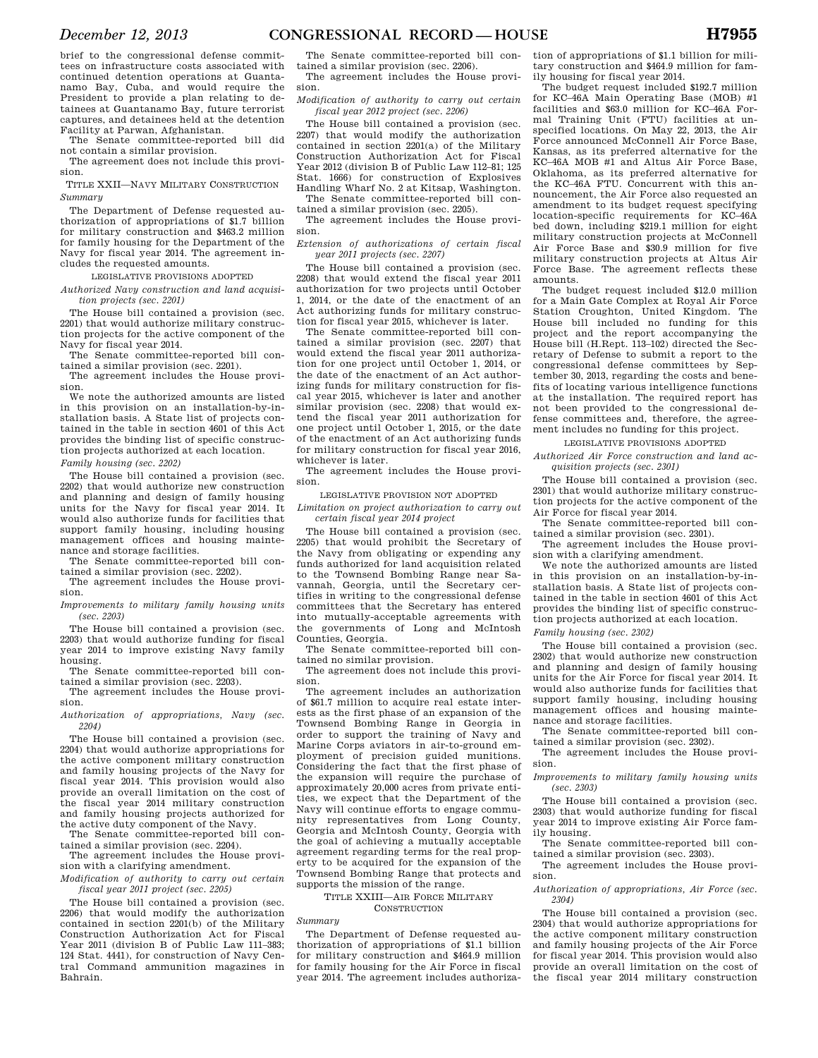brief to the congressional defense committees on infrastructure costs associated with continued detention operations at Guantanamo Bay, Cuba, and would require the President to provide a plan relating to detainees at Guantanamo Bay, future terrorist captures, and detainees held at the detention Facility at Parwan, Afghanistan.

The Senate committee-reported bill did not contain a similar provision.

The agreement does not include this provision.

## TITLE XXII—NAVY MILITARY CONSTRUCTION

*Summary*

The Department of Defense requested authorization of appropriations of $1.7 billion for military construction and $463.2 million for family housing for the Department of the Navy for fiscal year 2014. The agreement includes the requested amounts.

### LEGISLATIVE PROVISIONS ADOPTED

*Authorized Navy construction and land acquisition projects (sec. 2201)*

The House bill contained a provision (sec. 2201) that would authorize military construction projects for the active component of the Navy for fiscal year 2014.

The Senate committee-reported bill contained a similar provision (sec. 2201).

The agreement includes the House provision.

We note the authorized amounts are listed in this provision on an installation-by-installation basis. A State list of projects contained in the table in section 4601 of this Act provides the binding list of specific construction projects authorized at each location.

*Family housing (sec. 2202)*

The House bill contained a provision (sec. 2202) that would authorize new construction and planning and design of family housing units for the Navy for fiscal year 2014. It would also authorize funds for facilities that support family housing, including housing management offices and housing maintenance and storage facilities.

The Senate committee-reported bill contained a similar provision (sec. 2202).

The agreement includes the House provision.

*Improvements to military family housing units (sec. 2203)*

The House bill contained a provision (sec. 2203) that would authorize funding for fiscal year 2014 to improve existing Navy family housing.

The Senate committee-reported bill contained a similar provision (sec. 2203).

The agreement includes the House provision.

*Authorization of appropriations, Navy (sec. 2204)*

The House bill contained a provision (sec. 2204) that would authorize appropriations for the active component military construction and family housing projects of the Navy for fiscal year 2014. This provision would also provide an overall limitation on the cost of the fiscal year 2014 military construction and family housing projects authorized for the active duty component of the Navy.

The Senate committee-reported bill contained a similar provision (sec. 2204).

The agreement includes the House provision with a clarifying amendment.

*Modification of authority to carry out certain fiscal year 2011 project (sec. 2205)*

The House bill contained a provision (sec. 2206) that would modify the authorization contained in section 2201(b) of the Military Construction Authorization Act for Fiscal Year 2011 (division B of Public Law 111–383; 124 Stat. 4441), for construction of Navy Central Command ammunition magazines in Bahrain.

The Senate committee-reported bill contained a similar provision (sec. 2206).

The agreement includes the House provision.

*Modification of authority to carry out certain fiscal year 2012 project (sec. 2206)*

The House bill contained a provision (sec. 2207) that would modify the authorization contained in section 2201(a) of the Military Construction Authorization Act for Fiscal Year 2012 (division B of Public Law 112–81; 125 Stat. 1666) for construction of Explosives Handling Wharf No. 2 at Kitsap, Washington.

The Senate committee-reported bill contained a similar provision (sec. 2205).

The agreement includes the House provision.

*Extension of authorizations of certain fiscal year 2011 projects (sec. 2207)*

The House bill contained a provision (sec. 2208) that would extend the fiscal year 2011 authorization for two projects until October 1, 2014, or the date of the enactment of an Act authorizing funds for military construction for fiscal year 2015, whichever is later.

The Senate committee-reported bill contained a similar provision (sec. 2207) that would extend the fiscal year 2011 authorization for one project until October 1, 2014, or the date of the enactment of an Act authorizing funds for military construction for fiscal year 2015, whichever is later and another similar provision (sec. 2208) that would extend the fiscal year 2011 authorization for one project until October 1, 2015, or the date of the enactment of an Act authorizing funds for military construction for fiscal year 2016, whichever is later.

The agreement includes the House provision.

### LEGISLATIVE PROVISION NOT ADOPTED

*Limitation on project authorization to carry out certain fiscal year 2014 project*

The House bill contained a provision (sec. 2205) that would prohibit the Secretary of the Navy from obligating or expending any funds authorized for land acquisition related to the Townsend Bombing Range near Savannah, Georgia, until the Secretary certifies in writing to the congressional defense committees that the Secretary has entered into mutually-acceptable agreements with the governments of Long and McIntosh Counties, Georgia.

The Senate committee-reported bill contained no similar provision.

The agreement does not include this provision.

The agreement includes an authorization of $61.7 million to acquire real estate interests as the first phase of an expansion of the Townsend Bombing Range in Georgia in order to support the training of Navy and Marine Corps aviators in air-to-ground employment of precision guided munitions. Considering the fact that the first phase of the expansion will require the purchase of approximately 20,000 acres from private entities, we expect that the Department of the Navy will continue efforts to engage community representatives from Long County, Georgia and McIntosh County, Georgia with the goal of achieving a mutually acceptable agreement regarding terms for the real property to be acquired for the expansion of the Townsend Bombing Range that protects and supports the mission of the range.

## TITLE XXIII—AIR FORCE MILITARY CONSTRUCTION

*Summary*

The Department of Defense requested authorization of appropriations of $1.1 billion for military construction and $464.9 million for family housing for the Air Force in fiscal year 2014. The agreement includes authorization of appropriations of $1.1 billion for military construction and $464.9 million for family housing for fiscal year 2014.

The budget request included $192.7 million for KC–46A Main Operating Base (MOB) #1 facilities and $63.0 million for KC–46A Formal Training Unit (FTU) facilities at unspecified locations. On May 22, 2013, the Air Force announced McConnell Air Force Base, Kansas, as its preferred alternative for the KC–46A MOB #1 and Altus Air Force Base, Oklahoma, as its preferred alternative for the KC–46A FTU. Concurrent with this announcement, the Air Force also requested an amendment to its budget request specifying location-specific requirements for KC–46A bed down, including $219.1 million for eight military construction projects at McConnell Air Force Base and $30.9 million for five military construction projects at Altus Air Force Base. The agreement reflects these amounts.

The budget request included $12.0 million for a Main Gate Complex at Royal Air Force Station Croughton, United Kingdom. The House bill included no funding for this project and the report accompanying the House bill (H.Rept. 113–102) directed the Secretary of Defense to submit a report to the congressional defense committees by September 30, 2013, regarding the costs and benefits of locating various intelligence functions at the installation. The required report has not been provided to the congressional defense committees and, therefore, the agreement includes no funding for this project.

### LEGISLATIVE PROVISIONS ADOPTED

*Authorized Air Force construction and land acquisition projects (sec. 2301)*

The House bill contained a provision (sec. 2301) that would authorize military construction projects for the active component of the Air Force for fiscal year 2014.

The Senate committee-reported bill contained a similar provision (sec. 2301).

The agreement includes the House provision with a clarifying amendment.

We note the authorized amounts are listed in this provision on an installation-by-installation basis. A State list of projects contained in the table in section 4601 of this Act provides the binding list of specific construction projects authorized at each location.

*Family housing (sec. 2302)*

The House bill contained a provision (sec. 2302) that would authorize new construction and planning and design of family housing units for the Air Force for fiscal year 2014. It would also authorize funds for facilities that support family housing, including housing management offices and housing maintenance and storage facilities.

The Senate committee-reported bill contained a similar provision (sec. 2302).

The agreement includes the House provision.

*Improvements to military family housing units (sec. 2303)*

The House bill contained a provision (sec. 2303) that would authorize funding for fiscal year 2014 to improve existing Air Force family housing.

The Senate committee-reported bill contained a similar provision (sec. 2303).

The agreement includes the House provision.

*Authorization of appropriations, Air Force (sec. 2304)*

The House bill contained a provision (sec. 2304) that would authorize appropriations for the active component military construction and family housing projects of the Air Force for fiscal year 2014. This provision would also provide an overall limitation on the cost of the fiscal year 2014 military construction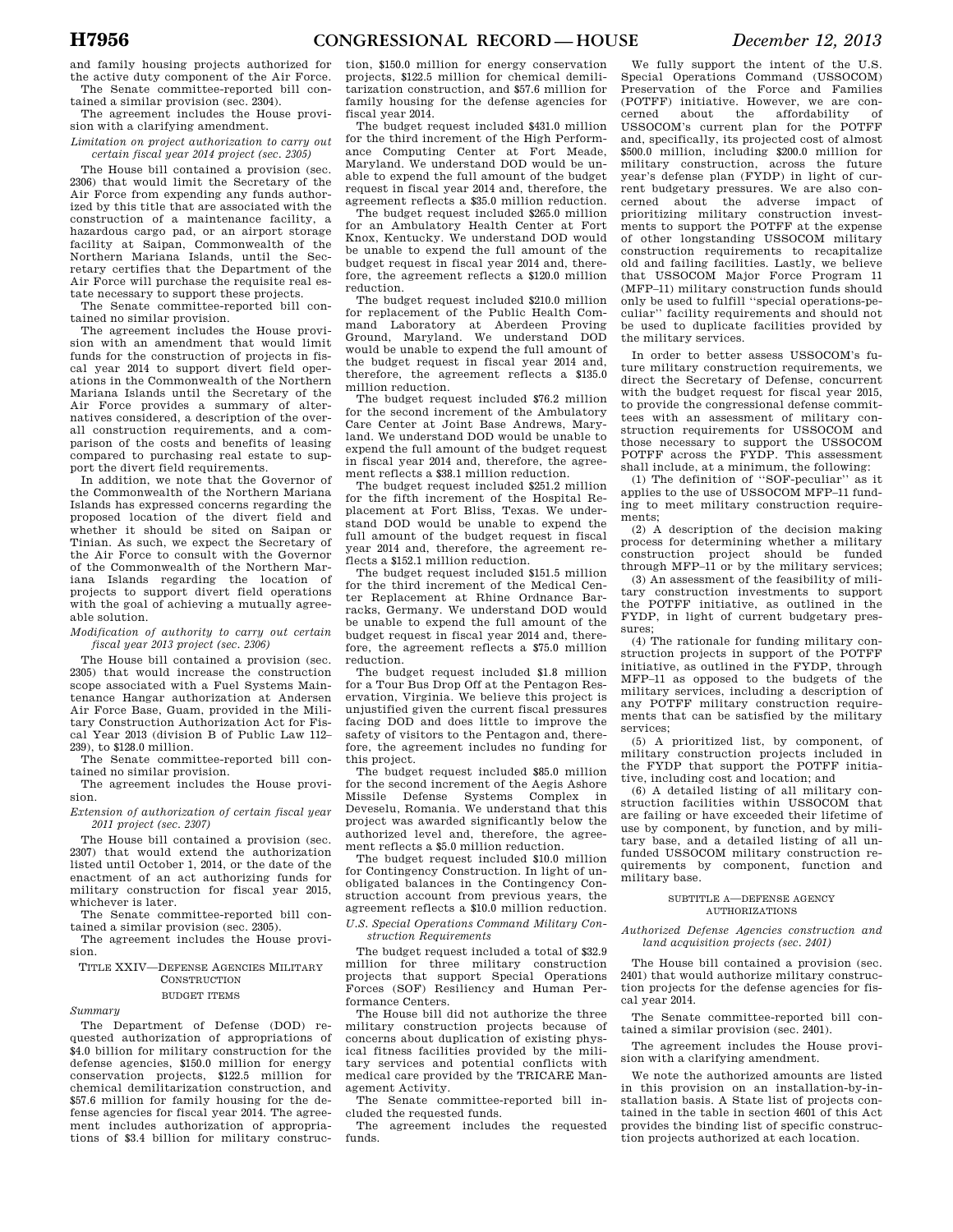and family housing projects authorized for the active duty component of the Air Force.

The Senate committee-reported bill contained a similar provision (sec. 2304).

The agreement includes the House provision with a clarifying amendment.

*Limitation on project authorization to carry out certain fiscal year 2014 project (sec. 2305)*

The House bill contained a provision (sec. 2306) that would limit the Secretary of the Air Force from expending any funds authorized by this title that are associated with the construction of a maintenance facility, a hazardous cargo pad, or an airport storage facility at Saipan, Commonwealth of the Northern Mariana Islands, until the Secretary certifies that the Department of the Air Force will purchase the requisite real estate necessary to support these projects.

The Senate committee-reported bill contained no similar provision.

The agreement includes the House provision with an amendment that would limit funds for the construction of projects in fiscal year 2014 to support divert field operations in the Commonwealth of the Northern Mariana Islands until the Secretary of the Air Force provides a summary of alternatives considered, a description of the overall construction requirements, and a comparison of the costs and benefits of leasing compared to purchasing real estate to support the divert field requirements.

In addition, we note that the Governor of the Commonwealth of the Northern Mariana Islands has expressed concerns regarding the proposed location of the divert field and whether it should be sited on Saipan or Tinian. As such, we expect the Secretary of the Air Force to consult with the Governor of the Commonwealth of the Northern Mariana Islands regarding the location of projects to support divert field operations with the goal of achieving a mutually agreeable solution.

*Modification of authority to carry out certain fiscal year 2013 project (sec. 2306)*

The House bill contained a provision (sec. 2305) that would increase the construction scope associated with a Fuel Systems Maintenance Hangar authorization at Andersen Air Force Base, Guam, provided in the Military Construction Authorization Act for Fiscal Year 2013 (division B of Public Law 112–239), to $128.0 million.

The Senate committee-reported bill contained no similar provision.

The agreement includes the House provision.

*Extension of authorization of certain fiscal year 2011 project (sec. 2307)*

The House bill contained a provision (sec. 2307) that would extend the authorization listed until October 1, 2014, or the date of the enactment of an act authorizing funds for military construction for fiscal year 2015, whichever is later.

The Senate committee-reported bill contained a similar provision (sec. 2305).

The agreement includes the House provision.

## TITLE XXIV—DEFENSE AGENCIES MILITARY CONSTRUCTION

### BUDGET ITEMS

*Summary*

The Department of Defense (DOD) requested authorization of appropriations of $4.0 billion for military construction for the defense agencies, $150.0 million for energy conservation projects, $122.5 million for chemical demilitarization construction, and $57.6 million for family housing for the defense agencies for fiscal year 2014. The agreement includes authorization of appropriations of $3.4 billion for military construction, $150.0 million for energy conservation projects, $122.5 million for chemical demilitarization construction, and $57.6 million for family housing for the defense agencies for fiscal year 2014.

The budget request included $431.0 million for the third increment of the High Performance Computing Center at Fort Meade, Maryland. We understand DOD would be unable to expend the full amount of the budget request in fiscal year 2014 and, therefore, the agreement reflects a $35.0 million reduction.

The budget request included $265.0 million for an Ambulatory Health Center at Fort Knox, Kentucky. We understand DOD would be unable to expend the full amount of the budget request in fiscal year 2014 and, therefore, the agreement reflects a $120.0 million reduction.

The budget request included $210.0 million for replacement of the Public Health Command Laboratory at Aberdeen Proving Ground, Maryland. We understand DOD would be unable to expend the full amount of the budget request in fiscal year 2014 and, therefore, the agreement reflects a $135.0 million reduction.

The budget request included $76.2 million for the second increment of the Ambulatory Care Center at Joint Base Andrews, Maryland. We understand DOD would be unable to expend the full amount of the budget request in fiscal year 2014 and, therefore, the agreement reflects a $38.1 million reduction.

The budget request included $251.2 million for the fifth increment of the Hospital Replacement at Fort Bliss, Texas. We understand DOD would be unable to expend the full amount of the budget request in fiscal year 2014 and, therefore, the agreement reflects a $152.1 million reduction.

The budget request included $151.5 million for the third increment of the Medical Center Replacement at Rhine Ordnance Barracks, Germany. We understand DOD would be unable to expend the full amount of the budget request in fiscal year 2014 and, therefore, the agreement reflects a $75.0 million reduction.

The budget request included $1.8 million for a Tour Bus Drop Off at the Pentagon Reservation, Virginia. We believe this project is unjustified given the current fiscal pressures facing DOD and does little to improve the safety of visitors to the Pentagon and, therefore, the agreement includes no funding for this project.

The budget request included $85.0 million for the second increment of the Aegis Ashore Missile Defense Systems Complex in Deveselu, Romania. We understand that this project was awarded significantly below the authorized level and, therefore, the agreement reflects a $5.0 million reduction.

The budget request included $10.0 million for Contingency Construction. In light of unobligated balances in the Contingency Construction account from previous years, the agreement reflects a $10.0 million reduction.

*U.S. Special Operations Command Military Construction Requirements*

The budget request included a total of $32.9 million for three military construction projects that support Special Operations Forces (SOF) Resiliency and Human Performance Centers.

The House bill did not authorize the three military construction projects because of concerns about duplication of existing physical fitness facilities provided by the military services and potential conflicts with medical care provided by the TRICARE Management Activity.

The Senate committee-reported bill included the requested funds.

The agreement includes the requested funds.

We fully support the intent of the U.S. Special Operations Command (USSOCOM) Preservation of the Force and Families (POTFF) initiative. However, we are concerned about the affordability of USSOCOM's current plan for the POTFF and, specifically, its projected cost of almost $500.0 million, including $200.0 million for military construction, across the future year's defense plan (FYDP) in light of current budgetary pressures. We are also concerned about the adverse impact of prioritizing military construction investments to support the POTFF at the expense of other longstanding USSOCOM military construction requirements to recapitalize old and failing facilities. Lastly, we believe that USSOCOM Major Force Program 11 (MFP–11) military construction funds should only be used to fulfill ''special operations-peculiar'' facility requirements and should not be used to duplicate facilities provided by the military services.

In order to better assess USSOCOM's future military construction requirements, we direct the Secretary of Defense, concurrent with the budget request for fiscal year 2015, to provide the congressional defense committees with an assessment of military construction requirements for USSOCOM and those necessary to support the USSOCOM POTFF across the FYDP. This assessment shall include, at a minimum, the following:

(1) The definition of ''SOF-peculiar'' as it applies to the use of USSOCOM MFP–11 funding to meet military construction requirements;

(2) A description of the decision making process for determining whether a military construction project should be funded through MFP–11 or by the military services;

(3) An assessment of the feasibility of military construction investments to support the POTFF initiative, as outlined in the FYDP, in light of current budgetary pressures;

(4) The rationale for funding military construction projects in support of the POTFF initiative, as outlined in the FYDP, through MFP–11 as opposed to the budgets of the military services, including a description of any POTFF military construction requirements that can be satisfied by the military services;

(5) A prioritized list, by component, of military construction projects included in the FYDP that support the POTFF initiative, including cost and location; and

(6) A detailed listing of all military construction facilities within USSOCOM that are failing or have exceeded their lifetime of use by component, by function, and by military base, and a detailed listing of all unfunded USSOCOM military construction requirements by component, function and military base.

### SUBTITLE A—DEFENSE AGENCY AUTHORIZATIONS

*Authorized Defense Agencies construction and land acquisition projects (sec. 2401)*

The House bill contained a provision (sec. 2401) that would authorize military construction projects for the defense agencies for fiscal year 2014.

The Senate committee-reported bill contained a similar provision (sec. 2401).

The agreement includes the House provision with a clarifying amendment.

We note the authorized amounts are listed in this provision on an installation-by-installation basis. A State list of projects contained in the table in section 4601 of this Act provides the binding list of specific construction projects authorized at each location.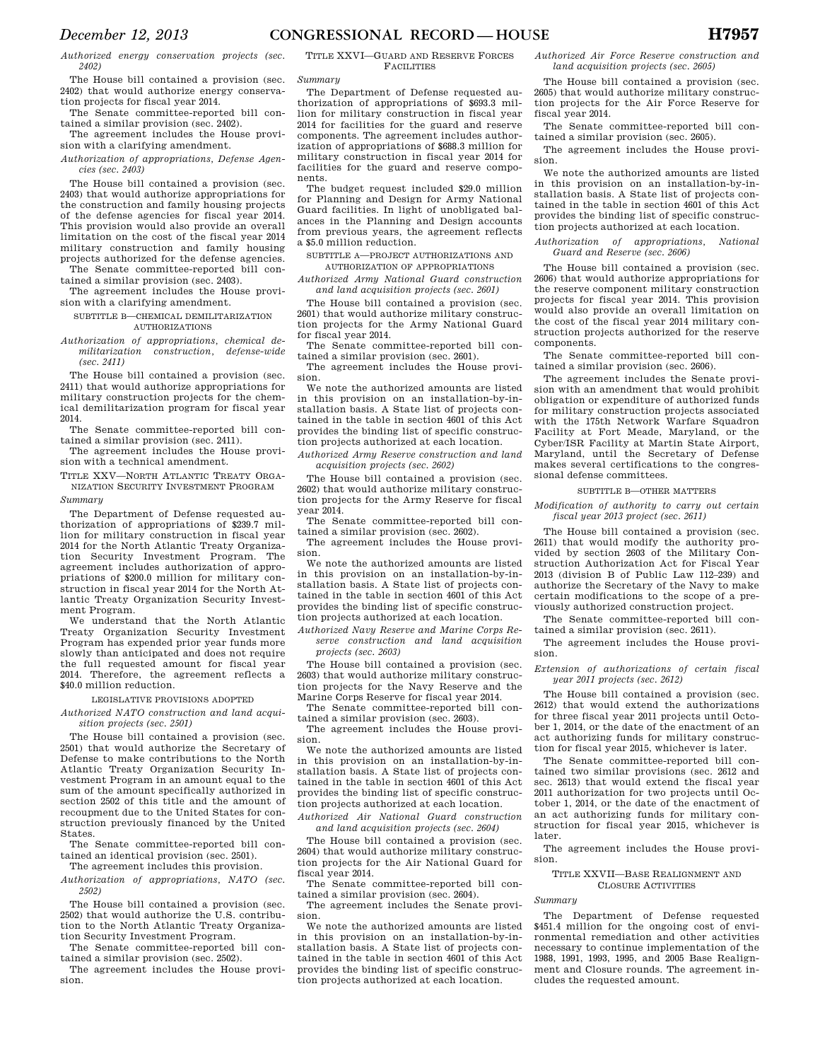*Authorized energy conservation projects (sec. 2402)*

The House bill contained a provision (sec. 2402) that would authorize energy conservation projects for fiscal year 2014.

The Senate committee-reported bill contained a similar provision (sec. 2402).

The agreement includes the House provision with a clarifying amendment.

*Authorization of appropriations, Defense Agencies (sec. 2403)*

The House bill contained a provision (sec. 2403) that would authorize appropriations for the construction and family housing projects of the defense agencies for fiscal year 2014. This provision would also provide an overall limitation on the cost of the fiscal year 2014 military construction and family housing projects authorized for the defense agencies.

The Senate committee-reported bill contained a similar provision (sec. 2403).

The agreement includes the House provision with a clarifying amendment.

SUBTITLE B—CHEMICAL DEMILITARIZATION AUTHORIZATIONS

*Authorization of appropriations, chemical demilitarization construction, defense-wide (sec. 2411)*

The House bill contained a provision (sec. 2411) that would authorize appropriations for military construction projects for the chemical demilitarization program for fiscal year 2014.

The Senate committee-reported bill contained a similar provision (sec. 2411).

The agreement includes the House provision with a technical amendment.

## TITLE XXV—NORTH ATLANTIC TREATY ORGANIZATION SECURITY INVESTMENT PROGRAM

*Summary*

The Department of Defense requested authorization of appropriations of $239.7 million for military construction in fiscal year 2014 for the North Atlantic Treaty Organization Security Investment Program. The agreement includes authorization of appropriations of $200.0 million for military construction in fiscal year 2014 for the North Atlantic Treaty Organization Security Investment Program.

We understand that the North Atlantic Treaty Organization Security Investment Program has expended prior year funds more slowly than anticipated and does not require the full requested amount for fiscal year 2014. Therefore, the agreement reflects a $40.0 million reduction.

LEGISLATIVE PROVISIONS ADOPTED

*Authorized NATO construction and land acquisition projects (sec. 2501)*

The House bill contained a provision (sec. 2501) that would authorize the Secretary of Defense to make contributions to the North Atlantic Treaty Organization Security Investment Program in an amount equal to the sum of the amount specifically authorized in section 2502 of this title and the amount of recoupment due to the United States for construction previously financed by the United States.

The Senate committee-reported bill contained an identical provision (sec. 2501).

The agreement includes this provision.

*Authorization of appropriations, NATO (sec. 2502)*

The House bill contained a provision (sec. 2502) that would authorize the U.S. contribution to the North Atlantic Treaty Organization Security Investment Program.

The Senate committee-reported bill contained a similar provision (sec. 2502).

The agreement includes the House provision.

## TITLE XXVI—GUARD AND RESERVE FORCES FACILITIES

*Summary*

The Department of Defense requested authorization of appropriations of $693.3 million for military construction in fiscal year 2014 for facilities for the guard and reserve components. The agreement includes authorization of appropriations of $688.3 million for military construction in fiscal year 2014 for facilities for the guard and reserve components.

The budget request included $29.0 million for Planning and Design for Army National Guard facilities. In light of unobligated balances in the Planning and Design accounts from previous years, the agreement reflects a $5.0 million reduction.

SUBTITLE A—PROJECT AUTHORIZATIONS AND AUTHORIZATION OF APPROPRIATIONS

*Authorized Army National Guard construction and land acquisition projects (sec. 2601)*

The House bill contained a provision (sec. 2601) that would authorize military construction projects for the Army National Guard for fiscal year 2014.

The Senate committee-reported bill contained a similar provision (sec. 2601).

The agreement includes the House provision.

We note the authorized amounts are listed in this provision on an installation-by-installation basis. A State list of projects contained in the table in section 4601 of this Act provides the binding list of specific construction projects authorized at each location.

*Authorized Army Reserve construction and land acquisition projects (sec. 2602)*

The House bill contained a provision (sec. 2602) that would authorize military construction projects for the Army Reserve for fiscal year 2014.

The Senate committee-reported bill contained a similar provision (sec. 2602).

The agreement includes the House provision.

We note the authorized amounts are listed in this provision on an installation-by-installation basis. A State list of projects contained in the table in section 4601 of this Act provides the binding list of specific construction projects authorized at each location.

*Authorized Navy Reserve and Marine Corps Reserve construction and land acquisition projects (sec. 2603)*

The House bill contained a provision (sec. 2603) that would authorize military construction projects for the Navy Reserve and the Marine Corps Reserve for fiscal year 2014.

The Senate committee-reported bill contained a similar provision (sec. 2603).

The agreement includes the House provision.

We note the authorized amounts are listed in this provision on an installation-by-installation basis. A State list of projects contained in the table in section 4601 of this Act provides the binding list of specific construction projects authorized at each location.

*Authorized Air National Guard construction and land acquisition projects (sec. 2604)*

The House bill contained a provision (sec. 2604) that would authorize military construction projects for the Air National Guard for fiscal year 2014.

The Senate committee-reported bill contained a similar provision (sec. 2604).

The agreement includes the Senate provision.

We note the authorized amounts are listed in this provision on an installation-by-installation basis. A State list of projects contained in the table in section 4601 of this Act provides the binding list of specific construction projects authorized at each location.

*Authorized Air Force Reserve construction and land acquisition projects (sec. 2605)*

The House bill contained a provision (sec. 2605) that would authorize military construction projects for the Air Force Reserve for fiscal year 2014.

The Senate committee-reported bill contained a similar provision (sec. 2605).

The agreement includes the House provision.

We note the authorized amounts are listed in this provision on an installation-by-installation basis. A State list of projects contained in the table in section 4601 of this Act provides the binding list of specific construction projects authorized at each location.

*Authorization of appropriations, National Guard and Reserve (sec. 2606)*

The House bill contained a provision (sec. 2606) that would authorize appropriations for the reserve component military construction projects for fiscal year 2014. This provision would also provide an overall limitation on the cost of the fiscal year 2014 military construction projects authorized for the reserve components.

The Senate committee-reported bill contained a similar provision (sec. 2606).

The agreement includes the Senate provision with an amendment that would prohibit obligation or expenditure of authorized funds for military construction projects associated with the 175th Network Warfare Squadron Facility at Fort Meade, Maryland, or the Cyber/ISR Facility at Martin State Airport, Maryland, until the Secretary of Defense makes several certifications to the congressional defense committees.

SUBTITLE B—OTHER MATTERS

*Modification of authority to carry out certain fiscal year 2013 project (sec. 2611)*

The House bill contained a provision (sec. 2611) that would modify the authority provided by section 2603 of the Military Construction Authorization Act for Fiscal Year 2013 (division B of Public Law 112–239) and authorize the Secretary of the Navy to make certain modifications to the scope of a previously authorized construction project.

The Senate committee-reported bill contained a similar provision (sec. 2611).

The agreement includes the House provision.

*Extension of authorizations of certain fiscal year 2011 projects (sec. 2612)*

The House bill contained a provision (sec. 2612) that would extend the authorizations for three fiscal year 2011 projects until October 1, 2014, or the date of the enactment of an act authorizing funds for military construction for fiscal year 2015, whichever is later.

The Senate committee-reported bill contained two similar provisions (sec. 2612 and sec. 2613) that would extend the fiscal year 2011 authorization for two projects until October 1, 2014, or the date of the enactment of an act authorizing funds for military construction for fiscal year 2015, whichever is later.

The agreement includes the House provision.

## TITLE XXVII—BASE REALIGNMENT AND CLOSURE ACTIVITIES

*Summary*

The Department of Defense requested $451.4 million for the ongoing cost of environmental remediation and other activities necessary to continue implementation of the 1988, 1991, 1993, 1995, and 2005 Base Realignment and Closure rounds. The agreement includes the requested amount.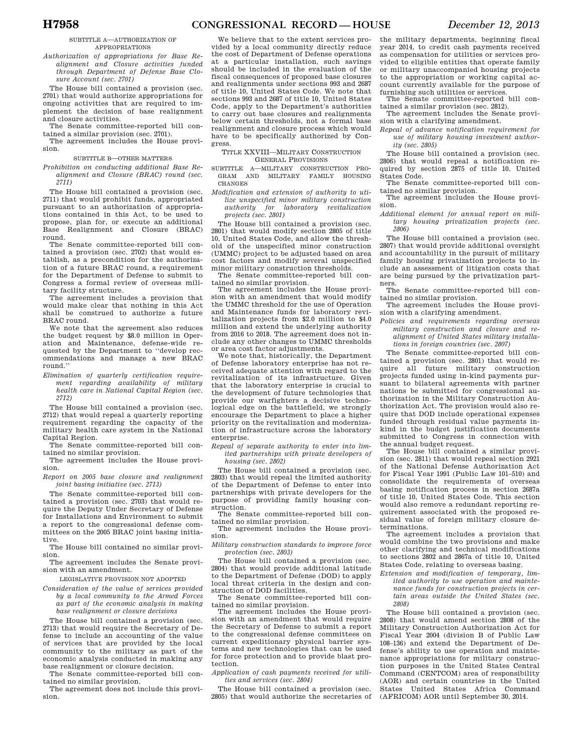SUBTITLE A—AUTHORIZATION OF APPROPRIATIONS

*Authorization of appropriations for Base Realignment and Closure activities funded through Department of Defense Base Closure Account (sec. 2701)*

The House bill contained a provision (sec. 2701) that would authorize appropriations for ongoing activities that are required to implement the decision of base realignment and closure activities.

The Senate committee-reported bill contained a similar provision (sec. 2701).

The agreement includes the House provision.

SUBTITLE B—OTHER MATTERS

*Prohibition on conducting additional Base Realignment and Closure (BRAC) round (sec. 2711)*

The House bill contained a provision (sec. 2711) that would prohibit funds, appropriated pursuant to an authorization of appropriations contained in this Act, to be used to propose, plan for, or execute an additional Base Realignment and Closure (BRAC) round.

The Senate committee-reported bill contained a provision (sec. 2702) that would establish, as a precondition for the authorization of a future BRAC round, a requirement for the Department of Defense to submit to Congress a formal review of overseas military facility structure.

The agreement includes a provision that would make clear that nothing in this Act shall be construed to authorize a future BRAC round.

We note that the agreement also reduces the budget request by $8.0 million in Operation and Maintenance, defense-wide requested by the Department to ''develop recommendations and manage a new BRAC round.''

*Elimination of quarterly certification requirement regarding availability of military health care in National Capital Region (sec. 2712)*

The House bill contained a provision (sec. 2712) that would repeal a quarterly reporting requirement regarding the capacity of the military health care system in the National Capital Region.

The Senate committee-reported bill contained no similar provision.

The agreement includes the House provision.

*Report on 2005 base closure and realignment joint basing initiative (sec. 2713)*

The Senate committee-reported bill contained a provision (sec. 2703) that would require the Deputy Under Secretary of Defense for Installations and Environment to submit a report to the congressional defense committees on the 2005 BRAC joint basing initiative.

The House bill contained no similar provision.

The agreement includes the Senate provision with an amendment.

LEGISLATIVE PROVISION NOT ADOPTED

*Consideration of the value of services provided by a local community to the Armed Forces as part of the economic analysis in making base realignment or closure decisions*

The House bill contained a provision (sec. 2713) that would require the Secretary of Defense to include an accounting of the value of services that are provided by the local community to the military as part of the economic analysis conducted in making any base realignment or closure decision.

The Senate committee-reported bill contained no similar provision.

The agreement does not include this provision.

We believe that to the extent services provided by a local community directly reduce the cost of Department of Defense operations at a particular installation, such savings should be included in the evaluation of the fiscal consequences of proposed base closures and realignments under sections 993 and 2687 of title 10, United States Code. We note that sections 993 and 2687 of title 10, United States Code, apply to the Department's authorities to carry out base closures and realignments below certain thresholds, not a formal base realignment and closure process which would have to be specifically authorized by Congress.

TITLE XXVIII—MILITARY CONSTRUCTION GENERAL PROVISIONS

SUBTITLE A—MILITARY CONSTRUCTION PROGRAM AND MILITARY FAMILY HOUSING CHANGES

*Modification and extension of authority to utilize unspecified minor military construction authority for laboratory revitalization projects (sec. 2801)*

The House bill contained a provision (sec. 2801) that would modify section 2805 of title 10, United States Code, and allow the threshold of the unspecified minor construction (UMMC) project to be adjusted based on area cost factors and modify several unspecified minor military construction thresholds.

The Senate committee-reported bill contained no similar provision.

The agreement includes the House provision with an amendment that would modify the UMMC threshold for the use of Operation and Maintenance funds for laboratory revitalization projects from $2.0 million to $4.0 million and extend the underlying authority from 2016 to 2018. The agreement does not include any other changes to UMMC thresholds or area cost factor adjustments.

We note that, historically, the Department of Defense laboratory enterprise has not received adequate attention with regard to the revitalization of its infrastructure. Given that the laboratory enterprise is crucial to the development of future technologies that provide our warfighters a decisive technological edge on the battlefield, we strongly encourage the Department to place a higher priority on the revitalization and modernization of infrastructure across the laboratory enterprise.

*Repeal of separate authority to enter into limited partnerships with private developers of housing (sec. 2802)*

The House bill contained a provision (sec. 2803) that would repeal the limited authority of the Department of Defense to enter into partnerships with private developers for the purpose of providing family housing construction.

The Senate committee-reported bill contained no similar provision.

The agreement includes the House provision.

*Military construction standards to improve force protection (sec. 2803)*

The House bill contained a provision (sec. 2804) that would provide additional latitude to the Department of Defense (DOD) to apply local threat criteria in the design and construction of DOD facilities.

The Senate committee-reported bill contained no similar provision.

The agreement includes the House provision with an amendment that would require the Secretary of Defense to submit a report to the congressional defense committees on current expeditionary physical barrier systems and new technologies that can be used for force protection and to provide blast protection.

*Application of cash payments received for utilities and services (sec. 2804)*

The House bill contained a provision (sec. 2805) that would authorize the secretaries of the military departments, beginning fiscal year 2014, to credit cash payments received as compensation for utilities or services provided to eligible entities that operate family or military unaccompanied housing projects to the appropriation or working capital account currently available for the purpose of furnishing such utilities or services.

The Senate committee-reported bill contained a similar provision (sec. 2812).

The agreement includes the Senate provision with a clarifying amendment.

*Repeal of advance notification requirement for use of military housing investment authority (sec. 2805)*

The House bill contained a provision (sec. 2806) that would repeal a notification required by section 2875 of title 10, United States Code.

The Senate committee-reported bill contained no similar provision.

The agreement includes the House provision.

*Additional element for annual report on military housing privatization projects (sec. 2806)*

The House bill contained a provision (sec. 2807) that would provide additional oversight and accountability in the pursuit of military family housing privatization projects to include an assessment of litigation costs that are being pursued by the privatization partners.

The Senate committee-reported bill contained no similar provision.

The agreement includes the House provision with a clarifying amendment.

*Policies and requirements regarding overseas military construction and closure and realignment of United States military installations in foreign countries (sec. 2807)*

The Senate committee-reported bill contained a provision (sec. 2801) that would require all future military construction projects funded using in-kind payments pursuant to bilateral agreements with partner nations be submitted for congressional authorization in the Military Construction Authorization Act. The provision would also require that DOD include operational expenses funded through residual value payments in-kind in the budget justification documents submitted to Congress in connection with the annual budget request.

The House bill contained a similar provision (sec. 2811) that would repeal section 2921 of the National Defense Authorization Act for Fiscal Year 1991 (Public Law 101–510) and consolidate the requirements of overseas basing notification process in section 2687a of title 10, United States Code. This section would also remove a redundant reporting requirement associated with the proposed residual value of foreign military closure determinations.

The agreement includes a provision that would combine the two provisions and make other clarifying and technical modifications to sections 2802 and 2867a of title 10, United States Code, relating to overseas basing.

*Extension and modification of temporary, limited authority to use operation and maintenance funds for construction projects in certain areas outside the United States (sec. 2808)*

The House bill contained a provision (sec. 2808) that would amend section 2808 of the Military Construction Authorization Act for Fiscal Year 2004 (division B of Public Law 108–136) and extend the Department of Defense's ability to use operation and maintenance appropriations for military construction purposes in the United States Central Command (CENTCOM) area of responsibility (AOR) and certain countries in the United States United States Africa Command (AFRICOM) AOR until September 30, 2014.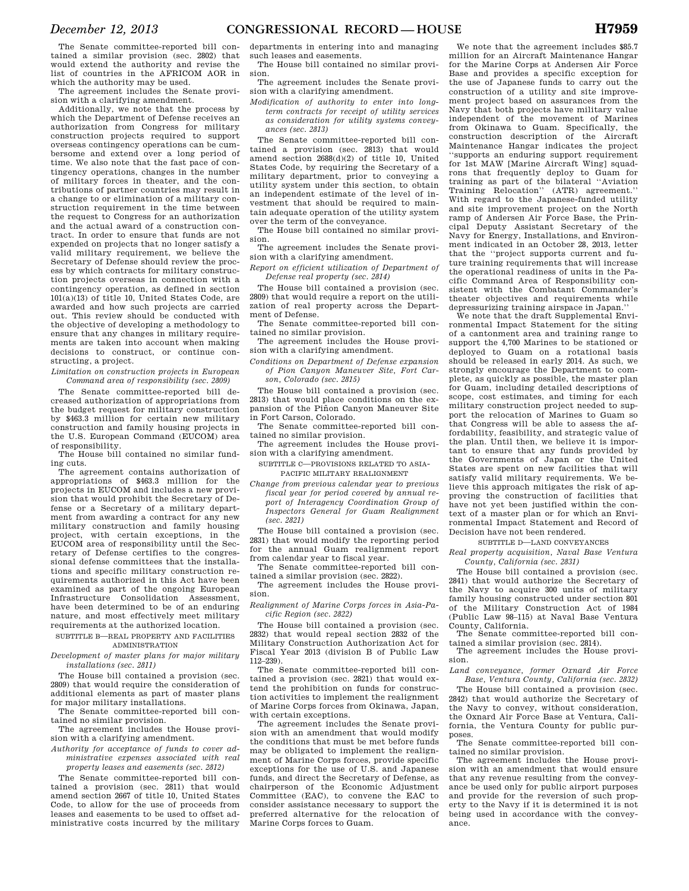The Senate committee-reported bill contained a similar provision (sec. 2802) that would extend the authority and revise the list of countries in the AFRICOM AOR in which the authority may be used.

The agreement includes the Senate provision with a clarifying amendment.

Additionally, we note that the process by which the Department of Defense receives an authorization from Congress for military construction projects required to support overseas contingency operations can be cumbersome and extend over a long period of time. We also note that the fast pace of contingency operations, changes in the number of military forces in theater, and the contributions of partner countries may result in a change to or elimination of a military construction requirement in the time between the request to Congress for an authorization and the actual award of a construction contract. In order to ensure that funds are not expended on projects that no longer satisfy a valid military requirement, we believe the Secretary of Defense should review the process by which contracts for military construction projects overseas in connection with a contingency operation, as defined in section 101(a)(13) of title 10, United States Code, are awarded and how such projects are carried out. This review should be conducted with the objective of developing a methodology to ensure that any changes in military requirements are taken into account when making decisions to construct, or continue constructing, a project.

*Limitation on construction projects in European Command area of responsibility (sec. 2809)*

The Senate committee-reported bill decreased authorization of appropriations from the budget request for military construction by $463.3 million for certain new military construction and family housing projects in the U.S. European Command (EUCOM) area of responsibility.

The House bill contained no similar funding cuts.

The agreement contains authorization of appropriations of $463.3 million for the projects in EUCOM and includes a new provision that would prohibit the Secretary of Defense or a Secretary of a military department from awarding a contract for any new military construction and family housing project, with certain exceptions, in the EUCOM area of responsibility until the Secretary of Defense certifies to the congressional defense committees that the installations and specific military construction requirements authorized in this Act have been examined as part of the ongoing European Infrastructure Consolidation Assessment, have been determined to be of an enduring nature, and most effectively meet military requirements at the authorized location.

SUBTITLE B—REAL PROPERTY AND FACILITIES ADMINISTRATION

*Development of master plans for major military installations (sec. 2811)*

The House bill contained a provision (sec. 2809) that would require the consideration of additional elements as part of master plans for major military installations.

The Senate committee-reported bill contained no similar provision.

The agreement includes the House provision with a clarifying amendment.

*Authority for acceptance of funds to cover administrative expenses associated with real property leases and easements (sec. 2812)*

The Senate committee-reported bill contained a provision (sec. 2811) that would amend section 2667 of title 10, United States Code, to allow for the use of proceeds from leases and easements to be used to offset administrative costs incurred by the military departments in entering into and managing such leases and easements.

The House bill contained no similar provision.

The agreement includes the Senate provision with a clarifying amendment.

*Modification of authority to enter into long-term contracts for receipt of utility services as consideration for utility systems conveyances (sec. 2813)*

The Senate committee-reported bill contained a provision (sec. 2813) that would amend section 2688(d)(2) of title 10, United States Code, by requiring the Secretary of a military department, prior to conveying a utility system under this section, to obtain an independent estimate of the level of investment that should be required to maintain adequate operation of the utility system over the term of the conveyance.

The House bill contained no similar provision.

The agreement includes the Senate provision with a clarifying amendment.

*Report on efficient utilization of Department of Defense real property (sec. 2814)*

The House bill contained a provision (sec. 2809) that would require a report on the utilization of real property across the Department of Defense.

The Senate committee-reported bill contained no similar provision.

The agreement includes the House provision with a clarifying amendment.

*Conditions on Department of Defense expansion of Pion Canyon Maneuver Site, Fort Carson, Colorado (sec. 2815)*

The House bill contained a provision (sec. 2813) that would place conditions on the expansion of the Piñon Canyon Maneuver Site in Fort Carson, Colorado.

The Senate committee-reported bill contained no similar provision.

The agreement includes the House provision with a clarifying amendment.

SUBTITLE C—PROVISIONS RELATED TO ASIA-PACIFIC MILITARY REALIGNMENT

*Change from previous calendar year to previous fiscal year for period covered by annual report of Interagency Coordination Group of Inspectors General for Guam Realignment (sec. 2821)*

The House bill contained a provision (sec. 2831) that would modify the reporting period for the annual Guam realignment report from calendar year to fiscal year.

The Senate committee-reported bill contained a similar provision (sec. 2822).

The agreement includes the House provision.

*Realignment of Marine Corps forces in Asia-Pacific Region (sec. 2822)*

The House bill contained a provision (sec. 2832) that would repeal section 2832 of the Military Construction Authorization Act for Fiscal Year 2013 (division B of Public Law 112–239).

The Senate committee-reported bill contained a provision (sec. 2821) that would extend the prohibition on funds for construction activities to implement the realignment of Marine Corps forces from Okinawa, Japan, with certain exceptions.

The agreement includes the Senate provision with an amendment that would modify the conditions that must be met before funds may be obligated to implement the realignment of Marine Corps forces, provide specific exceptions for the use of U.S. and Japanese funds, and direct the Secretary of Defense, as chairperson of the Economic Adjustment Committee (EAC), to convene the EAC to consider assistance necessary to support the preferred alternative for the relocation of Marine Corps forces to Guam.

We note that the agreement includes $85.7 million for an Aircraft Maintenance Hangar for the Marine Corps at Andersen Air Force Base and provides a specific exception for the use of Japanese funds to carry out the construction of a utility and site improvement project based on assurances from the Navy that both projects have military value independent of the movement of Marines from Okinawa to Guam. Specifically, the construction description of the Aircraft Maintenance Hangar indicates the project ''supports an enduring support requirement for 1st MAW [Marine Aircraft Wing] squadrons that frequently deploy to Guam for training as part of the bilateral ''Aviation Training Relocation'' (ATR) agreement.'' With regard to the Japanese-funded utility and site improvement project on the North ramp of Andersen Air Force Base, the Principal Deputy Assistant Secretary of the Navy for Energy, Installations, and Environment indicated in an October 28, 2013, letter that the ''project supports current and future training requirements that will increase the operational readiness of units in the Pacific Command Area of Responsibility consistent with the Combatant Commander's theater objectives and requirements while depressurizing training airspace in Japan.''

We note that the draft Supplemental Environmental Impact Statement for the siting of a cantonment area and training range to support the 4,700 Marines to be stationed or deployed to Guam on a rotational basis should be released in early 2014. As such, we strongly encourage the Department to complete, as quickly as possible, the master plan for Guam, including detailed descriptions of scope, cost estimates, and timing for each military construction project needed to support the relocation of Marines to Guam so that Congress will be able to assess the affordability, feasibility, and strategic value of the plan. Until then, we believe it is important to ensure that any funds provided by the Governments of Japan or the United States are spent on new facilities that will satisfy valid military requirements. We believe this approach mitigates the risk of approving the construction of facilities that have not yet been justified within the context of a master plan or for which an Environmental Impact Statement and Record of Decision have not been rendered.

SUBTITLE D—LAND CONVEYANCES

*Real property acquisition, Naval Base Ventura County, California (sec. 2831)*

The House bill contained a provision (sec. 2841) that would authorize the Secretary of the Navy to acquire 300 units of military family housing constructed under section 801 of the Military Construction Act of 1984 (Public Law 98–115) at Naval Base Ventura County, California.

The Senate committee-reported bill contained a similar provision (sec. 2814).

The agreement includes the House provision.

*Land conveyance, former Oxnard Air Force Base, Ventura County, California (sec. 2832)*

The House bill contained a provision (sec. 2842) that would authorize the Secretary of the Navy to convey, without consideration, the Oxnard Air Force Base at Ventura, California, the Ventura County for public purposes.

The Senate committee-reported bill contained no similar provision.

The agreement includes the House provision with an amendment that would ensure that any revenue resulting from the conveyance be used only for public airport purposes and provide for the reversion of such property to the Navy if it is determined it is not being used in accordance with the conveyance.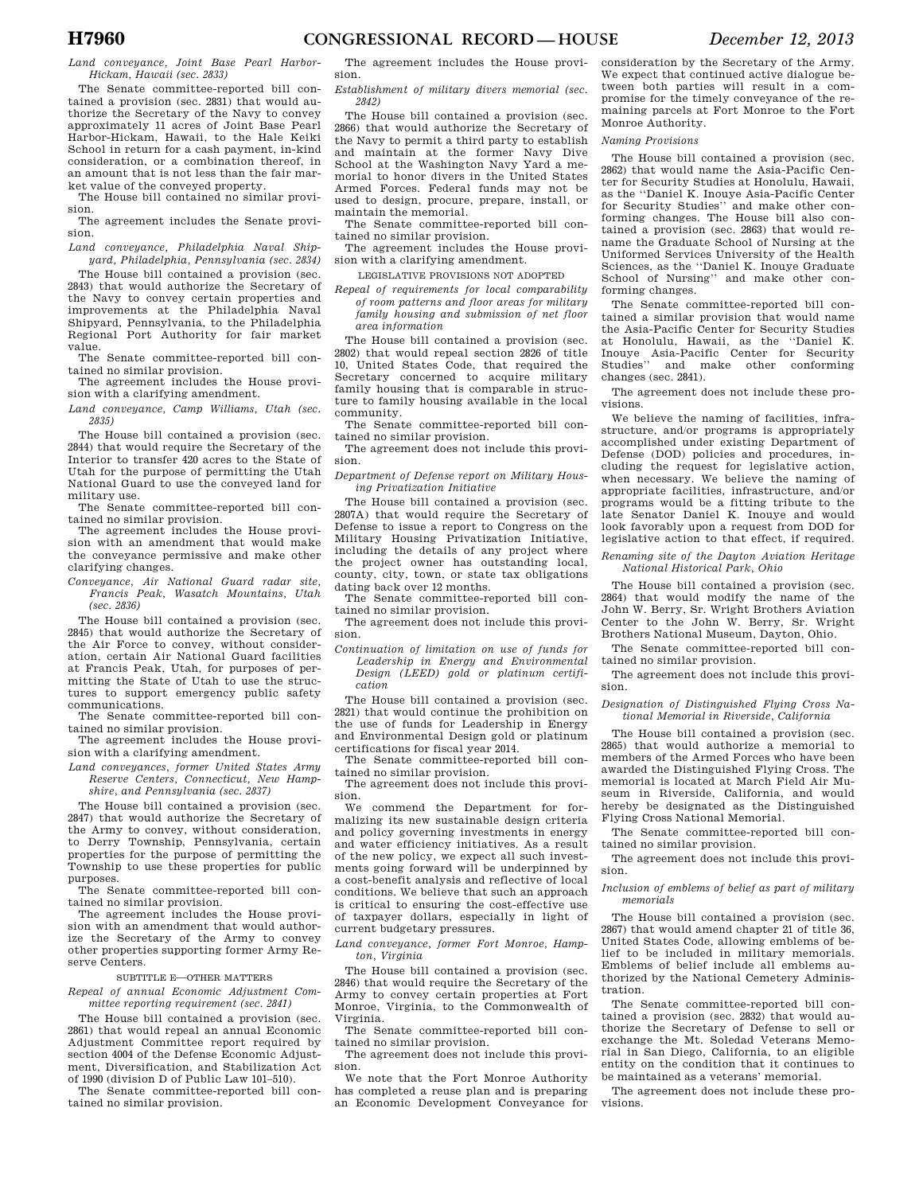*Land conveyance, Joint Base Pearl Harbor-Hickam, Hawaii (sec. 2833)*

The Senate committee-reported bill contained a provision (sec. 2831) that would authorize the Secretary of the Navy to convey approximately 11 acres of Joint Base Pearl Harbor-Hickam, Hawaii, to the Hale Keiki School in return for a cash payment, in-kind consideration, or a combination thereof, in an amount that is not less than the fair market value of the conveyed property.

The House bill contained no similar provision.

The agreement includes the Senate provision.

*Land conveyance, Philadelphia Naval Shipyard, Philadelphia, Pennsylvania (sec. 2834)*

The House bill contained a provision (sec. 2843) that would authorize the Secretary of the Navy to convey certain properties and improvements at the Philadelphia Naval Shipyard, Pennsylvania, to the Philadelphia Regional Port Authority for fair market value.

The Senate committee-reported bill contained no similar provision.

The agreement includes the House provision with a clarifying amendment.

*Land conveyance, Camp Williams, Utah (sec. 2835)*

The House bill contained a provision (sec. 2844) that would require the Secretary of the Interior to transfer 420 acres to the State of Utah for the purpose of permitting the Utah National Guard to use the conveyed land for military use.

The Senate committee-reported bill contained no similar provision.

The agreement includes the House provision with an amendment that would make the conveyance permissive and make other clarifying changes.

*Conveyance, Air National Guard radar site, Francis Peak, Wasatch Mountains, Utah (sec. 2836)*

The House bill contained a provision (sec. 2845) that would authorize the Secretary of the Air Force to convey, without consideration, certain Air National Guard facilities at Francis Peak, Utah, for purposes of permitting the State of Utah to use the structures to support emergency public safety communications.

The Senate committee-reported bill contained no similar provision.

The agreement includes the House provision with a clarifying amendment.

*Land conveyances, former United States Army Reserve Centers, Connecticut, New Hampshire, and Pennsylvania (sec. 2837)*

The House bill contained a provision (sec. 2847) that would authorize the Secretary of the Army to convey, without consideration, to Derry Township, Pennsylvania, certain properties for the purpose of permitting the Township to use these properties for public purposes.

The Senate committee-reported bill contained no similar provision.

The agreement includes the House provision with an amendment that would authorize the Secretary of the Army to convey other properties supporting former Army Reserve Centers.

SUBTITLE E—OTHER MATTERS

*Repeal of annual Economic Adjustment Committee reporting requirement (sec. 2841)*

The House bill contained a provision (sec. 2861) that would repeal an annual Economic Adjustment Committee report required by section 4004 of the Defense Economic Adjustment, Diversification, and Stabilization Act of 1990 (division D of Public Law 101–510).

The Senate committee-reported bill contained no similar provision.

The agreement includes the House provision.

*Establishment of military divers memorial (sec. 2842)*

The House bill contained a provision (sec. 2866) that would authorize the Secretary of the Navy to permit a third party to establish and maintain at the former Navy Dive School at the Washington Navy Yard a memorial to honor divers in the United States Armed Forces. Federal funds may not be used to design, procure, prepare, install, or maintain the memorial.

The Senate committee-reported bill contained no similar provision.

The agreement includes the House provision with a clarifying amendment.

LEGISLATIVE PROVISIONS NOT ADOPTED

*Repeal of requirements for local comparability of room patterns and floor areas for military family housing and submission of net floor area information*

The House bill contained a provision (sec. 2802) that would repeal section 2826 of title 10, United States Code, that required the Secretary concerned to acquire military family housing that is comparable in structure to family housing available in the local community.

The Senate committee-reported bill contained no similar provision.

The agreement does not include this provision.

*Department of Defense report on Military Housing Privatization Initiative*

The House bill contained a provision (sec. 2807A) that would require the Secretary of Defense to issue a report to Congress on the Military Housing Privatization Initiative, including the details of any project where the project owner has outstanding local, county, city, town, or state tax obligations dating back over 12 months.

The Senate committee-reported bill contained no similar provision.

The agreement does not include this provision.

*Continuation of limitation on use of funds for Leadership in Energy and Environmental Design (LEED) gold or platinum certification*

The House bill contained a provision (sec. 2821) that would continue the prohibition on the use of funds for Leadership in Energy and Environmental Design gold or platinum certifications for fiscal year 2014.

The Senate committee-reported bill contained no similar provision.

The agreement does not include this provision.

We commend the Department for formalizing its new sustainable design criteria and policy governing investments in energy and water efficiency initiatives. As a result of the new policy, we expect all such investments going forward will be underpinned by a cost-benefit analysis and reflective of local conditions. We believe that such an approach is critical to ensuring the cost-effective use of taxpayer dollars, especially in light of current budgetary pressures.

*Land conveyance, former Fort Monroe, Hampton, Virginia*

The House bill contained a provision (sec. 2846) that would require the Secretary of the Army to convey certain properties at Fort Monroe, Virginia, to the Commonwealth of Virginia.

The Senate committee-reported bill contained no similar provision.

The agreement does not include this provision.

We note that the Fort Monroe Authority has completed a reuse plan and is preparing an Economic Development Conveyance for consideration by the Secretary of the Army. We expect that continued active dialogue between both parties will result in a compromise for the timely conveyance of the remaining parcels at Fort Monroe to the Fort Monroe Authority.

*Naming Provisions*

The House bill contained a provision (sec. 2862) that would name the Asia-Pacific Center for Security Studies at Honolulu, Hawaii, as the ''Daniel K. Inouye Asia-Pacific Center for Security Studies'' and make other conforming changes. The House bill also contained a provision (sec. 2863) that would rename the Graduate School of Nursing at the Uniformed Services University of the Health Sciences, as the ''Daniel K. Inouye Graduate School of Nursing'' and make other conforming changes.

The Senate committee-reported bill contained a similar provision that would name the Asia-Pacific Center for Security Studies at Honolulu, Hawaii, as the ''Daniel K. Inouye Asia-Pacific Center for Security Studies'' and make other conforming changes (sec. 2841).

The agreement does not include these provisions.

We believe the naming of facilities, infrastructure, and/or programs is appropriately accomplished under existing Department of Defense (DOD) policies and procedures, including the request for legislative action, when necessary. We believe the naming of appropriate facilities, infrastructure, and/or programs would be a fitting tribute to the late Senator Daniel K. Inouye and would look favorably upon a request from DOD for legislative action to that effect, if required.

*Renaming site of the Dayton Aviation Heritage National Historical Park, Ohio*

The House bill contained a provision (sec. 2864) that would modify the name of the John W. Berry, Sr. Wright Brothers Aviation Center to the John W. Berry, Sr. Wright Brothers National Museum, Dayton, Ohio.

The Senate committee-reported bill contained no similar provision.

The agreement does not include this provision.

*Designation of Distinguished Flying Cross National Memorial in Riverside, California*

The House bill contained a provision (sec. 2865) that would authorize a memorial to members of the Armed Forces who have been awarded the Distinguished Flying Cross. The memorial is located at March Field Air Museum in Riverside, California, and would hereby be designated as the Distinguished Flying Cross National Memorial.

The Senate committee-reported bill contained no similar provision.

The agreement does not include this provision.

*Inclusion of emblems of belief as part of military memorials*

The House bill contained a provision (sec. 2867) that would amend chapter 21 of title 36, United States Code, allowing emblems of belief to be included in military memorials. Emblems of belief include all emblems authorized by the National Cemetery Administration.

The Senate committee-reported bill contained a provision (sec. 2832) that would authorize the Secretary of Defense to sell or exchange the Mt. Soledad Veterans Memorial in San Diego, California, to an eligible entity on the condition that it continues to be maintained as a veterans' memorial.

The agreement does not include these provisions.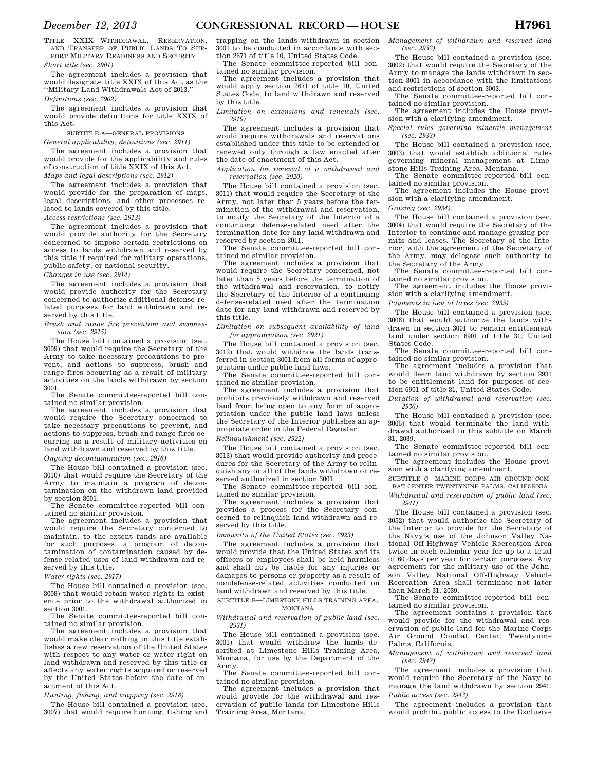TITLE XXIX—WITHDRAWAL, RESERVATION, AND TRANSFER OF PUBLIC LANDS TO SUPPORT MILITARY READINESS AND SECURITY

*Short title (sec. 2901)*

The agreement includes a provision that would designate title XXIX of this Act as the ''Military Land Withdrawals Act of 2013.''

*Definitions (sec. 2902)*

The agreement includes a provision that would provide definitions for title XXIX of this Act.

SUBTITLE A—GENERAL PROVISIONS

*General applicability; definitions (sec. 2911)*

The agreement includes a provision that would provide for the applicability and rules of construction of title XXIX of this Act.

*Maps and legal descriptions (sec. 2912)*

The agreement includes a provision that would provide for the preparation of maps, legal descriptions, and other processes related to lands covered by this title.

*Access restrictions (sec. 2913)*

The agreement includes a provision that would provide authority for the Secretary concerned to impose certain restrictions on access to lands withdrawn and reserved by this title if required for military operations, public safety, or national security.

*Changes in use (sec. 2914)*

The agreement includes a provision that would provide authority for the Secretary concerned to authorize additional defense-related purposes for land withdrawn and reserved by this title.

*Brush and range fire prevention and suppression (sec. 2915)*

The House bill contained a provision (sec. 3009) that would require the Secretary of the Army to take necessary precautions to prevent, and actions to suppress, brush and range fires occurring as a result of military activities on the lands withdrawn by section 3001.

The Senate committee-reported bill contained no similar provision.

The agreement includes a provision that would require the Secretary concerned to take necessary precautions to prevent, and actions to suppress, brush and range fires occurring as a result of military activities on land withdrawn and reserved by this title.

*Ongoing decontamination (sec. 2916)*

The House bill contained a provision (sec. 3010) that would require the Secretary of the Army to maintain a program of decontamination on the withdrawn land provided by section 3001.

The Senate committee-reported bill contained no similar provision.

The agreement includes a provision that would require the Secretary concerned to maintain, to the extent funds are available for such purposes, a program of decontamination of contamination caused by defense-related uses of land withdrawn and reserved by this title.

*Water rights (sec. 2917)*

The House bill contained a provision (sec. 3008) that would retain water rights in existence prior to the withdrawal authorized in section 3001.

The Senate committee-reported bill contained no similar provision.

The agreement includes a provision that would make clear nothing in this title establishes a new reservation of the United States with respect to any water or water right on land withdrawn and reserved by this title or affects any water rights acquired or reserved by the United States before the date of enactment of this Act.

*Hunting, fishing, and trapping (sec. 2918)*

The House bill contained a provision (sec. 3007) that would require hunting, fishing and trapping on the lands withdrawn in section 3001 to be conducted in accordance with section 2671 of title 10, United States Code.

The Senate committee-reported bill contained no similar provision.

The agreement includes a provision that would apply section 2671 of title 10, United States Code, to land withdrawn and reserved by this title.

*Limitation on extensions and renewals (sec. 2919)*

The agreement includes a provision that would require withdrawals and reservations established under this title to be extended or renewed only through a law enacted after the date of enactment of this Act.

*Application for renewal of a withdrawal and reservation (sec. 2920)*

The House bill contained a provision (sec. 3011) that would require the Secretary of the Army, not later than 5 years before the termination of the withdrawal and reservation, to notify the Secretary of the Interior of a continuing defense-related need after the termination date for any land withdrawn and reserved by section 3011.

The Senate committee-reported bill contained no similar provision.

The agreement includes a provision that would require the Secretary concerned, not later than 5 years before the termination of the withdrawal and reservation, to notify the Secretary of the Interior of a continuing defense-related need after the termination date for any land withdrawn and reserved by this title.

*Limitation on subsequent availability of land for appropriation (sec. 2921)*

The House bill contained a provision (sec. 3012) that would withdraw the lands transferred in section 3001 from all forms of appropriation under public land laws.

The Senate committee-reported bill contained no similar provision.

The agreement includes a provision that prohibits previously withdrawn and reserved land from being open to any form of appropriation under the public land laws unless the Secretary of the Interior publishes an appropriate order in the Federal Register.

*Relinquishment (sec. 2922)*

The House bill contained a provision (sec. 3013) that would provide authority and procedures for the Secretary of the Army to relinquish any or all of the lands withdrawn or reserved authorized in section 3001.

The Senate committee-reported bill contained no similar provision.

The agreement includes a provision that provides a process for the Secretary concerned to relinquish land withdrawn and reserved by this title.

*Immunity of the United States (sec. 2923)*

The agreement includes a provision that would provide that the United States and its officers or employees shall be held harmless and shall not be liable for any injuries or damages to persons or property as a result of nondefense-related activities conducted on land withdrawn and reserved by this title.

SUBTITLE B—LIMESTONE HILLS TRAINING AREA, MONTANA

*Withdrawal and reservation of public land (sec. 2931)*

The House bill contained a provision (sec. 3001) that would withdraw the lands described at Limestone Hills Training Area, Montana, for use by the Department of the Army.

The Senate committee-reported bill contained no similar provision.

The agreement includes a provision that would provide for the withdrawal and reservation of public lands for Limestone Hills Training Area, Montana.

*Management of withdrawn and reserved land (sec. 2932)*

The House bill contained a provision (sec. 3002) that would require the Secretary of the Army to manage the lands withdrawn in section 3001 in accordance with the limitations and restrictions of section 3003.

The Senate committee-reported bill contained no similar provision.

The agreement includes the House provision with a clarifying amendment.

*Special rules governing minerals management (sec. 2933)*

The House bill contained a provision (sec. 3003) that would establish additional rules governing mineral management at Limestone Hills Training Area, Montana.

The Senate committee-reported bill contained no similar provision.

The agreement includes the House provision with a clarifying amendment.

*Grazing (sec. 2934)*

The House bill contained a provision (sec. 3004) that would require the Secretary of the Interior to continue and manage grazing permits and leases. The Secretary of the Interior, with the agreement of the Secretary of the Army, may delegate such authority to the Secretary of the Army.

The Senate committee-reported bill contained no similar provision.

The agreement includes the House provision with a clarifying amendment.

*Payments in lieu of taxes (sec. 2935)*

The House bill contained a provision (sec. 3006) that would authorize the lands withdrawn in section 3001 to remain entitlement land under section 6901 of title 31, United States Code.

The Senate committee-reported bill contained no similar provision.

The agreement includes a provision that would deem land withdrawn by section 2931 to be entitlement land for purposes of section 6901 of title 31, United States Code.

*Duration of withdrawal and reservation (sec. 2936)*

The House bill contained a provision (sec. 3005) that would terminate the land withdrawal authorized in this subtitle on March 31, 2039.

The Senate committee-reported bill contained no similar provision.

The agreement includes the House provision with a clarifying amendment.

SUBTITLE C—MARINE CORPS AIR GROUND COMBAT CENTER TWENTYNINE PALMS, CALIFORNIA

*Withdrawal and reservation of public land (sec. 2941)*

The House bill contained a provision (sec. 3052) that would authorize the Secretary of the Interior to provide for the Secretary of the Navy's use of the Johnson Valley National Off-Highway Vehicle Recreation Area twice in each calendar year for up to a total of 60 days per year for certain purposes. Any agreement for the military use of the Johnson Valley National Off-Highway Vehicle Recreation Area shall terminate not later than March 31, 2039.

The Senate committee-reported bill contained no similar provision.

The agreement contains a provision that would provide for the withdrawal and reservation of public land for the Marine Corps Air Ground Combat Center, Twentynine Palms, California.

*Management of withdrawn and reserved land (sec. 2942)*

The agreement includes a provision that would require the Secretary of the Navy to manage the land withdrawn by section 2941.

*Public access (sec. 2943)*

The agreement includes a provision that would prohibit public access to the Exclusive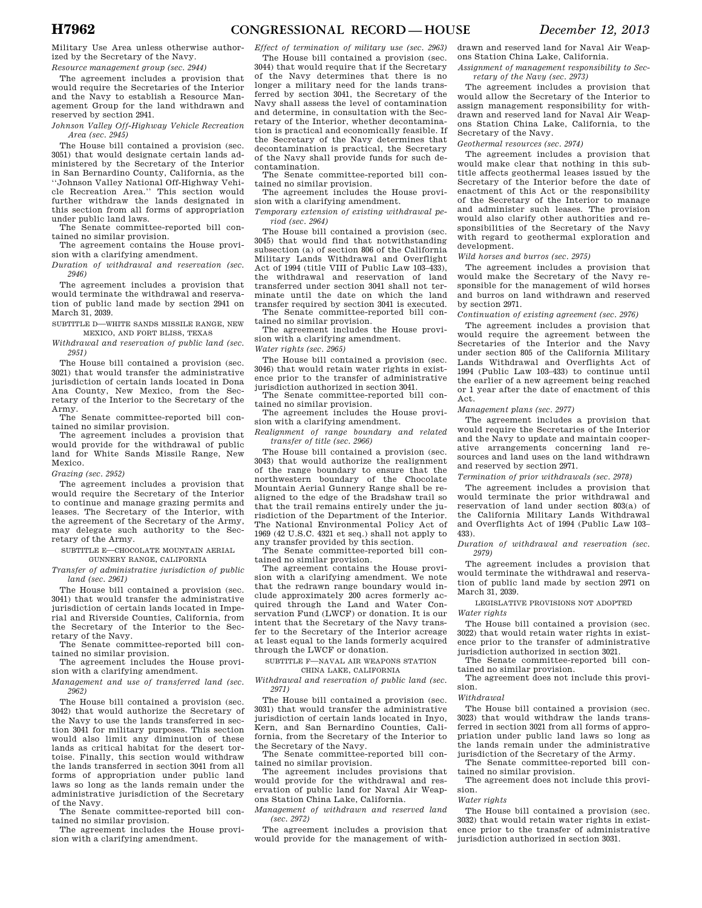Military Use Area unless otherwise authorized by the Secretary of the Navy.

*Resource management group (sec. 2944)*

The agreement includes a provision that would require the Secretaries of the Interior and the Navy to establish a Resource Management Group for the land withdrawn and reserved by section 2941.

*Johnson Valley Off-Highway Vehicle Recreation Area (sec. 2945)*

The House bill contained a provision (sec. 3051) that would designate certain lands administered by the Secretary of the Interior in San Bernardino County, California, as the ''Johnson Valley National Off-Highway Vehicle Recreation Area.'' This section would further withdraw the lands designated in this section from all forms of appropriation under public land laws.

The Senate committee-reported bill contained no similar provision.

The agreement contains the House provision with a clarifying amendment.

*Duration of withdrawal and reservation (sec. 2946)*

The agreement includes a provision that would terminate the withdrawal and reservation of public land made by section 2941 on March 31, 2039.

SUBTITLE D—WHITE SANDS MISSILE RANGE, NEW MEXICO, AND FORT BLISS, TEXAS

*Withdrawal and reservation of public land (sec. 2951)*

The House bill contained a provision (sec. 3021) that would transfer the administrative jurisdiction of certain lands located in Dona Ana County, New Mexico, from the Secretary of the Interior to the Secretary of the Army.

The Senate committee-reported bill contained no similar provision.

The agreement includes a provision that would provide for the withdrawal of public land for White Sands Missile Range, New Mexico.

*Grazing (sec. 2952)*

The agreement includes a provision that would require the Secretary of the Interior to continue and manage grazing permits and leases. The Secretary of the Interior, with the agreement of the Secretary of the Army, may delegate such authority to the Secretary of the Army.

SUBTITLE E—CHOCOLATE MOUNTAIN AERIAL GUNNERY RANGE, CALIFORNIA

*Transfer of administrative jurisdiction of public land (sec. 2961)*

The House bill contained a provision (sec. 3041) that would transfer the administrative jurisdiction of certain lands located in Imperial and Riverside Counties, California, from the Secretary of the Interior to the Secretary of the Navy.

The Senate committee-reported bill contained no similar provision.

The agreement includes the House provision with a clarifying amendment.

*Management and use of transferred land (sec. 2962)*

The House bill contained a provision (sec. 3042) that would authorize the Secretary of the Navy to use the lands transferred in section 3041 for military purposes. This section would also limit any diminution of these lands as critical habitat for the desert tortoise. Finally, this section would withdraw the lands transferred in section 3041 from all forms of appropriation under public land laws so long as the lands remain under the administrative jurisdiction of the Secretary of the Navy.

The Senate committee-reported bill contained no similar provision.

The agreement includes the House provision with a clarifying amendment.

*Effect of termination of military use (sec. 2963)*

The House bill contained a provision (sec. 3044) that would require that if the Secretary of the Navy determines that there is no longer a military need for the lands transferred by section 3041, the Secretary of the Navy shall assess the level of contamination and determine, in consultation with the Secretary of the Interior, whether decontamination is practical and economically feasible. If the Secretary of the Navy determines that decontamination is practical, the Secretary of the Navy shall provide funds for such decontamination.

The Senate committee-reported bill contained no similar provision.

The agreement includes the House provision with a clarifying amendment.

*Temporary extension of existing withdrawal period (sec. 2964)*

The House bill contained a provision (sec. 3045) that would find that notwithstanding subsection (a) of section 806 of the California Military Lands Withdrawal and Overflight Act of 1994 (title VIII of Public Law 103–433), the withdrawal and reservation of land transferred under section 3041 shall not terminate until the date on which the land transfer required by section 3041 is executed.

The Senate committee-reported bill contained no similar provision.

The agreement includes the House provision with a clarifying amendment.

*Water rights (sec. 2965)*

The House bill contained a provision (sec. 3046) that would retain water rights in existence prior to the transfer of administrative jurisdiction authorized in section 3041.

The Senate committee-reported bill contained no similar provision.

The agreement includes the House provision with a clarifying amendment.

*Realignment of range boundary and related transfer of title (sec. 2966)*

The House bill contained a provision (sec. 3043) that would authorize the realignment of the range boundary to ensure that the northwestern boundary of the Chocolate Mountain Aerial Gunnery Range shall be realigned to the edge of the Bradshaw trail so that the trail remains entirely under the jurisdiction of the Department of the Interior. The National Environmental Policy Act of 1969 (42 U.S.C. 4321 et seq.) shall not apply to any transfer provided by this section.

The Senate committee-reported bill contained no similar provision.

The agreement contains the House provision with a clarifying amendment. We note that the redrawn range boundary would include approximately 200 acres formerly acquired through the Land and Water Conservation Fund (LWCF) or donation. It is our intent that the Secretary of the Navy transfer to the Secretary of the Interior acreage at least equal to the lands formerly acquired through the LWCF or donation.

SUBTITLE F—NAVAL AIR WEAPONS STATION CHINA LAKE, CALIFORNIA

*Withdrawal and reservation of public land (sec. 2971)*

The House bill contained a provision (sec. 3031) that would transfer the administrative jurisdiction of certain lands located in Inyo, Kern, and San Bernardino Counties, California, from the Secretary of the Interior to the Secretary of the Navy.

The Senate committee-reported bill contained no similar provision.

The agreement includes provisions that would provide for the withdrawal and reservation of public land for Naval Air Weapons Station China Lake, California.

*Management of withdrawn and reserved land (sec. 2972)*

The agreement includes a provision that would provide for the management of withdrawn and reserved land for Naval Air Weapons Station China Lake, California.

*Assignment of management responsibility to Secretary of the Navy (sec. 2973)*

The agreement includes a provision that would allow the Secretary of the Interior to assign management responsibility for withdrawn and reserved land for Naval Air Weapons Station China Lake, California, to the Secretary of the Navy.

*Geothermal resources (sec. 2974)*

The agreement includes a provision that would make clear that nothing in this subtitle affects geothermal leases issued by the Secretary of the Interior before the date of enactment of this Act or the responsibility of the Secretary of the Interior to manage and administer such leases. The provision would also clarify other authorities and responsibilities of the Secretary of the Navy with regard to geothermal exploration and development.

*Wild horses and burros (sec. 2975)*

The agreement includes a provision that would make the Secretary of the Navy responsible for the management of wild horses and burros on land withdrawn and reserved by section 2971.

*Continuation of existing agreement (sec. 2976)*

The agreement includes a provision that would require the agreement between the Secretaries of the Interior and the Navy under section 805 of the California Military Lands Withdrawal and Overflights Act of 1994 (Public Law 103–433) to continue until the earlier of a new agreement being reached or 1 year after the date of enactment of this Act.

*Management plans (sec. 2977)*

The agreement includes a provision that would require the Secretaries of the Interior and the Navy to update and maintain cooperative arrangements concerning land resources and land uses on the land withdrawn and reserved by section 2971.

*Termination of prior withdrawals (sec. 2978)*

The agreement includes a provision that would terminate the prior withdrawal and reservation of land under section 803(a) of the California Military Lands Withdrawal and Overflights Act of 1994 (Public Law 103–433).

*Duration of withdrawal and reservation (sec. 2979)*

The agreement includes a provision that would terminate the withdrawal and reservation of public land made by section 2971 on March 31, 2039.

LEGISLATIVE PROVISIONS NOT ADOPTED

*Water rights*

The House bill contained a provision (sec. 3022) that would retain water rights in existence prior to the transfer of administrative jurisdiction authorized in section 3021.

The Senate committee-reported bill contained no similar provision.

The agreement does not include this provision.

*Withdrawal*

The House bill contained a provision (sec. 3023) that would withdraw the lands transferred in section 3021 from all forms of appropriation under public land laws so long as the lands remain under the administrative jurisdiction of the Secretary of the Army.

The Senate committee-reported bill contained no similar provision.

The agreement does not include this provision.

*Water rights*

The House bill contained a provision (sec. 3032) that would retain water rights in existence prior to the transfer of administrative jurisdiction authorized in section 3031.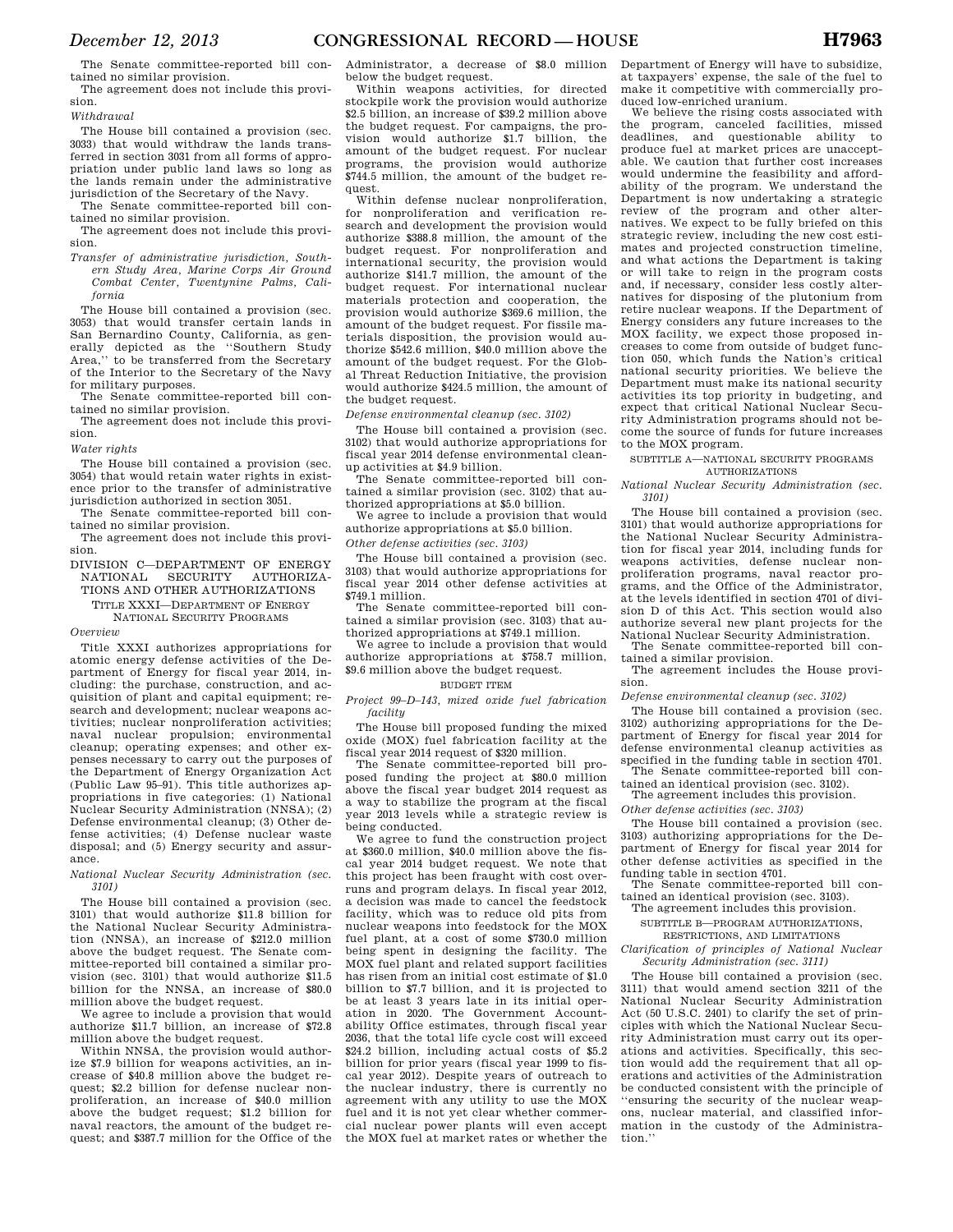The Senate committee-reported bill contained no similar provision.

The agreement does not include this provision.

*Withdrawal*

The House bill contained a provision (sec. 3033) that would withdraw the lands transferred in section 3031 from all forms of appropriation under public land laws so long as the lands remain under the administrative jurisdiction of the Secretary of the Navy.

The Senate committee-reported bill contained no similar provision.

The agreement does not include this provision.

*Transfer of administrative jurisdiction, Southern Study Area, Marine Corps Air Ground Combat Center, Twentynine Palms, California*

The House bill contained a provision (sec. 3053) that would transfer certain lands in San Bernardino County, California, as generally depicted as the ''Southern Study Area,'' to be transferred from the Secretary of the Interior to the Secretary of the Navy for military purposes.

The Senate committee-reported bill contained no similar provision.

The agreement does not include this provision.

*Water rights*

The House bill contained a provision (sec. 3054) that would retain water rights in existence prior to the transfer of administrative jurisdiction authorized in section 3051.

The Senate committee-reported bill contained no similar provision.

The agreement does not include this provision.

## DIVISION C—DEPARTMENT OF ENERGY NATIONAL SECURITY AUTHORIZATIONS AND OTHER AUTHORIZATIONS

### TITLE XXXI—DEPARTMENT OF ENERGY NATIONAL SECURITY PROGRAMS

*Overview*

Title XXXI authorizes appropriations for atomic energy defense activities of the Department of Energy for fiscal year 2014, including: the purchase, construction, and acquisition of plant and capital equipment; research and development; nuclear weapons activities; nuclear nonproliferation activities; naval nuclear propulsion; environmental cleanup; operating expenses; and other expenses necessary to carry out the purposes of the Department of Energy Organization Act (Public Law 95–91). This title authorizes appropriations in five categories: (1) National Nuclear Security Administration (NNSA); (2) Defense environmental cleanup; (3) Other defense activities; (4) Defense nuclear waste disposal; and (5) Energy security and assurance.

*National Nuclear Security Administration (sec. 3101)*

The House bill contained a provision (sec. 3101) that would authorize $11.8 billion for the National Nuclear Security Administration (NNSA), an increase of $212.0 million above the budget request. The Senate committee-reported bill contained a similar provision (sec. 3101) that would authorize $11.5 billion for the NNSA, an increase of $80.0 million above the budget request.

We agree to include a provision that would authorize $11.7 billion, an increase of $72.8 million above the budget request.

Within NNSA, the provision would authorize $7.9 billion for weapons activities, an increase of $40.8 million above the budget request; $2.2 billion for defense nuclear nonproliferation, an increase of $40.0 million above the budget request; $1.2 billion for naval reactors, the amount of the budget request; and $387.7 million for the Office of the Administrator, a decrease of $8.0 million below the budget request.

Within weapons activities, for directed stockpile work the provision would authorize $2.5 billion, an increase of $39.2 million above the budget request. For campaigns, the provision would authorize $1.7 billion, the amount of the budget request. For nuclear programs, the provision would authorize $744.5 million, the amount of the budget request.

Within defense nuclear nonproliferation, for nonproliferation and verification research and development the provision would authorize $388.8 million, the amount of the budget request. For nonproliferation and international security, the provision would authorize $141.7 million, the amount of the budget request. For international nuclear materials protection and cooperation, the provision would authorize $369.6 million, the amount of the budget request. For fissile materials disposition, the provision would authorize $542.6 million, $40.0 million above the amount of the budget request. For the Global Threat Reduction Initiative, the provision would authorize $424.5 million, the amount of the budget request.

*Defense environmental cleanup (sec. 3102)*

The House bill contained a provision (sec. 3102) that would authorize appropriations for fiscal year 2014 defense environmental cleanup activities at $4.9 billion.

The Senate committee-reported bill contained a similar provision (sec. 3102) that authorized appropriations at $5.0 billion.

We agree to include a provision that would authorize appropriations at $5.0 billion.

*Other defense activities (sec. 3103)*

The House bill contained a provision (sec. 3103) that would authorize appropriations for fiscal year 2014 other defense activities at $749.1 million.

The Senate committee-reported bill contained a similar provision (sec. 3103) that authorized appropriations at $749.1 million.

We agree to include a provision that would authorize appropriations at $758.7 million, $9.6 million above the budget request.

BUDGET ITEM

*Project 99–D–143, mixed oxide fuel fabrication facility*

The House bill proposed funding the mixed oxide (MOX) fuel fabrication facility at the fiscal year 2014 request of $320 million.

The Senate committee-reported bill proposed funding the project at $80.0 million above the fiscal year budget 2014 request as a way to stabilize the program at the fiscal year 2013 levels while a strategic review is being conducted.

We agree to fund the construction project at $360.0 million, $40.0 million above the fiscal year 2014 budget request. We note that this project has been fraught with cost overruns and program delays. In fiscal year 2012, a decision was made to cancel the feedstock facility, which was to reduce old pits from nuclear weapons into feedstock for the MOX fuel plant, at a cost of some $730.0 million being spent in designing the facility. The MOX fuel plant and related support facilities has risen from an initial cost estimate of $1.0 billion to $7.7 billion, and it is projected to be at least 3 years late in its initial operation in 2020. The Government Accountability Office estimates, through fiscal year 2036, that the total life cycle cost will exceed $24.2 billion, including actual costs of $5.2 billion for prior years (fiscal year 1999 to fiscal year 2012). Despite years of outreach to the nuclear industry, there is currently no agreement with any utility to use the MOX fuel and it is not yet clear whether commercial nuclear power plants will even accept the MOX fuel at market rates or whether the Department of Energy will have to subsidize, at taxpayers' expense, the sale of the fuel to make it competitive with commercially produced low-enriched uranium.

We believe the rising costs associated with the program, canceled facilities, missed deadlines, and questionable ability to produce fuel at market prices are unacceptable. We caution that further cost increases would undermine the feasibility and affordability of the program. We understand the Department is now undertaking a strategic review of the program and other alternatives. We expect to be fully briefed on this strategic review, including the new cost estimates and projected construction timeline, and what actions the Department is taking or will take to reign in the program costs and, if necessary, consider less costly alternatives for disposing of the plutonium from retire nuclear weapons. If the Department of Energy considers any future increases to the MOX facility, we expect those proposed increases to come from outside of budget function 050, which funds the Nation's critical national security priorities. We believe the Department must make its national security activities its top priority in budgeting, and expect that critical National Nuclear Security Administration programs should not become the source of funds for future increases to the MOX program.

SUBTITLE A—NATIONAL SECURITY PROGRAMS AUTHORIZATIONS

*National Nuclear Security Administration (sec. 3101)*

The House bill contained a provision (sec. 3101) that would authorize appropriations for the National Nuclear Security Administration for fiscal year 2014, including funds for weapons activities, defense nuclear nonproliferation programs, naval reactor programs, and the Office of the Administrator, at the levels identified in section 4701 of division D of this Act. This section would also authorize several new plant projects for the National Nuclear Security Administration.

The Senate committee-reported bill contained a similar provision.

The agreement includes the House provision.

*Defense environmental cleanup (sec. 3102)*

The House bill contained a provision (sec. 3102) authorizing appropriations for the Department of Energy for fiscal year 2014 for defense environmental cleanup activities as specified in the funding table in section 4701.

The Senate committee-reported bill contained an identical provision (sec. 3102).

The agreement includes this provision.

*Other defense activities (sec. 3103)*

The House bill contained a provision (sec. 3103) authorizing appropriations for the Department of Energy for fiscal year 2014 for other defense activities as specified in the funding table in section 4701.

The Senate committee-reported bill contained an identical provision (sec. 3103).

The agreement includes this provision.

SUBTITLE B—PROGRAM AUTHORIZATIONS, RESTRICTIONS, AND LIMITATIONS

*Clarification of principles of National Nuclear Security Administration (sec. 3111)*

The House bill contained a provision (sec. 3111) that would amend section 3211 of the National Nuclear Security Administration Act (50 U.S.C. 2401) to clarify the set of principles with which the National Nuclear Security Administration must carry out its operations and activities. Specifically, this section would add the requirement that all operations and activities of the Administration be conducted consistent with the principle of ''ensuring the security of the nuclear weapons, nuclear material, and classified information in the custody of the Administration.''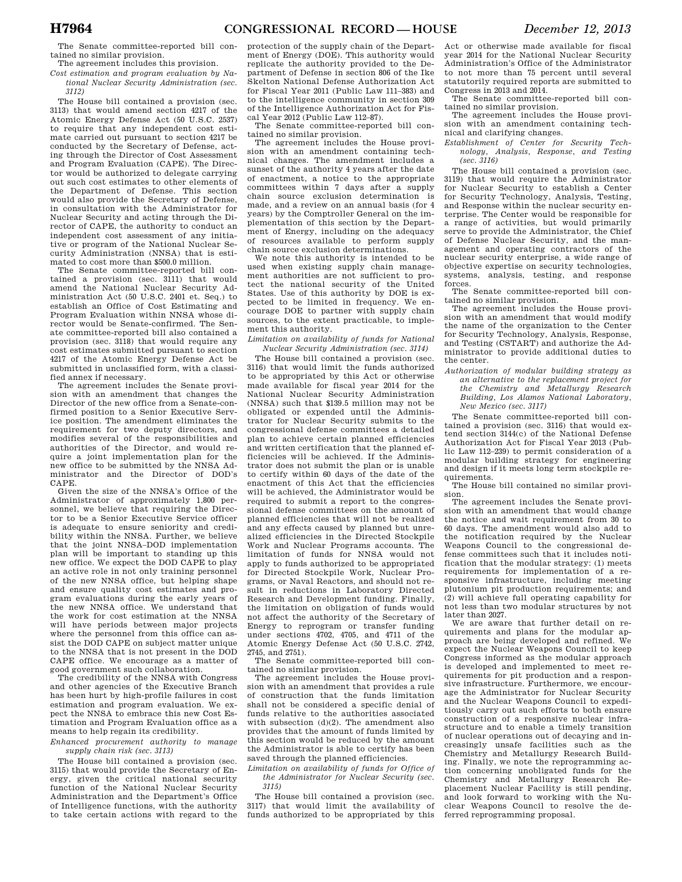The Senate committee-reported bill contained no similar provision.

The agreement includes this provision.

*Cost estimation and program evaluation by National Nuclear Security Administration (sec. 3112)*

The House bill contained a provision (sec. 3113) that would amend section 4217 of the Atomic Energy Defense Act (50 U.S.C. 2537) to require that any independent cost estimate carried out pursuant to section 4217 be conducted by the Secretary of Defense, acting through the Director of Cost Assessment and Program Evaluation (CAPE). The Director would be authorized to delegate carrying out such cost estimates to other elements of the Department of Defense. This section would also provide the Secretary of Defense, in consultation with the Administrator for Nuclear Security and acting through the Director of CAPE, the authority to conduct an independent cost assessment of any initiative or program of the National Nuclear Security Administration (NNSA) that is estimated to cost more than $500.0 million.

The Senate committee-reported bill contained a provision (sec. 3111) that would amend the National Nuclear Security Administration Act (50 U.S.C. 2401 et. Seq.) to establish an Office of Cost Estimating and Program Evaluation within NNSA whose director would be Senate-confirmed. The Senate committee-reported bill also contained a provision (sec. 3118) that would require any cost estimates submitted pursuant to section 4217 of the Atomic Energy Defense Act be submitted in unclassified form, with a classified annex if necessary.

The agreement includes the Senate provision with an amendment that changes the Director of the new office from a Senate-confirmed position to a Senior Executive Service position. The amendment eliminates the requirement for two deputy directors, and modifies several of the responsibilities and authorities of the Director, and would require a joint implementation plan for the new office to be submitted by the NNSA Administrator and the Director of DOD's CAPE.

Given the size of the NNSA's Office of the Administrator of approximately 1,800 personnel, we believe that requiring the Director to be a Senior Executive Service officer is adequate to ensure seniority and credibility within the NNSA. Further, we believe that the joint NNSA–DOD implementation plan will be important to standing up this new office. We expect the DOD CAPE to play an active role in not only training personnel of the new NNSA office, but helping shape and ensure quality cost estimates and program evaluations during the early years of the new NNSA office. We understand that the work for cost estimation at the NNSA will have periods between major projects where the personnel from this office can assist the DOD CAPE on subject matter unique to the NNSA that is not present in the DOD CAPE office. We encourage as a matter of good government such collaboration.

The credibility of the NNSA with Congress and other agencies of the Executive Branch has been hurt by high-profile failures in cost estimation and program evaluation. We expect the NNSA to embrace this new Cost Estimation and Program Evaluation office as a means to help regain its credibility.

*Enhanced procurement authority to manage supply chain risk (sec. 3113)*

The House bill contained a provision (sec. 3115) that would provide the Secretary of Energy, given the critical national security function of the National Nuclear Security Administration and the Department's Office of Intelligence functions, with the authority to take certain actions with regard to the protection of the supply chain of the Department of Energy (DOE). This authority would replicate the authority provided to the Department of Defense in section 806 of the Ike Skelton National Defense Authorization Act for Fiscal Year 2011 (Public Law 111–383) and to the intelligence community in section 309 of the Intelligence Authorization Act for Fiscal Year 2012 (Public Law 112–87).

The Senate committee-reported bill contained no similar provision.

The agreement includes the House provision with an amendment containing technical changes. The amendment includes a sunset of the authority 4 years after the date of enactment, a notice to the appropriate committees within 7 days after a supply chain source exclusion determination is made, and a review on an annual basis (for 4 years) by the Comptroller General on the implementation of this section by the Department of Energy, including on the adequacy of resources available to perform supply chain source exclusion determinations.

We note this authority is intended to be used when existing supply chain management authorities are not sufficient to protect the national security of the United States. Use of this authority by DOE is expected to be limited in frequency. We encourage DOE to partner with supply chain sources, to the extent practicable, to implement this authority.

*Limitation on availability of funds for National Nuclear Security Administration (sec. 3114)*

The House bill contained a provision (sec. 3116) that would limit the funds authorized to be appropriated by this Act or otherwise made available for fiscal year 2014 for the National Nuclear Security Administration (NNSA) such that $139.5 million may not be obligated or expended until the Administrator for Nuclear Security submits to the congressional defense committees a detailed plan to achieve certain planned efficiencies and written certification that the planned efficiencies will be achieved. If the Administrator does not submit the plan or is unable to certify within 60 days of the date of the enactment of this Act that the efficiencies will be achieved, the Administrator would be required to submit a report to the congressional defense committees on the amount of planned efficiencies that will not be realized and any effects caused by planned but unrealized efficiencies in the Directed Stockpile Work and Nuclear Programs accounts. The limitation of funds for NNSA would not apply to funds authorized to be appropriated for Directed Stockpile Work, Nuclear Programs, or Naval Reactors, and should not result in reductions in Laboratory Directed Research and Development funding. Finally, the limitation on obligation of funds would not affect the authority of the Secretary of Energy to reprogram or transfer funding under sections 4702, 4705, and 4711 of the Atomic Energy Defense Act (50 U.S.C. 2742, 2745, and 2751).

The Senate committee-reported bill contained no similar provision.

The agreement includes the House provision with an amendment that provides a rule of construction that the funds limitation shall not be considered a specific denial of funds relative to the authorities associated with subsection (d)(2). The amendment also provides that the amount of funds limited by this section would be reduced by the amount the Administrator is able to certify has been saved through the planned efficiencies.

*Limitation on availability of funds for Office of the Administrator for Nuclear Security (sec. 3115)*

The House bill contained a provision (sec. 3117) that would limit the availability of funds authorized to be appropriated by this Act or otherwise made available for fiscal year 2014 for the National Nuclear Security Administration's Office of the Administrator to not more than 75 percent until several statutorily required reports are submitted to Congress in 2013 and 2014.

The Senate committee-reported bill contained no similar provision.

The agreement includes the House provision with an amendment containing technical and clarifying changes.

*Establishment of Center for Security Technology, Analysis, Response, and Testing (sec. 3116)*

The House bill contained a provision (sec. 3119) that would require the Administrator for Nuclear Security to establish a Center for Security Technology, Analysis, Testing, and Response within the nuclear security enterprise. The Center would be responsible for a range of activities, but would primarily serve to provide the Administrator, the Chief of Defense Nuclear Security, and the management and operating contractors of the nuclear security enterprise, a wide range of objective expertise on security technologies, systems, analysis, testing, and response forces.

The Senate committee-reported bill contained no similar provision.

The agreement includes the House provision with an amendment that would modify the name of the organization to the Center for Security Technology, Analysis, Response, and Testing (CSTART) and authorize the Administrator to provide additional duties to the center.

*Authorization of modular building strategy as an alternative to the replacement project for the Chemistry and Metallurgy Research Building, Los Alamos National Laboratory, New Mexico (sec. 3117)*

The Senate committee-reported bill contained a provision (sec. 3116) that would extend section 3144(c) of the National Defense Authorization Act for Fiscal Year 2013 (Public Law 112–239) to permit consideration of a modular building strategy for engineering and design if it meets long term stockpile requirements.

The House bill contained no similar provision.

The agreement includes the Senate provision with an amendment that would change the notice and wait requirement from 30 to 60 days. The amendment would also add to the notification required by the Nuclear Weapons Council to the congressional defense committees such that it includes notification that the modular strategy: (1) meets requirements for implementation of a responsive infrastructure, including meeting plutonium pit production requirements; and (2) will achieve full operating capability for not less than two modular structures by not later than 2027.

We are aware that further detail on requirements and plans for the modular approach are being developed and refined. We expect the Nuclear Weapons Council to keep Congress informed as the modular approach is developed and implemented to meet requirements for pit production and a responsive infrastructure. Furthermore, we encourage the Administrator for Nuclear Security and the Nuclear Weapons Council to expeditiously carry out such efforts to both ensure construction of a responsive nuclear infrastructure and to enable a timely transition of nuclear operations out of decaying and increasingly unsafe facilities such as the Chemistry and Metallurgy Research Building. Finally, we note the reprogramming action concerning unobligated funds for the Chemistry and Metallurgy Research Replacement Nuclear Facility is still pending, and look forward to working with the Nuclear Weapons Council to resolve the deferred reprogramming proposal.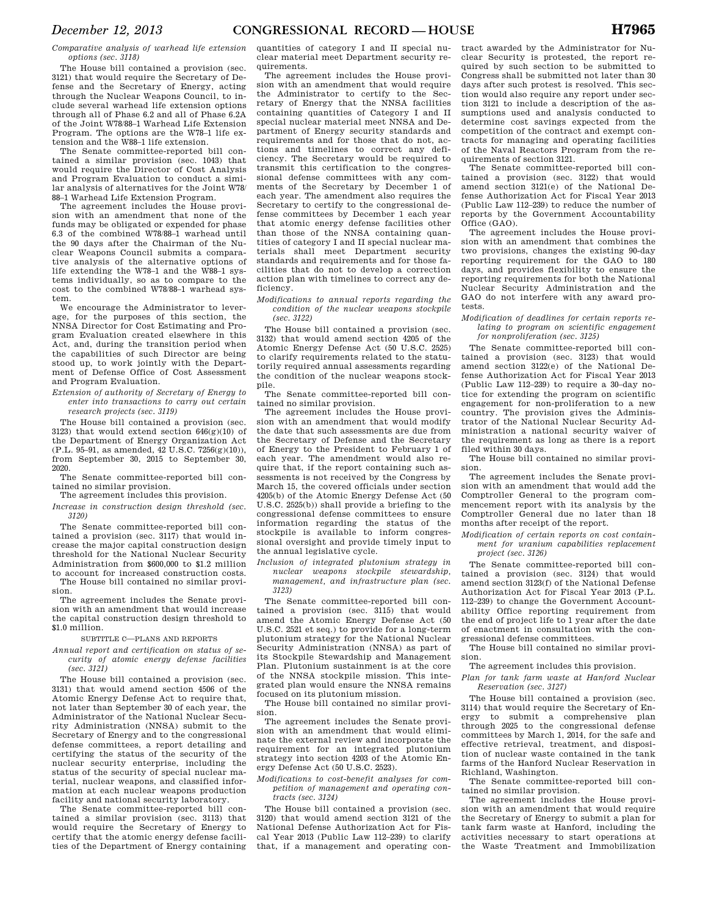*Comparative analysis of warhead life extension options (sec. 3118)*

The House bill contained a provision (sec. 3121) that would require the Secretary of Defense and the Secretary of Energy, acting through the Nuclear Weapons Council, to include several warhead life extension options through all of Phase 6.2 and all of Phase 6.2A of the Joint W78/88–1 Warhead Life Extension Program. The options are the W78–1 life extension and the W88–1 life extension.

The Senate committee-reported bill contained a similar provision (sec. 1043) that would require the Director of Cost Analysis and Program Evaluation to conduct a similar analysis of alternatives for the Joint W78/88–1 Warhead Life Extension Program.

The agreement includes the House provision with an amendment that none of the funds may be obligated or expended for phase 6.3 of the combined W78/88–1 warhead until the 90 days after the Chairman of the Nuclear Weapons Council submits a comparative analysis of the alternative options of life extending the W78–1 and the W88–1 systems individually, so as to compare to the cost to the combined W78/88–1 warhead system.

We encourage the Administrator to leverage, for the purposes of this section, the NNSA Director for Cost Estimating and Program Evaluation created elsewhere in this Act, and, during the transition period when the capabilities of such Director are being stood up, to work jointly with the Department of Defense Office of Cost Assessment and Program Evaluation.

*Extension of authority of Secretary of Energy to enter into transactions to carry out certain research projects (sec. 3119)*

The House bill contained a provision (sec. 3123) that would extend section 646(g)(10) of the Department of Energy Organization Act (P.L. 95–91, as amended, 42 U.S.C. 7256(g)(10)), from September 30, 2015 to September 30, 2020.

The Senate committee-reported bill contained no similar provision.

The agreement includes this provision.

*Increase in construction design threshold (sec. 3120)*

The Senate committee-reported bill contained a provision (sec. 3117) that would increase the major capital construction design threshold for the National Nuclear Security Administration from $600,000 to $1.2 million to account for increased construction costs.

The House bill contained no similar provision.

The agreement includes the Senate provision with an amendment that would increase the capital construction design threshold to $1.0 million.

SUBTITLE C—PLANS AND REPORTS

*Annual report and certification on status of security of atomic energy defense facilities (sec. 3121)*

The House bill contained a provision (sec. 3131) that would amend section 4506 of the Atomic Energy Defense Act to require that, not later than September 30 of each year, the Administrator of the National Nuclear Security Administration (NNSA) submit to the Secretary of Energy and to the congressional defense committees, a report detailing and certifying the status of the security of the nuclear security enterprise, including the status of the security of special nuclear material, nuclear weapons, and classified information at each nuclear weapons production facility and national security laboratory.

The Senate committee-reported bill contained a similar provision (sec. 3113) that would require the Secretary of Energy to certify that the atomic energy defense facilities of the Department of Energy containing quantities of category I and II special nuclear material meet Department security requirements.

The agreement includes the House provision with an amendment that would require the Administrator to certify to the Secretary of Energy that the NNSA facilities containing quantities of Category I and II special nuclear material meet NNSA and Department of Energy security standards and requirements and for those that do not, actions and timelines to correct any deficiency. The Secretary would be required to transmit this certification to the congressional defense committees with any comments of the Secretary by December 1 of each year. The amendment also requires the Secretary to certify to the congressional defense committees by December 1 each year that atomic energy defense facilities other than those of the NNSA containing quantities of category I and II special nuclear materials shall meet Department security standards and requirements and for those facilities that do not to develop a correction action plan with timelines to correct any deficiency.

*Modifications to annual reports regarding the condition of the nuclear weapons stockpile (sec. 3122)*

The House bill contained a provision (sec. 3132) that would amend section 4205 of the Atomic Energy Defense Act (50 U.S.C. 2525) to clarify requirements related to the statutorily required annual assessments regarding the condition of the nuclear weapons stockpile.

The Senate committee-reported bill contained no similar provision.

The agreement includes the House provision with an amendment that would modify the date that such assessments are due from the Secretary of Defense and the Secretary of Energy to the President to February 1 of each year. The amendment would also require that, if the report containing such assessments is not received by the Congress by March 15, the covered officials under section 4205(b) of the Atomic Energy Defense Act (50 U.S.C. 2525(b)) shall provide a briefing to the congressional defense committees to ensure information regarding the status of the stockpile is available to inform congressional oversight and provide timely input to the annual legislative cycle.

*Inclusion of integrated plutonium strategy in nuclear weapons stockpile stewardship, management, and infrastructure plan (sec. 3123)*

The Senate committee-reported bill contained a provision (sec. 3115) that would amend the Atomic Energy Defense Act (50 U.S.C. 2521 et seq.) to provide for a long-term plutonium strategy for the National Nuclear Security Administration (NNSA) as part of its Stockpile Stewardship and Management Plan. Plutonium sustainment is at the core of the NNSA stockpile mission. This integrated plan would ensure the NNSA remains focused on its plutonium mission.

The House bill contained no similar provision.

The agreement includes the Senate provision with an amendment that would eliminate the external review and incorporate the requirement for an integrated plutonium strategy into section 4203 of the Atomic Energy Defense Act (50 U.S.C. 2523).

*Modifications to cost-benefit analyses for competition of management and operating contracts (sec. 3124)*

The House bill contained a provision (sec. 3120) that would amend section 3121 of the National Defense Authorization Act for Fiscal Year 2013 (Public Law 112–239) to clarify that, if a management and operating contract awarded by the Administrator for Nuclear Security is protested, the report required by such section to be submitted to Congress shall be submitted not later than 30 days after such protest is resolved. This section would also require any report under section 3121 to include a description of the assumptions used and analysis conducted to determine cost savings expected from the competition of the contract and exempt contracts for managing and operating facilities of the Naval Reactors Program from the requirements of section 3121.

The Senate committee-reported bill contained a provision (sec. 3122) that would amend section 3121(e) of the National Defense Authorization Act for Fiscal Year 2013 (Public Law 112–239) to reduce the number of reports by the Government Accountability Office (GAO).

The agreement includes the House provision with an amendment that combines the two provisions, changes the existing 90-day reporting requirement for the GAO to 180 days, and provides flexibility to ensure the reporting requirements for both the National Nuclear Security Administration and the GAO do not interfere with any award protests.

*Modification of deadlines for certain reports relating to program on scientific engagement for nonproliferation (sec. 3125)*

The Senate committee-reported bill contained a provision (sec. 3123) that would amend section 3122(e) of the National Defense Authorization Act for Fiscal Year 2013 (Public Law 112–239) to require a 30–day notice for extending the program on scientific engagement for non-proliferation to a new country. The provision gives the Administrator of the National Nuclear Security Administration a national security waiver of the requirement as long as there is a report filed within 30 days.

The House bill contained no similar provision.

The agreement includes the Senate provision with an amendment that would add the Comptroller General to the program commencement report with its analysis by the Comptroller General due no later than 18 months after receipt of the report.

*Modification of certain reports on cost containment for uranium capabilities replacement project (sec. 3126)*

The Senate committee-reported bill contained a provision (sec. 3124) that would amend section 3123(f) of the National Defense Authorization Act for Fiscal Year 2013 (P.L. 112–239) to change the Government Accountability Office reporting requirement from the end of project life to 1 year after the date of enactment in consultation with the congressional defense committees.

The House bill contained no similar provision.

The agreement includes this provision.

*Plan for tank farm waste at Hanford Nuclear Reservation (sec. 3127)*

The House bill contained a provision (sec. 3114) that would require the Secretary of Energy to submit a comprehensive plan through 2025 to the congressional defense committees by March 1, 2014, for the safe and effective retrieval, treatment, and disposition of nuclear waste contained in the tank farms of the Hanford Nuclear Reservation in Richland, Washington.

The Senate committee-reported bill contained no similar provision.

The agreement includes the House provision with an amendment that would require the Secretary of Energy to submit a plan for tank farm waste at Hanford, including the activities necessary to start operations at the Waste Treatment and Immobilization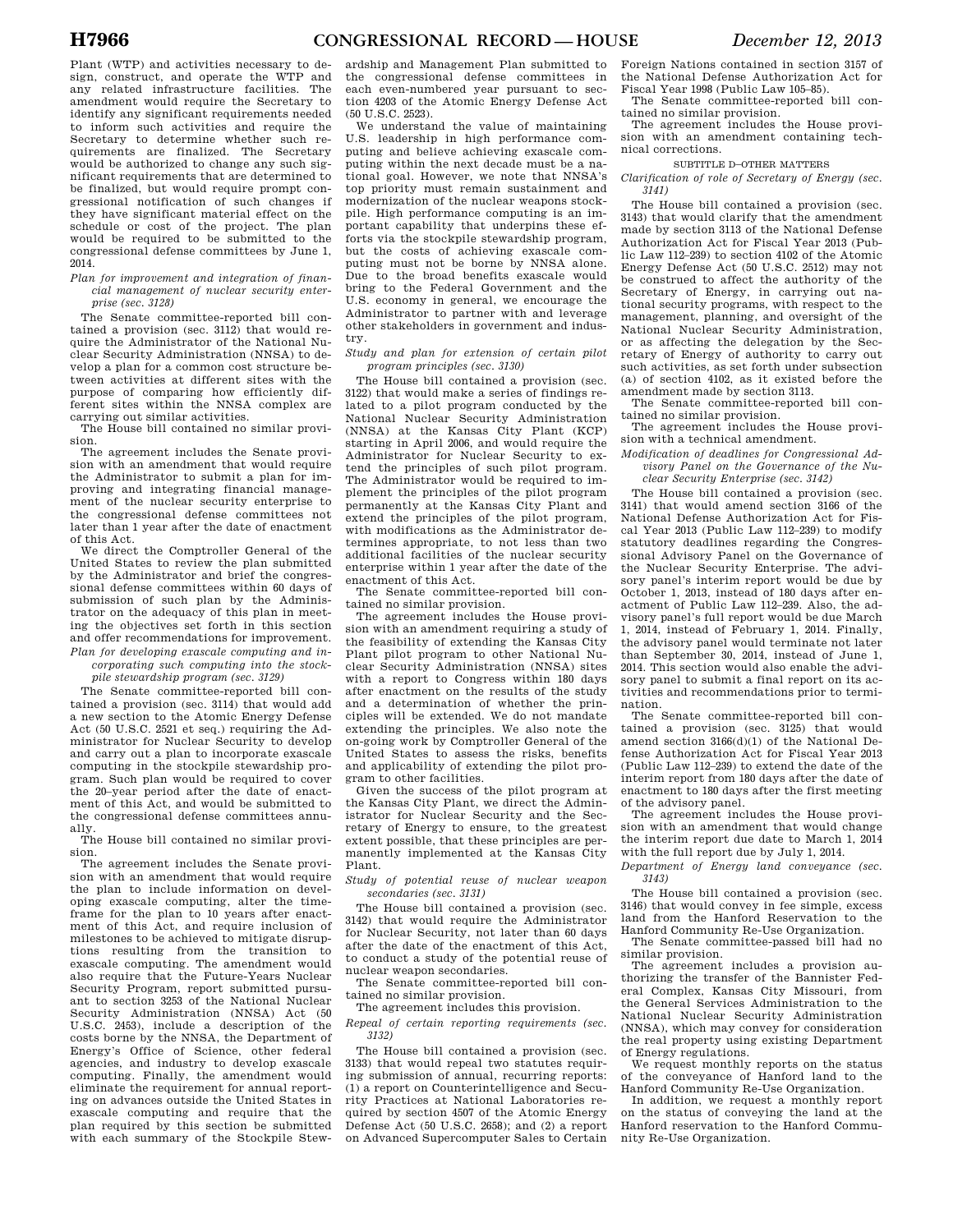Plant (WTP) and activities necessary to design, construct, and operate the WTP and any related infrastructure facilities. The amendment would require the Secretary to identify any significant requirements needed to inform such activities and require the Secretary to determine whether such requirements are finalized. The Secretary would be authorized to change any such significant requirements that are determined to be finalized, but would require prompt congressional notification of such changes if they have significant material effect on the schedule or cost of the project. The plan would be required to be submitted to the congressional defense committees by June 1, 2014.

*Plan for improvement and integration of financial management of nuclear security enterprise (sec. 3128)*

The Senate committee-reported bill contained a provision (sec. 3112) that would require the Administrator of the National Nuclear Security Administration (NNSA) to develop a plan for a common cost structure between activities at different sites with the purpose of comparing how efficiently different sites within the NNSA complex are carrying out similar activities.

The House bill contained no similar provision.

The agreement includes the Senate provision with an amendment that would require the Administrator to submit a plan for improving and integrating financial management of the nuclear security enterprise to the congressional defense committees not later than 1 year after the date of enactment of this Act.

We direct the Comptroller General of the United States to review the plan submitted by the Administrator and brief the congressional defense committees within 60 days of submission of such plan by the Administrator on the adequacy of this plan in meeting the objectives set forth in this section and offer recommendations for improvement.

*Plan for developing exascale computing and incorporating such computing into the stockpile stewardship program (sec. 3129)*

The Senate committee-reported bill contained a provision (sec. 3114) that would add a new section to the Atomic Energy Defense Act (50 U.S.C. 2521 et seq.) requiring the Administrator for Nuclear Security to develop and carry out a plan to incorporate exascale computing in the stockpile stewardship program. Such plan would be required to cover the 20–year period after the date of enactment of this Act, and would be submitted to the congressional defense committees annually.

The House bill contained no similar provision.

The agreement includes the Senate provision with an amendment that would require the plan to include information on developing exascale computing, alter the timeframe for the plan to 10 years after enactment of this Act, and require inclusion of milestones to be achieved to mitigate disruptions resulting from the transition to exascale computing. The amendment would also require that the Future-Years Nuclear Security Program, report submitted pursuant to section 3253 of the National Nuclear Security Administration (NNSA) Act (50 U.S.C. 2453), include a description of the costs borne by the NNSA, the Department of Energy's Office of Science, other federal agencies, and industry to develop exascale computing. Finally, the amendment would eliminate the requirement for annual reporting on advances outside the United States in exascale computing and require that the plan required by this section be submitted with each summary of the Stockpile Stewardship and Management Plan submitted to the congressional defense committees in each even-numbered year pursuant to section 4203 of the Atomic Energy Defense Act (50 U.S.C. 2523).

We understand the value of maintaining U.S. leadership in high performance computing and believe achieving exascale computing within the next decade must be a national goal. However, we note that NNSA's top priority must remain sustainment and modernization of the nuclear weapons stockpile. High performance computing is an important capability that underpins these efforts via the stockpile stewardship program, but the costs of achieving exascale computing must not be borne by NNSA alone. Due to the broad benefits exascale would bring to the Federal Government and the U.S. economy in general, we encourage the Administrator to partner with and leverage other stakeholders in government and industry.

*Study and plan for extension of certain pilot program principles (sec. 3130)*

The House bill contained a provision (sec. 3122) that would make a series of findings related to a pilot program conducted by the National Nuclear Security Administration (NNSA) at the Kansas City Plant (KCP) starting in April 2006, and would require the Administrator for Nuclear Security to extend the principles of such pilot program. The Administrator would be required to implement the principles of the pilot program permanently at the Kansas City Plant and extend the principles of the pilot program, with modifications as the Administrator determines appropriate, to not less than two additional facilities of the nuclear security enterprise within 1 year after the date of the enactment of this Act.

The Senate committee-reported bill contained no similar provision.

The agreement includes the House provision with an amendment requiring a study of the feasibility of extending the Kansas City Plant pilot program to other National Nuclear Security Administration (NNSA) sites with a report to Congress within 180 days after enactment on the results of the study and a determination of whether the principles will be extended. We do not mandate extending the principles. We also note the on-going work by Comptroller General of the United States to assess the risks, benefits and applicability of extending the pilot program to other facilities.

Given the success of the pilot program at the Kansas City Plant, we direct the Administrator for Nuclear Security and the Secretary of Energy to ensure, to the greatest extent possible, that these principles are permanently implemented at the Kansas City Plant.

*Study of potential reuse of nuclear weapon secondaries (sec. 3131)*

The House bill contained a provision (sec. 3142) that would require the Administrator for Nuclear Security, not later than 60 days after the date of the enactment of this Act, to conduct a study of the potential reuse of nuclear weapon secondaries.

The Senate committee-reported bill contained no similar provision.

The agreement includes this provision.

*Repeal of certain reporting requirements (sec. 3132)*

The House bill contained a provision (sec. 3133) that would repeal two statutes requiring submission of annual, recurring reports: (1) a report on Counterintelligence and Security Practices at National Laboratories required by section 4507 of the Atomic Energy Defense Act (50 U.S.C. 2658); and (2) a report on Advanced Supercomputer Sales to Certain Foreign Nations contained in section 3157 of the National Defense Authorization Act for Fiscal Year 1998 (Public Law 105–85).

The Senate committee-reported bill contained no similar provision.

The agreement includes the House provision with an amendment containing technical corrections.

SUBTITLE D–OTHER MATTERS

*Clarification of role of Secretary of Energy (sec. 3141)*

The House bill contained a provision (sec. 3143) that would clarify that the amendment made by section 3113 of the National Defense Authorization Act for Fiscal Year 2013 (Public Law 112–239) to section 4102 of the Atomic Energy Defense Act (50 U.S.C. 2512) may not be construed to affect the authority of the Secretary of Energy, in carrying out national security programs, with respect to the management, planning, and oversight of the National Nuclear Security Administration, or as affecting the delegation by the Secretary of Energy of authority to carry out such activities, as set forth under subsection (a) of section 4102, as it existed before the amendment made by section 3113.

The Senate committee-reported bill contained no similar provision.

The agreement includes the House provision with a technical amendment.

*Modification of deadlines for Congressional Advisory Panel on the Governance of the Nuclear Security Enterprise (sec. 3142)*

The House bill contained a provision (sec. 3141) that would amend section 3166 of the National Defense Authorization Act for Fiscal Year 2013 (Public Law 112–239) to modify statutory deadlines regarding the Congressional Advisory Panel on the Governance of the Nuclear Security Enterprise. The advisory panel's interim report would be due by October 1, 2013, instead of 180 days after enactment of Public Law 112–239. Also, the advisory panel's full report would be due March 1, 2014, instead of February 1, 2014. Finally, the advisory panel would terminate not later than September 30, 2014, instead of June 1, 2014. This section would also enable the advisory panel to submit a final report on its activities and recommendations prior to termination.

The Senate committee-reported bill contained a provision (sec. 3125) that would amend section 3166(d)(1) of the National Defense Authorization Act for Fiscal Year 2013 (Public Law 112–239) to extend the date of the interim report from 180 days after the date of enactment to 180 days after the first meeting of the advisory panel.

The agreement includes the House provision with an amendment that would change the interim report due date to March 1, 2014 with the full report due by July 1, 2014.

*Department of Energy land conveyance (sec. 3143)*

The House bill contained a provision (sec. 3146) that would convey in fee simple, excess land from the Hanford Reservation to the Hanford Community Re-Use Organization.

The Senate committee-passed bill had no similar provision.

The agreement includes a provision authorizing the transfer of the Bannister Federal Complex, Kansas City Missouri, from the General Services Administration to the National Nuclear Security Administration (NNSA), which may convey for consideration the real property using existing Department of Energy regulations.

We request monthly reports on the status of the conveyance of Hanford land to the Hanford Community Re-Use Organization.

In addition, we request a monthly report on the status of conveying the land at the Hanford reservation to the Hanford Community Re-Use Organization.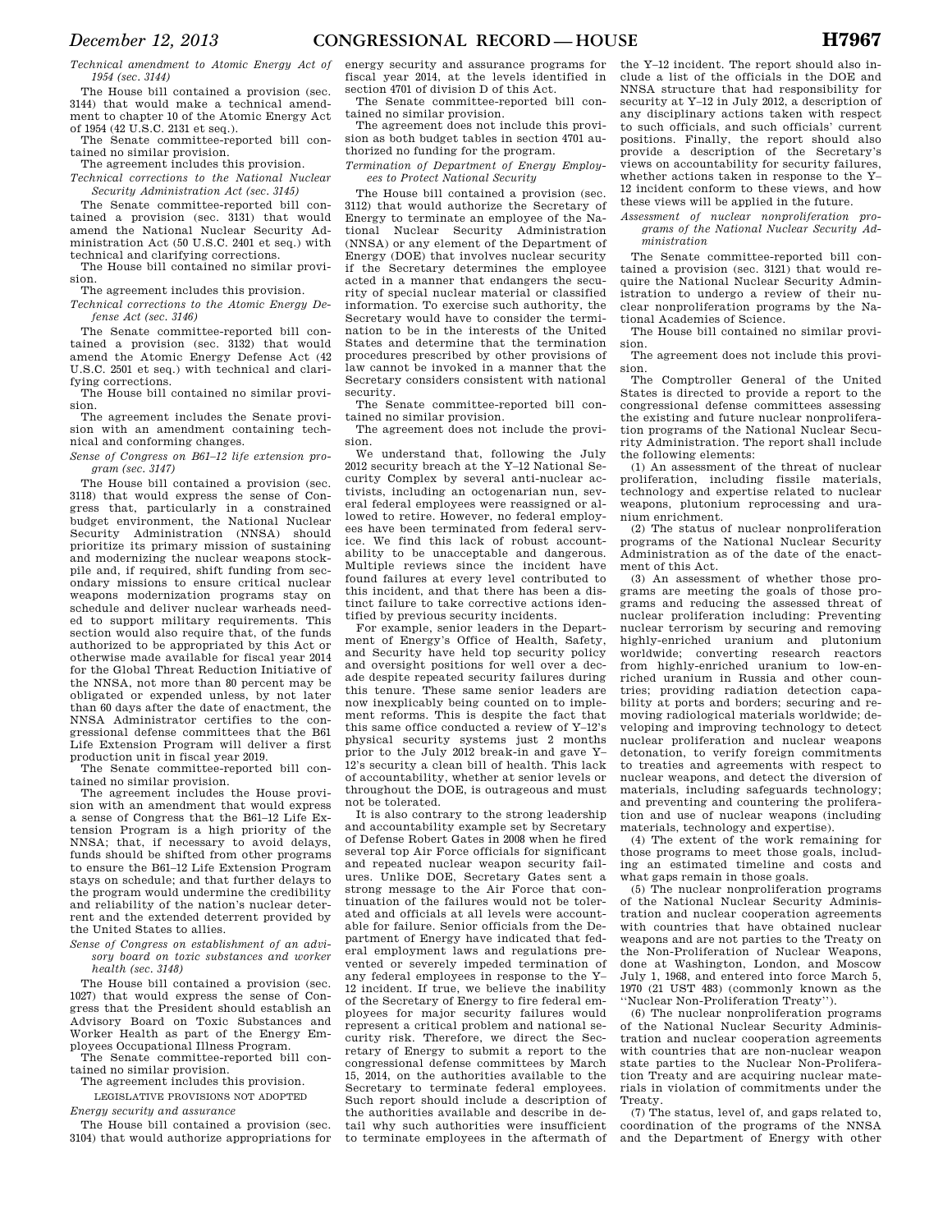*Technical amendment to Atomic Energy Act of 1954 (sec. 3144)*

The House bill contained a provision (sec. 3144) that would make a technical amendment to chapter 10 of the Atomic Energy Act of 1954 (42 U.S.C. 2131 et seq.).

The Senate committee-reported bill contained no similar provision.

The agreement includes this provision.

*Technical corrections to the National Nuclear Security Administration Act (sec. 3145)*

The Senate committee-reported bill contained a provision (sec. 3131) that would amend the National Nuclear Security Administration Act (50 U.S.C. 2401 et seq.) with technical and clarifying corrections.

The House bill contained no similar provision.

The agreement includes this provision.

*Technical corrections to the Atomic Energy Defense Act (sec. 3146)*

The Senate committee-reported bill contained a provision (sec. 3132) that would amend the Atomic Energy Defense Act (42 U.S.C. 2501 et seq.) with technical and clarifying corrections.

The House bill contained no similar provision.

The agreement includes the Senate provision with an amendment containing technical and conforming changes.

*Sense of Congress on B61–12 life extension program (sec. 3147)*

The House bill contained a provision (sec. 3118) that would express the sense of Congress that, particularly in a constrained budget environment, the National Nuclear Security Administration (NNSA) should prioritize its primary mission of sustaining and modernizing the nuclear weapons stockpile and, if required, shift funding from secondary missions to ensure critical nuclear weapons modernization programs stay on schedule and deliver nuclear warheads needed to support military requirements. This section would also require that, of the funds authorized to be appropriated by this Act or otherwise made available for fiscal year 2014 for the Global Threat Reduction Initiative of the NNSA, not more than 80 percent may be obligated or expended unless, by not later than 60 days after the date of enactment, the NNSA Administrator certifies to the congressional defense committees that the B61 Life Extension Program will deliver a first production unit in fiscal year 2019.

The Senate committee-reported bill contained no similar provision.

The agreement includes the House provision with an amendment that would express a sense of Congress that the B61–12 Life Extension Program is a high priority of the NNSA; that, if necessary to avoid delays, funds should be shifted from other programs to ensure the B61–12 Life Extension Program stays on schedule; and that further delays to the program would undermine the credibility and reliability of the nation's nuclear deterrent and the extended deterrent provided by the United States to allies.

*Sense of Congress on establishment of an advisory board on toxic substances and worker health (sec. 3148)*

The House bill contained a provision (sec. 1027) that would express the sense of Congress that the President should establish an Advisory Board on Toxic Substances and Worker Health as part of the Energy Employees Occupational Illness Program.

The Senate committee-reported bill contained no similar provision.

The agreement includes this provision.

LEGISLATIVE PROVISIONS NOT ADOPTED

*Energy security and assurance*

The House bill contained a provision (sec. 3104) that would authorize appropriations for energy security and assurance programs for fiscal year 2014, at the levels identified in section 4701 of division D of this Act.

The Senate committee-reported bill contained no similar provision.

The agreement does not include this provision as both budget tables in section 4701 authorized no funding for the program.

*Termination of Department of Energy Employees to Protect National Security*

The House bill contained a provision (sec. 3112) that would authorize the Secretary of Energy to terminate an employee of the National Nuclear Security Administration (NNSA) or any element of the Department of Energy (DOE) that involves nuclear security if the Secretary determines the employee acted in a manner that endangers the security of special nuclear material or classified information. To exercise such authority, the Secretary would have to consider the termination to be in the interests of the United States and determine that the termination procedures prescribed by other provisions of law cannot be invoked in a manner that the Secretary considers consistent with national security.

The Senate committee-reported bill contained no similar provision.

The agreement does not include the provision.

We understand that, following the July 2012 security breach at the Y–12 National Security Complex by several anti-nuclear activists, including an octogenarian nun, several federal employees were reassigned or allowed to retire. However, no federal employees have been terminated from federal service. We find this lack of robust accountability to be unacceptable and dangerous. Multiple reviews since the incident have found failures at every level contributed to this incident, and that there has been a distinct failure to take corrective actions identified by previous security incidents.

For example, senior leaders in the Department of Energy's Office of Health, Safety, and Security have held top security policy and oversight positions for well over a decade despite repeated security failures during this tenure. These same senior leaders are now inexplicably being counted on to implement reforms. This is despite the fact that this same office conducted a review of Y–12's physical security systems just 2 months prior to the July 2012 break-in and gave Y–12's security a clean bill of health. This lack of accountability, whether at senior levels or throughout the DOE, is outrageous and must not be tolerated.

It is also contrary to the strong leadership and accountability example set by Secretary of Defense Robert Gates in 2008 when he fired several top Air Force officials for significant and repeated nuclear weapon security failures. Unlike DOE, Secretary Gates sent a strong message to the Air Force that continuation of the failures would not be tolerated and officials at all levels were accountable for failure. Senior officials from the Department of Energy have indicated that federal employment laws and regulations prevented or severely impeded termination of any federal employees in response to the Y–12 incident. If true, we believe the inability of the Secretary of Energy to fire federal employees for major security failures would represent a critical problem and national security risk. Therefore, we direct the Secretary of Energy to submit a report to the congressional defense committees by March 15, 2014, on the authorities available to the Secretary to terminate federal employees. Such report should include a description of the authorities available and describe in detail why such authorities were insufficient to terminate employees in the aftermath of the Y–12 incident. The report should also include a list of the officials in the DOE and NNSA structure that had responsibility for security at Y–12 in July 2012, a description of any disciplinary actions taken with respect to such officials, and such officials' current positions. Finally, the report should also provide a description of the Secretary's views on accountability for security failures, whether actions taken in response to the Y–12 incident conform to these views, and how these views will be applied in the future.

*Assessment of nuclear nonproliferation programs of the National Nuclear Security Administration*

The Senate committee-reported bill contained a provision (sec. 3121) that would require the National Nuclear Security Administration to undergo a review of their nuclear nonproliferation programs by the National Academies of Science.

The House bill contained no similar provision.

The agreement does not include this provision.

The Comptroller General of the United States is directed to provide a report to the congressional defense committees assessing the existing and future nuclear nonproliferation programs of the National Nuclear Security Administration. The report shall include the following elements:

(1) An assessment of the threat of nuclear proliferation, including fissile materials, technology and expertise related to nuclear weapons, plutonium reprocessing and uranium enrichment.

(2) The status of nuclear nonproliferation programs of the National Nuclear Security Administration as of the date of the enactment of this Act.

(3) An assessment of whether those programs are meeting the goals of those programs and reducing the assessed threat of nuclear proliferation including: Preventing nuclear terrorism by securing and removing highly-enriched uranium and plutonium worldwide; converting research reactors from highly-enriched uranium to low-enriched uranium in Russia and other countries; providing radiation detection capability at ports and borders; securing and removing radiological materials worldwide; developing and improving technology to detect nuclear proliferation and nuclear weapons detonation, to verify foreign commitments to treaties and agreements with respect to nuclear weapons, and detect the diversion of materials, including safeguards technology; and preventing and countering the proliferation and use of nuclear weapons (including materials, technology and expertise).

(4) The extent of the work remaining for those programs to meet those goals, including an estimated timeline and costs and what gaps remain in those goals.

(5) The nuclear nonproliferation programs of the National Nuclear Security Administration and nuclear cooperation agreements with countries that have obtained nuclear weapons and are not parties to the Treaty on the Non-Proliferation of Nuclear Weapons, done at Washington, London, and Moscow July 1, 1968, and entered into force March 5, 1970 (21 UST 483) (commonly known as the "Nuclear Non-Proliferation Treaty").

(6) The nuclear nonproliferation programs of the National Nuclear Security Administration and nuclear cooperation agreements with countries that are non-nuclear weapon state parties to the Nuclear Non-Proliferation Treaty and are acquiring nuclear materials in violation of commitments under the Treaty.

(7) The status, level of, and gaps related to, coordination of the programs of the NNSA and the Department of Energy with other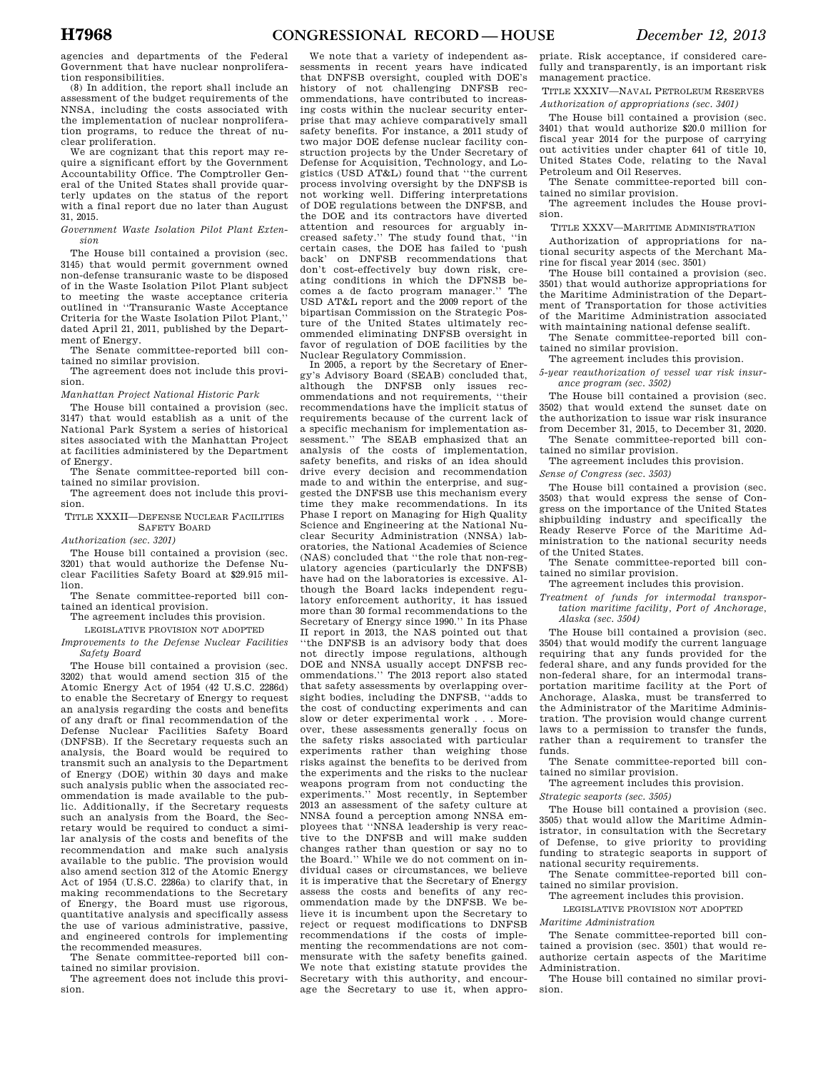agencies and departments of the Federal Government that have nuclear nonproliferation responsibilities.

(8) In addition, the report shall include an assessment of the budget requirements of the NNSA, including the costs associated with the implementation of nuclear nonproliferation programs, to reduce the threat of nuclear proliferation.

We are cognizant that this report may require a significant effort by the Government Accountability Office. The Comptroller General of the United States shall provide quarterly updates on the status of the report with a final report due no later than August 31, 2015.

*Government Waste Isolation Pilot Plant Extension*

The House bill contained a provision (sec. 3145) that would permit government owned non-defense transuranic waste to be disposed of in the Waste Isolation Pilot Plant subject to meeting the waste acceptance criteria outlined in ''Transuranic Waste Acceptance Criteria for the Waste Isolation Pilot Plant,'' dated April 21, 2011, published by the Department of Energy.

The Senate committee-reported bill contained no similar provision.

The agreement does not include this provision.

*Manhattan Project National Historic Park*

The House bill contained a provision (sec. 3147) that would establish as a unit of the National Park System a series of historical sites associated with the Manhattan Project at facilities administered by the Department of Energy.

The Senate committee-reported bill contained no similar provision.

The agreement does not include this provision.

## TITLE XXXII—DEFENSE NUCLEAR FACILITIES SAFETY BOARD

*Authorization (sec. 3201)*

The House bill contained a provision (sec. 3201) that would authorize the Defense Nuclear Facilities Safety Board at $29.915 million.

The Senate committee-reported bill contained an identical provision.

The agreement includes this provision.

### LEGISLATIVE PROVISION NOT ADOPTED

*Improvements to the Defense Nuclear Facilities Safety Board*

The House bill contained a provision (sec. 3202) that would amend section 315 of the Atomic Energy Act of 1954 (42 U.S.C. 2286d) to enable the Secretary of Energy to request an analysis regarding the costs and benefits of any draft or final recommendation of the Defense Nuclear Facilities Safety Board (DNFSB). If the Secretary requests such an analysis, the Board would be required to transmit such an analysis to the Department of Energy (DOE) within 30 days and make such analysis public when the associated recommendation is made available to the public. Additionally, if the Secretary requests such an analysis from the Board, the Secretary would be required to conduct a similar analysis of the costs and benefits of the recommendation and make such analysis available to the public. The provision would also amend section 312 of the Atomic Energy Act of 1954 (U.S.C. 2286a) to clarify that, in making recommendations to the Secretary of Energy, the Board must use rigorous, quantitative analysis and specifically assess the use of various administrative, passive, and engineered controls for implementing the recommended measures.

The Senate committee-reported bill contained no similar provision.

The agreement does not include this provision.

We note that a variety of independent assessments in recent years have indicated that DNFSB oversight, coupled with DOE's history of not challenging DNFSB recommendations, have contributed to increasing costs within the nuclear security enterprise that may achieve comparatively small safety benefits. For instance, a 2011 study of two major DOE defense nuclear facility construction projects by the Under Secretary of Defense for Acquisition, Technology, and Logistics (USD AT&L) found that ''the current process involving oversight by the DNFSB is not working well. Differing interpretations of DOE regulations between the DNFSB, and the DOE and its contractors have diverted attention and resources for arguably increased safety.'' The study found that, ''in certain cases, the DOE has failed to 'push back' on DNFSB recommendations that don't cost-effectively buy down risk, creating conditions in which the DFNSB becomes a de facto program manager.'' The USD AT&L report and the 2009 report of the bipartisan Commission on the Strategic Posture of the United States ultimately recommended eliminating DNFSB oversight in favor of regulation of DOE facilities by the Nuclear Regulatory Commission.

In 2005, a report by the Secretary of Energy's Advisory Board (SEAB) concluded that, although the DNFSB only issues recommendations and not requirements, ''their recommendations have the implicit status of requirements because of the current lack of a specific mechanism for implementation assessment.'' The SEAB emphasized that an analysis of the costs of implementation, safety benefits, and risks of an idea should drive every decision and recommendation made to and within the enterprise, and suggested the DNFSB use this mechanism every time they make recommendations. In its Phase I report on Managing for High Quality Science and Engineering at the National Nuclear Security Administration (NNSA) laboratories, the National Academies of Science (NAS) concluded that ''the role that non-regulatory agencies (particularly the DNFSB) have had on the laboratories is excessive. Although the Board lacks independent regulatory enforcement authority, it has issued more than 30 formal recommendations to the Secretary of Energy since 1990.'' In its Phase II report in 2013, the NAS pointed out that ''the DNFSB is an advisory body that does not directly impose regulations, although DOE and NNSA usually accept DNFSB recommendations.'' The 2013 report also stated that safety assessments by overlapping oversight bodies, including the DNFSB, ''adds to the cost of conducting experiments and can slow or deter experimental work . . . Moreover, these assessments generally focus on the safety risks associated with particular experiments rather than weighing those risks against the benefits to be derived from the experiments and the risks to the nuclear weapons program from not conducting the experiments.'' Most recently, in September 2013 an assessment of the safety culture at NNSA found a perception among NNSA employees that ''NNSA leadership is very reactive to the DNFSB and will make sudden changes rather than question or say no to the Board.'' While we do not comment on individual cases or circumstances, we believe it is imperative that the Secretary of Energy assess the costs and benefits of any recommendation made by the DNFSB. We believe it is incumbent upon the Secretary to reject or request modifications to DNFSB recommendations if the costs of implementing the recommendations are not commensurate with the safety benefits gained. We note that existing statute provides the Secretary with this authority, and encourage the Secretary to use it, when appropriate. Risk acceptance, if considered carefully and transparently, is an important risk management practice.

## TITLE XXXIV—NAVAL PETROLEUM RESERVES

*Authorization of appropriations (sec. 3401)*

The House bill contained a provision (sec. 3401) that would authorize $20.0 million for fiscal year 2014 for the purpose of carrying out activities under chapter 641 of title 10, United States Code, relating to the Naval Petroleum and Oil Reserves.

The Senate committee-reported bill contained no similar provision.

The agreement includes the House provision.

## TITLE XXXV—MARITIME ADMINISTRATION

Authorization of appropriations for national security aspects of the Merchant Marine for fiscal year 2014 (sec. 3501)

The House bill contained a provision (sec. 3501) that would authorize appropriations for the Maritime Administration of the Department of Transportation for those activities of the Maritime Administration associated with maintaining national defense sealift.

The Senate committee-reported bill contained no similar provision.

The agreement includes this provision.

*5-year reauthorization of vessel war risk insurance program (sec. 3502)*

The House bill contained a provision (sec. 3502) that would extend the sunset date on the authorization to issue war risk insurance from December 31, 2015, to December 31, 2020.

The Senate committee-reported bill contained no similar provision.

The agreement includes this provision.

*Sense of Congress (sec. 3503)*

The House bill contained a provision (sec. 3503) that would express the sense of Congress on the importance of the United States shipbuilding industry and specifically the Ready Reserve Force of the Maritime Administration to the national security needs of the United States.

The Senate committee-reported bill contained no similar provision.

The agreement includes this provision.

*Treatment of funds for intermodal transportation maritime facility, Port of Anchorage, Alaska (sec. 3504)*

The House bill contained a provision (sec. 3504) that would modify the current language requiring that any funds provided for the federal share, and any funds provided for the non-federal share, for an intermodal transportation maritime facility at the Port of Anchorage, Alaska, must be transferred to the Administrator of the Maritime Administration. The provision would change current laws to a permission to transfer the funds, rather than a requirement to transfer the funds.

The Senate committee-reported bill contained no similar provision.

The agreement includes this provision.

*Strategic seaports (sec. 3505)*

The House bill contained a provision (sec. 3505) that would allow the Maritime Administrator, in consultation with the Secretary of Defense, to give priority to providing funding to strategic seaports in support of national security requirements.

The Senate committee-reported bill contained no similar provision.

The agreement includes this provision.

### LEGISLATIVE PROVISION NOT ADOPTED

*Maritime Administration*

The Senate committee-reported bill contained a provision (sec. 3501) that would reauthorize certain aspects of the Maritime Administration.

The House bill contained no similar provision.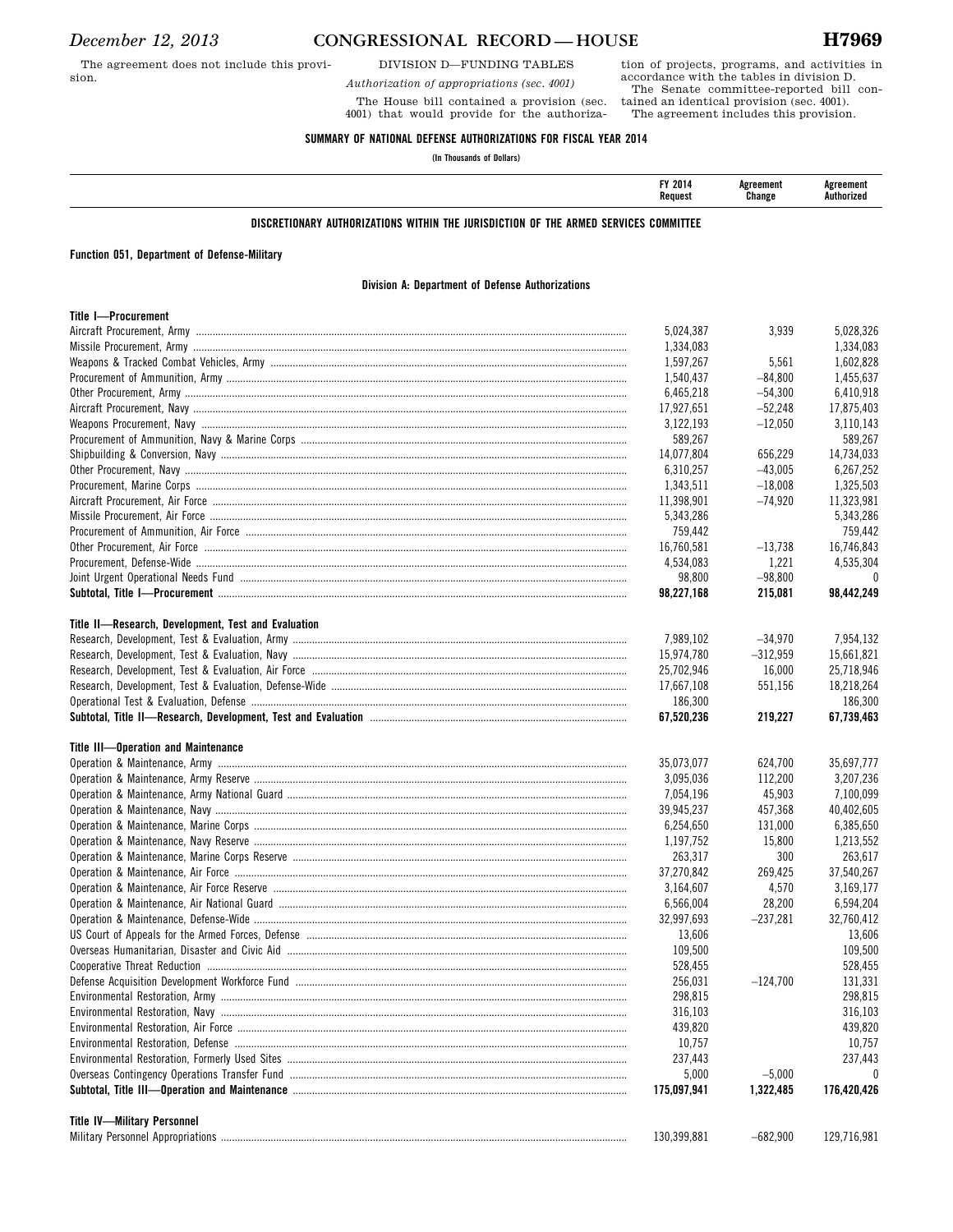The agreement does not include this provision.

DIVISION D—FUNDING TABLES

*Authorization of appropriations (sec. 4001)*

The House bill contained a provision (sec. 4001) that would provide for the authorization of projects, programs, and activities in accordance with the tables in division D.

The Senate committee-reported bill contained an identical provision (sec. 4001).

The agreement includes this provision.

**SUMMARY OF NATIONAL DEFENSE AUTHORIZATIONS FOR FISCAL YEAR 2014**

(In Thousands of Dollars)

| | FY 2014 Request | Agreement Change | Agreement Authorized |
|---|---|---|---|
| **DISCRETIONARY AUTHORIZATIONS WITHIN THE JURISDICTION OF THE ARMED SERVICES COMMITTEE** | | | |
| **Function 051, Department of Defense-Military** | | | |
| **Division A: Department of Defense Authorizations** | | | |
| **Title I—Procurement** | | | |
| Aircraft Procurement, Army | 5,024,387 | 3,939 | 5,028,326 |
| Missile Procurement, Army | 1,334,083 | | 1,334,083 |
| Weapons & Tracked Combat Vehicles, Army | 1,597,267 | 5,561 | 1,602,828 |
| Procurement of Ammunition, Army | 1,540,437 | –84,800 | 1,455,637 |
| Other Procurement, Army | 6,465,218 | –54,300 | 6,410,918 |
| Aircraft Procurement, Navy | 17,927,651 | –52,248 | 17,875,403 |
| Weapons Procurement, Navy | 3,122,193 | –12,050 | 3,110,143 |
| Procurement of Ammunition, Navy & Marine Corps | 589,267 | | 589,267 |
| Shipbuilding & Conversion, Navy | 14,077,804 | 656,229 | 14,734,033 |
| Other Procurement, Navy | 6,310,257 | –43,005 | 6,267,252 |
| Procurement, Marine Corps | 1,343,511 | –18,008 | 1,325,503 |
| Aircraft Procurement, Air Force | 11,398,901 | –74,920 | 11,323,981 |
| Missile Procurement, Air Force | 5,343,286 | | 5,343,286 |
| Procurement of Ammunition, Air Force | 759,442 | | 759,442 |
| Other Procurement, Air Force | 16,760,581 | –13,738 | 16,746,843 |
| Procurement, Defense-Wide | 4,534,083 | 1,221 | 4,535,304 |
| Joint Urgent Operational Needs Fund | 98,800 | –98,800 | 0 |
| **Subtotal, Title I—Procurement** | **98,227,168** | **215,081** | **98,442,249** |
| **Title II—Research, Development, Test and Evaluation** | | | |
| Research, Development, Test & Evaluation, Army | 7,989,102 | –34,970 | 7,954,132 |
| Research, Development, Test & Evaluation, Navy | 15,974,780 | –312,959 | 15,661,821 |
| Research, Development, Test & Evaluation, Air Force | 25,702,946 | 16,000 | 25,718,946 |
| Research, Development, Test & Evaluation, Defense-Wide | 17,667,108 | 551,156 | 18,218,264 |
| Operational Test & Evaluation, Defense | 186,300 | | 186,300 |
| **Subtotal, Title II—Research, Development, Test and Evaluation** | **67,520,236** | **219,227** | **67,739,463** |
| **Title III—Operation and Maintenance** | | | |
| Operation & Maintenance, Army | 35,073,077 | 624,700 | 35,697,777 |
| Operation & Maintenance, Army Reserve | 3,095,036 | 112,200 | 3,207,236 |
| Operation & Maintenance, Army National Guard | 7,054,196 | 45,903 | 7,100,099 |
| Operation & Maintenance, Navy | 39,945,237 | 457,368 | 40,402,605 |
| Operation & Maintenance, Marine Corps | 6,254,650 | 131,000 | 6,385,650 |
| Operation & Maintenance, Navy Reserve | 1,197,752 | 15,800 | 1,213,552 |
| Operation & Maintenance, Marine Corps Reserve | 263,317 | 300 | 263,617 |
| Operation & Maintenance, Air Force | 37,270,842 | 269,425 | 37,540,267 |
| Operation & Maintenance, Air Force Reserve | 3,164,607 | 4,570 | 3,169,177 |
| Operation & Maintenance, Air National Guard | 6,566,004 | 28,200 | 6,594,204 |
| Operation & Maintenance, Defense-Wide | 32,997,693 | –237,281 | 32,760,412 |
| US Court of Appeals for the Armed Forces, Defense | 13,606 | | 13,606 |
| Overseas Humanitarian, Disaster and Civic Aid | 109,500 | | 109,500 |
| Cooperative Threat Reduction | 528,455 | | 528,455 |
| Defense Acquisition Development Workforce Fund | 256,031 | –124,700 | 131,331 |
| Environmental Restoration, Army | 298,815 | | 298,815 |
| Environmental Restoration, Navy | 316,103 | | 316,103 |
| Environmental Restoration, Air Force | 439,820 | | 439,820 |
| Environmental Restoration, Defense | 10,757 | | 10,757 |
| Environmental Restoration, Formerly Used Sites | 237,443 | | 237,443 |
| Overseas Contingency Operations Transfer Fund | 5,000 | –5,000 | 0 |
| **Subtotal, Title III—Operation and Maintenance** | **175,097,941** | **1,322,485** | **176,420,426** |
| **Title IV—Military Personnel** | | | |
| Military Personnel Appropriations | 130,399,881 | –682,900 | 129,716,981 |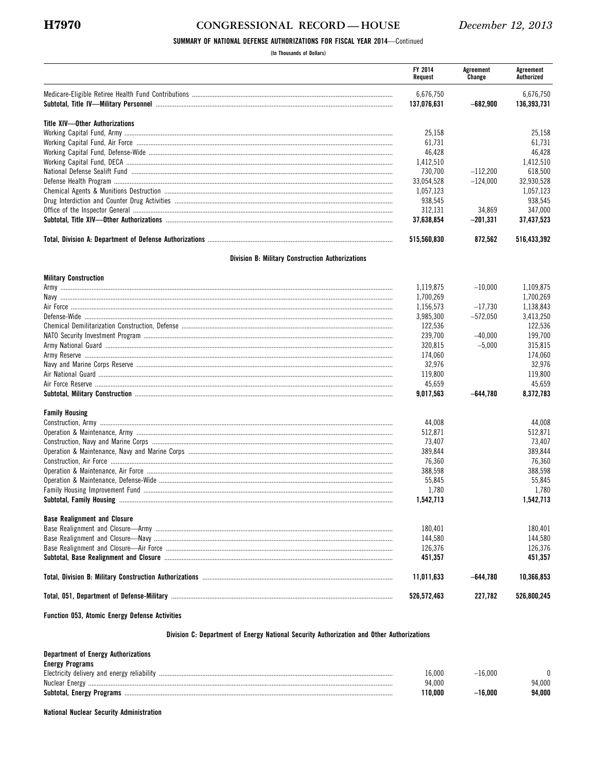**SUMMARY OF NATIONAL DEFENSE AUTHORIZATIONS FOR FISCAL YEAR 2014**—Continued

(In Thousands of Dollars)

| | FY 2014 Request | Agreement Change | Agreement Authorized |
|---|---|---|---|
| Medicare-Eligible Retiree Health Fund Contributions | 6,676,750 | | 6,676,750 |
| **Subtotal, Title IV—Military Personnel** | **137,076,631** | **−682,900** | **136,393,731** |
| | | | |
| **Title XIV—Other Authorizations** | | | |
| Working Capital Fund, Army | 25,158 | | 25,158 |
| Working Capital Fund, Air Force | 61,731 | | 61,731 |
| Working Capital Fund, Defense-Wide | 46,428 | | 46,428 |
| Working Capital Fund, DECA | 1,412,510 | | 1,412,510 |
| National Defense Sealift Fund | 730,700 | −112,200 | 618,500 |
| Defense Health Program | 33,054,528 | −124,000 | 32,930,528 |
| Chemical Agents & Munitions Destruction | 1,057,123 | | 1,057,123 |
| Drug Interdiction and Counter Drug Activities | 938,545 | | 938,545 |
| Office of the Inspector General | 312,131 | 34,869 | 347,000 |
| **Subtotal, Title XIV—Other Authorizations** | **37,638,854** | **−201,331** | **37,437,523** |
| | | | |
| **Total, Division A: Department of Defense Authorizations** | **515,560,830** | **872,562** | **516,433,392** |
| | | | |
| **Division B: Military Construction Authorizations** | | | |
| | | | |
| **Military Construction** | | | |
| Army | 1,119,875 | −10,000 | 1,109,875 |
| Navy | 1,700,269 | | 1,700,269 |
| Air Force | 1,156,573 | −17,730 | 1,138,843 |
| Defense-Wide | 3,985,300 | −572,050 | 3,413,250 |
| Chemical Demilitarization Construction, Defense | 122,536 | | 122,536 |
| NATO Security Investment Program | 239,700 | −40,000 | 199,700 |
| Army National Guard | 320,815 | −5,000 | 315,815 |
| Army Reserve | 174,060 | | 174,060 |
| Navy and Marine Corps Reserve | 32,976 | | 32,976 |
| Air National Guard | 119,800 | | 119,800 |
| Air Force Reserve | 45,659 | | 45,659 |
| **Subtotal, Military Construction** | **9,017,563** | **−644,780** | **8,372,783** |
| | | | |
| **Family Housing** | | | |
| Construction, Army | 44,008 | | 44,008 |
| Operation & Maintenance, Army | 512,871 | | 512,871 |
| Construction, Navy and Marine Corps | 73,407 | | 73,407 |
| Operation & Maintenance, Navy and Marine Corps | 389,844 | | 389,844 |
| Construction, Air Force | 76,360 | | 76,360 |
| Operation & Maintenance, Air Force | 388,598 | | 388,598 |
| Operation & Maintenance, Defense-Wide | 55,845 | | 55,845 |
| Family Housing Improvement Fund | 1,780 | | 1,780 |
| **Subtotal, Family Housing** | **1,542,713** | | **1,542,713** |
| | | | |
| **Base Realignment and Closure** | | | |
| Base Realignment and Closure—Army | 180,401 | | 180,401 |
| Base Realignment and Closure—Navy | 144,580 | | 144,580 |
| Base Realignment and Closure—Air Force | 126,376 | | 126,376 |
| **Subtotal, Base Realignment and Closure** | **451,357** | | **451,357** |
| | | | |
| **Total, Division B: Military Construction Authorizations** | **11,011,633** | **−644,780** | **10,366,853** |
| | | | |
| **Total, 051, Department of Defense-Military** | **526,572,463** | **227,782** | **526,800,245** |
| | | | |
| **Function 053, Atomic Energy Defense Activities** | | | |
| | | | |
| **Division C: Department of Energy National Security Authorization and Other Authorizations** | | | |
| | | | |
| **Department of Energy Authorizations** | | | |
| **Energy Programs** | | | |
| Electricity delivery and energy reliability | 16,000 | −16,000 | 0 |
| Nuclear Energy | 94,000 | | 94,000 |
| **Subtotal, Energy Programs** | **110,000** | **−16,000** | **94,000** |
| | | | |
| **National Nuclear Security Administration** | | | |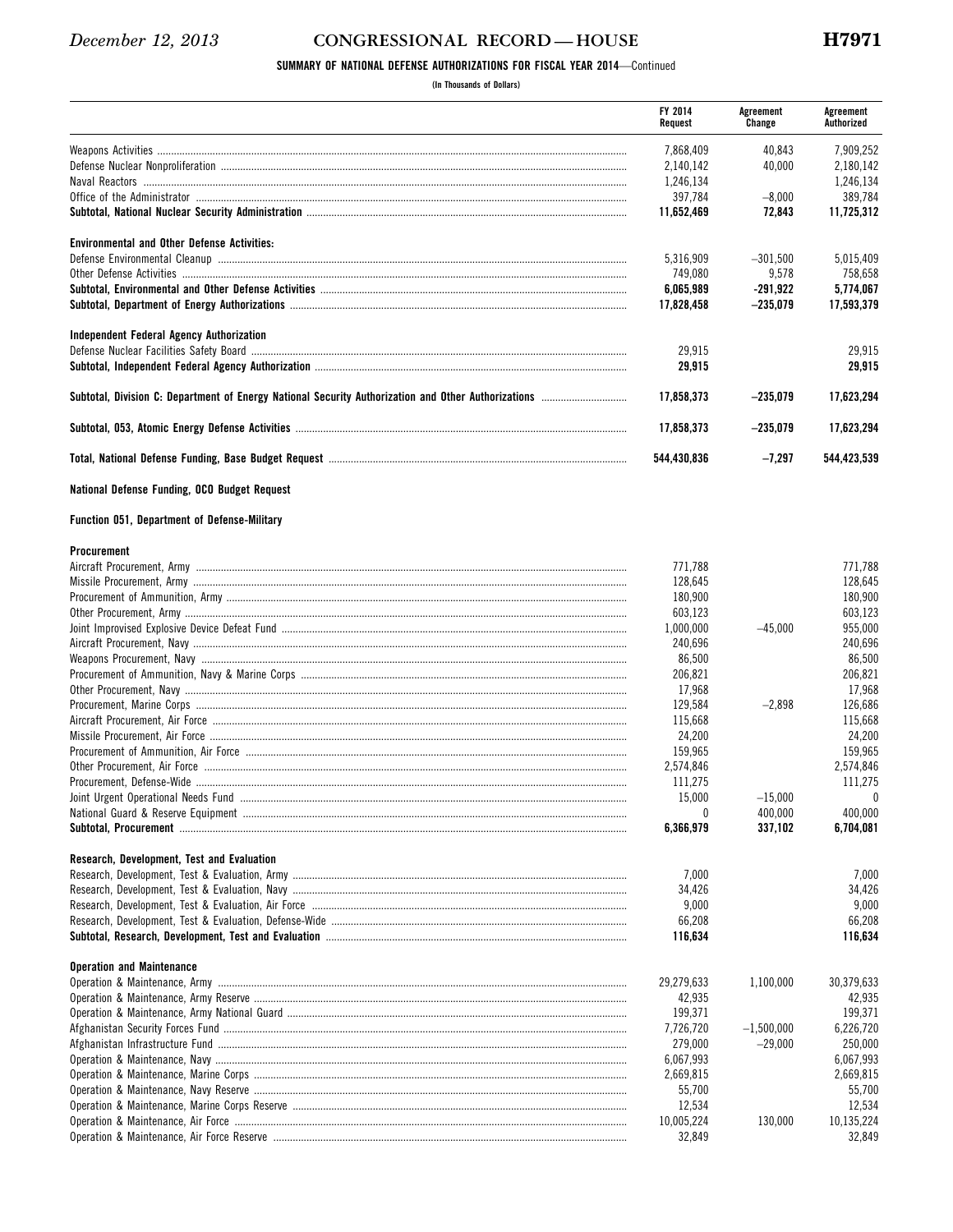**SUMMARY OF NATIONAL DEFENSE AUTHORIZATIONS FOR FISCAL YEAR 2014**—Continued

(In Thousands of Dollars)

| | FY 2014 Request | Agreement Change | Agreement Authorized |
|---|---|---|---|
| Weapons Activities | 7,868,409 | 40,843 | 7,909,252 |
| Defense Nuclear Nonproliferation | 2,140,142 | 40,000 | 2,180,142 |
| Naval Reactors | 1,246,134 | | 1,246,134 |
| Office of the Administrator | 397,784 | −8,000 | 389,784 |
| **Subtotal, National Nuclear Security Administration** | **11,652,469** | **72,843** | **11,725,312** |
| | | | |
| **Environmental and Other Defense Activities:** | | | |
| Defense Environmental Cleanup | 5,316,909 | −301,500 | 5,015,409 |
| Other Defense Activities | 749,080 | 9,578 | 758,658 |
| **Subtotal, Environmental and Other Defense Activities** | **6,065,989** | **-291,922** | **5,774,067** |
| **Subtotal, Department of Energy Authorizations** | **17,828,458** | **−235,079** | **17,593,379** |
| | | | |
| **Independent Federal Agency Authorization** | | | |
| Defense Nuclear Facilities Safety Board | 29,915 | | 29,915 |
| **Subtotal, Independent Federal Agency Authorization** | **29,915** | | **29,915** |
| | | | |
| **Subtotal, Division C: Department of Energy National Security Authorization and Other Authorizations** | **17,858,373** | **−235,079** | **17,623,294** |
| | | | |
| **Subtotal, 053, Atomic Energy Defense Activities** | **17,858,373** | **−235,079** | **17,623,294** |
| | | | |
| **Total, National Defense Funding, Base Budget Request** | **544,430,836** | **−7,297** | **544,423,539** |
| | | | |
| **National Defense Funding, OCO Budget Request** | | | |
| | | | |
| **Function 051, Department of Defense-Military** | | | |
| | | | |
| **Procurement** | | | |
| Aircraft Procurement, Army | 771,788 | | 771,788 |
| Missile Procurement, Army | 128,645 | | 128,645 |
| Procurement of Ammunition, Army | 180,900 | | 180,900 |
| Other Procurement, Army | 603,123 | | 603,123 |
| Joint Improvised Explosive Device Defeat Fund | 1,000,000 | −45,000 | 955,000 |
| Aircraft Procurement, Navy | 240,696 | | 240,696 |
| Weapons Procurement, Navy | 86,500 | | 86,500 |
| Procurement of Ammunition, Navy & Marine Corps | 206,821 | | 206,821 |
| Other Procurement, Navy | 17,968 | | 17,968 |
| Procurement, Marine Corps | 129,584 | −2,898 | 126,686 |
| Aircraft Procurement, Air Force | 115,668 | | 115,668 |
| Missile Procurement, Air Force | 24,200 | | 24,200 |
| Procurement of Ammunition, Air Force | 159,965 | | 159,965 |
| Other Procurement, Air Force | 2,574,846 | | 2,574,846 |
| Procurement, Defense-Wide | 111,275 | | 111,275 |
| Joint Urgent Operational Needs Fund | 15,000 | −15,000 | 0 |
| National Guard & Reserve Equipment | 0 | 400,000 | 400,000 |
| **Subtotal, Procurement** | **6,366,979** | **337,102** | **6,704,081** |
| | | | |
| **Research, Development, Test and Evaluation** | | | |
| Research, Development, Test & Evaluation, Army | 7,000 | | 7,000 |
| Research, Development, Test & Evaluation, Navy | 34,426 | | 34,426 |
| Research, Development, Test & Evaluation, Air Force | 9,000 | | 9,000 |
| Research, Development, Test & Evaluation, Defense-Wide | 66,208 | | 66,208 |
| **Subtotal, Research, Development, Test and Evaluation** | **116,634** | | **116,634** |
| | | | |
| **Operation and Maintenance** | | | |
| Operation & Maintenance, Army | 29,279,633 | 1,100,000 | 30,379,633 |
| Operation & Maintenance, Army Reserve | 42,935 | | 42,935 |
| Operation & Maintenance, Army National Guard | 199,371 | | 199,371 |
| Afghanistan Security Forces Fund | 7,726,720 | −1,500,000 | 6,226,720 |
| Afghanistan Infrastructure Fund | 279,000 | −29,000 | 250,000 |
| Operation & Maintenance, Navy | 6,067,993 | | 6,067,993 |
| Operation & Maintenance, Marine Corps | 2,669,815 | | 2,669,815 |
| Operation & Maintenance, Navy Reserve | 55,700 | | 55,700 |
| Operation & Maintenance, Marine Corps Reserve | 12,534 | | 12,534 |
| Operation & Maintenance, Air Force | 10,005,224 | 130,000 | 10,135,224 |
| Operation & Maintenance, Air Force Reserve | 32,849 | | 32,849 |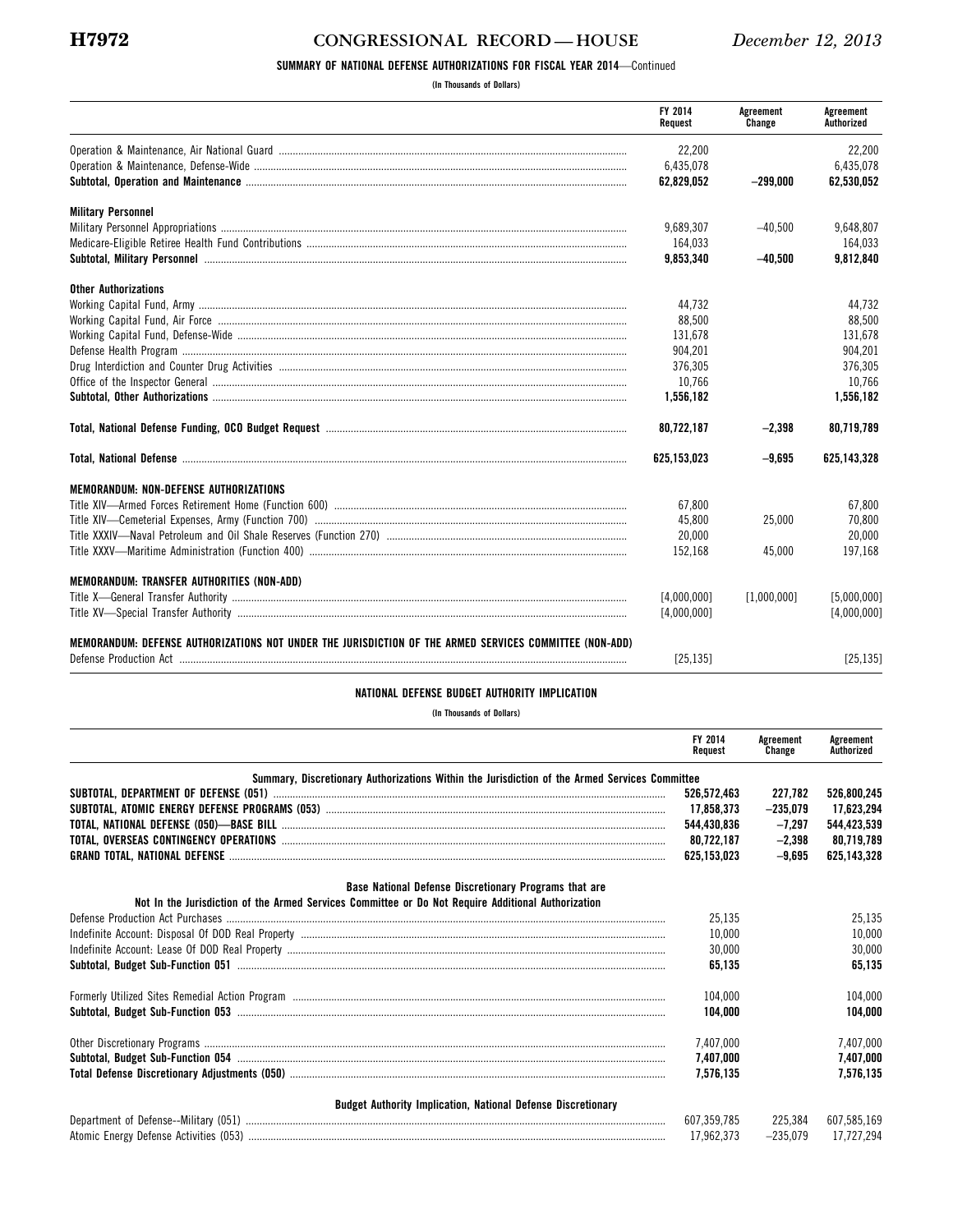**SUMMARY OF NATIONAL DEFENSE AUTHORIZATIONS FOR FISCAL YEAR 2014**—Continued

(In Thousands of Dollars)

| | FY 2014 Request | Agreement Change | Agreement Authorized |
|---|---|---|---|
| Operation & Maintenance, Air National Guard | 22,200 | | 22,200 |
| Operation & Maintenance, Defense-Wide | 6,435,078 | | 6,435,078 |
| **Subtotal, Operation and Maintenance** | **62,829,052** | **−299,000** | **62,530,052** |
| **Military Personnel** | | | |
| Military Personnel Appropriations | 9,689,307 | −40,500 | 9,648,807 |
| Medicare-Eligible Retiree Health Fund Contributions | 164,033 | | 164,033 |
| **Subtotal, Military Personnel** | **9,853,340** | **−40,500** | **9,812,840** |
| **Other Authorizations** | | | |
| Working Capital Fund, Army | 44,732 | | 44,732 |
| Working Capital Fund, Air Force | 88,500 | | 88,500 |
| Working Capital Fund, Defense-Wide | 131,678 | | 131,678 |
| Defense Health Program | 904,201 | | 904,201 |
| Drug Interdiction and Counter Drug Activities | 376,305 | | 376,305 |
| Office of the Inspector General | 10,766 | | 10,766 |
| **Subtotal, Other Authorizations** | **1,556,182** | | **1,556,182** |
| **Total, National Defense Funding, OCO Budget Request** | **80,722,187** | **−2,398** | **80,719,789** |
| **Total, National Defense** | **625,153,023** | **−9,695** | **625,143,328** |
| **MEMORANDUM: NON-DEFENSE AUTHORIZATIONS** | | | |
| Title XIV—Armed Forces Retirement Home (Function 600) | 67,800 | | 67,800 |
| Title XIV—Cemeterial Expenses, Army (Function 700) | 45,800 | 25,000 | 70,800 |
| Title XXXIV—Naval Petroleum and Oil Shale Reserves (Function 270) | 20,000 | | 20,000 |
| Title XXXV—Maritime Administration (Function 400) | 152,168 | 45,000 | 197,168 |
| **MEMORANDUM: TRANSFER AUTHORITIES (NON-ADD)** | | | |
| Title X—General Transfer Authority | [4,000,000] | [1,000,000] | [5,000,000] |
| Title XV—Special Transfer Authority | [4,000,000] | | [4,000,000] |
| **MEMORANDUM: DEFENSE AUTHORIZATIONS NOT UNDER THE JURISDICTION OF THE ARMED SERVICES COMMITTEE (NON-ADD)** | | | |
| Defense Production Act | [25,135] | | [25,135] |

**NATIONAL DEFENSE BUDGET AUTHORITY IMPLICATION**

(In Thousands of Dollars)

| | FY 2014 Request | Agreement Change | Agreement Authorized |
|---|---|---|---|
| **Summary, Discretionary Authorizations Within the Jurisdiction of the Armed Services Committee** | | | |
| **SUBTOTAL, DEPARTMENT OF DEFENSE (051)** | **526,572,463** | **227,782** | **526,800,245** |
| **SUBTOTAL, ATOMIC ENERGY DEFENSE PROGRAMS (053)** | **17,858,373** | **−235,079** | **17,623,294** |
| **TOTAL, NATIONAL DEFENSE (050)—BASE BILL** | **544,430,836** | **−7,297** | **544,423,539** |
| **TOTAL, OVERSEAS CONTINGENCY OPERATIONS** | **80,722,187** | **−2,398** | **80,719,789** |
| **GRAND TOTAL, NATIONAL DEFENSE** | **625,153,023** | **−9,695** | **625,143,328** |
| **Base National Defense Discretionary Programs that are Not In the Jurisdiction of the Armed Services Committee or Do Not Require Additional Authorization** | | | |
| Defense Production Act Purchases | 25,135 | | 25,135 |
| Indefinite Account: Disposal Of DOD Real Property | 10,000 | | 10,000 |
| Indefinite Account: Lease Of DOD Real Property | 30,000 | | 30,000 |
| **Subtotal, Budget Sub-Function 051** | **65,135** | | **65,135** |
| Formerly Utilized Sites Remedial Action Program | 104,000 | | 104,000 |
| **Subtotal, Budget Sub-Function 053** | **104,000** | | **104,000** |
| Other Discretionary Programs | 7,407,000 | | 7,407,000 |
| **Subtotal, Budget Sub-Function 054** | **7,407,000** | | **7,407,000** |
| **Total Defense Discretionary Adjustments (050)** | **7,576,135** | | **7,576,135** |
| **Budget Authority Implication, National Defense Discretionary** | | | |
| Department of Defense--Military (051) | 607,359,785 | 225,384 | 607,585,169 |
| Atomic Energy Defense Activities (053) | 17,962,373 | −235,079 | 17,727,294 |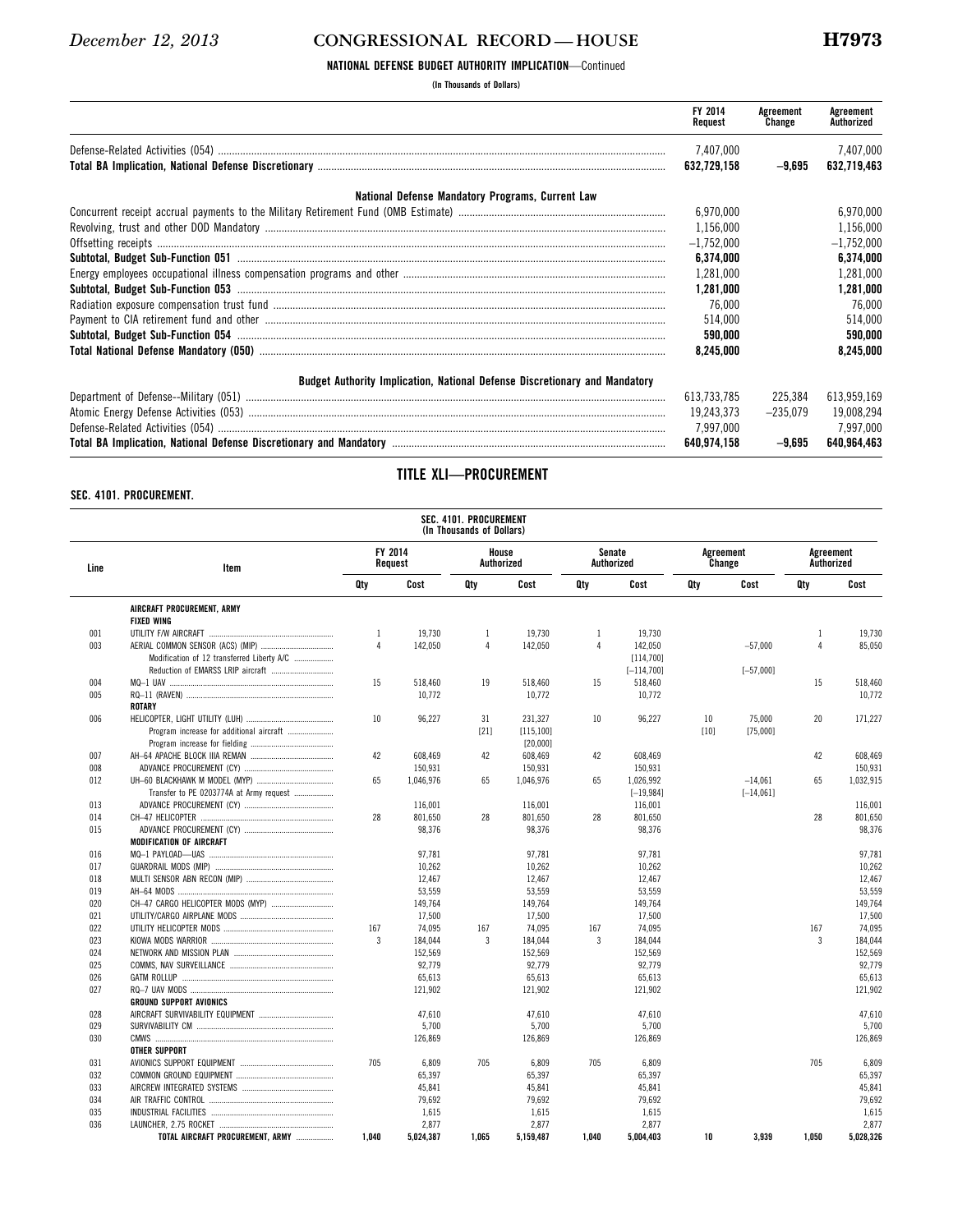**NATIONAL DEFENSE BUDGET AUTHORITY IMPLICATION**—Continued

(In Thousands of Dollars)

| | FY 2014 Request | Agreement Change | Agreement Authorized |
|---|---|---|---|
| Defense-Related Activities (054) | 7,407,000 | | 7,407,000 |
| **Total BA Implication, National Defense Discretionary** | **632,729,158** | **−9,695** | **632,719,463** |
| **National Defense Mandatory Programs, Current Law** | | | |
| Concurrent receipt accrual payments to the Military Retirement Fund (OMB Estimate) | 6,970,000 | | 6,970,000 |
| Revolving, trust and other DOD Mandatory | 1,156,000 | | 1,156,000 |
| Offsetting receipts | −1,752,000 | | −1,752,000 |
| **Subtotal, Budget Sub-Function 051** | **6,374,000** | | **6,374,000** |
| Energy employees occupational illness compensation programs and other | 1,281,000 | | 1,281,000 |
| **Subtotal, Budget Sub-Function 053** | **1,281,000** | | **1,281,000** |
| Radiation exposure compensation trust fund | 76,000 | | 76,000 |
| Payment to CIA retirement fund and other | 514,000 | | 514,000 |
| **Subtotal, Budget Sub-Function 054** | **590,000** | | **590,000** |
| **Total National Defense Mandatory (050)** | **8,245,000** | | **8,245,000** |
| **Budget Authority Implication, National Defense Discretionary and Mandatory** | | | |
| Department of Defense--Military (051) | 613,733,785 | 225,384 | 613,959,169 |
| Atomic Energy Defense Activities (053) | 19,243,373 | −235,079 | 19,008,294 |
| Defense-Related Activities (054) | 7,997,000 | | 7,997,000 |
| **Total BA Implication, National Defense Discretionary and Mandatory** | **640,974,158** | **−9,695** | **640,964,463** |

## TITLE XLI—PROCUREMENT

### SEC. 4101. PROCUREMENT.

**SEC. 4101. PROCUREMENT**
(In Thousands of Dollars)

| Line | Item | FY 2014 Request | | House Authorized | | Senate Authorized | | Agreement Change | | Agreement Authorized | |
|---|---|---|---|---|---|---|---|---|---|---|---|
| | | Qty | Cost | Qty | Cost | Qty | Cost | Qty | Cost | Qty | Cost |
| | **AIRCRAFT PROCUREMENT, ARMY** | | | | | | | | | | |
| | **FIXED WING** | | | | | | | | | | |
| 001 | UTILITY F/W AIRCRAFT | 1 | 19,730 | 1 | 19,730 | 1 | 19,730 | | | 1 | 19,730 |
| 003 | AERIAL COMMON SENSOR (ACS) (MIP) | 4 | 142,050 | 4 | 142,050 | 4 | 142,050 | | −57,000 | 4 | 85,050 |
| | Modification of 12 transferred Liberty A/C | | | | | | [114,700] | | | | |
| | Reduction of EMARSS LRIP aircraft | | | | | | [−114,700] | | [−57,000] | | |
| 004 | MQ–1 UAV | 15 | 518,460 | 19 | 518,460 | 15 | 518,460 | | | 15 | 518,460 |
| 005 | RQ–11 (RAVEN) | | 10,772 | | 10,772 | | 10,772 | | | | 10,772 |
| | **ROTARY** | | | | | | | | | | |
| 006 | HELICOPTER, LIGHT UTILITY (LUH) | 10 | 96,227 | 31 | 231,327 | 10 | 96,227 | 10 | 75,000 | 20 | 171,227 |
| | Program increase for additional aircraft | | | [21] | [115,100] | | | [10] | [75,000] | | |
| | Program increase for fielding | | | | [20,000] | | | | | | |
| 007 | AH–64 APACHE BLOCK IIIA REMAN | 42 | 608,469 | 42 | 608,469 | 42 | 608,469 | | | 42 | 608,469 |
| 008 | ADVANCE PROCUREMENT (CY) | | 150,931 | | 150,931 | | 150,931 | | | | 150,931 |
| 012 | UH–60 BLACKHAWK M MODEL (MYP) | 65 | 1,046,976 | 65 | 1,046,976 | 65 | 1,026,992 | | −14,061 | 65 | 1,032,915 |
| | Transfer to PE 0203774A at Army request | | | | | | [−19,984] | | [−14,061] | | |
| 013 | ADVANCE PROCUREMENT (CY) | | 116,001 | | 116,001 | | 116,001 | | | | 116,001 |
| 014 | CH–47 HELICOPTER | 28 | 801,650 | 28 | 801,650 | 28 | 801,650 | | | 28 | 801,650 |
| 015 | ADVANCE PROCUREMENT (CY) | | 98,376 | | 98,376 | | 98,376 | | | | 98,376 |
| | **MODIFICATION OF AIRCRAFT** | | | | | | | | | | |
| 016 | MQ–1 PAYLOAD—UAS | | 97,781 | | 97,781 | | 97,781 | | | | 97,781 |
| 017 | GUARDRAIL MODS (MIP) | | 10,262 | | 10,262 | | 10,262 | | | | 10,262 |
| 018 | MULTI SENSOR ABN RECON (MIP) | | 12,467 | | 12,467 | | 12,467 | | | | 12,467 |
| 019 | AH–64 MODS | | 53,559 | | 53,559 | | 53,559 | | | | 53,559 |
| 020 | CH–47 CARGO HELICOPTER MODS (MYP) | | 149,764 | | 149,764 | | 149,764 | | | | 149,764 |
| 021 | UTILITY/CARGO AIRPLANE MODS | | 17,500 | | 17,500 | | 17,500 | | | | 17,500 |
| 022 | UTILITY HELICOPTER MODS | 167 | 74,095 | 167 | 74,095 | 167 | 74,095 | | | 167 | 74,095 |
| 023 | KIOWA MODS WARRIOR | 3 | 184,044 | 3 | 184,044 | 3 | 184,044 | | | 3 | 184,044 |
| 024 | NETWORK AND MISSION PLAN | | 152,569 | | 152,569 | | 152,569 | | | | 152,569 |
| 025 | COMMS, NAV SURVEILLANCE | | 92,779 | | 92,779 | | 92,779 | | | | 92,779 |
| 026 | GATM ROLLUP | | 65,613 | | 65,613 | | 65,613 | | | | 65,613 |
| 027 | RQ–7 UAV MODS | | 121,902 | | 121,902 | | 121,902 | | | | 121,902 |
| | **GROUND SUPPORT AVIONICS** | | | | | | | | | | |
| 028 | AIRCRAFT SURVIVABILITY EQUIPMENT | | 47,610 | | 47,610 | | 47,610 | | | | 47,610 |
| 029 | SURVIVABILITY CM | | 5,700 | | 5,700 | | 5,700 | | | | 5,700 |
| 030 | CMWS | | 126,869 | | 126,869 | | 126,869 | | | | 126,869 |
| | **OTHER SUPPORT** | | | | | | | | | | |
| 031 | AVIONICS SUPPORT EQUIPMENT | 705 | 6,809 | 705 | 6,809 | 705 | 6,809 | | | 705 | 6,809 |
| 032 | COMMON GROUND EQUIPMENT | | 65,397 | | 65,397 | | 65,397 | | | | 65,397 |
| 033 | AIRCREW INTEGRATED SYSTEMS | | 45,841 | | 45,841 | | 45,841 | | | | 45,841 |
| 034 | AIR TRAFFIC CONTROL | | 79,692 | | 79,692 | | 79,692 | | | | 79,692 |
| 035 | INDUSTRIAL FACILITIES | | 1,615 | | 1,615 | | 1,615 | | | | 1,615 |
| 036 | LAUNCHER, 2.75 ROCKET | | 2,877 | | 2,877 | | 2,877 | | | | 2,877 |
| | **TOTAL AIRCRAFT PROCUREMENT, ARMY** | **1,040** | **5,024,387** | **1,065** | **5,159,487** | **1,040** | **5,004,403** | **10** | **3,939** | **1,050** | **5,028,326** |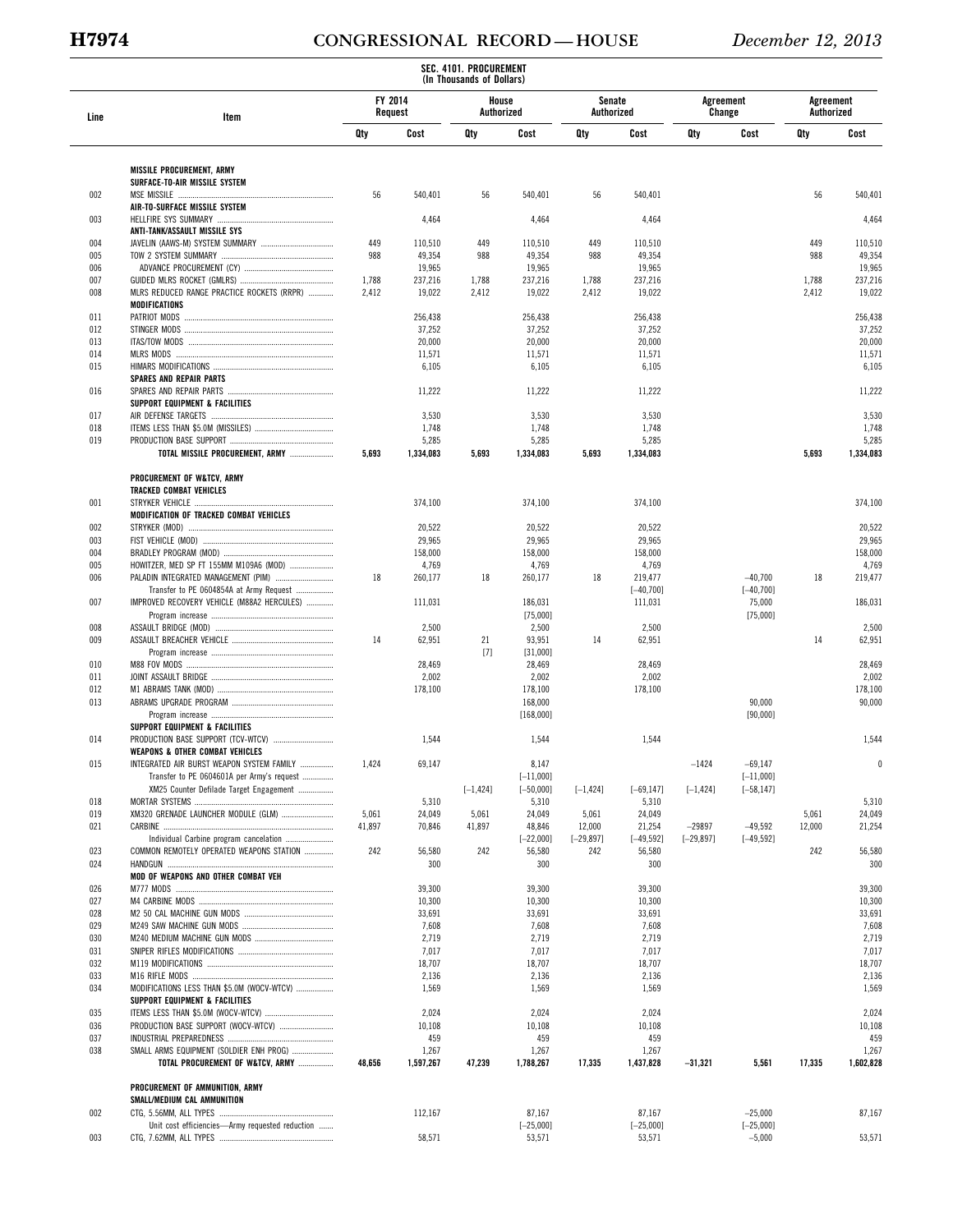SEC. 4101. PROCUREMENT
(In Thousands of Dollars)

| Line | Item | FY 2014 Request | | House Authorized | | Senate Authorized | | Agreement Change | | Agreement Authorized | |
|---|---|---|---|---|---|---|---|---|---|---|---|
| | | Qty | Cost | Qty | Cost | Qty | Cost | Qty | Cost | Qty | Cost |
| | MISSILE PROCUREMENT, ARMY | | | | | | | | | | |
| | SURFACE-TO-AIR MISSILE SYSTEM | | | | | | | | | | |
| 002 | MSE MISSILE | 56 | 540,401 | 56 | 540,401 | 56 | 540,401 | | | 56 | 540,401 |
| | AIR-TO-SURFACE MISSILE SYSTEM | | | | | | | | | | |
| 003 | HELLFIRE SYS SUMMARY | | 4,464 | | 4,464 | | 4,464 | | | | 4,464 |
| | ANTI-TANK/ASSAULT MISSILE SYS | | | | | | | | | | |
| 004 | JAVELIN (AAWS-M) SYSTEM SUMMARY | 449 | 110,510 | 449 | 110,510 | 449 | 110,510 | | | 449 | 110,510 |
| 005 | TOW 2 SYSTEM SUMMARY | 988 | 49,354 | 988 | 49,354 | 988 | 49,354 | | | 988 | 49,354 |
| 006 | ADVANCE PROCUREMENT (CY) | | 19,965 | | 19,965 | | 19,965 | | | | 19,965 |
| 007 | GUIDED MLRS ROCKET (GMLRS) | 1,788 | 237,216 | 1,788 | 237,216 | 1,788 | 237,216 | | | 1,788 | 237,216 |
| 008 | MLRS REDUCED RANGE PRACTICE ROCKETS (RRPR) | 2,412 | 19,022 | 2,412 | 19,022 | 2,412 | 19,022 | | | 2,412 | 19,022 |
| | MODIFICATIONS | | | | | | | | | | |
| 011 | PATRIOT MODS | | 256,438 | | 256,438 | | 256,438 | | | | 256,438 |
| 012 | STINGER MODS | | 37,252 | | 37,252 | | 37,252 | | | | 37,252 |
| 013 | ITAS/TOW MODS | | 20,000 | | 20,000 | | 20,000 | | | | 20,000 |
| 014 | MLRS MODS | | 11,571 | | 11,571 | | 11,571 | | | | 11,571 |
| 015 | HIMARS MODIFICATIONS | | 6,105 | | 6,105 | | 6,105 | | | | 6,105 |
| | SPARES AND REPAIR PARTS | | | | | | | | | | |
| 016 | SPARES AND REPAIR PARTS | | 11,222 | | 11,222 | | 11,222 | | | | 11,222 |
| | SUPPORT EQUIPMENT & FACILITIES | | | | | | | | | | |
| 017 | AIR DEFENSE TARGETS | | 3,530 | | 3,530 | | 3,530 | | | | 3,530 |
| 018 | ITEMS LESS THAN $5.0M (MISSILES) | | 1,748 | | 1,748 | | 1,748 | | | | 1,748 |
| 019 | PRODUCTION BASE SUPPORT | | 5,285 | | 5,285 | | 5,285 | | | | 5,285 |
| | **TOTAL MISSILE PROCUREMENT, ARMY** | **5,693** | **1,334,083** | **5,693** | **1,334,083** | **5,693** | **1,334,083** | | | **5,693** | **1,334,083** |
| | PROCUREMENT OF W&TCV, ARMY | | | | | | | | | | |
| | TRACKED COMBAT VEHICLES | | | | | | | | | | |
| 001 | STRYKER VEHICLE | | 374,100 | | 374,100 | | 374,100 | | | | 374,100 |
| | MODIFICATION OF TRACKED COMBAT VEHICLES | | | | | | | | | | |
| 002 | STRYKER (MOD) | | 20,522 | | 20,522 | | 20,522 | | | | 20,522 |
| 003 | FIST VEHICLE (MOD) | | 29,965 | | 29,965 | | 29,965 | | | | 29,965 |
| 004 | BRADLEY PROGRAM (MOD) | | 158,000 | | 158,000 | | 158,000 | | | | 158,000 |
| 005 | HOWITZER, MED SP FT 155MM M109A6 (MOD) | | 4,769 | | 4,769 | | 4,769 | | | | 4,769 |
| 006 | PALADIN INTEGRATED MANAGEMENT (PIM) | 18 | 260,177 | 18 | 260,177 | 18 | 219,477 | | –40,700 | 18 | 219,477 |
| | Transfer to PE 0604854A at Army Request | | | | | | [–40,700] | | [–40,700] | | |
| 007 | IMPROVED RECOVERY VEHICLE (M88A2 HERCULES) | | 111,031 | | 186,031 | | 111,031 | | 75,000 | | 186,031 |
| | Program increase | | | | [75,000] | | | | [75,000] | | |
| 008 | ASSAULT BRIDGE (MOD) | | 2,500 | | 2,500 | | 2,500 | | | | 2,500 |
| 009 | ASSAULT BREACHER VEHICLE | 14 | 62,951 | 21 | 93,951 | 14 | 62,951 | | | 14 | 62,951 |
| | Program increase | | | [7] | [31,000] | | | | | | |
| 010 | M88 FOV MODS | | 28,469 | | 28,469 | | 28,469 | | | | 28,469 |
| 011 | JOINT ASSAULT BRIDGE | | 2,002 | | 2,002 | | 2,002 | | | | 2,002 |
| 012 | M1 ABRAMS TANK (MOD) | | 178,100 | | 178,100 | | 178,100 | | | | 178,100 |
| 013 | ABRAMS UPGRADE PROGRAM | | | | 168,000 | | | | 90,000 | | 90,000 |
| | Program increase | | | | [168,000] | | | | [90,000] | | |
| | SUPPORT EQUIPMENT & FACILITIES | | | | | | | | | | |
| 014 | PRODUCTION BASE SUPPORT (TCV-WTCV) | | 1,544 | | 1,544 | | 1,544 | | | | 1,544 |
| | WEAPONS & OTHER COMBAT VEHICLES | | | | | | | | | | |
| 015 | INTEGRATED AIR BURST WEAPON SYSTEM FAMILY | 1,424 | 69,147 | | 8,147 | | | –1424 | –69,147 | | 0 |
| | Transfer to PE 0604601A per Army's request | | | | [–11,000] | | | | [–11,000] | | |
| | XM25 Counter Defilade Target Engagement | | | [–1,424] | [–50,000] | [–1,424] | [–69,147] | [–1,424] | [–58,147] | | |
| 018 | MORTAR SYSTEMS | | 5,310 | | 5,310 | | 5,310 | | | | 5,310 |
| 019 | XM320 GRENADE LAUNCHER MODULE (GLM) | 5,061 | 24,049 | 5,061 | 24,049 | 5,061 | 24,049 | | | 5,061 | 24,049 |
| 021 | CARBINE | 41,897 | 70,846 | 41,897 | 48,846 | 12,000 | 21,254 | –29897 | –49,592 | 12,000 | 21,254 |
| | Individual Carbine program cancelation | | | | [–22,000] | [–29,897] | [–49,592] | [–29,897] | [–49,592] | | |
| 023 | COMMON REMOTELY OPERATED WEAPONS STATION | 242 | 56,580 | 242 | 56,580 | 242 | 56,580 | | | 242 | 56,580 |
| 024 | HANDGUN | | 300 | | 300 | | 300 | | | | 300 |
| | MOD OF WEAPONS AND OTHER COMBAT VEH | | | | | | | | | | |
| 026 | M777 MODS | | 39,300 | | 39,300 | | 39,300 | | | | 39,300 |
| 027 | M4 CARBINE MODS | | 10,300 | | 10,300 | | 10,300 | | | | 10,300 |
| 028 | M2 50 CAL MACHINE GUN MODS | | 33,691 | | 33,691 | | 33,691 | | | | 33,691 |
| 029 | M249 SAW MACHINE GUN MODS | | 7,608 | | 7,608 | | 7,608 | | | | 7,608 |
| 030 | M240 MEDIUM MACHINE GUN MODS | | 2,719 | | 2,719 | | 2,719 | | | | 2,719 |
| 031 | SNIPER RIFLES MODIFICATIONS | | 7,017 | | 7,017 | | 7,017 | | | | 7,017 |
| 032 | M119 MODIFICATIONS | | 18,707 | | 18,707 | | 18,707 | | | | 18,707 |
| 033 | M16 RIFLE MODS | | 2,136 | | 2,136 | | 2,136 | | | | 2,136 |
| 034 | MODIFICATIONS LESS THAN $5.0M (WOCV-WTCV) | | 1,569 | | 1,569 | | 1,569 | | | | 1,569 |
| | SUPPORT EQUIPMENT & FACILITIES | | | | | | | | | | |
| 035 | ITEMS LESS THAN $5.0M (WOCV-WTCV) | | 2,024 | | 2,024 | | 2,024 | | | | 2,024 |
| 036 | PRODUCTION BASE SUPPORT (WOCV-WTCV) | | 10,108 | | 10,108 | | 10,108 | | | | 10,108 |
| 037 | INDUSTRIAL PREPAREDNESS | | 459 | | 459 | | 459 | | | | 459 |
| 038 | SMALL ARMS EQUIPMENT (SOLDIER ENH PROG) | | 1,267 | | 1,267 | | 1,267 | | | | 1,267 |
| | **TOTAL PROCUREMENT OF W&TCV, ARMY** | **48,656** | **1,597,267** | **47,239** | **1,788,267** | **17,335** | **1,437,828** | **–31,321** | **5,561** | **17,335** | **1,602,828** |
| | PROCUREMENT OF AMMUNITION, ARMY | | | | | | | | | | |
| | SMALL/MEDIUM CAL AMMUNITION | | | | | | | | | | |
| 002 | CTG, 5.56MM, ALL TYPES | | 112,167 | | 87,167 | | 87,167 | | –25,000 | | 87,167 |
| | Unit cost efficiencies—Army requested reduction | | | | [–25,000] | | [–25,000] | | [–25,000] | | |
| 003 | CTG, 7.62MM, ALL TYPES | | 58,571 | | 53,571 | | 53,571 | | –5,000 | | 53,571 |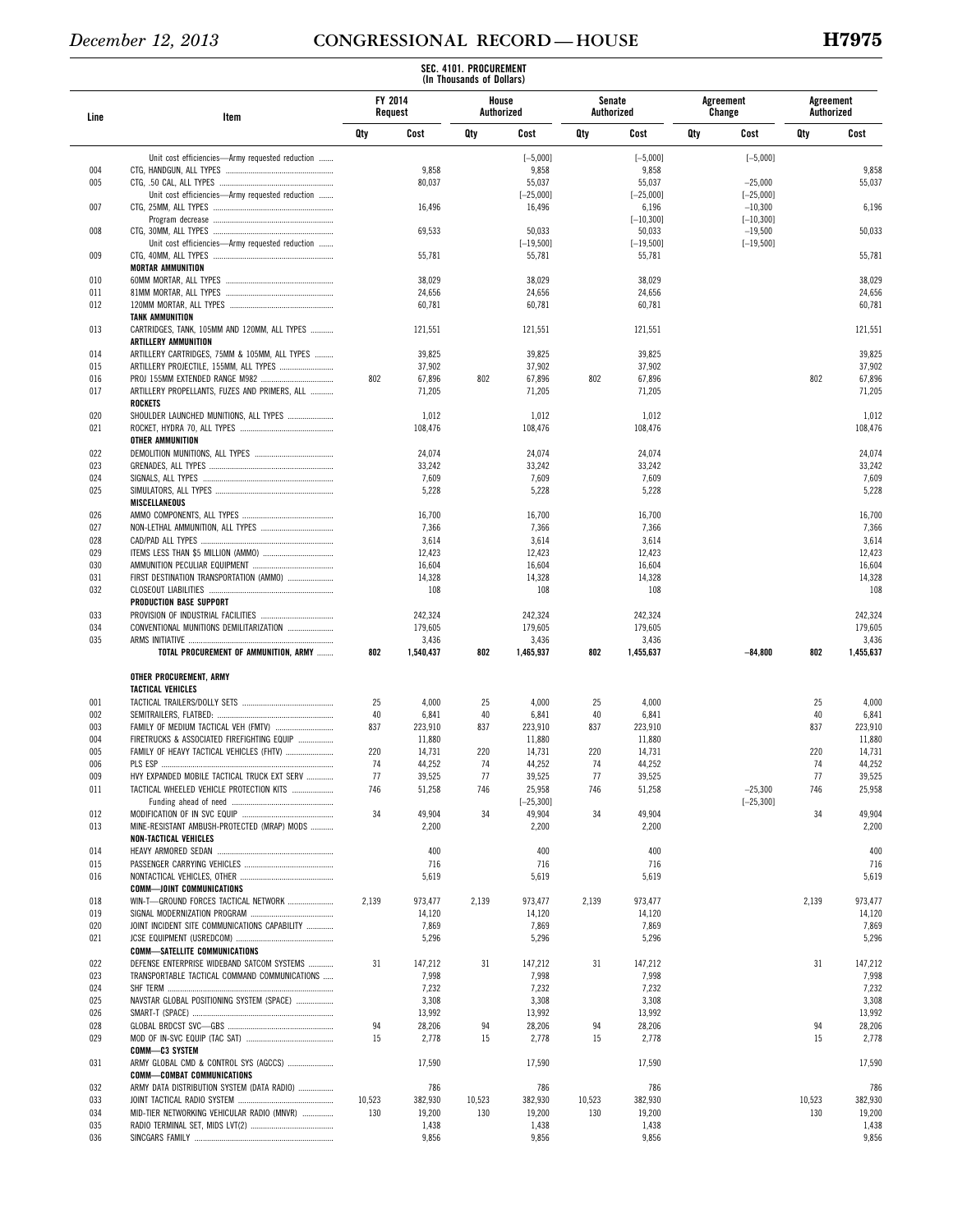SEC. 4101. PROCUREMENT
(In Thousands of Dollars)

| Line | Item | FY 2014 Request | | House Authorized | | Senate Authorized | | Agreement Change | | Agreement Authorized | |
|---|---|---|---|---|---|---|---|---|---|---|---|
| | | Qty | Cost | Qty | Cost | Qty | Cost | Qty | Cost | Qty | Cost |
| | Unit cost efficiencies—Army requested reduction | | | | [–5,000] | | [–5,000] | | [–5,000] | | |
| 004 | CTG, HANDGUN, ALL TYPES | | 9,858 | | 9,858 | | 9,858 | | | | 9,858 |
| 005 | CTG, .50 CAL, ALL TYPES | | 80,037 | | 55,037 | | 55,037 | | –25,000 | | 55,037 |
| | Unit cost efficiencies—Army requested reduction | | | | [–25,000] | | [–25,000] | | [–25,000] | | |
| 007 | CTG, 25MM, ALL TYPES | | 16,496 | | 16,496 | | 6,196 | | –10,300 | | 6,196 |
| | Program decrease | | | | | | [–10,300] | | [–10,300] | | |
| 008 | CTG, 30MM, ALL TYPES | | 69,533 | | 50,033 | | 50,033 | | –19,500 | | 50,033 |
| | Unit cost efficiencies—Army requested reduction | | | | [–19,500] | | [–19,500] | | [–19,500] | | |
| 009 | CTG, 40MM, ALL TYPES | | 55,781 | | 55,781 | | 55,781 | | | | 55,781 |
| | **MORTAR AMMUNITION** | | | | | | | | | | |
| 010 | 60MM MORTAR, ALL TYPES | | 38,029 | | 38,029 | | 38,029 | | | | 38,029 |
| 011 | 81MM MORTAR, ALL TYPES | | 24,656 | | 24,656 | | 24,656 | | | | 24,656 |
| 012 | 120MM MORTAR, ALL TYPES | | 60,781 | | 60,781 | | 60,781 | | | | 60,781 |
| | **TANK AMMUNITION** | | | | | | | | | | |
| 013 | CARTRIDGES, TANK, 105MM AND 120MM, ALL TYPES | | 121,551 | | 121,551 | | 121,551 | | | | 121,551 |
| | **ARTILLERY AMMUNITION** | | | | | | | | | | |
| 014 | ARTILLERY CARTRIDGES, 75MM & 105MM, ALL TYPES | | 39,825 | | 39,825 | | 39,825 | | | | 39,825 |
| 015 | ARTILLERY PROJECTILE, 155MM, ALL TYPES | | 37,902 | | 37,902 | | 37,902 | | | | 37,902 |
| 016 | PROJ 155MM EXTENDED RANGE M982 | 802 | 67,896 | 802 | 67,896 | 802 | 67,896 | | | 802 | 67,896 |
| 017 | ARTILLERY PROPELLANTS, FUZES AND PRIMERS, ALL | | 71,205 | | 71,205 | | 71,205 | | | | 71,205 |
| | **ROCKETS** | | | | | | | | | | |
| 020 | SHOULDER LAUNCHED MUNITIONS, ALL TYPES | | 1,012 | | 1,012 | | 1,012 | | | | 1,012 |
| 021 | ROCKET, HYDRA 70, ALL TYPES | | 108,476 | | 108,476 | | 108,476 | | | | 108,476 |
| | **OTHER AMMUNITION** | | | | | | | | | | |
| 022 | DEMOLITION MUNITIONS, ALL TYPES | | 24,074 | | 24,074 | | 24,074 | | | | 24,074 |
| 023 | GRENADES, ALL TYPES | | 33,242 | | 33,242 | | 33,242 | | | | 33,242 |
| 024 | SIGNALS, ALL TYPES | | 7,609 | | 7,609 | | 7,609 | | | | 7,609 |
| 025 | SIMULATORS, ALL TYPES | | 5,228 | | 5,228 | | 5,228 | | | | 5,228 |
| | **MISCELLANEOUS** | | | | | | | | | | |
| 026 | AMMO COMPONENTS, ALL TYPES | | 16,700 | | 16,700 | | 16,700 | | | | 16,700 |
| 027 | NON-LETHAL AMMUNITION, ALL TYPES | | 7,366 | | 7,366 | | 7,366 | | | | 7,366 |
| 028 | CAD/PAD ALL TYPES | | 3,614 | | 3,614 | | 3,614 | | | | 3,614 |
| 029 | ITEMS LESS THAN $5 MILLION (AMMO) | | 12,423 | | 12,423 | | 12,423 | | | | 12,423 |
| 030 | AMMUNITION PECULIAR EQUIPMENT | | 16,604 | | 16,604 | | 16,604 | | | | 16,604 |
| 031 | FIRST DESTINATION TRANSPORTATION (AMMO) | | 14,328 | | 14,328 | | 14,328 | | | | 14,328 |
| 032 | CLOSEOUT LIABILITIES | | 108 | | 108 | | 108 | | | | 108 |
| | **PRODUCTION BASE SUPPORT** | | | | | | | | | | |
| 033 | PROVISION OF INDUSTRIAL FACILITIES | | 242,324 | | 242,324 | | 242,324 | | | | 242,324 |
| 034 | CONVENTIONAL MUNITIONS DEMILITARIZATION | | 179,605 | | 179,605 | | 179,605 | | | | 179,605 |
| 035 | ARMS INITIATIVE | | 3,436 | | 3,436 | | 3,436 | | | | 3,436 |
| | **TOTAL PROCUREMENT OF AMMUNITION, ARMY** | **802** | **1,540,437** | **802** | **1,465,937** | **802** | **1,455,637** | | **–84,800** | **802** | **1,455,637** |
| | | | | | | | | | | | |
| | **OTHER PROCUREMENT, ARMY** | | | | | | | | | | |
| | **TACTICAL VEHICLES** | | | | | | | | | | |
| 001 | TACTICAL TRAILERS/DOLLY SETS | 25 | 4,000 | 25 | 4,000 | 25 | 4,000 | | | 25 | 4,000 |
| 002 | SEMITRAILERS, FLATBED: | 40 | 6,841 | 40 | 6,841 | 40 | 6,841 | | | 40 | 6,841 |
| 003 | FAMILY OF MEDIUM TACTICAL VEH (FMTV) | 837 | 223,910 | 837 | 223,910 | 837 | 223,910 | | | 837 | 223,910 |
| 004 | FIRETRUCKS & ASSOCIATED FIREFIGHTING EQUIP | | 11,880 | | 11,880 | | 11,880 | | | | 11,880 |
| 005 | FAMILY OF HEAVY TACTICAL VEHICLES (FHTV) | 220 | 14,731 | 220 | 14,731 | 220 | 14,731 | | | 220 | 14,731 |
| 006 | PLS ESP | 74 | 44,252 | 74 | 44,252 | 74 | 44,252 | | | 74 | 44,252 |
| 009 | HVY EXPANDED MOBILE TACTICAL TRUCK EXT SERV | 77 | 39,525 | 77 | 39,525 | 77 | 39,525 | | | 77 | 39,525 |
| 011 | TACTICAL WHEELED VEHICLE PROTECTION KITS | 746 | 51,258 | 746 | 25,958 | 746 | 51,258 | | –25,300 | 746 | 25,958 |
| | Funding ahead of need | | | | [–25,300] | | | | [–25,300] | | |
| 012 | MODIFICATION OF IN SVC EQUIP | 34 | 49,904 | 34 | 49,904 | 34 | 49,904 | | | 34 | 49,904 |
| 013 | MINE-RESISTANT AMBUSH-PROTECTED (MRAP) MODS | | 2,200 | | 2,200 | | 2,200 | | | | 2,200 |
| | **NON-TACTICAL VEHICLES** | | | | | | | | | | |
| 014 | HEAVY ARMORED SEDAN | | 400 | | 400 | | 400 | | | | 400 |
| 015 | PASSENGER CARRYING VEHICLES | | 716 | | 716 | | 716 | | | | 716 |
| 016 | NONTACTICAL VEHICLES, OTHER | | 5,619 | | 5,619 | | 5,619 | | | | 5,619 |
| | **COMM—JOINT COMMUNICATIONS** | | | | | | | | | | |
| 018 | WIN-T—GROUND FORCES TACTICAL NETWORK | 2,139 | 973,477 | 2,139 | 973,477 | 2,139 | 973,477 | | | 2,139 | 973,477 |
| 019 | SIGNAL MODERNIZATION PROGRAM | | 14,120 | | 14,120 | | 14,120 | | | | 14,120 |
| 020 | JOINT INCIDENT SITE COMMUNICATIONS CAPABILITY | | 7,869 | | 7,869 | | 7,869 | | | | 7,869 |
| 021 | JCSE EQUIPMENT (USREDCOM) | | 5,296 | | 5,296 | | 5,296 | | | | 5,296 |
| | **COMM—SATELLITE COMMUNICATIONS** | | | | | | | | | | |
| 022 | DEFENSE ENTERPRISE WIDEBAND SATCOM SYSTEMS | 31 | 147,212 | 31 | 147,212 | 31 | 147,212 | | | 31 | 147,212 |
| 023 | TRANSPORTABLE TACTICAL COMMAND COMMUNICATIONS | | 7,998 | | 7,998 | | 7,998 | | | | 7,998 |
| 024 | SHF TERM | | 7,232 | | 7,232 | | 7,232 | | | | 7,232 |
| 025 | NAVSTAR GLOBAL POSITIONING SYSTEM (SPACE) | | 3,308 | | 3,308 | | 3,308 | | | | 3,308 |
| 026 | SMART-T (SPACE) | | 13,992 | | 13,992 | | 13,992 | | | | 13,992 |
| 028 | GLOBAL BRDCST SVC—GBS | 94 | 28,206 | 94 | 28,206 | 94 | 28,206 | | | 94 | 28,206 |
| 029 | MOD OF IN-SVC EQUIP (TAC SAT) | 15 | 2,778 | 15 | 2,778 | 15 | 2,778 | | | 15 | 2,778 |
| | **COMM—C3 SYSTEM** | | | | | | | | | | |
| 031 | ARMY GLOBAL CMD & CONTROL SYS (AGCCS) | | 17,590 | | 17,590 | | 17,590 | | | | 17,590 |
| | **COMM—COMBAT COMMUNICATIONS** | | | | | | | | | | |
| 032 | ARMY DATA DISTRIBUTION SYSTEM (DATA RADIO) | | 786 | | 786 | | 786 | | | | 786 |
| 033 | JOINT TACTICAL RADIO SYSTEM | 10,523 | 382,930 | 10,523 | 382,930 | 10,523 | 382,930 | | | 10,523 | 382,930 |
| 034 | MID-TIER NETWORKING VEHICULAR RADIO (MNVR) | 130 | 19,200 | 130 | 19,200 | 130 | 19,200 | | | 130 | 19,200 |
| 035 | RADIO TERMINAL SET, MIDS LVT(2) | | 1,438 | | 1,438 | | 1,438 | | | | 1,438 |
| 036 | SINCGARS FAMILY | | 9,856 | | 9,856 | | 9,856 | | | | 9,856 |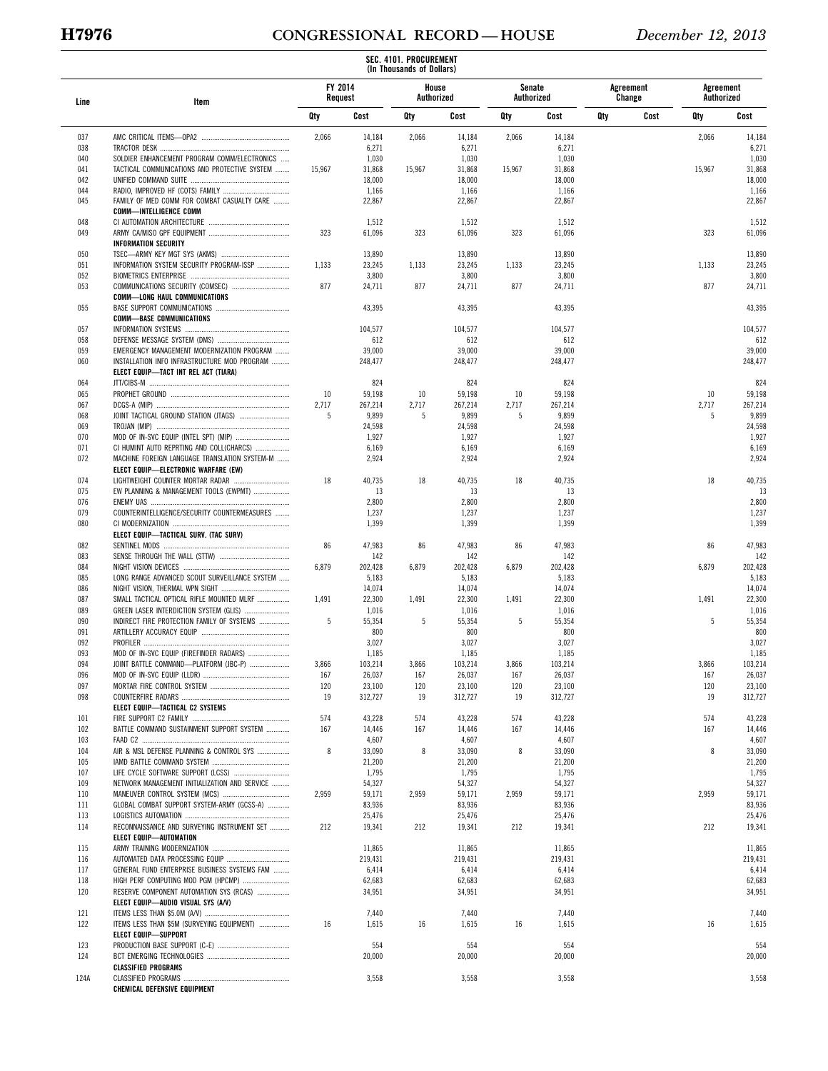SEC. 4101. PROCUREMENT
(In Thousands of Dollars)

| Line | Item | FY 2014 Request | | House Authorized | | Senate Authorized | | Agreement Change | | Agreement Authorized | |
|---|---|---|---|---|---|---|---|---|---|---|---|
| | | Qty | Cost | Qty | Cost | Qty | Cost | Qty | Cost | Qty | Cost |
| 037 | AMC CRITICAL ITEMS—OPA2 | 2,066 | 14,184 | 2,066 | 14,184 | 2,066 | 14,184 | | | 2,066 | 14,184 |
| 038 | TRACTOR DESK | | 6,271 | | 6,271 | | 6,271 | | | | 6,271 |
| 040 | SOLDIER ENHANCEMENT PROGRAM COMM/ELECTRONICS | | 1,030 | | 1,030 | | 1,030 | | | | 1,030 |
| 041 | TACTICAL COMMUNICATIONS AND PROTECTIVE SYSTEM | 15,967 | 31,868 | 15,967 | 31,868 | 15,967 | 31,868 | | | 15,967 | 31,868 |
| 042 | UNIFIED COMMAND SUITE | | 18,000 | | 18,000 | | 18,000 | | | | 18,000 |
| 044 | RADIO, IMPROVED HF (COTS) FAMILY | | 1,166 | | 1,166 | | 1,166 | | | | 1,166 |
| 045 | FAMILY OF MED COMM FOR COMBAT CASUALTY CARE | | 22,867 | | 22,867 | | 22,867 | | | | 22,867 |
| | **COMM—INTELLIGENCE COMM** | | | | | | | | | | |
| 048 | CI AUTOMATION ARCHITECTURE | | 1,512 | | 1,512 | | 1,512 | | | | 1,512 |
| 049 | ARMY CA/MISO GPF EQUIPMENT | 323 | 61,096 | 323 | 61,096 | 323 | 61,096 | | | 323 | 61,096 |
| | **INFORMATION SECURITY** | | | | | | | | | | |
| 050 | TSEC—ARMY KEY MGT SYS (AKMS) | | 13,890 | | 13,890 | | 13,890 | | | | 13,890 |
| 051 | INFORMATION SYSTEM SECURITY PROGRAM-ISSP | 1,133 | 23,245 | 1,133 | 23,245 | 1,133 | 23,245 | | | 1,133 | 23,245 |
| 052 | BIOMETRICS ENTERPRISE | | 3,800 | | 3,800 | | 3,800 | | | | 3,800 |
| 053 | COMMUNICATIONS SECURITY (COMSEC) | 877 | 24,711 | 877 | 24,711 | 877 | 24,711 | | | 877 | 24,711 |
| | **COMM—LONG HAUL COMMUNICATIONS** | | | | | | | | | | |
| 055 | BASE SUPPORT COMMUNICATIONS | | 43,395 | | 43,395 | | 43,395 | | | | 43,395 |
| | **COMM—BASE COMMUNICATIONS** | | | | | | | | | | |
| 057 | INFORMATION SYSTEMS | | 104,577 | | 104,577 | | 104,577 | | | | 104,577 |
| 058 | DEFENSE MESSAGE SYSTEM (DMS) | | 612 | | 612 | | 612 | | | | 612 |
| 059 | EMERGENCY MANAGEMENT MODERNIZATION PROGRAM | | 39,000 | | 39,000 | | 39,000 | | | | 39,000 |
| 060 | INSTALLATION INFO INFRASTRUCTURE MOD PROGRAM | | 248,477 | | 248,477 | | 248,477 | | | | 248,477 |
| | **ELECT EQUIP—TACT INT REL ACT (TIARA)** | | | | | | | | | | |
| 064 | JTT/CIBS-M | | 824 | | 824 | | 824 | | | | 824 |
| 065 | PROPHET GROUND | 10 | 59,198 | 10 | 59,198 | 10 | 59,198 | | | 10 | 59,198 |
| 067 | DCGS-A (MIP) | 2,717 | 267,214 | 2,717 | 267,214 | 2,717 | 267,214 | | | 2,717 | 267,214 |
| 068 | JOINT TACTICAL GROUND STATION (JTAGS) | 5 | 9,899 | 5 | 9,899 | 5 | 9,899 | | | 5 | 9,899 |
| 069 | TROJAN (MIP) | | 24,598 | | 24,598 | | 24,598 | | | | 24,598 |
| 070 | MOD OF IN-SVC EQUIP (INTEL SPT) (MIP) | | 1,927 | | 1,927 | | 1,927 | | | | 1,927 |
| 071 | CI HUMINT AUTO REPRTING AND COLL(CHARCS) | | 6,169 | | 6,169 | | 6,169 | | | | 6,169 |
| 072 | MACHINE FOREIGN LANGUAGE TRANSLATION SYSTEM-M | | 2,924 | | 2,924 | | 2,924 | | | | 2,924 |
| | **ELECT EQUIP—ELECTRONIC WARFARE (EW)** | | | | | | | | | | |
| 074 | LIGHTWEIGHT COUNTER MORTAR RADAR | 18 | 40,735 | 18 | 40,735 | 18 | 40,735 | | | 18 | 40,735 |
| 075 | EW PLANNING & MANAGEMENT TOOLS (EWPMT) | | 13 | | 13 | | 13 | | | | 13 |
| 076 | ENEMY UAS | | 2,800 | | 2,800 | | 2,800 | | | | 2,800 |
| 079 | COUNTERINTELLIGENCE/SECURITY COUNTERMEASURES | | 1,237 | | 1,237 | | 1,237 | | | | 1,237 |
| 080 | CI MODERNIZATION | | 1,399 | | 1,399 | | 1,399 | | | | 1,399 |
| | **ELECT EQUIP—TACTICAL SURV. (TAC SURV)** | | | | | | | | | | |
| 082 | SENTINEL MODS | 86 | 47,983 | 86 | 47,983 | 86 | 47,983 | | | 86 | 47,983 |
| 083 | SENSE THROUGH THE WALL (STTW) | | 142 | | 142 | | 142 | | | | 142 |
| 084 | NIGHT VISION DEVICES | 6,879 | 202,428 | 6,879 | 202,428 | 6,879 | 202,428 | | | 6,879 | 202,428 |
| 085 | LONG RANGE ADVANCED SCOUT SURVEILLANCE SYSTEM | | 5,183 | | 5,183 | | 5,183 | | | | 5,183 |
| 086 | NIGHT VISION, THERMAL WPN SIGHT | | 14,074 | | 14,074 | | 14,074 | | | | 14,074 |
| 087 | SMALL TACTICAL OPTICAL RIFLE MOUNTED MLRF | 1,491 | 22,300 | 1,491 | 22,300 | 1,491 | 22,300 | | | 1,491 | 22,300 |
| 089 | GREEN LASER INTERDICTION SYSTEM (GLIS) | | 1,016 | | 1,016 | | 1,016 | | | | 1,016 |
| 090 | INDIRECT FIRE PROTECTION FAMILY OF SYSTEMS | 5 | 55,354 | 5 | 55,354 | 5 | 55,354 | | | 5 | 55,354 |
| 091 | ARTILLERY ACCURACY EQUIP | | 800 | | 800 | | 800 | | | | 800 |
| 092 | PROFILER | | 3,027 | | 3,027 | | 3,027 | | | | 3,027 |
| 093 | MOD OF IN-SVC EQUIP (FIREFINDER RADARS) | | 1,185 | | 1,185 | | 1,185 | | | | 1,185 |
| 094 | JOINT BATTLE COMMAND—PLATFORM (JBC-P) | 3,866 | 103,214 | 3,866 | 103,214 | 3,866 | 103,214 | | | 3,866 | 103,214 |
| 096 | MOD OF IN-SVC EQUIP (LLDR) | 167 | 26,037 | 167 | 26,037 | 167 | 26,037 | | | 167 | 26,037 |
| 097 | MORTAR FIRE CONTROL SYSTEM | 120 | 23,100 | 120 | 23,100 | 120 | 23,100 | | | 120 | 23,100 |
| 098 | COUNTERFIRE RADARS | 19 | 312,727 | 19 | 312,727 | 19 | 312,727 | | | 19 | 312,727 |
| | **ELECT EQUIP—TACTICAL C2 SYSTEMS** | | | | | | | | | | |
| 101 | FIRE SUPPORT C2 FAMILY | 574 | 43,228 | 574 | 43,228 | 574 | 43,228 | | | 574 | 43,228 |
| 102 | BATTLE COMMAND SUSTAINMENT SUPPORT SYSTEM | 167 | 14,446 | 167 | 14,446 | 167 | 14,446 | | | 167 | 14,446 |
| 103 | FAAD C2 | | 4,607 | | 4,607 | | 4,607 | | | | 4,607 |
| 104 | AIR & MSL DEFENSE PLANNING & CONTROL SYS | 8 | 33,090 | 8 | 33,090 | 8 | 33,090 | | | 8 | 33,090 |
| 105 | IAMD BATTLE COMMAND SYSTEM | | 21,200 | | 21,200 | | 21,200 | | | | 21,200 |
| 107 | LIFE CYCLE SOFTWARE SUPPORT (LCSS) | | 1,795 | | 1,795 | | 1,795 | | | | 1,795 |
| 109 | NETWORK MANAGEMENT INITIALIZATION AND SERVICE | | 54,327 | | 54,327 | | 54,327 | | | | 54,327 |
| 110 | MANEUVER CONTROL SYSTEM (MCS) | 2,959 | 59,171 | 2,959 | 59,171 | 2,959 | 59,171 | | | 2,959 | 59,171 |
| 111 | GLOBAL COMBAT SUPPORT SYSTEM-ARMY (GCSS-A) | | 83,936 | | 83,936 | | 83,936 | | | | 83,936 |
| 113 | LOGISTICS AUTOMATION | | 25,476 | | 25,476 | | 25,476 | | | | 25,476 |
| 114 | RECONNAISSANCE AND SURVEYING INSTRUMENT SET | 212 | 19,341 | 212 | 19,341 | 212 | 19,341 | | | 212 | 19,341 |
| | **ELECT EQUIP—AUTOMATION** | | | | | | | | | | |
| 115 | ARMY TRAINING MODERNIZATION | | 11,865 | | 11,865 | | 11,865 | | | | 11,865 |
| 116 | AUTOMATED DATA PROCESSING EQUIP | | 219,431 | | 219,431 | | 219,431 | | | | 219,431 |
| 117 | GENERAL FUND ENTERPRISE BUSINESS SYSTEMS FAM | | 6,414 | | 6,414 | | 6,414 | | | | 6,414 |
| 118 | HIGH PERF COMPUTING MOD PGM (HPCMP) | | 62,683 | | 62,683 | | 62,683 | | | | 62,683 |
| 120 | RESERVE COMPONENT AUTOMATION SYS (RCAS) | | 34,951 | | 34,951 | | 34,951 | | | | 34,951 |
| | **ELECT EQUIP—AUDIO VISUAL SYS (A/V)** | | | | | | | | | | |
| 121 | ITEMS LESS THAN $5.0M (A/V) | | 7,440 | | 7,440 | | 7,440 | | | | 7,440 |
| 122 | ITEMS LESS THAN $5M (SURVEYING EQUIPMENT) | 16 | 1,615 | 16 | 1,615 | 16 | 1,615 | | | 16 | 1,615 |
| | **ELECT EQUIP—SUPPORT** | | | | | | | | | | |
| 123 | PRODUCTION BASE SUPPORT (C-E) | | 554 | | 554 | | 554 | | | | 554 |
| 124 | BCT EMERGING TECHNOLOGIES | | 20,000 | | 20,000 | | 20,000 | | | | 20,000 |
| | **CLASSIFIED PROGRAMS** | | | | | | | | | | |
| 124A | CLASSIFIED PROGRAMS | | 3,558 | | 3,558 | | 3,558 | | | | 3,558 |
| | **CHEMICAL DEFENSIVE EQUIPMENT** | | | | | | | | | | |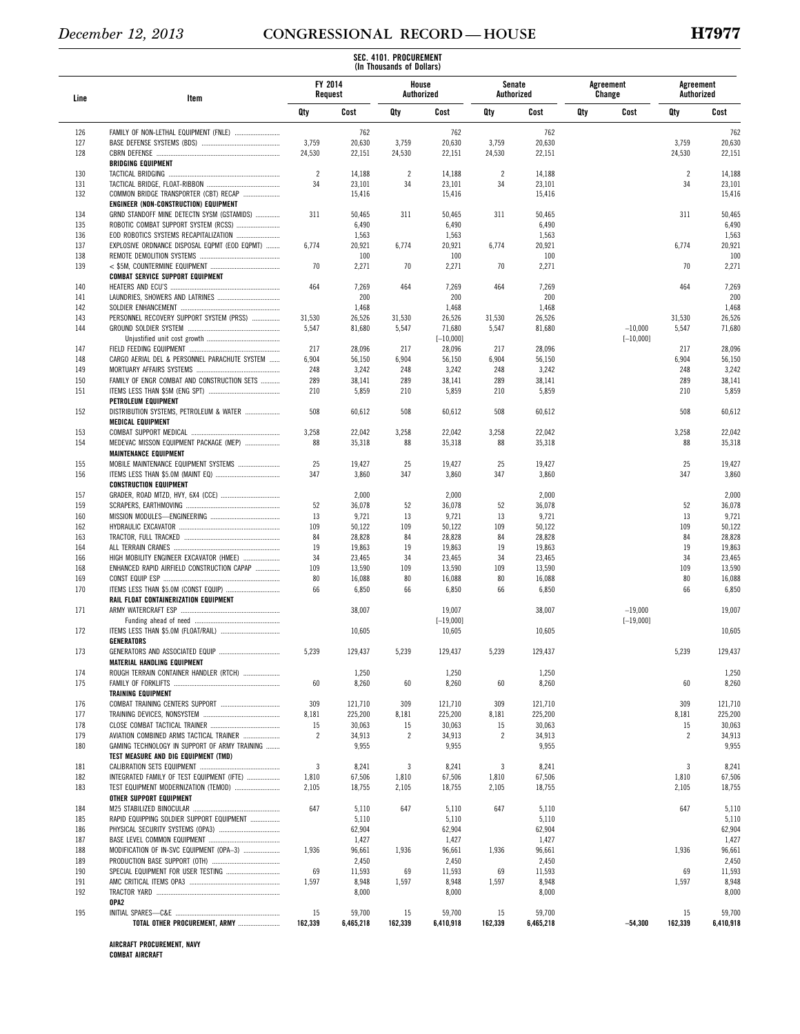SEC. 4101. PROCUREMENT
(In Thousands of Dollars)

| Line | Item | FY 2014 Request | | House Authorized | | Senate Authorized | | Agreement Change | | Agreement Authorized | |
|---|---|---|---|---|---|---|---|---|---|---|---|
| | | Qty | Cost | Qty | Cost | Qty | Cost | Qty | Cost | Qty | Cost |
| 126 | FAMILY OF NON-LETHAL EQUIPMENT (FNLE) | | 762 | | 762 | | 762 | | | | 762 |
| 127 | BASE DEFENSE SYSTEMS (BDS) | 3,759 | 20,630 | 3,759 | 20,630 | 3,759 | 20,630 | | | 3,759 | 20,630 |
| 128 | CBRN DEFENSE | 24,530 | 22,151 | 24,530 | 22,151 | 24,530 | 22,151 | | | 24,530 | 22,151 |
| | **BRIDGING EQUIPMENT** | | | | | | | | | | |
| 130 | TACTICAL BRIDGING | 2 | 14,188 | 2 | 14,188 | 2 | 14,188 | | | 2 | 14,188 |
| 131 | TACTICAL BRIDGE, FLOAT-RIBBON | 34 | 23,101 | 34 | 23,101 | 34 | 23,101 | | | 34 | 23,101 |
| 132 | COMMON BRIDGE TRANSPORTER (CBT) RECAP | | 15,416 | | 15,416 | | 15,416 | | | | 15,416 |
| | **ENGINEER (NON-CONSTRUCTION) EQUIPMENT** | | | | | | | | | | |
| 134 | GRND STANDOFF MINE DETECTN SYSM (GSTAMIDS) | 311 | 50,465 | 311 | 50,465 | 311 | 50,465 | | | 311 | 50,465 |
| 135 | ROBOTIC COMBAT SUPPORT SYSTEM (RCSS) | | 6,490 | | 6,490 | | 6,490 | | | | 6,490 |
| 136 | EOD ROBOTICS SYSTEMS RECAPITALIZATION | | 1,563 | | 1,563 | | 1,563 | | | | 1,563 |
| 137 | EXPLOSIVE ORDNANCE DISPOSAL EQPMT (EOD EQPMT) | 6,774 | 20,921 | 6,774 | 20,921 | 6,774 | 20,921 | | | 6,774 | 20,921 |
| 138 | REMOTE DEMOLITION SYSTEMS | | 100 | | 100 | | 100 | | | | 100 |
| 139 | < $5M, COUNTERMINE EQUIPMENT | 70 | 2,271 | 70 | 2,271 | 70 | 2,271 | | | 70 | 2,271 |
| | **COMBAT SERVICE SUPPORT EQUIPMENT** | | | | | | | | | | |
| 140 | HEATERS AND ECU'S | 464 | 7,269 | 464 | 7,269 | 464 | 7,269 | | | 464 | 7,269 |
| 141 | LAUNDRIES, SHOWERS AND LATRINES | | 200 | | 200 | | 200 | | | | 200 |
| 142 | SOLDIER ENHANCEMENT | | 1,468 | | 1,468 | | 1,468 | | | | 1,468 |
| 143 | PERSONNEL RECOVERY SUPPORT SYSTEM (PRSS) | 31,530 | 26,526 | 31,530 | 26,526 | 31,530 | 26,526 | | | 31,530 | 26,526 |
| 144 | GROUND SOLDIER SYSTEM | 5,547 | 81,680 | 5,547 | 71,680 | 5,547 | 81,680 | | −10,000 | 5,547 | 71,680 |
| | Unjustified unit cost growth | | | | [−10,000] | | | | [−10,000] | | |
| 147 | FIELD FEEDING EQUIPMENT | 217 | 28,096 | 217 | 28,096 | 217 | 28,096 | | | 217 | 28,096 |
| 148 | CARGO AERIAL DEL & PERSONNEL PARACHUTE SYSTEM | 6,904 | 56,150 | 6,904 | 56,150 | 6,904 | 56,150 | | | 6,904 | 56,150 |
| 149 | MORTUARY AFFAIRS SYSTEMS | 248 | 3,242 | 248 | 3,242 | 248 | 3,242 | | | 248 | 3,242 |
| 150 | FAMILY OF ENGR COMBAT AND CONSTRUCTION SETS | 289 | 38,141 | 289 | 38,141 | 289 | 38,141 | | | 289 | 38,141 |
| 151 | ITEMS LESS THAN $5M (ENG SPT) | 210 | 5,859 | 210 | 5,859 | 210 | 5,859 | | | 210 | 5,859 |
| | **PETROLEUM EQUIPMENT** | | | | | | | | | | |
| 152 | DISTRIBUTION SYSTEMS, PETROLEUM & WATER | 508 | 60,612 | 508 | 60,612 | 508 | 60,612 | | | 508 | 60,612 |
| | **MEDICAL EQUIPMENT** | | | | | | | | | | |
| 153 | COMBAT SUPPORT MEDICAL | 3,258 | 22,042 | 3,258 | 22,042 | 3,258 | 22,042 | | | 3,258 | 22,042 |
| 154 | MEDEVAC MISSON EQUIPMENT PACKAGE (MEP) | 88 | 35,318 | 88 | 35,318 | 88 | 35,318 | | | 88 | 35,318 |
| | **MAINTENANCE EQUIPMENT** | | | | | | | | | | |
| 155 | MOBILE MAINTENANCE EQUIPMENT SYSTEMS | 25 | 19,427 | 25 | 19,427 | 25 | 19,427 | | | 25 | 19,427 |
| 156 | ITEMS LESS THAN $5.0M (MAINT EQ) | 347 | 3,860 | 347 | 3,860 | 347 | 3,860 | | | 347 | 3,860 |
| | **CONSTRUCTION EQUIPMENT** | | | | | | | | | | |
| 157 | GRADER, ROAD MTZD, HVY, 6X4 (CCE) | | 2,000 | | 2,000 | | 2,000 | | | | 2,000 |
| 159 | SCRAPERS, EARTHMOVING | 52 | 36,078 | 52 | 36,078 | 52 | 36,078 | | | 52 | 36,078 |
| 160 | MISSION MODULES—ENGINEERING | 13 | 9,721 | 13 | 9,721 | 13 | 9,721 | | | 13 | 9,721 |
| 162 | HYDRAULIC EXCAVATOR | 109 | 50,122 | 109 | 50,122 | 109 | 50,122 | | | 109 | 50,122 |
| 163 | TRACTOR, FULL TRACKED | 84 | 28,828 | 84 | 28,828 | 84 | 28,828 | | | 84 | 28,828 |
| 164 | ALL TERRAIN CRANES | 19 | 19,863 | 19 | 19,863 | 19 | 19,863 | | | 19 | 19,863 |
| 166 | HIGH MOBILITY ENGINEER EXCAVATOR (HMEE) | 34 | 23,465 | 34 | 23,465 | 34 | 23,465 | | | 34 | 23,465 |
| 168 | ENHANCED RAPID AIRFIELD CONSTRUCTION CAPAP | 109 | 13,590 | 109 | 13,590 | 109 | 13,590 | | | 109 | 13,590 |
| 169 | CONST EQUIP ESP | 80 | 16,088 | 80 | 16,088 | 80 | 16,088 | | | 80 | 16,088 |
| 170 | ITEMS LESS THAN $5.0M (CONST EQUIP) | 66 | 6,850 | 66 | 6,850 | 66 | 6,850 | | | 66 | 6,850 |
| | **RAIL FLOAT CONTAINERIZATION EQUIPMENT** | | | | | | | | | | |
| 171 | ARMY WATERCRAFT ESP | | 38,007 | | 19,007 | | 38,007 | | −19,000 | | 19,007 |
| | Funding ahead of need | | | | [−19,000] | | | | [−19,000] | | |
| 172 | ITEMS LESS THAN $5.0M (FLOAT/RAIL) | | 10,605 | | 10,605 | | 10,605 | | | | 10,605 |
| | **GENERATORS** | | | | | | | | | | |
| 173 | GENERATORS AND ASSOCIATED EQUIP | 5,239 | 129,437 | 5,239 | 129,437 | 5,239 | 129,437 | | | 5,239 | 129,437 |
| | **MATERIAL HANDLING EQUIPMENT** | | | | | | | | | | |
| 174 | ROUGH TERRAIN CONTAINER HANDLER (RTCH) | | 1,250 | | 1,250 | | 1,250 | | | | 1,250 |
| 175 | FAMILY OF FORKLIFTS | 60 | 8,260 | 60 | 8,260 | 60 | 8,260 | | | 60 | 8,260 |
| | **TRAINING EQUIPMENT** | | | | | | | | | | |
| 176 | COMBAT TRAINING CENTERS SUPPORT | 309 | 121,710 | 309 | 121,710 | 309 | 121,710 | | | 309 | 121,710 |
| 177 | TRAINING DEVICES, NONSYSTEM | 8,181 | 225,200 | 8,181 | 225,200 | 8,181 | 225,200 | | | 8,181 | 225,200 |
| 178 | CLOSE COMBAT TACTICAL TRAINER | 15 | 30,063 | 15 | 30,063 | 15 | 30,063 | | | 15 | 30,063 |
| 179 | AVIATION COMBINED ARMS TACTICAL TRAINER | 2 | 34,913 | 2 | 34,913 | 2 | 34,913 | | | 2 | 34,913 |
| 180 | GAMING TECHNOLOGY IN SUPPORT OF ARMY TRAINING | | 9,955 | | 9,955 | | 9,955 | | | | 9,955 |
| | **TEST MEASURE AND DIG EQUIPMENT (TMD)** | | | | | | | | | | |
| 181 | CALIBRATION SETS EQUIPMENT | 3 | 8,241 | 3 | 8,241 | 3 | 8,241 | | | 3 | 8,241 |
| 182 | INTEGRATED FAMILY OF TEST EQUIPMENT (IFTE) | 1,810 | 67,506 | 1,810 | 67,506 | 1,810 | 67,506 | | | 1,810 | 67,506 |
| 183 | TEST EQUIPMENT MODERNIZATION (TEMOD) | 2,105 | 18,755 | 2,105 | 18,755 | 2,105 | 18,755 | | | 2,105 | 18,755 |
| | **OTHER SUPPORT EQUIPMENT** | | | | | | | | | | |
| 184 | M25 STABILIZED BINOCULAR | 647 | 5,110 | 647 | 5,110 | 647 | 5,110 | | | 647 | 5,110 |
| 185 | RAPID EQUIPPING SOLDIER SUPPORT EQUIPMENT | | 5,110 | | 5,110 | | 5,110 | | | | 5,110 |
| 186 | PHYSICAL SECURITY SYSTEMS (OPA3) | | 62,904 | | 62,904 | | 62,904 | | | | 62,904 |
| 187 | BASE LEVEL COMMON EQUIPMENT | | 1,427 | | 1,427 | | 1,427 | | | | 1,427 |
| 188 | MODIFICATION OF IN-SVC EQUIPMENT (OPA–3) | 1,936 | 96,661 | 1,936 | 96,661 | 1,936 | 96,661 | | | 1,936 | 96,661 |
| 189 | PRODUCTION BASE SUPPORT (OTH) | | 2,450 | | 2,450 | | 2,450 | | | | 2,450 |
| 190 | SPECIAL EQUIPMENT FOR USER TESTING | 69 | 11,593 | 69 | 11,593 | 69 | 11,593 | | | 69 | 11,593 |
| 191 | AMC CRITICAL ITEMS OPA3 | 1,597 | 8,948 | 1,597 | 8,948 | 1,597 | 8,948 | | | 1,597 | 8,948 |
| 192 | TRACTOR YARD | | 8,000 | | 8,000 | | 8,000 | | | | 8,000 |
| | **OPA2** | | | | | | | | | | |
| 195 | INITIAL SPARES—C&E | 15 | 59,700 | 15 | 59,700 | 15 | 59,700 | | | 15 | 59,700 |
| | **TOTAL OTHER PROCUREMENT, ARMY** | **162,339** | **6,465,218** | **162,339** | **6,410,918** | **162,339** | **6,465,218** | | **−54,300** | **162,339** | **6,410,918** |
| | | | | | | | | | | | |
| | **AIRCRAFT PROCUREMENT, NAVY** | | | | | | | | | | |
| | **COMBAT AIRCRAFT** | | | | | | | | | | |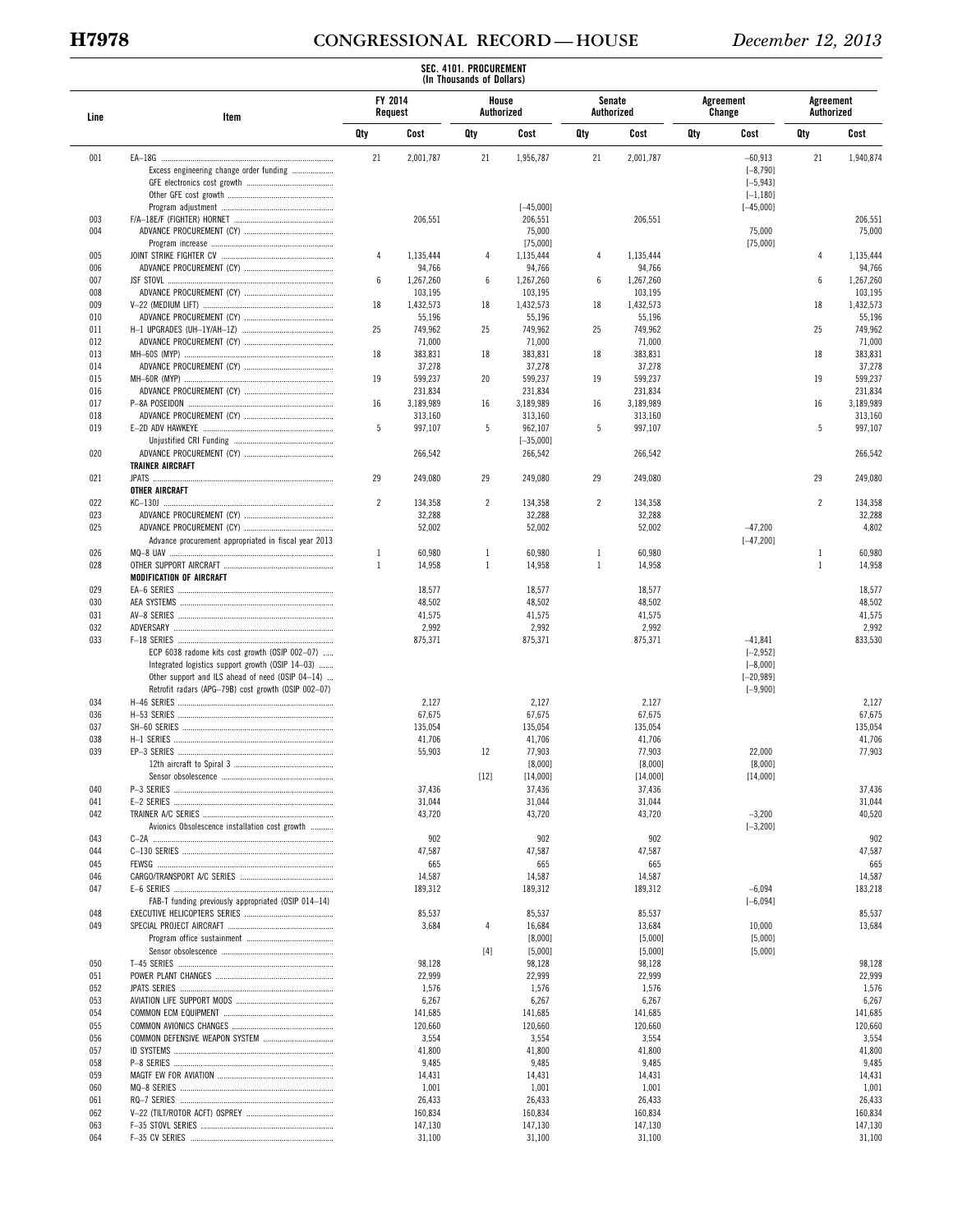SEC. 4101. PROCUREMENT
(In Thousands of Dollars)

| Line | Item | FY 2014 Request | | House Authorized | | Senate Authorized | | Agreement Change | | Agreement Authorized | |
|---|---|---|---|---|---|---|---|---|---|---|---|
| | | Qty | Cost | Qty | Cost | Qty | Cost | Qty | Cost | Qty | Cost |
| 001 | EA–18G | 21 | 2,001,787 | 21 | 1,956,787 | 21 | 2,001,787 | | –60,913 | 21 | 1,940,874 |
| | Excess engineering change order funding | | | | | | | | [–8,790] | | |
| | GFE electronics cost growth | | | | | | | | [–5,943] | | |
| | Other GFE cost growth | | | | | | | | [–1,180] | | |
| | Program adjustment | | | | [–45,000] | | | | [–45,000] | | |
| 003 | F/A–18E/F (FIGHTER) HORNET | | 206,551 | | 206,551 | | 206,551 | | | | 206,551 |
| 004 | ADVANCE PROCUREMENT (CY) | | | | 75,000 | | | | 75,000 | | 75,000 |
| | Program increase | | | | [75,000] | | | | [75,000] | | |
| 005 | JOINT STRIKE FIGHTER CV | 4 | 1,135,444 | 4 | 1,135,444 | 4 | 1,135,444 | | | 4 | 1,135,444 |
| 006 | ADVANCE PROCUREMENT (CY) | | 94,766 | | 94,766 | | 94,766 | | | | 94,766 |
| 007 | JSF STOVL | 6 | 1,267,260 | 6 | 1,267,260 | 6 | 1,267,260 | | | 6 | 1,267,260 |
| 008 | ADVANCE PROCUREMENT (CY) | | 103,195 | | 103,195 | | 103,195 | | | | 103,195 |
| 009 | V–22 (MEDIUM LIFT) | 18 | 1,432,573 | 18 | 1,432,573 | 18 | 1,432,573 | | | 18 | 1,432,573 |
| 010 | ADVANCE PROCUREMENT (CY) | | 55,196 | | 55,196 | | 55,196 | | | | 55,196 |
| 011 | H–1 UPGRADES (UH–1Y/AH–1Z) | 25 | 749,962 | 25 | 749,962 | 25 | 749,962 | | | 25 | 749,962 |
| 012 | ADVANCE PROCUREMENT (CY) | | 71,000 | | 71,000 | | 71,000 | | | | 71,000 |
| 013 | MH–60S (MYP) | 18 | 383,831 | 18 | 383,831 | 18 | 383,831 | | | 18 | 383,831 |
| 014 | ADVANCE PROCUREMENT (CY) | | 37,278 | | 37,278 | | 37,278 | | | | 37,278 |
| 015 | MH–60R (MYP) | 19 | 599,237 | 20 | 599,237 | 19 | 599,237 | | | 19 | 599,237 |
| 016 | ADVANCE PROCUREMENT (CY) | | 231,834 | | 231,834 | | 231,834 | | | | 231,834 |
| 017 | P–8A POSEIDON | 16 | 3,189,989 | 16 | 3,189,989 | 16 | 3,189,989 | | | 16 | 3,189,989 |
| 018 | ADVANCE PROCUREMENT (CY) | | 313,160 | | 313,160 | | 313,160 | | | | 313,160 |
| 019 | E–2D ADV HAWKEYE | 5 | 997,107 | 5 | 962,107 | 5 | 997,107 | | | 5 | 997,107 |
| | Unjustified CRI Funding | | | | [–35,000] | | | | | | |
| 020 | ADVANCE PROCUREMENT (CY) | | 266,542 | | 266,542 | | 266,542 | | | | 266,542 |
| | **TRAINER AIRCRAFT** | | | | | | | | | | |
| 021 | JPATS | 29 | 249,080 | 29 | 249,080 | 29 | 249,080 | | | 29 | 249,080 |
| | **OTHER AIRCRAFT** | | | | | | | | | | |
| 022 | KC–130J | 2 | 134,358 | 2 | 134,358 | 2 | 134,358 | | | 2 | 134,358 |
| 023 | ADVANCE PROCUREMENT (CY) | | 32,288 | | 32,288 | | 32,288 | | | | 32,288 |
| 025 | ADVANCE PROCUREMENT (CY) | | 52,002 | | 52,002 | | 52,002 | | –47,200 | | 4,802 |
| | Advance procurement appropriated in fiscal year 2013 | | | | | | | | [–47,200] | | |
| 026 | MQ–8 UAV | 1 | 60,980 | 1 | 60,980 | 1 | 60,980 | | | 1 | 60,980 |
| 028 | OTHER SUPPORT AIRCRAFT | 1 | 14,958 | 1 | 14,958 | 1 | 14,958 | | | 1 | 14,958 |
| | **MODIFICATION OF AIRCRAFT** | | | | | | | | | | |
| 029 | EA–6 SERIES | | 18,577 | | 18,577 | | 18,577 | | | | 18,577 |
| 030 | AEA SYSTEMS | | 48,502 | | 48,502 | | 48,502 | | | | 48,502 |
| 031 | AV–8 SERIES | | 41,575 | | 41,575 | | 41,575 | | | | 41,575 |
| 032 | ADVERSARY | | 2,992 | | 2,992 | | 2,992 | | | | 2,992 |
| 033 | F–18 SERIES | | 875,371 | | 875,371 | | 875,371 | | –41,841 | | 833,530 |
| | ECP 6038 radome kits cost growth (OSIP 002–07) | | | | | | | | [–2,952] | | |
| | Integrated logistics support growth (OSIP 14–03) | | | | | | | | [–8,000] | | |
| | Other support and ILS ahead of need (OSIP 04–14) | | | | | | | | [–20,989] | | |
| | Retrofit radars (APG–79B) cost growth (OSIP 002–07) | | | | | | | | [–9,900] | | |
| 034 | H–46 SERIES | | 2,127 | | 2,127 | | 2,127 | | | | 2,127 |
| 036 | H–53 SERIES | | 67,675 | | 67,675 | | 67,675 | | | | 67,675 |
| 037 | SH–60 SERIES | | 135,054 | | 135,054 | | 135,054 | | | | 135,054 |
| 038 | H–1 SERIES | | 41,706 | | 41,706 | | 41,706 | | | | 41,706 |
| 039 | EP–3 SERIES | | 55,903 | 12 | 77,903 | | 77,903 | | 22,000 | | 77,903 |
| | 12th aircraft to Spiral 3 | | | | [8,000] | | [8,000] | | [8,000] | | |
| | Sensor obsolescence | | | [12] | [14,000] | | [14,000] | | [14,000] | | |
| 040 | P–3 SERIES | | 37,436 | | 37,436 | | 37,436 | | | | 37,436 |
| 041 | E–2 SERIES | | 31,044 | | 31,044 | | 31,044 | | | | 31,044 |
| 042 | TRAINER A/C SERIES | | 43,720 | | 43,720 | | 43,720 | | –3,200 | | 40,520 |
| | Avionics Obsolescence installation cost growth | | | | | | | | [–3,200] | | |
| 043 | C–2A | | 902 | | 902 | | 902 | | | | 902 |
| 044 | C–130 SERIES | | 47,587 | | 47,587 | | 47,587 | | | | 47,587 |
| 045 | FEWSG | | 665 | | 665 | | 665 | | | | 665 |
| 046 | CARGO/TRANSPORT A/C SERIES | | 14,587 | | 14,587 | | 14,587 | | | | 14,587 |
| 047 | E–6 SERIES | | 189,312 | | 189,312 | | 189,312 | | –6,094 | | 183,218 |
| | FAB-T funding previously appropriated (OSIP 014–14) | | | | | | | | [–6,094] | | |
| 048 | EXECUTIVE HELICOPTERS SERIES | | 85,537 | | 85,537 | | 85,537 | | | | 85,537 |
| 049 | SPECIAL PROJECT AIRCRAFT | | 3,684 | 4 | 16,684 | | 13,684 | | 10,000 | | 13,684 |
| | Program office sustainment | | | | [8,000] | | [5,000] | | [5,000] | | |
| | Sensor obsolescence | | | [4] | [5,000] | | [5,000] | | [5,000] | | |
| 050 | T–45 SERIES | | 98,128 | | 98,128 | | 98,128 | | | | 98,128 |
| 051 | POWER PLANT CHANGES | | 22,999 | | 22,999 | | 22,999 | | | | 22,999 |
| 052 | JPATS SERIES | | 1,576 | | 1,576 | | 1,576 | | | | 1,576 |
| 053 | AVIATION LIFE SUPPORT MODS | | 6,267 | | 6,267 | | 6,267 | | | | 6,267 |
| 054 | COMMON ECM EQUIPMENT | | 141,685 | | 141,685 | | 141,685 | | | | 141,685 |
| 055 | COMMON AVIONICS CHANGES | | 120,660 | | 120,660 | | 120,660 | | | | 120,660 |
| 056 | COMMON DEFENSIVE WEAPON SYSTEM | | 3,554 | | 3,554 | | 3,554 | | | | 3,554 |
| 057 | ID SYSTEMS | | 41,800 | | 41,800 | | 41,800 | | | | 41,800 |
| 058 | P–8 SERIES | | 9,485 | | 9,485 | | 9,485 | | | | 9,485 |
| 059 | MAGTF EW FOR AVIATION | | 14,431 | | 14,431 | | 14,431 | | | | 14,431 |
| 060 | MQ–8 SERIES | | 1,001 | | 1,001 | | 1,001 | | | | 1,001 |
| 061 | RQ–7 SERIES | | 26,433 | | 26,433 | | 26,433 | | | | 26,433 |
| 062 | V–22 (TILT/ROTOR ACFT) OSPREY | | 160,834 | | 160,834 | | 160,834 | | | | 160,834 |
| 063 | F–35 STOVL SERIES | | 147,130 | | 147,130 | | 147,130 | | | | 147,130 |
| 064 | F–35 CV SERIES | | 31,100 | | 31,100 | | 31,100 | | | | 31,100 |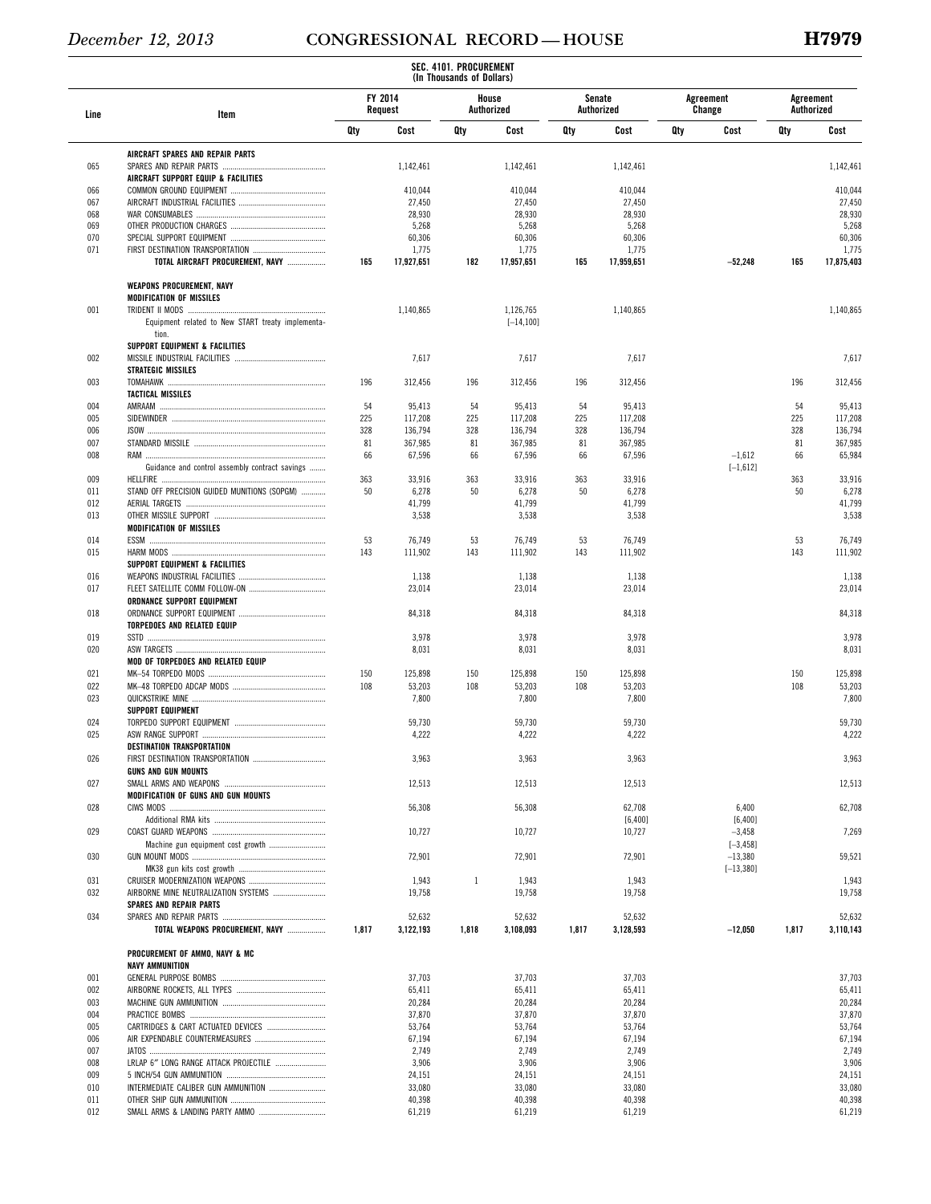SEC. 4101. PROCUREMENT
(In Thousands of Dollars)

| Line | Item | FY 2014 Request | | House Authorized | | Senate Authorized | | Agreement Change | | Agreement Authorized | |
|---|---|---|---|---|---|---|---|---|---|---|---|
| | | Qty | Cost | Qty | Cost | Qty | Cost | Qty | Cost | Qty | Cost |
| | **AIRCRAFT SPARES AND REPAIR PARTS** | | | | | | | | | | |
| 065 | SPARES AND REPAIR PARTS | | 1,142,461 | | 1,142,461 | | 1,142,461 | | | | 1,142,461 |
| | **AIRCRAFT SUPPORT EQUIP & FACILITIES** | | | | | | | | | | |
| 066 | COMMON GROUND EQUIPMENT | | 410,044 | | 410,044 | | 410,044 | | | | 410,044 |
| 067 | AIRCRAFT INDUSTRIAL FACILITIES | | 27,450 | | 27,450 | | 27,450 | | | | 27,450 |
| 068 | WAR CONSUMABLES | | 28,930 | | 28,930 | | 28,930 | | | | 28,930 |
| 069 | OTHER PRODUCTION CHARGES | | 5,268 | | 5,268 | | 5,268 | | | | 5,268 |
| 070 | SPECIAL SUPPORT EQUIPMENT | | 60,306 | | 60,306 | | 60,306 | | | | 60,306 |
| 071 | FIRST DESTINATION TRANSPORTATION | | 1,775 | | 1,775 | | 1,775 | | | | 1,775 |
| | **TOTAL AIRCRAFT PROCUREMENT, NAVY** | 165 | 17,927,651 | 182 | 17,957,651 | 165 | 17,959,651 | | −52,248 | 165 | 17,875,403 |
| | | | | | | | | | | | |
| | **WEAPONS PROCUREMENT, NAVY** | | | | | | | | | | |
| | **MODIFICATION OF MISSILES** | | | | | | | | | | |
| 001 | TRIDENT II MODS | | 1,140,865 | | 1,126,765 | | 1,140,865 | | | | 1,140,865 |
| | Equipment related to New START treaty implementation. | | | | [−14,100] | | | | | | |
| | **SUPPORT EQUIPMENT & FACILITIES** | | | | | | | | | | |
| 002 | MISSILE INDUSTRIAL FACILITIES | | 7,617 | | 7,617 | | 7,617 | | | | 7,617 |
| | **STRATEGIC MISSILES** | | | | | | | | | | |
| 003 | TOMAHAWK | 196 | 312,456 | 196 | 312,456 | 196 | 312,456 | | | 196 | 312,456 |
| | **TACTICAL MISSILES** | | | | | | | | | | |
| 004 | AMRAAM | 54 | 95,413 | 54 | 95,413 | 54 | 95,413 | | | 54 | 95,413 |
| 005 | SIDEWINDER | 225 | 117,208 | 225 | 117,208 | 225 | 117,208 | | | 225 | 117,208 |
| 006 | JSOW | 328 | 136,794 | 328 | 136,794 | 328 | 136,794 | | | 328 | 136,794 |
| 007 | STANDARD MISSILE | 81 | 367,985 | 81 | 367,985 | 81 | 367,985 | | | 81 | 367,985 |
| 008 | RAM | 66 | 67,596 | 66 | 67,596 | 66 | 67,596 | | −1,612 | 66 | 65,984 |
| | Guidance and control assembly contract savings | | | | | | | | [−1,612] | | |
| 009 | HELLFIRE | 363 | 33,916 | 363 | 33,916 | 363 | 33,916 | | | 363 | 33,916 |
| 011 | STAND OFF PRECISION GUIDED MUNITIONS (SOPGM) | 50 | 6,278 | 50 | 6,278 | 50 | 6,278 | | | 50 | 6,278 |
| 012 | AERIAL TARGETS | | 41,799 | | 41,799 | | 41,799 | | | | 41,799 |
| 013 | OTHER MISSILE SUPPORT | | 3,538 | | 3,538 | | 3,538 | | | | 3,538 |
| | **MODIFICATION OF MISSILES** | | | | | | | | | | |
| 014 | ESSM | 53 | 76,749 | 53 | 76,749 | 53 | 76,749 | | | 53 | 76,749 |
| 015 | HARM MODS | 143 | 111,902 | 143 | 111,902 | 143 | 111,902 | | | 143 | 111,902 |
| | **SUPPORT EQUIPMENT & FACILITIES** | | | | | | | | | | |
| 016 | WEAPONS INDUSTRIAL FACILITIES | | 1,138 | | 1,138 | | 1,138 | | | | 1,138 |
| 017 | FLEET SATELLITE COMM FOLLOW-ON | | 23,014 | | 23,014 | | 23,014 | | | | 23,014 |
| | **ORDNANCE SUPPORT EQUIPMENT** | | | | | | | | | | |
| 018 | ORDNANCE SUPPORT EQUIPMENT | | 84,318 | | 84,318 | | 84,318 | | | | 84,318 |
| | **TORPEDOES AND RELATED EQUIP** | | | | | | | | | | |
| 019 | SSTD | | 3,978 | | 3,978 | | 3,978 | | | | 3,978 |
| 020 | ASW TARGETS | | 8,031 | | 8,031 | | 8,031 | | | | 8,031 |
| | **MOD OF TORPEDOES AND RELATED EQUIP** | | | | | | | | | | |
| 021 | MK–54 TORPEDO MODS | 150 | 125,898 | 150 | 125,898 | 150 | 125,898 | | | 150 | 125,898 |
| 022 | MK–48 TORPEDO ADCAP MODS | 108 | 53,203 | 108 | 53,203 | 108 | 53,203 | | | 108 | 53,203 |
| 023 | QUICKSTRIKE MINE | | 7,800 | | 7,800 | | 7,800 | | | | 7,800 |
| | **SUPPORT EQUIPMENT** | | | | | | | | | | |
| 024 | TORPEDO SUPPORT EQUIPMENT | | 59,730 | | 59,730 | | 59,730 | | | | 59,730 |
| 025 | ASW RANGE SUPPORT | | 4,222 | | 4,222 | | 4,222 | | | | 4,222 |
| | **DESTINATION TRANSPORTATION** | | | | | | | | | | |
| 026 | FIRST DESTINATION TRANSPORTATION | | 3,963 | | 3,963 | | 3,963 | | | | 3,963 |
| | **GUNS AND GUN MOUNTS** | | | | | | | | | | |
| 027 | SMALL ARMS AND WEAPONS | | 12,513 | | 12,513 | | 12,513 | | | | 12,513 |
| | **MODIFICATION OF GUNS AND GUN MOUNTS** | | | | | | | | | | |
| 028 | CIWS MODS | | 56,308 | | 56,308 | | 62,708 | | 6,400 | | 62,708 |
| | Additional RMA kits | | | | | | [6,400] | | [6,400] | | |
| 029 | COAST GUARD WEAPONS | | 10,727 | | 10,727 | | 10,727 | | −3,458 | | 7,269 |
| | Machine gun equipment cost growth | | | | | | | | [−3,458] | | |
| 030 | GUN MOUNT MODS | | 72,901 | | 72,901 | | 72,901 | | −13,380 | | 59,521 |
| | MK38 gun kits cost growth | | | | | | | | [−13,380] | | |
| 031 | CRUISER MODERNIZATION WEAPONS | | 1,943 | 1 | 1,943 | | 1,943 | | | | 1,943 |
| 032 | AIRBORNE MINE NEUTRALIZATION SYSTEMS | | 19,758 | | 19,758 | | 19,758 | | | | 19,758 |
| | **SPARES AND REPAIR PARTS** | | | | | | | | | | |
| 034 | SPARES AND REPAIR PARTS | | 52,632 | | 52,632 | | 52,632 | | | | 52,632 |
| | **TOTAL WEAPONS PROCUREMENT, NAVY** | 1,817 | 3,122,193 | 1,818 | 3,108,093 | 1,817 | 3,128,593 | | −12,050 | 1,817 | 3,110,143 |
| | | | | | | | | | | | |
| | **PROCUREMENT OF AMMO, NAVY & MC** | | | | | | | | | | |
| | **NAVY AMMUNITION** | | | | | | | | | | |
| 001 | GENERAL PURPOSE BOMBS | | 37,703 | | 37,703 | | 37,703 | | | | 37,703 |
| 002 | AIRBORNE ROCKETS, ALL TYPES | | 65,411 | | 65,411 | | 65,411 | | | | 65,411 |
| 003 | MACHINE GUN AMMUNITION | | 20,284 | | 20,284 | | 20,284 | | | | 20,284 |
| 004 | PRACTICE BOMBS | | 37,870 | | 37,870 | | 37,870 | | | | 37,870 |
| 005 | CARTRIDGES & CART ACTUATED DEVICES | | 53,764 | | 53,764 | | 53,764 | | | | 53,764 |
| 006 | AIR EXPENDABLE COUNTERMEASURES | | 67,194 | | 67,194 | | 67,194 | | | | 67,194 |
| 007 | JATOS | | 2,749 | | 2,749 | | 2,749 | | | | 2,749 |
| 008 | LRLAP 6″ LONG RANGE ATTACK PROJECTILE | | 3,906 | | 3,906 | | 3,906 | | | | 3,906 |
| 009 | 5 INCH/54 GUN AMMUNITION | | 24,151 | | 24,151 | | 24,151 | | | | 24,151 |
| 010 | INTERMEDIATE CALIBER GUN AMMUNITION | | 33,080 | | 33,080 | | 33,080 | | | | 33,080 |
| 011 | OTHER SHIP GUN AMMUNITION | | 40,398 | | 40,398 | | 40,398 | | | | 40,398 |
| 012 | SMALL ARMS & LANDING PARTY AMMO | | 61,219 | | 61,219 | | 61,219 | | | | 61,219 |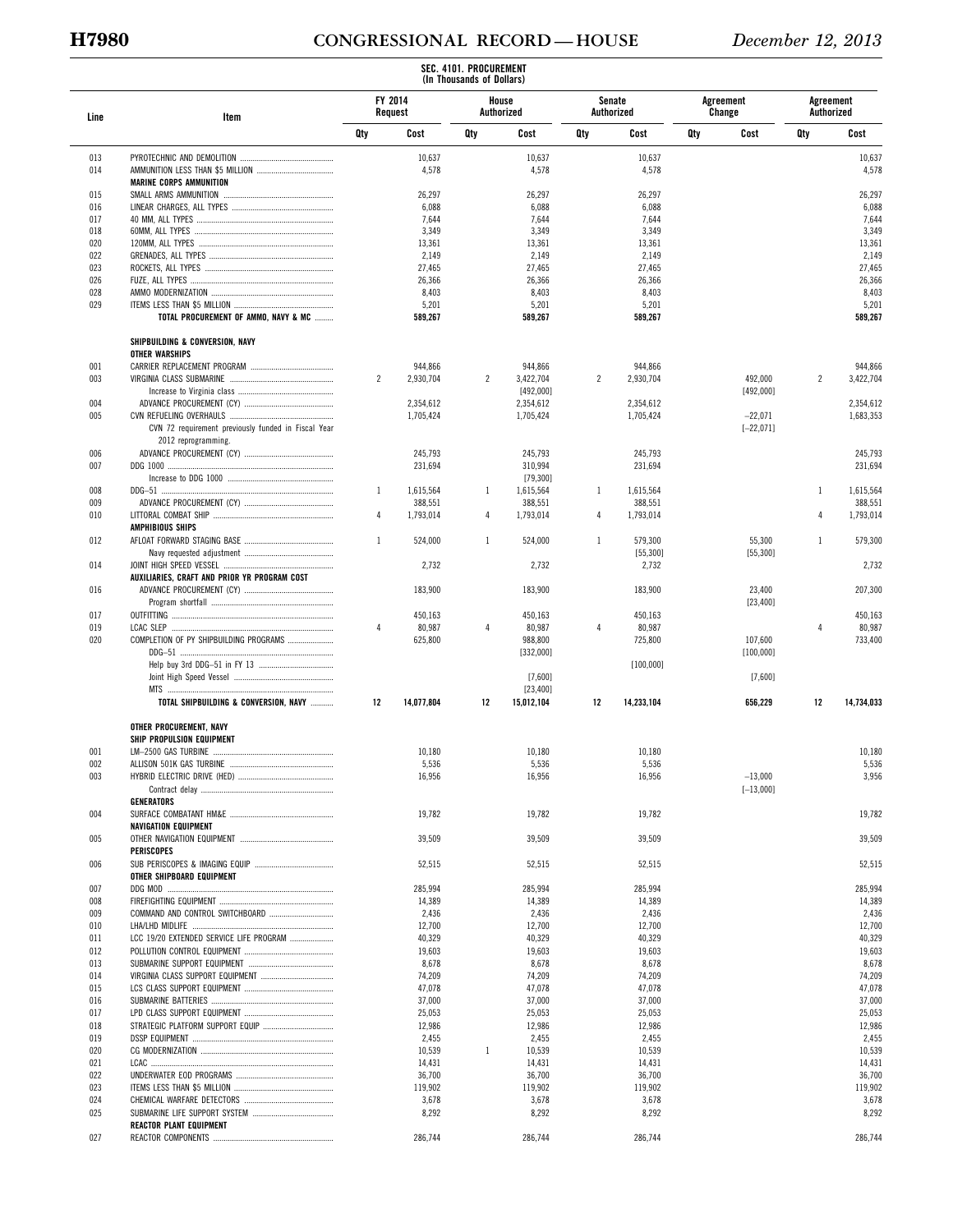**SEC. 4101. PROCUREMENT**
**(In Thousands of Dollars)**

| Line | Item | FY 2014 Request | | House Authorized | | Senate Authorized | | Agreement Change | | Agreement Authorized | |
|---|---|---|---|---|---|---|---|---|---|---|---|
| | | Qty | Cost | Qty | Cost | Qty | Cost | Qty | Cost | Qty | Cost |
| 013 | PYROTECHNIC AND DEMOLITION | | 10,637 | | 10,637 | | 10,637 | | | | 10,637 |
| 014 | AMMUNITION LESS THAN $5 MILLION | | 4,578 | | 4,578 | | 4,578 | | | | 4,578 |
| | **MARINE CORPS AMMUNITION** | | | | | | | | | | |
| 015 | SMALL ARMS AMMUNITION | | 26,297 | | 26,297 | | 26,297 | | | | 26,297 |
| 016 | LINEAR CHARGES, ALL TYPES | | 6,088 | | 6,088 | | 6,088 | | | | 6,088 |
| 017 | 40 MM, ALL TYPES | | 7,644 | | 7,644 | | 7,644 | | | | 7,644 |
| 018 | 60MM, ALL TYPES | | 3,349 | | 3,349 | | 3,349 | | | | 3,349 |
| 020 | 120MM, ALL TYPES | | 13,361 | | 13,361 | | 13,361 | | | | 13,361 |
| 022 | GRENADES, ALL TYPES | | 2,149 | | 2,149 | | 2,149 | | | | 2,149 |
| 023 | ROCKETS, ALL TYPES | | 27,465 | | 27,465 | | 27,465 | | | | 27,465 |
| 026 | FUZE, ALL TYPES | | 26,366 | | 26,366 | | 26,366 | | | | 26,366 |
| 028 | AMMO MODERNIZATION | | 8,403 | | 8,403 | | 8,403 | | | | 8,403 |
| 029 | ITEMS LESS THAN $5 MILLION | | 5,201 | | 5,201 | | 5,201 | | | | 5,201 |
| | **TOTAL PROCUREMENT OF AMMO, NAVY & MC** | | **589,267** | | **589,267** | | **589,267** | | | | **589,267** |
| | | | | | | | | | | | |
| | **SHIPBUILDING & CONVERSION, NAVY** | | | | | | | | | | |
| | **OTHER WARSHIPS** | | | | | | | | | | |
| 001 | CARRIER REPLACEMENT PROGRAM | | 944,866 | | 944,866 | | 944,866 | | | | 944,866 |
| 003 | VIRGINIA CLASS SUBMARINE | 2 | 2,930,704 | 2 | 3,422,704 | 2 | 2,930,704 | | 492,000 | 2 | 3,422,704 |
| | Increase to Virginia class | | | | [492,000] | | | | [492,000] | | |
| 004 | ADVANCE PROCUREMENT (CY) | | 2,354,612 | | 2,354,612 | | 2,354,612 | | | | 2,354,612 |
| 005 | CVN REFUELING OVERHAULS | | 1,705,424 | | 1,705,424 | | 1,705,424 | | −22,071 | | 1,683,353 |
| | CVN 72 requirement previously funded in Fiscal Year 2012 reprogramming. | | | | | | | | [−22,071] | | |
| 006 | ADVANCE PROCUREMENT (CY) | | 245,793 | | 245,793 | | 245,793 | | | | 245,793 |
| 007 | DDG 1000 | | 231,694 | | 310,994 | | 231,694 | | | | 231,694 |
| | Increase to DDG 1000 | | | | [79,300] | | | | | | |
| 008 | DDG–51 | 1 | 1,615,564 | 1 | 1,615,564 | 1 | 1,615,564 | | | 1 | 1,615,564 |
| 009 | ADVANCE PROCUREMENT (CY) | | 388,551 | | 388,551 | | 388,551 | | | | 388,551 |
| 010 | LITTORAL COMBAT SHIP | 4 | 1,793,014 | 4 | 1,793,014 | 4 | 1,793,014 | | | 4 | 1,793,014 |
| | **AMPHIBIOUS SHIPS** | | | | | | | | | | |
| 012 | AFLOAT FORWARD STAGING BASE | 1 | 524,000 | 1 | 524,000 | 1 | 579,300 | | 55,300 | 1 | 579,300 |
| | Navy requested adjustment | | | | | | [55,300] | | [55,300] | | |
| 014 | JOINT HIGH SPEED VESSEL | | 2,732 | | 2,732 | | 2,732 | | | | 2,732 |
| | **AUXILIARIES, CRAFT AND PRIOR YR PROGRAM COST** | | | | | | | | | | |
| 016 | ADVANCE PROCUREMENT (CY) | | 183,900 | | 183,900 | | 183,900 | | 23,400 | | 207,300 |
| | Program shortfall | | | | | | | | [23,400] | | |
| 017 | OUTFITTING | | 450,163 | | 450,163 | | 450,163 | | | | 450,163 |
| 019 | LCAC SLEP | 4 | 80,987 | 4 | 80,987 | 4 | 80,987 | | | 4 | 80,987 |
| 020 | COMPLETION OF PY SHIPBUILDING PROGRAMS | | 625,800 | | 988,800 | | 725,800 | | 107,600 | | 733,400 |
| | DDG–51 | | | | [332,000] | | | | [100,000] | | |
| | Help buy 3rd DDG–51 in FY 13 | | | | | | [100,000] | | | | |
| | Joint High Speed Vessel | | | | [7,600] | | | | [7,600] | | |
| | MTS | | | | [23,400] | | | | | | |
| | **TOTAL SHIPBUILDING & CONVERSION, NAVY** | **12** | **14,077,804** | **12** | **15,012,104** | **12** | **14,233,104** | | **656,229** | **12** | **14,734,033** |
| | | | | | | | | | | | |
| | **OTHER PROCUREMENT, NAVY** | | | | | | | | | | |
| | **SHIP PROPULSION EQUIPMENT** | | | | | | | | | | |
| 001 | LM–2500 GAS TURBINE | | 10,180 | | 10,180 | | 10,180 | | | | 10,180 |
| 002 | ALLISON 501K GAS TURBINE | | 5,536 | | 5,536 | | 5,536 | | | | 5,536 |
| 003 | HYBRID ELECTRIC DRIVE (HED) | | 16,956 | | 16,956 | | 16,956 | | −13,000 | | 3,956 |
| | Contract delay | | | | | | | | [−13,000] | | |
| | **GENERATORS** | | | | | | | | | | |
| 004 | SURFACE COMBATANT HM&E | | 19,782 | | 19,782 | | 19,782 | | | | 19,782 |
| | **NAVIGATION EQUIPMENT** | | | | | | | | | | |
| 005 | OTHER NAVIGATION EQUIPMENT | | 39,509 | | 39,509 | | 39,509 | | | | 39,509 |
| | **PERISCOPES** | | | | | | | | | | |
| 006 | SUB PERISCOPES & IMAGING EQUIP | | 52,515 | | 52,515 | | 52,515 | | | | 52,515 |
| | **OTHER SHIPBOARD EQUIPMENT** | | | | | | | | | | |
| 007 | DDG MOD | | 285,994 | | 285,994 | | 285,994 | | | | 285,994 |
| 008 | FIREFIGHTING EQUIPMENT | | 14,389 | | 14,389 | | 14,389 | | | | 14,389 |
| 009 | COMMAND AND CONTROL SWITCHBOARD | | 2,436 | | 2,436 | | 2,436 | | | | 2,436 |
| 010 | LHA/LHD MIDLIFE | | 12,700 | | 12,700 | | 12,700 | | | | 12,700 |
| 011 | LCC 19/20 EXTENDED SERVICE LIFE PROGRAM | | 40,329 | | 40,329 | | 40,329 | | | | 40,329 |
| 012 | POLLUTION CONTROL EQUIPMENT | | 19,603 | | 19,603 | | 19,603 | | | | 19,603 |
| 013 | SUBMARINE SUPPORT EQUIPMENT | | 8,678 | | 8,678 | | 8,678 | | | | 8,678 |
| 014 | VIRGINIA CLASS SUPPORT EQUIPMENT | | 74,209 | | 74,209 | | 74,209 | | | | 74,209 |
| 015 | LCS CLASS SUPPORT EQUIPMENT | | 47,078 | | 47,078 | | 47,078 | | | | 47,078 |
| 016 | SUBMARINE BATTERIES | | 37,000 | | 37,000 | | 37,000 | | | | 37,000 |
| 017 | LPD CLASS SUPPORT EQUIPMENT | | 25,053 | | 25,053 | | 25,053 | | | | 25,053 |
| 018 | STRATEGIC PLATFORM SUPPORT EQUIP | | 12,986 | | 12,986 | | 12,986 | | | | 12,986 |
| 019 | DSSP EQUIPMENT | | 2,455 | | 2,455 | | 2,455 | | | | 2,455 |
| 020 | CG MODERNIZATION | | 10,539 | 1 | 10,539 | | 10,539 | | | | 10,539 |
| 021 | LCAC | | 14,431 | | 14,431 | | 14,431 | | | | 14,431 |
| 022 | UNDERWATER EOD PROGRAMS | | 36,700 | | 36,700 | | 36,700 | | | | 36,700 |
| 023 | ITEMS LESS THAN $5 MILLION | | 119,902 | | 119,902 | | 119,902 | | | | 119,902 |
| 024 | CHEMICAL WARFARE DETECTORS | | 3,678 | | 3,678 | | 3,678 | | | | 3,678 |
| 025 | SUBMARINE LIFE SUPPORT SYSTEM | | 8,292 | | 8,292 | | 8,292 | | | | 8,292 |
| | **REACTOR PLANT EQUIPMENT** | | | | | | | | | | |
| 027 | REACTOR COMPONENTS | | 286,744 | | 286,744 | | 286,744 | | | | 286,744 |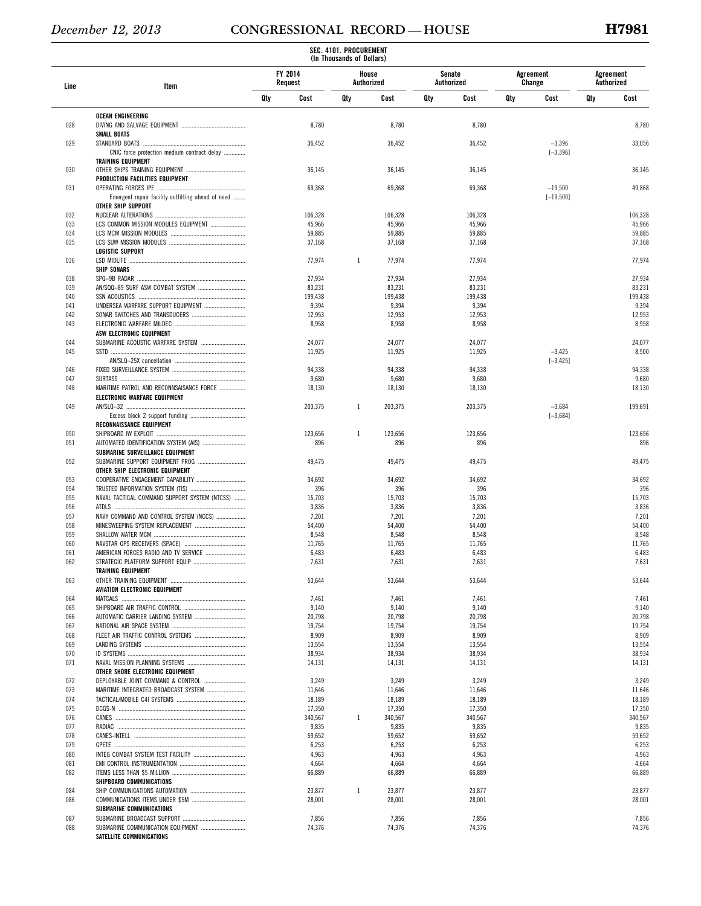**SEC. 4101. PROCUREMENT**
**(In Thousands of Dollars)**

| Line | Item | FY 2014 Request | | House Authorized | | Senate Authorized | | Agreement Change | | Agreement Authorized | |
|---|---|---|---|---|---|---|---|---|---|---|---|
| | | Qty | Cost | Qty | Cost | Qty | Cost | Qty | Cost | Qty | Cost |
| | **OCEAN ENGINEERING** | | | | | | | | | | |
| 028 | DIVING AND SALVAGE EQUIPMENT | | 8,780 | | 8,780 | | 8,780 | | | | 8,780 |
| | **SMALL BOATS** | | | | | | | | | | |
| 029 | STANDARD BOATS | | 36,452 | | 36,452 | | 36,452 | | −3,396 | | 33,056 |
| | CNIC force protection medium contract delay | | | | | | | | [−3,396] | | |
| | **TRAINING EQUIPMENT** | | | | | | | | | | |
| 030 | OTHER SHIPS TRAINING EQUIPMENT | | 36,145 | | 36,145 | | 36,145 | | | | 36,145 |
| | **PRODUCTION FACILITIES EQUIPMENT** | | | | | | | | | | |
| 031 | OPERATING FORCES IPE | | 69,368 | | 69,368 | | 69,368 | | −19,500 | | 49,868 |
| | Emergent repair facility outfitting ahead of need | | | | | | | | [−19,500] | | |
| | **OTHER SHIP SUPPORT** | | | | | | | | | | |
| 032 | NUCLEAR ALTERATIONS | | 106,328 | | 106,328 | | 106,328 | | | | 106,328 |
| 033 | LCS COMMON MISSION MODULES EQUIPMENT | | 45,966 | | 45,966 | | 45,966 | | | | 45,966 |
| 034 | LCS MCM MISSION MODULES | | 59,885 | | 59,885 | | 59,885 | | | | 59,885 |
| 035 | LCS SUW MISSION MODULES | | 37,168 | | 37,168 | | 37,168 | | | | 37,168 |
| | **LOGISTIC SUPPORT** | | | | | | | | | | |
| 036 | LSD MIDLIFE | | 77,974 | 1 | 77,974 | | 77,974 | | | | 77,974 |
| | **SHIP SONARS** | | | | | | | | | | |
| 038 | SPQ–9B RADAR | | 27,934 | | 27,934 | | 27,934 | | | | 27,934 |
| 039 | AN/SQQ–89 SURF ASW COMBAT SYSTEM | | 83,231 | | 83,231 | | 83,231 | | | | 83,231 |
| 040 | SSN ACOUSTICS | | 199,438 | | 199,438 | | 199,438 | | | | 199,438 |
| 041 | UNDERSEA WARFARE SUPPORT EQUIPMENT | | 9,394 | | 9,394 | | 9,394 | | | | 9,394 |
| 042 | SONAR SWITCHES AND TRANSDUCERS | | 12,953 | | 12,953 | | 12,953 | | | | 12,953 |
| 043 | ELECTRONIC WARFARE MILDEC | | 8,958 | | 8,958 | | 8,958 | | | | 8,958 |
| | **ASW ELECTRONIC EQUIPMENT** | | | | | | | | | | |
| 044 | SUBMARINE ACOUSTIC WARFARE SYSTEM | | 24,077 | | 24,077 | | 24,077 | | | | 24,077 |
| 045 | SSTD | | 11,925 | | 11,925 | | 11,925 | | −3,425 | | 8,500 |
| | AN/SLQ–25X cancellation | | | | | | | | [−3,425] | | |
| 046 | FIXED SURVEILLANCE SYSTEM | | 94,338 | | 94,338 | | 94,338 | | | | 94,338 |
| 047 | SURTASS | | 9,680 | | 9,680 | | 9,680 | | | | 9,680 |
| 048 | MARITIME PATROL AND RECONNSAISANCE FORCE | | 18,130 | | 18,130 | | 18,130 | | | | 18,130 |
| | **ELECTRONIC WARFARE EQUIPMENT** | | | | | | | | | | |
| 049 | AN/SLQ–32 | | 203,375 | 1 | 203,375 | | 203,375 | | −3,684 | | 199,691 |
| | Excess block 2 support funding | | | | | | | | [−3,684] | | |
| | **RECONNAISSANCE EQUIPMENT** | | | | | | | | | | |
| 050 | SHIPBOARD IW EXPLOIT | | 123,656 | 1 | 123,656 | | 123,656 | | | | 123,656 |
| 051 | AUTOMATED IDENTIFICATION SYSTEM (AIS) | | 896 | | 896 | | 896 | | | | 896 |
| | **SUBMARINE SURVEILLANCE EQUIPMENT** | | | | | | | | | | |
| 052 | SUBMARINE SUPPORT EQUIPMENT PROG | | 49,475 | | 49,475 | | 49,475 | | | | 49,475 |
| | **OTHER SHIP ELECTRONIC EQUIPMENT** | | | | | | | | | | |
| 053 | COOPERATIVE ENGAGEMENT CAPABILITY | | 34,692 | | 34,692 | | 34,692 | | | | 34,692 |
| 054 | TRUSTED INFORMATION SYSTEM (TIS) | | 396 | | 396 | | 396 | | | | 396 |
| 055 | NAVAL TACTICAL COMMAND SUPPORT SYSTEM (NTCSS) | | 15,703 | | 15,703 | | 15,703 | | | | 15,703 |
| 056 | ATDLS | | 3,836 | | 3,836 | | 3,836 | | | | 3,836 |
| 057 | NAVY COMMAND AND CONTROL SYSTEM (NCCS) | | 7,201 | | 7,201 | | 7,201 | | | | 7,201 |
| 058 | MINESWEEPING SYSTEM REPLACEMENT | | 54,400 | | 54,400 | | 54,400 | | | | 54,400 |
| 059 | SHALLOW WATER MCM | | 8,548 | | 8,548 | | 8,548 | | | | 8,548 |
| 060 | NAVSTAR GPS RECEIVERS (SPACE) | | 11,765 | | 11,765 | | 11,765 | | | | 11,765 |
| 061 | AMERICAN FORCES RADIO AND TV SERVICE | | 6,483 | | 6,483 | | 6,483 | | | | 6,483 |
| 062 | STRATEGIC PLATFORM SUPPORT EQUIP | | 7,631 | | 7,631 | | 7,631 | | | | 7,631 |
| | **TRAINING EQUIPMENT** | | | | | | | | | | |
| 063 | OTHER TRAINING EQUIPMENT | | 53,644 | | 53,644 | | 53,644 | | | | 53,644 |
| | **AVIATION ELECTRONIC EQUIPMENT** | | | | | | | | | | |
| 064 | MATCALS | | 7,461 | | 7,461 | | 7,461 | | | | 7,461 |
| 065 | SHIPBOARD AIR TRAFFIC CONTROL | | 9,140 | | 9,140 | | 9,140 | | | | 9,140 |
| 066 | AUTOMATIC CARRIER LANDING SYSTEM | | 20,798 | | 20,798 | | 20,798 | | | | 20,798 |
| 067 | NATIONAL AIR SPACE SYSTEM | | 19,754 | | 19,754 | | 19,754 | | | | 19,754 |
| 068 | FLEET AIR TRAFFIC CONTROL SYSTEMS | | 8,909 | | 8,909 | | 8,909 | | | | 8,909 |
| 069 | LANDING SYSTEMS | | 13,554 | | 13,554 | | 13,554 | | | | 13,554 |
| 070 | ID SYSTEMS | | 38,934 | | 38,934 | | 38,934 | | | | 38,934 |
| 071 | NAVAL MISSION PLANNING SYSTEMS | | 14,131 | | 14,131 | | 14,131 | | | | 14,131 |
| | **OTHER SHORE ELECTRONIC EQUIPMENT** | | | | | | | | | | |
| 072 | DEPLOYABLE JOINT COMMAND & CONTROL | | 3,249 | | 3,249 | | 3,249 | | | | 3,249 |
| 073 | MARITIME INTEGRATED BROADCAST SYSTEM | | 11,646 | | 11,646 | | 11,646 | | | | 11,646 |
| 074 | TACTICAL/MOBILE C4I SYSTEMS | | 18,189 | | 18,189 | | 18,189 | | | | 18,189 |
| 075 | DCGS-N | | 17,350 | | 17,350 | | 17,350 | | | | 17,350 |
| 076 | CANES | | 340,567 | 1 | 340,567 | | 340,567 | | | | 340,567 |
| 077 | RADIAC | | 9,835 | | 9,835 | | 9,835 | | | | 9,835 |
| 078 | CANES-INTELL | | 59,652 | | 59,652 | | 59,652 | | | | 59,652 |
| 079 | GPETE | | 6,253 | | 6,253 | | 6,253 | | | | 6,253 |
| 080 | INTEG COMBAT SYSTEM TEST FACILITY | | 4,963 | | 4,963 | | 4,963 | | | | 4,963 |
| 081 | EMI CONTROL INSTRUMENTATION | | 4,664 | | 4,664 | | 4,664 | | | | 4,664 |
| 082 | ITEMS LESS THAN $5 MILLION | | 66,889 | | 66,889 | | 66,889 | | | | 66,889 |
| | **SHIPBOARD COMMUNICATIONS** | | | | | | | | | | |
| 084 | SHIP COMMUNICATIONS AUTOMATION | | 23,877 | 1 | 23,877 | | 23,877 | | | | 23,877 |
| 086 | COMMUNICATIONS ITEMS UNDER $5M | | 28,001 | | 28,001 | | 28,001 | | | | 28,001 |
| | **SUBMARINE COMMUNICATIONS** | | | | | | | | | | |
| 087 | SUBMARINE BROADCAST SUPPORT | | 7,856 | | 7,856 | | 7,856 | | | | 7,856 |
| 088 | SUBMARINE COMMUNICATION EQUIPMENT | | 74,376 | | 74,376 | | 74,376 | | | | 74,376 |
| | **SATELLITE COMMUNICATIONS** | | | | | | | | | | |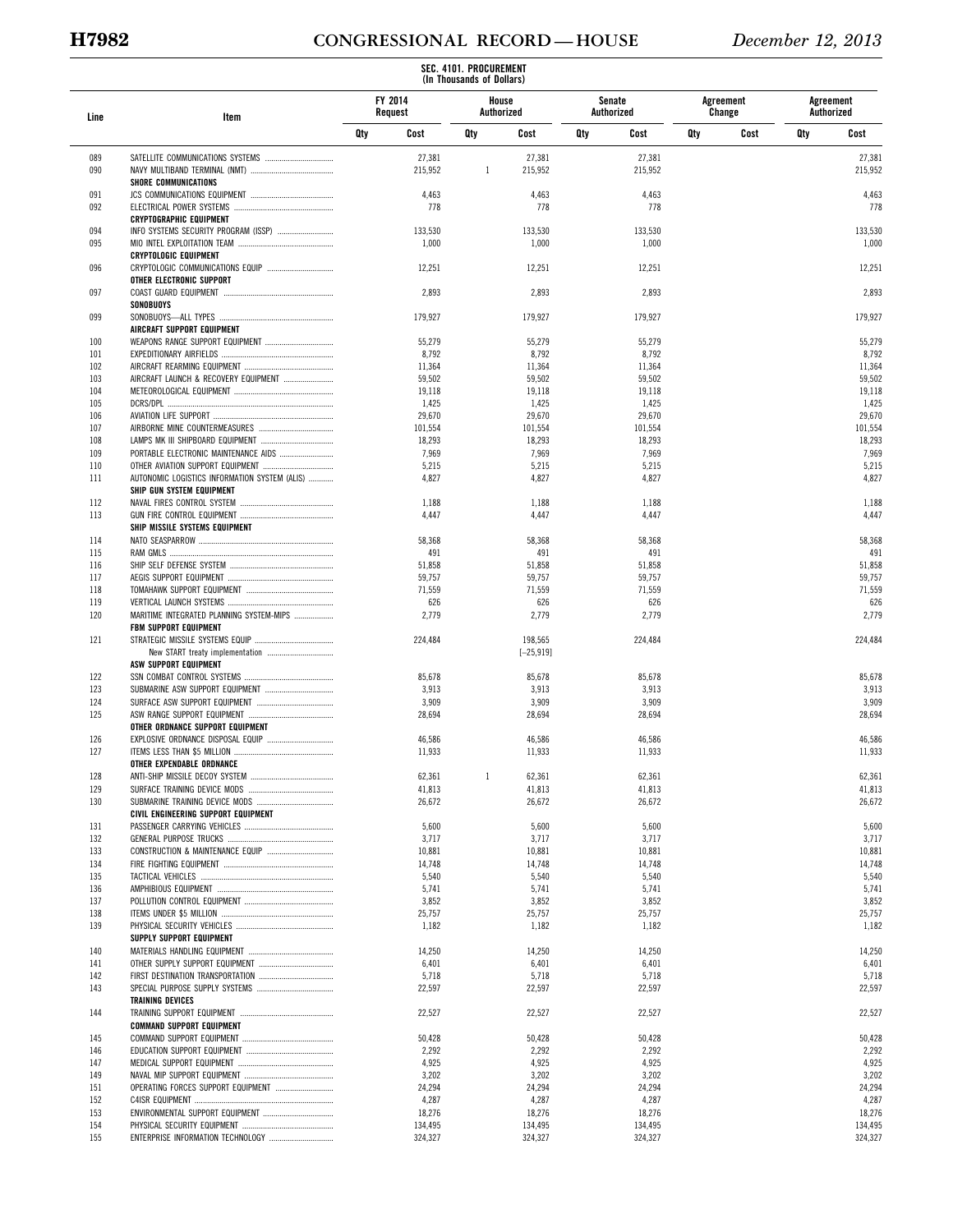SEC. 4101. PROCUREMENT
(In Thousands of Dollars)

| Line | Item | FY 2014 Request | | House Authorized | | Senate Authorized | | Agreement Change | | Agreement Authorized | |
|---|---|---|---|---|---|---|---|---|---|---|---|
| | | Qty | Cost | Qty | Cost | Qty | Cost | Qty | Cost | Qty | Cost |
| 089 | SATELLITE COMMUNICATIONS SYSTEMS | | 27,381 | | 27,381 | | 27,381 | | | | 27,381 |
| 090 | NAVY MULTIBAND TERMINAL (NMT) | | 215,952 | 1 | 215,952 | | 215,952 | | | | 215,952 |
| | **SHORE COMMUNICATIONS** | | | | | | | | | | |
| 091 | JCS COMMUNICATIONS EQUIPMENT | | 4,463 | | 4,463 | | 4,463 | | | | 4,463 |
| 092 | ELECTRICAL POWER SYSTEMS | | 778 | | 778 | | 778 | | | | 778 |
| | **CRYPTOGRAPHIC EQUIPMENT** | | | | | | | | | | |
| 094 | INFO SYSTEMS SECURITY PROGRAM (ISSP) | | 133,530 | | 133,530 | | 133,530 | | | | 133,530 |
| 095 | MIO INTEL EXPLOITATION TEAM | | 1,000 | | 1,000 | | 1,000 | | | | 1,000 |
| | **CRYPTOLOGIC EQUIPMENT** | | | | | | | | | | |
| 096 | CRYPTOLOGIC COMMUNICATIONS EQUIP | | 12,251 | | 12,251 | | 12,251 | | | | 12,251 |
| | **OTHER ELECTRONIC SUPPORT** | | | | | | | | | | |
| 097 | COAST GUARD EQUIPMENT | | 2,893 | | 2,893 | | 2,893 | | | | 2,893 |
| | **SONOBUOYS** | | | | | | | | | | |
| 099 | SONOBUOYS—ALL TYPES | | 179,927 | | 179,927 | | 179,927 | | | | 179,927 |
| | **AIRCRAFT SUPPORT EQUIPMENT** | | | | | | | | | | |
| 100 | WEAPONS RANGE SUPPORT EQUIPMENT | | 55,279 | | 55,279 | | 55,279 | | | | 55,279 |
| 101 | EXPEDITIONARY AIRFIELDS | | 8,792 | | 8,792 | | 8,792 | | | | 8,792 |
| 102 | AIRCRAFT REARMING EQUIPMENT | | 11,364 | | 11,364 | | 11,364 | | | | 11,364 |
| 103 | AIRCRAFT LAUNCH & RECOVERY EQUIPMENT | | 59,502 | | 59,502 | | 59,502 | | | | 59,502 |
| 104 | METEOROLOGICAL EQUIPMENT | | 19,118 | | 19,118 | | 19,118 | | | | 19,118 |
| 105 | DCRS/DPL | | 1,425 | | 1,425 | | 1,425 | | | | 1,425 |
| 106 | AVIATION LIFE SUPPORT | | 29,670 | | 29,670 | | 29,670 | | | | 29,670 |
| 107 | AIRBORNE MINE COUNTERMEASURES | | 101,554 | | 101,554 | | 101,554 | | | | 101,554 |
| 108 | LAMPS MK III SHIPBOARD EQUIPMENT | | 18,293 | | 18,293 | | 18,293 | | | | 18,293 |
| 109 | PORTABLE ELECTRONIC MAINTENANCE AIDS | | 7,969 | | 7,969 | | 7,969 | | | | 7,969 |
| 110 | OTHER AVIATION SUPPORT EQUIPMENT | | 5,215 | | 5,215 | | 5,215 | | | | 5,215 |
| 111 | AUTONOMIC LOGISTICS INFORMATION SYSTEM (ALIS) | | 4,827 | | 4,827 | | 4,827 | | | | 4,827 |
| | **SHIP GUN SYSTEM EQUIPMENT** | | | | | | | | | | |
| 112 | NAVAL FIRES CONTROL SYSTEM | | 1,188 | | 1,188 | | 1,188 | | | | 1,188 |
| 113 | GUN FIRE CONTROL EQUIPMENT | | 4,447 | | 4,447 | | 4,447 | | | | 4,447 |
| | **SHIP MISSILE SYSTEMS EQUIPMENT** | | | | | | | | | | |
| 114 | NATO SEASPARROW | | 58,368 | | 58,368 | | 58,368 | | | | 58,368 |
| 115 | RAM GMLS | | 491 | | 491 | | 491 | | | | 491 |
| 116 | SHIP SELF DEFENSE SYSTEM | | 51,858 | | 51,858 | | 51,858 | | | | 51,858 |
| 117 | AEGIS SUPPORT EQUIPMENT | | 59,757 | | 59,757 | | 59,757 | | | | 59,757 |
| 118 | TOMAHAWK SUPPORT EQUIPMENT | | 71,559 | | 71,559 | | 71,559 | | | | 71,559 |
| 119 | VERTICAL LAUNCH SYSTEMS | | 626 | | 626 | | 626 | | | | 626 |
| 120 | MARITIME INTEGRATED PLANNING SYSTEM-MIPS | | 2,779 | | 2,779 | | 2,779 | | | | 2,779 |
| | **FBM SUPPORT EQUIPMENT** | | | | | | | | | | |
| 121 | STRATEGIC MISSILE SYSTEMS EQUIP | | 224,484 | | 198,565 | | 224,484 | | | | 224,484 |
| | New START treaty implementation | | | | [–25,919] | | | | | | |
| | **ASW SUPPORT EQUIPMENT** | | | | | | | | | | |
| 122 | SSN COMBAT CONTROL SYSTEMS | | 85,678 | | 85,678 | | 85,678 | | | | 85,678 |
| 123 | SUBMARINE ASW SUPPORT EQUIPMENT | | 3,913 | | 3,913 | | 3,913 | | | | 3,913 |
| 124 | SURFACE ASW SUPPORT EQUIPMENT | | 3,909 | | 3,909 | | 3,909 | | | | 3,909 |
| 125 | ASW RANGE SUPPORT EQUIPMENT | | 28,694 | | 28,694 | | 28,694 | | | | 28,694 |
| | **OTHER ORDNANCE SUPPORT EQUIPMENT** | | | | | | | | | | |
| 126 | EXPLOSIVE ORDNANCE DISPOSAL EQUIP | | 46,586 | | 46,586 | | 46,586 | | | | 46,586 |
| 127 | ITEMS LESS THAN $5 MILLION | | 11,933 | | 11,933 | | 11,933 | | | | 11,933 |
| | **OTHER EXPENDABLE ORDNANCE** | | | | | | | | | | |
| 128 | ANTI-SHIP MISSILE DECOY SYSTEM | | 62,361 | 1 | 62,361 | | 62,361 | | | | 62,361 |
| 129 | SURFACE TRAINING DEVICE MODS | | 41,813 | | 41,813 | | 41,813 | | | | 41,813 |
| 130 | SUBMARINE TRAINING DEVICE MODS | | 26,672 | | 26,672 | | 26,672 | | | | 26,672 |
| | **CIVIL ENGINEERING SUPPORT EQUIPMENT** | | | | | | | | | | |
| 131 | PASSENGER CARRYING VEHICLES | | 5,600 | | 5,600 | | 5,600 | | | | 5,600 |
| 132 | GENERAL PURPOSE TRUCKS | | 3,717 | | 3,717 | | 3,717 | | | | 3,717 |
| 133 | CONSTRUCTION & MAINTENANCE EQUIP | | 10,881 | | 10,881 | | 10,881 | | | | 10,881 |
| 134 | FIRE FIGHTING EQUIPMENT | | 14,748 | | 14,748 | | 14,748 | | | | 14,748 |
| 135 | TACTICAL VEHICLES | | 5,540 | | 5,540 | | 5,540 | | | | 5,540 |
| 136 | AMPHIBIOUS EQUIPMENT | | 5,741 | | 5,741 | | 5,741 | | | | 5,741 |
| 137 | POLLUTION CONTROL EQUIPMENT | | 3,852 | | 3,852 | | 3,852 | | | | 3,852 |
| 138 | ITEMS UNDER $5 MILLION | | 25,757 | | 25,757 | | 25,757 | | | | 25,757 |
| 139 | PHYSICAL SECURITY VEHICLES | | 1,182 | | 1,182 | | 1,182 | | | | 1,182 |
| | **SUPPLY SUPPORT EQUIPMENT** | | | | | | | | | | |
| 140 | MATERIALS HANDLING EQUIPMENT | | 14,250 | | 14,250 | | 14,250 | | | | 14,250 |
| 141 | OTHER SUPPLY SUPPORT EQUIPMENT | | 6,401 | | 6,401 | | 6,401 | | | | 6,401 |
| 142 | FIRST DESTINATION TRANSPORTATION | | 5,718 | | 5,718 | | 5,718 | | | | 5,718 |
| 143 | SPECIAL PURPOSE SUPPLY SYSTEMS | | 22,597 | | 22,597 | | 22,597 | | | | 22,597 |
| | **TRAINING DEVICES** | | | | | | | | | | |
| 144 | TRAINING SUPPORT EQUIPMENT | | 22,527 | | 22,527 | | 22,527 | | | | 22,527 |
| | **COMMAND SUPPORT EQUIPMENT** | | | | | | | | | | |
| 145 | COMMAND SUPPORT EQUIPMENT | | 50,428 | | 50,428 | | 50,428 | | | | 50,428 |
| 146 | EDUCATION SUPPORT EQUIPMENT | | 2,292 | | 2,292 | | 2,292 | | | | 2,292 |
| 147 | MEDICAL SUPPORT EQUIPMENT | | 4,925 | | 4,925 | | 4,925 | | | | 4,925 |
| 149 | NAVAL MIP SUPPORT EQUIPMENT | | 3,202 | | 3,202 | | 3,202 | | | | 3,202 |
| 151 | OPERATING FORCES SUPPORT EQUIPMENT | | 24,294 | | 24,294 | | 24,294 | | | | 24,294 |
| 152 | C4ISR EQUIPMENT | | 4,287 | | 4,287 | | 4,287 | | | | 4,287 |
| 153 | ENVIRONMENTAL SUPPORT EQUIPMENT | | 18,276 | | 18,276 | | 18,276 | | | | 18,276 |
| 154 | PHYSICAL SECURITY EQUIPMENT | | 134,495 | | 134,495 | | 134,495 | | | | 134,495 |
| 155 | ENTERPRISE INFORMATION TECHNOLOGY | | 324,327 | | 324,327 | | 324,327 | | | | 324,327 |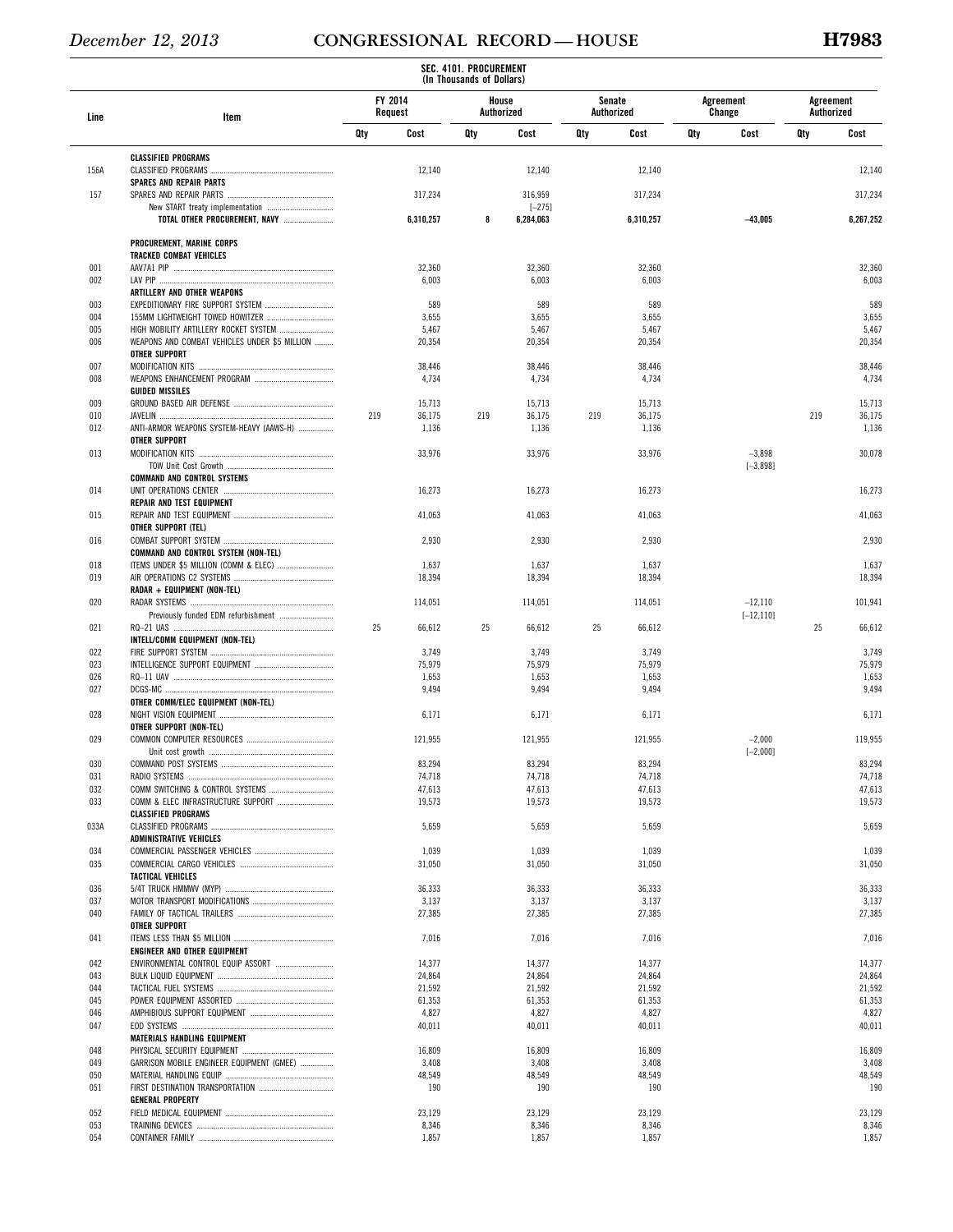**SEC. 4101. PROCUREMENT**
**(In Thousands of Dollars)**

| Line | Item | FY 2014 Request | | House Authorized | | Senate Authorized | | Agreement Change | | Agreement Authorized | |
|---|---|---|---|---|---|---|---|---|---|---|---|
| | | Qty | Cost | Qty | Cost | Qty | Cost | Qty | Cost | Qty | Cost |
| | **CLASSIFIED PROGRAMS** | | | | | | | | | | |
| 156A | CLASSIFIED PROGRAMS | | 12,140 | | 12,140 | | 12,140 | | | | 12,140 |
| | **SPARES AND REPAIR PARTS** | | | | | | | | | | |
| 157 | SPARES AND REPAIR PARTS | | 317,234 | | 316,959 | | 317,234 | | | | 317,234 |
| | New START treaty implementation | | | | [−275] | | | | | | |
| | **TOTAL OTHER PROCUREMENT, NAVY** | | 6,310,257 | 8 | 6,284,063 | | 6,310,257 | | −43,005 | | 6,267,252 |
| | | | | | | | | | | | |
| | **PROCUREMENT, MARINE CORPS** | | | | | | | | | | |
| | **TRACKED COMBAT VEHICLES** | | | | | | | | | | |
| 001 | AAV7A1 PIP | | 32,360 | | 32,360 | | 32,360 | | | | 32,360 |
| 002 | LAV PIP | | 6,003 | | 6,003 | | 6,003 | | | | 6,003 |
| | **ARTILLERY AND OTHER WEAPONS** | | | | | | | | | | |
| 003 | EXPEDITIONARY FIRE SUPPORT SYSTEM | | 589 | | 589 | | 589 | | | | 589 |
| 004 | 155MM LIGHTWEIGHT TOWED HOWITZER | | 3,655 | | 3,655 | | 3,655 | | | | 3,655 |
| 005 | HIGH MOBILITY ARTILLERY ROCKET SYSTEM | | 5,467 | | 5,467 | | 5,467 | | | | 5,467 |
| 006 | WEAPONS AND COMBAT VEHICLES UNDER $5 MILLION | | 20,354 | | 20,354 | | 20,354 | | | | 20,354 |
| | **OTHER SUPPORT** | | | | | | | | | | |
| 007 | MODIFICATION KITS | | 38,446 | | 38,446 | | 38,446 | | | | 38,446 |
| 008 | WEAPONS ENHANCEMENT PROGRAM | | 4,734 | | 4,734 | | 4,734 | | | | 4,734 |
| | **GUIDED MISSILES** | | | | | | | | | | |
| 009 | GROUND BASED AIR DEFENSE | | 15,713 | | 15,713 | | 15,713 | | | | 15,713 |
| 010 | JAVELIN | 219 | 36,175 | 219 | 36,175 | 219 | 36,175 | | | 219 | 36,175 |
| 012 | ANTI-ARMOR WEAPONS SYSTEM-HEAVY (AAWS-H) | | 1,136 | | 1,136 | | 1,136 | | | | 1,136 |
| | **OTHER SUPPORT** | | | | | | | | | | |
| 013 | MODIFICATION KITS | | 33,976 | | 33,976 | | 33,976 | | −3,898 | | 30,078 |
| | TOW Unit Cost Growth | | | | | | | | [−3,898] | | |
| | **COMMAND AND CONTROL SYSTEMS** | | | | | | | | | | |
| 014 | UNIT OPERATIONS CENTER | | 16,273 | | 16,273 | | 16,273 | | | | 16,273 |
| | **REPAIR AND TEST EQUIPMENT** | | | | | | | | | | |
| 015 | REPAIR AND TEST EQUIPMENT | | 41,063 | | 41,063 | | 41,063 | | | | 41,063 |
| | **OTHER SUPPORT (TEL)** | | | | | | | | | | |
| 016 | COMBAT SUPPORT SYSTEM | | 2,930 | | 2,930 | | 2,930 | | | | 2,930 |
| | **COMMAND AND CONTROL SYSTEM (NON-TEL)** | | | | | | | | | | |
| 018 | ITEMS UNDER $5 MILLION (COMM & ELEC) | | 1,637 | | 1,637 | | 1,637 | | | | 1,637 |
| 019 | AIR OPERATIONS C2 SYSTEMS | | 18,394 | | 18,394 | | 18,394 | | | | 18,394 |
| | **RADAR + EQUIPMENT (NON-TEL)** | | | | | | | | | | |
| 020 | RADAR SYSTEMS | | 114,051 | | 114,051 | | 114,051 | | −12,110 | | 101,941 |
| | Previously funded EDM refurbishment | | | | | | | | [−12,110] | | |
| 021 | RQ–21 UAS | 25 | 66,612 | 25 | 66,612 | 25 | 66,612 | | | 25 | 66,612 |
| | **INTELL/COMM EQUIPMENT (NON-TEL)** | | | | | | | | | | |
| 022 | FIRE SUPPORT SYSTEM | | 3,749 | | 3,749 | | 3,749 | | | | 3,749 |
| 023 | INTELLIGENCE SUPPORT EQUIPMENT | | 75,979 | | 75,979 | | 75,979 | | | | 75,979 |
| 026 | RQ–11 UAV | | 1,653 | | 1,653 | | 1,653 | | | | 1,653 |
| 027 | DCGS-MC | | 9,494 | | 9,494 | | 9,494 | | | | 9,494 |
| | **OTHER COMM/ELEC EQUIPMENT (NON-TEL)** | | | | | | | | | | |
| 028 | NIGHT VISION EQUIPMENT | | 6,171 | | 6,171 | | 6,171 | | | | 6,171 |
| | **OTHER SUPPORT (NON-TEL)** | | | | | | | | | | |
| 029 | COMMON COMPUTER RESOURCES | | 121,955 | | 121,955 | | 121,955 | | −2,000 | | 119,955 |
| | Unit cost growth | | | | | | | | [−2,000] | | |
| 030 | COMMAND POST SYSTEMS | | 83,294 | | 83,294 | | 83,294 | | | | 83,294 |
| 031 | RADIO SYSTEMS | | 74,718 | | 74,718 | | 74,718 | | | | 74,718 |
| 032 | COMM SWITCHING & CONTROL SYSTEMS | | 47,613 | | 47,613 | | 47,613 | | | | 47,613 |
| 033 | COMM & ELEC INFRASTRUCTURE SUPPORT | | 19,573 | | 19,573 | | 19,573 | | | | 19,573 |
| | **CLASSIFIED PROGRAMS** | | | | | | | | | | |
| 033A | CLASSIFIED PROGRAMS | | 5,659 | | 5,659 | | 5,659 | | | | 5,659 |
| | **ADMINISTRATIVE VEHICLES** | | | | | | | | | | |
| 034 | COMMERCIAL PASSENGER VEHICLES | | 1,039 | | 1,039 | | 1,039 | | | | 1,039 |
| 035 | COMMERCIAL CARGO VEHICLES | | 31,050 | | 31,050 | | 31,050 | | | | 31,050 |
| | **TACTICAL VEHICLES** | | | | | | | | | | |
| 036 | 5/4T TRUCK HMMWV (MYP) | | 36,333 | | 36,333 | | 36,333 | | | | 36,333 |
| 037 | MOTOR TRANSPORT MODIFICATIONS | | 3,137 | | 3,137 | | 3,137 | | | | 3,137 |
| 040 | FAMILY OF TACTICAL TRAILERS | | 27,385 | | 27,385 | | 27,385 | | | | 27,385 |
| | **OTHER SUPPORT** | | | | | | | | | | |
| 041 | ITEMS LESS THAN $5 MILLION | | 7,016 | | 7,016 | | 7,016 | | | | 7,016 |
| | **ENGINEER AND OTHER EQUIPMENT** | | | | | | | | | | |
| 042 | ENVIRONMENTAL CONTROL EQUIP ASSORT | | 14,377 | | 14,377 | | 14,377 | | | | 14,377 |
| 043 | BULK LIQUID EQUIPMENT | | 24,864 | | 24,864 | | 24,864 | | | | 24,864 |
| 044 | TACTICAL FUEL SYSTEMS | | 21,592 | | 21,592 | | 21,592 | | | | 21,592 |
| 045 | POWER EQUIPMENT ASSORTED | | 61,353 | | 61,353 | | 61,353 | | | | 61,353 |
| 046 | AMPHIBIOUS SUPPORT EQUIPMENT | | 4,827 | | 4,827 | | 4,827 | | | | 4,827 |
| 047 | EOD SYSTEMS | | 40,011 | | 40,011 | | 40,011 | | | | 40,011 |
| | **MATERIALS HANDLING EQUIPMENT** | | | | | | | | | | |
| 048 | PHYSICAL SECURITY EQUIPMENT | | 16,809 | | 16,809 | | 16,809 | | | | 16,809 |
| 049 | GARRISON MOBILE ENGINEER EQUIPMENT (GMEE) | | 3,408 | | 3,408 | | 3,408 | | | | 3,408 |
| 050 | MATERIAL HANDLING EQUIP | | 48,549 | | 48,549 | | 48,549 | | | | 48,549 |
| 051 | FIRST DESTINATION TRANSPORTATION | | 190 | | 190 | | 190 | | | | 190 |
| | **GENERAL PROPERTY** | | | | | | | | | | |
| 052 | FIELD MEDICAL EQUIPMENT | | 23,129 | | 23,129 | | 23,129 | | | | 23,129 |
| 053 | TRAINING DEVICES | | 8,346 | | 8,346 | | 8,346 | | | | 8,346 |
| 054 | CONTAINER FAMILY | | 1,857 | | 1,857 | | 1,857 | | | | 1,857 |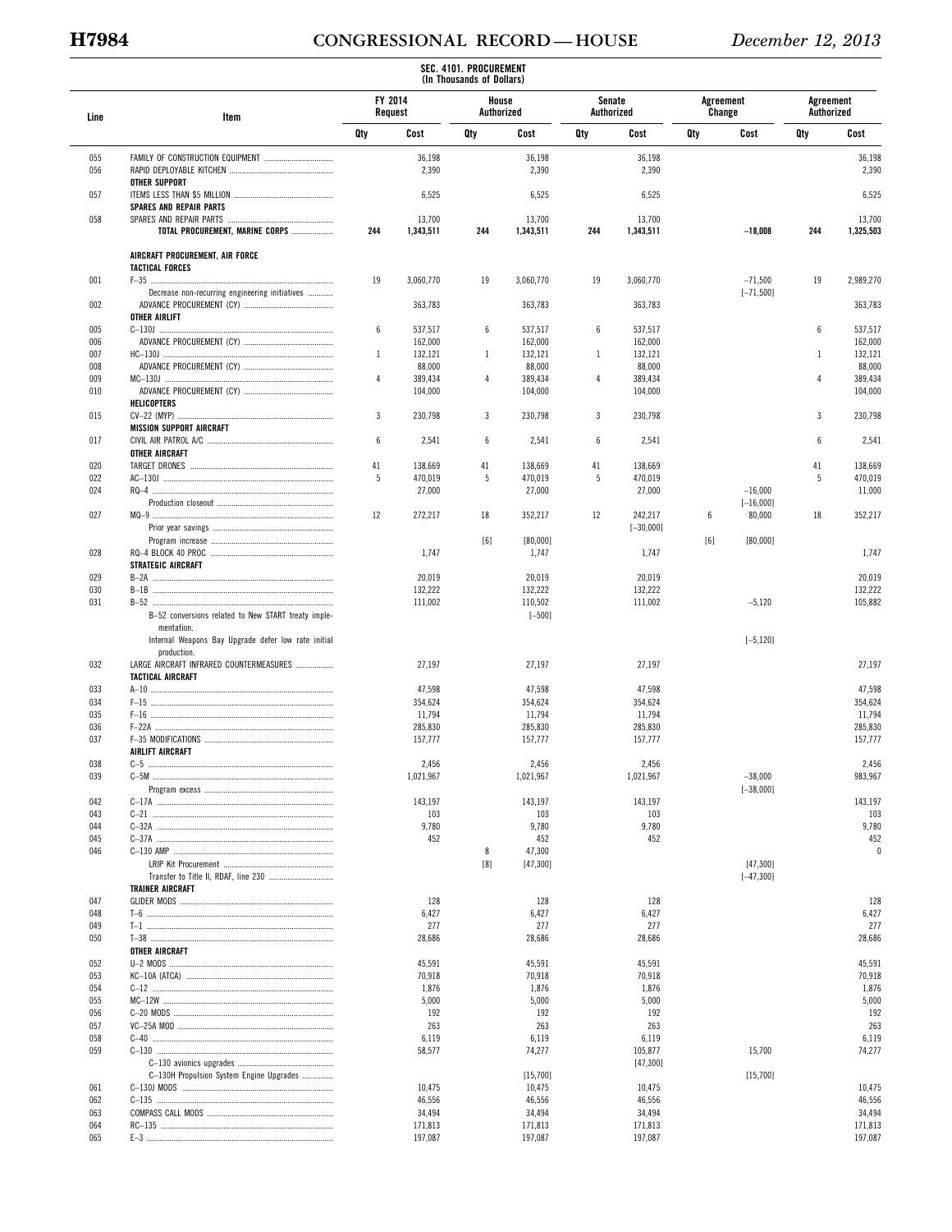SEC. 4101. PROCUREMENT
(In Thousands of Dollars)

| Line | Item | FY 2014 Request | | House Authorized | | Senate Authorized | | Agreement Change | | Agreement Authorized | |
|---|---|---|---|---|---|---|---|---|---|---|---|
| | | Qty | Cost | Qty | Cost | Qty | Cost | Qty | Cost | Qty | Cost |
| 055 | FAMILY OF CONSTRUCTION EQUIPMENT | | 36,198 | | 36,198 | | 36,198 | | | | 36,198 |
| 056 | RAPID DEPLOYABLE KITCHEN | | 2,390 | | 2,390 | | 2,390 | | | | 2,390 |
| | **OTHER SUPPORT** | | | | | | | | | | |
| 057 | ITEMS LESS THAN $5 MILLION | | 6,525 | | 6,525 | | 6,525 | | | | 6,525 |
| | **SPARES AND REPAIR PARTS** | | | | | | | | | | |
| 058 | SPARES AND REPAIR PARTS | | 13,700 | | 13,700 | | 13,700 | | | | 13,700 |
| | **TOTAL PROCUREMENT, MARINE CORPS** | **244** | **1,343,511** | **244** | **1,343,511** | **244** | **1,343,511** | | **−18,008** | **244** | **1,325,503** |
| | | | | | | | | | | | |
| | **AIRCRAFT PROCUREMENT, AIR FORCE** | | | | | | | | | | |
| | **TACTICAL FORCES** | | | | | | | | | | |
| 001 | F–35 | 19 | 3,060,770 | 19 | 3,060,770 | 19 | 3,060,770 | | −71,500 | 19 | 2,989,270 |
| | Decrease non-recurring engineering initiatives | | | | | | | | [−71,500] | | |
| 002 | ADVANCE PROCUREMENT (CY) | | 363,783 | | 363,783 | | 363,783 | | | | 363,783 |
| | **OTHER AIRLIFT** | | | | | | | | | | |
| 005 | C–130J | 6 | 537,517 | 6 | 537,517 | 6 | 537,517 | | | 6 | 537,517 |
| 006 | ADVANCE PROCUREMENT (CY) | | 162,000 | | 162,000 | | 162,000 | | | | 162,000 |
| 007 | HC–130J | 1 | 132,121 | 1 | 132,121 | 1 | 132,121 | | | 1 | 132,121 |
| 008 | ADVANCE PROCUREMENT (CY) | | 88,000 | | 88,000 | | 88,000 | | | | 88,000 |
| 009 | MC–130J | 4 | 389,434 | 4 | 389,434 | 4 | 389,434 | | | 4 | 389,434 |
| 010 | ADVANCE PROCUREMENT (CY) | | 104,000 | | 104,000 | | 104,000 | | | | 104,000 |
| | **HELICOPTERS** | | | | | | | | | | |
| 015 | CV–22 (MYP) | 3 | 230,798 | 3 | 230,798 | 3 | 230,798 | | | 3 | 230,798 |
| | **MISSION SUPPORT AIRCRAFT** | | | | | | | | | | |
| 017 | CIVIL AIR PATROL A/C | 6 | 2,541 | 6 | 2,541 | 6 | 2,541 | | | 6 | 2,541 |
| | **OTHER AIRCRAFT** | | | | | | | | | | |
| 020 | TARGET DRONES | 41 | 138,669 | 41 | 138,669 | 41 | 138,669 | | | 41 | 138,669 |
| 022 | AC–130J | 5 | 470,019 | 5 | 470,019 | 5 | 470,019 | | | 5 | 470,019 |
| 024 | RQ–4 | | 27,000 | | 27,000 | | 27,000 | | −16,000 | | 11,000 |
| | Production closeout | | | | | | | | [−16,000] | | |
| 027 | MQ–9 | 12 | 272,217 | 18 | 352,217 | 12 | 242,217 | 6 | 80,000 | 18 | 352,217 |
| | Prior year savings | | | | | | [−30,000] | | | | |
| | Program increase | | | [6] | [80,000] | | | [6] | [80,000] | | |
| 028 | RQ–4 BLOCK 40 PROC | | 1,747 | | 1,747 | | 1,747 | | | | 1,747 |
| | **STRATEGIC AIRCRAFT** | | | | | | | | | | |
| 029 | B–2A | | 20,019 | | 20,019 | | 20,019 | | | | 20,019 |
| 030 | B–1B | | 132,222 | | 132,222 | | 132,222 | | | | 132,222 |
| 031 | B–52 | | 111,002 | | 110,502 | | 111,002 | | −5,120 | | 105,882 |
| | B–52 conversions related to New START treaty implementation. | | | | [−500] | | | | | | |
| | Internal Weapons Bay Upgrade defer low rate initial production. | | | | | | | | [−5,120] | | |
| 032 | LARGE AIRCRAFT INFRARED COUNTERMEASURES | | 27,197 | | 27,197 | | 27,197 | | | | 27,197 |
| | **TACTICAL AIRCRAFT** | | | | | | | | | | |
| 033 | A–10 | | 47,598 | | 47,598 | | 47,598 | | | | 47,598 |
| 034 | F–15 | | 354,624 | | 354,624 | | 354,624 | | | | 354,624 |
| 035 | F–16 | | 11,794 | | 11,794 | | 11,794 | | | | 11,794 |
| 036 | F–22A | | 285,830 | | 285,830 | | 285,830 | | | | 285,830 |
| 037 | F–35 MODIFICATIONS | | 157,777 | | 157,777 | | 157,777 | | | | 157,777 |
| | **AIRLIFT AIRCRAFT** | | | | | | | | | | |
| 038 | C–5 | | 2,456 | | 2,456 | | 2,456 | | | | 2,456 |
| 039 | C–5M | | 1,021,967 | | 1,021,967 | | 1,021,967 | | −38,000 | | 983,967 |
| | Program excess | | | | | | | | [−38,000] | | |
| 042 | C–17A | | 143,197 | | 143,197 | | 143,197 | | | | 143,197 |
| 043 | C–21 | | 103 | | 103 | | 103 | | | | 103 |
| 044 | C–32A | | 9,780 | | 9,780 | | 9,780 | | | | 9,780 |
| 045 | C–37A | | 452 | | 452 | | 452 | | | | 452 |
| 046 | C–130 AMP | | | 8 | 47,300 | | | | | | 0 |
| | LRIP Kit Procurement | | | [8] | [47,300] | | | | [47,300] | | |
| | Transfer to Title II, RDAF, line 230 | | | | | | | | [−47,300] | | |
| | **TRAINER AIRCRAFT** | | | | | | | | | | |
| 047 | GLIDER MODS | | 128 | | 128 | | 128 | | | | 128 |
| 048 | T–6 | | 6,427 | | 6,427 | | 6,427 | | | | 6,427 |
| 049 | T–1 | | 277 | | 277 | | 277 | | | | 277 |
| 050 | T–38 | | 28,686 | | 28,686 | | 28,686 | | | | 28,686 |
| | **OTHER AIRCRAFT** | | | | | | | | | | |
| 052 | U–2 MODS | | 45,591 | | 45,591 | | 45,591 | | | | 45,591 |
| 053 | KC–10A (ATCA) | | 70,918 | | 70,918 | | 70,918 | | | | 70,918 |
| 054 | C–12 | | 1,876 | | 1,876 | | 1,876 | | | | 1,876 |
| 055 | MC–12W | | 5,000 | | 5,000 | | 5,000 | | | | 5,000 |
| 056 | C–20 MODS | | 192 | | 192 | | 192 | | | | 192 |
| 057 | VC–25A MOD | | 263 | | 263 | | 263 | | | | 263 |
| 058 | C–40 | | 6,119 | | 6,119 | | 6,119 | | | | 6,119 |
| 059 | C–130 | | 58,577 | | 74,277 | | 105,877 | | 15,700 | | 74,277 |
| | C–130 avionics upgrades | | | | | | [47,300] | | | | |
| | C–130H Propulsion System Engine Upgrades | | | | [15,700] | | | | [15,700] | | |
| 061 | C–130J MODS | | 10,475 | | 10,475 | | 10,475 | | | | 10,475 |
| 062 | C–135 | | 46,556 | | 46,556 | | 46,556 | | | | 46,556 |
| 063 | COMPASS CALL MODS | | 34,494 | | 34,494 | | 34,494 | | | | 34,494 |
| 064 | RC–135 | | 171,813 | | 171,813 | | 171,813 | | | | 171,813 |
| 065 | E–3 | | 197,087 | | 197,087 | | 197,087 | | | | 197,087 |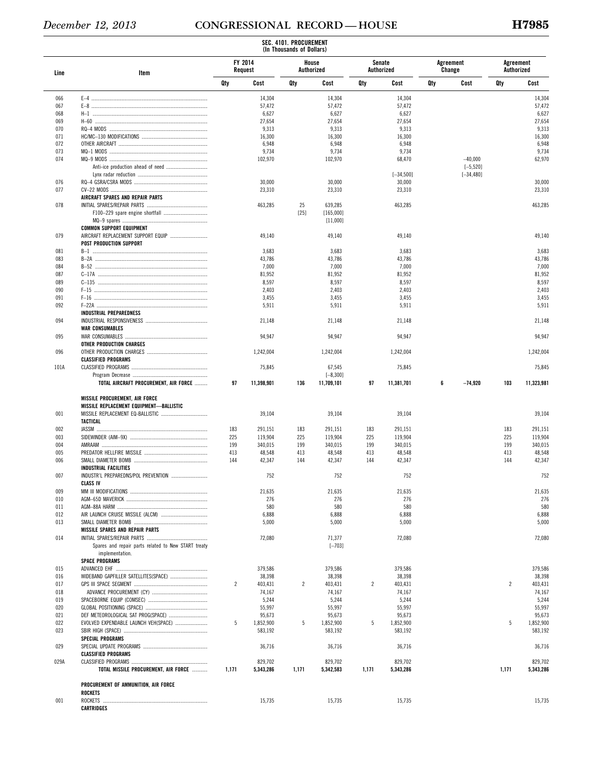## SEC. 4101. PROCUREMENT
(In Thousands of Dollars)

| Line | Item | FY 2014 Request | | House Authorized | | Senate Authorized | | Agreement Change | | Agreement Authorized | |
|---|---|---|---|---|---|---|---|---|---|---|---|
| | | Qty | Cost | Qty | Cost | Qty | Cost | Qty | Cost | Qty | Cost |
| 066 | E–4 | | 14,304 | | 14,304 | | 14,304 | | | | 14,304 |
| 067 | E–8 | | 57,472 | | 57,472 | | 57,472 | | | | 57,472 |
| 068 | H–1 | | 6,627 | | 6,627 | | 6,627 | | | | 6,627 |
| 069 | H–60 | | 27,654 | | 27,654 | | 27,654 | | | | 27,654 |
| 070 | RQ–4 MODS | | 9,313 | | 9,313 | | 9,313 | | | | 9,313 |
| 071 | HC/MC–130 MODIFICATIONS | | 16,300 | | 16,300 | | 16,300 | | | | 16,300 |
| 072 | OTHER AIRCRAFT | | 6,948 | | 6,948 | | 6,948 | | | | 6,948 |
| 073 | MQ–1 MODS | | 9,734 | | 9,734 | | 9,734 | | | | 9,734 |
| 074 | MQ–9 MODS | | 102,970 | | 102,970 | | 68,470 | | –40,000 | | 62,970 |
| | Anti-ice production ahead of need | | | | | | | | [–5,520] | | |
| | Lynx radar reduction | | | | | | [–34,500] | | [–34,480] | | |
| 076 | RQ–4 GSRA/CSRA MODS | | 30,000 | | 30,000 | | 30,000 | | | | 30,000 |
| 077 | CV–22 MODS | | 23,310 | | 23,310 | | 23,310 | | | | 23,310 |
| | **AIRCRAFT SPARES AND REPAIR PARTS** | | | | | | | | | | |
| 078 | INITIAL SPARES/REPAIR PARTS | | 463,285 | 25 | 639,285 | | 463,285 | | | | 463,285 |
| | F100–229 spare engine shortfall | | | [25] | [165,000] | | | | | | |
| | MQ–9 spares | | | | [11,000] | | | | | | |
| | **COMMON SUPPORT EQUIPMENT** | | | | | | | | | | |
| 079 | AIRCRAFT REPLACEMENT SUPPORT EQUIP | | 49,140 | | 49,140 | | 49,140 | | | | 49,140 |
| | **POST PRODUCTION SUPPORT** | | | | | | | | | | |
| 081 | B–1 | | 3,683 | | 3,683 | | 3,683 | | | | 3,683 |
| 083 | B–2A | | 43,786 | | 43,786 | | 43,786 | | | | 43,786 |
| 084 | B–52 | | 7,000 | | 7,000 | | 7,000 | | | | 7,000 |
| 087 | C–17A | | 81,952 | | 81,952 | | 81,952 | | | | 81,952 |
| 089 | C–135 | | 8,597 | | 8,597 | | 8,597 | | | | 8,597 |
| 090 | F–15 | | 2,403 | | 2,403 | | 2,403 | | | | 2,403 |
| 091 | F–16 | | 3,455 | | 3,455 | | 3,455 | | | | 3,455 |
| 092 | F–22A | | 5,911 | | 5,911 | | 5,911 | | | | 5,911 |
| | **INDUSTRIAL PREPAREDNESS** | | | | | | | | | | |
| 094 | INDUSTRIAL RESPONSIVENESS | | 21,148 | | 21,148 | | 21,148 | | | | 21,148 |
| | **WAR CONSUMABLES** | | | | | | | | | | |
| 095 | WAR CONSUMABLES | | 94,947 | | 94,947 | | 94,947 | | | | 94,947 |
| | **OTHER PRODUCTION CHARGES** | | | | | | | | | | |
| 096 | OTHER PRODUCTION CHARGES | | 1,242,004 | | 1,242,004 | | 1,242,004 | | | | 1,242,004 |
| | **CLASSIFIED PROGRAMS** | | | | | | | | | | |
| 101A | CLASSIFIED PROGRAMS | | 75,845 | | 67,545 | | 75,845 | | | | 75,845 |
| | Program Decrease | | | | [–8,300] | | | | | | |
| | **TOTAL AIRCRAFT PROCUREMENT, AIR FORCE** | **97** | **11,398,901** | **136** | **11,709,101** | **97** | **11,381,701** | **6** | **–74,920** | **103** | **11,323,981** |
| | | | | | | | | | | | |
| | **MISSILE PROCUREMENT, AIR FORCE** | | | | | | | | | | |
| | **MISSILE REPLACEMENT EQUIPMENT—BALLISTIC** | | | | | | | | | | |
| 001 | MISSILE REPLACEMENT EQ-BALLISTIC | | 39,104 | | 39,104 | | 39,104 | | | | 39,104 |
| | **TACTICAL** | | | | | | | | | | |
| 002 | JASSM | 183 | 291,151 | 183 | 291,151 | 183 | 291,151 | | | 183 | 291,151 |
| 003 | SIDEWINDER (AIM–9X) | 225 | 119,904 | 225 | 119,904 | 225 | 119,904 | | | 225 | 119,904 |
| 004 | AMRAAM | 199 | 340,015 | 199 | 340,015 | 199 | 340,015 | | | 199 | 340,015 |
| 005 | PREDATOR HELLFIRE MISSILE | 413 | 48,548 | 413 | 48,548 | 413 | 48,548 | | | 413 | 48,548 |
| 006 | SMALL DIAMETER BOMB | 144 | 42,347 | 144 | 42,347 | 144 | 42,347 | | | 144 | 42,347 |
| | **INDUSTRIAL FACILITIES** | | | | | | | | | | |
| 007 | INDUSTR'L PREPAREDNS/POL PREVENTION | | 752 | | 752 | | 752 | | | | 752 |
| | **CLASS IV** | | | | | | | | | | |
| 009 | MM III MODIFICATIONS | | 21,635 | | 21,635 | | 21,635 | | | | 21,635 |
| 010 | AGM–65D MAVERICK | | 276 | | 276 | | 276 | | | | 276 |
| 011 | AGM–88A HARM | | 580 | | 580 | | 580 | | | | 580 |
| 012 | AIR LAUNCH CRUISE MISSILE (ALCM) | | 6,888 | | 6,888 | | 6,888 | | | | 6,888 |
| 013 | SMALL DIAMETER BOMB | | 5,000 | | 5,000 | | 5,000 | | | | 5,000 |
| | **MISSILE SPARES AND REPAIR PARTS** | | | | | | | | | | |
| 014 | INITIAL SPARES/REPAIR PARTS | | 72,080 | | 71,377 | | 72,080 | | | | 72,080 |
| | Spares and repair parts related to New START treaty implementation. | | | | [–703] | | | | | | |
| | **SPACE PROGRAMS** | | | | | | | | | | |
| 015 | ADVANCED EHF | | 379,586 | | 379,586 | | 379,586 | | | | 379,586 |
| 016 | WIDEBAND GAPFILLER SATELLITES(SPACE) | | 38,398 | | 38,398 | | 38,398 | | | | 38,398 |
| 017 | GPS III SPACE SEGMENT | 2 | 403,431 | 2 | 403,431 | 2 | 403,431 | | | 2 | 403,431 |
| 018 | ADVANCE PROCUREMENT (CY) | | 74,167 | | 74,167 | | 74,167 | | | | 74,167 |
| 019 | SPACEBORNE EQUIP (COMSEC) | | 5,244 | | 5,244 | | 5,244 | | | | 5,244 |
| 020 | GLOBAL POSITIONING (SPACE) | | 55,997 | | 55,997 | | 55,997 | | | | 55,997 |
| 021 | DEF METEOROLOGICAL SAT PROG(SPACE) | | 95,673 | | 95,673 | | 95,673 | | | | 95,673 |
| 022 | EVOLVED EXPENDABLE LAUNCH VEH(SPACE) | 5 | 1,852,900 | 5 | 1,852,900 | 5 | 1,852,900 | | | 5 | 1,852,900 |
| 023 | SBIR HIGH (SPACE) | | 583,192 | | 583,192 | | 583,192 | | | | 583,192 |
| | **SPECIAL PROGRAMS** | | | | | | | | | | |
| 029 | SPECIAL UPDATE PROGRAMS | | 36,716 | | 36,716 | | 36,716 | | | | 36,716 |
| | **CLASSIFIED PROGRAMS** | | | | | | | | | | |
| 029A | CLASSIFIED PROGRAMS | | 829,702 | | 829,702 | | 829,702 | | | | 829,702 |
| | **TOTAL MISSILE PROCUREMENT, AIR FORCE** | **1,171** | **5,343,286** | **1,171** | **5,342,583** | **1,171** | **5,343,286** | | | **1,171** | **5,343,286** |
| | | | | | | | | | | | |
| | **PROCUREMENT OF AMMUNITION, AIR FORCE** | | | | | | | | | | |
| | **ROCKETS** | | | | | | | | | | |
| 001 | ROCKETS | | 15,735 | | 15,735 | | 15,735 | | | | 15,735 |
| | **CARTRIDGES** | | | | | | | | | | |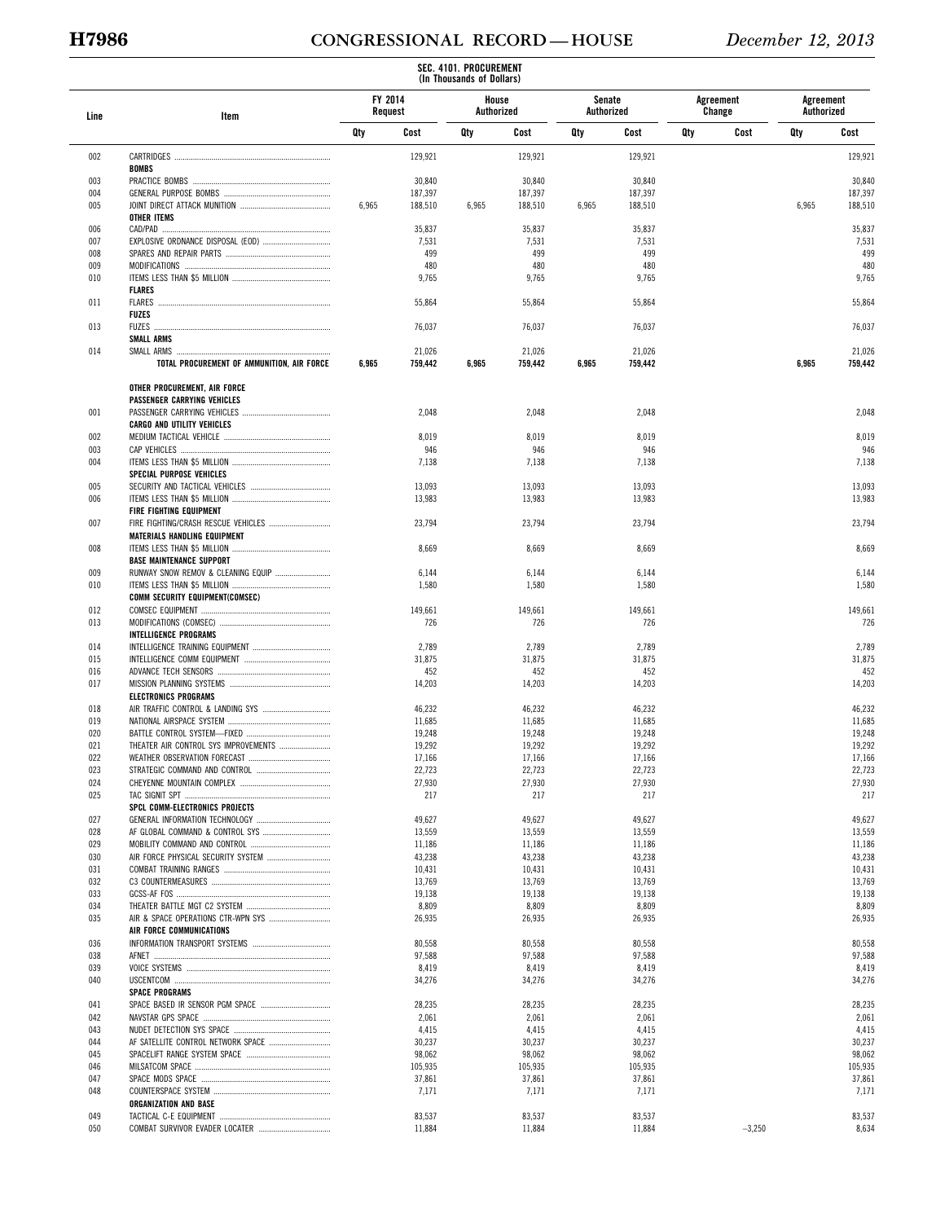SEC. 4101. PROCUREMENT
(In Thousands of Dollars)

| Line | Item | FY 2014 Request | | House Authorized | | Senate Authorized | | Agreement Change | | Agreement Authorized | |
|---|---|---|---|---|---|---|---|---|---|---|---|
| | | Qty | Cost | Qty | Cost | Qty | Cost | Qty | Cost | Qty | Cost |
| 002 | CARTRIDGES | | 129,921 | | 129,921 | | 129,921 | | | | 129,921 |
| | **BOMBS** | | | | | | | | | | |
| 003 | PRACTICE BOMBS | | 30,840 | | 30,840 | | 30,840 | | | | 30,840 |
| 004 | GENERAL PURPOSE BOMBS | | 187,397 | | 187,397 | | 187,397 | | | | 187,397 |
| 005 | JOINT DIRECT ATTACK MUNITION | 6,965 | 188,510 | 6,965 | 188,510 | 6,965 | 188,510 | | | 6,965 | 188,510 |
| | **OTHER ITEMS** | | | | | | | | | | |
| 006 | CAD/PAD | | 35,837 | | 35,837 | | 35,837 | | | | 35,837 |
| 007 | EXPLOSIVE ORDNANCE DISPOSAL (EOD) | | 7,531 | | 7,531 | | 7,531 | | | | 7,531 |
| 008 | SPARES AND REPAIR PARTS | | 499 | | 499 | | 499 | | | | 499 |
| 009 | MODIFICATIONS | | 480 | | 480 | | 480 | | | | 480 |
| 010 | ITEMS LESS THAN $5 MILLION | | 9,765 | | 9,765 | | 9,765 | | | | 9,765 |
| | **FLARES** | | | | | | | | | | |
| 011 | FLARES | | 55,864 | | 55,864 | | 55,864 | | | | 55,864 |
| | **FUZES** | | | | | | | | | | |
| 013 | FUZES | | 76,037 | | 76,037 | | 76,037 | | | | 76,037 |
| | **SMALL ARMS** | | | | | | | | | | |
| 014 | SMALL ARMS | | 21,026 | | 21,026 | | 21,026 | | | | 21,026 |
| | **TOTAL PROCUREMENT OF AMMUNITION, AIR FORCE** | **6,965** | **759,442** | **6,965** | **759,442** | **6,965** | **759,442** | | | **6,965** | **759,442** |
| | | | | | | | | | | | |
| | **OTHER PROCUREMENT, AIR FORCE** | | | | | | | | | | |
| | **PASSENGER CARRYING VEHICLES** | | | | | | | | | | |
| 001 | PASSENGER CARRYING VEHICLES | | 2,048 | | 2,048 | | 2,048 | | | | 2,048 |
| | **CARGO AND UTILITY VEHICLES** | | | | | | | | | | |
| 002 | MEDIUM TACTICAL VEHICLE | | 8,019 | | 8,019 | | 8,019 | | | | 8,019 |
| 003 | CAP VEHICLES | | 946 | | 946 | | 946 | | | | 946 |
| 004 | ITEMS LESS THAN $5 MILLION | | 7,138 | | 7,138 | | 7,138 | | | | 7,138 |
| | **SPECIAL PURPOSE VEHICLES** | | | | | | | | | | |
| 005 | SECURITY AND TACTICAL VEHICLES | | 13,093 | | 13,093 | | 13,093 | | | | 13,093 |
| 006 | ITEMS LESS THAN $5 MILLION | | 13,983 | | 13,983 | | 13,983 | | | | 13,983 |
| | **FIRE FIGHTING EQUIPMENT** | | | | | | | | | | |
| 007 | FIRE FIGHTING/CRASH RESCUE VEHICLES | | 23,794 | | 23,794 | | 23,794 | | | | 23,794 |
| | **MATERIALS HANDLING EQUIPMENT** | | | | | | | | | | |
| 008 | ITEMS LESS THAN $5 MILLION | | 8,669 | | 8,669 | | 8,669 | | | | 8,669 |
| | **BASE MAINTENANCE SUPPORT** | | | | | | | | | | |
| 009 | RUNWAY SNOW REMOV & CLEANING EQUIP | | 6,144 | | 6,144 | | 6,144 | | | | 6,144 |
| 010 | ITEMS LESS THAN $5 MILLION | | 1,580 | | 1,580 | | 1,580 | | | | 1,580 |
| | **COMM SECURITY EQUIPMENT(COMSEC)** | | | | | | | | | | |
| 012 | COMSEC EQUIPMENT | | 149,661 | | 149,661 | | 149,661 | | | | 149,661 |
| 013 | MODIFICATIONS (COMSEC) | | 726 | | 726 | | 726 | | | | 726 |
| | **INTELLIGENCE PROGRAMS** | | | | | | | | | | |
| 014 | INTELLIGENCE TRAINING EQUIPMENT | | 2,789 | | 2,789 | | 2,789 | | | | 2,789 |
| 015 | INTELLIGENCE COMM EQUIPMENT | | 31,875 | | 31,875 | | 31,875 | | | | 31,875 |
| 016 | ADVANCE TECH SENSORS | | 452 | | 452 | | 452 | | | | 452 |
| 017 | MISSION PLANNING SYSTEMS | | 14,203 | | 14,203 | | 14,203 | | | | 14,203 |
| | **ELECTRONICS PROGRAMS** | | | | | | | | | | |
| 018 | AIR TRAFFIC CONTROL & LANDING SYS | | 46,232 | | 46,232 | | 46,232 | | | | 46,232 |
| 019 | NATIONAL AIRSPACE SYSTEM | | 11,685 | | 11,685 | | 11,685 | | | | 11,685 |
| 020 | BATTLE CONTROL SYSTEM—FIXED | | 19,248 | | 19,248 | | 19,248 | | | | 19,248 |
| 021 | THEATER AIR CONTROL SYS IMPROVEMENTS | | 19,292 | | 19,292 | | 19,292 | | | | 19,292 |
| 022 | WEATHER OBSERVATION FORECAST | | 17,166 | | 17,166 | | 17,166 | | | | 17,166 |
| 023 | STRATEGIC COMMAND AND CONTROL | | 22,723 | | 22,723 | | 22,723 | | | | 22,723 |
| 024 | CHEYENNE MOUNTAIN COMPLEX | | 27,930 | | 27,930 | | 27,930 | | | | 27,930 |
| 025 | TAC SIGNIT SPT | | 217 | | 217 | | 217 | | | | 217 |
| | **SPCL COMM-ELECTRONICS PROJECTS** | | | | | | | | | | |
| 027 | GENERAL INFORMATION TECHNOLOGY | | 49,627 | | 49,627 | | 49,627 | | | | 49,627 |
| 028 | AF GLOBAL COMMAND & CONTROL SYS | | 13,559 | | 13,559 | | 13,559 | | | | 13,559 |
| 029 | MOBILITY COMMAND AND CONTROL | | 11,186 | | 11,186 | | 11,186 | | | | 11,186 |
| 030 | AIR FORCE PHYSICAL SECURITY SYSTEM | | 43,238 | | 43,238 | | 43,238 | | | | 43,238 |
| 031 | COMBAT TRAINING RANGES | | 10,431 | | 10,431 | | 10,431 | | | | 10,431 |
| 032 | C3 COUNTERMEASURES | | 13,769 | | 13,769 | | 13,769 | | | | 13,769 |
| 033 | GCSS-AF FOS | | 19,138 | | 19,138 | | 19,138 | | | | 19,138 |
| 034 | THEATER BATTLE MGT C2 SYSTEM | | 8,809 | | 8,809 | | 8,809 | | | | 8,809 |
| 035 | AIR & SPACE OPERATIONS CTR-WPN SYS | | 26,935 | | 26,935 | | 26,935 | | | | 26,935 |
| | **AIR FORCE COMMUNICATIONS** | | | | | | | | | | |
| 036 | INFORMATION TRANSPORT SYSTEMS | | 80,558 | | 80,558 | | 80,558 | | | | 80,558 |
| 038 | AFNET | | 97,588 | | 97,588 | | 97,588 | | | | 97,588 |
| 039 | VOICE SYSTEMS | | 8,419 | | 8,419 | | 8,419 | | | | 8,419 |
| 040 | USCENTCOM | | 34,276 | | 34,276 | | 34,276 | | | | 34,276 |
| | **SPACE PROGRAMS** | | | | | | | | | | |
| 041 | SPACE BASED IR SENSOR PGM SPACE | | 28,235 | | 28,235 | | 28,235 | | | | 28,235 |
| 042 | NAVSTAR GPS SPACE | | 2,061 | | 2,061 | | 2,061 | | | | 2,061 |
| 043 | NUDET DETECTION SYS SPACE | | 4,415 | | 4,415 | | 4,415 | | | | 4,415 |
| 044 | AF SATELLITE CONTROL NETWORK SPACE | | 30,237 | | 30,237 | | 30,237 | | | | 30,237 |
| 045 | SPACELIFT RANGE SYSTEM SPACE | | 98,062 | | 98,062 | | 98,062 | | | | 98,062 |
| 046 | MILSATCOM SPACE | | 105,935 | | 105,935 | | 105,935 | | | | 105,935 |
| 047 | SPACE MODS SPACE | | 37,861 | | 37,861 | | 37,861 | | | | 37,861 |
| 048 | COUNTERSPACE SYSTEM | | 7,171 | | 7,171 | | 7,171 | | | | 7,171 |
| | **ORGANIZATION AND BASE** | | | | | | | | | | |
| 049 | TACTICAL C-E EQUIPMENT | | 83,537 | | 83,537 | | 83,537 | | | | 83,537 |
| 050 | COMBAT SURVIVOR EVADER LOCATER | | 11,884 | | 11,884 | | 11,884 | | −3,250 | | 8,634 |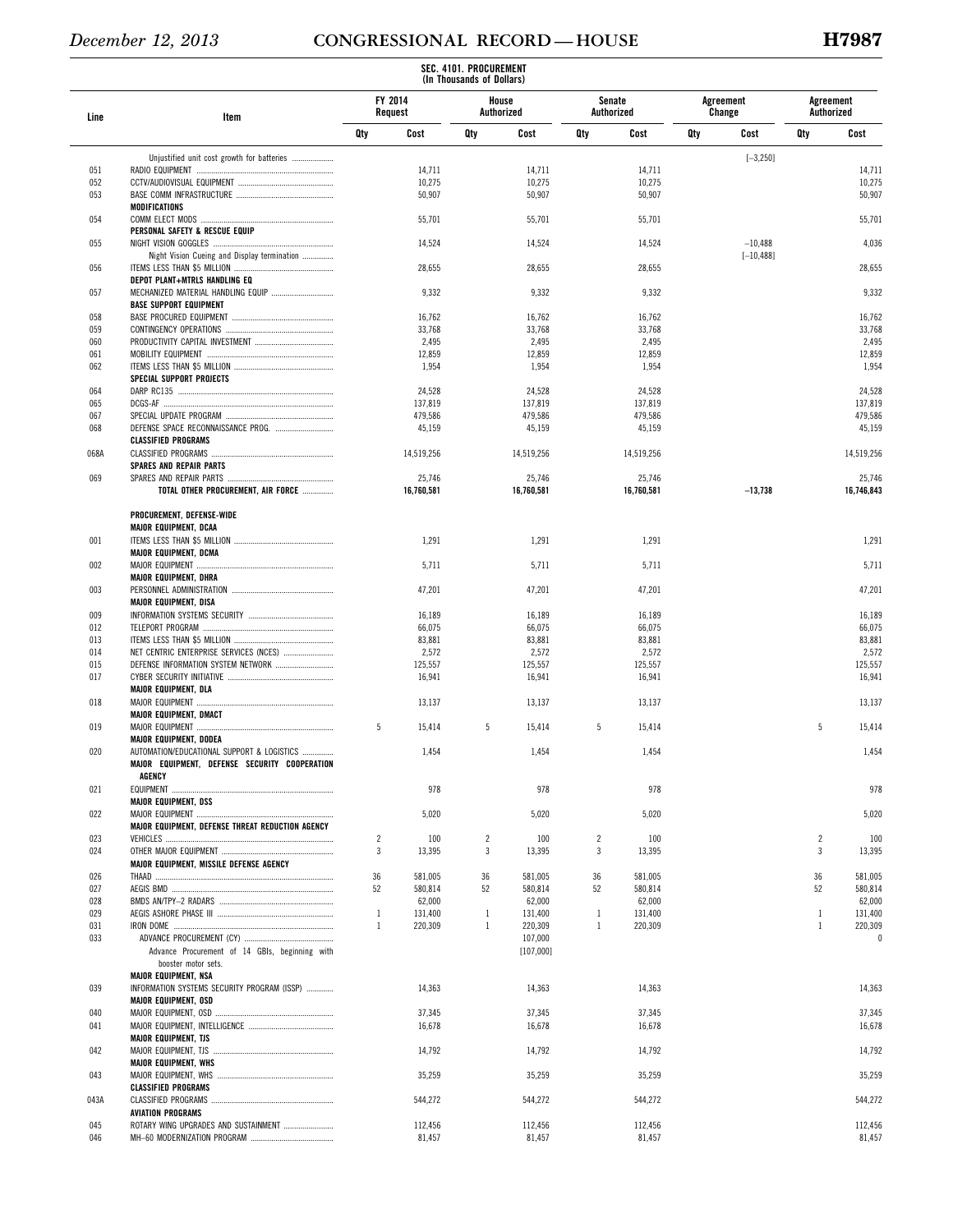**SEC. 4101. PROCUREMENT**
**(In Thousands of Dollars)**

| Line | Item | FY 2014 Request | | House Authorized | | Senate Authorized | | Agreement Change | | Agreement Authorized | |
|---|---|---|---|---|---|---|---|---|---|---|---|
| | | Qty | Cost | Qty | Cost | Qty | Cost | Qty | Cost | Qty | Cost |
| | Unjustified unit cost growth for batteries | | | | | | | | [–3,250] | | |
| 051 | RADIO EQUIPMENT | | 14,711 | | 14,711 | | 14,711 | | | | 14,711 |
| 052 | CCTV/AUDIOVISUAL EQUIPMENT | | 10,275 | | 10,275 | | 10,275 | | | | 10,275 |
| 053 | BASE COMM INFRASTRUCTURE | | 50,907 | | 50,907 | | 50,907 | | | | 50,907 |
| | **MODIFICATIONS** | | | | | | | | | | |
| 054 | COMM ELECT MODS | | 55,701 | | 55,701 | | 55,701 | | | | 55,701 |
| | **PERSONAL SAFETY & RESCUE EQUIP** | | | | | | | | | | |
| 055 | NIGHT VISION GOGGLES | | 14,524 | | 14,524 | | 14,524 | | –10,488 | | 4,036 |
| | Night Vision Cueing and Display termination | | | | | | | | [–10,488] | | |
| 056 | ITEMS LESS THAN $5 MILLION | | 28,655 | | 28,655 | | 28,655 | | | | 28,655 |
| | **DEPOT PLANT+MTRLS HANDLING EQ** | | | | | | | | | | |
| 057 | MECHANIZED MATERIAL HANDLING EQUIP | | 9,332 | | 9,332 | | 9,332 | | | | 9,332 |
| | **BASE SUPPORT EQUIPMENT** | | | | | | | | | | |
| 058 | BASE PROCURED EQUIPMENT | | 16,762 | | 16,762 | | 16,762 | | | | 16,762 |
| 059 | CONTINGENCY OPERATIONS | | 33,768 | | 33,768 | | 33,768 | | | | 33,768 |
| 060 | PRODUCTIVITY CAPITAL INVESTMENT | | 2,495 | | 2,495 | | 2,495 | | | | 2,495 |
| 061 | MOBILITY EQUIPMENT | | 12,859 | | 12,859 | | 12,859 | | | | 12,859 |
| 062 | ITEMS LESS THAN $5 MILLION | | 1,954 | | 1,954 | | 1,954 | | | | 1,954 |
| | **SPECIAL SUPPORT PROJECTS** | | | | | | | | | | |
| 064 | DARP RC135 | | 24,528 | | 24,528 | | 24,528 | | | | 24,528 |
| 065 | DCGS-AF | | 137,819 | | 137,819 | | 137,819 | | | | 137,819 |
| 067 | SPECIAL UPDATE PROGRAM | | 479,586 | | 479,586 | | 479,586 | | | | 479,586 |
| 068 | DEFENSE SPACE RECONNAISSANCE PROG. | | 45,159 | | 45,159 | | 45,159 | | | | 45,159 |
| | **CLASSIFIED PROGRAMS** | | | | | | | | | | |
| 068A | CLASSIFIED PROGRAMS | | 14,519,256 | | 14,519,256 | | 14,519,256 | | | | 14,519,256 |
| | **SPARES AND REPAIR PARTS** | | | | | | | | | | |
| 069 | SPARES AND REPAIR PARTS | | 25,746 | | 25,746 | | 25,746 | | | | 25,746 |
| | **TOTAL OTHER PROCUREMENT, AIR FORCE** | | **16,760,581** | | **16,760,581** | | **16,760,581** | | **–13,738** | | **16,746,843** |
| | | | | | | | | | | | |
| | **PROCUREMENT, DEFENSE-WIDE** | | | | | | | | | | |
| | **MAJOR EQUIPMENT, DCAA** | | | | | | | | | | |
| 001 | ITEMS LESS THAN $5 MILLION | | 1,291 | | 1,291 | | 1,291 | | | | 1,291 |
| | **MAJOR EQUIPMENT, DCMA** | | | | | | | | | | |
| 002 | MAJOR EQUIPMENT | | 5,711 | | 5,711 | | 5,711 | | | | 5,711 |
| | **MAJOR EQUIPMENT, DHRA** | | | | | | | | | | |
| 003 | PERSONNEL ADMINISTRATION | | 47,201 | | 47,201 | | 47,201 | | | | 47,201 |
| | **MAJOR EQUIPMENT, DISA** | | | | | | | | | | |
| 009 | INFORMATION SYSTEMS SECURITY | | 16,189 | | 16,189 | | 16,189 | | | | 16,189 |
| 012 | TELEPORT PROGRAM | | 66,075 | | 66,075 | | 66,075 | | | | 66,075 |
| 013 | ITEMS LESS THAN $5 MILLION | | 83,881 | | 83,881 | | 83,881 | | | | 83,881 |
| 014 | NET CENTRIC ENTERPRISE SERVICES (NCES) | | 2,572 | | 2,572 | | 2,572 | | | | 2,572 |
| 015 | DEFENSE INFORMATION SYSTEM NETWORK | | 125,557 | | 125,557 | | 125,557 | | | | 125,557 |
| 017 | CYBER SECURITY INITIATIVE | | 16,941 | | 16,941 | | 16,941 | | | | 16,941 |
| | **MAJOR EQUIPMENT, DLA** | | | | | | | | | | |
| 018 | MAJOR EQUIPMENT | | 13,137 | | 13,137 | | 13,137 | | | | 13,137 |
| | **MAJOR EQUIPMENT, DMACT** | | | | | | | | | | |
| 019 | MAJOR EQUIPMENT | 5 | 15,414 | 5 | 15,414 | 5 | 15,414 | | | 5 | 15,414 |
| | **MAJOR EQUIPMENT, DODEA** | | | | | | | | | | |
| 020 | AUTOMATION/EDUCATIONAL SUPPORT & LOGISTICS | | 1,454 | | 1,454 | | 1,454 | | | | 1,454 |
| | **MAJOR EQUIPMENT, DEFENSE SECURITY COOPERATION AGENCY** | | | | | | | | | | |
| 021 | EQUIPMENT | | 978 | | 978 | | 978 | | | | 978 |
| | **MAJOR EQUIPMENT, DSS** | | | | | | | | | | |
| 022 | MAJOR EQUIPMENT | | 5,020 | | 5,020 | | 5,020 | | | | 5,020 |
| | **MAJOR EQUIPMENT, DEFENSE THREAT REDUCTION AGENCY** | | | | | | | | | | |
| 023 | VEHICLES | 2 | 100 | 2 | 100 | 2 | 100 | | | 2 | 100 |
| 024 | OTHER MAJOR EQUIPMENT | 3 | 13,395 | 3 | 13,395 | 3 | 13,395 | | | 3 | 13,395 |
| | **MAJOR EQUIPMENT, MISSILE DEFENSE AGENCY** | | | | | | | | | | |
| 026 | THAAD | 36 | 581,005 | 36 | 581,005 | 36 | 581,005 | | | 36 | 581,005 |
| 027 | AEGIS BMD | 52 | 580,814 | 52 | 580,814 | 52 | 580,814 | | | 52 | 580,814 |
| 028 | BMDS AN/TPY–2 RADARS | | 62,000 | | 62,000 | | 62,000 | | | | 62,000 |
| 029 | AEGIS ASHORE PHASE III | 1 | 131,400 | 1 | 131,400 | 1 | 131,400 | | | 1 | 131,400 |
| 031 | IRON DOME | 1 | 220,309 | 1 | 220,309 | 1 | 220,309 | | | 1 | 220,309 |
| 033 | ADVANCE PROCUREMENT (CY) | | | | 107,000 | | | | | | 0 |
| | Advance Procurement of 14 GBIs, beginning with booster motor sets. | | | | [107,000] | | | | | | |
| | **MAJOR EQUIPMENT, NSA** | | | | | | | | | | |
| 039 | INFORMATION SYSTEMS SECURITY PROGRAM (ISSP) | | 14,363 | | 14,363 | | 14,363 | | | | 14,363 |
| | **MAJOR EQUIPMENT, OSD** | | | | | | | | | | |
| 040 | MAJOR EQUIPMENT, OSD | | 37,345 | | 37,345 | | 37,345 | | | | 37,345 |
| 041 | MAJOR EQUIPMENT, INTELLIGENCE | | 16,678 | | 16,678 | | 16,678 | | | | 16,678 |
| | **MAJOR EQUIPMENT, TJS** | | | | | | | | | | |
| 042 | MAJOR EQUIPMENT, TJS | | 14,792 | | 14,792 | | 14,792 | | | | 14,792 |
| | **MAJOR EQUIPMENT, WHS** | | | | | | | | | | |
| 043 | MAJOR EQUIPMENT, WHS | | 35,259 | | 35,259 | | 35,259 | | | | 35,259 |
| | **CLASSIFIED PROGRAMS** | | | | | | | | | | |
| 043A | CLASSIFIED PROGRAMS | | 544,272 | | 544,272 | | 544,272 | | | | 544,272 |
| | **AVIATION PROGRAMS** | | | | | | | | | | |
| 045 | ROTARY WING UPGRADES AND SUSTAINMENT | | 112,456 | | 112,456 | | 112,456 | | | | 112,456 |
| 046 | MH–60 MODERNIZATION PROGRAM | | 81,457 | | 81,457 | | 81,457 | | | | 81,457 |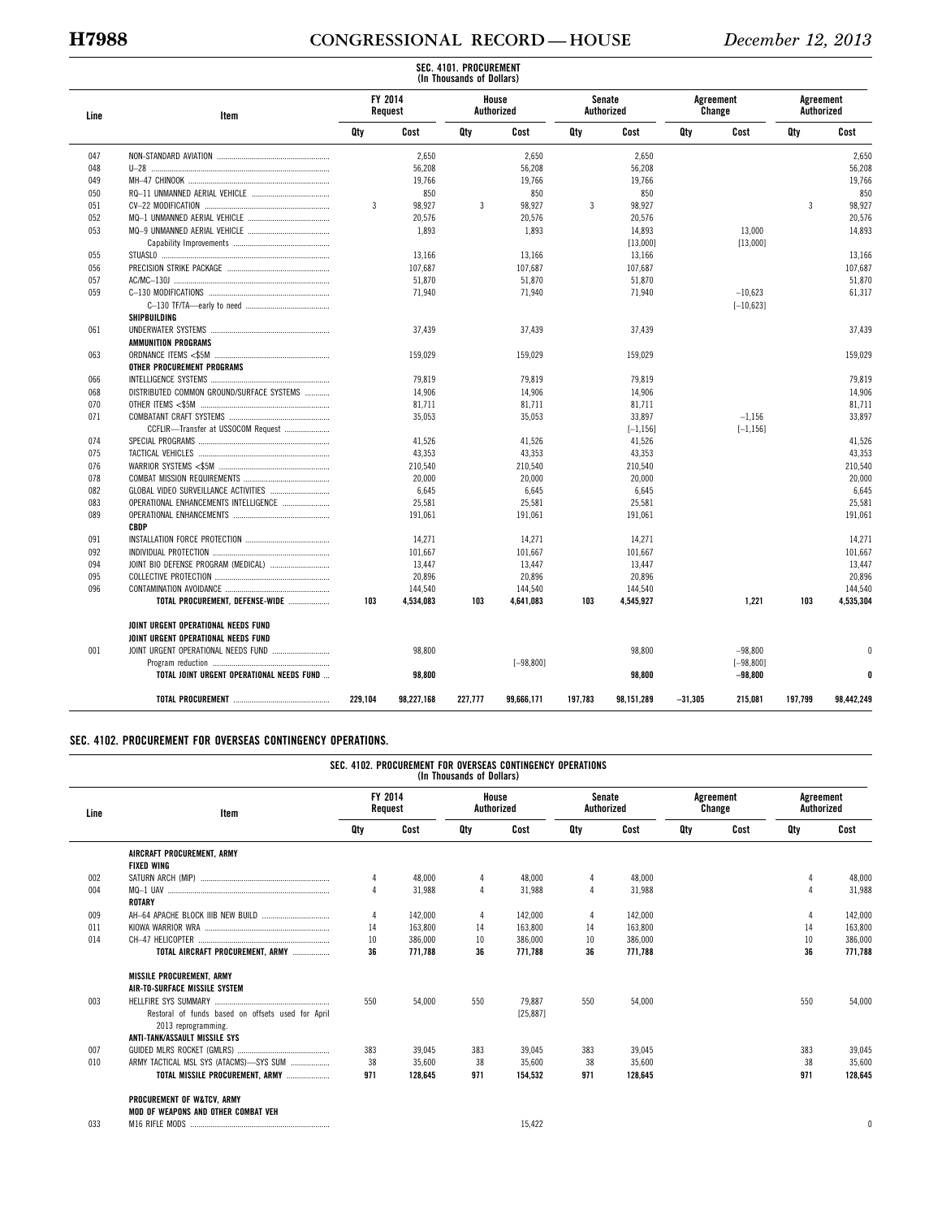SEC. 4101. PROCUREMENT
(In Thousands of Dollars)

| Line | Item | FY 2014 Request | | House Authorized | | Senate Authorized | | Agreement Change | | Agreement Authorized | |
|---|---|---|---|---|---|---|---|---|---|---|---|
| | | Qty | Cost | Qty | Cost | Qty | Cost | Qty | Cost | Qty | Cost |
| 047 | NON-STANDARD AVIATION | | 2,650 | | 2,650 | | 2,650 | | | | 2,650 |
| 048 | U–28 | | 56,208 | | 56,208 | | 56,208 | | | | 56,208 |
| 049 | MH–47 CHINOOK | | 19,766 | | 19,766 | | 19,766 | | | | 19,766 |
| 050 | RQ–11 UNMANNED AERIAL VEHICLE | | 850 | | 850 | | 850 | | | | 850 |
| 051 | CV–22 MODIFICATION | 3 | 98,927 | 3 | 98,927 | 3 | 98,927 | | | 3 | 98,927 |
| 052 | MQ–1 UNMANNED AERIAL VEHICLE | | 20,576 | | 20,576 | | 20,576 | | | | 20,576 |
| 053 | MQ–9 UNMANNED AERIAL VEHICLE | | 1,893 | | 1,893 | | 14,893 | | 13,000 | | 14,893 |
| | Capability Improvements | | | | | | [13,000] | | [13,000] | | |
| 055 | STUASL0 | | 13,166 | | 13,166 | | 13,166 | | | | 13,166 |
| 056 | PRECISION STRIKE PACKAGE | | 107,687 | | 107,687 | | 107,687 | | | | 107,687 |
| 057 | AC/MC–130J | | 51,870 | | 51,870 | | 51,870 | | | | 51,870 |
| 059 | C–130 MODIFICATIONS | | 71,940 | | 71,940 | | 71,940 | | −10,623 | | 61,317 |
| | C–130 TF/TA—early to need | | | | | | | | [−10,623] | | |
| | **SHIPBUILDING** | | | | | | | | | | |
| 061 | UNDERWATER SYSTEMS | | 37,439 | | 37,439 | | 37,439 | | | | 37,439 |
| | **AMMUNITION PROGRAMS** | | | | | | | | | | |
| 063 | ORDNANCE ITEMS <$5M | | 159,029 | | 159,029 | | 159,029 | | | | 159,029 |
| | **OTHER PROCUREMENT PROGRAMS** | | | | | | | | | | |
| 066 | INTELLIGENCE SYSTEMS | | 79,819 | | 79,819 | | 79,819 | | | | 79,819 |
| 068 | DISTRIBUTED COMMON GROUND/SURFACE SYSTEMS | | 14,906 | | 14,906 | | 14,906 | | | | 14,906 |
| 070 | OTHER ITEMS <$5M | | 81,711 | | 81,711 | | 81,711 | | | | 81,711 |
| 071 | COMBATANT CRAFT SYSTEMS | | 35,053 | | 35,053 | | 33,897 | | −1,156 | | 33,897 |
| | CCFLIR—Transfer at USSOCOM Request | | | | | | [−1,156] | | [−1,156] | | |
| 074 | SPECIAL PROGRAMS | | 41,526 | | 41,526 | | 41,526 | | | | 41,526 |
| 075 | TACTICAL VEHICLES | | 43,353 | | 43,353 | | 43,353 | | | | 43,353 |
| 076 | WARRIOR SYSTEMS <$5M | | 210,540 | | 210,540 | | 210,540 | | | | 210,540 |
| 078 | COMBAT MISSION REQUIREMENTS | | 20,000 | | 20,000 | | 20,000 | | | | 20,000 |
| 082 | GLOBAL VIDEO SURVEILLANCE ACTIVITIES | | 6,645 | | 6,645 | | 6,645 | | | | 6,645 |
| 083 | OPERATIONAL ENHANCEMENTS INTELLIGENCE | | 25,581 | | 25,581 | | 25,581 | | | | 25,581 |
| 089 | OPERATIONAL ENHANCEMENTS | | 191,061 | | 191,061 | | 191,061 | | | | 191,061 |
| | **CBDP** | | | | | | | | | | |
| 091 | INSTALLATION FORCE PROTECTION | | 14,271 | | 14,271 | | 14,271 | | | | 14,271 |
| 092 | INDIVIDUAL PROTECTION | | 101,667 | | 101,667 | | 101,667 | | | | 101,667 |
| 094 | JOINT BIO DEFENSE PROGRAM (MEDICAL) | | 13,447 | | 13,447 | | 13,447 | | | | 13,447 |
| 095 | COLLECTIVE PROTECTION | | 20,896 | | 20,896 | | 20,896 | | | | 20,896 |
| 096 | CONTAMINATION AVOIDANCE | | 144,540 | | 144,540 | | 144,540 | | | | 144,540 |
| | **TOTAL PROCUREMENT, DEFENSE-WIDE** | **103** | **4,534,083** | **103** | **4,641,083** | **103** | **4,545,927** | | **1,221** | **103** | **4,535,304** |
| | **JOINT URGENT OPERATIONAL NEEDS FUND** | | | | | | | | | | |
| | **JOINT URGENT OPERATIONAL NEEDS FUND** | | | | | | | | | | |
| 001 | JOINT URGENT OPERATIONAL NEEDS FUND | | 98,800 | | | | 98,800 | | −98,800 | | 0 |
| | Program reduction | | | | [−98,800] | | | | [−98,800] | | |
| | **TOTAL JOINT URGENT OPERATIONAL NEEDS FUND** | | **98,800** | | | | **98,800** | | **−98,800** | | **0** |
| | **TOTAL PROCUREMENT** | **229,104** | **98,227,168** | **227,777** | **99,666,171** | **197,783** | **98,151,289** | **−31,305** | **215,081** | **197,799** | **98,442,249** |

## SEC. 4102. PROCUREMENT FOR OVERSEAS CONTINGENCY OPERATIONS.

SEC. 4102. PROCUREMENT FOR OVERSEAS CONTINGENCY OPERATIONS
(In Thousands of Dollars)

| Line | Item | FY 2014 Request | | House Authorized | | Senate Authorized | | Agreement Change | | Agreement Authorized | |
|---|---|---|---|---|---|---|---|---|---|---|---|
| | | Qty | Cost | Qty | Cost | Qty | Cost | Qty | Cost | Qty | Cost |
| | **AIRCRAFT PROCUREMENT, ARMY** | | | | | | | | | | |
| | **FIXED WING** | | | | | | | | | | |
| 002 | SATURN ARCH (MIP) | 4 | 48,000 | 4 | 48,000 | 4 | 48,000 | | | 4 | 48,000 |
| 004 | MQ–1 UAV | 4 | 31,988 | 4 | 31,988 | 4 | 31,988 | | | 4 | 31,988 |
| | **ROTARY** | | | | | | | | | | |
| 009 | AH–64 APACHE BLOCK IIIB NEW BUILD | 4 | 142,000 | 4 | 142,000 | 4 | 142,000 | | | 4 | 142,000 |
| 011 | KIOWA WARRIOR WRA | 14 | 163,800 | 14 | 163,800 | 14 | 163,800 | | | 14 | 163,800 |
| 014 | CH–47 HELICOPTER | 10 | 386,000 | 10 | 386,000 | 10 | 386,000 | | | 10 | 386,000 |
| | **TOTAL AIRCRAFT PROCUREMENT, ARMY** | **36** | **771,788** | **36** | **771,788** | **36** | **771,788** | | | **36** | **771,788** |
| | **MISSILE PROCUREMENT, ARMY** | | | | | | | | | | |
| | **AIR-TO-SURFACE MISSILE SYSTEM** | | | | | | | | | | |
| 003 | HELLFIRE SYS SUMMARY | 550 | 54,000 | 550 | 79,887 | 550 | 54,000 | | | 550 | 54,000 |
| | Restoral of funds based on offsets used for April 2013 reprogramming. | | | | [25,887] | | | | | | |
| | **ANTI-TANK/ASSAULT MISSILE SYS** | | | | | | | | | | |
| 007 | GUIDED MLRS ROCKET (GMLRS) | 383 | 39,045 | 383 | 39,045 | 383 | 39,045 | | | 383 | 39,045 |
| 010 | ARMY TACTICAL MSL SYS (ATACMS)—SYS SUM | 38 | 35,600 | 38 | 35,600 | 38 | 35,600 | | | 38 | 35,600 |
| | **TOTAL MISSILE PROCUREMENT, ARMY** | **971** | **128,645** | **971** | **154,532** | **971** | **128,645** | | | **971** | **128,645** |
| | **PROCUREMENT OF W&TCV, ARMY** | | | | | | | | | | |
| | **MOD OF WEAPONS AND OTHER COMBAT VEH** | | | | | | | | | | |
| 033 | M16 RIFLE MODS | | | | 15,422 | | | | | | 0 |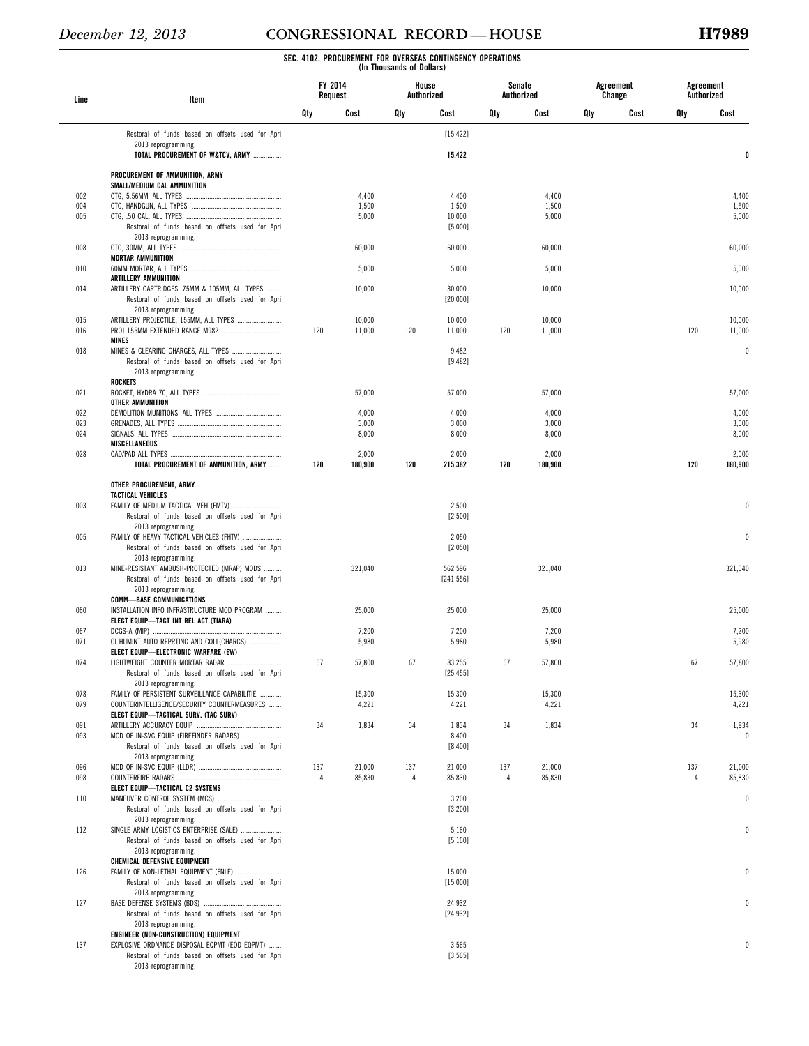**SEC. 4102. PROCUREMENT FOR OVERSEAS CONTINGENCY OPERATIONS**
**(In Thousands of Dollars)**

| Line | Item | FY 2014 Request | | House Authorized | | Senate Authorized | | Agreement Change | | Agreement Authorized | |
|---|---|---|---|---|---|---|---|---|---|---|---|
| | | Qty | Cost | Qty | Cost | Qty | Cost | Qty | Cost | Qty | Cost |
| | Restoral of funds based on offsets used for April 2013 reprogramming. | | | | [15,422] | | | | | | |
| | **TOTAL PROCUREMENT OF W&TCV, ARMY** | | | | **15,422** | | | | | | **0** |
| | **PROCUREMENT OF AMMUNITION, ARMY** | | | | | | | | | | |
| | **SMALL/MEDIUM CAL AMMUNITION** | | | | | | | | | | |
| 002 | CTG, 5.56MM, ALL TYPES | | 4,400 | | 4,400 | | 4,400 | | | | 4,400 |
| 004 | CTG, HANDGUN, ALL TYPES | | 1,500 | | 1,500 | | 1,500 | | | | 1,500 |
| 005 | CTG, .50 CAL, ALL TYPES | | 5,000 | | 10,000 | | 5,000 | | | | 5,000 |
| | Restoral of funds based on offsets used for April 2013 reprogramming. | | | | [5,000] | | | | | | |
| 008 | CTG, 30MM, ALL TYPES | | 60,000 | | 60,000 | | 60,000 | | | | 60,000 |
| | **MORTAR AMMUNITION** | | | | | | | | | | |
| 010 | 60MM MORTAR, ALL TYPES | | 5,000 | | 5,000 | | 5,000 | | | | 5,000 |
| | **ARTILLERY AMMUNITION** | | | | | | | | | | |
| 014 | ARTILLERY CARTRIDGES, 75MM & 105MM, ALL TYPES | | 10,000 | | 30,000 | | 10,000 | | | | 10,000 |
| | Restoral of funds based on offsets used for April 2013 reprogramming. | | | | [20,000] | | | | | | |
| 015 | ARTILLERY PROJECTILE, 155MM, ALL TYPES | | 10,000 | | 10,000 | | 10,000 | | | | 10,000 |
| 016 | PROJ 155MM EXTENDED RANGE M982 | 120 | 11,000 | 120 | 11,000 | 120 | 11,000 | | | 120 | 11,000 |
| | **MINES** | | | | | | | | | | |
| 018 | MINES & CLEARING CHARGES, ALL TYPES | | | | 9,482 | | | | | | 0 |
| | Restoral of funds based on offsets used for April 2013 reprogramming. | | | | [9,482] | | | | | | |
| | **ROCKETS** | | | | | | | | | | |
| 021 | ROCKET, HYDRA 70, ALL TYPES | | 57,000 | | 57,000 | | 57,000 | | | | 57,000 |
| | **OTHER AMMUNITION** | | | | | | | | | | |
| 022 | DEMOLITION MUNITIONS, ALL TYPES | | 4,000 | | 4,000 | | 4,000 | | | | 4,000 |
| 023 | GRENADES, ALL TYPES | | 3,000 | | 3,000 | | 3,000 | | | | 3,000 |
| 024 | SIGNALS, ALL TYPES | | 8,000 | | 8,000 | | 8,000 | | | | 8,000 |
| | **MISCELLANEOUS** | | | | | | | | | | |
| 028 | CAD/PAD ALL TYPES | | 2,000 | | 2,000 | | 2,000 | | | | 2,000 |
| | **TOTAL PROCUREMENT OF AMMUNITION, ARMY** | **120** | **180,900** | **120** | **215,382** | **120** | **180,900** | | | **120** | **180,900** |
| | **OTHER PROCUREMENT, ARMY** | | | | | | | | | | |
| | **TACTICAL VEHICLES** | | | | | | | | | | |
| 003 | FAMILY OF MEDIUM TACTICAL VEH (FMTV) | | | | 2,500 | | | | | | 0 |
| | Restoral of funds based on offsets used for April 2013 reprogramming. | | | | [2,500] | | | | | | |
| 005 | FAMILY OF HEAVY TACTICAL VEHICLES (FHTV) | | | | 2,050 | | | | | | 0 |
| | Restoral of funds based on offsets used for April 2013 reprogramming. | | | | [2,050] | | | | | | |
| 013 | MINE-RESISTANT AMBUSH-PROTECTED (MRAP) MODS | | 321,040 | | 562,596 | | 321,040 | | | | 321,040 |
| | Restoral of funds based on offsets used for April 2013 reprogramming. | | | | [241,556] | | | | | | |
| | **COMM—BASE COMMUNICATIONS** | | | | | | | | | | |
| 060 | INSTALLATION INFO INFRASTRUCTURE MOD PROGRAM | | 25,000 | | 25,000 | | 25,000 | | | | 25,000 |
| | **ELECT EQUIP—TACT INT REL ACT (TIARA)** | | | | | | | | | | |
| 067 | DCGS-A (MIP) | | 7,200 | | 7,200 | | 7,200 | | | | 7,200 |
| 071 | CI HUMINT AUTO REPRTING AND COLL(CHARCS) | | 5,980 | | 5,980 | | 5,980 | | | | 5,980 |
| | **ELECT EQUIP—ELECTRONIC WARFARE (EW)** | | | | | | | | | | |
| 074 | LIGHTWEIGHT COUNTER MORTAR RADAR | 67 | 57,800 | 67 | 83,255 | 67 | 57,800 | | | 67 | 57,800 |
| | Restoral of funds based on offsets used for April 2013 reprogramming. | | | | [25,455] | | | | | | |
| 078 | FAMILY OF PERSISTENT SURVEILLANCE CAPABILITIE | | 15,300 | | 15,300 | | 15,300 | | | | 15,300 |
| 079 | COUNTERINTELLIGENCE/SECURITY COUNTERMEASURES | | 4,221 | | 4,221 | | 4,221 | | | | 4,221 |
| | **ELECT EQUIP—TACTICAL SURV. (TAC SURV)** | | | | | | | | | | |
| 091 | ARTILLERY ACCURACY EQUIP | 34 | 1,834 | 34 | 1,834 | 34 | 1,834 | | | 34 | 1,834 |
| 093 | MOD OF IN-SVC EQUIP (FIREFINDER RADARS) | | | | 8,400 | | | | | | 0 |
| | Restoral of funds based on offsets used for April 2013 reprogramming. | | | | [8,400] | | | | | | |
| 096 | MOD OF IN-SVC EQUIP (LLDR) | 137 | 21,000 | 137 | 21,000 | 137 | 21,000 | | | 137 | 21,000 |
| 098 | COUNTERFIRE RADARS | 4 | 85,830 | 4 | 85,830 | 4 | 85,830 | | | 4 | 85,830 |
| | **ELECT EQUIP—TACTICAL C2 SYSTEMS** | | | | | | | | | | |
| 110 | MANEUVER CONTROL SYSTEM (MCS) | | | | 3,200 | | | | | | 0 |
| | Restoral of funds based on offsets used for April 2013 reprogramming. | | | | [3,200] | | | | | | |
| 112 | SINGLE ARMY LOGISTICS ENTERPRISE (SALE) | | | | 5,160 | | | | | | 0 |
| | Restoral of funds based on offsets used for April 2013 reprogramming. | | | | [5,160] | | | | | | |
| | **CHEMICAL DEFENSIVE EQUIPMENT** | | | | | | | | | | |
| 126 | FAMILY OF NON-LETHAL EQUIPMENT (FNLE) | | | | 15,000 | | | | | | 0 |
| | Restoral of funds based on offsets used for April 2013 reprogramming. | | | | [15,000] | | | | | | |
| 127 | BASE DEFENSE SYSTEMS (BDS) | | | | 24,932 | | | | | | 0 |
| | Restoral of funds based on offsets used for April 2013 reprogramming. | | | | [24,932] | | | | | | |
| | **ENGINEER (NON-CONSTRUCTION) EQUIPMENT** | | | | | | | | | | |
| 137 | EXPLOSIVE ORDNANCE DISPOSAL EQPMT (EOD EQPMT) | | | | 3,565 | | | | | | 0 |
| | Restoral of funds based on offsets used for April 2013 reprogramming. | | | | [3,565] | | | | | | |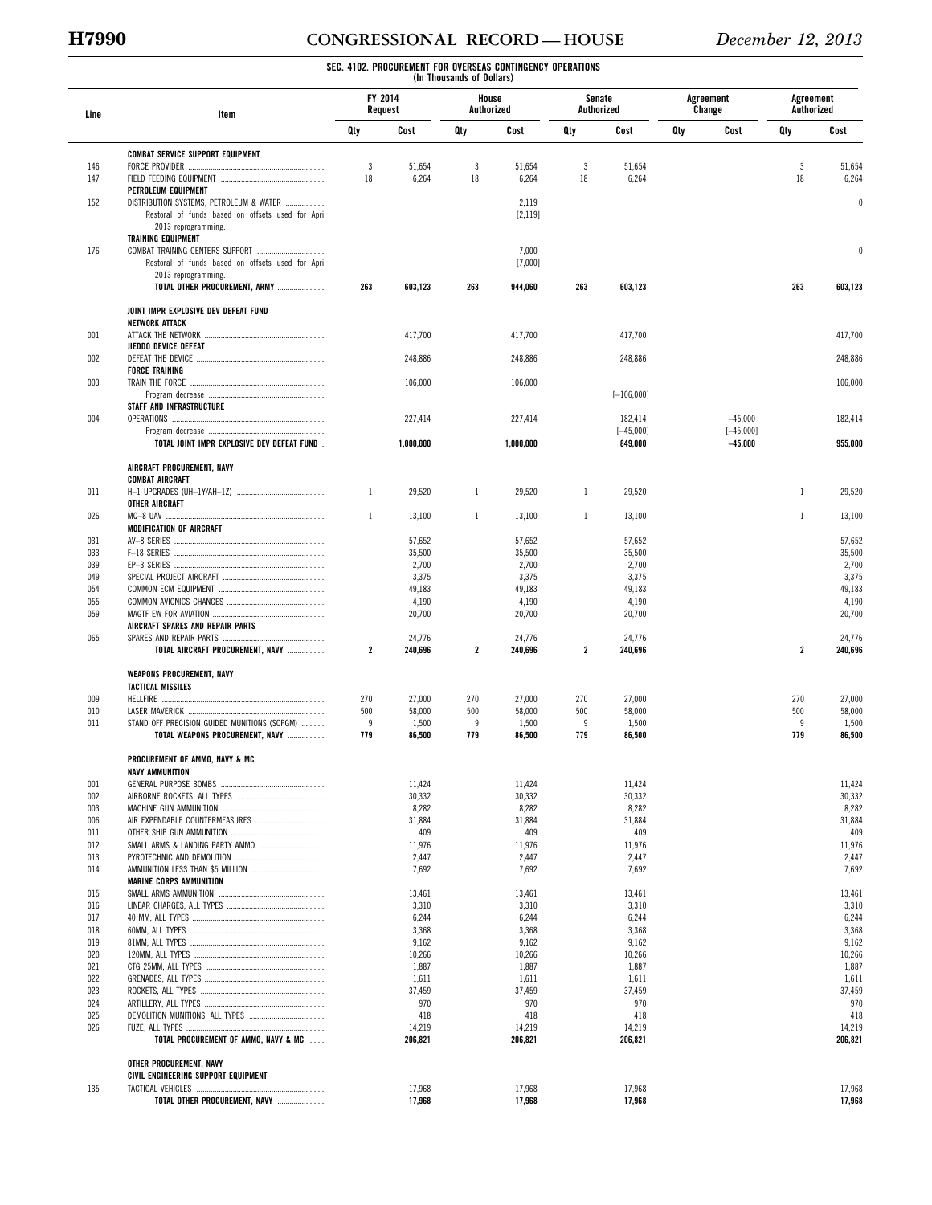SEC. 4102. PROCUREMENT FOR OVERSEAS CONTINGENCY OPERATIONS
(In Thousands of Dollars)

| Line | Item | FY 2014 Request | | House Authorized | | Senate Authorized | | Agreement Change | | Agreement Authorized | |
|---|---|---|---|---|---|---|---|---|---|---|---|
| | | Qty | Cost | Qty | Cost | Qty | Cost | Qty | Cost | Qty | Cost |
| | **COMBAT SERVICE SUPPORT EQUIPMENT** | | | | | | | | | | |
| 146 | FORCE PROVIDER | 3 | 51,654 | 3 | 51,654 | 3 | 51,654 | | | 3 | 51,654 |
| 147 | FIELD FEEDING EQUIPMENT | 18 | 6,264 | 18 | 6,264 | 18 | 6,264 | | | 18 | 6,264 |
| | **PETROLEUM EQUIPMENT** | | | | | | | | | | |
| 152 | DISTRIBUTION SYSTEMS, PETROLEUM & WATER | | | | 2,119 | | | | | | 0 |
| | Restoral of funds based on offsets used for April 2013 reprogramming. | | | | [2,119] | | | | | | |
| | **TRAINING EQUIPMENT** | | | | | | | | | | |
| 176 | COMBAT TRAINING CENTERS SUPPORT | | | | 7,000 | | | | | | 0 |
| | Restoral of funds based on offsets used for April 2013 reprogramming. | | | | [7,000] | | | | | | |
| | **TOTAL OTHER PROCUREMENT, ARMY** | **263** | **603,123** | **263** | **944,060** | **263** | **603,123** | | | **263** | **603,123** |
| | | | | | | | | | | | |
| | **JOINT IMPR EXPLOSIVE DEV DEFEAT FUND** | | | | | | | | | | |
| | **NETWORK ATTACK** | | | | | | | | | | |
| 001 | ATTACK THE NETWORK | | 417,700 | | 417,700 | | 417,700 | | | | 417,700 |
| | **JIEDDO DEVICE DEFEAT** | | | | | | | | | | |
| 002 | DEFEAT THE DEVICE | | 248,886 | | 248,886 | | 248,886 | | | | 248,886 |
| | **FORCE TRAINING** | | | | | | | | | | |
| 003 | TRAIN THE FORCE | | 106,000 | | 106,000 | | | | | | 106,000 |
| | Program decrease | | | | | | [–106,000] | | | | |
| | **STAFF AND INFRASTRUCTURE** | | | | | | | | | | |
| 004 | OPERATIONS | | 227,414 | | 227,414 | | 182,414 | | –45,000 | | 182,414 |
| | Program decrease | | | | | | [–45,000] | | [–45,000] | | |
| | **TOTAL JOINT IMPR EXPLOSIVE DEV DEFEAT FUND** | | **1,000,000** | | **1,000,000** | | **849,000** | | **–45,000** | | **955,000** |
| | | | | | | | | | | | |
| | **AIRCRAFT PROCUREMENT, NAVY** | | | | | | | | | | |
| | **COMBAT AIRCRAFT** | | | | | | | | | | |
| 011 | H–1 UPGRADES (UH–1Y/AH–1Z) | 1 | 29,520 | 1 | 29,520 | 1 | 29,520 | | | 1 | 29,520 |
| | **OTHER AIRCRAFT** | | | | | | | | | | |
| 026 | MQ–8 UAV | 1 | 13,100 | 1 | 13,100 | 1 | 13,100 | | | 1 | 13,100 |
| | **MODIFICATION OF AIRCRAFT** | | | | | | | | | | |
| 031 | AV–8 SERIES | | 57,652 | | 57,652 | | 57,652 | | | | 57,652 |
| 033 | F–18 SERIES | | 35,500 | | 35,500 | | 35,500 | | | | 35,500 |
| 039 | EP–3 SERIES | | 2,700 | | 2,700 | | 2,700 | | | | 2,700 |
| 049 | SPECIAL PROJECT AIRCRAFT | | 3,375 | | 3,375 | | 3,375 | | | | 3,375 |
| 054 | COMMON ECM EQUIPMENT | | 49,183 | | 49,183 | | 49,183 | | | | 49,183 |
| 055 | COMMON AVIONICS CHANGES | | 4,190 | | 4,190 | | 4,190 | | | | 4,190 |
| 059 | MAGTF EW FOR AVIATION | | 20,700 | | 20,700 | | 20,700 | | | | 20,700 |
| | **AIRCRAFT SPARES AND REPAIR PARTS** | | | | | | | | | | |
| 065 | SPARES AND REPAIR PARTS | | 24,776 | | 24,776 | | 24,776 | | | | 24,776 |
| | **TOTAL AIRCRAFT PROCUREMENT, NAVY** | **2** | **240,696** | **2** | **240,696** | **2** | **240,696** | | | **2** | **240,696** |
| | | | | | | | | | | | |
| | **WEAPONS PROCUREMENT, NAVY** | | | | | | | | | | |
| | **TACTICAL MISSILES** | | | | | | | | | | |
| 009 | HELLFIRE | 270 | 27,000 | 270 | 27,000 | 270 | 27,000 | | | 270 | 27,000 |
| 010 | LASER MAVERICK | 500 | 58,000 | 500 | 58,000 | 500 | 58,000 | | | 500 | 58,000 |
| 011 | STAND OFF PRECISION GUIDED MUNITIONS (SOPGM) | 9 | 1,500 | 9 | 1,500 | 9 | 1,500 | | | 9 | 1,500 |
| | **TOTAL WEAPONS PROCUREMENT, NAVY** | **779** | **86,500** | **779** | **86,500** | **779** | **86,500** | | | **779** | **86,500** |
| | | | | | | | | | | | |
| | **PROCUREMENT OF AMMO, NAVY & MC** | | | | | | | | | | |
| | **NAVY AMMUNITION** | | | | | | | | | | |
| 001 | GENERAL PURPOSE BOMBS | | 11,424 | | 11,424 | | 11,424 | | | | 11,424 |
| 002 | AIRBORNE ROCKETS, ALL TYPES | | 30,332 | | 30,332 | | 30,332 | | | | 30,332 |
| 003 | MACHINE GUN AMMUNITION | | 8,282 | | 8,282 | | 8,282 | | | | 8,282 |
| 006 | AIR EXPENDABLE COUNTERMEASURES | | 31,884 | | 31,884 | | 31,884 | | | | 31,884 |
| 011 | OTHER SHIP GUN AMMUNITION | | 409 | | 409 | | 409 | | | | 409 |
| 012 | SMALL ARMS & LANDING PARTY AMMO | | 11,976 | | 11,976 | | 11,976 | | | | 11,976 |
| 013 | PYROTECHNIC AND DEMOLITION | | 2,447 | | 2,447 | | 2,447 | | | | 2,447 |
| 014 | AMMUNITION LESS THAN $5 MILLION | | 7,692 | | 7,692 | | 7,692 | | | | 7,692 |
| | **MARINE CORPS AMMUNITION** | | | | | | | | | | |
| 015 | SMALL ARMS AMMUNITION | | 13,461 | | 13,461 | | 13,461 | | | | 13,461 |
| 016 | LINEAR CHARGES, ALL TYPES | | 3,310 | | 3,310 | | 3,310 | | | | 3,310 |
| 017 | 40 MM, ALL TYPES | | 6,244 | | 6,244 | | 6,244 | | | | 6,244 |
| 018 | 60MM, ALL TYPES | | 3,368 | | 3,368 | | 3,368 | | | | 3,368 |
| 019 | 81MM, ALL TYPES | | 9,162 | | 9,162 | | 9,162 | | | | 9,162 |
| 020 | 120MM, ALL TYPES | | 10,266 | | 10,266 | | 10,266 | | | | 10,266 |
| 021 | CTG 25MM, ALL TYPES | | 1,887 | | 1,887 | | 1,887 | | | | 1,887 |
| 022 | GRENADES, ALL TYPES | | 1,611 | | 1,611 | | 1,611 | | | | 1,611 |
| 023 | ROCKETS, ALL TYPES | | 37,459 | | 37,459 | | 37,459 | | | | 37,459 |
| 024 | ARTILLERY, ALL TYPES | | 970 | | 970 | | 970 | | | | 970 |
| 025 | DEMOLITION MUNITIONS, ALL TYPES | | 418 | | 418 | | 418 | | | | 418 |
| 026 | FUZE, ALL TYPES | | 14,219 | | 14,219 | | 14,219 | | | | 14,219 |
| | **TOTAL PROCUREMENT OF AMMO, NAVY & MC** | | **206,821** | | **206,821** | | **206,821** | | | | **206,821** |
| | | | | | | | | | | | |
| | **OTHER PROCUREMENT, NAVY** | | | | | | | | | | |
| | **CIVIL ENGINEERING SUPPORT EQUIPMENT** | | | | | | | | | | |
| 135 | TACTICAL VEHICLES | | 17,968 | | 17,968 | | 17,968 | | | | 17,968 |
| | **TOTAL OTHER PROCUREMENT, NAVY** | | **17,968** | | **17,968** | | **17,968** | | | | **17,968** |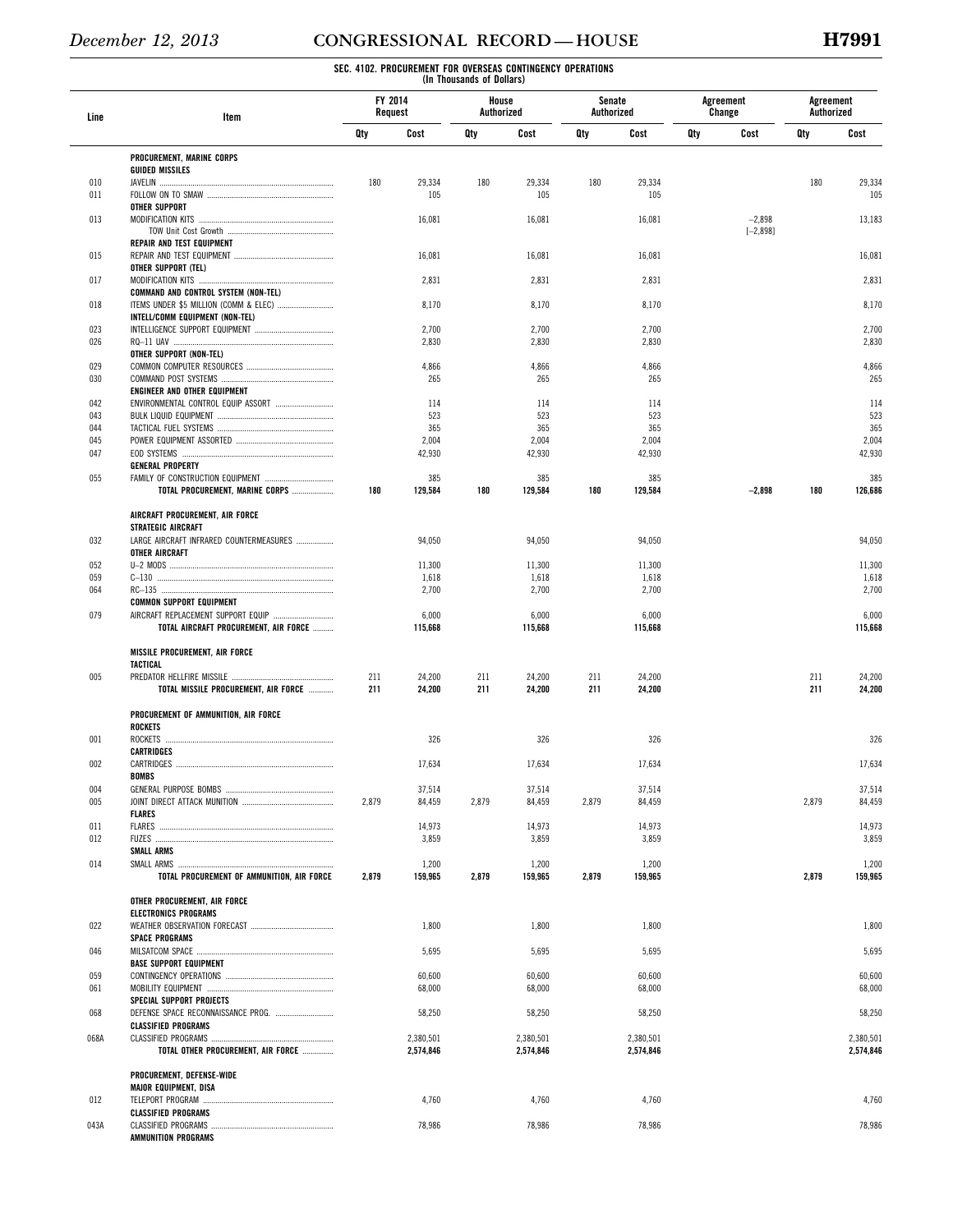### SEC. 4102. PROCUREMENT FOR OVERSEAS CONTINGENCY OPERATIONS
(In Thousands of Dollars)

| Line | Item | FY 2014 Request | | House Authorized | | Senate Authorized | | Agreement Change | | Agreement Authorized | |
|---|---|---|---|---|---|---|---|---|---|---|---|
| | | Qty | Cost | Qty | Cost | Qty | Cost | Qty | Cost | Qty | Cost |
| | **PROCUREMENT, MARINE CORPS** | | | | | | | | | | |
| | **GUIDED MISSILES** | | | | | | | | | | |
| 010 | JAVELIN | 180 | 29,334 | 180 | 29,334 | 180 | 29,334 | | | 180 | 29,334 |
| 011 | FOLLOW ON TO SMAW | | 105 | | 105 | | 105 | | | | 105 |
| | **OTHER SUPPORT** | | | | | | | | | | |
| 013 | MODIFICATION KITS | | 16,081 | | 16,081 | | 16,081 | | −2,898 | | 13,183 |
| | TOW Unit Cost Growth | | | | | | | | [−2,898] | | |
| | **REPAIR AND TEST EQUIPMENT** | | | | | | | | | | |
| 015 | REPAIR AND TEST EQUIPMENT | | 16,081 | | 16,081 | | 16,081 | | | | 16,081 |
| | **OTHER SUPPORT (TEL)** | | | | | | | | | | |
| 017 | MODIFICATION KITS | | 2,831 | | 2,831 | | 2,831 | | | | 2,831 |
| | **COMMAND AND CONTROL SYSTEM (NON-TEL)** | | | | | | | | | | |
| 018 | ITEMS UNDER $5 MILLION (COMM & ELEC) | | 8,170 | | 8,170 | | 8,170 | | | | 8,170 |
| | **INTELL/COMM EQUIPMENT (NON-TEL)** | | | | | | | | | | |
| 023 | INTELLIGENCE SUPPORT EQUIPMENT | | 2,700 | | 2,700 | | 2,700 | | | | 2,700 |
| 026 | RQ–11 UAV | | 2,830 | | 2,830 | | 2,830 | | | | 2,830 |
| | **OTHER SUPPORT (NON-TEL)** | | | | | | | | | | |
| 029 | COMMON COMPUTER RESOURCES | | 4,866 | | 4,866 | | 4,866 | | | | 4,866 |
| 030 | COMMAND POST SYSTEMS | | 265 | | 265 | | 265 | | | | 265 |
| | **ENGINEER AND OTHER EQUIPMENT** | | | | | | | | | | |
| 042 | ENVIRONMENTAL CONTROL EQUIP ASSORT | | 114 | | 114 | | 114 | | | | 114 |
| 043 | BULK LIQUID EQUIPMENT | | 523 | | 523 | | 523 | | | | 523 |
| 044 | TACTICAL FUEL SYSTEMS | | 365 | | 365 | | 365 | | | | 365 |
| 045 | POWER EQUIPMENT ASSORTED | | 2,004 | | 2,004 | | 2,004 | | | | 2,004 |
| 047 | EOD SYSTEMS | | 42,930 | | 42,930 | | 42,930 | | | | 42,930 |
| | **GENERAL PROPERTY** | | | | | | | | | | |
| 055 | FAMILY OF CONSTRUCTION EQUIPMENT | | 385 | | 385 | | 385 | | | | 385 |
| | **TOTAL PROCUREMENT, MARINE CORPS** | **180** | **129,584** | **180** | **129,584** | **180** | **129,584** | | **−2,898** | **180** | **126,686** |
| | | | | | | | | | | | |
| | **AIRCRAFT PROCUREMENT, AIR FORCE** | | | | | | | | | | |
| | **STRATEGIC AIRCRAFT** | | | | | | | | | | |
| 032 | LARGE AIRCRAFT INFRARED COUNTERMEASURES | | 94,050 | | 94,050 | | 94,050 | | | | 94,050 |
| | **OTHER AIRCRAFT** | | | | | | | | | | |
| 052 | U–2 MODS | | 11,300 | | 11,300 | | 11,300 | | | | 11,300 |
| 059 | C–130 | | 1,618 | | 1,618 | | 1,618 | | | | 1,618 |
| 064 | RC–135 | | 2,700 | | 2,700 | | 2,700 | | | | 2,700 |
| | **COMMON SUPPORT EQUIPMENT** | | | | | | | | | | |
| 079 | AIRCRAFT REPLACEMENT SUPPORT EQUIP | | 6,000 | | 6,000 | | 6,000 | | | | 6,000 |
| | **TOTAL AIRCRAFT PROCUREMENT, AIR FORCE** | | **115,668** | | **115,668** | | **115,668** | | | | **115,668** |
| | | | | | | | | | | | |
| | **MISSILE PROCUREMENT, AIR FORCE** | | | | | | | | | | |
| | **TACTICAL** | | | | | | | | | | |
| 005 | PREDATOR HELLFIRE MISSILE | 211 | 24,200 | 211 | 24,200 | 211 | 24,200 | | | 211 | 24,200 |
| | **TOTAL MISSILE PROCUREMENT, AIR FORCE** | **211** | **24,200** | **211** | **24,200** | **211** | **24,200** | | | **211** | **24,200** |
| | | | | | | | | | | | |
| | **PROCUREMENT OF AMMUNITION, AIR FORCE** | | | | | | | | | | |
| | **ROCKETS** | | | | | | | | | | |
| 001 | ROCKETS | | 326 | | 326 | | 326 | | | | 326 |
| | **CARTRIDGES** | | | | | | | | | | |
| 002 | CARTRIDGES | | 17,634 | | 17,634 | | 17,634 | | | | 17,634 |
| | **BOMBS** | | | | | | | | | | |
| 004 | GENERAL PURPOSE BOMBS | | 37,514 | | 37,514 | | 37,514 | | | | 37,514 |
| 005 | JOINT DIRECT ATTACK MUNITION | 2,879 | 84,459 | 2,879 | 84,459 | 2,879 | 84,459 | | | 2,879 | 84,459 |
| | **FLARES** | | | | | | | | | | |
| 011 | FLARES | | 14,973 | | 14,973 | | 14,973 | | | | 14,973 |
| 012 | FUZES | | 3,859 | | 3,859 | | 3,859 | | | | 3,859 |
| | **SMALL ARMS** | | | | | | | | | | |
| 014 | SMALL ARMS | | 1,200 | | 1,200 | | 1,200 | | | | 1,200 |
| | **TOTAL PROCUREMENT OF AMMUNITION, AIR FORCE** | **2,879** | **159,965** | **2,879** | **159,965** | **2,879** | **159,965** | | | **2,879** | **159,965** |
| | | | | | | | | | | | |
| | **OTHER PROCUREMENT, AIR FORCE** | | | | | | | | | | |
| | **ELECTRONICS PROGRAMS** | | | | | | | | | | |
| 022 | WEATHER OBSERVATION FORECAST | | 1,800 | | 1,800 | | 1,800 | | | | 1,800 |
| | **SPACE PROGRAMS** | | | | | | | | | | |
| 046 | MILSATCOM SPACE | | 5,695 | | 5,695 | | 5,695 | | | | 5,695 |
| | **BASE SUPPORT EQUIPMENT** | | | | | | | | | | |
| 059 | CONTINGENCY OPERATIONS | | 60,600 | | 60,600 | | 60,600 | | | | 60,600 |
| 061 | MOBILITY EQUIPMENT | | 68,000 | | 68,000 | | 68,000 | | | | 68,000 |
| | **SPECIAL SUPPORT PROJECTS** | | | | | | | | | | |
| 068 | DEFENSE SPACE RECONNAISSANCE PROG. | | 58,250 | | 58,250 | | 58,250 | | | | 58,250 |
| | **CLASSIFIED PROGRAMS** | | | | | | | | | | |
| 068A | CLASSIFIED PROGRAMS | | 2,380,501 | | 2,380,501 | | 2,380,501 | | | | 2,380,501 |
| | **TOTAL OTHER PROCUREMENT, AIR FORCE** | | **2,574,846** | | **2,574,846** | | **2,574,846** | | | | **2,574,846** |
| | | | | | | | | | | | |
| | **PROCUREMENT, DEFENSE-WIDE** | | | | | | | | | | |
| | **MAJOR EQUIPMENT, DISA** | | | | | | | | | | |
| 012 | TELEPORT PROGRAM | | 4,760 | | 4,760 | | 4,760 | | | | 4,760 |
| | **CLASSIFIED PROGRAMS** | | | | | | | | | | |
| 043A | CLASSIFIED PROGRAMS | | 78,986 | | 78,986 | | 78,986 | | | | 78,986 |
| | **AMMUNITION PROGRAMS** | | | | | | | | | | |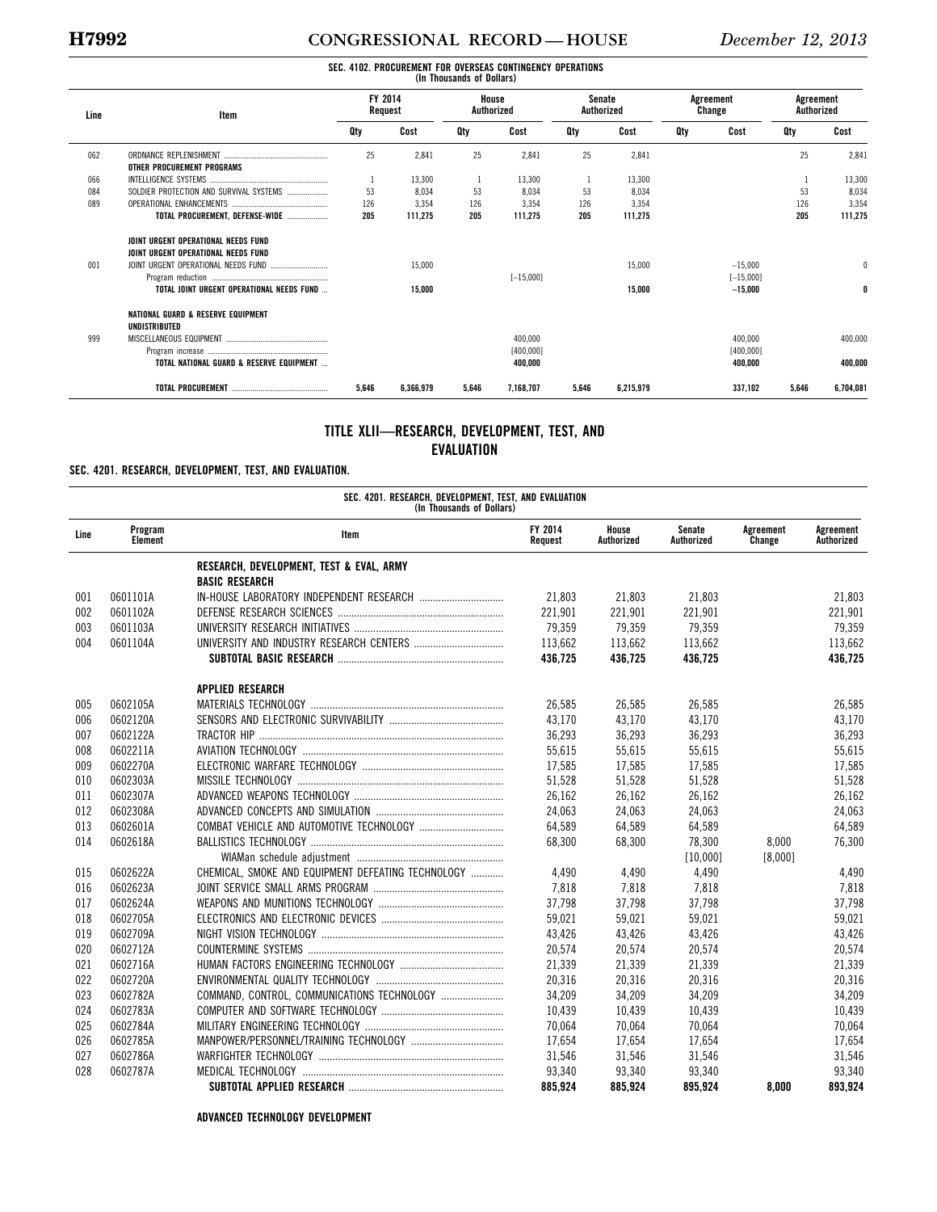SEC. 4102. PROCUREMENT FOR OVERSEAS CONTINGENCY OPERATIONS
(In Thousands of Dollars)

| Line | Item | FY 2014 Request | | House Authorized | | Senate Authorized | | Agreement Change | | Agreement Authorized | |
|---|---|---|---|---|---|---|---|---|---|---|---|
| | | Qty | Cost | Qty | Cost | Qty | Cost | Qty | Cost | Qty | Cost |
| 062 | ORDNANCE REPLENISHMENT | 25 | 2,841 | 25 | 2,841 | 25 | 2,841 | | | 25 | 2,841 |
| | OTHER PROCUREMENT PROGRAMS | | | | | | | | | | |
| 066 | INTELLIGENCE SYSTEMS | 1 | 13,300 | 1 | 13,300 | 1 | 13,300 | | | 1 | 13,300 |
| 084 | SOLDIER PROTECTION AND SURVIVAL SYSTEMS | 53 | 8,034 | 53 | 8,034 | 53 | 8,034 | | | 53 | 8,034 |
| 089 | OPERATIONAL ENHANCEMENTS | 126 | 3,354 | 126 | 3,354 | 126 | 3,354 | | | 126 | 3,354 |
| | **TOTAL PROCUREMENT, DEFENSE-WIDE** | **205** | **111,275** | **205** | **111,275** | **205** | **111,275** | | | **205** | **111,275** |
| | JOINT URGENT OPERATIONAL NEEDS FUND | | | | | | | | | | |
| | JOINT URGENT OPERATIONAL NEEDS FUND | | | | | | | | | | |
| 001 | JOINT URGENT OPERATIONAL NEEDS FUND | | 15,000 | | | | 15,000 | | −15,000 | | 0 |
| | Program reduction | | | | [−15,000] | | | | [−15,000] | | |
| | **TOTAL JOINT URGENT OPERATIONAL NEEDS FUND** | | **15,000** | | | | **15,000** | | **−15,000** | | **0** |
| | NATIONAL GUARD & RESERVE EQUIPMENT | | | | | | | | | | |
| | UNDISTRIBUTED | | | | | | | | | | |
| 999 | MISCELLANEOUS EQUIPMENT | | | | 400,000 | | | | 400,000 | | 400,000 |
| | Program increase | | | | [400,000] | | | | [400,000] | | |
| | **TOTAL NATIONAL GUARD & RESERVE EQUIPMENT** | | | | **400,000** | | | | **400,000** | | **400,000** |
| | **TOTAL PROCUREMENT** | **5,646** | **6,366,979** | **5,646** | **7,168,707** | **5,646** | **6,215,979** | | **337,102** | **5,646** | **6,704,081** |

## TITLE XLII—RESEARCH, DEVELOPMENT, TEST, AND EVALUATION

### SEC. 4201. RESEARCH, DEVELOPMENT, TEST, AND EVALUATION.

SEC. 4201. RESEARCH, DEVELOPMENT, TEST, AND EVALUATION
(In Thousands of Dollars)

| Line | Program Element | Item | FY 2014 Request | House Authorized | Senate Authorized | Agreement Change | Agreement Authorized |
|---|---|---|---|---|---|---|---|
| | | RESEARCH, DEVELOPMENT, TEST & EVAL, ARMY | | | | | |
| | | BASIC RESEARCH | | | | | |
| 001 | 0601101A | IN-HOUSE LABORATORY INDEPENDENT RESEARCH | 21,803 | 21,803 | 21,803 | | 21,803 |
| 002 | 0601102A | DEFENSE RESEARCH SCIENCES | 221,901 | 221,901 | 221,901 | | 221,901 |
| 003 | 0601103A | UNIVERSITY RESEARCH INITIATIVES | 79,359 | 79,359 | 79,359 | | 79,359 |
| 004 | 0601104A | UNIVERSITY AND INDUSTRY RESEARCH CENTERS | 113,662 | 113,662 | 113,662 | | 113,662 |
| | | **SUBTOTAL BASIC RESEARCH** | **436,725** | **436,725** | **436,725** | | **436,725** |
| | | APPLIED RESEARCH | | | | | |
| 005 | 0602105A | MATERIALS TECHNOLOGY | 26,585 | 26,585 | 26,585 | | 26,585 |
| 006 | 0602120A | SENSORS AND ELECTRONIC SURVIVABILITY | 43,170 | 43,170 | 43,170 | | 43,170 |
| 007 | 0602122A | TRACTOR HIP | 36,293 | 36,293 | 36,293 | | 36,293 |
| 008 | 0602211A | AVIATION TECHNOLOGY | 55,615 | 55,615 | 55,615 | | 55,615 |
| 009 | 0602270A | ELECTRONIC WARFARE TECHNOLOGY | 17,585 | 17,585 | 17,585 | | 17,585 |
| 010 | 0602303A | MISSILE TECHNOLOGY | 51,528 | 51,528 | 51,528 | | 51,528 |
| 011 | 0602307A | ADVANCED WEAPONS TECHNOLOGY | 26,162 | 26,162 | 26,162 | | 26,162 |
| 012 | 0602308A | ADVANCED CONCEPTS AND SIMULATION | 24,063 | 24,063 | 24,063 | | 24,063 |
| 013 | 0602601A | COMBAT VEHICLE AND AUTOMOTIVE TECHNOLOGY | 64,589 | 64,589 | 64,589 | | 64,589 |
| 014 | 0602618A | BALLISTICS TECHNOLOGY | 68,300 | 68,300 | 78,300 | 8,000 | 76,300 |
| | | WIAMan schedule adjustment | | | [10,000] | [8,000] | |
| 015 | 0602622A | CHEMICAL, SMOKE AND EQUIPMENT DEFEATING TECHNOLOGY | 4,490 | 4,490 | 4,490 | | 4,490 |
| 016 | 0602623A | JOINT SERVICE SMALL ARMS PROGRAM | 7,818 | 7,818 | 7,818 | | 7,818 |
| 017 | 0602624A | WEAPONS AND MUNITIONS TECHNOLOGY | 37,798 | 37,798 | 37,798 | | 37,798 |
| 018 | 0602705A | ELECTRONICS AND ELECTRONIC DEVICES | 59,021 | 59,021 | 59,021 | | 59,021 |
| 019 | 0602709A | NIGHT VISION TECHNOLOGY | 43,426 | 43,426 | 43,426 | | 43,426 |
| 020 | 0602712A | COUNTERMINE SYSTEMS | 20,574 | 20,574 | 20,574 | | 20,574 |
| 021 | 0602716A | HUMAN FACTORS ENGINEERING TECHNOLOGY | 21,339 | 21,339 | 21,339 | | 21,339 |
| 022 | 0602720A | ENVIRONMENTAL QUALITY TECHNOLOGY | 20,316 | 20,316 | 20,316 | | 20,316 |
| 023 | 0602782A | COMMAND, CONTROL, COMMUNICATIONS TECHNOLOGY | 34,209 | 34,209 | 34,209 | | 34,209 |
| 024 | 0602783A | COMPUTER AND SOFTWARE TECHNOLOGY | 10,439 | 10,439 | 10,439 | | 10,439 |
| 025 | 0602784A | MILITARY ENGINEERING TECHNOLOGY | 70,064 | 70,064 | 70,064 | | 70,064 |
| 026 | 0602785A | MANPOWER/PERSONNEL/TRAINING TECHNOLOGY | 17,654 | 17,654 | 17,654 | | 17,654 |
| 027 | 0602786A | WARFIGHTER TECHNOLOGY | 31,546 | 31,546 | 31,546 | | 31,546 |
| 028 | 0602787A | MEDICAL TECHNOLOGY | 93,340 | 93,340 | 93,340 | | 93,340 |
| | | **SUBTOTAL APPLIED RESEARCH** | **885,924** | **885,924** | **895,924** | **8,000** | **893,924** |
| | | ADVANCED TECHNOLOGY DEVELOPMENT | | | | | |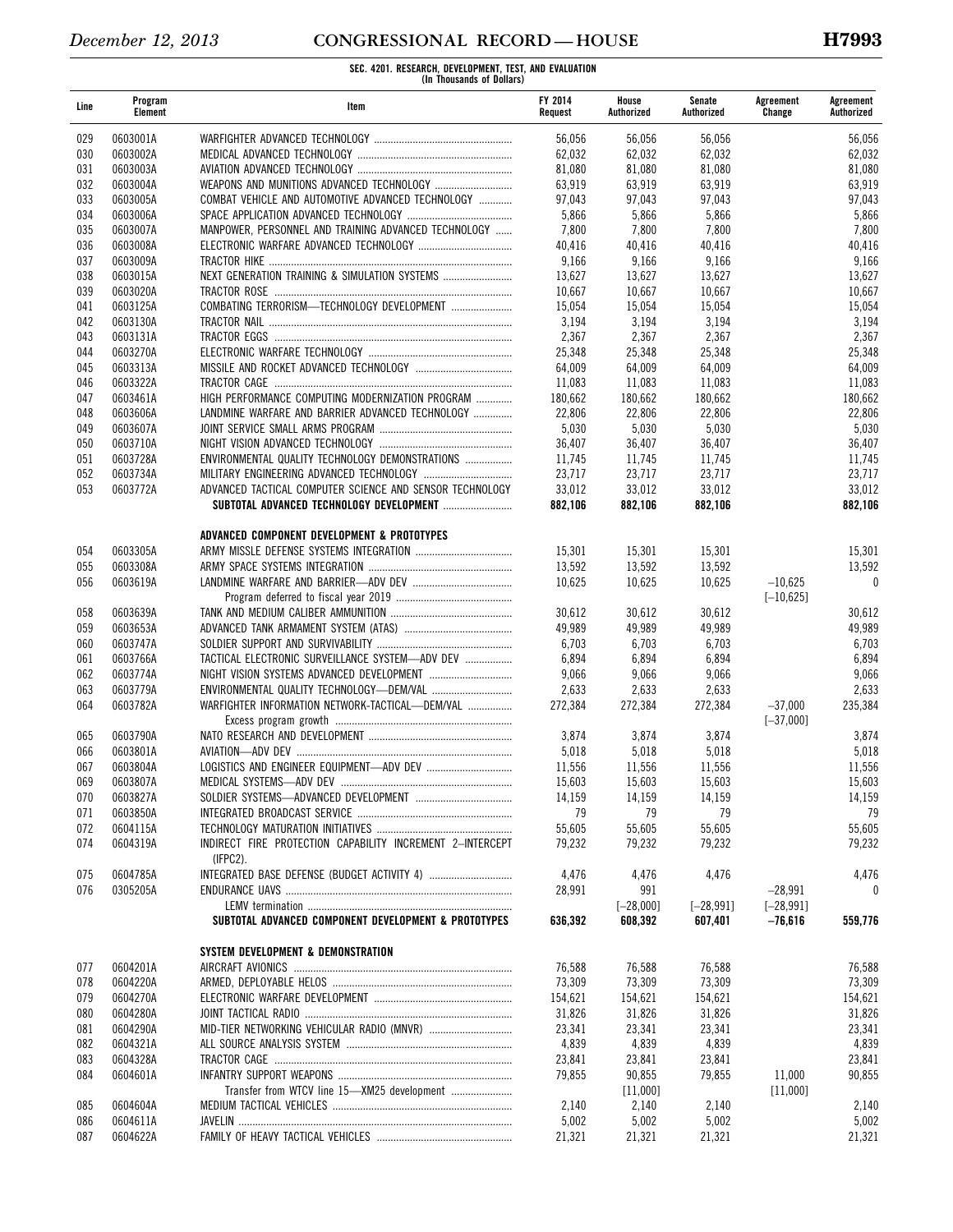**SEC. 4201. RESEARCH, DEVELOPMENT, TEST, AND EVALUATION**
**(In Thousands of Dollars)**

| Line | Program Element | Item | FY 2014 Request | House Authorized | Senate Authorized | Agreement Change | Agreement Authorized |
|---|---|---|---|---|---|---|---|
| 029 | 0603001A | WARFIGHTER ADVANCED TECHNOLOGY | 56,056 | 56,056 | 56,056 | | 56,056 |
| 030 | 0603002A | MEDICAL ADVANCED TECHNOLOGY | 62,032 | 62,032 | 62,032 | | 62,032 |
| 031 | 0603003A | AVIATION ADVANCED TECHNOLOGY | 81,080 | 81,080 | 81,080 | | 81,080 |
| 032 | 0603004A | WEAPONS AND MUNITIONS ADVANCED TECHNOLOGY | 63,919 | 63,919 | 63,919 | | 63,919 |
| 033 | 0603005A | COMBAT VEHICLE AND AUTOMOTIVE ADVANCED TECHNOLOGY | 97,043 | 97,043 | 97,043 | | 97,043 |
| 034 | 0603006A | SPACE APPLICATION ADVANCED TECHNOLOGY | 5,866 | 5,866 | 5,866 | | 5,866 |
| 035 | 0603007A | MANPOWER, PERSONNEL AND TRAINING ADVANCED TECHNOLOGY | 7,800 | 7,800 | 7,800 | | 7,800 |
| 036 | 0603008A | ELECTRONIC WARFARE ADVANCED TECHNOLOGY | 40,416 | 40,416 | 40,416 | | 40,416 |
| 037 | 0603009A | TRACTOR HIKE | 9,166 | 9,166 | 9,166 | | 9,166 |
| 038 | 0603015A | NEXT GENERATION TRAINING & SIMULATION SYSTEMS | 13,627 | 13,627 | 13,627 | | 13,627 |
| 039 | 0603020A | TRACTOR ROSE | 10,667 | 10,667 | 10,667 | | 10,667 |
| 041 | 0603125A | COMBATING TERRORISM—TECHNOLOGY DEVELOPMENT | 15,054 | 15,054 | 15,054 | | 15,054 |
| 042 | 0603130A | TRACTOR NAIL | 3,194 | 3,194 | 3,194 | | 3,194 |
| 043 | 0603131A | TRACTOR EGGS | 2,367 | 2,367 | 2,367 | | 2,367 |
| 044 | 0603270A | ELECTRONIC WARFARE TECHNOLOGY | 25,348 | 25,348 | 25,348 | | 25,348 |
| 045 | 0603313A | MISSILE AND ROCKET ADVANCED TECHNOLOGY | 64,009 | 64,009 | 64,009 | | 64,009 |
| 046 | 0603322A | TRACTOR CAGE | 11,083 | 11,083 | 11,083 | | 11,083 |
| 047 | 0603461A | HIGH PERFORMANCE COMPUTING MODERNIZATION PROGRAM | 180,662 | 180,662 | 180,662 | | 180,662 |
| 048 | 0603606A | LANDMINE WARFARE AND BARRIER ADVANCED TECHNOLOGY | 22,806 | 22,806 | 22,806 | | 22,806 |
| 049 | 0603607A | JOINT SERVICE SMALL ARMS PROGRAM | 5,030 | 5,030 | 5,030 | | 5,030 |
| 050 | 0603710A | NIGHT VISION ADVANCED TECHNOLOGY | 36,407 | 36,407 | 36,407 | | 36,407 |
| 051 | 0603728A | ENVIRONMENTAL QUALITY TECHNOLOGY DEMONSTRATIONS | 11,745 | 11,745 | 11,745 | | 11,745 |
| 052 | 0603734A | MILITARY ENGINEERING ADVANCED TECHNOLOGY | 23,717 | 23,717 | 23,717 | | 23,717 |
| 053 | 0603772A | ADVANCED TACTICAL COMPUTER SCIENCE AND SENSOR TECHNOLOGY | 33,012 | 33,012 | 33,012 | | 33,012 |
| | | **SUBTOTAL ADVANCED TECHNOLOGY DEVELOPMENT** | **882,106** | **882,106** | **882,106** | | **882,106** |
| | | | | | | | |
| | | **ADVANCED COMPONENT DEVELOPMENT & PROTOTYPES** | | | | | |
| 054 | 0603305A | ARMY MISSLE DEFENSE SYSTEMS INTEGRATION | 15,301 | 15,301 | 15,301 | | 15,301 |
| 055 | 0603308A | ARMY SPACE SYSTEMS INTEGRATION | 13,592 | 13,592 | 13,592 | | 13,592 |
| 056 | 0603619A | LANDMINE WARFARE AND BARRIER—ADV DEV | 10,625 | 10,625 | 10,625 | −10,625 | 0 |
| | | Program deferred to fiscal year 2019 | | | | [−10,625] | |
| 058 | 0603639A | TANK AND MEDIUM CALIBER AMMUNITION | 30,612 | 30,612 | 30,612 | | 30,612 |
| 059 | 0603653A | ADVANCED TANK ARMAMENT SYSTEM (ATAS) | 49,989 | 49,989 | 49,989 | | 49,989 |
| 060 | 0603747A | SOLDIER SUPPORT AND SURVIVABILITY | 6,703 | 6,703 | 6,703 | | 6,703 |
| 061 | 0603766A | TACTICAL ELECTRONIC SURVEILLANCE SYSTEM—ADV DEV | 6,894 | 6,894 | 6,894 | | 6,894 |
| 062 | 0603774A | NIGHT VISION SYSTEMS ADVANCED DEVELOPMENT | 9,066 | 9,066 | 9,066 | | 9,066 |
| 063 | 0603779A | ENVIRONMENTAL QUALITY TECHNOLOGY—DEM/VAL | 2,633 | 2,633 | 2,633 | | 2,633 |
| 064 | 0603782A | WARFIGHTER INFORMATION NETWORK-TACTICAL—DEM/VAL | 272,384 | 272,384 | 272,384 | −37,000 | 235,384 |
| | | Excess program growth | | | | [−37,000] | |
| 065 | 0603790A | NATO RESEARCH AND DEVELOPMENT | 3,874 | 3,874 | 3,874 | | 3,874 |
| 066 | 0603801A | AVIATION—ADV DEV | 5,018 | 5,018 | 5,018 | | 5,018 |
| 067 | 0603804A | LOGISTICS AND ENGINEER EQUIPMENT—ADV DEV | 11,556 | 11,556 | 11,556 | | 11,556 |
| 069 | 0603807A | MEDICAL SYSTEMS—ADV DEV | 15,603 | 15,603 | 15,603 | | 15,603 |
| 070 | 0603827A | SOLDIER SYSTEMS—ADVANCED DEVELOPMENT | 14,159 | 14,159 | 14,159 | | 14,159 |
| 071 | 0603850A | INTEGRATED BROADCAST SERVICE | 79 | 79 | 79 | | 79 |
| 072 | 0604115A | TECHNOLOGY MATURATION INITIATIVES | 55,605 | 55,605 | 55,605 | | 55,605 |
| 074 | 0604319A | INDIRECT FIRE PROTECTION CAPABILITY INCREMENT 2–INTERCEPT (IFPC2). | 79,232 | 79,232 | 79,232 | | 79,232 |
| 075 | 0604785A | INTEGRATED BASE DEFENSE (BUDGET ACTIVITY 4) | 4,476 | 4,476 | 4,476 | | 4,476 |
| 076 | 0305205A | ENDURANCE UAVS | 28,991 | 991 | | −28,991 | 0 |
| | | LEMV termination | | [−28,000] | [−28,991] | [−28,991] | |
| | | **SUBTOTAL ADVANCED COMPONENT DEVELOPMENT & PROTOTYPES** | **636,392** | **608,392** | **607,401** | **−76,616** | **559,776** |
| | | | | | | | |
| | | **SYSTEM DEVELOPMENT & DEMONSTRATION** | | | | | |
| 077 | 0604201A | AIRCRAFT AVIONICS | 76,588 | 76,588 | 76,588 | | 76,588 |
| 078 | 0604220A | ARMED, DEPLOYABLE HELOS | 73,309 | 73,309 | 73,309 | | 73,309 |
| 079 | 0604270A | ELECTRONIC WARFARE DEVELOPMENT | 154,621 | 154,621 | 154,621 | | 154,621 |
| 080 | 0604280A | JOINT TACTICAL RADIO | 31,826 | 31,826 | 31,826 | | 31,826 |
| 081 | 0604290A | MID-TIER NETWORKING VEHICULAR RADIO (MNVR) | 23,341 | 23,341 | 23,341 | | 23,341 |
| 082 | 0604321A | ALL SOURCE ANALYSIS SYSTEM | 4,839 | 4,839 | 4,839 | | 4,839 |
| 083 | 0604328A | TRACTOR CAGE | 23,841 | 23,841 | 23,841 | | 23,841 |
| 084 | 0604601A | INFANTRY SUPPORT WEAPONS | 79,855 | 90,855 | 79,855 | 11,000 | 90,855 |
| | | Transfer from WTCV line 15—XM25 development | | [11,000] | | [11,000] | |
| 085 | 0604604A | MEDIUM TACTICAL VEHICLES | 2,140 | 2,140 | 2,140 | | 2,140 |
| 086 | 0604611A | JAVELIN | 5,002 | 5,002 | 5,002 | | 5,002 |
| 087 | 0604622A | FAMILY OF HEAVY TACTICAL VEHICLES | 21,321 | 21,321 | 21,321 | | 21,321 |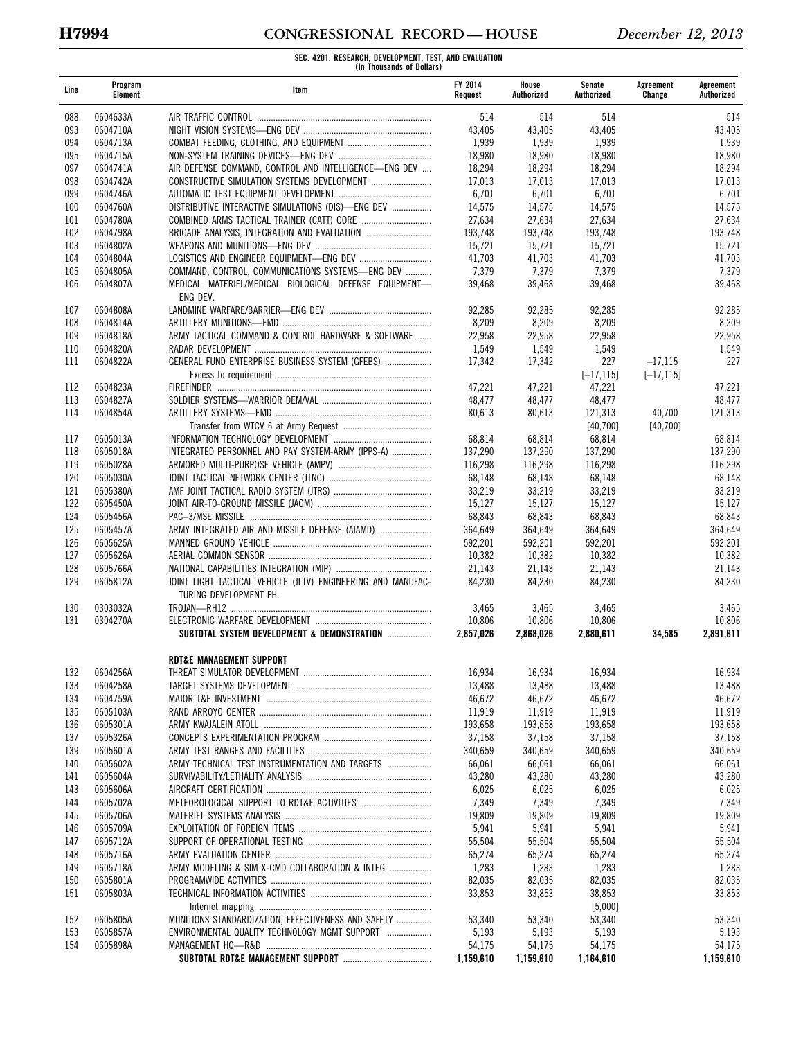SEC. 4201. RESEARCH, DEVELOPMENT, TEST, AND EVALUATION
(In Thousands of Dollars)

| Line | Program Element | Item | FY 2014 Request | House Authorized | Senate Authorized | Agreement Change | Agreement Authorized |
|---|---|---|---|---|---|---|---|
| 088 | 0604633A | AIR TRAFFIC CONTROL | 514 | 514 | 514 | | 514 |
| 093 | 0604710A | NIGHT VISION SYSTEMS—ENG DEV | 43,405 | 43,405 | 43,405 | | 43,405 |
| 094 | 0604713A | COMBAT FEEDING, CLOTHING, AND EQUIPMENT | 1,939 | 1,939 | 1,939 | | 1,939 |
| 095 | 0604715A | NON-SYSTEM TRAINING DEVICES—ENG DEV | 18,980 | 18,980 | 18,980 | | 18,980 |
| 097 | 0604741A | AIR DEFENSE COMMAND, CONTROL AND INTELLIGENCE—ENG DEV | 18,294 | 18,294 | 18,294 | | 18,294 |
| 098 | 0604742A | CONSTRUCTIVE SIMULATION SYSTEMS DEVELOPMENT | 17,013 | 17,013 | 17,013 | | 17,013 |
| 099 | 0604746A | AUTOMATIC TEST EQUIPMENT DEVELOPMENT | 6,701 | 6,701 | 6,701 | | 6,701 |
| 100 | 0604760A | DISTRIBUTIVE INTERACTIVE SIMULATIONS (DIS)—ENG DEV | 14,575 | 14,575 | 14,575 | | 14,575 |
| 101 | 0604780A | COMBINED ARMS TACTICAL TRAINER (CATT) CORE | 27,634 | 27,634 | 27,634 | | 27,634 |
| 102 | 0604798A | BRIGADE ANALYSIS, INTEGRATION AND EVALUATION | 193,748 | 193,748 | 193,748 | | 193,748 |
| 103 | 0604802A | WEAPONS AND MUNITIONS—ENG DEV | 15,721 | 15,721 | 15,721 | | 15,721 |
| 104 | 0604804A | LOGISTICS AND ENGINEER EQUIPMENT—ENG DEV | 41,703 | 41,703 | 41,703 | | 41,703 |
| 105 | 0604805A | COMMAND, CONTROL, COMMUNICATIONS SYSTEMS—ENG DEV | 7,379 | 7,379 | 7,379 | | 7,379 |
| 106 | 0604807A | MEDICAL MATERIEL/MEDICAL BIOLOGICAL DEFENSE EQUIPMENT—ENG DEV. | 39,468 | 39,468 | 39,468 | | 39,468 |
| 107 | 0604808A | LANDMINE WARFARE/BARRIER—ENG DEV | 92,285 | 92,285 | 92,285 | | 92,285 |
| 108 | 0604814A | ARTILLERY MUNITIONS—EMD | 8,209 | 8,209 | 8,209 | | 8,209 |
| 109 | 0604818A | ARMY TACTICAL COMMAND & CONTROL HARDWARE & SOFTWARE | 22,958 | 22,958 | 22,958 | | 22,958 |
| 110 | 0604820A | RADAR DEVELOPMENT | 1,549 | 1,549 | 1,549 | | 1,549 |
| 111 | 0604822A | GENERAL FUND ENTERPRISE BUSINESS SYSTEM (GFEBS) | 17,342 | 17,342 | 227 | –17,115 | 227 |
| | | Excess to requirement | | | [–17,115] | [–17,115] | |
| 112 | 0604823A | FIREFINDER | 47,221 | 47,221 | 47,221 | | 47,221 |
| 113 | 0604827A | SOLDIER SYSTEMS—WARRIOR DEM/VAL | 48,477 | 48,477 | 48,477 | | 48,477 |
| 114 | 0604854A | ARTILLERY SYSTEMS—EMD | 80,613 | 80,613 | 121,313 | 40,700 | 121,313 |
| | | Transfer from WTCV 6 at Army Request | | | [40,700] | [40,700] | |
| 117 | 0605013A | INFORMATION TECHNOLOGY DEVELOPMENT | 68,814 | 68,814 | 68,814 | | 68,814 |
| 118 | 0605018A | INTEGRATED PERSONNEL AND PAY SYSTEM-ARMY (IPPS-A) | 137,290 | 137,290 | 137,290 | | 137,290 |
| 119 | 0605028A | ARMORED MULTI-PURPOSE VEHICLE (AMPV) | 116,298 | 116,298 | 116,298 | | 116,298 |
| 120 | 0605030A | JOINT TACTICAL NETWORK CENTER (JTNC) | 68,148 | 68,148 | 68,148 | | 68,148 |
| 121 | 0605380A | AMF JOINT TACTICAL RADIO SYSTEM (JTRS) | 33,219 | 33,219 | 33,219 | | 33,219 |
| 122 | 0605450A | JOINT AIR-TO-GROUND MISSILE (JAGM) | 15,127 | 15,127 | 15,127 | | 15,127 |
| 124 | 0605456A | PAC–3/MSE MISSILE | 68,843 | 68,843 | 68,843 | | 68,843 |
| 125 | 0605457A | ARMY INTEGRATED AIR AND MISSILE DEFENSE (AIAMD) | 364,649 | 364,649 | 364,649 | | 364,649 |
| 126 | 0605625A | MANNED GROUND VEHICLE | 592,201 | 592,201 | 592,201 | | 592,201 |
| 127 | 0605626A | AERIAL COMMON SENSOR | 10,382 | 10,382 | 10,382 | | 10,382 |
| 128 | 0605766A | NATIONAL CAPABILITIES INTEGRATION (MIP) | 21,143 | 21,143 | 21,143 | | 21,143 |
| 129 | 0605812A | JOINT LIGHT TACTICAL VEHICLE (JLTV) ENGINEERING AND MANUFACTURING DEVELOPMENT PH. | 84,230 | 84,230 | 84,230 | | 84,230 |
| 130 | 0303032A | TROJAN—RH12 | 3,465 | 3,465 | 3,465 | | 3,465 |
| 131 | 0304270A | ELECTRONIC WARFARE DEVELOPMENT | 10,806 | 10,806 | 10,806 | | 10,806 |
| | | **SUBTOTAL SYSTEM DEVELOPMENT & DEMONSTRATION** | **2,857,026** | **2,868,026** | **2,880,611** | **34,585** | **2,891,611** |
| | | **RDT&E MANAGEMENT SUPPORT** | | | | | |
| 132 | 0604256A | THREAT SIMULATOR DEVELOPMENT | 16,934 | 16,934 | 16,934 | | 16,934 |
| 133 | 0604258A | TARGET SYSTEMS DEVELOPMENT | 13,488 | 13,488 | 13,488 | | 13,488 |
| 134 | 0604759A | MAJOR T&E INVESTMENT | 46,672 | 46,672 | 46,672 | | 46,672 |
| 135 | 0605103A | RAND ARROYO CENTER | 11,919 | 11,919 | 11,919 | | 11,919 |
| 136 | 0605301A | ARMY KWAJALEIN ATOLL | 193,658 | 193,658 | 193,658 | | 193,658 |
| 137 | 0605326A | CONCEPTS EXPERIMENTATION PROGRAM | 37,158 | 37,158 | 37,158 | | 37,158 |
| 139 | 0605601A | ARMY TEST RANGES AND FACILITIES | 340,659 | 340,659 | 340,659 | | 340,659 |
| 140 | 0605602A | ARMY TECHNICAL TEST INSTRUMENTATION AND TARGETS | 66,061 | 66,061 | 66,061 | | 66,061 |
| 141 | 0605604A | SURVIVABILITY/LETHALITY ANALYSIS | 43,280 | 43,280 | 43,280 | | 43,280 |
| 143 | 0605606A | AIRCRAFT CERTIFICATION | 6,025 | 6,025 | 6,025 | | 6,025 |
| 144 | 0605702A | METEOROLOGICAL SUPPORT TO RDT&E ACTIVITIES | 7,349 | 7,349 | 7,349 | | 7,349 |
| 145 | 0605706A | MATERIEL SYSTEMS ANALYSIS | 19,809 | 19,809 | 19,809 | | 19,809 |
| 146 | 0605709A | EXPLOITATION OF FOREIGN ITEMS | 5,941 | 5,941 | 5,941 | | 5,941 |
| 147 | 0605712A | SUPPORT OF OPERATIONAL TESTING | 55,504 | 55,504 | 55,504 | | 55,504 |
| 148 | 0605716A | ARMY EVALUATION CENTER | 65,274 | 65,274 | 65,274 | | 65,274 |
| 149 | 0605718A | ARMY MODELING & SIM X-CMD COLLABORATION & INTEG | 1,283 | 1,283 | 1,283 | | 1,283 |
| 150 | 0605801A | PROGRAMWIDE ACTIVITIES | 82,035 | 82,035 | 82,035 | | 82,035 |
| 151 | 0605803A | TECHNICAL INFORMATION ACTIVITIES | 33,853 | 33,853 | 38,853 | | 33,853 |
| | | Internet mapping | | | [5,000] | | |
| 152 | 0605805A | MUNITIONS STANDARDIZATION, EFFECTIVENESS AND SAFETY | 53,340 | 53,340 | 53,340 | | 53,340 |
| 153 | 0605857A | ENVIRONMENTAL QUALITY TECHNOLOGY MGMT SUPPORT | 5,193 | 5,193 | 5,193 | | 5,193 |
| 154 | 0605898A | MANAGEMENT HQ—R&D | 54,175 | 54,175 | 54,175 | | 54,175 |
| | | **SUBTOTAL RDT&E MANAGEMENT SUPPORT** | **1,159,610** | **1,159,610** | **1,164,610** | | **1,159,610** |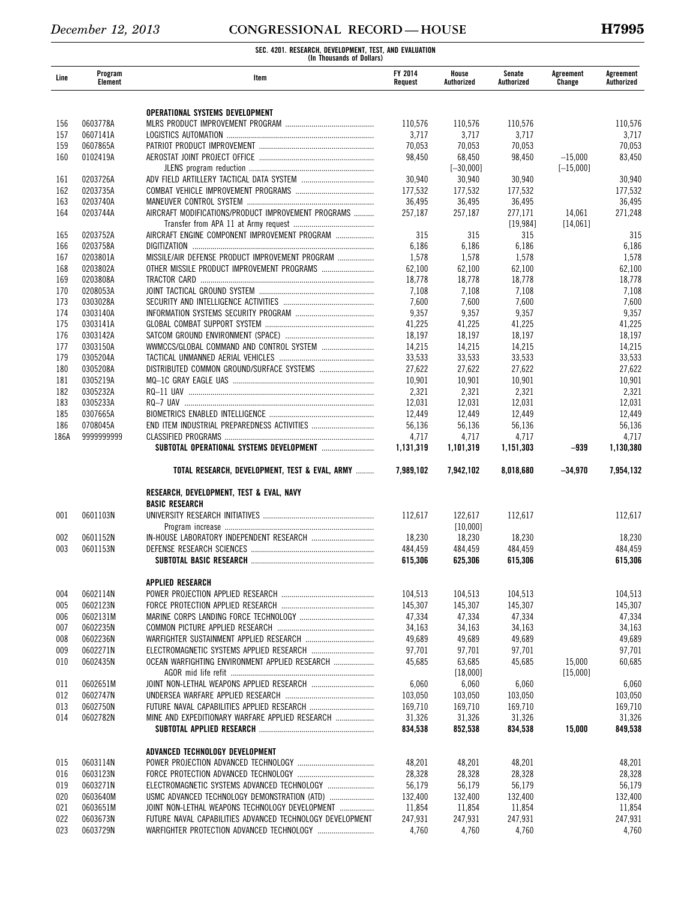**SEC. 4201. RESEARCH, DEVELOPMENT, TEST, AND EVALUATION**
**(In Thousands of Dollars)**

| Line | Program Element | Item | FY 2014 Request | House Authorized | Senate Authorized | Agreement Change | Agreement Authorized |
|---|---|---|---|---|---|---|---|
| | | **OPERATIONAL SYSTEMS DEVELOPMENT** | | | | | |
| 156 | 0603778A | MLRS PRODUCT IMPROVEMENT PROGRAM | 110,576 | 110,576 | 110,576 | | 110,576 |
| 157 | 0607141A | LOGISTICS AUTOMATION | 3,717 | 3,717 | 3,717 | | 3,717 |
| 159 | 0607865A | PATRIOT PRODUCT IMPROVEMENT | 70,053 | 70,053 | 70,053 | | 70,053 |
| 160 | 0102419A | AEROSTAT JOINT PROJECT OFFICE | 98,450 | 68,450 | 98,450 | −15,000 | 83,450 |
| | | JLENS program reduction | | [−30,000] | | [−15,000] | |
| 161 | 0203726A | ADV FIELD ARTILLERY TACTICAL DATA SYSTEM | 30,940 | 30,940 | 30,940 | | 30,940 |
| 162 | 0203735A | COMBAT VEHICLE IMPROVEMENT PROGRAMS | 177,532 | 177,532 | 177,532 | | 177,532 |
| 163 | 0203740A | MANEUVER CONTROL SYSTEM | 36,495 | 36,495 | 36,495 | | 36,495 |
| 164 | 0203744A | AIRCRAFT MODIFICATIONS/PRODUCT IMPROVEMENT PROGRAMS | 257,187 | 257,187 | 277,171 | 14,061 | 271,248 |
| | | Transfer from APA 11 at Army request | | | [19,984] | [14,061] | |
| 165 | 0203752A | AIRCRAFT ENGINE COMPONENT IMPROVEMENT PROGRAM | 315 | 315 | 315 | | 315 |
| 166 | 0203758A | DIGITIZATION | 6,186 | 6,186 | 6,186 | | 6,186 |
| 167 | 0203801A | MISSILE/AIR DEFENSE PRODUCT IMPROVEMENT PROGRAM | 1,578 | 1,578 | 1,578 | | 1,578 |
| 168 | 0203802A | OTHER MISSILE PRODUCT IMPROVEMENT PROGRAMS | 62,100 | 62,100 | 62,100 | | 62,100 |
| 169 | 0203808A | TRACTOR CARD | 18,778 | 18,778 | 18,778 | | 18,778 |
| 170 | 0208053A | JOINT TACTICAL GROUND SYSTEM | 7,108 | 7,108 | 7,108 | | 7,108 |
| 173 | 0303028A | SECURITY AND INTELLIGENCE ACTIVITIES | 7,600 | 7,600 | 7,600 | | 7,600 |
| 174 | 0303140A | INFORMATION SYSTEMS SECURITY PROGRAM | 9,357 | 9,357 | 9,357 | | 9,357 |
| 175 | 0303141A | GLOBAL COMBAT SUPPORT SYSTEM | 41,225 | 41,225 | 41,225 | | 41,225 |
| 176 | 0303142A | SATCOM GROUND ENVIRONMENT (SPACE) | 18,197 | 18,197 | 18,197 | | 18,197 |
| 177 | 0303150A | WWMCCS/GLOBAL COMMAND AND CONTROL SYSTEM | 14,215 | 14,215 | 14,215 | | 14,215 |
| 179 | 0305204A | TACTICAL UNMANNED AERIAL VEHICLES | 33,533 | 33,533 | 33,533 | | 33,533 |
| 180 | 0305208A | DISTRIBUTED COMMON GROUND/SURFACE SYSTEMS | 27,622 | 27,622 | 27,622 | | 27,622 |
| 181 | 0305219A | MQ–1C GRAY EAGLE UAS | 10,901 | 10,901 | 10,901 | | 10,901 |
| 182 | 0305232A | RQ–11 UAV | 2,321 | 2,321 | 2,321 | | 2,321 |
| 183 | 0305233A | RQ–7 UAV | 12,031 | 12,031 | 12,031 | | 12,031 |
| 185 | 0307665A | BIOMETRICS ENABLED INTELLIGENCE | 12,449 | 12,449 | 12,449 | | 12,449 |
| 186 | 0708045A | END ITEM INDUSTRIAL PREPAREDNESS ACTIVITIES | 56,136 | 56,136 | 56,136 | | 56,136 |
| 186A | 9999999999 | CLASSIFIED PROGRAMS | 4,717 | 4,717 | 4,717 | | 4,717 |
| | | **SUBTOTAL OPERATIONAL SYSTEMS DEVELOPMENT** | **1,131,319** | **1,101,319** | **1,151,303** | **−939** | **1,130,380** |
| | | | | | | | |
| | | **TOTAL RESEARCH, DEVELOPMENT, TEST & EVAL, ARMY** | **7,989,102** | **7,942,102** | **8,018,680** | **−34,970** | **7,954,132** |
| | | | | | | | |
| | | **RESEARCH, DEVELOPMENT, TEST & EVAL, NAVY** | | | | | |
| | | **BASIC RESEARCH** | | | | | |
| 001 | 0601103N | UNIVERSITY RESEARCH INITIATIVES | 112,617 | 122,617 | 112,617 | | 112,617 |
| | | Program increase | | [10,000] | | | |
| 002 | 0601152N | IN-HOUSE LABORATORY INDEPENDENT RESEARCH | 18,230 | 18,230 | 18,230 | | 18,230 |
| 003 | 0601153N | DEFENSE RESEARCH SCIENCES | 484,459 | 484,459 | 484,459 | | 484,459 |
| | | **SUBTOTAL BASIC RESEARCH** | **615,306** | **625,306** | **615,306** | | **615,306** |
| | | | | | | | |
| | | **APPLIED RESEARCH** | | | | | |
| 004 | 0602114N | POWER PROJECTION APPLIED RESEARCH | 104,513 | 104,513 | 104,513 | | 104,513 |
| 005 | 0602123N | FORCE PROTECTION APPLIED RESEARCH | 145,307 | 145,307 | 145,307 | | 145,307 |
| 006 | 0602131M | MARINE CORPS LANDING FORCE TECHNOLOGY | 47,334 | 47,334 | 47,334 | | 47,334 |
| 007 | 0602235N | COMMON PICTURE APPLIED RESEARCH | 34,163 | 34,163 | 34,163 | | 34,163 |
| 008 | 0602236N | WARFIGHTER SUSTAINMENT APPLIED RESEARCH | 49,689 | 49,689 | 49,689 | | 49,689 |
| 009 | 0602271N | ELECTROMAGNETIC SYSTEMS APPLIED RESEARCH | 97,701 | 97,701 | 97,701 | | 97,701 |
| 010 | 0602435N | OCEAN WARFIGHTING ENVIRONMENT APPLIED RESEARCH | 45,685 | 63,685 | 45,685 | 15,000 | 60,685 |
| | | AGOR mid life refit | | [18,000] | | [15,000] | |
| 011 | 0602651M | JOINT NON-LETHAL WEAPONS APPLIED RESEARCH | 6,060 | 6,060 | 6,060 | | 6,060 |
| 012 | 0602747N | UNDERSEA WARFARE APPLIED RESEARCH | 103,050 | 103,050 | 103,050 | | 103,050 |
| 013 | 0602750N | FUTURE NAVAL CAPABILITIES APPLIED RESEARCH | 169,710 | 169,710 | 169,710 | | 169,710 |
| 014 | 0602782N | MINE AND EXPEDITIONARY WARFARE APPLIED RESEARCH | 31,326 | 31,326 | 31,326 | | 31,326 |
| | | **SUBTOTAL APPLIED RESEARCH** | **834,538** | **852,538** | **834,538** | **15,000** | **849,538** |
| | | | | | | | |
| | | **ADVANCED TECHNOLOGY DEVELOPMENT** | | | | | |
| 015 | 0603114N | POWER PROJECTION ADVANCED TECHNOLOGY | 48,201 | 48,201 | 48,201 | | 48,201 |
| 016 | 0603123N | FORCE PROTECTION ADVANCED TECHNOLOGY | 28,328 | 28,328 | 28,328 | | 28,328 |
| 019 | 0603271N | ELECTROMAGNETIC SYSTEMS ADVANCED TECHNOLOGY | 56,179 | 56,179 | 56,179 | | 56,179 |
| 020 | 0603640M | USMC ADVANCED TECHNOLOGY DEMONSTRATION (ATD) | 132,400 | 132,400 | 132,400 | | 132,400 |
| 021 | 0603651M | JOINT NON-LETHAL WEAPONS TECHNOLOGY DEVELOPMENT | 11,854 | 11,854 | 11,854 | | 11,854 |
| 022 | 0603673N | FUTURE NAVAL CAPABILITIES ADVANCED TECHNOLOGY DEVELOPMENT | 247,931 | 247,931 | 247,931 | | 247,931 |
| 023 | 0603729N | WARFIGHTER PROTECTION ADVANCED TECHNOLOGY | 4,760 | 4,760 | 4,760 | | 4,760 |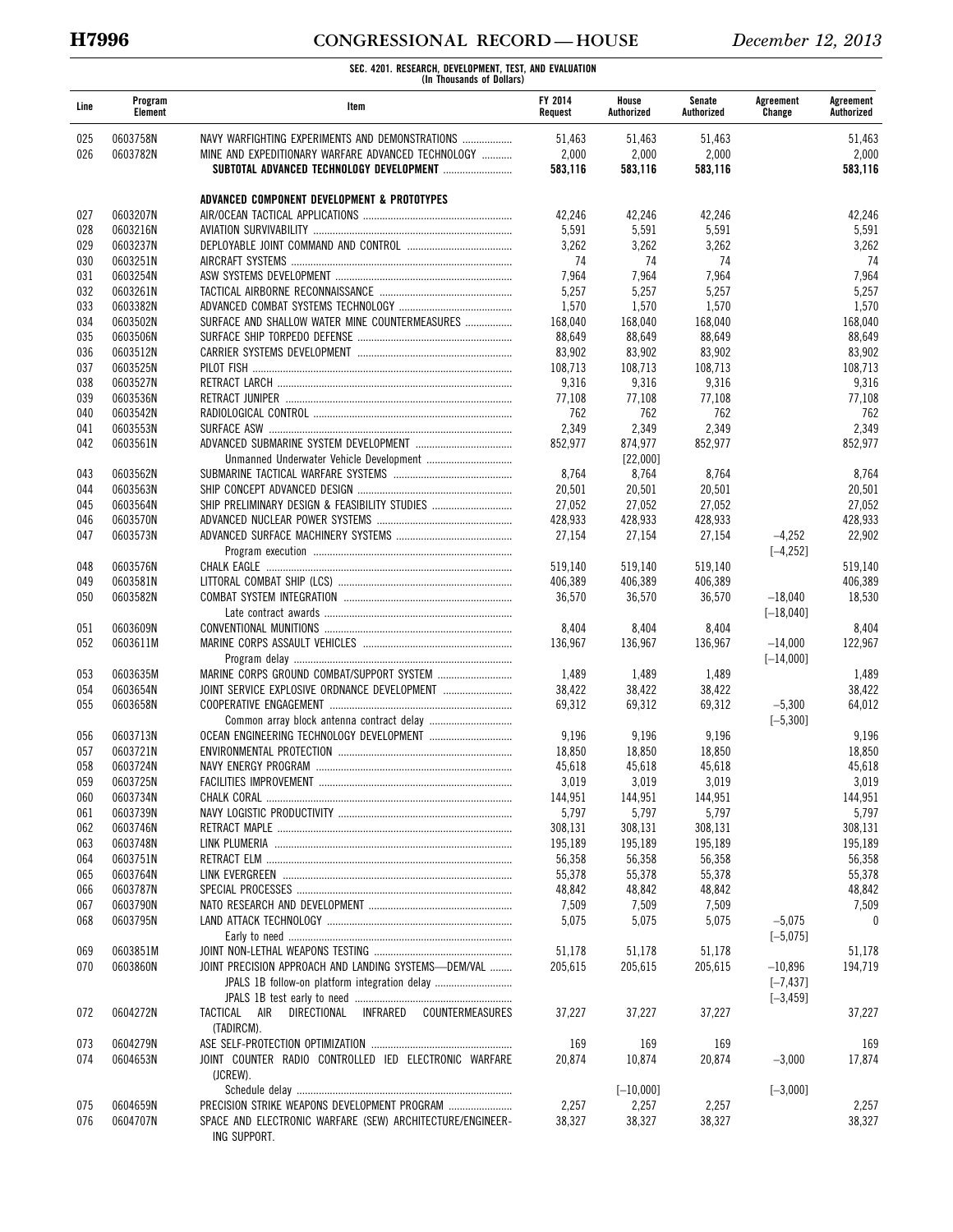**SEC. 4201. RESEARCH, DEVELOPMENT, TEST, AND EVALUATION**
**(In Thousands of Dollars)**

| Line | Program Element | Item | FY 2014 Request | House Authorized | Senate Authorized | Agreement Change | Agreement Authorized |
|---|---|---|---|---|---|---|---|
| 025 | 0603758N | NAVY WARFIGHTING EXPERIMENTS AND DEMONSTRATIONS | 51,463 | 51,463 | 51,463 | | 51,463 |
| 026 | 0603782N | MINE AND EXPEDITIONARY WARFARE ADVANCED TECHNOLOGY | 2,000 | 2,000 | 2,000 | | 2,000 |
| | | **SUBTOTAL ADVANCED TECHNOLOGY DEVELOPMENT** | **583,116** | **583,116** | **583,116** | | **583,116** |
| | | **ADVANCED COMPONENT DEVELOPMENT & PROTOTYPES** | | | | | |
| 027 | 0603207N | AIR/OCEAN TACTICAL APPLICATIONS | 42,246 | 42,246 | 42,246 | | 42,246 |
| 028 | 0603216N | AVIATION SURVIVABILITY | 5,591 | 5,591 | 5,591 | | 5,591 |
| 029 | 0603237N | DEPLOYABLE JOINT COMMAND AND CONTROL | 3,262 | 3,262 | 3,262 | | 3,262 |
| 030 | 0603251N | AIRCRAFT SYSTEMS | 74 | 74 | 74 | | 74 |
| 031 | 0603254N | ASW SYSTEMS DEVELOPMENT | 7,964 | 7,964 | 7,964 | | 7,964 |
| 032 | 0603261N | TACTICAL AIRBORNE RECONNAISSANCE | 5,257 | 5,257 | 5,257 | | 5,257 |
| 033 | 0603382N | ADVANCED COMBAT SYSTEMS TECHNOLOGY | 1,570 | 1,570 | 1,570 | | 1,570 |
| 034 | 0603502N | SURFACE AND SHALLOW WATER MINE COUNTERMEASURES | 168,040 | 168,040 | 168,040 | | 168,040 |
| 035 | 0603506N | SURFACE SHIP TORPEDO DEFENSE | 88,649 | 88,649 | 88,649 | | 88,649 |
| 036 | 0603512N | CARRIER SYSTEMS DEVELOPMENT | 83,902 | 83,902 | 83,902 | | 83,902 |
| 037 | 0603525N | PILOT FISH | 108,713 | 108,713 | 108,713 | | 108,713 |
| 038 | 0603527N | RETRACT LARCH | 9,316 | 9,316 | 9,316 | | 9,316 |
| 039 | 0603536N | RETRACT JUNIPER | 77,108 | 77,108 | 77,108 | | 77,108 |
| 040 | 0603542N | RADIOLOGICAL CONTROL | 762 | 762 | 762 | | 762 |
| 041 | 0603553N | SURFACE ASW | 2,349 | 2,349 | 2,349 | | 2,349 |
| 042 | 0603561N | ADVANCED SUBMARINE SYSTEM DEVELOPMENT | 852,977 | 874,977 | 852,977 | | 852,977 |
| | | Unmanned Underwater Vehicle Development | | [22,000] | | | |
| 043 | 0603562N | SUBMARINE TACTICAL WARFARE SYSTEMS | 8,764 | 8,764 | 8,764 | | 8,764 |
| 044 | 0603563N | SHIP CONCEPT ADVANCED DESIGN | 20,501 | 20,501 | 20,501 | | 20,501 |
| 045 | 0603564N | SHIP PRELIMINARY DESIGN & FEASIBILITY STUDIES | 27,052 | 27,052 | 27,052 | | 27,052 |
| 046 | 0603570N | ADVANCED NUCLEAR POWER SYSTEMS | 428,933 | 428,933 | 428,933 | | 428,933 |
| 047 | 0603573N | ADVANCED SURFACE MACHINERY SYSTEMS | 27,154 | 27,154 | 27,154 | −4,252 | 22,902 |
| | | Program execution | | | | [−4,252] | |
| 048 | 0603576N | CHALK EAGLE | 519,140 | 519,140 | 519,140 | | 519,140 |
| 049 | 0603581N | LITTORAL COMBAT SHIP (LCS) | 406,389 | 406,389 | 406,389 | | 406,389 |
| 050 | 0603582N | COMBAT SYSTEM INTEGRATION | 36,570 | 36,570 | 36,570 | −18,040 | 18,530 |
| | | Late contract awards | | | | [−18,040] | |
| 051 | 0603609N | CONVENTIONAL MUNITIONS | 8,404 | 8,404 | 8,404 | | 8,404 |
| 052 | 0603611M | MARINE CORPS ASSAULT VEHICLES | 136,967 | 136,967 | 136,967 | −14,000 | 122,967 |
| | | Program delay | | | | [−14,000] | |
| 053 | 0603635M | MARINE CORPS GROUND COMBAT/SUPPORT SYSTEM | 1,489 | 1,489 | 1,489 | | 1,489 |
| 054 | 0603654N | JOINT SERVICE EXPLOSIVE ORDNANCE DEVELOPMENT | 38,422 | 38,422 | 38,422 | | 38,422 |
| 055 | 0603658N | COOPERATIVE ENGAGEMENT | 69,312 | 69,312 | 69,312 | −5,300 | 64,012 |
| | | Common array block antenna contract delay | | | | [−5,300] | |
| 056 | 0603713N | OCEAN ENGINEERING TECHNOLOGY DEVELOPMENT | 9,196 | 9,196 | 9,196 | | 9,196 |
| 057 | 0603721N | ENVIRONMENTAL PROTECTION | 18,850 | 18,850 | 18,850 | | 18,850 |
| 058 | 0603724N | NAVY ENERGY PROGRAM | 45,618 | 45,618 | 45,618 | | 45,618 |
| 059 | 0603725N | FACILITIES IMPROVEMENT | 3,019 | 3,019 | 3,019 | | 3,019 |
| 060 | 0603734N | CHALK CORAL | 144,951 | 144,951 | 144,951 | | 144,951 |
| 061 | 0603739N | NAVY LOGISTIC PRODUCTIVITY | 5,797 | 5,797 | 5,797 | | 5,797 |
| 062 | 0603746N | RETRACT MAPLE | 308,131 | 308,131 | 308,131 | | 308,131 |
| 063 | 0603748N | LINK PLUMERIA | 195,189 | 195,189 | 195,189 | | 195,189 |
| 064 | 0603751N | RETRACT ELM | 56,358 | 56,358 | 56,358 | | 56,358 |
| 065 | 0603764N | LINK EVERGREEN | 55,378 | 55,378 | 55,378 | | 55,378 |
| 066 | 0603787N | SPECIAL PROCESSES | 48,842 | 48,842 | 48,842 | | 48,842 |
| 067 | 0603790N | NATO RESEARCH AND DEVELOPMENT | 7,509 | 7,509 | 7,509 | | 7,509 |
| 068 | 0603795N | LAND ATTACK TECHNOLOGY | 5,075 | 5,075 | 5,075 | −5,075 | 0 |
| | | Early to need | | | | [−5,075] | |
| 069 | 0603851M | JOINT NON-LETHAL WEAPONS TESTING | 51,178 | 51,178 | 51,178 | | 51,178 |
| 070 | 0603860N | JOINT PRECISION APPROACH AND LANDING SYSTEMS—DEM/VAL | 205,615 | 205,615 | 205,615 | −10,896 | 194,719 |
| | | JPALS 1B follow-on platform integration delay | | | | [−7,437] | |
| | | JPALS 1B test early to need | | | | [−3,459] | |
| 072 | 0604272N | TACTICAL AIR DIRECTIONAL INFRARED COUNTERMEASURES (TADIRCM). | 37,227 | 37,227 | 37,227 | | 37,227 |
| 073 | 0604279N | ASE SELF-PROTECTION OPTIMIZATION | 169 | 169 | 169 | | 169 |
| 074 | 0604653N | JOINT COUNTER RADIO CONTROLLED IED ELECTRONIC WARFARE (JCREW). | 20,874 | 10,874 | 20,874 | −3,000 | 17,874 |
| | | Schedule delay | | [−10,000] | | [−3,000] | |
| 075 | 0604659N | PRECISION STRIKE WEAPONS DEVELOPMENT PROGRAM | 2,257 | 2,257 | 2,257 | | 2,257 |
| 076 | 0604707N | SPACE AND ELECTRONIC WARFARE (SEW) ARCHITECTURE/ENGINEERING SUPPORT. | 38,327 | 38,327 | 38,327 | | 38,327 |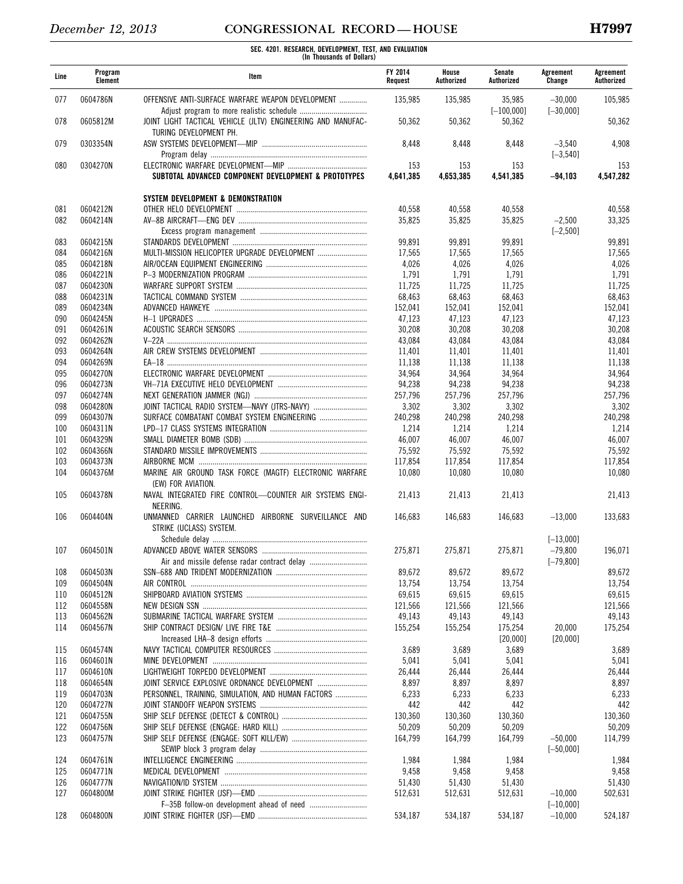**SEC. 4201. RESEARCH, DEVELOPMENT, TEST, AND EVALUATION**
(In Thousands of Dollars)

| Line | Program Element | Item | FY 2014 Request | House Authorized | Senate Authorized | Agreement Change | Agreement Authorized |
|---|---|---|---|---|---|---|---|
| 077 | 0604786N | OFFENSIVE ANTI-SURFACE WARFARE WEAPON DEVELOPMENT | 135,985 | 135,985 | 35,985 | −30,000 | 105,985 |
| | | Adjust program to more realistic schedule | | | [−100,000] | [−30,000] | |
| 078 | 0605812M | JOINT LIGHT TACTICAL VEHICLE (JLTV) ENGINEERING AND MANUFACTURING DEVELOPMENT PH. | 50,362 | 50,362 | 50,362 | | 50,362 |
| 079 | 0303354N | ASW SYSTEMS DEVELOPMENT—MIP | 8,448 | 8,448 | 8,448 | −3,540 | 4,908 |
| | | Program delay | | | | [−3,540] | |
| 080 | 0304270N | ELECTRONIC WARFARE DEVELOPMENT—MIP | 153 | 153 | 153 | | 153 |
| | | **SUBTOTAL ADVANCED COMPONENT DEVELOPMENT & PROTOTYPES** | **4,641,385** | **4,653,385** | **4,541,385** | **−94,103** | **4,547,282** |
| | | **SYSTEM DEVELOPMENT & DEMONSTRATION** | | | | | |
| 081 | 0604212N | OTHER HELO DEVELOPMENT | 40,558 | 40,558 | 40,558 | | 40,558 |
| 082 | 0604214N | AV–8B AIRCRAFT—ENG DEV | 35,825 | 35,825 | 35,825 | −2,500 | 33,325 |
| | | Excess program management | | | | [−2,500] | |
| 083 | 0604215N | STANDARDS DEVELOPMENT | 99,891 | 99,891 | 99,891 | | 99,891 |
| 084 | 0604216N | MULTI-MISSION HELICOPTER UPGRADE DEVELOPMENT | 17,565 | 17,565 | 17,565 | | 17,565 |
| 085 | 0604218N | AIR/OCEAN EQUIPMENT ENGINEERING | 4,026 | 4,026 | 4,026 | | 4,026 |
| 086 | 0604221N | P–3 MODERNIZATION PROGRAM | 1,791 | 1,791 | 1,791 | | 1,791 |
| 087 | 0604230N | WARFARE SUPPORT SYSTEM | 11,725 | 11,725 | 11,725 | | 11,725 |
| 088 | 0604231N | TACTICAL COMMAND SYSTEM | 68,463 | 68,463 | 68,463 | | 68,463 |
| 089 | 0604234N | ADVANCED HAWKEYE | 152,041 | 152,041 | 152,041 | | 152,041 |
| 090 | 0604245N | H–1 UPGRADES | 47,123 | 47,123 | 47,123 | | 47,123 |
| 091 | 0604261N | ACOUSTIC SEARCH SENSORS | 30,208 | 30,208 | 30,208 | | 30,208 |
| 092 | 0604262N | V–22A | 43,084 | 43,084 | 43,084 | | 43,084 |
| 093 | 0604264N | AIR CREW SYSTEMS DEVELOPMENT | 11,401 | 11,401 | 11,401 | | 11,401 |
| 094 | 0604269N | EA–18 | 11,138 | 11,138 | 11,138 | | 11,138 |
| 095 | 0604270N | ELECTRONIC WARFARE DEVELOPMENT | 34,964 | 34,964 | 34,964 | | 34,964 |
| 096 | 0604273N | VH–71A EXECUTIVE HELO DEVELOPMENT | 94,238 | 94,238 | 94,238 | | 94,238 |
| 097 | 0604274N | NEXT GENERATION JAMMER (NGJ) | 257,796 | 257,796 | 257,796 | | 257,796 |
| 098 | 0604280N | JOINT TACTICAL RADIO SYSTEM—NAVY (JTRS-NAVY) | 3,302 | 3,302 | 3,302 | | 3,302 |
| 099 | 0604307N | SURFACE COMBATANT COMBAT SYSTEM ENGINEERING | 240,298 | 240,298 | 240,298 | | 240,298 |
| 100 | 0604311N | LPD–17 CLASS SYSTEMS INTEGRATION | 1,214 | 1,214 | 1,214 | | 1,214 |
| 101 | 0604329N | SMALL DIAMETER BOMB (SDB) | 46,007 | 46,007 | 46,007 | | 46,007 |
| 102 | 0604366N | STANDARD MISSILE IMPROVEMENTS | 75,592 | 75,592 | 75,592 | | 75,592 |
| 103 | 0604373N | AIRBORNE MCM | 117,854 | 117,854 | 117,854 | | 117,854 |
| 104 | 0604376M | MARINE AIR GROUND TASK FORCE (MAGTF) ELECTRONIC WARFARE (EW) FOR AVIATION. | 10,080 | 10,080 | 10,080 | | 10,080 |
| 105 | 0604378N | NAVAL INTEGRATED FIRE CONTROL—COUNTER AIR SYSTEMS ENGINEERING. | 21,413 | 21,413 | 21,413 | | 21,413 |
| 106 | 0604404N | UNMANNED CARRIER LAUNCHED AIRBORNE SURVEILLANCE AND STRIKE (UCLASS) SYSTEM. | 146,683 | 146,683 | 146,683 | −13,000 | 133,683 |
| | | Schedule delay | | | | [−13,000] | |
| 107 | 0604501N | ADVANCED ABOVE WATER SENSORS | 275,871 | 275,871 | 275,871 | −79,800 | 196,071 |
| | | Air and missile defense radar contract delay | | | | [−79,800] | |
| 108 | 0604503N | SSN–688 AND TRIDENT MODERNIZATION | 89,672 | 89,672 | 89,672 | | 89,672 |
| 109 | 0604504N | AIR CONTROL | 13,754 | 13,754 | 13,754 | | 13,754 |
| 110 | 0604512N | SHIPBOARD AVIATION SYSTEMS | 69,615 | 69,615 | 69,615 | | 69,615 |
| 112 | 0604558N | NEW DESIGN SSN | 121,566 | 121,566 | 121,566 | | 121,566 |
| 113 | 0604562N | SUBMARINE TACTICAL WARFARE SYSTEM | 49,143 | 49,143 | 49,143 | | 49,143 |
| 114 | 0604567N | SHIP CONTRACT DESIGN/ LIVE FIRE T&E | 155,254 | 155,254 | 175,254 | 20,000 | 175,254 |
| | | Increased LHA–8 design efforts | | | [20,000] | [20,000] | |
| 115 | 0604574N | NAVY TACTICAL COMPUTER RESOURCES | 3,689 | 3,689 | 3,689 | | 3,689 |
| 116 | 0604601N | MINE DEVELOPMENT | 5,041 | 5,041 | 5,041 | | 5,041 |
| 117 | 0604610N | LIGHTWEIGHT TORPEDO DEVELOPMENT | 26,444 | 26,444 | 26,444 | | 26,444 |
| 118 | 0604654N | JOINT SERVICE EXPLOSIVE ORDNANCE DEVELOPMENT | 8,897 | 8,897 | 8,897 | | 8,897 |
| 119 | 0604703N | PERSONNEL, TRAINING, SIMULATION, AND HUMAN FACTORS | 6,233 | 6,233 | 6,233 | | 6,233 |
| 120 | 0604727N | JOINT STANDOFF WEAPON SYSTEMS | 442 | 442 | 442 | | 442 |
| 121 | 0604755N | SHIP SELF DEFENSE (DETECT & CONTROL) | 130,360 | 130,360 | 130,360 | | 130,360 |
| 122 | 0604756N | SHIP SELF DEFENSE (ENGAGE: HARD KILL) | 50,209 | 50,209 | 50,209 | | 50,209 |
| 123 | 0604757N | SHIP SELF DEFENSE (ENGAGE: SOFT KILL/EW) | 164,799 | 164,799 | 164,799 | −50,000 | 114,799 |
| | | SEWIP block 3 program delay | | | | [−50,000] | |
| 124 | 0604761N | INTELLIGENCE ENGINEERING | 1,984 | 1,984 | 1,984 | | 1,984 |
| 125 | 0604771N | MEDICAL DEVELOPMENT | 9,458 | 9,458 | 9,458 | | 9,458 |
| 126 | 0604777N | NAVIGATION/ID SYSTEM | 51,430 | 51,430 | 51,430 | | 51,430 |
| 127 | 0604800M | JOINT STRIKE FIGHTER (JSF)—EMD | 512,631 | 512,631 | 512,631 | −10,000 | 502,631 |
| | | F–35B follow-on development ahead of need | | | | [−10,000] | |
| 128 | 0604800N | JOINT STRIKE FIGHTER (JSF)—EMD | 534,187 | 534,187 | 534,187 | −10,000 | 524,187 |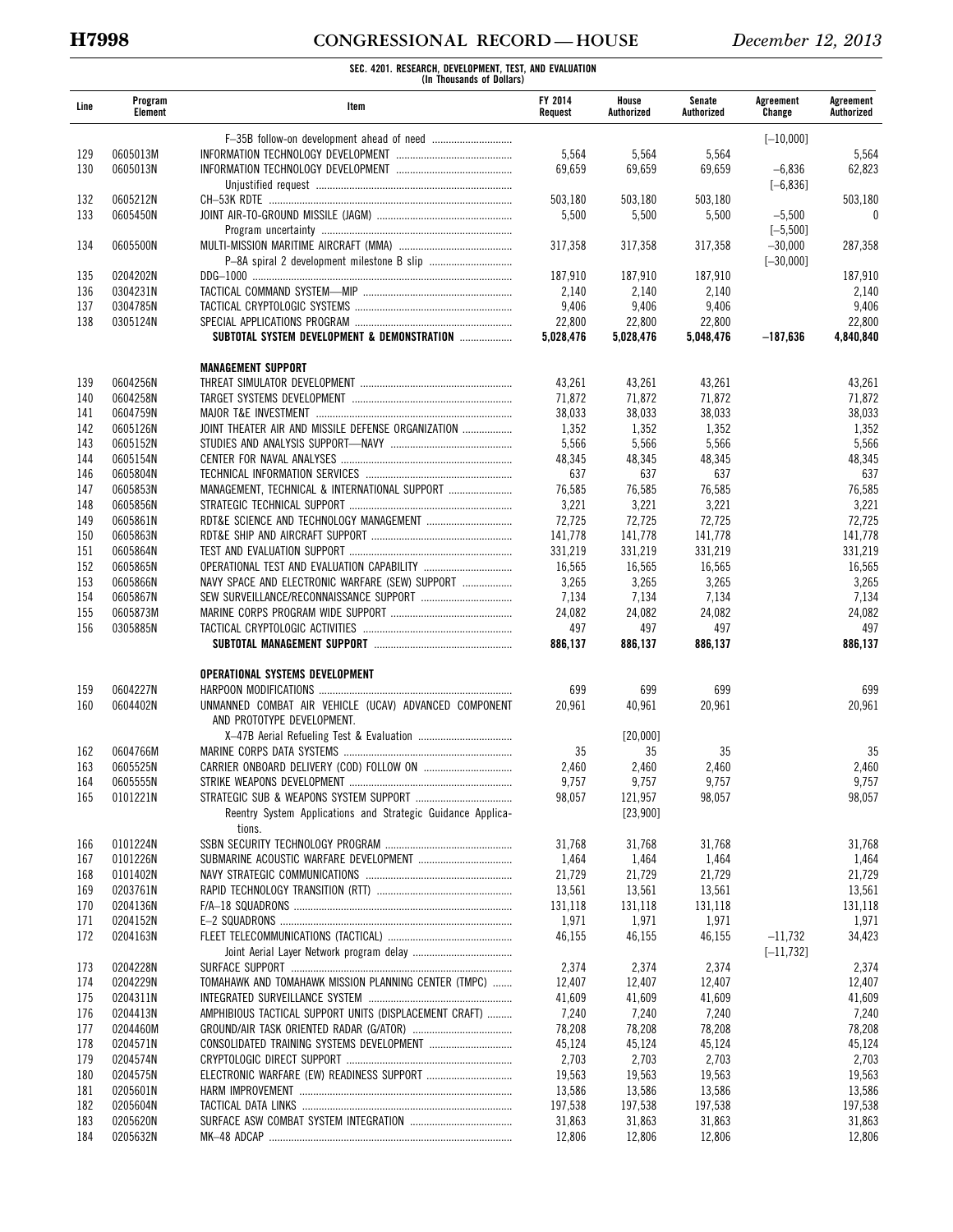**SEC. 4201. RESEARCH, DEVELOPMENT, TEST, AND EVALUATION**
**(In Thousands of Dollars)**

| Line | Program Element | Item | FY 2014 Request | House Authorized | Senate Authorized | Agreement Change | Agreement Authorized |
|---|---|---|---|---|---|---|---|
| | | F–35B follow-on development ahead of need | | | | [–10,000] | |
| 129 | 0605013M | INFORMATION TECHNOLOGY DEVELOPMENT | 5,564 | 5,564 | 5,564 | | 5,564 |
| 130 | 0605013N | INFORMATION TECHNOLOGY DEVELOPMENT | 69,659 | 69,659 | 69,659 | –6,836 | 62,823 |
| | | Unjustified request | | | | [–6,836] | |
| 132 | 0605212N | CH–53K RDTE | 503,180 | 503,180 | 503,180 | | 503,180 |
| 133 | 0605450N | JOINT AIR-TO-GROUND MISSILE (JAGM) | 5,500 | 5,500 | 5,500 | –5,500 | 0 |
| | | Program uncertainty | | | | [–5,500] | |
| 134 | 0605500N | MULTI-MISSION MARITIME AIRCRAFT (MMA) | 317,358 | 317,358 | 317,358 | –30,000 | 287,358 |
| | | P–8A spiral 2 development milestone B slip | | | | [–30,000] | |
| 135 | 0204202N | DDG–1000 | 187,910 | 187,910 | 187,910 | | 187,910 |
| 136 | 0304231N | TACTICAL COMMAND SYSTEM—MIP | 2,140 | 2,140 | 2,140 | | 2,140 |
| 137 | 0304785N | TACTICAL CRYPTOLOGIC SYSTEMS | 9,406 | 9,406 | 9,406 | | 9,406 |
| 138 | 0305124N | SPECIAL APPLICATIONS PROGRAM | 22,800 | 22,800 | 22,800 | | 22,800 |
| | | **SUBTOTAL SYSTEM DEVELOPMENT & DEMONSTRATION** | **5,028,476** | **5,028,476** | **5,048,476** | **–187,636** | **4,840,840** |
| | | **MANAGEMENT SUPPORT** | | | | | |
| 139 | 0604256N | THREAT SIMULATOR DEVELOPMENT | 43,261 | 43,261 | 43,261 | | 43,261 |
| 140 | 0604258N | TARGET SYSTEMS DEVELOPMENT | 71,872 | 71,872 | 71,872 | | 71,872 |
| 141 | 0604759N | MAJOR T&E INVESTMENT | 38,033 | 38,033 | 38,033 | | 38,033 |
| 142 | 0605126N | JOINT THEATER AIR AND MISSILE DEFENSE ORGANIZATION | 1,352 | 1,352 | 1,352 | | 1,352 |
| 143 | 0605152N | STUDIES AND ANALYSIS SUPPORT—NAVY | 5,566 | 5,566 | 5,566 | | 5,566 |
| 144 | 0605154N | CENTER FOR NAVAL ANALYSES | 48,345 | 48,345 | 48,345 | | 48,345 |
| 146 | 0605804N | TECHNICAL INFORMATION SERVICES | 637 | 637 | 637 | | 637 |
| 147 | 0605853N | MANAGEMENT, TECHNICAL & INTERNATIONAL SUPPORT | 76,585 | 76,585 | 76,585 | | 76,585 |
| 148 | 0605856N | STRATEGIC TECHNICAL SUPPORT | 3,221 | 3,221 | 3,221 | | 3,221 |
| 149 | 0605861N | RDT&E SCIENCE AND TECHNOLOGY MANAGEMENT | 72,725 | 72,725 | 72,725 | | 72,725 |
| 150 | 0605863N | RDT&E SHIP AND AIRCRAFT SUPPORT | 141,778 | 141,778 | 141,778 | | 141,778 |
| 151 | 0605864N | TEST AND EVALUATION SUPPORT | 331,219 | 331,219 | 331,219 | | 331,219 |
| 152 | 0605865N | OPERATIONAL TEST AND EVALUATION CAPABILITY | 16,565 | 16,565 | 16,565 | | 16,565 |
| 153 | 0605866N | NAVY SPACE AND ELECTRONIC WARFARE (SEW) SUPPORT | 3,265 | 3,265 | 3,265 | | 3,265 |
| 154 | 0605867N | SEW SURVEILLANCE/RECONNAISSANCE SUPPORT | 7,134 | 7,134 | 7,134 | | 7,134 |
| 155 | 0605873M | MARINE CORPS PROGRAM WIDE SUPPORT | 24,082 | 24,082 | 24,082 | | 24,082 |
| 156 | 0305885N | TACTICAL CRYPTOLOGIC ACTIVITIES | 497 | 497 | 497 | | 497 |
| | | **SUBTOTAL MANAGEMENT SUPPORT** | **886,137** | **886,137** | **886,137** | | **886,137** |
| | | **OPERATIONAL SYSTEMS DEVELOPMENT** | | | | | |
| 159 | 0604227N | HARPOON MODIFICATIONS | 699 | 699 | 699 | | 699 |
| 160 | 0604402N | UNMANNED COMBAT AIR VEHICLE (UCAV) ADVANCED COMPONENT AND PROTOTYPE DEVELOPMENT. | 20,961 | 40,961 | 20,961 | | 20,961 |
| | | X–47B Aerial Refueling Test & Evaluation | | [20,000] | | | |
| 162 | 0604766M | MARINE CORPS DATA SYSTEMS | 35 | 35 | 35 | | 35 |
| 163 | 0605525N | CARRIER ONBOARD DELIVERY (COD) FOLLOW ON | 2,460 | 2,460 | 2,460 | | 2,460 |
| 164 | 0605555N | STRIKE WEAPONS DEVELOPMENT | 9,757 | 9,757 | 9,757 | | 9,757 |
| 165 | 0101221N | STRATEGIC SUB & WEAPONS SYSTEM SUPPORT | 98,057 | 121,957 | 98,057 | | 98,057 |
| | | Reentry System Applications and Strategic Guidance Applications. | | [23,900] | | | |
| 166 | 0101224N | SSBN SECURITY TECHNOLOGY PROGRAM | 31,768 | 31,768 | 31,768 | | 31,768 |
| 167 | 0101226N | SUBMARINE ACOUSTIC WARFARE DEVELOPMENT | 1,464 | 1,464 | 1,464 | | 1,464 |
| 168 | 0101402N | NAVY STRATEGIC COMMUNICATIONS | 21,729 | 21,729 | 21,729 | | 21,729 |
| 169 | 0203761N | RAPID TECHNOLOGY TRANSITION (RTT) | 13,561 | 13,561 | 13,561 | | 13,561 |
| 170 | 0204136N | F/A–18 SQUADRONS | 131,118 | 131,118 | 131,118 | | 131,118 |
| 171 | 0204152N | E–2 SQUADRONS | 1,971 | 1,971 | 1,971 | | 1,971 |
| 172 | 0204163N | FLEET TELECOMMUNICATIONS (TACTICAL) | 46,155 | 46,155 | 46,155 | –11,732 | 34,423 |
| | | Joint Aerial Layer Network program delay | | | | [–11,732] | |
| 173 | 0204228N | SURFACE SUPPORT | 2,374 | 2,374 | 2,374 | | 2,374 |
| 174 | 0204229N | TOMAHAWK AND TOMAHAWK MISSION PLANNING CENTER (TMPC) | 12,407 | 12,407 | 12,407 | | 12,407 |
| 175 | 0204311N | INTEGRATED SURVEILLANCE SYSTEM | 41,609 | 41,609 | 41,609 | | 41,609 |
| 176 | 0204413N | AMPHIBIOUS TACTICAL SUPPORT UNITS (DISPLACEMENT CRAFT) | 7,240 | 7,240 | 7,240 | | 7,240 |
| 177 | 0204460M | GROUND/AIR TASK ORIENTED RADAR (G/ATOR) | 78,208 | 78,208 | 78,208 | | 78,208 |
| 178 | 0204571N | CONSOLIDATED TRAINING SYSTEMS DEVELOPMENT | 45,124 | 45,124 | 45,124 | | 45,124 |
| 179 | 0204574N | CRYPTOLOGIC DIRECT SUPPORT | 2,703 | 2,703 | 2,703 | | 2,703 |
| 180 | 0204575N | ELECTRONIC WARFARE (EW) READINESS SUPPORT | 19,563 | 19,563 | 19,563 | | 19,563 |
| 181 | 0205601N | HARM IMPROVEMENT | 13,586 | 13,586 | 13,586 | | 13,586 |
| 182 | 0205604N | TACTICAL DATA LINKS | 197,538 | 197,538 | 197,538 | | 197,538 |
| 183 | 0205620N | SURFACE ASW COMBAT SYSTEM INTEGRATION | 31,863 | 31,863 | 31,863 | | 31,863 |
| 184 | 0205632N | MK–48 ADCAP | 12,806 | 12,806 | 12,806 | | 12,806 |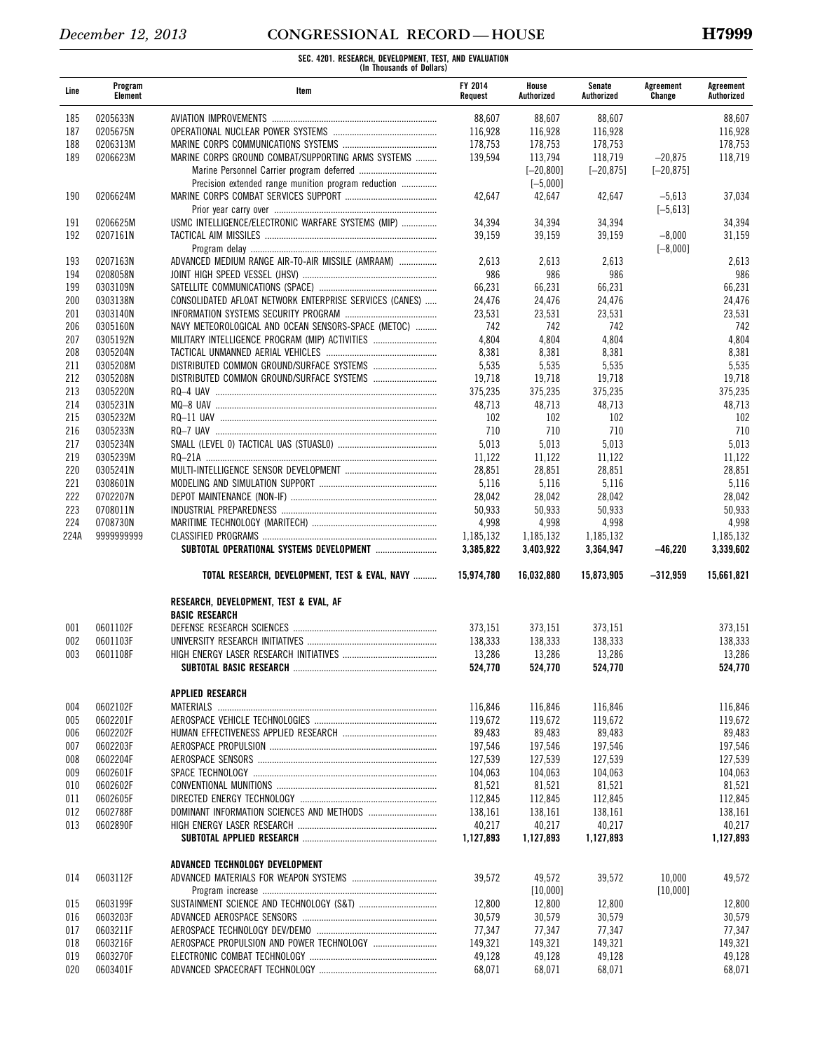**SEC. 4201. RESEARCH, DEVELOPMENT, TEST, AND EVALUATION**
(In Thousands of Dollars)

| Line | Program Element | Item | FY 2014 Request | House Authorized | Senate Authorized | Agreement Change | Agreement Authorized |
|---|---|---|---|---|---|---|---|
| 185 | 0205633N | AVIATION IMPROVEMENTS | 88,607 | 88,607 | 88,607 | | 88,607 |
| 187 | 0205675N | OPERATIONAL NUCLEAR POWER SYSTEMS | 116,928 | 116,928 | 116,928 | | 116,928 |
| 188 | 0206313M | MARINE CORPS COMMUNICATIONS SYSTEMS | 178,753 | 178,753 | 178,753 | | 178,753 |
| 189 | 0206623M | MARINE CORPS GROUND COMBAT/SUPPORTING ARMS SYSTEMS | 139,594 | 113,794 | 118,719 | −20,875 | 118,719 |
| | | Marine Personnel Carrier program deferred | | [−20,800] | [−20,875] | [−20,875] | |
| | | Precision extended range munition program reduction | | [−5,000] | | | |
| 190 | 0206624M | MARINE CORPS COMBAT SERVICES SUPPORT | 42,647 | 42,647 | 42,647 | −5,613 | 37,034 |
| | | Prior year carry over | | | | [−5,613] | |
| 191 | 0206625M | USMC INTELLIGENCE/ELECTRONIC WARFARE SYSTEMS (MIP) | 34,394 | 34,394 | 34,394 | | 34,394 |
| 192 | 0207161N | TACTICAL AIM MISSILES | 39,159 | 39,159 | 39,159 | −8,000 | 31,159 |
| | | Program delay | | | | [−8,000] | |
| 193 | 0207163N | ADVANCED MEDIUM RANGE AIR-TO-AIR MISSILE (AMRAAM) | 2,613 | 2,613 | 2,613 | | 2,613 |
| 194 | 0208058N | JOINT HIGH SPEED VESSEL (JHSV) | 986 | 986 | 986 | | 986 |
| 199 | 0303109N | SATELLITE COMMUNICATIONS (SPACE) | 66,231 | 66,231 | 66,231 | | 66,231 |
| 200 | 0303138N | CONSOLIDATED AFLOAT NETWORK ENTERPRISE SERVICES (CANES) | 24,476 | 24,476 | 24,476 | | 24,476 |
| 201 | 0303140N | INFORMATION SYSTEMS SECURITY PROGRAM | 23,531 | 23,531 | 23,531 | | 23,531 |
| 206 | 0305160N | NAVY METEOROLOGICAL AND OCEAN SENSORS-SPACE (METOC) | 742 | 742 | 742 | | 742 |
| 207 | 0305192N | MILITARY INTELLIGENCE PROGRAM (MIP) ACTIVITIES | 4,804 | 4,804 | 4,804 | | 4,804 |
| 208 | 0305204N | TACTICAL UNMANNED AERIAL VEHICLES | 8,381 | 8,381 | 8,381 | | 8,381 |
| 211 | 0305208M | DISTRIBUTED COMMON GROUND/SURFACE SYSTEMS | 5,535 | 5,535 | 5,535 | | 5,535 |
| 212 | 0305208N | DISTRIBUTED COMMON GROUND/SURFACE SYSTEMS | 19,718 | 19,718 | 19,718 | | 19,718 |
| 213 | 0305220N | RQ–4 UAV | 375,235 | 375,235 | 375,235 | | 375,235 |
| 214 | 0305231N | MQ–8 UAV | 48,713 | 48,713 | 48,713 | | 48,713 |
| 215 | 0305232M | RQ–11 UAV | 102 | 102 | 102 | | 102 |
| 216 | 0305233N | RQ–7 UAV | 710 | 710 | 710 | | 710 |
| 217 | 0305234N | SMALL (LEVEL 0) TACTICAL UAS (STUASL0) | 5,013 | 5,013 | 5,013 | | 5,013 |
| 219 | 0305239M | RQ–21A | 11,122 | 11,122 | 11,122 | | 11,122 |
| 220 | 0305241N | MULTI-INTELLIGENCE SENSOR DEVELOPMENT | 28,851 | 28,851 | 28,851 | | 28,851 |
| 221 | 0308601N | MODELING AND SIMULATION SUPPORT | 5,116 | 5,116 | 5,116 | | 5,116 |
| 222 | 0702207N | DEPOT MAINTENANCE (NON-IF) | 28,042 | 28,042 | 28,042 | | 28,042 |
| 223 | 0708011N | INDUSTRIAL PREPAREDNESS | 50,933 | 50,933 | 50,933 | | 50,933 |
| 224 | 0708730N | MARITIME TECHNOLOGY (MARITECH) | 4,998 | 4,998 | 4,998 | | 4,998 |
| 224A | 9999999999 | CLASSIFIED PROGRAMS | 1,185,132 | 1,185,132 | 1,185,132 | | 1,185,132 |
| | | **SUBTOTAL OPERATIONAL SYSTEMS DEVELOPMENT** | **3,385,822** | **3,403,922** | **3,364,947** | **−46,220** | **3,339,602** |
| | | | | | | | |
| | | **TOTAL RESEARCH, DEVELOPMENT, TEST & EVAL, NAVY** | **15,974,780** | **16,032,880** | **15,873,905** | **−312,959** | **15,661,821** |
| | | | | | | | |
| | | **RESEARCH, DEVELOPMENT, TEST & EVAL, AF** | | | | | |
| | | **BASIC RESEARCH** | | | | | |
| 001 | 0601102F | DEFENSE RESEARCH SCIENCES | 373,151 | 373,151 | 373,151 | | 373,151 |
| 002 | 0601103F | UNIVERSITY RESEARCH INITIATIVES | 138,333 | 138,333 | 138,333 | | 138,333 |
| 003 | 0601108F | HIGH ENERGY LASER RESEARCH INITIATIVES | 13,286 | 13,286 | 13,286 | | 13,286 |
| | | **SUBTOTAL BASIC RESEARCH** | **524,770** | **524,770** | **524,770** | | **524,770** |
| | | | | | | | |
| | | **APPLIED RESEARCH** | | | | | |
| 004 | 0602102F | MATERIALS | 116,846 | 116,846 | 116,846 | | 116,846 |
| 005 | 0602201F | AEROSPACE VEHICLE TECHNOLOGIES | 119,672 | 119,672 | 119,672 | | 119,672 |
| 006 | 0602202F | HUMAN EFFECTIVENESS APPLIED RESEARCH | 89,483 | 89,483 | 89,483 | | 89,483 |
| 007 | 0602203F | AEROSPACE PROPULSION | 197,546 | 197,546 | 197,546 | | 197,546 |
| 008 | 0602204F | AEROSPACE SENSORS | 127,539 | 127,539 | 127,539 | | 127,539 |
| 009 | 0602601F | SPACE TECHNOLOGY | 104,063 | 104,063 | 104,063 | | 104,063 |
| 010 | 0602602F | CONVENTIONAL MUNITIONS | 81,521 | 81,521 | 81,521 | | 81,521 |
| 011 | 0602605F | DIRECTED ENERGY TECHNOLOGY | 112,845 | 112,845 | 112,845 | | 112,845 |
| 012 | 0602788F | DOMINANT INFORMATION SCIENCES AND METHODS | 138,161 | 138,161 | 138,161 | | 138,161 |
| 013 | 0602890F | HIGH ENERGY LASER RESEARCH | 40,217 | 40,217 | 40,217 | | 40,217 |
| | | **SUBTOTAL APPLIED RESEARCH** | **1,127,893** | **1,127,893** | **1,127,893** | | **1,127,893** |
| | | | | | | | |
| | | **ADVANCED TECHNOLOGY DEVELOPMENT** | | | | | |
| 014 | 0603112F | ADVANCED MATERIALS FOR WEAPON SYSTEMS | 39,572 | 49,572 | 39,572 | 10,000 | 49,572 |
| | | Program increase | | [10,000] | | [10,000] | |
| 015 | 0603199F | SUSTAINMENT SCIENCE AND TECHNOLOGY (S&T) | 12,800 | 12,800 | 12,800 | | 12,800 |
| 016 | 0603203F | ADVANCED AEROSPACE SENSORS | 30,579 | 30,579 | 30,579 | | 30,579 |
| 017 | 0603211F | AEROSPACE TECHNOLOGY DEV/DEMO | 77,347 | 77,347 | 77,347 | | 77,347 |
| 018 | 0603216F | AEROSPACE PROPULSION AND POWER TECHNOLOGY | 149,321 | 149,321 | 149,321 | | 149,321 |
| 019 | 0603270F | ELECTRONIC COMBAT TECHNOLOGY | 49,128 | 49,128 | 49,128 | | 49,128 |
| 020 | 0603401F | ADVANCED SPACECRAFT TECHNOLOGY | 68,071 | 68,071 | 68,071 | | 68,071 |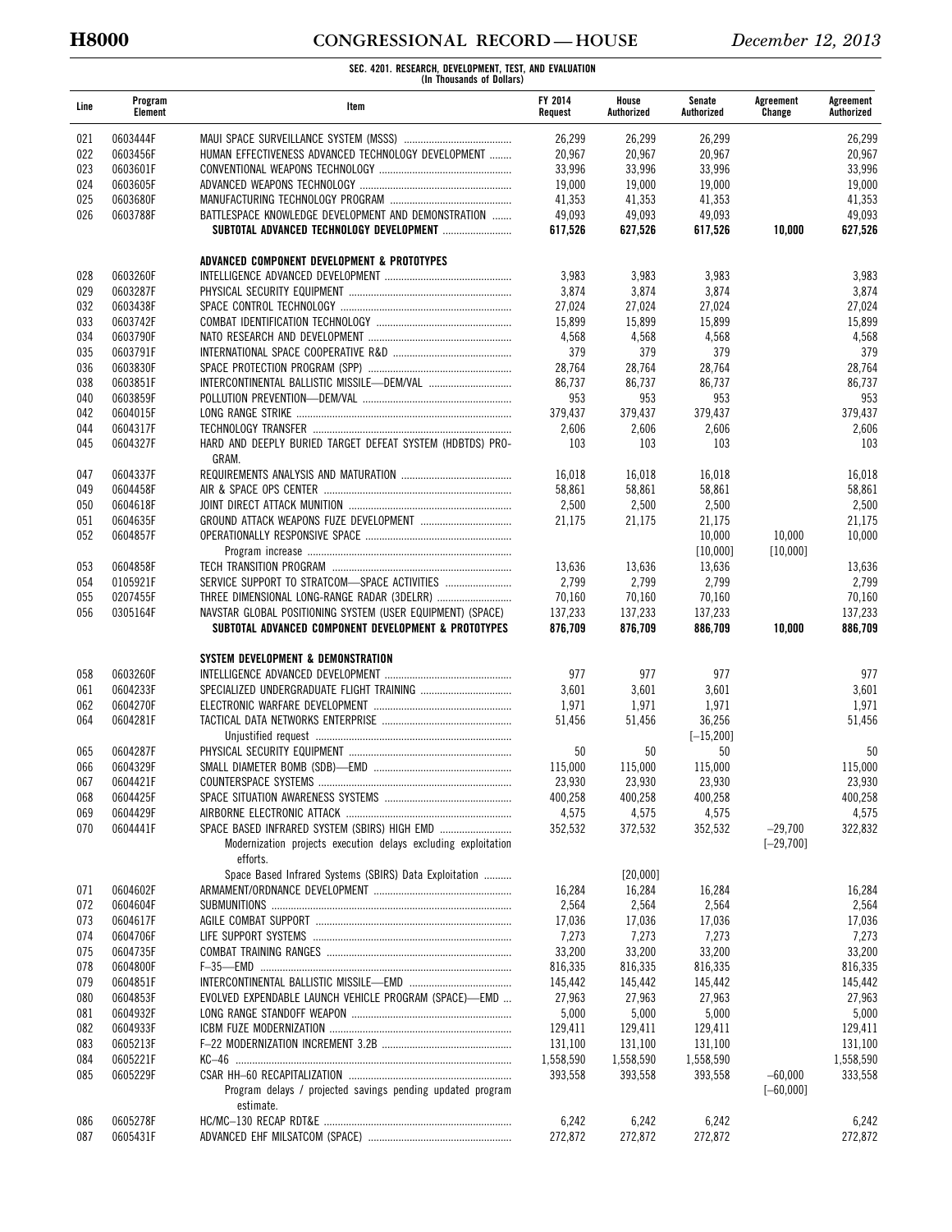**SEC. 4201. RESEARCH, DEVELOPMENT, TEST, AND EVALUATION**
**(In Thousands of Dollars)**

| Line | Program Element | Item | FY 2014 Request | House Authorized | Senate Authorized | Agreement Change | Agreement Authorized |
|---|---|---|---|---|---|---|---|
| 021 | 0603444F | MAUI SPACE SURVEILLANCE SYSTEM (MSSS) | 26,299 | 26,299 | 26,299 | | 26,299 |
| 022 | 0603456F | HUMAN EFFECTIVENESS ADVANCED TECHNOLOGY DEVELOPMENT | 20,967 | 20,967 | 20,967 | | 20,967 |
| 023 | 0603601F | CONVENTIONAL WEAPONS TECHNOLOGY | 33,996 | 33,996 | 33,996 | | 33,996 |
| 024 | 0603605F | ADVANCED WEAPONS TECHNOLOGY | 19,000 | 19,000 | 19,000 | | 19,000 |
| 025 | 0603680F | MANUFACTURING TECHNOLOGY PROGRAM | 41,353 | 41,353 | 41,353 | | 41,353 |
| 026 | 0603788F | BATTLESPACE KNOWLEDGE DEVELOPMENT AND DEMONSTRATION | 49,093 | 49,093 | 49,093 | | 49,093 |
| | | **SUBTOTAL ADVANCED TECHNOLOGY DEVELOPMENT** | **617,526** | **627,526** | **617,526** | **10,000** | **627,526** |
| | | **ADVANCED COMPONENT DEVELOPMENT & PROTOTYPES** | | | | | |
| 028 | 0603260F | INTELLIGENCE ADVANCED DEVELOPMENT | 3,983 | 3,983 | 3,983 | | 3,983 |
| 029 | 0603287F | PHYSICAL SECURITY EQUIPMENT | 3,874 | 3,874 | 3,874 | | 3,874 |
| 032 | 0603438F | SPACE CONTROL TECHNOLOGY | 27,024 | 27,024 | 27,024 | | 27,024 |
| 033 | 0603742F | COMBAT IDENTIFICATION TECHNOLOGY | 15,899 | 15,899 | 15,899 | | 15,899 |
| 034 | 0603790F | NATO RESEARCH AND DEVELOPMENT | 4,568 | 4,568 | 4,568 | | 4,568 |
| 035 | 0603791F | INTERNATIONAL SPACE COOPERATIVE R&D | 379 | 379 | 379 | | 379 |
| 036 | 0603830F | SPACE PROTECTION PROGRAM (SPP) | 28,764 | 28,764 | 28,764 | | 28,764 |
| 038 | 0603851F | INTERCONTINENTAL BALLISTIC MISSILE—DEM/VAL | 86,737 | 86,737 | 86,737 | | 86,737 |
| 040 | 0603859F | POLLUTION PREVENTION—DEM/VAL | 953 | 953 | 953 | | 953 |
| 042 | 0604015F | LONG RANGE STRIKE | 379,437 | 379,437 | 379,437 | | 379,437 |
| 044 | 0604317F | TECHNOLOGY TRANSFER | 2,606 | 2,606 | 2,606 | | 2,606 |
| 045 | 0604327F | HARD AND DEEPLY BURIED TARGET DEFEAT SYSTEM (HDBTDS) PROGRAM. | 103 | 103 | 103 | | 103 |
| 047 | 0604337F | REQUIREMENTS ANALYSIS AND MATURATION | 16,018 | 16,018 | 16,018 | | 16,018 |
| 049 | 0604458F | AIR & SPACE OPS CENTER | 58,861 | 58,861 | 58,861 | | 58,861 |
| 050 | 0604618F | JOINT DIRECT ATTACK MUNITION | 2,500 | 2,500 | 2,500 | | 2,500 |
| 051 | 0604635F | GROUND ATTACK WEAPONS FUZE DEVELOPMENT | 21,175 | 21,175 | 21,175 | | 21,175 |
| 052 | 0604857F | OPERATIONALLY RESPONSIVE SPACE | | | 10,000 | 10,000 | 10,000 |
| | | Program increase | | | [10,000] | [10,000] | |
| 053 | 0604858F | TECH TRANSITION PROGRAM | 13,636 | 13,636 | 13,636 | | 13,636 |
| 054 | 0105921F | SERVICE SUPPORT TO STRATCOM—SPACE ACTIVITIES | 2,799 | 2,799 | 2,799 | | 2,799 |
| 055 | 0207455F | THREE DIMENSIONAL LONG-RANGE RADAR (3DELRR) | 70,160 | 70,160 | 70,160 | | 70,160 |
| 056 | 0305164F | NAVSTAR GLOBAL POSITIONING SYSTEM (USER EQUIPMENT) (SPACE) | 137,233 | 137,233 | 137,233 | | 137,233 |
| | | **SUBTOTAL ADVANCED COMPONENT DEVELOPMENT & PROTOTYPES** | **876,709** | **876,709** | **886,709** | **10,000** | **886,709** |
| | | **SYSTEM DEVELOPMENT & DEMONSTRATION** | | | | | |
| 058 | 0603260F | INTELLIGENCE ADVANCED DEVELOPMENT | 977 | 977 | 977 | | 977 |
| 061 | 0604233F | SPECIALIZED UNDERGRADUATE FLIGHT TRAINING | 3,601 | 3,601 | 3,601 | | 3,601 |
| 062 | 0604270F | ELECTRONIC WARFARE DEVELOPMENT | 1,971 | 1,971 | 1,971 | | 1,971 |
| 064 | 0604281F | TACTICAL DATA NETWORKS ENTERPRISE | 51,456 | 51,456 | 36,256 | | 51,456 |
| | | Unjustified request | | | [−15,200] | | |
| 065 | 0604287F | PHYSICAL SECURITY EQUIPMENT | 50 | 50 | 50 | | 50 |
| 066 | 0604329F | SMALL DIAMETER BOMB (SDB)—EMD | 115,000 | 115,000 | 115,000 | | 115,000 |
| 067 | 0604421F | COUNTERSPACE SYSTEMS | 23,930 | 23,930 | 23,930 | | 23,930 |
| 068 | 0604425F | SPACE SITUATION AWARENESS SYSTEMS | 400,258 | 400,258 | 400,258 | | 400,258 |
| 069 | 0604429F | AIRBORNE ELECTRONIC ATTACK | 4,575 | 4,575 | 4,575 | | 4,575 |
| 070 | 0604441F | SPACE BASED INFRARED SYSTEM (SBIRS) HIGH EMD | 352,532 | 372,532 | 352,532 | −29,700 | 322,832 |
| | | Modernization projects execution delays excluding exploitation efforts. | | | | [−29,700] | |
| | | Space Based Infrared Systems (SBIRS) Data Exploitation | | [20,000] | | | |
| 071 | 0604602F | ARMAMENT/ORDNANCE DEVELOPMENT | 16,284 | 16,284 | 16,284 | | 16,284 |
| 072 | 0604604F | SUBMUNITIONS | 2,564 | 2,564 | 2,564 | | 2,564 |
| 073 | 0604617F | AGILE COMBAT SUPPORT | 17,036 | 17,036 | 17,036 | | 17,036 |
| 074 | 0604706F | LIFE SUPPORT SYSTEMS | 7,273 | 7,273 | 7,273 | | 7,273 |
| 075 | 0604735F | COMBAT TRAINING RANGES | 33,200 | 33,200 | 33,200 | | 33,200 |
| 078 | 0604800F | F–35—EMD | 816,335 | 816,335 | 816,335 | | 816,335 |
| 079 | 0604851F | INTERCONTINENTAL BALLISTIC MISSILE—EMD | 145,442 | 145,442 | 145,442 | | 145,442 |
| 080 | 0604853F | EVOLVED EXPENDABLE LAUNCH VEHICLE PROGRAM (SPACE)—EMD | 27,963 | 27,963 | 27,963 | | 27,963 |
| 081 | 0604932F | LONG RANGE STANDOFF WEAPON | 5,000 | 5,000 | 5,000 | | 5,000 |
| 082 | 0604933F | ICBM FUZE MODERNIZATION | 129,411 | 129,411 | 129,411 | | 129,411 |
| 083 | 0605213F | F–22 MODERNIZATION INCREMENT 3.2B | 131,100 | 131,100 | 131,100 | | 131,100 |
| 084 | 0605221F | KC–46 | 1,558,590 | 1,558,590 | 1,558,590 | | 1,558,590 |
| 085 | 0605229F | CSAR HH–60 RECAPITALIZATION | 393,558 | 393,558 | 393,558 | −60,000 | 333,558 |
| | | Program delays / projected savings pending updated program estimate. | | | | [−60,000] | |
| 086 | 0605278F | HC/MC–130 RECAP RDT&E | 6,242 | 6,242 | 6,242 | | 6,242 |
| 087 | 0605431F | ADVANCED EHF MILSATCOM (SPACE) | 272,872 | 272,872 | 272,872 | | 272,872 |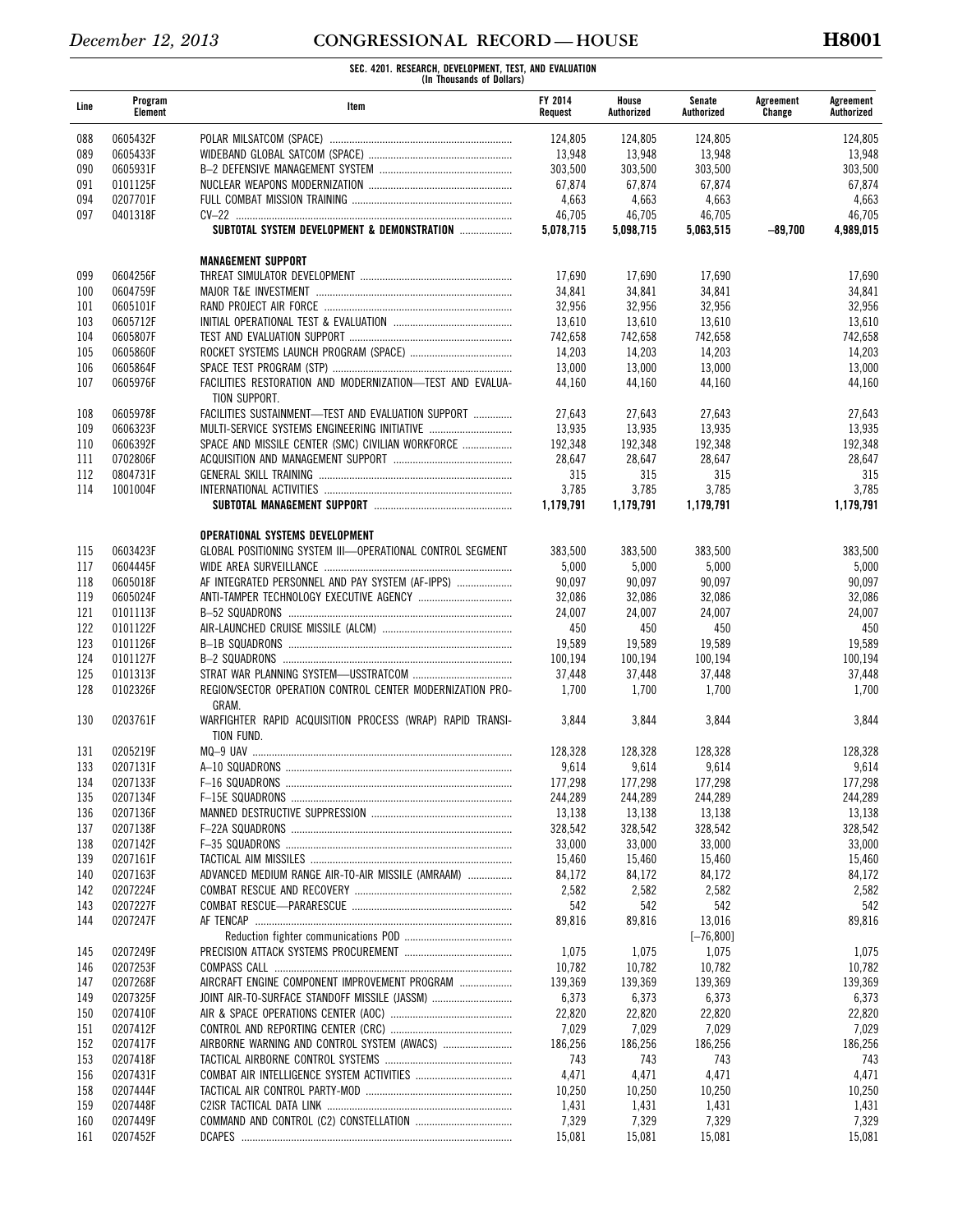**SEC. 4201. RESEARCH, DEVELOPMENT, TEST, AND EVALUATION**
**(In Thousands of Dollars)**

| Line | Program Element | Item | FY 2014 Request | House Authorized | Senate Authorized | Agreement Change | Agreement Authorized |
|---|---|---|---|---|---|---|---|
| 088 | 0605432F | POLAR MILSATCOM (SPACE) | 124,805 | 124,805 | 124,805 | | 124,805 |
| 089 | 0605433F | WIDEBAND GLOBAL SATCOM (SPACE) | 13,948 | 13,948 | 13,948 | | 13,948 |
| 090 | 0605931F | B–2 DEFENSIVE MANAGEMENT SYSTEM | 303,500 | 303,500 | 303,500 | | 303,500 |
| 091 | 0101125F | NUCLEAR WEAPONS MODERNIZATION | 67,874 | 67,874 | 67,874 | | 67,874 |
| 094 | 0207701F | FULL COMBAT MISSION TRAINING | 4,663 | 4,663 | 4,663 | | 4,663 |
| 097 | 0401318F | CV–22 | 46,705 | 46,705 | 46,705 | | 46,705 |
| | | **SUBTOTAL SYSTEM DEVELOPMENT & DEMONSTRATION** | **5,078,715** | **5,098,715** | **5,063,515** | **−89,700** | **4,989,015** |
| | | | | | | | |
| | | **MANAGEMENT SUPPORT** | | | | | |
| 099 | 0604256F | THREAT SIMULATOR DEVELOPMENT | 17,690 | 17,690 | 17,690 | | 17,690 |
| 100 | 0604759F | MAJOR T&E INVESTMENT | 34,841 | 34,841 | 34,841 | | 34,841 |
| 101 | 0605101F | RAND PROJECT AIR FORCE | 32,956 | 32,956 | 32,956 | | 32,956 |
| 103 | 0605712F | INITIAL OPERATIONAL TEST & EVALUATION | 13,610 | 13,610 | 13,610 | | 13,610 |
| 104 | 0605807F | TEST AND EVALUATION SUPPORT | 742,658 | 742,658 | 742,658 | | 742,658 |
| 105 | 0605860F | ROCKET SYSTEMS LAUNCH PROGRAM (SPACE) | 14,203 | 14,203 | 14,203 | | 14,203 |
| 106 | 0605864F | SPACE TEST PROGRAM (STP) | 13,000 | 13,000 | 13,000 | | 13,000 |
| 107 | 0605976F | FACILITIES RESTORATION AND MODERNIZATION—TEST AND EVALUATION SUPPORT. | 44,160 | 44,160 | 44,160 | | 44,160 |
| 108 | 0605978F | FACILITIES SUSTAINMENT—TEST AND EVALUATION SUPPORT | 27,643 | 27,643 | 27,643 | | 27,643 |
| 109 | 0606323F | MULTI-SERVICE SYSTEMS ENGINEERING INITIATIVE | 13,935 | 13,935 | 13,935 | | 13,935 |
| 110 | 0606392F | SPACE AND MISSILE CENTER (SMC) CIVILIAN WORKFORCE | 192,348 | 192,348 | 192,348 | | 192,348 |
| 111 | 0702806F | ACQUISITION AND MANAGEMENT SUPPORT | 28,647 | 28,647 | 28,647 | | 28,647 |
| 112 | 0804731F | GENERAL SKILL TRAINING | 315 | 315 | 315 | | 315 |
| 114 | 1001004F | INTERNATIONAL ACTIVITIES | 3,785 | 3,785 | 3,785 | | 3,785 |
| | | **SUBTOTAL MANAGEMENT SUPPORT** | **1,179,791** | **1,179,791** | **1,179,791** | | **1,179,791** |
| | | | | | | | |
| | | **OPERATIONAL SYSTEMS DEVELOPMENT** | | | | | |
| 115 | 0603423F | GLOBAL POSITIONING SYSTEM III—OPERATIONAL CONTROL SEGMENT | 383,500 | 383,500 | 383,500 | | 383,500 |
| 117 | 0604445F | WIDE AREA SURVEILLANCE | 5,000 | 5,000 | 5,000 | | 5,000 |
| 118 | 0605018F | AF INTEGRATED PERSONNEL AND PAY SYSTEM (AF-IPPS) | 90,097 | 90,097 | 90,097 | | 90,097 |
| 119 | 0605024F | ANTI-TAMPER TECHNOLOGY EXECUTIVE AGENCY | 32,086 | 32,086 | 32,086 | | 32,086 |
| 121 | 0101113F | B–52 SQUADRONS | 24,007 | 24,007 | 24,007 | | 24,007 |
| 122 | 0101122F | AIR-LAUNCHED CRUISE MISSILE (ALCM) | 450 | 450 | 450 | | 450 |
| 123 | 0101126F | B–1B SQUADRONS | 19,589 | 19,589 | 19,589 | | 19,589 |
| 124 | 0101127F | B–2 SQUADRONS | 100,194 | 100,194 | 100,194 | | 100,194 |
| 125 | 0101313F | STRAT WAR PLANNING SYSTEM—USSTRATCOM | 37,448 | 37,448 | 37,448 | | 37,448 |
| 128 | 0102326F | REGION/SECTOR OPERATION CONTROL CENTER MODERNIZATION PROGRAM. | 1,700 | 1,700 | 1,700 | | 1,700 |
| 130 | 0203761F | WARFIGHTER RAPID ACQUISITION PROCESS (WRAP) RAPID TRANSITION FUND. | 3,844 | 3,844 | 3,844 | | 3,844 |
| 131 | 0205219F | MQ–9 UAV | 128,328 | 128,328 | 128,328 | | 128,328 |
| 133 | 0207131F | A–10 SQUADRONS | 9,614 | 9,614 | 9,614 | | 9,614 |
| 134 | 0207133F | F–16 SQUADRONS | 177,298 | 177,298 | 177,298 | | 177,298 |
| 135 | 0207134F | F–15E SQUADRONS | 244,289 | 244,289 | 244,289 | | 244,289 |
| 136 | 0207136F | MANNED DESTRUCTIVE SUPPRESSION | 13,138 | 13,138 | 13,138 | | 13,138 |
| 137 | 0207138F | F–22A SQUADRONS | 328,542 | 328,542 | 328,542 | | 328,542 |
| 138 | 0207142F | F–35 SQUADRONS | 33,000 | 33,000 | 33,000 | | 33,000 |
| 139 | 0207161F | TACTICAL AIM MISSILES | 15,460 | 15,460 | 15,460 | | 15,460 |
| 140 | 0207163F | ADVANCED MEDIUM RANGE AIR-TO-AIR MISSILE (AMRAAM) | 84,172 | 84,172 | 84,172 | | 84,172 |
| 142 | 0207224F | COMBAT RESCUE AND RECOVERY | 2,582 | 2,582 | 2,582 | | 2,582 |
| 143 | 0207227F | COMBAT RESCUE—PARARESCUE | 542 | 542 | 542 | | 542 |
| 144 | 0207247F | AF TENCAP | 89,816 | 89,816 | 13,016 | | 89,816 |
| | | Reduction fighter communications POD | | | [−76,800] | | |
| 145 | 0207249F | PRECISION ATTACK SYSTEMS PROCUREMENT | 1,075 | 1,075 | 1,075 | | 1,075 |
| 146 | 0207253F | COMPASS CALL | 10,782 | 10,782 | 10,782 | | 10,782 |
| 147 | 0207268F | AIRCRAFT ENGINE COMPONENT IMPROVEMENT PROGRAM | 139,369 | 139,369 | 139,369 | | 139,369 |
| 149 | 0207325F | JOINT AIR-TO-SURFACE STANDOFF MISSILE (JASSM) | 6,373 | 6,373 | 6,373 | | 6,373 |
| 150 | 0207410F | AIR & SPACE OPERATIONS CENTER (AOC) | 22,820 | 22,820 | 22,820 | | 22,820 |
| 151 | 0207412F | CONTROL AND REPORTING CENTER (CRC) | 7,029 | 7,029 | 7,029 | | 7,029 |
| 152 | 0207417F | AIRBORNE WARNING AND CONTROL SYSTEM (AWACS) | 186,256 | 186,256 | 186,256 | | 186,256 |
| 153 | 0207418F | TACTICAL AIRBORNE CONTROL SYSTEMS | 743 | 743 | 743 | | 743 |
| 156 | 0207431F | COMBAT AIR INTELLIGENCE SYSTEM ACTIVITIES | 4,471 | 4,471 | 4,471 | | 4,471 |
| 158 | 0207444F | TACTICAL AIR CONTROL PARTY-MOD | 10,250 | 10,250 | 10,250 | | 10,250 |
| 159 | 0207448F | C2ISR TACTICAL DATA LINK | 1,431 | 1,431 | 1,431 | | 1,431 |
| 160 | 0207449F | COMMAND AND CONTROL (C2) CONSTELLATION | 7,329 | 7,329 | 7,329 | | 7,329 |
| 161 | 0207452F | DCAPES | 15,081 | 15,081 | 15,081 | | 15,081 |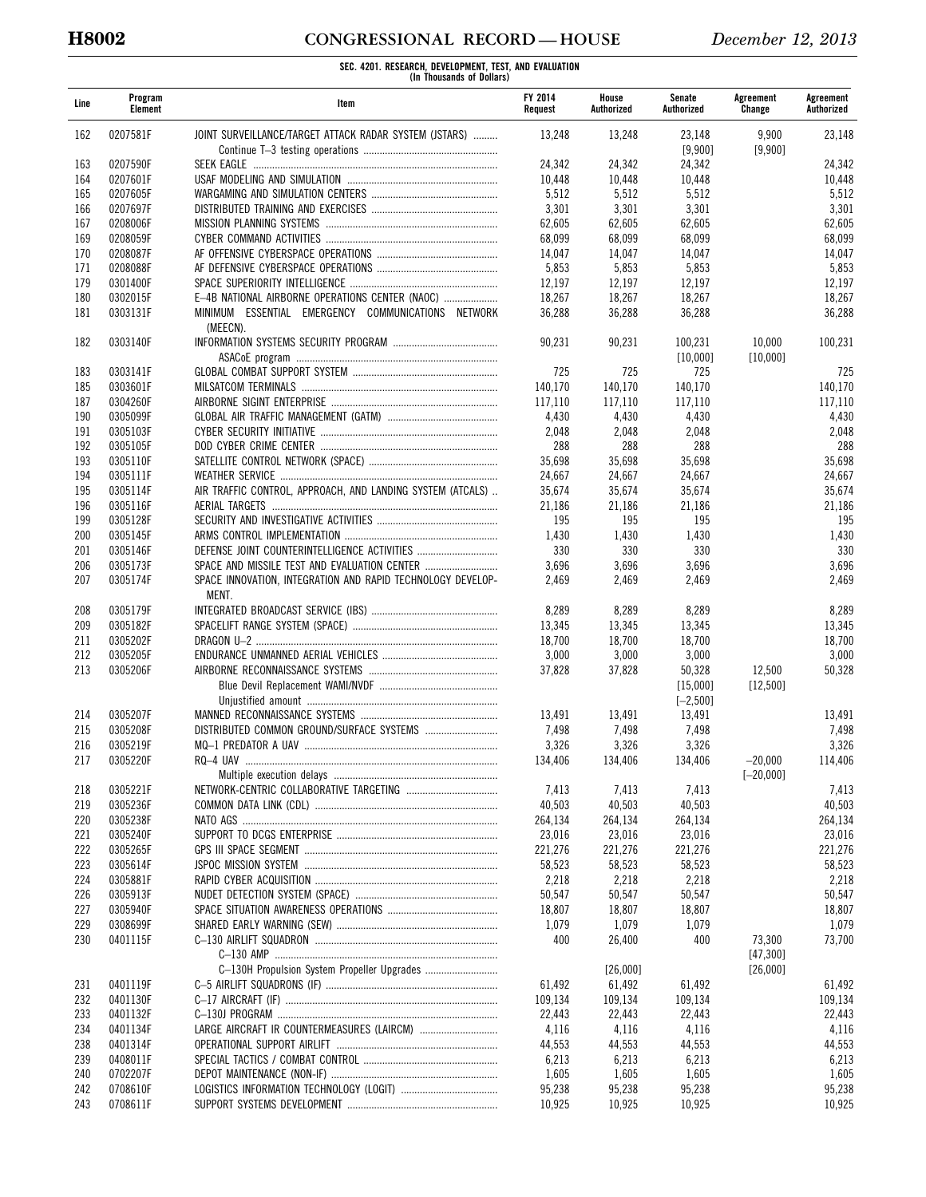**SEC. 4201. RESEARCH, DEVELOPMENT, TEST, AND EVALUATION**
(In Thousands of Dollars)

| Line | Program Element | Item | FY 2014 Request | House Authorized | Senate Authorized | Agreement Change | Agreement Authorized |
|---|---|---|---|---|---|---|---|
| 162 | 0207581F | JOINT SURVEILLANCE/TARGET ATTACK RADAR SYSTEM (JSTARS) | 13,248 | 13,248 | 23,148 | 9,900 | 23,148 |
| | | Continue T–3 testing operations | | | [9,900] | [9,900] | |
| 163 | 0207590F | SEEK EAGLE | 24,342 | 24,342 | 24,342 | | 24,342 |
| 164 | 0207601F | USAF MODELING AND SIMULATION | 10,448 | 10,448 | 10,448 | | 10,448 |
| 165 | 0207605F | WARGAMING AND SIMULATION CENTERS | 5,512 | 5,512 | 5,512 | | 5,512 |
| 166 | 0207697F | DISTRIBUTED TRAINING AND EXERCISES | 3,301 | 3,301 | 3,301 | | 3,301 |
| 167 | 0208006F | MISSION PLANNING SYSTEMS | 62,605 | 62,605 | 62,605 | | 62,605 |
| 169 | 0208059F | CYBER COMMAND ACTIVITIES | 68,099 | 68,099 | 68,099 | | 68,099 |
| 170 | 0208087F | AF OFFENSIVE CYBERSPACE OPERATIONS | 14,047 | 14,047 | 14,047 | | 14,047 |
| 171 | 0208088F | AF DEFENSIVE CYBERSPACE OPERATIONS | 5,853 | 5,853 | 5,853 | | 5,853 |
| 179 | 0301400F | SPACE SUPERIORITY INTELLIGENCE | 12,197 | 12,197 | 12,197 | | 12,197 |
| 180 | 0302015F | E–4B NATIONAL AIRBORNE OPERATIONS CENTER (NAOC) | 18,267 | 18,267 | 18,267 | | 18,267 |
| 181 | 0303131F | MINIMUM ESSENTIAL EMERGENCY COMMUNICATIONS NETWORK (MEECN). | 36,288 | 36,288 | 36,288 | | 36,288 |
| 182 | 0303140F | INFORMATION SYSTEMS SECURITY PROGRAM | 90,231 | 90,231 | 100,231 | 10,000 | 100,231 |
| | | ASACoE program | | | [10,000] | [10,000] | |
| 183 | 0303141F | GLOBAL COMBAT SUPPORT SYSTEM | 725 | 725 | 725 | | 725 |
| 185 | 0303601F | MILSATCOM TERMINALS | 140,170 | 140,170 | 140,170 | | 140,170 |
| 187 | 0304260F | AIRBORNE SIGINT ENTERPRISE | 117,110 | 117,110 | 117,110 | | 117,110 |
| 190 | 0305099F | GLOBAL AIR TRAFFIC MANAGEMENT (GATM) | 4,430 | 4,430 | 4,430 | | 4,430 |
| 191 | 0305103F | CYBER SECURITY INITIATIVE | 2,048 | 2,048 | 2,048 | | 2,048 |
| 192 | 0305105F | DOD CYBER CRIME CENTER | 288 | 288 | 288 | | 288 |
| 193 | 0305110F | SATELLITE CONTROL NETWORK (SPACE) | 35,698 | 35,698 | 35,698 | | 35,698 |
| 194 | 0305111F | WEATHER SERVICE | 24,667 | 24,667 | 24,667 | | 24,667 |
| 195 | 0305114F | AIR TRAFFIC CONTROL, APPROACH, AND LANDING SYSTEM (ATCALS) | 35,674 | 35,674 | 35,674 | | 35,674 |
| 196 | 0305116F | AERIAL TARGETS | 21,186 | 21,186 | 21,186 | | 21,186 |
| 199 | 0305128F | SECURITY AND INVESTIGATIVE ACTIVITIES | 195 | 195 | 195 | | 195 |
| 200 | 0305145F | ARMS CONTROL IMPLEMENTATION | 1,430 | 1,430 | 1,430 | | 1,430 |
| 201 | 0305146F | DEFENSE JOINT COUNTERINTELLIGENCE ACTIVITIES | 330 | 330 | 330 | | 330 |
| 206 | 0305173F | SPACE AND MISSILE TEST AND EVALUATION CENTER | 3,696 | 3,696 | 3,696 | | 3,696 |
| 207 | 0305174F | SPACE INNOVATION, INTEGRATION AND RAPID TECHNOLOGY DEVELOPMENT. | 2,469 | 2,469 | 2,469 | | 2,469 |
| 208 | 0305179F | INTEGRATED BROADCAST SERVICE (IBS) | 8,289 | 8,289 | 8,289 | | 8,289 |
| 209 | 0305182F | SPACELIFT RANGE SYSTEM (SPACE) | 13,345 | 13,345 | 13,345 | | 13,345 |
| 211 | 0305202F | DRAGON U–2 | 18,700 | 18,700 | 18,700 | | 18,700 |
| 212 | 0305205F | ENDURANCE UNMANNED AERIAL VEHICLES | 3,000 | 3,000 | 3,000 | | 3,000 |
| 213 | 0305206F | AIRBORNE RECONNAISSANCE SYSTEMS | 37,828 | 37,828 | 50,328 | 12,500 | 50,328 |
| | | Blue Devil Replacement WAMI/NVDF | | | [15,000] | [12,500] | |
| | | Unjustified amount | | | [–2,500] | | |
| 214 | 0305207F | MANNED RECONNAISSANCE SYSTEMS | 13,491 | 13,491 | 13,491 | | 13,491 |
| 215 | 0305208F | DISTRIBUTED COMMON GROUND/SURFACE SYSTEMS | 7,498 | 7,498 | 7,498 | | 7,498 |
| 216 | 0305219F | MQ–1 PREDATOR A UAV | 3,326 | 3,326 | 3,326 | | 3,326 |
| 217 | 0305220F | RQ–4 UAV | 134,406 | 134,406 | 134,406 | –20,000 | 114,406 |
| | | Multiple execution delays | | | | [–20,000] | |
| 218 | 0305221F | NETWORK-CENTRIC COLLABORATIVE TARGETING | 7,413 | 7,413 | 7,413 | | 7,413 |
| 219 | 0305236F | COMMON DATA LINK (CDL) | 40,503 | 40,503 | 40,503 | | 40,503 |
| 220 | 0305238F | NATO AGS | 264,134 | 264,134 | 264,134 | | 264,134 |
| 221 | 0305240F | SUPPORT TO DCGS ENTERPRISE | 23,016 | 23,016 | 23,016 | | 23,016 |
| 222 | 0305265F | GPS III SPACE SEGMENT | 221,276 | 221,276 | 221,276 | | 221,276 |
| 223 | 0305614F | JSPOC MISSION SYSTEM | 58,523 | 58,523 | 58,523 | | 58,523 |
| 224 | 0305881F | RAPID CYBER ACQUISITION | 2,218 | 2,218 | 2,218 | | 2,218 |
| 226 | 0305913F | NUDET DETECTION SYSTEM (SPACE) | 50,547 | 50,547 | 50,547 | | 50,547 |
| 227 | 0305940F | SPACE SITUATION AWARENESS OPERATIONS | 18,807 | 18,807 | 18,807 | | 18,807 |
| 229 | 0308699F | SHARED EARLY WARNING (SEW) | 1,079 | 1,079 | 1,079 | | 1,079 |
| 230 | 0401115F | C–130 AIRLIFT SQUADRON | 400 | 26,400 | 400 | 73,300 | 73,700 |
| | | C–130 AMP | | | | [47,300] | |
| | | C–130H Propulsion System Propeller Upgrades | | [26,000] | | [26,000] | |
| 231 | 0401119F | C–5 AIRLIFT SQUADRONS (IF) | 61,492 | 61,492 | 61,492 | | 61,492 |
| 232 | 0401130F | C–17 AIRCRAFT (IF) | 109,134 | 109,134 | 109,134 | | 109,134 |
| 233 | 0401132F | C–130J PROGRAM | 22,443 | 22,443 | 22,443 | | 22,443 |
| 234 | 0401134F | LARGE AIRCRAFT IR COUNTERMEASURES (LAIRCM) | 4,116 | 4,116 | 4,116 | | 4,116 |
| 238 | 0401314F | OPERATIONAL SUPPORT AIRLIFT | 44,553 | 44,553 | 44,553 | | 44,553 |
| 239 | 0408011F | SPECIAL TACTICS / COMBAT CONTROL | 6,213 | 6,213 | 6,213 | | 6,213 |
| 240 | 0702207F | DEPOT MAINTENANCE (NON-IF) | 1,605 | 1,605 | 1,605 | | 1,605 |
| 242 | 0708610F | LOGISTICS INFORMATION TECHNOLOGY (LOGIT) | 95,238 | 95,238 | 95,238 | | 95,238 |
| 243 | 0708611F | SUPPORT SYSTEMS DEVELOPMENT | 10,925 | 10,925 | 10,925 | | 10,925 |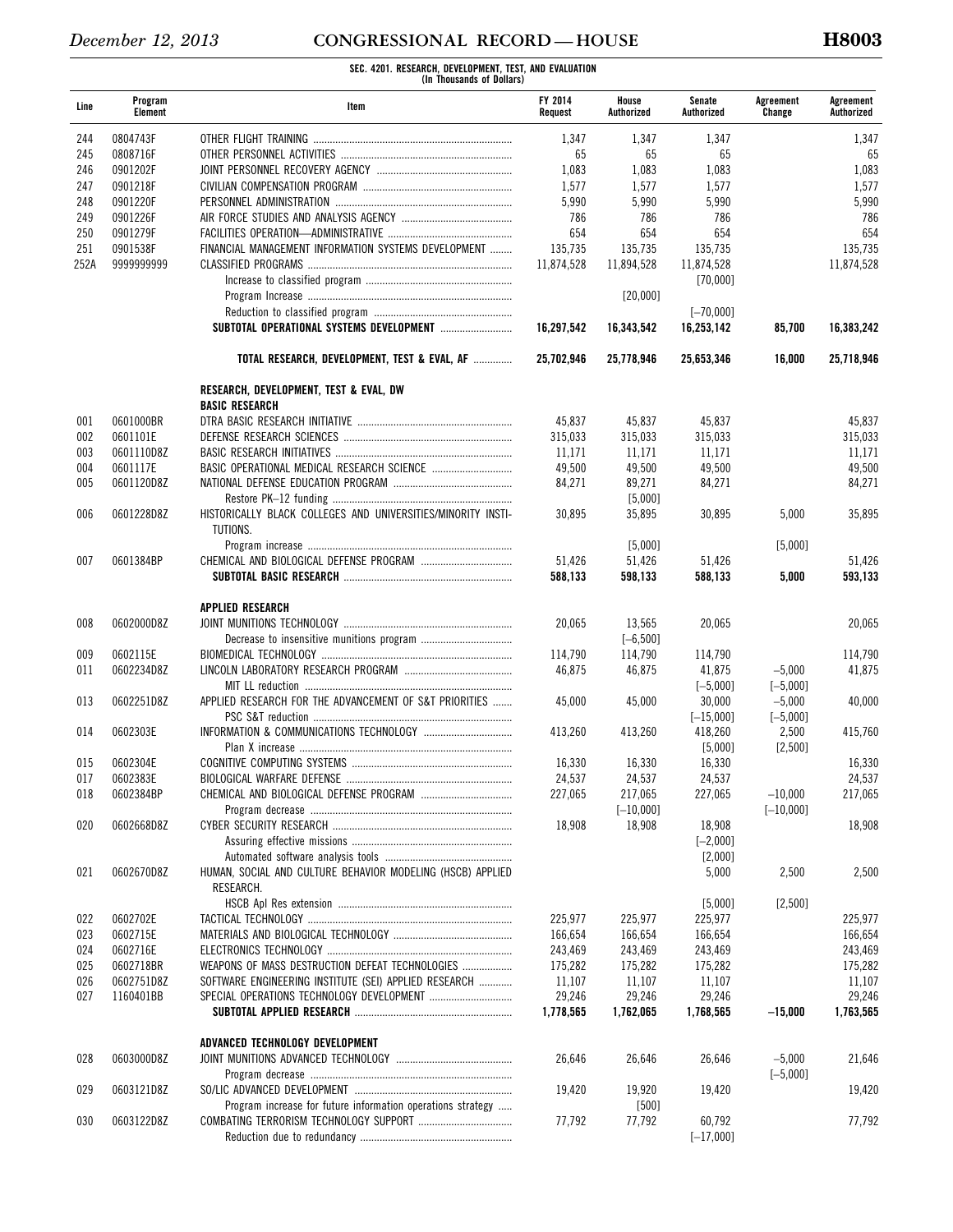**SEC. 4201. RESEARCH, DEVELOPMENT, TEST, AND EVALUATION**
**(In Thousands of Dollars)**

| Line | Program Element | Item | FY 2014 Request | House Authorized | Senate Authorized | Agreement Change | Agreement Authorized |
|---|---|---|---|---|---|---|---|
| 244 | 0804743F | OTHER FLIGHT TRAINING | 1,347 | 1,347 | 1,347 | | 1,347 |
| 245 | 0808716F | OTHER PERSONNEL ACTIVITIES | 65 | 65 | 65 | | 65 |
| 246 | 0901202F | JOINT PERSONNEL RECOVERY AGENCY | 1,083 | 1,083 | 1,083 | | 1,083 |
| 247 | 0901218F | CIVILIAN COMPENSATION PROGRAM | 1,577 | 1,577 | 1,577 | | 1,577 |
| 248 | 0901220F | PERSONNEL ADMINISTRATION | 5,990 | 5,990 | 5,990 | | 5,990 |
| 249 | 0901226F | AIR FORCE STUDIES AND ANALYSIS AGENCY | 786 | 786 | 786 | | 786 |
| 250 | 0901279F | FACILITIES OPERATION—ADMINISTRATIVE | 654 | 654 | 654 | | 654 |
| 251 | 0901538F | FINANCIAL MANAGEMENT INFORMATION SYSTEMS DEVELOPMENT | 135,735 | 135,735 | 135,735 | | 135,735 |
| 252A | 9999999999 | CLASSIFIED PROGRAMS | 11,874,528 | 11,894,528 | 11,874,528 | | 11,874,528 |
| | | Increase to classified program | | | [70,000] | | |
| | | Program Increase | | [20,000] | | | |
| | | Reduction to classified program | | | [−70,000] | | |
| | | **SUBTOTAL OPERATIONAL SYSTEMS DEVELOPMENT** | **16,297,542** | **16,343,542** | **16,253,142** | **85,700** | **16,383,242** |
| | | **TOTAL RESEARCH, DEVELOPMENT, TEST & EVAL, AF** | **25,702,946** | **25,778,946** | **25,653,346** | **16,000** | **25,718,946** |
| | | **RESEARCH, DEVELOPMENT, TEST & EVAL, DW** | | | | | |
| | | **BASIC RESEARCH** | | | | | |
| 001 | 0601000BR | DTRA BASIC RESEARCH INITIATIVE | 45,837 | 45,837 | 45,837 | | 45,837 |
| 002 | 0601101E | DEFENSE RESEARCH SCIENCES | 315,033 | 315,033 | 315,033 | | 315,033 |
| 003 | 0601110D8Z | BASIC RESEARCH INITIATIVES | 11,171 | 11,171 | 11,171 | | 11,171 |
| 004 | 0601117E | BASIC OPERATIONAL MEDICAL RESEARCH SCIENCE | 49,500 | 49,500 | 49,500 | | 49,500 |
| 005 | 0601120D8Z | NATIONAL DEFENSE EDUCATION PROGRAM | 84,271 | 89,271 | 84,271 | | 84,271 |
| | | Restore PK–12 funding | | [5,000] | | | |
| 006 | 0601228D8Z | HISTORICALLY BLACK COLLEGES AND UNIVERSITIES/MINORITY INSTITUTIONS. | 30,895 | 35,895 | 30,895 | 5,000 | 35,895 |
| | | Program increase | | [5,000] | | [5,000] | |
| 007 | 0601384BP | CHEMICAL AND BIOLOGICAL DEFENSE PROGRAM | 51,426 | 51,426 | 51,426 | | 51,426 |
| | | **SUBTOTAL BASIC RESEARCH** | **588,133** | **598,133** | **588,133** | **5,000** | **593,133** |
| | | **APPLIED RESEARCH** | | | | | |
| 008 | 0602000D8Z | JOINT MUNITIONS TECHNOLOGY | 20,065 | 13,565 | 20,065 | | 20,065 |
| | | Decrease to insensitive munitions program | | [−6,500] | | | |
| 009 | 0602115E | BIOMEDICAL TECHNOLOGY | 114,790 | 114,790 | 114,790 | | 114,790 |
| 011 | 0602234D8Z | LINCOLN LABORATORY RESEARCH PROGRAM | 46,875 | 46,875 | 41,875 | −5,000 | 41,875 |
| | | MIT LL reduction | | | [−5,000] | [−5,000] | |
| 013 | 0602251D8Z | APPLIED RESEARCH FOR THE ADVANCEMENT OF S&T PRIORITIES | 45,000 | 45,000 | 30,000 | −5,000 | 40,000 |
| | | PSC S&T reduction | | | [−15,000] | [−5,000] | |
| 014 | 0602303E | INFORMATION & COMMUNICATIONS TECHNOLOGY | 413,260 | 413,260 | 418,260 | 2,500 | 415,760 |
| | | Plan X increase | | | [5,000] | [2,500] | |
| 015 | 0602304E | COGNITIVE COMPUTING SYSTEMS | 16,330 | 16,330 | 16,330 | | 16,330 |
| 017 | 0602383E | BIOLOGICAL WARFARE DEFENSE | 24,537 | 24,537 | 24,537 | | 24,537 |
| 018 | 0602384BP | CHEMICAL AND BIOLOGICAL DEFENSE PROGRAM | 227,065 | 217,065 | 227,065 | −10,000 | 217,065 |
| | | Program decrease | | [−10,000] | | [−10,000] | |
| 020 | 0602668D8Z | CYBER SECURITY RESEARCH | 18,908 | 18,908 | 18,908 | | 18,908 |
| | | Assuring effective missions | | | [−2,000] | | |
| | | Automated software analysis tools | | | [2,000] | | |
| 021 | 0602670D8Z | HUMAN, SOCIAL AND CULTURE BEHAVIOR MODELING (HSCB) APPLIED RESEARCH. | | | 5,000 | 2,500 | 2,500 |
| | | HSCB Apl Res extension | | | [5,000] | [2,500] | |
| 022 | 0602702E | TACTICAL TECHNOLOGY | 225,977 | 225,977 | 225,977 | | 225,977 |
| 023 | 0602715E | MATERIALS AND BIOLOGICAL TECHNOLOGY | 166,654 | 166,654 | 166,654 | | 166,654 |
| 024 | 0602716E | ELECTRONICS TECHNOLOGY | 243,469 | 243,469 | 243,469 | | 243,469 |
| 025 | 0602718BR | WEAPONS OF MASS DESTRUCTION DEFEAT TECHNOLOGIES | 175,282 | 175,282 | 175,282 | | 175,282 |
| 026 | 0602751D8Z | SOFTWARE ENGINEERING INSTITUTE (SEI) APPLIED RESEARCH | 11,107 | 11,107 | 11,107 | | 11,107 |
| 027 | 1160401BB | SPECIAL OPERATIONS TECHNOLOGY DEVELOPMENT | 29,246 | 29,246 | 29,246 | | 29,246 |
| | | **SUBTOTAL APPLIED RESEARCH** | **1,778,565** | **1,762,065** | **1,768,565** | **−15,000** | **1,763,565** |
| | | **ADVANCED TECHNOLOGY DEVELOPMENT** | | | | | |
| 028 | 0603000D8Z | JOINT MUNITIONS ADVANCED TECHNOLOGY | 26,646 | 26,646 | 26,646 | −5,000 | 21,646 |
| | | Program decrease | | | | [−5,000] | |
| 029 | 0603121D8Z | SO/LIC ADVANCED DEVELOPMENT | 19,420 | 19,920 | 19,420 | | 19,420 |
| | | Program increase for future information operations strategy | | [500] | | | |
| 030 | 0603122D8Z | COMBATING TERRORISM TECHNOLOGY SUPPORT | 77,792 | 77,792 | 60,792 | | 77,792 |
| | | Reduction due to redundancy | | | [−17,000] | | |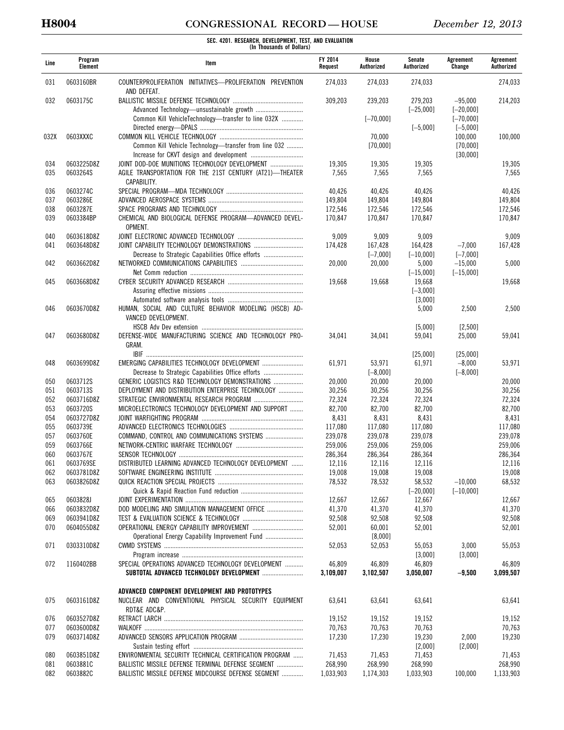**SEC. 4201. RESEARCH, DEVELOPMENT, TEST, AND EVALUATION**
**(In Thousands of Dollars)**

| Line | Program Element | Item | FY 2014 Request | House Authorized | Senate Authorized | Agreement Change | Agreement Authorized |
|---|---|---|---|---|---|---|---|
| 031 | 0603160BR | COUNTERPROLIFERATION INITIATIVES—PROLIFERATION PREVENTION AND DEFEAT. | 274,033 | 274,033 | 274,033 | | 274,033 |
| 032 | 0603175C | BALLISTIC MISSILE DEFENSE TECHNOLOGY | 309,203 | 239,203 | 279,203 | −95,000 | 214,203 |
| | | Advanced Technology—unsustainable growth | | | [−25,000] | [−20,000] | |
| | | Common Kill VehicleTechnology—transfer to line 032X | | [−70,000] | | [−70,000] | |
| | | Directed energy—DPALS | | | [−5,000] | [−5,000] | |
| 032X | 0603XXXC | COMMON KILL VEHICLE TECHNOLOGY | | 70,000 | | 100,000 | 100,000 |
| | | Common Kill Vehicle Technology—transfer from line 032 | | [70,000] | | [70,000] | |
| | | Increase for CKVT design and development | | | | [30,000] | |
| 034 | 0603225D8Z | JOINT DOD-DOE MUNITIONS TECHNOLOGY DEVELOPMENT | 19,305 | 19,305 | 19,305 | | 19,305 |
| 035 | 0603264S | AGILE TRANSPORTATION FOR THE 21ST CENTURY (AT21)—THEATER CAPABILITY. | 7,565 | 7,565 | 7,565 | | 7,565 |
| 036 | 0603274C | SPECIAL PROGRAM—MDA TECHNOLOGY | 40,426 | 40,426 | 40,426 | | 40,426 |
| 037 | 0603286E | ADVANCED AEROSPACE SYSTEMS | 149,804 | 149,804 | 149,804 | | 149,804 |
| 038 | 0603287E | SPACE PROGRAMS AND TECHNOLOGY | 172,546 | 172,546 | 172,546 | | 172,546 |
| 039 | 0603384BP | CHEMICAL AND BIOLOGICAL DEFENSE PROGRAM—ADVANCED DEVELOPMENT. | 170,847 | 170,847 | 170,847 | | 170,847 |
| 040 | 0603618D8Z | JOINT ELECTRONIC ADVANCED TECHNOLOGY | 9,009 | 9,009 | 9,009 | | 9,009 |
| 041 | 0603648D8Z | JOINT CAPABILITY TECHNOLOGY DEMONSTRATIONS | 174,428 | 167,428 | 164,428 | −7,000 | 167,428 |
| | | Decrease to Strategic Capabilities Office efforts | | [−7,000] | [−10,000] | [−7,000] | |
| 042 | 0603662D8Z | NETWORKED COMMUNICATIONS CAPABILITIES | 20,000 | 20,000 | 5,000 | −15,000 | 5,000 |
| | | Net Comm reduction | | | [−15,000] | [−15,000] | |
| 045 | 0603668D8Z | CYBER SECURITY ADVANCED RESEARCH | 19,668 | 19,668 | 19,668 | | 19,668 |
| | | Assuring effective missions | | | [−3,000] | | |
| | | Automated software analysis tools | | | [3,000] | | |
| 046 | 0603670D8Z | HUMAN, SOCIAL AND CULTURE BEHAVIOR MODELING (HSCB) ADVANCED DEVELOPMENT. | | | 5,000 | 2,500 | 2,500 |
| | | HSCB Adv Dev extension | | | [5,000] | [2,500] | |
| 047 | 0603680D8Z | DEFENSE-WIDE MANUFACTURING SCIENCE AND TECHNOLOGY PROGRAM. | 34,041 | 34,041 | 59,041 | 25,000 | 59,041 |
| | | IBIF | | | [25,000] | [25,000] | |
| 048 | 0603699D8Z | EMERGING CAPABILITIES TECHNOLOGY DEVELOPMENT | 61,971 | 53,971 | 61,971 | −8,000 | 53,971 |
| | | Decrease to Strategic Capabilities Office efforts | | [−8,000] | | [−8,000] | |
| 050 | 0603712S | GENERIC LOGISTICS R&D TECHNOLOGY DEMONSTRATIONS | 20,000 | 20,000 | 20,000 | | 20,000 |
| 051 | 0603713S | DEPLOYMENT AND DISTRIBUTION ENTERPRISE TECHNOLOGY | 30,256 | 30,256 | 30,256 | | 30,256 |
| 052 | 0603716D8Z | STRATEGIC ENVIRONMENTAL RESEARCH PROGRAM | 72,324 | 72,324 | 72,324 | | 72,324 |
| 053 | 0603720S | MICROELECTRONICS TECHNOLOGY DEVELOPMENT AND SUPPORT | 82,700 | 82,700 | 82,700 | | 82,700 |
| 054 | 0603727D8Z | JOINT WARFIGHTING PROGRAM | 8,431 | 8,431 | 8,431 | | 8,431 |
| 055 | 0603739E | ADVANCED ELECTRONICS TECHNOLOGIES | 117,080 | 117,080 | 117,080 | | 117,080 |
| 057 | 0603760E | COMMAND, CONTROL AND COMMUNICATIONS SYSTEMS | 239,078 | 239,078 | 239,078 | | 239,078 |
| 059 | 0603766E | NETWORK-CENTRIC WARFARE TECHNOLOGY | 259,006 | 259,006 | 259,006 | | 259,006 |
| 060 | 0603767E | SENSOR TECHNOLOGY | 286,364 | 286,364 | 286,364 | | 286,364 |
| 061 | 0603769SE | DISTRIBUTED LEARNING ADVANCED TECHNOLOGY DEVELOPMENT | 12,116 | 12,116 | 12,116 | | 12,116 |
| 062 | 0603781D8Z | SOFTWARE ENGINEERING INSTITUTE | 19,008 | 19,008 | 19,008 | | 19,008 |
| 063 | 0603826D8Z | QUICK REACTION SPECIAL PROJECTS | 78,532 | 78,532 | 58,532 | −10,000 | 68,532 |
| | | Quick & Rapid Reaction Fund reduction | | | [−20,000] | [−10,000] | |
| 065 | 0603828J | JOINT EXPERIMENTATION | 12,667 | 12,667 | 12,667 | | 12,667 |
| 066 | 0603832D8Z | DOD MODELING AND SIMULATION MANAGEMENT OFFICE | 41,370 | 41,370 | 41,370 | | 41,370 |
| 069 | 0603941D8Z | TEST & EVALUATION SCIENCE & TECHNOLOGY | 92,508 | 92,508 | 92,508 | | 92,508 |
| 070 | 0604055D8Z | OPERATIONAL ENERGY CAPABILITY IMPROVEMENT | 52,001 | 60,001 | 52,001 | | 52,001 |
| | | Operational Energy Capability Improvement Fund | | [8,000] | | | |
| 071 | 0303310D8Z | CWMD SYSTEMS | 52,053 | 52,053 | 55,053 | 3,000 | 55,053 |
| | | Program increase | | | [3,000] | [3,000] | |
| 072 | 1160402BB | SPECIAL OPERATIONS ADVANCED TECHNOLOGY DEVELOPMENT | 46,809 | 46,809 | 46,809 | | 46,809 |
| | | **SUBTOTAL ADVANCED TECHNOLOGY DEVELOPMENT** | **3,109,007** | **3,102,507** | **3,050,007** | **−9,500** | **3,099,507** |
| | | | | | | | |
| | | **ADVANCED COMPONENT DEVELOPMENT AND PROTOTYPES** | | | | | |
| 075 | 0603161D8Z | NUCLEAR AND CONVENTIONAL PHYSICAL SECURITY EQUIPMENT RDT&E ADC&P. | 63,641 | 63,641 | 63,641 | | 63,641 |
| 076 | 0603527D8Z | RETRACT LARCH | 19,152 | 19,152 | 19,152 | | 19,152 |
| 077 | 0603600D8Z | WALKOFF | 70,763 | 70,763 | 70,763 | | 70,763 |
| 079 | 0603714D8Z | ADVANCED SENSORS APPLICATION PROGRAM | 17,230 | 17,230 | 19,230 | 2,000 | 19,230 |
| | | Sustain testing effort | | | [2,000] | [2,000] | |
| 080 | 0603851D8Z | ENVIRONMENTAL SECURITY TECHNICAL CERTIFICATION PROGRAM | 71,453 | 71,453 | 71,453 | | 71,453 |
| 081 | 0603881C | BALLISTIC MISSILE DEFENSE TERMINAL DEFENSE SEGMENT | 268,990 | 268,990 | 268,990 | | 268,990 |
| 082 | 0603882C | BALLISTIC MISSILE DEFENSE MIDCOURSE DEFENSE SEGMENT | 1,033,903 | 1,174,303 | 1,033,903 | 100,000 | 1,133,903 |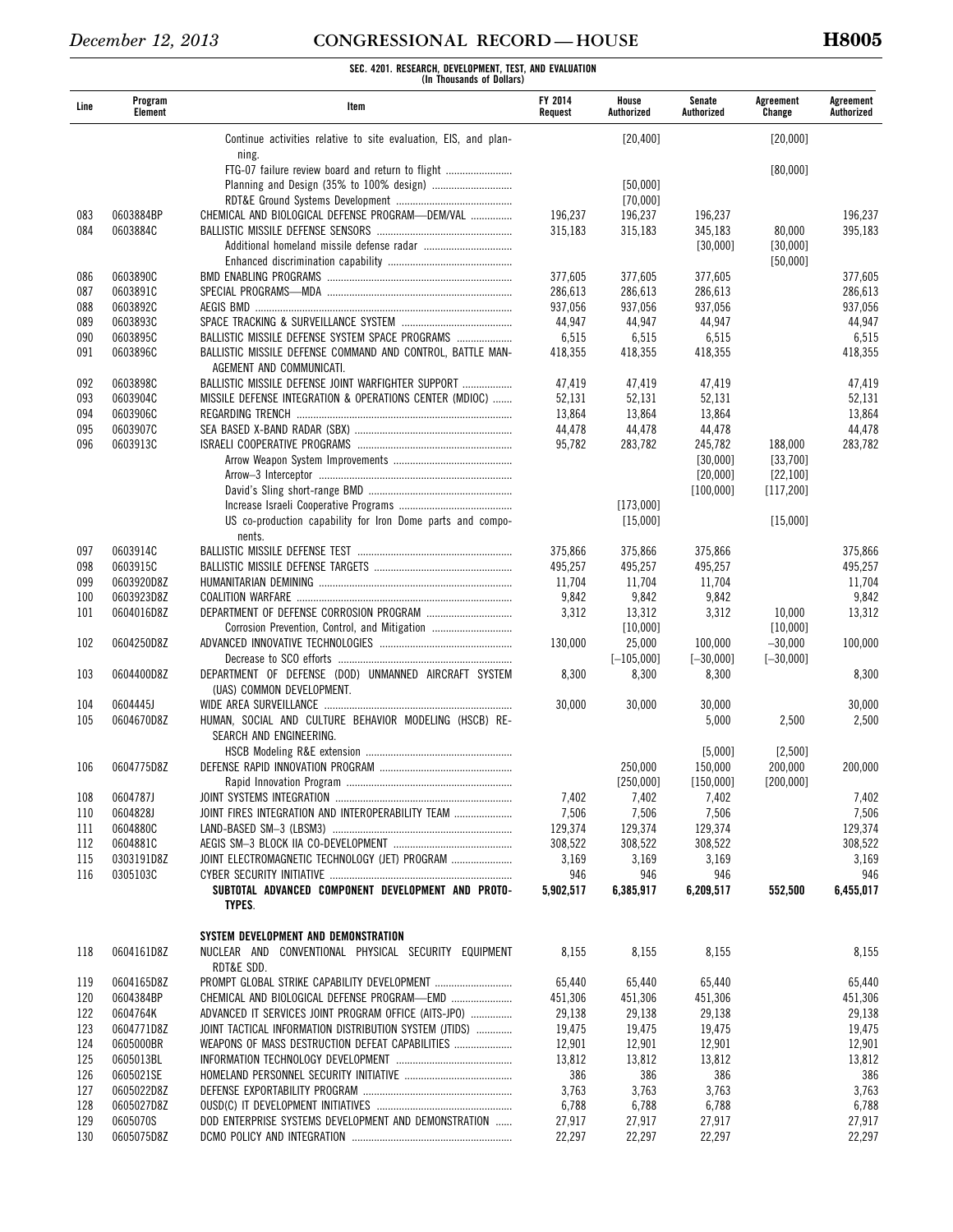**SEC. 4201. RESEARCH, DEVELOPMENT, TEST, AND EVALUATION**
**(In Thousands of Dollars)**

| Line | Program Element | Item | FY 2014 Request | House Authorized | Senate Authorized | Agreement Change | Agreement Authorized |
|---|---|---|---|---|---|---|---|
| | | Continue activities relative to site evaluation, EIS, and planning. | | [20,400] | | [20,000] | |
| | | FTG-07 failure review board and return to flight | | | | [80,000] | |
| | | Planning and Design (35% to 100% design) | | [50,000] | | | |
| | | RDT&E Ground Systems Development | | [70,000] | | | |
| 083 | 0603884BP | CHEMICAL AND BIOLOGICAL DEFENSE PROGRAM—DEM/VAL | 196,237 | 196,237 | 196,237 | | 196,237 |
| 084 | 0603884C | BALLISTIC MISSILE DEFENSE SENSORS | 315,183 | 315,183 | 345,183 | 80,000 | 395,183 |
| | | Additional homeland missile defense radar | | | [30,000] | [30,000] | |
| | | Enhanced discrimination capability | | | | [50,000] | |
| 086 | 0603890C | BMD ENABLING PROGRAMS | 377,605 | 377,605 | 377,605 | | 377,605 |
| 087 | 0603891C | SPECIAL PROGRAMS—MDA | 286,613 | 286,613 | 286,613 | | 286,613 |
| 088 | 0603892C | AEGIS BMD | 937,056 | 937,056 | 937,056 | | 937,056 |
| 089 | 0603893C | SPACE TRACKING & SURVEILLANCE SYSTEM | 44,947 | 44,947 | 44,947 | | 44,947 |
| 090 | 0603895C | BALLISTIC MISSILE DEFENSE SYSTEM SPACE PROGRAMS | 6,515 | 6,515 | 6,515 | | 6,515 |
| 091 | 0603896C | BALLISTIC MISSILE DEFENSE COMMAND AND CONTROL, BATTLE MANAGEMENT AND COMMUNICATI. | 418,355 | 418,355 | 418,355 | | 418,355 |
| 092 | 0603898C | BALLISTIC MISSILE DEFENSE JOINT WARFIGHTER SUPPORT | 47,419 | 47,419 | 47,419 | | 47,419 |
| 093 | 0603904C | MISSILE DEFENSE INTEGRATION & OPERATIONS CENTER (MDIOC) | 52,131 | 52,131 | 52,131 | | 52,131 |
| 094 | 0603906C | REGARDING TRENCH | 13,864 | 13,864 | 13,864 | | 13,864 |
| 095 | 0603907C | SEA BASED X-BAND RADAR (SBX) | 44,478 | 44,478 | 44,478 | | 44,478 |
| 096 | 0603913C | ISRAELI COOPERATIVE PROGRAMS | 95,782 | 283,782 | 245,782 | 188,000 | 283,782 |
| | | Arrow Weapon System Improvements | | | [30,000] | [33,700] | |
| | | Arrow–3 Interceptor | | | [20,000] | [22,100] | |
| | | David's Sling short-range BMD | | | [100,000] | [117,200] | |
| | | Increase Israeli Cooperative Programs | | [173,000] | | | |
| | | US co-production capability for Iron Dome parts and components. | | [15,000] | | [15,000] | |
| 097 | 0603914C | BALLISTIC MISSILE DEFENSE TEST | 375,866 | 375,866 | 375,866 | | 375,866 |
| 098 | 0603915C | BALLISTIC MISSILE DEFENSE TARGETS | 495,257 | 495,257 | 495,257 | | 495,257 |
| 099 | 0603920D8Z | HUMANITARIAN DEMINING | 11,704 | 11,704 | 11,704 | | 11,704 |
| 100 | 0603923D8Z | COALITION WARFARE | 9,842 | 9,842 | 9,842 | | 9,842 |
| 101 | 0604016D8Z | DEPARTMENT OF DEFENSE CORROSION PROGRAM | 3,312 | 13,312 | 3,312 | 10,000 | 13,312 |
| | | Corrosion Prevention, Control, and Mitigation | | [10,000] | | [10,000] | |
| 102 | 0604250D8Z | ADVANCED INNOVATIVE TECHNOLOGIES | 130,000 | 25,000 | 100,000 | −30,000 | 100,000 |
| | | Decrease to SCO efforts | | [−105,000] | [−30,000] | [−30,000] | |
| 103 | 0604400D8Z | DEPARTMENT OF DEFENSE (DOD) UNMANNED AIRCRAFT SYSTEM (UAS) COMMON DEVELOPMENT. | 8,300 | 8,300 | 8,300 | | 8,300 |
| 104 | 0604445J | WIDE AREA SURVEILLANCE | 30,000 | 30,000 | 30,000 | | 30,000 |
| 105 | 0604670D8Z | HUMAN, SOCIAL AND CULTURE BEHAVIOR MODELING (HSCB) RESEARCH AND ENGINEERING. | | | 5,000 | 2,500 | 2,500 |
| | | HSCB Modeling R&E extension | | | [5,000] | [2,500] | |
| 106 | 0604775D8Z | DEFENSE RAPID INNOVATION PROGRAM | | 250,000 | 150,000 | 200,000 | 200,000 |
| | | Rapid Innovation Program | | [250,000] | [150,000] | [200,000] | |
| 108 | 0604787J | JOINT SYSTEMS INTEGRATION | 7,402 | 7,402 | 7,402 | | 7,402 |
| 110 | 0604828J | JOINT FIRES INTEGRATION AND INTEROPERABILITY TEAM | 7,506 | 7,506 | 7,506 | | 7,506 |
| 111 | 0604880C | LAND-BASED SM–3 (LBSM3) | 129,374 | 129,374 | 129,374 | | 129,374 |
| 112 | 0604881C | AEGIS SM–3 BLOCK IIA CO-DEVELOPMENT | 308,522 | 308,522 | 308,522 | | 308,522 |
| 115 | 0303191D8Z | JOINT ELECTROMAGNETIC TECHNOLOGY (JET) PROGRAM | 3,169 | 3,169 | 3,169 | | 3,169 |
| 116 | 0305103C | CYBER SECURITY INITIATIVE | 946 | 946 | 946 | | 946 |
| | | **SUBTOTAL ADVANCED COMPONENT DEVELOPMENT AND PROTOTYPES.** | **5,902,517** | **6,385,917** | **6,209,517** | **552,500** | **6,455,017** |
| | | | | | | | |
| | | **SYSTEM DEVELOPMENT AND DEMONSTRATION** | | | | | |
| 118 | 0604161D8Z | NUCLEAR AND CONVENTIONAL PHYSICAL SECURITY EQUIPMENT RDT&E SDD. | 8,155 | 8,155 | 8,155 | | 8,155 |
| 119 | 0604165D8Z | PROMPT GLOBAL STRIKE CAPABILITY DEVELOPMENT | 65,440 | 65,440 | 65,440 | | 65,440 |
| 120 | 0604384BP | CHEMICAL AND BIOLOGICAL DEFENSE PROGRAM—EMD | 451,306 | 451,306 | 451,306 | | 451,306 |
| 122 | 0604764K | ADVANCED IT SERVICES JOINT PROGRAM OFFICE (AITS-JPO) | 29,138 | 29,138 | 29,138 | | 29,138 |
| 123 | 0604771D8Z | JOINT TACTICAL INFORMATION DISTRIBUTION SYSTEM (JTIDS) | 19,475 | 19,475 | 19,475 | | 19,475 |
| 124 | 0605000BR | WEAPONS OF MASS DESTRUCTION DEFEAT CAPABILITIES | 12,901 | 12,901 | 12,901 | | 12,901 |
| 125 | 0605013BL | INFORMATION TECHNOLOGY DEVELOPMENT | 13,812 | 13,812 | 13,812 | | 13,812 |
| 126 | 0605021SE | HOMELAND PERSONNEL SECURITY INITIATIVE | 386 | 386 | 386 | | 386 |
| 127 | 0605022D8Z | DEFENSE EXPORTABILITY PROGRAM | 3,763 | 3,763 | 3,763 | | 3,763 |
| 128 | 0605027D8Z | OUSD(C) IT DEVELOPMENT INITIATIVES | 6,788 | 6,788 | 6,788 | | 6,788 |
| 129 | 0605070S | DOD ENTERPRISE SYSTEMS DEVELOPMENT AND DEMONSTRATION | 27,917 | 27,917 | 27,917 | | 27,917 |
| 130 | 0605075D8Z | DCMO POLICY AND INTEGRATION | 22,297 | 22,297 | 22,297 | | 22,297 |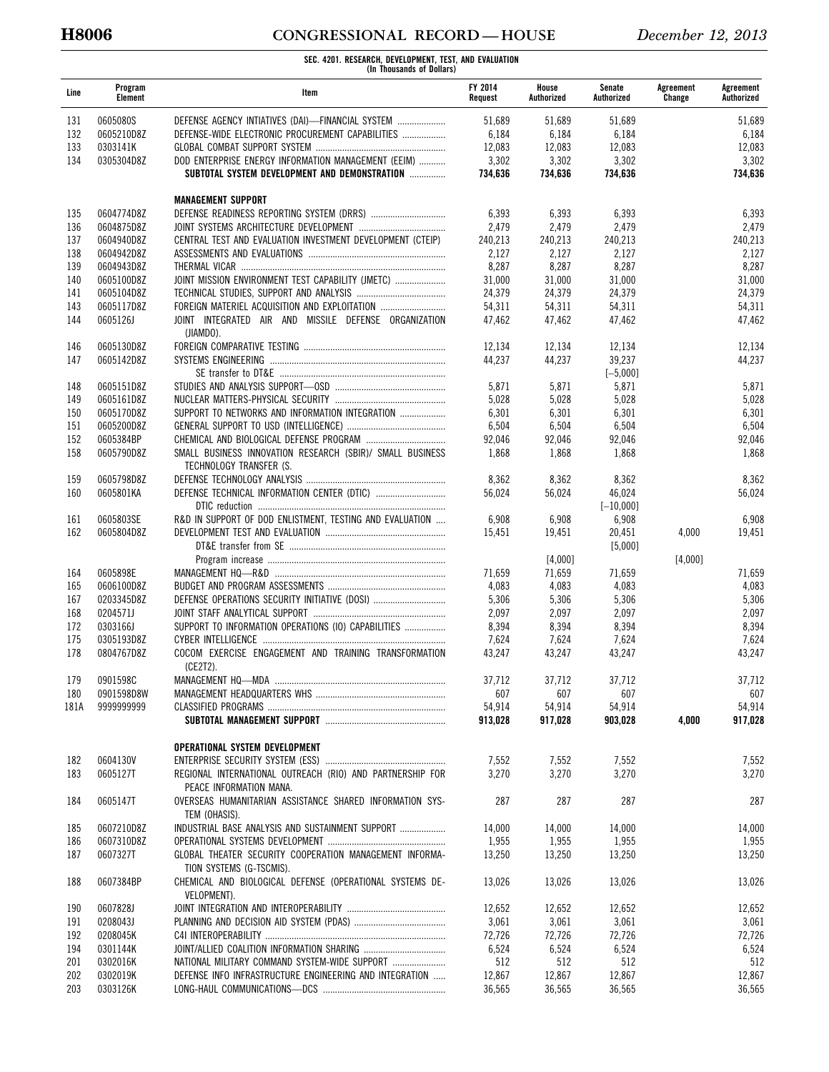**SEC. 4201. RESEARCH, DEVELOPMENT, TEST, AND EVALUATION**
**(In Thousands of Dollars)**

| Line | Program Element | Item | FY 2014 Request | House Authorized | Senate Authorized | Agreement Change | Agreement Authorized |
|---|---|---|---|---|---|---|---|
| 131 | 0605080S | DEFENSE AGENCY INITIATIVES (DAI)—FINANCIAL SYSTEM | 51,689 | 51,689 | 51,689 | | 51,689 |
| 132 | 0605210D8Z | DEFENSE-WIDE ELECTRONIC PROCUREMENT CAPABILITIES | 6,184 | 6,184 | 6,184 | | 6,184 |
| 133 | 0303141K | GLOBAL COMBAT SUPPORT SYSTEM | 12,083 | 12,083 | 12,083 | | 12,083 |
| 134 | 0305304D8Z | DOD ENTERPRISE ENERGY INFORMATION MANAGEMENT (EEIM) | 3,302 | 3,302 | 3,302 | | 3,302 |
| | | **SUBTOTAL SYSTEM DEVELOPMENT AND DEMONSTRATION** | **734,636** | **734,636** | **734,636** | | **734,636** |
| | | **MANAGEMENT SUPPORT** | | | | | |
| 135 | 0604774D8Z | DEFENSE READINESS REPORTING SYSTEM (DRRS) | 6,393 | 6,393 | 6,393 | | 6,393 |
| 136 | 0604875D8Z | JOINT SYSTEMS ARCHITECTURE DEVELOPMENT | 2,479 | 2,479 | 2,479 | | 2,479 |
| 137 | 0604940D8Z | CENTRAL TEST AND EVALUATION INVESTMENT DEVELOPMENT (CTEIP) | 240,213 | 240,213 | 240,213 | | 240,213 |
| 138 | 0604942D8Z | ASSESSMENTS AND EVALUATIONS | 2,127 | 2,127 | 2,127 | | 2,127 |
| 139 | 0604943D8Z | THERMAL VICAR | 8,287 | 8,287 | 8,287 | | 8,287 |
| 140 | 0605100D8Z | JOINT MISSION ENVIRONMENT TEST CAPABILITY (JMETC) | 31,000 | 31,000 | 31,000 | | 31,000 |
| 141 | 0605104D8Z | TECHNICAL STUDIES, SUPPORT AND ANALYSIS | 24,379 | 24,379 | 24,379 | | 24,379 |
| 143 | 0605117D8Z | FOREIGN MATERIEL ACQUISITION AND EXPLOITATION | 54,311 | 54,311 | 54,311 | | 54,311 |
| 144 | 0605126J | JOINT INTEGRATED AIR AND MISSILE DEFENSE ORGANIZATION (JIAMDO). | 47,462 | 47,462 | 47,462 | | 47,462 |
| 146 | 0605130D8Z | FOREIGN COMPARATIVE TESTING | 12,134 | 12,134 | 12,134 | | 12,134 |
| 147 | 0605142D8Z | SYSTEMS ENGINEERING | 44,237 | 44,237 | 39,237 | | 44,237 |
| | | SE transfer to DT&E | | | [–5,000] | | |
| 148 | 0605151D8Z | STUDIES AND ANALYSIS SUPPORT—OSD | 5,871 | 5,871 | 5,871 | | 5,871 |
| 149 | 0605161D8Z | NUCLEAR MATTERS-PHYSICAL SECURITY | 5,028 | 5,028 | 5,028 | | 5,028 |
| 150 | 0605170D8Z | SUPPORT TO NETWORKS AND INFORMATION INTEGRATION | 6,301 | 6,301 | 6,301 | | 6,301 |
| 151 | 0605200D8Z | GENERAL SUPPORT TO USD (INTELLIGENCE) | 6,504 | 6,504 | 6,504 | | 6,504 |
| 152 | 0605384BP | CHEMICAL AND BIOLOGICAL DEFENSE PROGRAM | 92,046 | 92,046 | 92,046 | | 92,046 |
| 158 | 0605790D8Z | SMALL BUSINESS INNOVATION RESEARCH (SBIR)/ SMALL BUSINESS TECHNOLOGY TRANSFER (S. | 1,868 | 1,868 | 1,868 | | 1,868 |
| 159 | 0605798D8Z | DEFENSE TECHNOLOGY ANALYSIS | 8,362 | 8,362 | 8,362 | | 8,362 |
| 160 | 0605801KA | DEFENSE TECHNICAL INFORMATION CENTER (DTIC) | 56,024 | 56,024 | 46,024 | | 56,024 |
| | | DTIC reduction | | | [–10,000] | | |
| 161 | 0605803SE | R&D IN SUPPORT OF DOD ENLISTMENT, TESTING AND EVALUATION | 6,908 | 6,908 | 6,908 | | 6,908 |
| 162 | 0605804D8Z | DEVELOPMENT TEST AND EVALUATION | 15,451 | 19,451 | 20,451 | 4,000 | 19,451 |
| | | DT&E transfer from SE | | | [5,000] | | |
| | | Program increase | | [4,000] | | [4,000] | |
| 164 | 0605898E | MANAGEMENT HQ—R&D | 71,659 | 71,659 | 71,659 | | 71,659 |
| 165 | 0606100D8Z | BUDGET AND PROGRAM ASSESSMENTS | 4,083 | 4,083 | 4,083 | | 4,083 |
| 167 | 0203345D8Z | DEFENSE OPERATIONS SECURITY INITIATIVE (DOSI) | 5,306 | 5,306 | 5,306 | | 5,306 |
| 168 | 0204571J | JOINT STAFF ANALYTICAL SUPPORT | 2,097 | 2,097 | 2,097 | | 2,097 |
| 172 | 0303166J | SUPPORT TO INFORMATION OPERATIONS (IO) CAPABILITIES | 8,394 | 8,394 | 8,394 | | 8,394 |
| 175 | 0305193D8Z | CYBER INTELLIGENCE | 7,624 | 7,624 | 7,624 | | 7,624 |
| 178 | 0804767D8Z | COCOM EXERCISE ENGAGEMENT AND TRAINING TRANSFORMATION (CE2T2). | 43,247 | 43,247 | 43,247 | | 43,247 |
| 179 | 0901598C | MANAGEMENT HQ—MDA | 37,712 | 37,712 | 37,712 | | 37,712 |
| 180 | 0901598D8W | MANAGEMENT HEADQUARTERS WHS | 607 | 607 | 607 | | 607 |
| 181A | 9999999999 | CLASSIFIED PROGRAMS | 54,914 | 54,914 | 54,914 | | 54,914 |
| | | **SUBTOTAL MANAGEMENT SUPPORT** | **913,028** | **917,028** | **903,028** | **4,000** | **917,028** |
| | | **OPERATIONAL SYSTEM DEVELOPMENT** | | | | | |
| 182 | 0604130V | ENTERPRISE SECURITY SYSTEM (ESS) | 7,552 | 7,552 | 7,552 | | 7,552 |
| 183 | 0605127T | REGIONAL INTERNATIONAL OUTREACH (RIO) AND PARTNERSHIP FOR PEACE INFORMATION MANA. | 3,270 | 3,270 | 3,270 | | 3,270 |
| 184 | 0605147T | OVERSEAS HUMANITARIAN ASSISTANCE SHARED INFORMATION SYSTEM (OHASIS). | 287 | 287 | 287 | | 287 |
| 185 | 0607210D8Z | INDUSTRIAL BASE ANALYSIS AND SUSTAINMENT SUPPORT | 14,000 | 14,000 | 14,000 | | 14,000 |
| 186 | 0607310D8Z | OPERATIONAL SYSTEMS DEVELOPMENT | 1,955 | 1,955 | 1,955 | | 1,955 |
| 187 | 0607327T | GLOBAL THEATER SECURITY COOPERATION MANAGEMENT INFORMATION SYSTEMS (G-TSCMIS). | 13,250 | 13,250 | 13,250 | | 13,250 |
| 188 | 0607384BP | CHEMICAL AND BIOLOGICAL DEFENSE (OPERATIONAL SYSTEMS DEVELOPMENT). | 13,026 | 13,026 | 13,026 | | 13,026 |
| 190 | 0607828J | JOINT INTEGRATION AND INTEROPERABILITY | 12,652 | 12,652 | 12,652 | | 12,652 |
| 191 | 0208043J | PLANNING AND DECISION AID SYSTEM (PDAS) | 3,061 | 3,061 | 3,061 | | 3,061 |
| 192 | 0208045K | C4I INTEROPERABILITY | 72,726 | 72,726 | 72,726 | | 72,726 |
| 194 | 0301144K | JOINT/ALLIED COALITION INFORMATION SHARING | 6,524 | 6,524 | 6,524 | | 6,524 |
| 201 | 0302016K | NATIONAL MILITARY COMMAND SYSTEM-WIDE SUPPORT | 512 | 512 | 512 | | 512 |
| 202 | 0302019K | DEFENSE INFO INFRASTRUCTURE ENGINEERING AND INTEGRATION | 12,867 | 12,867 | 12,867 | | 12,867 |
| 203 | 0303126K | LONG-HAUL COMMUNICATIONS—DCS | 36,565 | 36,565 | 36,565 | | 36,565 |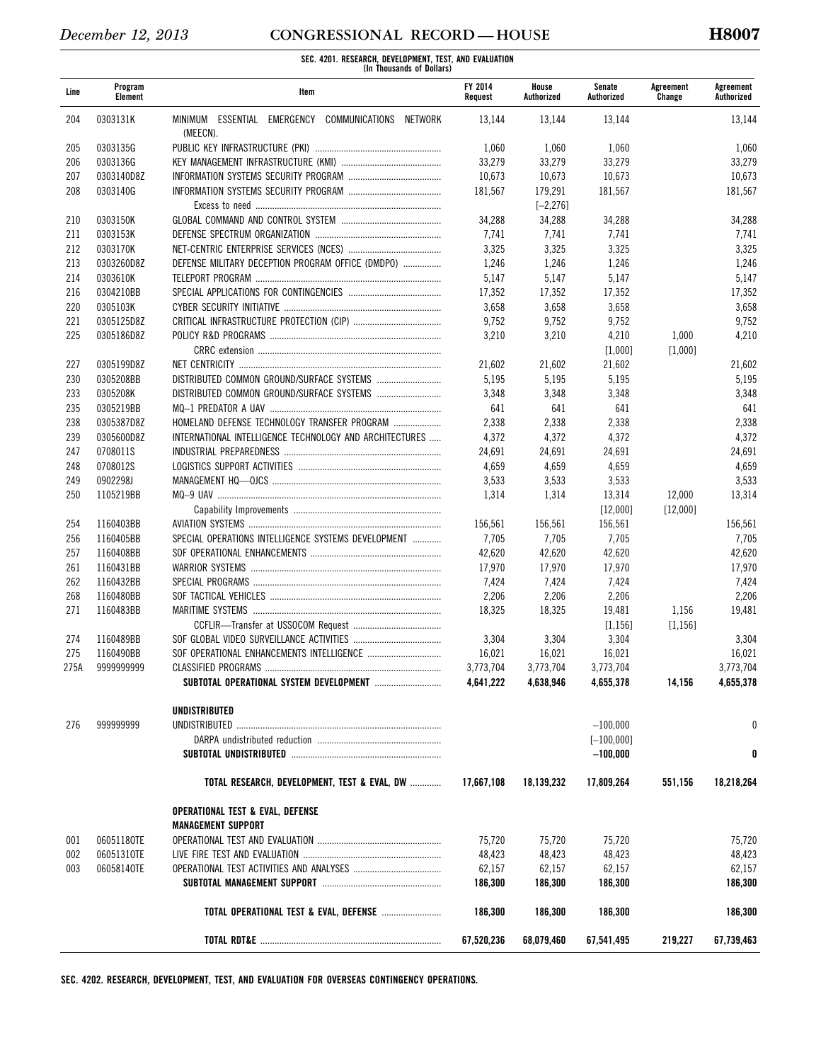**SEC. 4201. RESEARCH, DEVELOPMENT, TEST, AND EVALUATION**
**(In Thousands of Dollars)**

| Line | Program Element | Item | FY 2014 Request | House Authorized | Senate Authorized | Agreement Change | Agreement Authorized |
|---|---|---|---|---|---|---|---|
| 204 | 0303131K | MINIMUM ESSENTIAL EMERGENCY COMMUNICATIONS NETWORK (MEECN). | 13,144 | 13,144 | 13,144 | | 13,144 |
| 205 | 0303135G | PUBLIC KEY INFRASTRUCTURE (PKI) | 1,060 | 1,060 | 1,060 | | 1,060 |
| 206 | 0303136G | KEY MANAGEMENT INFRASTRUCTURE (KMI) | 33,279 | 33,279 | 33,279 | | 33,279 |
| 207 | 0303140D8Z | INFORMATION SYSTEMS SECURITY PROGRAM | 10,673 | 10,673 | 10,673 | | 10,673 |
| 208 | 0303140G | INFORMATION SYSTEMS SECURITY PROGRAM | 181,567 | 179,291 | 181,567 | | 181,567 |
| | | Excess to need | | [−2,276] | | | |
| 210 | 0303150K | GLOBAL COMMAND AND CONTROL SYSTEM | 34,288 | 34,288 | 34,288 | | 34,288 |
| 211 | 0303153K | DEFENSE SPECTRUM ORGANIZATION | 7,741 | 7,741 | 7,741 | | 7,741 |
| 212 | 0303170K | NET-CENTRIC ENTERPRISE SERVICES (NCES) | 3,325 | 3,325 | 3,325 | | 3,325 |
| 213 | 0303260D8Z | DEFENSE MILITARY DECEPTION PROGRAM OFFICE (DMDPO) | 1,246 | 1,246 | 1,246 | | 1,246 |
| 214 | 0303610K | TELEPORT PROGRAM | 5,147 | 5,147 | 5,147 | | 5,147 |
| 216 | 0304210BB | SPECIAL APPLICATIONS FOR CONTINGENCIES | 17,352 | 17,352 | 17,352 | | 17,352 |
| 220 | 0305103K | CYBER SECURITY INITIATIVE | 3,658 | 3,658 | 3,658 | | 3,658 |
| 221 | 0305125D8Z | CRITICAL INFRASTRUCTURE PROTECTION (CIP) | 9,752 | 9,752 | 9,752 | | 9,752 |
| 225 | 0305186D8Z | POLICY R&D PROGRAMS | 3,210 | 3,210 | 4,210 | 1,000 | 4,210 |
| | | CRRC extension | | | [1,000] | [1,000] | |
| 227 | 0305199D8Z | NET CENTRICITY | 21,602 | 21,602 | 21,602 | | 21,602 |
| 230 | 0305208BB | DISTRIBUTED COMMON GROUND/SURFACE SYSTEMS | 5,195 | 5,195 | 5,195 | | 5,195 |
| 233 | 0305208K | DISTRIBUTED COMMON GROUND/SURFACE SYSTEMS | 3,348 | 3,348 | 3,348 | | 3,348 |
| 235 | 0305219BB | MQ–1 PREDATOR A UAV | 641 | 641 | 641 | | 641 |
| 238 | 0305387D8Z | HOMELAND DEFENSE TECHNOLOGY TRANSFER PROGRAM | 2,338 | 2,338 | 2,338 | | 2,338 |
| 239 | 0305600D8Z | INTERNATIONAL INTELLIGENCE TECHNOLOGY AND ARCHITECTURES | 4,372 | 4,372 | 4,372 | | 4,372 |
| 247 | 0708011S | INDUSTRIAL PREPAREDNESS | 24,691 | 24,691 | 24,691 | | 24,691 |
| 248 | 0708012S | LOGISTICS SUPPORT ACTIVITIES | 4,659 | 4,659 | 4,659 | | 4,659 |
| 249 | 0902298J | MANAGEMENT HQ—OJCS | 3,533 | 3,533 | 3,533 | | 3,533 |
| 250 | 1105219BB | MQ–9 UAV | 1,314 | 1,314 | 13,314 | 12,000 | 13,314 |
| | | Capability Improvements | | | [12,000] | [12,000] | |
| 254 | 1160403BB | AVIATION SYSTEMS | 156,561 | 156,561 | 156,561 | | 156,561 |
| 256 | 1160405BB | SPECIAL OPERATIONS INTELLIGENCE SYSTEMS DEVELOPMENT | 7,705 | 7,705 | 7,705 | | 7,705 |
| 257 | 1160408BB | SOF OPERATIONAL ENHANCEMENTS | 42,620 | 42,620 | 42,620 | | 42,620 |
| 261 | 1160431BB | WARRIOR SYSTEMS | 17,970 | 17,970 | 17,970 | | 17,970 |
| 262 | 1160432BB | SPECIAL PROGRAMS | 7,424 | 7,424 | 7,424 | | 7,424 |
| 268 | 1160480BB | SOF TACTICAL VEHICLES | 2,206 | 2,206 | 2,206 | | 2,206 |
| 271 | 1160483BB | MARITIME SYSTEMS | 18,325 | 18,325 | 19,481 | 1,156 | 19,481 |
| | | CCFLIR—Transfer at USSOCOM Request | | | [1,156] | [1,156] | |
| 274 | 1160489BB | SOF GLOBAL VIDEO SURVEILLANCE ACTIVITIES | 3,304 | 3,304 | 3,304 | | 3,304 |
| 275 | 1160490BB | SOF OPERATIONAL ENHANCEMENTS INTELLIGENCE | 16,021 | 16,021 | 16,021 | | 16,021 |
| 275A | 9999999999 | CLASSIFIED PROGRAMS | 3,773,704 | 3,773,704 | 3,773,704 | | 3,773,704 |
| | | **SUBTOTAL OPERATIONAL SYSTEM DEVELOPMENT** | **4,641,222** | **4,638,946** | **4,655,378** | **14,156** | **4,655,378** |
| | | **UNDISTRIBUTED** | | | | | |
| 276 | 999999999 | UNDISTRIBUTED | | | −100,000 | | 0 |
| | | DARPA undistributed reduction | | | [−100,000] | | |
| | | **SUBTOTAL UNDISTRIBUTED** | | | **−100,000** | | **0** |
| | | **TOTAL RESEARCH, DEVELOPMENT, TEST & EVAL, DW** | **17,667,108** | **18,139,232** | **17,809,264** | **551,156** | **18,218,264** |
| | | **OPERATIONAL TEST & EVAL, DEFENSE** | | | | | |
| | | **MANAGEMENT SUPPORT** | | | | | |
| 001 | 0605118OTE | OPERATIONAL TEST AND EVALUATION | 75,720 | 75,720 | 75,720 | | 75,720 |
| 002 | 0605131OTE | LIVE FIRE TEST AND EVALUATION | 48,423 | 48,423 | 48,423 | | 48,423 |
| 003 | 0605814OTE | OPERATIONAL TEST ACTIVITIES AND ANALYSES | 62,157 | 62,157 | 62,157 | | 62,157 |
| | | **SUBTOTAL MANAGEMENT SUPPORT** | **186,300** | **186,300** | **186,300** | | **186,300** |
| | | **TOTAL OPERATIONAL TEST & EVAL, DEFENSE** | **186,300** | **186,300** | **186,300** | | **186,300** |
| | | **TOTAL RDT&E** | **67,520,236** | **68,079,460** | **67,541,495** | **219,227** | **67,739,463** |

**SEC. 4202. RESEARCH, DEVELOPMENT, TEST, AND EVALUATION FOR OVERSEAS CONTINGENCY OPERATIONS.**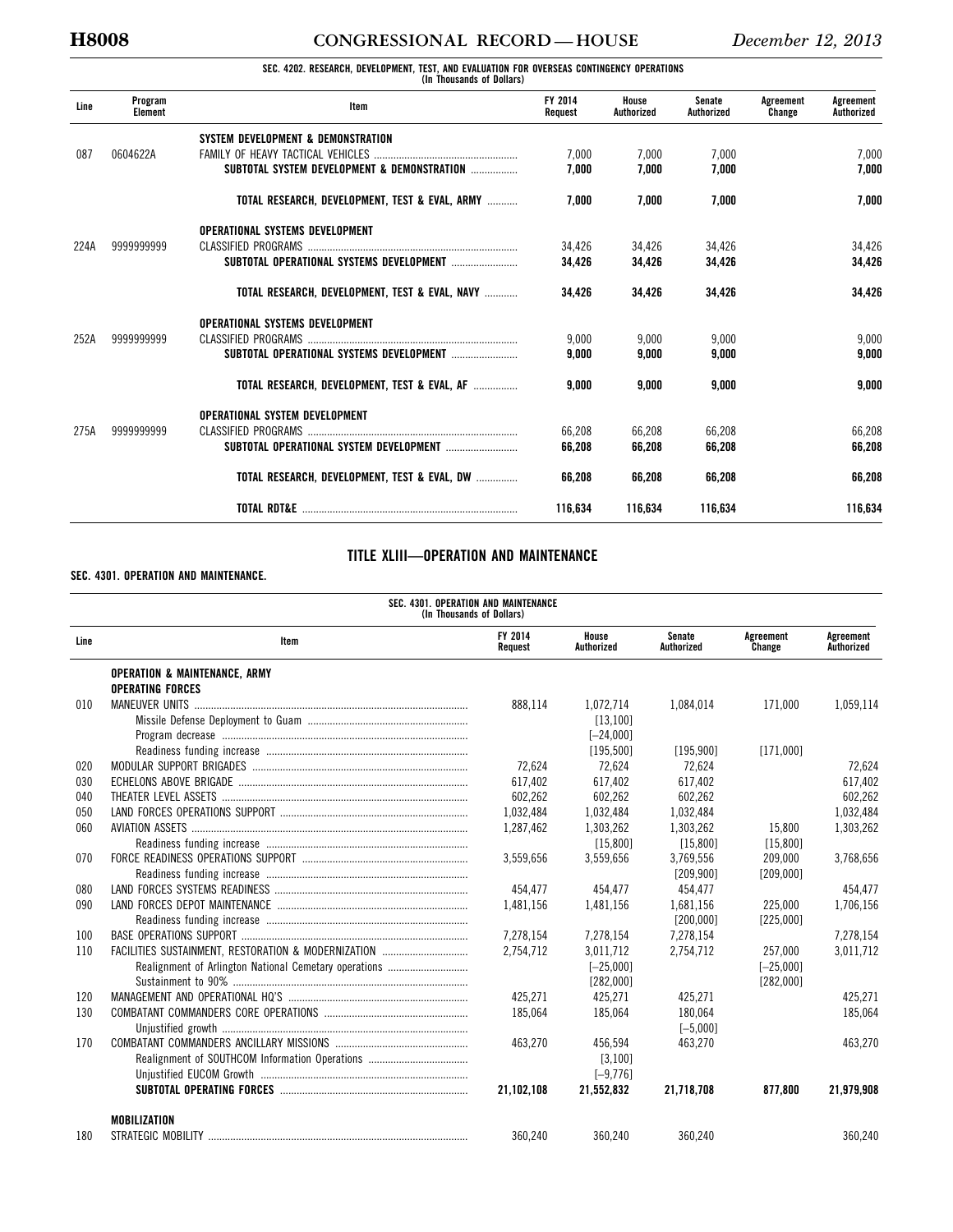SEC. 4202. RESEARCH, DEVELOPMENT, TEST, AND EVALUATION FOR OVERSEAS CONTINGENCY OPERATIONS
(In Thousands of Dollars)

| Line | Program Element | Item | FY 2014 Request | House Authorized | Senate Authorized | Agreement Change | Agreement Authorized |
|---|---|---|---|---|---|---|---|
| | | **SYSTEM DEVELOPMENT & DEMONSTRATION** | | | | | |
| 087 | 0604622A | FAMILY OF HEAVY TACTICAL VEHICLES | 7,000 | 7,000 | 7,000 | | 7,000 |
| | | **SUBTOTAL SYSTEM DEVELOPMENT & DEMONSTRATION** | **7,000** | **7,000** | **7,000** | | **7,000** |
| | | **TOTAL RESEARCH, DEVELOPMENT, TEST & EVAL, ARMY** | **7,000** | **7,000** | **7,000** | | **7,000** |
| | | **OPERATIONAL SYSTEMS DEVELOPMENT** | | | | | |
| 224A | 9999999999 | CLASSIFIED PROGRAMS | 34,426 | 34,426 | 34,426 | | 34,426 |
| | | **SUBTOTAL OPERATIONAL SYSTEMS DEVELOPMENT** | **34,426** | **34,426** | **34,426** | | **34,426** |
| | | **TOTAL RESEARCH, DEVELOPMENT, TEST & EVAL, NAVY** | **34,426** | **34,426** | **34,426** | | **34,426** |
| | | **OPERATIONAL SYSTEMS DEVELOPMENT** | | | | | |
| 252A | 9999999999 | CLASSIFIED PROGRAMS | 9,000 | 9,000 | 9,000 | | 9,000 |
| | | **SUBTOTAL OPERATIONAL SYSTEMS DEVELOPMENT** | **9,000** | **9,000** | **9,000** | | **9,000** |
| | | **TOTAL RESEARCH, DEVELOPMENT, TEST & EVAL, AF** | **9,000** | **9,000** | **9,000** | | **9,000** |
| | | **OPERATIONAL SYSTEM DEVELOPMENT** | | | | | |
| 275A | 9999999999 | CLASSIFIED PROGRAMS | 66,208 | 66,208 | 66,208 | | 66,208 |
| | | **SUBTOTAL OPERATIONAL SYSTEM DEVELOPMENT** | **66,208** | **66,208** | **66,208** | | **66,208** |
| | | **TOTAL RESEARCH, DEVELOPMENT, TEST & EVAL, DW** | **66,208** | **66,208** | **66,208** | | **66,208** |
| | | **TOTAL RDT&E** | **116,634** | **116,634** | **116,634** | | **116,634** |

## TITLE XLIII—OPERATION AND MAINTENANCE

### SEC. 4301. OPERATION AND MAINTENANCE.

SEC. 4301. OPERATION AND MAINTENANCE
(In Thousands of Dollars)

| Line | Item | FY 2014 Request | House Authorized | Senate Authorized | Agreement Change | Agreement Authorized |
|---|---|---|---|---|---|---|
| | **OPERATION & MAINTENANCE, ARMY** | | | | | |
| | **OPERATING FORCES** | | | | | |
| 010 | MANEUVER UNITS | 888,114 | 1,072,714 | 1,084,014 | 171,000 | 1,059,114 |
| | Missile Defense Deployment to Guam | | [13,100] | | | |
| | Program decrease | | [–24,000] | | | |
| | Readiness funding increase | | [195,500] | [195,900] | [171,000] | |
| 020 | MODULAR SUPPORT BRIGADES | 72,624 | 72,624 | 72,624 | | 72,624 |
| 030 | ECHELONS ABOVE BRIGADE | 617,402 | 617,402 | 617,402 | | 617,402 |
| 040 | THEATER LEVEL ASSETS | 602,262 | 602,262 | 602,262 | | 602,262 |
| 050 | LAND FORCES OPERATIONS SUPPORT | 1,032,484 | 1,032,484 | 1,032,484 | | 1,032,484 |
| 060 | AVIATION ASSETS | 1,287,462 | 1,303,262 | 1,303,262 | 15,800 | 1,303,262 |
| | Readiness funding increase | | [15,800] | [15,800] | [15,800] | |
| 070 | FORCE READINESS OPERATIONS SUPPORT | 3,559,656 | 3,559,656 | 3,769,556 | 209,000 | 3,768,656 |
| | Readiness funding increase | | | [209,900] | [209,000] | |
| 080 | LAND FORCES SYSTEMS READINESS | 454,477 | 454,477 | 454,477 | | 454,477 |
| 090 | LAND FORCES DEPOT MAINTENANCE | 1,481,156 | 1,481,156 | 1,681,156 | 225,000 | 1,706,156 |
| | Readiness funding increase | | | [200,000] | [225,000] | |
| 100 | BASE OPERATIONS SUPPORT | 7,278,154 | 7,278,154 | 7,278,154 | | 7,278,154 |
| 110 | FACILITIES SUSTAINMENT, RESTORATION & MODERNIZATION | 2,754,712 | 3,011,712 | 2,754,712 | 257,000 | 3,011,712 |
| | Realignment of Arlington National Cemetary operations | | [–25,000] | | [–25,000] | |
| | Sustainment to 90% | | [282,000] | | [282,000] | |
| 120 | MANAGEMENT AND OPERATIONAL HQ'S | 425,271 | 425,271 | 425,271 | | 425,271 |
| 130 | COMBATANT COMMANDERS CORE OPERATIONS | 185,064 | 185,064 | 180,064 | | 185,064 |
| | Unjustified growth | | | [–5,000] | | |
| 170 | COMBATANT COMMANDERS ANCILLARY MISSIONS | 463,270 | 456,594 | 463,270 | | 463,270 |
| | Realignment of SOUTHCOM Information Operations | | [3,100] | | | |
| | Unjustified EUCOM Growth | | [–9,776] | | | |
| | **SUBTOTAL OPERATING FORCES** | **21,102,108** | **21,552,832** | **21,718,708** | **877,800** | **21,979,908** |
| | **MOBILIZATION** | | | | | |
| 180 | STRATEGIC MOBILITY | 360,240 | 360,240 | 360,240 | | 360,240 |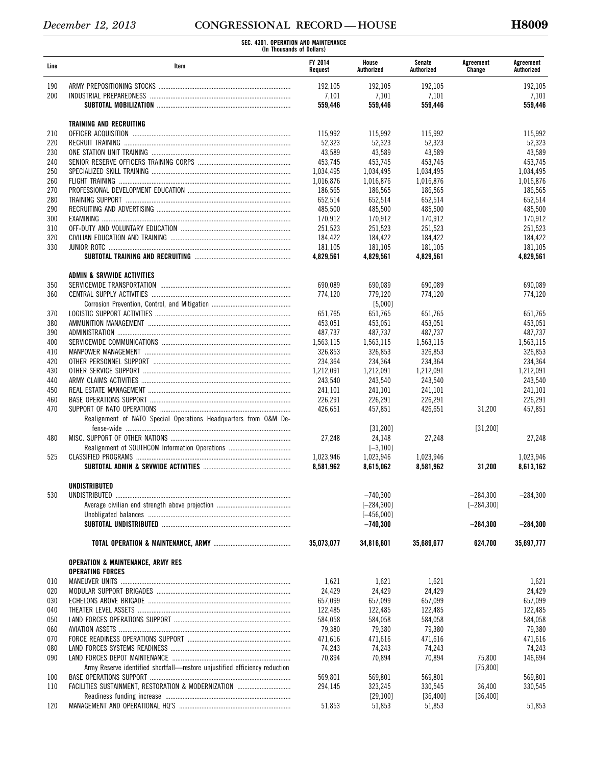**SEC. 4301. OPERATION AND MAINTENANCE**
**(In Thousands of Dollars)**

| Line | Item | FY 2014 Request | House Authorized | Senate Authorized | Agreement Change | Agreement Authorized |
|---|---|---|---|---|---|---|
| 190 | ARMY PREPOSITIONING STOCKS | 192,105 | 192,105 | 192,105 | | 192,105 |
| 200 | INDUSTRIAL PREPAREDNESS | 7,101 | 7,101 | 7,101 | | 7,101 |
| | **SUBTOTAL MOBILIZATION** | **559,446** | **559,446** | **559,446** | | **559,446** |
| | | | | | | |
| | **TRAINING AND RECRUITING** | | | | | |
| 210 | OFFICER ACQUISITION | 115,992 | 115,992 | 115,992 | | 115,992 |
| 220 | RECRUIT TRAINING | 52,323 | 52,323 | 52,323 | | 52,323 |
| 230 | ONE STATION UNIT TRAINING | 43,589 | 43,589 | 43,589 | | 43,589 |
| 240 | SENIOR RESERVE OFFICERS TRAINING CORPS | 453,745 | 453,745 | 453,745 | | 453,745 |
| 250 | SPECIALIZED SKILL TRAINING | 1,034,495 | 1,034,495 | 1,034,495 | | 1,034,495 |
| 260 | FLIGHT TRAINING | 1,016,876 | 1,016,876 | 1,016,876 | | 1,016,876 |
| 270 | PROFESSIONAL DEVELOPMENT EDUCATION | 186,565 | 186,565 | 186,565 | | 186,565 |
| 280 | TRAINING SUPPORT | 652,514 | 652,514 | 652,514 | | 652,514 |
| 290 | RECRUITING AND ADVERTISING | 485,500 | 485,500 | 485,500 | | 485,500 |
| 300 | EXAMINING | 170,912 | 170,912 | 170,912 | | 170,912 |
| 310 | OFF-DUTY AND VOLUNTARY EDUCATION | 251,523 | 251,523 | 251,523 | | 251,523 |
| 320 | CIVILIAN EDUCATION AND TRAINING | 184,422 | 184,422 | 184,422 | | 184,422 |
| 330 | JUNIOR ROTC | 181,105 | 181,105 | 181,105 | | 181,105 |
| | **SUBTOTAL TRAINING AND RECRUITING** | **4,829,561** | **4,829,561** | **4,829,561** | | **4,829,561** |
| | | | | | | |
| | **ADMIN & SRVWIDE ACTIVITIES** | | | | | |
| 350 | SERVICEWIDE TRANSPORTATION | 690,089 | 690,089 | 690,089 | | 690,089 |
| 360 | CENTRAL SUPPLY ACTIVITIES | 774,120 | 779,120 | 774,120 | | 774,120 |
| | Corrosion Prevention, Control, and Mitigation | | [5,000] | | | |
| 370 | LOGISTIC SUPPORT ACTIVITIES | 651,765 | 651,765 | 651,765 | | 651,765 |
| 380 | AMMUNITION MANAGEMENT | 453,051 | 453,051 | 453,051 | | 453,051 |
| 390 | ADMINISTRATION | 487,737 | 487,737 | 487,737 | | 487,737 |
| 400 | SERVICEWIDE COMMUNICATIONS | 1,563,115 | 1,563,115 | 1,563,115 | | 1,563,115 |
| 410 | MANPOWER MANAGEMENT | 326,853 | 326,853 | 326,853 | | 326,853 |
| 420 | OTHER PERSONNEL SUPPORT | 234,364 | 234,364 | 234,364 | | 234,364 |
| 430 | OTHER SERVICE SUPPORT | 1,212,091 | 1,212,091 | 1,212,091 | | 1,212,091 |
| 440 | ARMY CLAIMS ACTIVITIES | 243,540 | 243,540 | 243,540 | | 243,540 |
| 450 | REAL ESTATE MANAGEMENT | 241,101 | 241,101 | 241,101 | | 241,101 |
| 460 | BASE OPERATIONS SUPPORT | 226,291 | 226,291 | 226,291 | | 226,291 |
| 470 | SUPPORT OF NATO OPERATIONS | 426,651 | 457,851 | 426,651 | 31,200 | 457,851 |
| | Realignment of NATO Special Operations Headquarters from O&M Defense-wide | | [31,200] | | [31,200] | |
| 480 | MISC. SUPPORT OF OTHER NATIONS | 27,248 | 24,148 | 27,248 | | 27,248 |
| | Realignment of SOUTHCOM Information Operations | | [–3,100] | | | |
| 525 | CLASSIFIED PROGRAMS | 1,023,946 | 1,023,946 | 1,023,946 | | 1,023,946 |
| | **SUBTOTAL ADMIN & SRVWIDE ACTIVITIES** | **8,581,962** | **8,615,062** | **8,581,962** | **31,200** | **8,613,162** |
| | | | | | | |
| | **UNDISTRIBUTED** | | | | | |
| 530 | UNDISTRIBUTED | | –740,300 | | –284,300 | –284,300 |
| | Average civilian end strength above projection | | [–284,300] | | [–284,300] | |
| | Unobligated balances | | [–456,000] | | | |
| | **SUBTOTAL UNDISTRIBUTED** | | **–740,300** | | **–284,300** | **–284,300** |
| | | | | | | |
| | **TOTAL OPERATION & MAINTENANCE, ARMY** | **35,073,077** | **34,816,601** | **35,689,677** | **624,700** | **35,697,777** |
| | | | | | | |
| | **OPERATION & MAINTENANCE, ARMY RES** | | | | | |
| | **OPERATING FORCES** | | | | | |
| 010 | MANEUVER UNITS | 1,621 | 1,621 | 1,621 | | 1,621 |
| 020 | MODULAR SUPPORT BRIGADES | 24,429 | 24,429 | 24,429 | | 24,429 |
| 030 | ECHELONS ABOVE BRIGADE | 657,099 | 657,099 | 657,099 | | 657,099 |
| 040 | THEATER LEVEL ASSETS | 122,485 | 122,485 | 122,485 | | 122,485 |
| 050 | LAND FORCES OPERATIONS SUPPORT | 584,058 | 584,058 | 584,058 | | 584,058 |
| 060 | AVIATION ASSETS | 79,380 | 79,380 | 79,380 | | 79,380 |
| 070 | FORCE READINESS OPERATIONS SUPPORT | 471,616 | 471,616 | 471,616 | | 471,616 |
| 080 | LAND FORCES SYSTEMS READINESS | 74,243 | 74,243 | 74,243 | | 74,243 |
| 090 | LAND FORCES DEPOT MAINTENANCE | 70,894 | 70,894 | 70,894 | 75,800 | 146,694 |
| | Army Reserve identified shortfall—restore unjustified efficiency reduction | | | | [75,800] | |
| 100 | BASE OPERATIONS SUPPORT | 569,801 | 569,801 | 569,801 | | 569,801 |
| 110 | FACILITIES SUSTAINMENT, RESTORATION & MODERNIZATION | 294,145 | 323,245 | 330,545 | 36,400 | 330,545 |
| | Readiness funding increase | | [29,100] | [36,400] | [36,400] | |
| 120 | MANAGEMENT AND OPERATIONAL HQ'S | 51,853 | 51,853 | 51,853 | | 51,853 |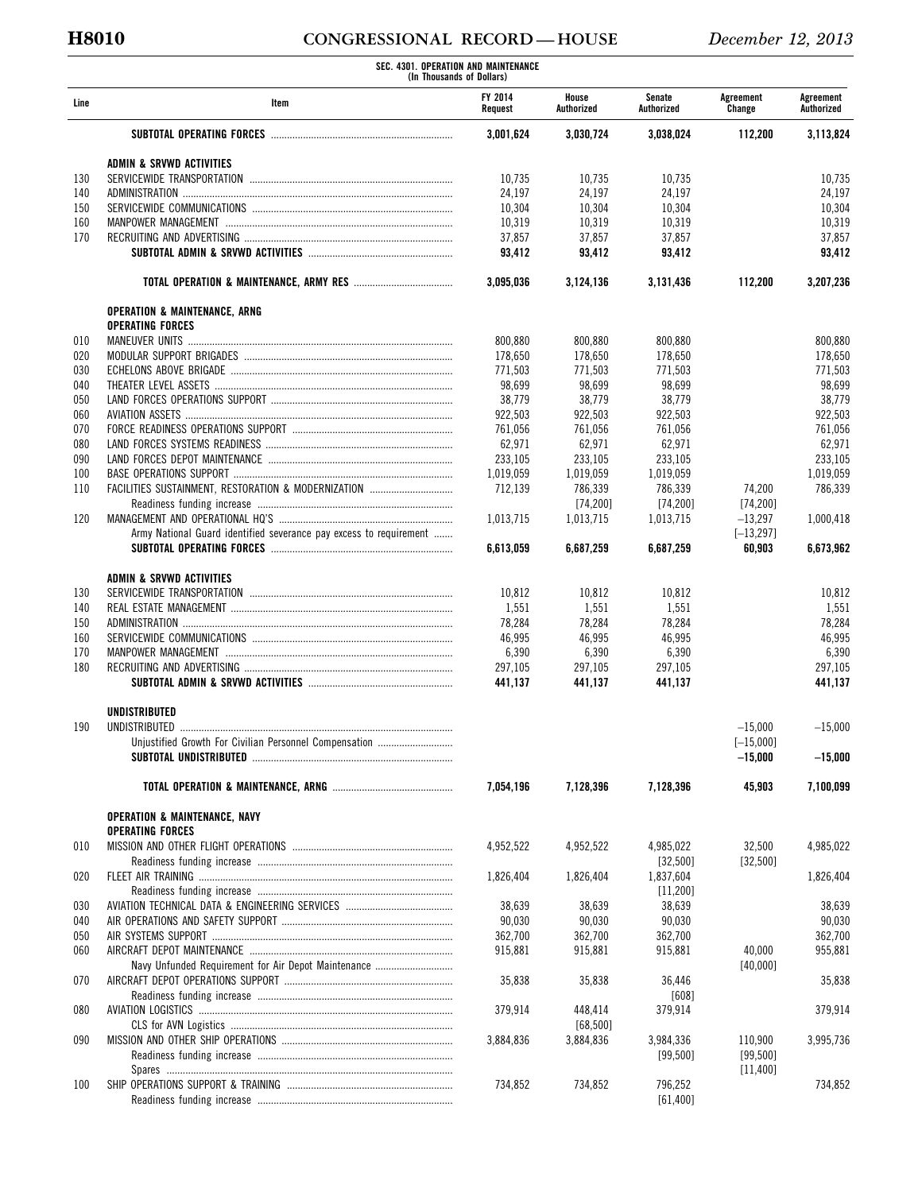SEC. 4301. OPERATION AND MAINTENANCE
(In Thousands of Dollars)

| Line | Item | FY 2014 Request | House Authorized | Senate Authorized | Agreement Change | Agreement Authorized |
|---|---|---|---|---|---|---|
| | **SUBTOTAL OPERATING FORCES** | **3,001,624** | **3,030,724** | **3,038,024** | **112,200** | **3,113,824** |
| | | | | | | |
| | **ADMIN & SRVWD ACTIVITIES** | | | | | |
| 130 | SERVICEWIDE TRANSPORTATION | 10,735 | 10,735 | 10,735 | | 10,735 |
| 140 | ADMINISTRATION | 24,197 | 24,197 | 24,197 | | 24,197 |
| 150 | SERVICEWIDE COMMUNICATIONS | 10,304 | 10,304 | 10,304 | | 10,304 |
| 160 | MANPOWER MANAGEMENT | 10,319 | 10,319 | 10,319 | | 10,319 |
| 170 | RECRUITING AND ADVERTISING | 37,857 | 37,857 | 37,857 | | 37,857 |
| | **SUBTOTAL ADMIN & SRVWD ACTIVITIES** | **93,412** | **93,412** | **93,412** | | **93,412** |
| | | | | | | |
| | **TOTAL OPERATION & MAINTENANCE, ARMY RES** | **3,095,036** | **3,124,136** | **3,131,436** | **112,200** | **3,207,236** |
| | | | | | | |
| | **OPERATION & MAINTENANCE, ARNG** | | | | | |
| | **OPERATING FORCES** | | | | | |
| 010 | MANEUVER UNITS | 800,880 | 800,880 | 800,880 | | 800,880 |
| 020 | MODULAR SUPPORT BRIGADES | 178,650 | 178,650 | 178,650 | | 178,650 |
| 030 | ECHELONS ABOVE BRIGADE | 771,503 | 771,503 | 771,503 | | 771,503 |
| 040 | THEATER LEVEL ASSETS | 98,699 | 98,699 | 98,699 | | 98,699 |
| 050 | LAND FORCES OPERATIONS SUPPORT | 38,779 | 38,779 | 38,779 | | 38,779 |
| 060 | AVIATION ASSETS | 922,503 | 922,503 | 922,503 | | 922,503 |
| 070 | FORCE READINESS OPERATIONS SUPPORT | 761,056 | 761,056 | 761,056 | | 761,056 |
| 080 | LAND FORCES SYSTEMS READINESS | 62,971 | 62,971 | 62,971 | | 62,971 |
| 090 | LAND FORCES DEPOT MAINTENANCE | 233,105 | 233,105 | 233,105 | | 233,105 |
| 100 | BASE OPERATIONS SUPPORT | 1,019,059 | 1,019,059 | 1,019,059 | | 1,019,059 |
| 110 | FACILITIES SUSTAINMENT, RESTORATION & MODERNIZATION | 712,139 | 786,339 | 786,339 | 74,200 | 786,339 |
| | Readiness funding increase | | [74,200] | [74,200] | [74,200] | |
| 120 | MANAGEMENT AND OPERATIONAL HQ'S | 1,013,715 | 1,013,715 | 1,013,715 | −13,297 | 1,000,418 |
| | Army National Guard identified severance pay excess to requirement | | | | [−13,297] | |
| | **SUBTOTAL OPERATING FORCES** | **6,613,059** | **6,687,259** | **6,687,259** | **60,903** | **6,673,962** |
| | | | | | | |
| | **ADMIN & SRVWD ACTIVITIES** | | | | | |
| 130 | SERVICEWIDE TRANSPORTATION | 10,812 | 10,812 | 10,812 | | 10,812 |
| 140 | REAL ESTATE MANAGEMENT | 1,551 | 1,551 | 1,551 | | 1,551 |
| 150 | ADMINISTRATION | 78,284 | 78,284 | 78,284 | | 78,284 |
| 160 | SERVICEWIDE COMMUNICATIONS | 46,995 | 46,995 | 46,995 | | 46,995 |
| 170 | MANPOWER MANAGEMENT | 6,390 | 6,390 | 6,390 | | 6,390 |
| 180 | RECRUITING AND ADVERTISING | 297,105 | 297,105 | 297,105 | | 297,105 |
| | **SUBTOTAL ADMIN & SRVWD ACTIVITIES** | **441,137** | **441,137** | **441,137** | | **441,137** |
| | | | | | | |
| | **UNDISTRIBUTED** | | | | | |
| 190 | UNDISTRIBUTED | | | | −15,000 | −15,000 |
| | Unjustified Growth For Civilian Personnel Compensation | | | | [−15,000] | |
| | **SUBTOTAL UNDISTRIBUTED** | | | | **−15,000** | **−15,000** |
| | | | | | | |
| | **TOTAL OPERATION & MAINTENANCE, ARNG** | **7,054,196** | **7,128,396** | **7,128,396** | **45,903** | **7,100,099** |
| | | | | | | |
| | **OPERATION & MAINTENANCE, NAVY** | | | | | |
| | **OPERATING FORCES** | | | | | |
| 010 | MISSION AND OTHER FLIGHT OPERATIONS | 4,952,522 | 4,952,522 | 4,985,022 | 32,500 | 4,985,022 |
| | Readiness funding increase | | | [32,500] | [32,500] | |
| 020 | FLEET AIR TRAINING | 1,826,404 | 1,826,404 | 1,837,604 | | 1,826,404 |
| | Readiness funding increase | | | [11,200] | | |
| 030 | AVIATION TECHNICAL DATA & ENGINEERING SERVICES | 38,639 | 38,639 | 38,639 | | 38,639 |
| 040 | AIR OPERATIONS AND SAFETY SUPPORT | 90,030 | 90,030 | 90,030 | | 90,030 |
| 050 | AIR SYSTEMS SUPPORT | 362,700 | 362,700 | 362,700 | | 362,700 |
| 060 | AIRCRAFT DEPOT MAINTENANCE | 915,881 | 915,881 | 915,881 | 40,000 | 955,881 |
| | Navy Unfunded Requirement for Air Depot Maintenance | | | | [40,000] | |
| 070 | AIRCRAFT DEPOT OPERATIONS SUPPORT | 35,838 | 35,838 | 36,446 | | 35,838 |
| | Readiness funding increase | | | [608] | | |
| 080 | AVIATION LOGISTICS | 379,914 | 448,414 | 379,914 | | 379,914 |
| | CLS for AVN Logistics | | [68,500] | | | |
| 090 | MISSION AND OTHER SHIP OPERATIONS | 3,884,836 | 3,884,836 | 3,984,336 | 110,900 | 3,995,736 |
| | Readiness funding increase | | | [99,500] | [99,500] | |
| | Spares | | | | [11,400] | |
| 100 | SHIP OPERATIONS SUPPORT & TRAINING | 734,852 | 734,852 | 796,252 | | 734,852 |
| | Readiness funding increase | | | [61,400] | | |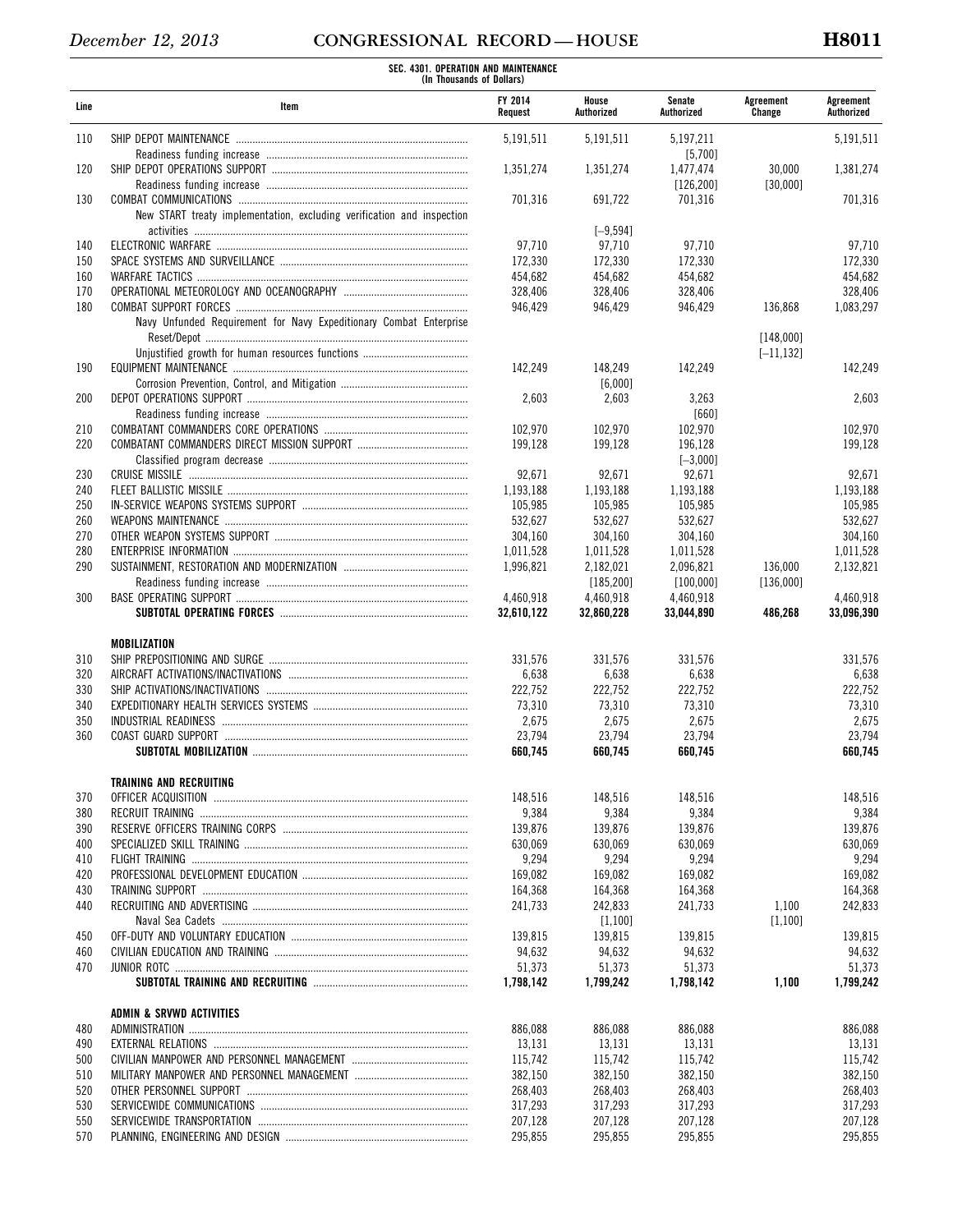**SEC. 4301. OPERATION AND MAINTENANCE**
**(In Thousands of Dollars)**

| Line | Item | FY 2014 Request | House Authorized | Senate Authorized | Agreement Change | Agreement Authorized |
|---|---|---|---|---|---|---|
| 110 | SHIP DEPOT MAINTENANCE | 5,191,511 | 5,191,511 | 5,197,211 | | 5,191,511 |
| | Readiness funding increase | | | [5,700] | | |
| 120 | SHIP DEPOT OPERATIONS SUPPORT | 1,351,274 | 1,351,274 | 1,477,474 | 30,000 | 1,381,274 |
| | Readiness funding increase | | | [126,200] | [30,000] | |
| 130 | COMBAT COMMUNICATIONS | 701,316 | 691,722 | 701,316 | | 701,316 |
| | New START treaty implementation, excluding verification and inspection activities | | [–9,594] | | | |
| 140 | ELECTRONIC WARFARE | 97,710 | 97,710 | 97,710 | | 97,710 |
| 150 | SPACE SYSTEMS AND SURVEILLANCE | 172,330 | 172,330 | 172,330 | | 172,330 |
| 160 | WARFARE TACTICS | 454,682 | 454,682 | 454,682 | | 454,682 |
| 170 | OPERATIONAL METEOROLOGY AND OCEANOGRAPHY | 328,406 | 328,406 | 328,406 | | 328,406 |
| 180 | COMBAT SUPPORT FORCES | 946,429 | 946,429 | 946,429 | 136,868 | 1,083,297 |
| | Navy Unfunded Requirement for Navy Expeditionary Combat Enterprise Reset/Depot | | | | [148,000] | |
| | Unjustified growth for human resources functions | | | | [–11,132] | |
| 190 | EQUIPMENT MAINTENANCE | 142,249 | 148,249 | 142,249 | | 142,249 |
| | Corrosion Prevention, Control, and Mitigation | | [6,000] | | | |
| 200 | DEPOT OPERATIONS SUPPORT | 2,603 | 2,603 | 3,263 | | 2,603 |
| | Readiness funding increase | | | [660] | | |
| 210 | COMBATANT COMMANDERS CORE OPERATIONS | 102,970 | 102,970 | 102,970 | | 102,970 |
| 220 | COMBATANT COMMANDERS DIRECT MISSION SUPPORT | 199,128 | 199,128 | 196,128 | | 199,128 |
| | Classified program decrease | | | [–3,000] | | |
| 230 | CRUISE MISSILE | 92,671 | 92,671 | 92,671 | | 92,671 |
| 240 | FLEET BALLISTIC MISSILE | 1,193,188 | 1,193,188 | 1,193,188 | | 1,193,188 |
| 250 | IN-SERVICE WEAPONS SYSTEMS SUPPORT | 105,985 | 105,985 | 105,985 | | 105,985 |
| 260 | WEAPONS MAINTENANCE | 532,627 | 532,627 | 532,627 | | 532,627 |
| 270 | OTHER WEAPON SYSTEMS SUPPORT | 304,160 | 304,160 | 304,160 | | 304,160 |
| 280 | ENTERPRISE INFORMATION | 1,011,528 | 1,011,528 | 1,011,528 | | 1,011,528 |
| 290 | SUSTAINMENT, RESTORATION AND MODERNIZATION | 1,996,821 | 2,182,021 | 2,096,821 | 136,000 | 2,132,821 |
| | Readiness funding increase | | [185,200] | [100,000] | [136,000] | |
| 300 | BASE OPERATING SUPPORT | 4,460,918 | 4,460,918 | 4,460,918 | | 4,460,918 |
| | **SUBTOTAL OPERATING FORCES** | **32,610,122** | **32,860,228** | **33,044,890** | **486,268** | **33,096,390** |
| | | | | | | |
| | **MOBILIZATION** | | | | | |
| 310 | SHIP PREPOSITIONING AND SURGE | 331,576 | 331,576 | 331,576 | | 331,576 |
| 320 | AIRCRAFT ACTIVATIONS/INACTIVATIONS | 6,638 | 6,638 | 6,638 | | 6,638 |
| 330 | SHIP ACTIVATIONS/INACTIVATIONS | 222,752 | 222,752 | 222,752 | | 222,752 |
| 340 | EXPEDITIONARY HEALTH SERVICES SYSTEMS | 73,310 | 73,310 | 73,310 | | 73,310 |
| 350 | INDUSTRIAL READINESS | 2,675 | 2,675 | 2,675 | | 2,675 |
| 360 | COAST GUARD SUPPORT | 23,794 | 23,794 | 23,794 | | 23,794 |
| | **SUBTOTAL MOBILIZATION** | **660,745** | **660,745** | **660,745** | | **660,745** |
| | | | | | | |
| | **TRAINING AND RECRUITING** | | | | | |
| 370 | OFFICER ACQUISITION | 148,516 | 148,516 | 148,516 | | 148,516 |
| 380 | RECRUIT TRAINING | 9,384 | 9,384 | 9,384 | | 9,384 |
| 390 | RESERVE OFFICERS TRAINING CORPS | 139,876 | 139,876 | 139,876 | | 139,876 |
| 400 | SPECIALIZED SKILL TRAINING | 630,069 | 630,069 | 630,069 | | 630,069 |
| 410 | FLIGHT TRAINING | 9,294 | 9,294 | 9,294 | | 9,294 |
| 420 | PROFESSIONAL DEVELOPMENT EDUCATION | 169,082 | 169,082 | 169,082 | | 169,082 |
| 430 | TRAINING SUPPORT | 164,368 | 164,368 | 164,368 | | 164,368 |
| 440 | RECRUITING AND ADVERTISING | 241,733 | 242,833 | 241,733 | 1,100 | 242,833 |
| | Naval Sea Cadets | | [1,100] | | [1,100] | |
| 450 | OFF-DUTY AND VOLUNTARY EDUCATION | 139,815 | 139,815 | 139,815 | | 139,815 |
| 460 | CIVILIAN EDUCATION AND TRAINING | 94,632 | 94,632 | 94,632 | | 94,632 |
| 470 | JUNIOR ROTC | 51,373 | 51,373 | 51,373 | | 51,373 |
| | **SUBTOTAL TRAINING AND RECRUITING** | **1,798,142** | **1,799,242** | **1,798,142** | **1,100** | **1,799,242** |
| | | | | | | |
| | **ADMIN & SRVWD ACTIVITIES** | | | | | |
| 480 | ADMINISTRATION | 886,088 | 886,088 | 886,088 | | 886,088 |
| 490 | EXTERNAL RELATIONS | 13,131 | 13,131 | 13,131 | | 13,131 |
| 500 | CIVILIAN MANPOWER AND PERSONNEL MANAGEMENT | 115,742 | 115,742 | 115,742 | | 115,742 |
| 510 | MILITARY MANPOWER AND PERSONNEL MANAGEMENT | 382,150 | 382,150 | 382,150 | | 382,150 |
| 520 | OTHER PERSONNEL SUPPORT | 268,403 | 268,403 | 268,403 | | 268,403 |
| 530 | SERVICEWIDE COMMUNICATIONS | 317,293 | 317,293 | 317,293 | | 317,293 |
| 550 | SERVICEWIDE TRANSPORTATION | 207,128 | 207,128 | 207,128 | | 207,128 |
| 570 | PLANNING, ENGINEERING AND DESIGN | 295,855 | 295,855 | 295,855 | | 295,855 |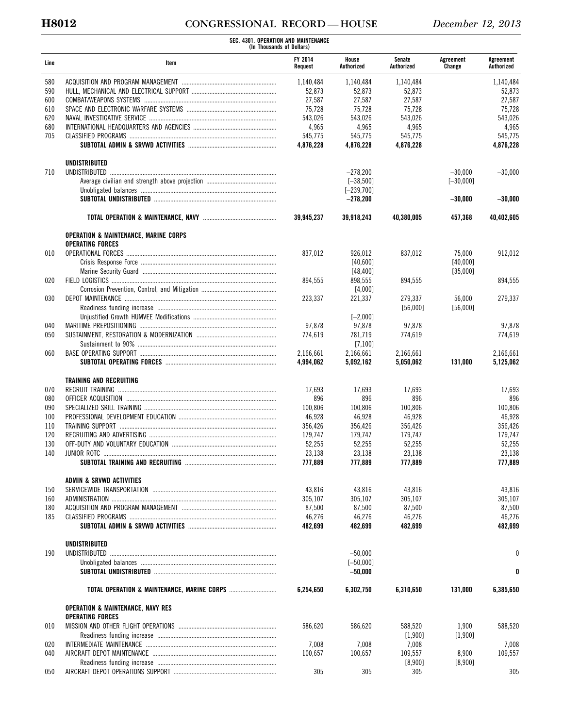SEC. 4301. OPERATION AND MAINTENANCE
(In Thousands of Dollars)

| Line | Item | FY 2014 Request | House Authorized | Senate Authorized | Agreement Change | Agreement Authorized |
|---|---|---|---|---|---|---|
| 580 | ACQUISITION AND PROGRAM MANAGEMENT | 1,140,484 | 1,140,484 | 1,140,484 | | 1,140,484 |
| 590 | HULL, MECHANICAL AND ELECTRICAL SUPPORT | 52,873 | 52,873 | 52,873 | | 52,873 |
| 600 | COMBAT/WEAPONS SYSTEMS | 27,587 | 27,587 | 27,587 | | 27,587 |
| 610 | SPACE AND ELECTRONIC WARFARE SYSTEMS | 75,728 | 75,728 | 75,728 | | 75,728 |
| 620 | NAVAL INVESTIGATIVE SERVICE | 543,026 | 543,026 | 543,026 | | 543,026 |
| 680 | INTERNATIONAL HEADQUARTERS AND AGENCIES | 4,965 | 4,965 | 4,965 | | 4,965 |
| 705 | CLASSIFIED PROGRAMS | 545,775 | 545,775 | 545,775 | | 545,775 |
| | **SUBTOTAL ADMIN & SRVWD ACTIVITIES** | **4,876,228** | **4,876,228** | **4,876,228** | | **4,876,228** |
| | **UNDISTRIBUTED** | | | | | |
| 710 | UNDISTRIBUTED | | –278,200 | | –30,000 | –30,000 |
| | Average civilian end strength above projection | | [–38,500] | | [–30,000] | |
| | Unobligated balances | | [–239,700] | | | |
| | **SUBTOTAL UNDISTRIBUTED** | | **–278,200** | | **–30,000** | **–30,000** |
| | **TOTAL OPERATION & MAINTENANCE, NAVY** | **39,945,237** | **39,918,243** | **40,380,005** | **457,368** | **40,402,605** |
| | **OPERATION & MAINTENANCE, MARINE CORPS** | | | | | |
| | **OPERATING FORCES** | | | | | |
| 010 | OPERATIONAL FORCES | 837,012 | 926,012 | 837,012 | 75,000 | 912,012 |
| | Crisis Response Force | | [40,600] | | [40,000] | |
| | Marine Security Guard | | [48,400] | | [35,000] | |
| 020 | FIELD LOGISTICS | 894,555 | 898,555 | 894,555 | | 894,555 |
| | Corrosion Prevention, Control, and Mitigation | | [4,000] | | | |
| 030 | DEPOT MAINTENANCE | 223,337 | 221,337 | 279,337 | 56,000 | 279,337 |
| | Readiness funding increase | | | [56,000] | [56,000] | |
| | Unjustified Growth HUMVEE Modifications | | [–2,000] | | | |
| 040 | MARITIME PREPOSITIONING | 97,878 | 97,878 | 97,878 | | 97,878 |
| 050 | SUSTAINMENT, RESTORATION & MODERNIZATION | 774,619 | 781,719 | 774,619 | | 774,619 |
| | Sustainment to 90% | | [7,100] | | | |
| 060 | BASE OPERATING SUPPORT | 2,166,661 | 2,166,661 | 2,166,661 | | 2,166,661 |
| | **SUBTOTAL OPERATING FORCES** | **4,994,062** | **5,092,162** | **5,050,062** | **131,000** | **5,125,062** |
| | **TRAINING AND RECRUITING** | | | | | |
| 070 | RECRUIT TRAINING | 17,693 | 17,693 | 17,693 | | 17,693 |
| 080 | OFFICER ACQUISITION | 896 | 896 | 896 | | 896 |
| 090 | SPECIALIZED SKILL TRAINING | 100,806 | 100,806 | 100,806 | | 100,806 |
| 100 | PROFESSIONAL DEVELOPMENT EDUCATION | 46,928 | 46,928 | 46,928 | | 46,928 |
| 110 | TRAINING SUPPORT | 356,426 | 356,426 | 356,426 | | 356,426 |
| 120 | RECRUITING AND ADVERTISING | 179,747 | 179,747 | 179,747 | | 179,747 |
| 130 | OFF-DUTY AND VOLUNTARY EDUCATION | 52,255 | 52,255 | 52,255 | | 52,255 |
| 140 | JUNIOR ROTC | 23,138 | 23,138 | 23,138 | | 23,138 |
| | **SUBTOTAL TRAINING AND RECRUITING** | **777,889** | **777,889** | **777,889** | | **777,889** |
| | **ADMIN & SRVWD ACTIVITIES** | | | | | |
| 150 | SERVICEWIDE TRANSPORTATION | 43,816 | 43,816 | 43,816 | | 43,816 |
| 160 | ADMINISTRATION | 305,107 | 305,107 | 305,107 | | 305,107 |
| 180 | ACQUISITION AND PROGRAM MANAGEMENT | 87,500 | 87,500 | 87,500 | | 87,500 |
| 185 | CLASSIFIED PROGRAMS | 46,276 | 46,276 | 46,276 | | 46,276 |
| | **SUBTOTAL ADMIN & SRVWD ACTIVITIES** | **482,699** | **482,699** | **482,699** | | **482,699** |
| | **UNDISTRIBUTED** | | | | | |
| 190 | UNDISTRIBUTED | | –50,000 | | | 0 |
| | Unobligated balances | | [–50,000] | | | |
| | **SUBTOTAL UNDISTRIBUTED** | | **–50,000** | | | **0** |
| | **TOTAL OPERATION & MAINTENANCE, MARINE CORPS** | **6,254,650** | **6,302,750** | **6,310,650** | **131,000** | **6,385,650** |
| | **OPERATION & MAINTENANCE, NAVY RES** | | | | | |
| | **OPERATING FORCES** | | | | | |
| 010 | MISSION AND OTHER FLIGHT OPERATIONS | 586,620 | 586,620 | 588,520 | 1,900 | 588,520 |
| | Readiness funding increase | | | [1,900] | [1,900] | |
| 020 | INTERMEDIATE MAINTENANCE | 7,008 | 7,008 | 7,008 | | 7,008 |
| 040 | AIRCRAFT DEPOT MAINTENANCE | 100,657 | 100,657 | 109,557 | 8,900 | 109,557 |
| | Readiness funding increase | | | [8,900] | [8,900] | |
| 050 | AIRCRAFT DEPOT OPERATIONS SUPPORT | 305 | 305 | 305 | | 305 |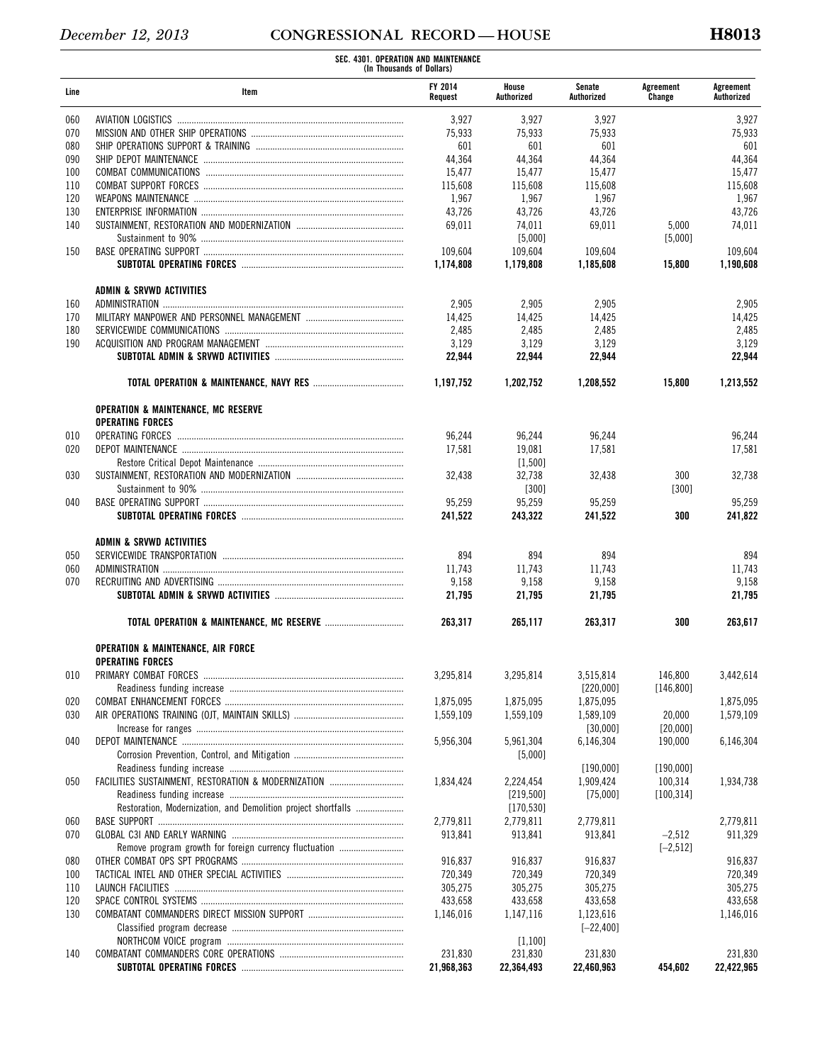SEC. 4301. OPERATION AND MAINTENANCE
(In Thousands of Dollars)

| Line | Item | FY 2014 Request | House Authorized | Senate Authorized | Agreement Change | Agreement Authorized |
|---|---|---|---|---|---|---|
| 060 | AVIATION LOGISTICS | 3,927 | 3,927 | 3,927 | | 3,927 |
| 070 | MISSION AND OTHER SHIP OPERATIONS | 75,933 | 75,933 | 75,933 | | 75,933 |
| 080 | SHIP OPERATIONS SUPPORT & TRAINING | 601 | 601 | 601 | | 601 |
| 090 | SHIP DEPOT MAINTENANCE | 44,364 | 44,364 | 44,364 | | 44,364 |
| 100 | COMBAT COMMUNICATIONS | 15,477 | 15,477 | 15,477 | | 15,477 |
| 110 | COMBAT SUPPORT FORCES | 115,608 | 115,608 | 115,608 | | 115,608 |
| 120 | WEAPONS MAINTENANCE | 1,967 | 1,967 | 1,967 | | 1,967 |
| 130 | ENTERPRISE INFORMATION | 43,726 | 43,726 | 43,726 | | 43,726 |
| 140 | SUSTAINMENT, RESTORATION AND MODERNIZATION | 69,011 | 74,011 | 69,011 | 5,000 | 74,011 |
| | Sustainment to 90% | | [5,000] | | [5,000] | |
| 150 | BASE OPERATING SUPPORT | 109,604 | 109,604 | 109,604 | | 109,604 |
| | **SUBTOTAL OPERATING FORCES** | **1,174,808** | **1,179,808** | **1,185,608** | **15,800** | **1,190,608** |
| | | | | | | |
| | **ADMIN & SRVWD ACTIVITIES** | | | | | |
| 160 | ADMINISTRATION | 2,905 | 2,905 | 2,905 | | 2,905 |
| 170 | MILITARY MANPOWER AND PERSONNEL MANAGEMENT | 14,425 | 14,425 | 14,425 | | 14,425 |
| 180 | SERVICEWIDE COMMUNICATIONS | 2,485 | 2,485 | 2,485 | | 2,485 |
| 190 | ACQUISITION AND PROGRAM MANAGEMENT | 3,129 | 3,129 | 3,129 | | 3,129 |
| | **SUBTOTAL ADMIN & SRVWD ACTIVITIES** | **22,944** | **22,944** | **22,944** | | **22,944** |
| | | | | | | |
| | **TOTAL OPERATION & MAINTENANCE, NAVY RES** | **1,197,752** | **1,202,752** | **1,208,552** | **15,800** | **1,213,552** |
| | | | | | | |
| | **OPERATION & MAINTENANCE, MC RESERVE** | | | | | |
| | **OPERATING FORCES** | | | | | |
| 010 | OPERATING FORCES | 96,244 | 96,244 | 96,244 | | 96,244 |
| 020 | DEPOT MAINTENANCE | 17,581 | 19,081 | 17,581 | | 17,581 |
| | Restore Critical Depot Maintenance | | [1,500] | | | |
| 030 | SUSTAINMENT, RESTORATION AND MODERNIZATION | 32,438 | 32,738 | 32,438 | 300 | 32,738 |
| | Sustainment to 90% | | [300] | | [300] | |
| 040 | BASE OPERATING SUPPORT | 95,259 | 95,259 | 95,259 | | 95,259 |
| | **SUBTOTAL OPERATING FORCES** | **241,522** | **243,322** | **241,522** | **300** | **241,822** |
| | | | | | | |
| | **ADMIN & SRVWD ACTIVITIES** | | | | | |
| 050 | SERVICEWIDE TRANSPORTATION | 894 | 894 | 894 | | 894 |
| 060 | ADMINISTRATION | 11,743 | 11,743 | 11,743 | | 11,743 |
| 070 | RECRUITING AND ADVERTISING | 9,158 | 9,158 | 9,158 | | 9,158 |
| | **SUBTOTAL ADMIN & SRVWD ACTIVITIES** | **21,795** | **21,795** | **21,795** | | **21,795** |
| | | | | | | |
| | **TOTAL OPERATION & MAINTENANCE, MC RESERVE** | **263,317** | **265,117** | **263,317** | **300** | **263,617** |
| | | | | | | |
| | **OPERATION & MAINTENANCE, AIR FORCE** | | | | | |
| | **OPERATING FORCES** | | | | | |
| 010 | PRIMARY COMBAT FORCES | 3,295,814 | 3,295,814 | 3,515,814 | 146,800 | 3,442,614 |
| | Readiness funding increase | | | [220,000] | [146,800] | |
| 020 | COMBAT ENHANCEMENT FORCES | 1,875,095 | 1,875,095 | 1,875,095 | | 1,875,095 |
| 030 | AIR OPERATIONS TRAINING (OJT, MAINTAIN SKILLS) | 1,559,109 | 1,559,109 | 1,589,109 | 20,000 | 1,579,109 |
| | Increase for ranges | | | [30,000] | [20,000] | |
| 040 | DEPOT MAINTENANCE | 5,956,304 | 5,961,304 | 6,146,304 | 190,000 | 6,146,304 |
| | Corrosion Prevention, Control, and Mitigation | | [5,000] | | | |
| | Readiness funding increase | | | [190,000] | [190,000] | |
| 050 | FACILITIES SUSTAINMENT, RESTORATION & MODERNIZATION | 1,834,424 | 2,224,454 | 1,909,424 | 100,314 | 1,934,738 |
| | Readiness funding increase | | [219,500] | [75,000] | [100,314] | |
| | Restoration, Modernization, and Demolition project shortfalls | | [170,530] | | | |
| 060 | BASE SUPPORT | 2,779,811 | 2,779,811 | 2,779,811 | | 2,779,811 |
| 070 | GLOBAL C3I AND EARLY WARNING | 913,841 | 913,841 | 913,841 | −2,512 | 911,329 |
| | Remove program growth for foreign currency fluctuation | | | | [−2,512] | |
| 080 | OTHER COMBAT OPS SPT PROGRAMS | 916,837 | 916,837 | 916,837 | | 916,837 |
| 100 | TACTICAL INTEL AND OTHER SPECIAL ACTIVITIES | 720,349 | 720,349 | 720,349 | | 720,349 |
| 110 | LAUNCH FACILITIES | 305,275 | 305,275 | 305,275 | | 305,275 |
| 120 | SPACE CONTROL SYSTEMS | 433,658 | 433,658 | 433,658 | | 433,658 |
| 130 | COMBATANT COMMANDERS DIRECT MISSION SUPPORT | 1,146,016 | 1,147,116 | 1,123,616 | | 1,146,016 |
| | Classified program decrease | | | [−22,400] | | |
| | NORTHCOM VOICE program | | [1,100] | | | |
| 140 | COMBATANT COMMANDERS CORE OPERATIONS | 231,830 | 231,830 | 231,830 | | 231,830 |
| | **SUBTOTAL OPERATING FORCES** | **21,968,363** | **22,364,493** | **22,460,963** | **454,602** | **22,422,965** |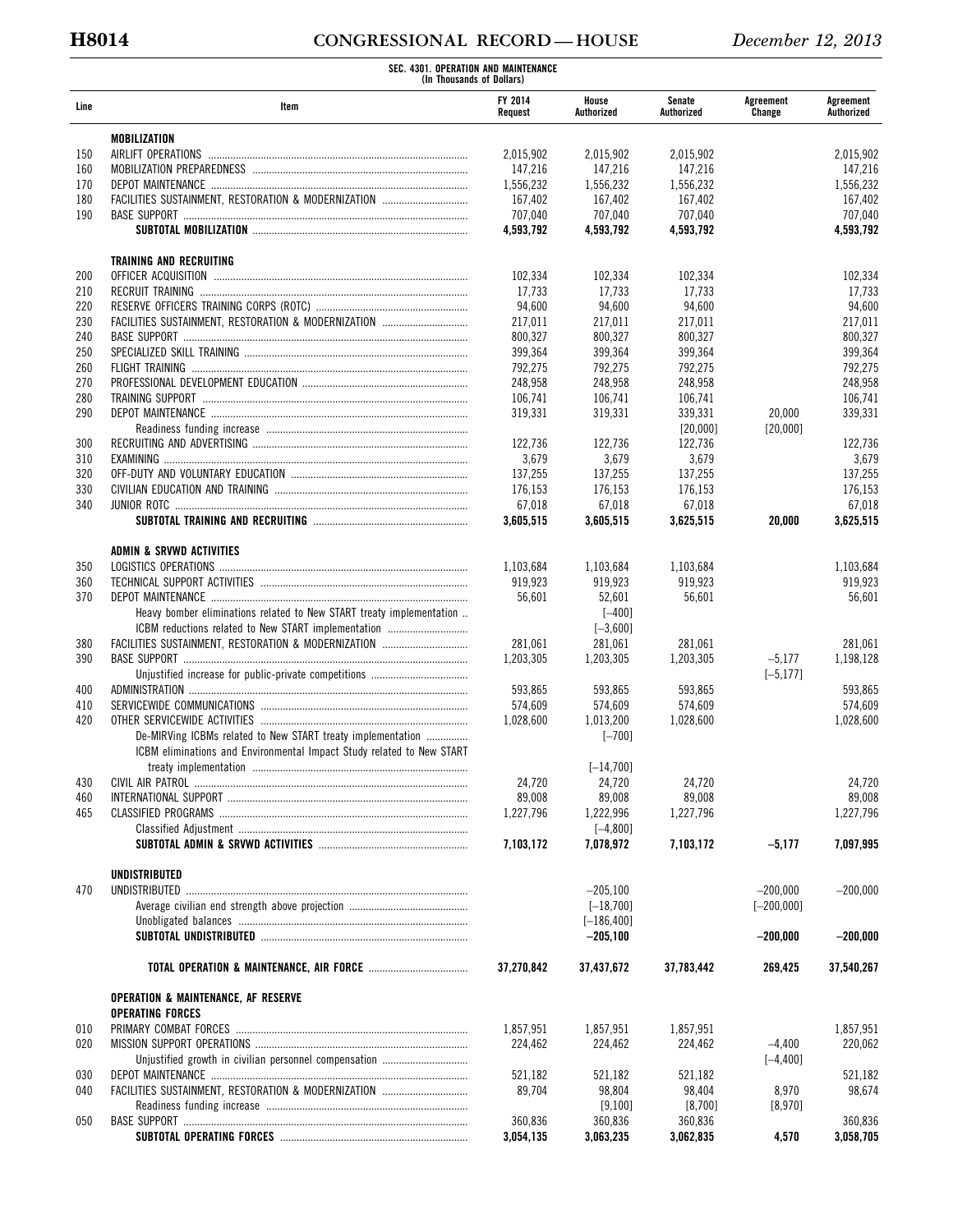**SEC. 4301. OPERATION AND MAINTENANCE**
(In Thousands of Dollars)

| Line | Item | FY 2014 Request | House Authorized | Senate Authorized | Agreement Change | Agreement Authorized |
|---|---|---|---|---|---|---|
| | **MOBILIZATION** | | | | | |
| 150 | AIRLIFT OPERATIONS | 2,015,902 | 2,015,902 | 2,015,902 | | 2,015,902 |
| 160 | MOBILIZATION PREPAREDNESS | 147,216 | 147,216 | 147,216 | | 147,216 |
| 170 | DEPOT MAINTENANCE | 1,556,232 | 1,556,232 | 1,556,232 | | 1,556,232 |
| 180 | FACILITIES SUSTAINMENT, RESTORATION & MODERNIZATION | 167,402 | 167,402 | 167,402 | | 167,402 |
| 190 | BASE SUPPORT | 707,040 | 707,040 | 707,040 | | 707,040 |
| | **SUBTOTAL MOBILIZATION** | **4,593,792** | **4,593,792** | **4,593,792** | | **4,593,792** |
| | **TRAINING AND RECRUITING** | | | | | |
| 200 | OFFICER ACQUISITION | 102,334 | 102,334 | 102,334 | | 102,334 |
| 210 | RECRUIT TRAINING | 17,733 | 17,733 | 17,733 | | 17,733 |
| 220 | RESERVE OFFICERS TRAINING CORPS (ROTC) | 94,600 | 94,600 | 94,600 | | 94,600 |
| 230 | FACILITIES SUSTAINMENT, RESTORATION & MODERNIZATION | 217,011 | 217,011 | 217,011 | | 217,011 |
| 240 | BASE SUPPORT | 800,327 | 800,327 | 800,327 | | 800,327 |
| 250 | SPECIALIZED SKILL TRAINING | 399,364 | 399,364 | 399,364 | | 399,364 |
| 260 | FLIGHT TRAINING | 792,275 | 792,275 | 792,275 | | 792,275 |
| 270 | PROFESSIONAL DEVELOPMENT EDUCATION | 248,958 | 248,958 | 248,958 | | 248,958 |
| 280 | TRAINING SUPPORT | 106,741 | 106,741 | 106,741 | | 106,741 |
| 290 | DEPOT MAINTENANCE | 319,331 | 319,331 | 339,331 | 20,000 | 339,331 |
| | Readiness funding increase | | | [20,000] | [20,000] | |
| 300 | RECRUITING AND ADVERTISING | 122,736 | 122,736 | 122,736 | | 122,736 |
| 310 | EXAMINING | 3,679 | 3,679 | 3,679 | | 3,679 |
| 320 | OFF-DUTY AND VOLUNTARY EDUCATION | 137,255 | 137,255 | 137,255 | | 137,255 |
| 330 | CIVILIAN EDUCATION AND TRAINING | 176,153 | 176,153 | 176,153 | | 176,153 |
| 340 | JUNIOR ROTC | 67,018 | 67,018 | 67,018 | | 67,018 |
| | **SUBTOTAL TRAINING AND RECRUITING** | **3,605,515** | **3,605,515** | **3,625,515** | **20,000** | **3,625,515** |
| | **ADMIN & SRVWD ACTIVITIES** | | | | | |
| 350 | LOGISTICS OPERATIONS | 1,103,684 | 1,103,684 | 1,103,684 | | 1,103,684 |
| 360 | TECHNICAL SUPPORT ACTIVITIES | 919,923 | 919,923 | 919,923 | | 919,923 |
| 370 | DEPOT MAINTENANCE | 56,601 | 52,601 | 56,601 | | 56,601 |
| | Heavy bomber eliminations related to New START treaty implementation | | [−400] | | | |
| | ICBM reductions related to New START implementation | | [−3,600] | | | |
| 380 | FACILITIES SUSTAINMENT, RESTORATION & MODERNIZATION | 281,061 | 281,061 | 281,061 | | 281,061 |
| 390 | BASE SUPPORT | 1,203,305 | 1,203,305 | 1,203,305 | −5,177 | 1,198,128 |
| | Unjustified increase for public-private competitions | | | | [−5,177] | |
| 400 | ADMINISTRATION | 593,865 | 593,865 | 593,865 | | 593,865 |
| 410 | SERVICEWIDE COMMUNICATIONS | 574,609 | 574,609 | 574,609 | | 574,609 |
| 420 | OTHER SERVICEWIDE ACTIVITIES | 1,028,600 | 1,013,200 | 1,028,600 | | 1,028,600 |
| | De-MIRVing ICBMs related to New START treaty implementation | | [−700] | | | |
| | ICBM eliminations and Environmental Impact Study related to New START treaty implementation | | [−14,700] | | | |
| 430 | CIVIL AIR PATROL | 24,720 | 24,720 | 24,720 | | 24,720 |
| 460 | INTERNATIONAL SUPPORT | 89,008 | 89,008 | 89,008 | | 89,008 |
| 465 | CLASSIFIED PROGRAMS | 1,227,796 | 1,222,996 | 1,227,796 | | 1,227,796 |
| | Classified Adjustment | | [−4,800] | | | |
| | **SUBTOTAL ADMIN & SRVWD ACTIVITIES** | **7,103,172** | **7,078,972** | **7,103,172** | **−5,177** | **7,097,995** |
| | **UNDISTRIBUTED** | | | | | |
| 470 | UNDISTRIBUTED | | −205,100 | | −200,000 | −200,000 |
| | Average civilian end strength above projection | | [−18,700] | | [−200,000] | |
| | Unobligated balances | | [−186,400] | | | |
| | **SUBTOTAL UNDISTRIBUTED** | | **−205,100** | | **−200,000** | **−200,000** |
| | **TOTAL OPERATION & MAINTENANCE, AIR FORCE** | **37,270,842** | **37,437,672** | **37,783,442** | **269,425** | **37,540,267** |
| | **OPERATION & MAINTENANCE, AF RESERVE** | | | | | |
| | **OPERATING FORCES** | | | | | |
| 010 | PRIMARY COMBAT FORCES | 1,857,951 | 1,857,951 | 1,857,951 | | 1,857,951 |
| 020 | MISSION SUPPORT OPERATIONS | 224,462 | 224,462 | 224,462 | −4,400 | 220,062 |
| | Unjustified growth in civilian personnel compensation | | | | [−4,400] | |
| 030 | DEPOT MAINTENANCE | 521,182 | 521,182 | 521,182 | | 521,182 |
| 040 | FACILITIES SUSTAINMENT, RESTORATION & MODERNIZATION | 89,704 | 98,804 | 98,404 | 8,970 | 98,674 |
| | Readiness funding increase | | [9,100] | [8,700] | [8,970] | |
| 050 | BASE SUPPORT | 360,836 | 360,836 | 360,836 | | 360,836 |
| | **SUBTOTAL OPERATING FORCES** | **3,054,135** | **3,063,235** | **3,062,835** | **4,570** | **3,058,705** |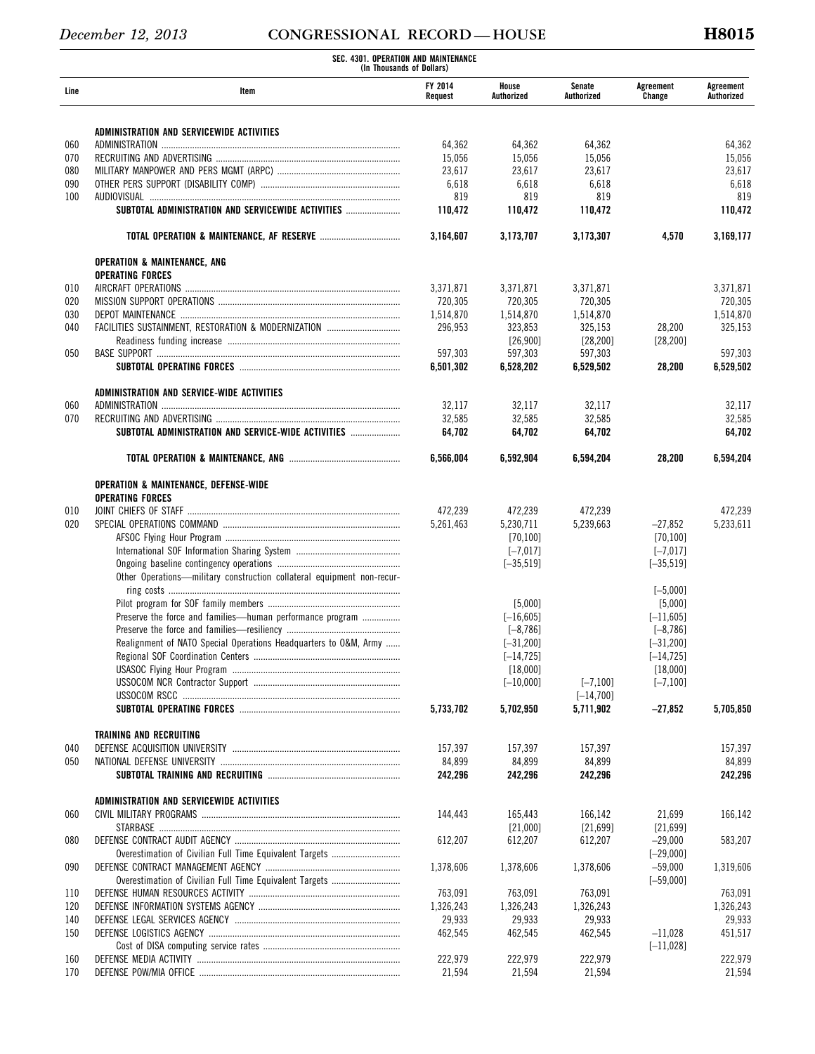**SEC. 4301. OPERATION AND MAINTENANCE**
**(In Thousands of Dollars)**

| Line | Item | FY 2014 Request | House Authorized | Senate Authorized | Agreement Change | Agreement Authorized |
|---|---|---|---|---|---|---|
| | **ADMINISTRATION AND SERVICEWIDE ACTIVITIES** | | | | | |
| 060 | ADMINISTRATION | 64,362 | 64,362 | 64,362 | | 64,362 |
| 070 | RECRUITING AND ADVERTISING | 15,056 | 15,056 | 15,056 | | 15,056 |
| 080 | MILITARY MANPOWER AND PERS MGMT (ARPC) | 23,617 | 23,617 | 23,617 | | 23,617 |
| 090 | OTHER PERS SUPPORT (DISABILITY COMP) | 6,618 | 6,618 | 6,618 | | 6,618 |
| 100 | AUDIOVISUAL | 819 | 819 | 819 | | 819 |
| | **SUBTOTAL ADMINISTRATION AND SERVICEWIDE ACTIVITIES** | **110,472** | **110,472** | **110,472** | | **110,472** |
| | **TOTAL OPERATION & MAINTENANCE, AF RESERVE** | **3,164,607** | **3,173,707** | **3,173,307** | **4,570** | **3,169,177** |
| | **OPERATION & MAINTENANCE, ANG** | | | | | |
| | **OPERATING FORCES** | | | | | |
| 010 | AIRCRAFT OPERATIONS | 3,371,871 | 3,371,871 | 3,371,871 | | 3,371,871 |
| 020 | MISSION SUPPORT OPERATIONS | 720,305 | 720,305 | 720,305 | | 720,305 |
| 030 | DEPOT MAINTENANCE | 1,514,870 | 1,514,870 | 1,514,870 | | 1,514,870 |
| 040 | FACILITIES SUSTAINMENT, RESTORATION & MODERNIZATION | 296,953 | 323,853 | 325,153 | 28,200 | 325,153 |
| | Readiness funding increase | | [26,900] | [28,200] | [28,200] | |
| 050 | BASE SUPPORT | 597,303 | 597,303 | 597,303 | | 597,303 |
| | **SUBTOTAL OPERATING FORCES** | **6,501,302** | **6,528,202** | **6,529,502** | **28,200** | **6,529,502** |
| | **ADMINISTRATION AND SERVICE-WIDE ACTIVITIES** | | | | | |
| 060 | ADMINISTRATION | 32,117 | 32,117 | 32,117 | | 32,117 |
| 070 | RECRUITING AND ADVERTISING | 32,585 | 32,585 | 32,585 | | 32,585 |
| | **SUBTOTAL ADMINISTRATION AND SERVICE-WIDE ACTIVITIES** | **64,702** | **64,702** | **64,702** | | **64,702** |
| | **TOTAL OPERATION & MAINTENANCE, ANG** | **6,566,004** | **6,592,904** | **6,594,204** | **28,200** | **6,594,204** |
| | **OPERATION & MAINTENANCE, DEFENSE-WIDE** | | | | | |
| | **OPERATING FORCES** | | | | | |
| 010 | JOINT CHIEFS OF STAFF | 472,239 | 472,239 | 472,239 | | 472,239 |
| 020 | SPECIAL OPERATIONS COMMAND | 5,261,463 | 5,230,711 | 5,239,663 | –27,852 | 5,233,611 |
| | AFSOC Flying Hour Program | | [70,100] | | [70,100] | |
| | International SOF Information Sharing System | | [–7,017] | | [–7,017] | |
| | Ongoing baseline contingency operations | | [–35,519] | | [–35,519] | |
| | Other Operations—military construction collateral equipment non-recurring costs | | | | [–5,000] | |
| | Pilot program for SOF family members | | [5,000] | | [5,000] | |
| | Preserve the force and families—human performance program | | [–16,605] | | [–11,605] | |
| | Preserve the force and families—resiliency | | [–8,786] | | [–8,786] | |
| | Realignment of NATO Special Operations Headquarters to O&M, Army | | [–31,200] | | [–31,200] | |
| | Regional SOF Coordination Centers | | [–14,725] | | [–14,725] | |
| | USASOC Flying Hour Program | | [18,000] | | [18,000] | |
| | USSOCOM NCR Contractor Support | | [–10,000] | [–7,100] | [–7,100] | |
| | USSOCOM RSCC | | | [–14,700] | | |
| | **SUBTOTAL OPERATING FORCES** | **5,733,702** | **5,702,950** | **5,711,902** | **–27,852** | **5,705,850** |
| | **TRAINING AND RECRUITING** | | | | | |
| 040 | DEFENSE ACQUISITION UNIVERSITY | 157,397 | 157,397 | 157,397 | | 157,397 |
| 050 | NATIONAL DEFENSE UNIVERSITY | 84,899 | 84,899 | 84,899 | | 84,899 |
| | **SUBTOTAL TRAINING AND RECRUITING** | **242,296** | **242,296** | **242,296** | | **242,296** |
| | **ADMINISTRATION AND SERVICEWIDE ACTIVITIES** | | | | | |
| 060 | CIVIL MILITARY PROGRAMS | 144,443 | 165,443 | 166,142 | 21,699 | 166,142 |
| | STARBASE | | [21,000] | [21,699] | [21,699] | |
| 080 | DEFENSE CONTRACT AUDIT AGENCY | 612,207 | 612,207 | 612,207 | –29,000 | 583,207 |
| | Overestimation of Civilian Full Time Equivalent Targets | | | | [–29,000] | |
| 090 | DEFENSE CONTRACT MANAGEMENT AGENCY | 1,378,606 | 1,378,606 | 1,378,606 | –59,000 | 1,319,606 |
| | Overestimation of Civilian Full Time Equivalent Targets | | | | [–59,000] | |
| 110 | DEFENSE HUMAN RESOURCES ACTIVITY | 763,091 | 763,091 | 763,091 | | 763,091 |
| 120 | DEFENSE INFORMATION SYSTEMS AGENCY | 1,326,243 | 1,326,243 | 1,326,243 | | 1,326,243 |
| 140 | DEFENSE LEGAL SERVICES AGENCY | 29,933 | 29,933 | 29,933 | | 29,933 |
| 150 | DEFENSE LOGISTICS AGENCY | 462,545 | 462,545 | 462,545 | –11,028 | 451,517 |
| | Cost of DISA computing service rates | | | | [–11,028] | |
| 160 | DEFENSE MEDIA ACTIVITY | 222,979 | 222,979 | 222,979 | | 222,979 |
| 170 | DEFENSE POW/MIA OFFICE | 21,594 | 21,594 | 21,594 | | 21,594 |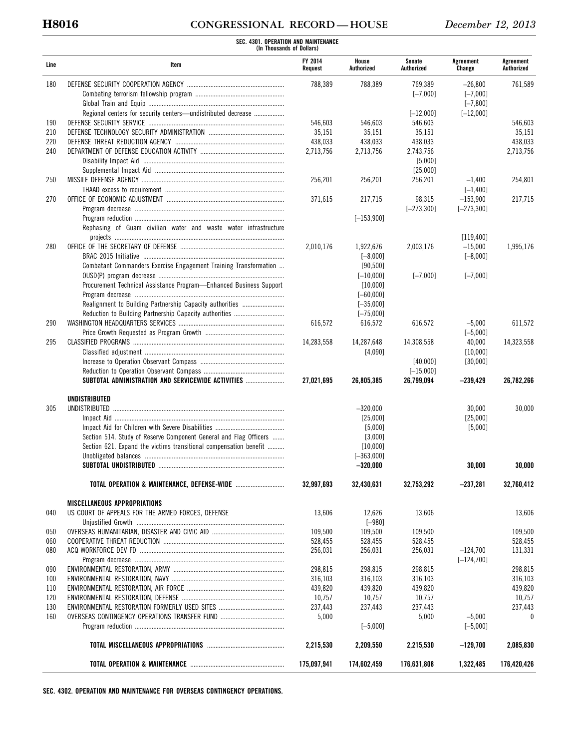**SEC. 4301. OPERATION AND MAINTENANCE**
**(In Thousands of Dollars)**

| Line | Item | FY 2014 Request | House Authorized | Senate Authorized | Agreement Change | Agreement Authorized |
|---|---|---|---|---|---|---|
| 180 | DEFENSE SECURITY COOPERATION AGENCY | 788,389 | 788,389 | 769,389 | –26,800 | 761,589 |
| | Combating terrorism fellowship program | | | [–7,000] | [–7,000] | |
| | Global Train and Equip | | | | [–7,800] | |
| | Regional centers for security centers—undistributed decrease | | | [–12,000] | [–12,000] | |
| 190 | DEFENSE SECURITY SERVICE | 546,603 | 546,603 | 546,603 | | 546,603 |
| 210 | DEFENSE TECHNOLOGY SECURITY ADMINISTRATION | 35,151 | 35,151 | 35,151 | | 35,151 |
| 220 | DEFENSE THREAT REDUCTION AGENCY | 438,033 | 438,033 | 438,033 | | 438,033 |
| 240 | DEPARTMENT OF DEFENSE EDUCATION ACTIVITY | 2,713,756 | 2,713,756 | 2,743,756 | | 2,713,756 |
| | Disability Impact Aid | | | [5,000] | | |
| | Supplemental Impact Aid | | | [25,000] | | |
| 250 | MISSILE DEFENSE AGENCY | 256,201 | 256,201 | 256,201 | –1,400 | 254,801 |
| | THAAD excess to requirement | | | | [–1,400] | |
| 270 | OFFICE OF ECONOMIC ADJUSTMENT | 371,615 | 217,715 | 98,315 | –153,900 | 217,715 |
| | Program decrease | | | [–273,300] | [–273,300] | |
| | Program reduction | | [–153,900] | | | |
| | Rephasing of Guam civilian water and waste water infrastructure projects | | | | [119,400] | |
| 280 | OFFICE OF THE SECRETARY OF DEFENSE | 2,010,176 | 1,922,676 | 2,003,176 | –15,000 | 1,995,176 |
| | BRAC 2015 Initiative | | [–8,000] | | [–8,000] | |
| | Combatant Commanders Exercise Engagement Training Transformation | | [90,500] | | | |
| | OUSD(P) program decrease | | [–10,000] | [–7,000] | [–7,000] | |
| | Procurement Technical Assistance Program—Enhanced Business Support | | [10,000] | | | |
| | Program decrease | | [–60,000] | | | |
| | Realignment to Building Partnership Capacity authorities | | [–35,000] | | | |
| | Reduction to Building Partnership Capacity authorities | | [–75,000] | | | |
| 290 | WASHINGTON HEADQUARTERS SERVICES | 616,572 | 616,572 | 616,572 | –5,000 | 611,572 |
| | Price Growth Requested as Program Growth | | | | [–5,000] | |
| 295 | CLASSIFIED PROGRAMS | 14,283,558 | 14,287,648 | 14,308,558 | 40,000 | 14,323,558 |
| | Classified adjustment | | [4,090] | | [10,000] | |
| | Increase to Operation Observant Compass | | | [40,000] | [30,000] | |
| | Reduction to Operation Observant Compass | | | [–15,000] | | |
| | **SUBTOTAL ADMINISTRATION AND SERVICEWIDE ACTIVITIES** | **27,021,695** | **26,805,385** | **26,799,094** | **–239,429** | **26,782,266** |
| | **UNDISTRIBUTED** | | | | | |
| 305 | UNDISTRIBUTED | | –320,000 | | 30,000 | 30,000 |
| | Impact Aid | | [25,000] | | [25,000] | |
| | Impact Aid for Children with Severe Disabilities | | [5,000] | | [5,000] | |
| | Section 514. Study of Reserve Component General and Flag Officers | | [3,000] | | | |
| | Section 621. Expand the victims transitional compensation benefit | | [10,000] | | | |
| | Unobligated balances | | [–363,000] | | | |
| | **SUBTOTAL UNDISTRIBUTED** | | **–320,000** | | **30,000** | **30,000** |
| | **TOTAL OPERATION & MAINTENANCE, DEFENSE-WIDE** | **32,997,693** | **32,430,631** | **32,753,292** | **–237,281** | **32,760,412** |
| | **MISCELLANEOUS APPROPRIATIONS** | | | | | |
| 040 | US COURT OF APPEALS FOR THE ARMED FORCES, DEFENSE | 13,606 | 12,626 | 13,606 | | 13,606 |
| | Unjustified Growth | | [–980] | | | |
| 050 | OVERSEAS HUMANITARIAN, DISASTER AND CIVIC AID | 109,500 | 109,500 | 109,500 | | 109,500 |
| 060 | COOPERATIVE THREAT REDUCTION | 528,455 | 528,455 | 528,455 | | 528,455 |
| 080 | ACQ WORKFORCE DEV FD | 256,031 | 256,031 | 256,031 | –124,700 | 131,331 |
| | Program decrease | | | | [–124,700] | |
| 090 | ENVIRONMENTAL RESTORATION, ARMY | 298,815 | 298,815 | 298,815 | | 298,815 |
| 100 | ENVIRONMENTAL RESTORATION, NAVY | 316,103 | 316,103 | 316,103 | | 316,103 |
| 110 | ENVIRONMENTAL RESTORATION, AIR FORCE | 439,820 | 439,820 | 439,820 | | 439,820 |
| 120 | ENVIRONMENTAL RESTORATION, DEFENSE | 10,757 | 10,757 | 10,757 | | 10,757 |
| 130 | ENVIRONMENTAL RESTORATION FORMERLY USED SITES | 237,443 | 237,443 | 237,443 | | 237,443 |
| 160 | OVERSEAS CONTINGENCY OPERATIONS TRANSFER FUND | 5,000 | | 5,000 | –5,000 | 0 |
| | Program reduction | | [–5,000] | | [–5,000] | |
| | **TOTAL MISCELLANEOUS APPROPRIATIONS** | **2,215,530** | **2,209,550** | **2,215,530** | **–129,700** | **2,085,830** |
| | **TOTAL OPERATION & MAINTENANCE** | **175,097,941** | **174,602,459** | **176,631,808** | **1,322,485** | **176,420,426** |

**SEC. 4302. OPERATION AND MAINTENANCE FOR OVERSEAS CONTINGENCY OPERATIONS.**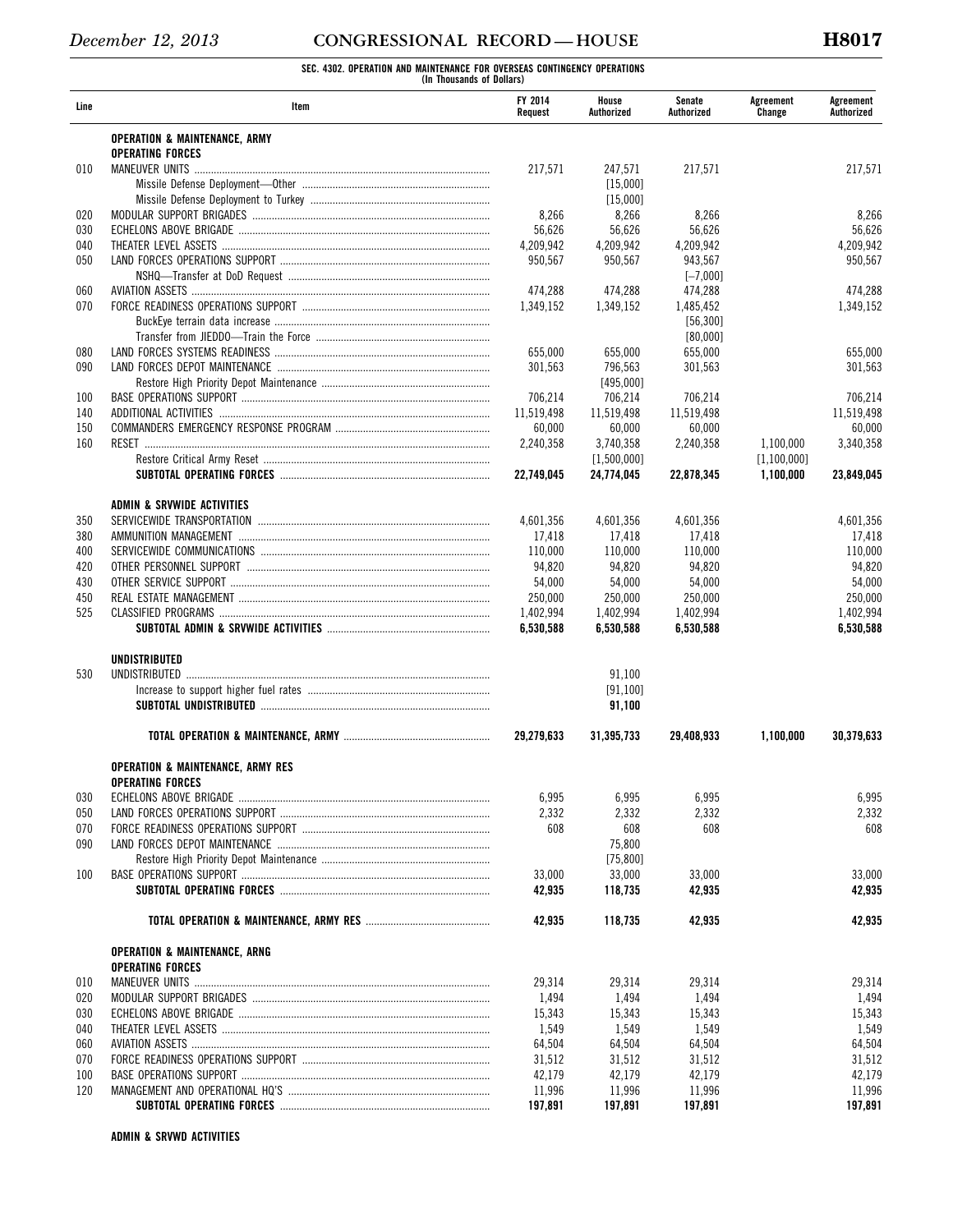SEC. 4302. OPERATION AND MAINTENANCE FOR OVERSEAS CONTINGENCY OPERATIONS
(In Thousands of Dollars)

| Line | Item | FY 2014 Request | House Authorized | Senate Authorized | Agreement Change | Agreement Authorized |
|---|---|---|---|---|---|---|
| | **OPERATION & MAINTENANCE, ARMY** | | | | | |
| | **OPERATING FORCES** | | | | | |
| 010 | MANEUVER UNITS | 217,571 | 247,571 | 217,571 | | 217,571 |
| | Missile Defense Deployment—Other | | [15,000] | | | |
| | Missile Defense Deployment to Turkey | | [15,000] | | | |
| 020 | MODULAR SUPPORT BRIGADES | 8,266 | 8,266 | 8,266 | | 8,266 |
| 030 | ECHELONS ABOVE BRIGADE | 56,626 | 56,626 | 56,626 | | 56,626 |
| 040 | THEATER LEVEL ASSETS | 4,209,942 | 4,209,942 | 4,209,942 | | 4,209,942 |
| 050 | LAND FORCES OPERATIONS SUPPORT | 950,567 | 950,567 | 943,567 | | 950,567 |
| | NSHQ—Transfer at DoD Request | | | [−7,000] | | |
| 060 | AVIATION ASSETS | 474,288 | 474,288 | 474,288 | | 474,288 |
| 070 | FORCE READINESS OPERATIONS SUPPORT | 1,349,152 | 1,349,152 | 1,485,452 | | 1,349,152 |
| | BuckEye terrain data increase | | | [56,300] | | |
| | Transfer from JIEDDO—Train the Force | | | [80,000] | | |
| 080 | LAND FORCES SYSTEMS READINESS | 655,000 | 655,000 | 655,000 | | 655,000 |
| 090 | LAND FORCES DEPOT MAINTENANCE | 301,563 | 796,563 | 301,563 | | 301,563 |
| | Restore High Priority Depot Maintenance | | [495,000] | | | |
| 100 | BASE OPERATIONS SUPPORT | 706,214 | 706,214 | 706,214 | | 706,214 |
| 140 | ADDITIONAL ACTIVITIES | 11,519,498 | 11,519,498 | 11,519,498 | | 11,519,498 |
| 150 | COMMANDERS EMERGENCY RESPONSE PROGRAM | 60,000 | 60,000 | 60,000 | | 60,000 |
| 160 | RESET | 2,240,358 | 3,740,358 | 2,240,358 | 1,100,000 | 3,340,358 |
| | Restore Critical Army Reset | | [1,500,000] | | [1,100,000] | |
| | **SUBTOTAL OPERATING FORCES** | **22,749,045** | **24,774,045** | **22,878,345** | **1,100,000** | **23,849,045** |
| | **ADMIN & SRVWIDE ACTIVITIES** | | | | | |
| 350 | SERVICEWIDE TRANSPORTATION | 4,601,356 | 4,601,356 | 4,601,356 | | 4,601,356 |
| 380 | AMMUNITION MANAGEMENT | 17,418 | 17,418 | 17,418 | | 17,418 |
| 400 | SERVICEWIDE COMMUNICATIONS | 110,000 | 110,000 | 110,000 | | 110,000 |
| 420 | OTHER PERSONNEL SUPPORT | 94,820 | 94,820 | 94,820 | | 94,820 |
| 430 | OTHER SERVICE SUPPORT | 54,000 | 54,000 | 54,000 | | 54,000 |
| 450 | REAL ESTATE MANAGEMENT | 250,000 | 250,000 | 250,000 | | 250,000 |
| 525 | CLASSIFIED PROGRAMS | 1,402,994 | 1,402,994 | 1,402,994 | | 1,402,994 |
| | **SUBTOTAL ADMIN & SRVWIDE ACTIVITIES** | **6,530,588** | **6,530,588** | **6,530,588** | | **6,530,588** |
| | **UNDISTRIBUTED** | | | | | |
| 530 | UNDISTRIBUTED | | 91,100 | | | |
| | Increase to support higher fuel rates | | [91,100] | | | |
| | **SUBTOTAL UNDISTRIBUTED** | | **91,100** | | | |
| | **TOTAL OPERATION & MAINTENANCE, ARMY** | **29,279,633** | **31,395,733** | **29,408,933** | **1,100,000** | **30,379,633** |
| | **OPERATION & MAINTENANCE, ARMY RES** | | | | | |
| | **OPERATING FORCES** | | | | | |
| 030 | ECHELONS ABOVE BRIGADE | 6,995 | 6,995 | 6,995 | | 6,995 |
| 050 | LAND FORCES OPERATIONS SUPPORT | 2,332 | 2,332 | 2,332 | | 2,332 |
| 070 | FORCE READINESS OPERATIONS SUPPORT | 608 | 608 | 608 | | 608 |
| 090 | LAND FORCES DEPOT MAINTENANCE | | 75,800 | | | |
| | Restore High Priority Depot Maintenance | | [75,800] | | | |
| 100 | BASE OPERATIONS SUPPORT | 33,000 | 33,000 | 33,000 | | 33,000 |
| | **SUBTOTAL OPERATING FORCES** | **42,935** | **118,735** | **42,935** | | **42,935** |
| | **TOTAL OPERATION & MAINTENANCE, ARMY RES** | **42,935** | **118,735** | **42,935** | | **42,935** |
| | **OPERATION & MAINTENANCE, ARNG** | | | | | |
| | **OPERATING FORCES** | | | | | |
| 010 | MANEUVER UNITS | 29,314 | 29,314 | 29,314 | | 29,314 |
| 020 | MODULAR SUPPORT BRIGADES | 1,494 | 1,494 | 1,494 | | 1,494 |
| 030 | ECHELONS ABOVE BRIGADE | 15,343 | 15,343 | 15,343 | | 15,343 |
| 040 | THEATER LEVEL ASSETS | 1,549 | 1,549 | 1,549 | | 1,549 |
| 060 | AVIATION ASSETS | 64,504 | 64,504 | 64,504 | | 64,504 |
| 070 | FORCE READINESS OPERATIONS SUPPORT | 31,512 | 31,512 | 31,512 | | 31,512 |
| 100 | BASE OPERATIONS SUPPORT | 42,179 | 42,179 | 42,179 | | 42,179 |
| 120 | MANAGEMENT AND OPERATIONAL HQ'S | 11,996 | 11,996 | 11,996 | | 11,996 |
| | **SUBTOTAL OPERATING FORCES** | **197,891** | **197,891** | **197,891** | | **197,891** |
| | **ADMIN & SRVWD ACTIVITIES** | | | | | |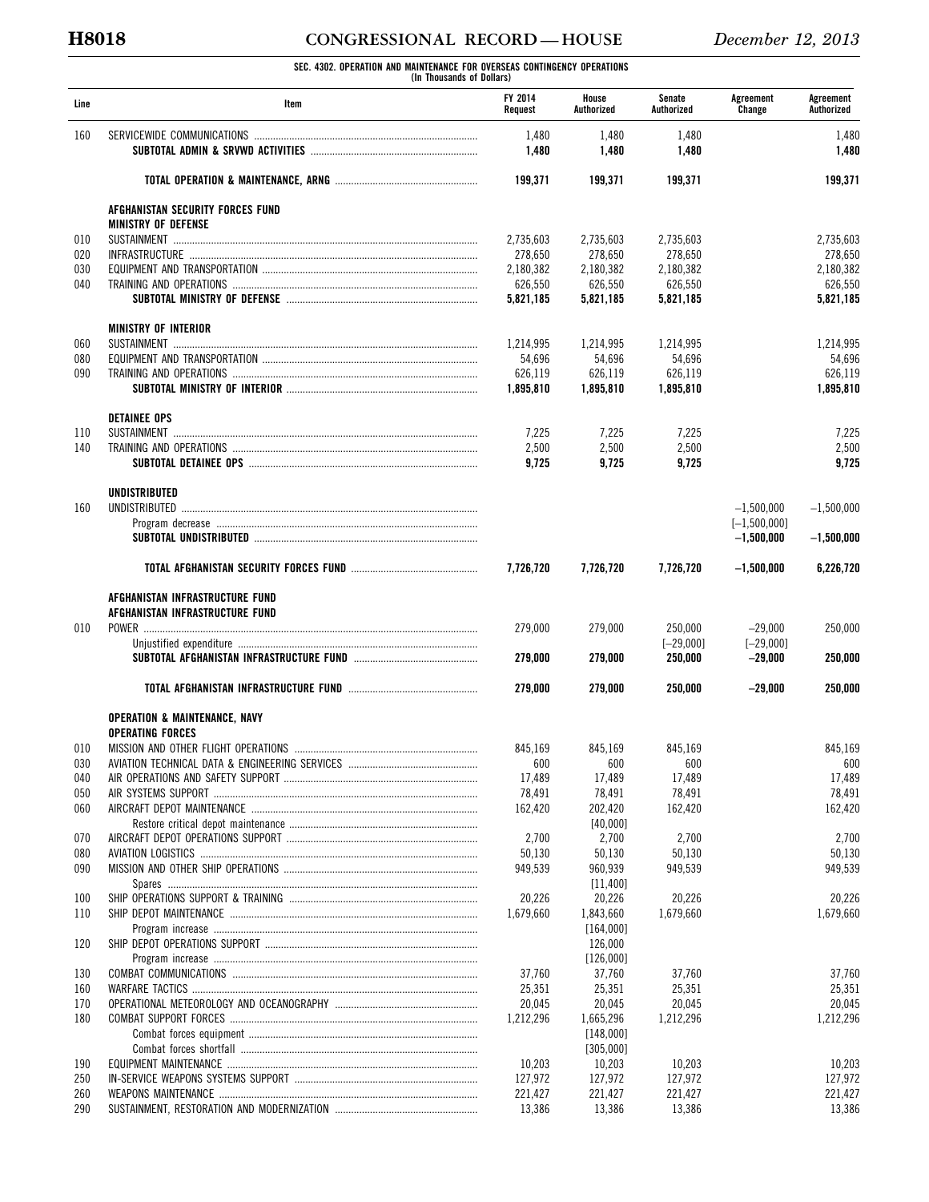**SEC. 4302. OPERATION AND MAINTENANCE FOR OVERSEAS CONTINGENCY OPERATIONS**
**(In Thousands of Dollars)**

| Line | Item | FY 2014 Request | House Authorized | Senate Authorized | Agreement Change | Agreement Authorized |
|---|---|---|---|---|---|---|
| 160 | SERVICEWIDE COMMUNICATIONS | 1,480 | 1,480 | 1,480 | | 1,480 |
| | **SUBTOTAL ADMIN & SRVWD ACTIVITIES** | **1,480** | **1,480** | **1,480** | | **1,480** |
| | | | | | | |
| | **TOTAL OPERATION & MAINTENANCE, ARNG** | **199,371** | **199,371** | **199,371** | | **199,371** |
| | | | | | | |
| | **AFGHANISTAN SECURITY FORCES FUND** | | | | | |
| | **MINISTRY OF DEFENSE** | | | | | |
| 010 | SUSTAINMENT | 2,735,603 | 2,735,603 | 2,735,603 | | 2,735,603 |
| 020 | INFRASTRUCTURE | 278,650 | 278,650 | 278,650 | | 278,650 |
| 030 | EQUIPMENT AND TRANSPORTATION | 2,180,382 | 2,180,382 | 2,180,382 | | 2,180,382 |
| 040 | TRAINING AND OPERATIONS | 626,550 | 626,550 | 626,550 | | 626,550 |
| | **SUBTOTAL MINISTRY OF DEFENSE** | **5,821,185** | **5,821,185** | **5,821,185** | | **5,821,185** |
| | | | | | | |
| | **MINISTRY OF INTERIOR** | | | | | |
| 060 | SUSTAINMENT | 1,214,995 | 1,214,995 | 1,214,995 | | 1,214,995 |
| 080 | EQUIPMENT AND TRANSPORTATION | 54,696 | 54,696 | 54,696 | | 54,696 |
| 090 | TRAINING AND OPERATIONS | 626,119 | 626,119 | 626,119 | | 626,119 |
| | **SUBTOTAL MINISTRY OF INTERIOR** | **1,895,810** | **1,895,810** | **1,895,810** | | **1,895,810** |
| | | | | | | |
| | **DETAINEE OPS** | | | | | |
| 110 | SUSTAINMENT | 7,225 | 7,225 | 7,225 | | 7,225 |
| 140 | TRAINING AND OPERATIONS | 2,500 | 2,500 | 2,500 | | 2,500 |
| | **SUBTOTAL DETAINEE OPS** | **9,725** | **9,725** | **9,725** | | **9,725** |
| | | | | | | |
| | **UNDISTRIBUTED** | | | | | |
| 160 | UNDISTRIBUTED | | | | −1,500,000 | −1,500,000 |
| | Program decrease | | | | [−1,500,000] | |
| | **SUBTOTAL UNDISTRIBUTED** | | | | **−1,500,000** | **−1,500,000** |
| | | | | | | |
| | **TOTAL AFGHANISTAN SECURITY FORCES FUND** | **7,726,720** | **7,726,720** | **7,726,720** | **−1,500,000** | **6,226,720** |
| | | | | | | |
| | **AFGHANISTAN INFRASTRUCTURE FUND** | | | | | |
| | **AFGHANISTAN INFRASTRUCTURE FUND** | | | | | |
| 010 | POWER | 279,000 | 279,000 | 250,000 | −29,000 | 250,000 |
| | Unjustified expenditure | | | [−29,000] | [−29,000] | |
| | **SUBTOTAL AFGHANISTAN INFRASTRUCTURE FUND** | **279,000** | **279,000** | **250,000** | **−29,000** | **250,000** |
| | | | | | | |
| | **TOTAL AFGHANISTAN INFRASTRUCTURE FUND** | **279,000** | **279,000** | **250,000** | **−29,000** | **250,000** |
| | | | | | | |
| | **OPERATION & MAINTENANCE, NAVY** | | | | | |
| | **OPERATING FORCES** | | | | | |
| 010 | MISSION AND OTHER FLIGHT OPERATIONS | 845,169 | 845,169 | 845,169 | | 845,169 |
| 030 | AVIATION TECHNICAL DATA & ENGINEERING SERVICES | 600 | 600 | 600 | | 600 |
| 040 | AIR OPERATIONS AND SAFETY SUPPORT | 17,489 | 17,489 | 17,489 | | 17,489 |
| 050 | AIR SYSTEMS SUPPORT | 78,491 | 78,491 | 78,491 | | 78,491 |
| 060 | AIRCRAFT DEPOT MAINTENANCE | 162,420 | 202,420 | 162,420 | | 162,420 |
| | Restore critical depot maintenance | | [40,000] | | | |
| 070 | AIRCRAFT DEPOT OPERATIONS SUPPORT | 2,700 | 2,700 | 2,700 | | 2,700 |
| 080 | AVIATION LOGISTICS | 50,130 | 50,130 | 50,130 | | 50,130 |
| 090 | MISSION AND OTHER SHIP OPERATIONS | 949,539 | 960,939 | 949,539 | | 949,539 |
| | Spares | | [11,400] | | | |
| 100 | SHIP OPERATIONS SUPPORT & TRAINING | 20,226 | 20,226 | 20,226 | | 20,226 |
| 110 | SHIP DEPOT MAINTENANCE | 1,679,660 | 1,843,660 | 1,679,660 | | 1,679,660 |
| | Program increase | | [164,000] | | | |
| 120 | SHIP DEPOT OPERATIONS SUPPORT | | 126,000 | | | |
| | Program increase | | [126,000] | | | |
| 130 | COMBAT COMMUNICATIONS | 37,760 | 37,760 | 37,760 | | 37,760 |
| 160 | WARFARE TACTICS | 25,351 | 25,351 | 25,351 | | 25,351 |
| 170 | OPERATIONAL METEOROLOGY AND OCEANOGRAPHY | 20,045 | 20,045 | 20,045 | | 20,045 |
| 180 | COMBAT SUPPORT FORCES | 1,212,296 | 1,665,296 | 1,212,296 | | 1,212,296 |
| | Combat forces equipment | | [148,000] | | | |
| | Combat forces shortfall | | [305,000] | | | |
| 190 | EQUIPMENT MAINTENANCE | 10,203 | 10,203 | 10,203 | | 10,203 |
| 250 | IN-SERVICE WEAPONS SYSTEMS SUPPORT | 127,972 | 127,972 | 127,972 | | 127,972 |
| 260 | WEAPONS MAINTENANCE | 221,427 | 221,427 | 221,427 | | 221,427 |
| 290 | SUSTAINMENT, RESTORATION AND MODERNIZATION | 13,386 | 13,386 | 13,386 | | 13,386 |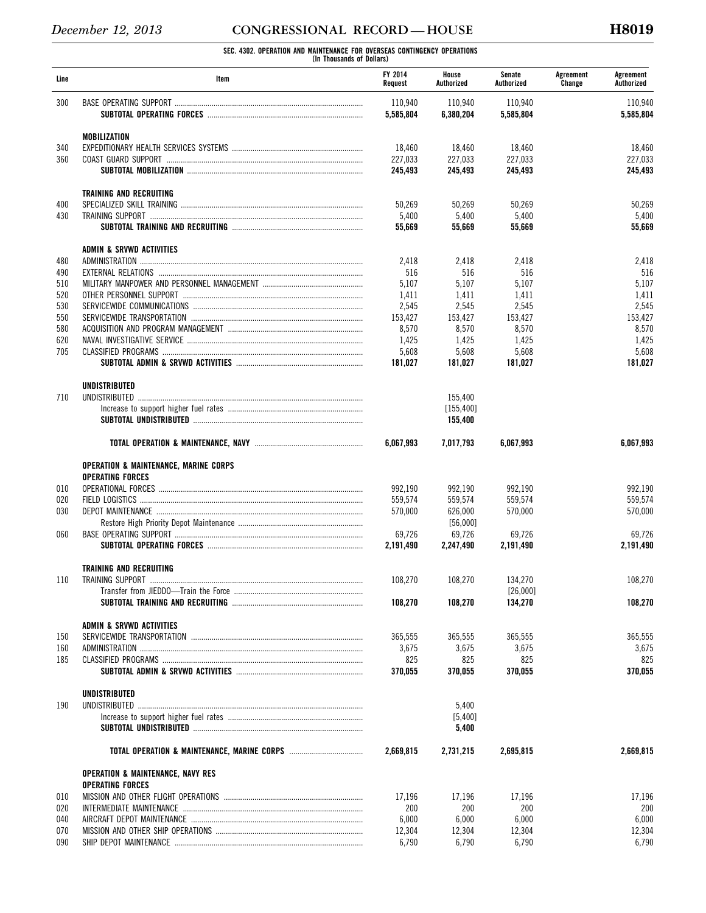**SEC. 4302. OPERATION AND MAINTENANCE FOR OVERSEAS CONTINGENCY OPERATIONS**
**(In Thousands of Dollars)**

| Line | Item | FY 2014 Request | House Authorized | Senate Authorized | Agreement Change | Agreement Authorized |
|---|---|---|---|---|---|---|
| 300 | BASE OPERATING SUPPORT | 110,940 | 110,940 | 110,940 | | 110,940 |
| | **SUBTOTAL OPERATING FORCES** | **5,585,804** | **6,380,204** | **5,585,804** | | **5,585,804** |
| | | | | | | |
| | **MOBILIZATION** | | | | | |
| 340 | EXPEDITIONARY HEALTH SERVICES SYSTEMS | 18,460 | 18,460 | 18,460 | | 18,460 |
| 360 | COAST GUARD SUPPORT | 227,033 | 227,033 | 227,033 | | 227,033 |
| | **SUBTOTAL MOBILIZATION** | **245,493** | **245,493** | **245,493** | | **245,493** |
| | | | | | | |
| | **TRAINING AND RECRUITING** | | | | | |
| 400 | SPECIALIZED SKILL TRAINING | 50,269 | 50,269 | 50,269 | | 50,269 |
| 430 | TRAINING SUPPORT | 5,400 | 5,400 | 5,400 | | 5,400 |
| | **SUBTOTAL TRAINING AND RECRUITING** | **55,669** | **55,669** | **55,669** | | **55,669** |
| | | | | | | |
| | **ADMIN & SRVWD ACTIVITIES** | | | | | |
| 480 | ADMINISTRATION | 2,418 | 2,418 | 2,418 | | 2,418 |
| 490 | EXTERNAL RELATIONS | 516 | 516 | 516 | | 516 |
| 510 | MILITARY MANPOWER AND PERSONNEL MANAGEMENT | 5,107 | 5,107 | 5,107 | | 5,107 |
| 520 | OTHER PERSONNEL SUPPORT | 1,411 | 1,411 | 1,411 | | 1,411 |
| 530 | SERVICEWIDE COMMUNICATIONS | 2,545 | 2,545 | 2,545 | | 2,545 |
| 550 | SERVICEWIDE TRANSPORTATION | 153,427 | 153,427 | 153,427 | | 153,427 |
| 580 | ACQUISITION AND PROGRAM MANAGEMENT | 8,570 | 8,570 | 8,570 | | 8,570 |
| 620 | NAVAL INVESTIGATIVE SERVICE | 1,425 | 1,425 | 1,425 | | 1,425 |
| 705 | CLASSIFIED PROGRAMS | 5,608 | 5,608 | 5,608 | | 5,608 |
| | **SUBTOTAL ADMIN & SRVWD ACTIVITIES** | **181,027** | **181,027** | **181,027** | | **181,027** |
| | | | | | | |
| | **UNDISTRIBUTED** | | | | | |
| 710 | UNDISTRIBUTED | | 155,400 | | | |
| | Increase to support higher fuel rates | | [155,400] | | | |
| | **SUBTOTAL UNDISTRIBUTED** | | **155,400** | | | |
| | | | | | | |
| | **TOTAL OPERATION & MAINTENANCE, NAVY** | **6,067,993** | **7,017,793** | **6,067,993** | | **6,067,993** |
| | | | | | | |
| | **OPERATION & MAINTENANCE, MARINE CORPS** | | | | | |
| | **OPERATING FORCES** | | | | | |
| 010 | OPERATIONAL FORCES | 992,190 | 992,190 | 992,190 | | 992,190 |
| 020 | FIELD LOGISTICS | 559,574 | 559,574 | 559,574 | | 559,574 |
| 030 | DEPOT MAINTENANCE | 570,000 | 626,000 | 570,000 | | 570,000 |
| | Restore High Priority Depot Maintenance | | [56,000] | | | |
| 060 | BASE OPERATING SUPPORT | 69,726 | 69,726 | 69,726 | | 69,726 |
| | **SUBTOTAL OPERATING FORCES** | **2,191,490** | **2,247,490** | **2,191,490** | | **2,191,490** |
| | | | | | | |
| | **TRAINING AND RECRUITING** | | | | | |
| 110 | TRAINING SUPPORT | 108,270 | 108,270 | 134,270 | | 108,270 |
| | Transfer from JIEDDO—Train the Force | | | [26,000] | | |
| | **SUBTOTAL TRAINING AND RECRUITING** | **108,270** | **108,270** | **134,270** | | **108,270** |
| | | | | | | |
| | **ADMIN & SRVWD ACTIVITIES** | | | | | |
| 150 | SERVICEWIDE TRANSPORTATION | 365,555 | 365,555 | 365,555 | | 365,555 |
| 160 | ADMINISTRATION | 3,675 | 3,675 | 3,675 | | 3,675 |
| 185 | CLASSIFIED PROGRAMS | 825 | 825 | 825 | | 825 |
| | **SUBTOTAL ADMIN & SRVWD ACTIVITIES** | **370,055** | **370,055** | **370,055** | | **370,055** |
| | | | | | | |
| | **UNDISTRIBUTED** | | | | | |
| 190 | UNDISTRIBUTED | | 5,400 | | | |
| | Increase to support higher fuel rates | | [5,400] | | | |
| | **SUBTOTAL UNDISTRIBUTED** | | **5,400** | | | |
| | | | | | | |
| | **TOTAL OPERATION & MAINTENANCE, MARINE CORPS** | **2,669,815** | **2,731,215** | **2,695,815** | | **2,669,815** |
| | | | | | | |
| | **OPERATION & MAINTENANCE, NAVY RES** | | | | | |
| | **OPERATING FORCES** | | | | | |
| 010 | MISSION AND OTHER FLIGHT OPERATIONS | 17,196 | 17,196 | 17,196 | | 17,196 |
| 020 | INTERMEDIATE MAINTENANCE | 200 | 200 | 200 | | 200 |
| 040 | AIRCRAFT DEPOT MAINTENANCE | 6,000 | 6,000 | 6,000 | | 6,000 |
| 070 | MISSION AND OTHER SHIP OPERATIONS | 12,304 | 12,304 | 12,304 | | 12,304 |
| 090 | SHIP DEPOT MAINTENANCE | 6,790 | 6,790 | 6,790 | | 6,790 |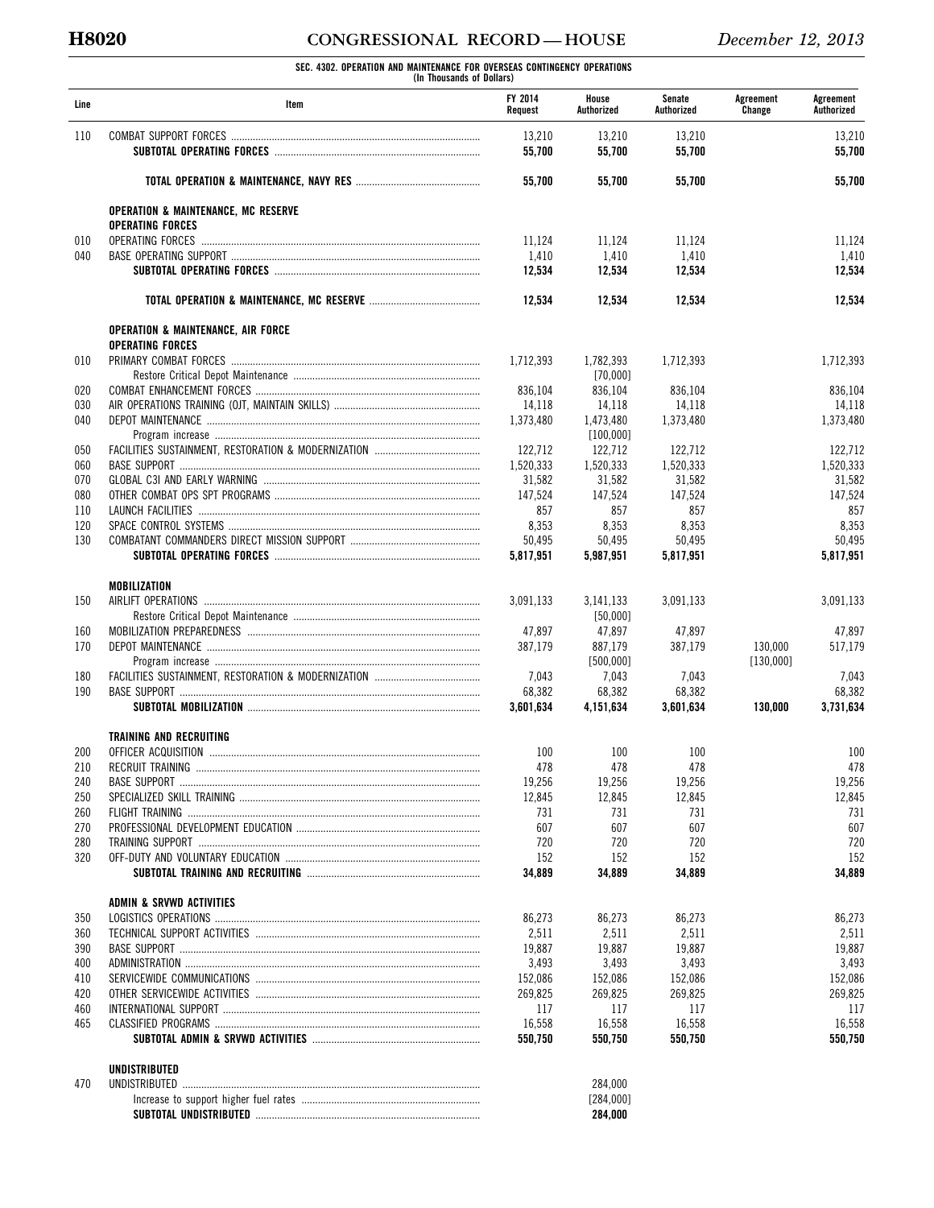**SEC. 4302. OPERATION AND MAINTENANCE FOR OVERSEAS CONTINGENCY OPERATIONS**
**(In Thousands of Dollars)**

| Line | Item | FY 2014 Request | House Authorized | Senate Authorized | Agreement Change | Agreement Authorized |
|---|---|---|---|---|---|---|
| 110 | COMBAT SUPPORT FORCES | 13,210 | 13,210 | 13,210 | | 13,210 |
| | **SUBTOTAL OPERATING FORCES** | **55,700** | **55,700** | **55,700** | | **55,700** |
| | | | | | | |
| | **TOTAL OPERATION & MAINTENANCE, NAVY RES** | **55,700** | **55,700** | **55,700** | | **55,700** |
| | | | | | | |
| | **OPERATION & MAINTENANCE, MC RESERVE** | | | | | |
| | **OPERATING FORCES** | | | | | |
| 010 | OPERATING FORCES | 11,124 | 11,124 | 11,124 | | 11,124 |
| 040 | BASE OPERATING SUPPORT | 1,410 | 1,410 | 1,410 | | 1,410 |
| | **SUBTOTAL OPERATING FORCES** | **12,534** | **12,534** | **12,534** | | **12,534** |
| | | | | | | |
| | **TOTAL OPERATION & MAINTENANCE, MC RESERVE** | **12,534** | **12,534** | **12,534** | | **12,534** |
| | | | | | | |
| | **OPERATION & MAINTENANCE, AIR FORCE** | | | | | |
| | **OPERATING FORCES** | | | | | |
| 010 | PRIMARY COMBAT FORCES | 1,712,393 | 1,782,393 | 1,712,393 | | 1,712,393 |
| | Restore Critical Depot Maintenance | | [70,000] | | | |
| 020 | COMBAT ENHANCEMENT FORCES | 836,104 | 836,104 | 836,104 | | 836,104 |
| 030 | AIR OPERATIONS TRAINING (OJT, MAINTAIN SKILLS) | 14,118 | 14,118 | 14,118 | | 14,118 |
| 040 | DEPOT MAINTENANCE | 1,373,480 | 1,473,480 | 1,373,480 | | 1,373,480 |
| | Program increase | | [100,000] | | | |
| 050 | FACILITIES SUSTAINMENT, RESTORATION & MODERNIZATION | 122,712 | 122,712 | 122,712 | | 122,712 |
| 060 | BASE SUPPORT | 1,520,333 | 1,520,333 | 1,520,333 | | 1,520,333 |
| 070 | GLOBAL C3I AND EARLY WARNING | 31,582 | 31,582 | 31,582 | | 31,582 |
| 080 | OTHER COMBAT OPS SPT PROGRAMS | 147,524 | 147,524 | 147,524 | | 147,524 |
| 110 | LAUNCH FACILITIES | 857 | 857 | 857 | | 857 |
| 120 | SPACE CONTROL SYSTEMS | 8,353 | 8,353 | 8,353 | | 8,353 |
| 130 | COMBATANT COMMANDERS DIRECT MISSION SUPPORT | 50,495 | 50,495 | 50,495 | | 50,495 |
| | **SUBTOTAL OPERATING FORCES** | **5,817,951** | **5,987,951** | **5,817,951** | | **5,817,951** |
| | | | | | | |
| | **MOBILIZATION** | | | | | |
| 150 | AIRLIFT OPERATIONS | 3,091,133 | 3,141,133 | 3,091,133 | | 3,091,133 |
| | Restore Critical Depot Maintenance | | [50,000] | | | |
| 160 | MOBILIZATION PREPAREDNESS | 47,897 | 47,897 | 47,897 | | 47,897 |
| 170 | DEPOT MAINTENANCE | 387,179 | 887,179 | 387,179 | 130,000 | 517,179 |
| | Program increase | | [500,000] | | [130,000] | |
| 180 | FACILITIES SUSTAINMENT, RESTORATION & MODERNIZATION | 7,043 | 7,043 | 7,043 | | 7,043 |
| 190 | BASE SUPPORT | 68,382 | 68,382 | 68,382 | | 68,382 |
| | **SUBTOTAL MOBILIZATION** | **3,601,634** | **4,151,634** | **3,601,634** | **130,000** | **3,731,634** |
| | | | | | | |
| | **TRAINING AND RECRUITING** | | | | | |
| 200 | OFFICER ACQUISITION | 100 | 100 | 100 | | 100 |
| 210 | RECRUIT TRAINING | 478 | 478 | 478 | | 478 |
| 240 | BASE SUPPORT | 19,256 | 19,256 | 19,256 | | 19,256 |
| 250 | SPECIALIZED SKILL TRAINING | 12,845 | 12,845 | 12,845 | | 12,845 |
| 260 | FLIGHT TRAINING | 731 | 731 | 731 | | 731 |
| 270 | PROFESSIONAL DEVELOPMENT EDUCATION | 607 | 607 | 607 | | 607 |
| 280 | TRAINING SUPPORT | 720 | 720 | 720 | | 720 |
| 320 | OFF-DUTY AND VOLUNTARY EDUCATION | 152 | 152 | 152 | | 152 |
| | **SUBTOTAL TRAINING AND RECRUITING** | **34,889** | **34,889** | **34,889** | | **34,889** |
| | | | | | | |
| | **ADMIN & SRVWD ACTIVITIES** | | | | | |
| 350 | LOGISTICS OPERATIONS | 86,273 | 86,273 | 86,273 | | 86,273 |
| 360 | TECHNICAL SUPPORT ACTIVITIES | 2,511 | 2,511 | 2,511 | | 2,511 |
| 390 | BASE SUPPORT | 19,887 | 19,887 | 19,887 | | 19,887 |
| 400 | ADMINISTRATION | 3,493 | 3,493 | 3,493 | | 3,493 |
| 410 | SERVICEWIDE COMMUNICATIONS | 152,086 | 152,086 | 152,086 | | 152,086 |
| 420 | OTHER SERVICEWIDE ACTIVITIES | 269,825 | 269,825 | 269,825 | | 269,825 |
| 460 | INTERNATIONAL SUPPORT | 117 | 117 | 117 | | 117 |
| 465 | CLASSIFIED PROGRAMS | 16,558 | 16,558 | 16,558 | | 16,558 |
| | **SUBTOTAL ADMIN & SRVWD ACTIVITIES** | **550,750** | **550,750** | **550,750** | | **550,750** |
| | | | | | | |
| | **UNDISTRIBUTED** | | | | | |
| 470 | UNDISTRIBUTED | | 284,000 | | | |
| | Increase to support higher fuel rates | | [284,000] | | | |
| | **SUBTOTAL UNDISTRIBUTED** | | **284,000** | | | |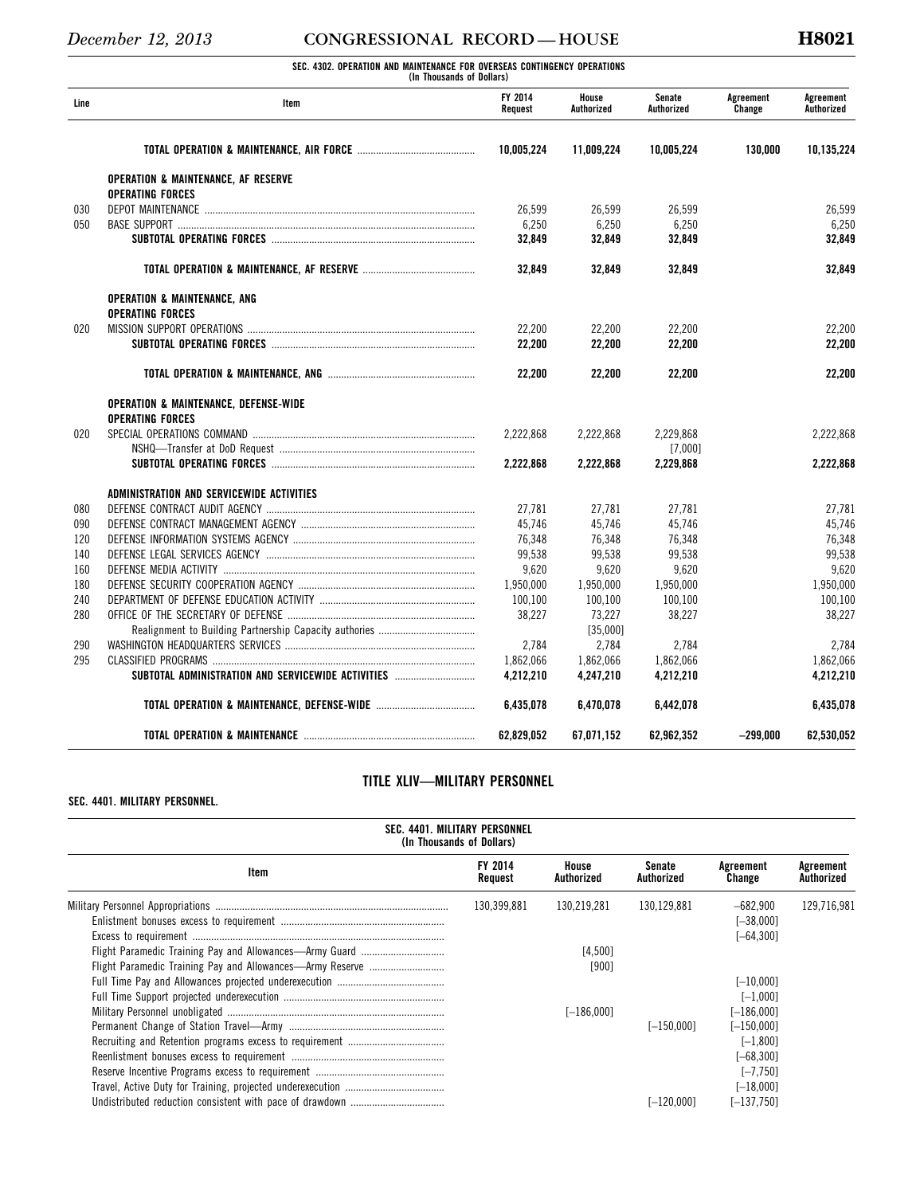**SEC. 4302. OPERATION AND MAINTENANCE FOR OVERSEAS CONTINGENCY OPERATIONS**
**(In Thousands of Dollars)**

| Line | Item | FY 2014 Request | House Authorized | Senate Authorized | Agreement Change | Agreement Authorized |
|---|---|---|---|---|---|---|
| | **TOTAL OPERATION & MAINTENANCE, AIR FORCE** | **10,005,224** | **11,009,224** | **10,005,224** | **130,000** | **10,135,224** |
| | **OPERATION & MAINTENANCE, AF RESERVE** | | | | | |
| | **OPERATING FORCES** | | | | | |
| 030 | DEPOT MAINTENANCE | 26,599 | 26,599 | 26,599 | | 26,599 |
| 050 | BASE SUPPORT | 6,250 | 6,250 | 6,250 | | 6,250 |
| | **SUBTOTAL OPERATING FORCES** | **32,849** | **32,849** | **32,849** | | **32,849** |
| | **TOTAL OPERATION & MAINTENANCE, AF RESERVE** | **32,849** | **32,849** | **32,849** | | **32,849** |
| | **OPERATION & MAINTENANCE, ANG** | | | | | |
| | **OPERATING FORCES** | | | | | |
| 020 | MISSION SUPPORT OPERATIONS | 22,200 | 22,200 | 22,200 | | 22,200 |
| | **SUBTOTAL OPERATING FORCES** | **22,200** | **22,200** | **22,200** | | **22,200** |
| | **TOTAL OPERATION & MAINTENANCE, ANG** | **22,200** | **22,200** | **22,200** | | **22,200** |
| | **OPERATION & MAINTENANCE, DEFENSE-WIDE** | | | | | |
| | **OPERATING FORCES** | | | | | |
| 020 | SPECIAL OPERATIONS COMMAND | 2,222,868 | 2,222,868 | 2,229,868 | | 2,222,868 |
| | NSHQ—Transfer at DoD Request | | | [7,000] | | |
| | **SUBTOTAL OPERATING FORCES** | **2,222,868** | **2,222,868** | **2,229,868** | | **2,222,868** |
| | **ADMINISTRATION AND SERVICEWIDE ACTIVITIES** | | | | | |
| 080 | DEFENSE CONTRACT AUDIT AGENCY | 27,781 | 27,781 | 27,781 | | 27,781 |
| 090 | DEFENSE CONTRACT MANAGEMENT AGENCY | 45,746 | 45,746 | 45,746 | | 45,746 |
| 120 | DEFENSE INFORMATION SYSTEMS AGENCY | 76,348 | 76,348 | 76,348 | | 76,348 |
| 140 | DEFENSE LEGAL SERVICES AGENCY | 99,538 | 99,538 | 99,538 | | 99,538 |
| 160 | DEFENSE MEDIA ACTIVITY | 9,620 | 9,620 | 9,620 | | 9,620 |
| 180 | DEFENSE SECURITY COOPERATION AGENCY | 1,950,000 | 1,950,000 | 1,950,000 | | 1,950,000 |
| 240 | DEPARTMENT OF DEFENSE EDUCATION ACTIVITY | 100,100 | 100,100 | 100,100 | | 100,100 |
| 280 | OFFICE OF THE SECRETARY OF DEFENSE | 38,227 | 73,227 | 38,227 | | 38,227 |
| | Realignment to Building Partnership Capacity authories | | [35,000] | | | |
| 290 | WASHINGTON HEADQUARTERS SERVICES | 2,784 | 2,784 | 2,784 | | 2,784 |
| 295 | CLASSIFIED PROGRAMS | 1,862,066 | 1,862,066 | 1,862,066 | | 1,862,066 |
| | **SUBTOTAL ADMINISTRATION AND SERVICEWIDE ACTIVITIES** | **4,212,210** | **4,247,210** | **4,212,210** | | **4,212,210** |
| | **TOTAL OPERATION & MAINTENANCE, DEFENSE-WIDE** | **6,435,078** | **6,470,078** | **6,442,078** | | **6,435,078** |
| | **TOTAL OPERATION & MAINTENANCE** | **62,829,052** | **67,071,152** | **62,962,352** | **−299,000** | **62,530,052** |

## TITLE XLIV—MILITARY PERSONNEL

### SEC. 4401. MILITARY PERSONNEL.

**SEC. 4401. MILITARY PERSONNEL**
**(In Thousands of Dollars)**

| Item | FY 2014 Request | House Authorized | Senate Authorized | Agreement Change | Agreement Authorized |
|---|---|---|---|---|---|
| Military Personnel Appropriations | 130,399,881 | 130,219,281 | 130,129,881 | −682,900 | 129,716,981 |
| Enlistment bonuses excess to requirement | | | | [−38,000] | |
| Excess to requirement | | | | [−64,300] | |
| Flight Paramedic Training Pay and Allowances—Army Guard | | [4,500] | | | |
| Flight Paramedic Training Pay and Allowances—Army Reserve | | [900] | | | |
| Full Time Pay and Allowances projected underexecution | | | | [−10,000] | |
| Full Time Support projected underexecution | | | | [−1,000] | |
| Military Personnel unobligated | | [−186,000] | | [−186,000] | |
| Permanent Change of Station Travel—Army | | | [−150,000] | [−150,000] | |
| Recruiting and Retention programs excess to requirement | | | | [−1,800] | |
| Reenlistment bonuses excess to requirement | | | | [−68,300] | |
| Reserve Incentive Programs excess to requirement | | | | [−7,750] | |
| Travel, Active Duty for Training, projected underexecution | | | | [−18,000] | |
| Undistributed reduction consistent with pace of drawdown | | | [−120,000] | [−137,750] | |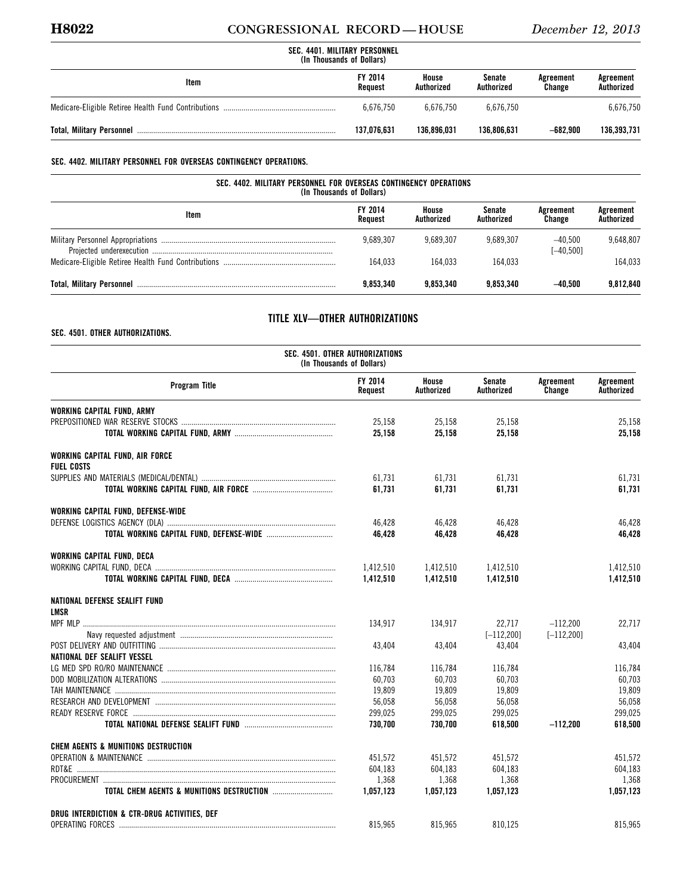**SEC. 4401. MILITARY PERSONNEL**
(In Thousands of Dollars)

| Item | FY 2014 Request | House Authorized | Senate Authorized | Agreement Change | Agreement Authorized |
|---|---|---|---|---|---|
| Medicare-Eligible Retiree Health Fund Contributions | 6,676,750 | 6,676,750 | 6,676,750 | | 6,676,750 |
| **Total, Military Personnel** | **137,076,631** | **136,896,031** | **136,806,631** | **–682,900** | **136,393,731** |

**SEC. 4402. MILITARY PERSONNEL FOR OVERSEAS CONTINGENCY OPERATIONS.**

**SEC. 4402. MILITARY PERSONNEL FOR OVERSEAS CONTINGENCY OPERATIONS**
(In Thousands of Dollars)

| Item | FY 2014 Request | House Authorized | Senate Authorized | Agreement Change | Agreement Authorized |
|---|---|---|---|---|---|
| Military Personnel Appropriations | 9,689,307 | 9,689,307 | 9,689,307 | –40,500 | 9,648,807 |
| Projected underexecution | | | | [–40,500] | |
| Medicare-Eligible Retiree Health Fund Contributions | 164,033 | 164,033 | 164,033 | | 164,033 |
| **Total, Military Personnel** | **9,853,340** | **9,853,340** | **9,853,340** | **–40,500** | **9,812,840** |

## TITLE XLV—OTHER AUTHORIZATIONS

**SEC. 4501. OTHER AUTHORIZATIONS.**

**SEC. 4501. OTHER AUTHORIZATIONS**
(In Thousands of Dollars)

| Program Title | FY 2014 Request | House Authorized | Senate Authorized | Agreement Change | Agreement Authorized |
|---|---|---|---|---|---|
| **WORKING CAPITAL FUND, ARMY** | | | | | |
| PREPOSITIONED WAR RESERVE STOCKS | 25,158 | 25,158 | 25,158 | | 25,158 |
| **TOTAL WORKING CAPITAL FUND, ARMY** | **25,158** | **25,158** | **25,158** | | **25,158** |
| **WORKING CAPITAL FUND, AIR FORCE** | | | | | |
| **FUEL COSTS** | | | | | |
| SUPPLIES AND MATERIALS (MEDICAL/DENTAL) | 61,731 | 61,731 | 61,731 | | 61,731 |
| **TOTAL WORKING CAPITAL FUND, AIR FORCE** | **61,731** | **61,731** | **61,731** | | **61,731** |
| **WORKING CAPITAL FUND, DEFENSE-WIDE** | | | | | |
| DEFENSE LOGISTICS AGENCY (DLA) | 46,428 | 46,428 | 46,428 | | 46,428 |
| **TOTAL WORKING CAPITAL FUND, DEFENSE-WIDE** | **46,428** | **46,428** | **46,428** | | **46,428** |
| **WORKING CAPITAL FUND, DECA** | | | | | |
| WORKING CAPITAL FUND, DECA | 1,412,510 | 1,412,510 | 1,412,510 | | 1,412,510 |
| **TOTAL WORKING CAPITAL FUND, DECA** | **1,412,510** | **1,412,510** | **1,412,510** | | **1,412,510** |
| **NATIONAL DEFENSE SEALIFT FUND** | | | | | |
| **LMSR** | | | | | |
| MPF MLP | 134,917 | 134,917 | 22,717 | –112,200 | 22,717 |
| Navy requested adjustment | | | [–112,200] | [–112,200] | |
| POST DELIVERY AND OUTFITTING | 43,404 | 43,404 | 43,404 | | 43,404 |
| **NATIONAL DEF SEALIFT VESSEL** | | | | | |
| LG MED SPD RO/RO MAINTENANCE | 116,784 | 116,784 | 116,784 | | 116,784 |
| DOD MOBILIZATION ALTERATIONS | 60,703 | 60,703 | 60,703 | | 60,703 |
| TAH MAINTENANCE | 19,809 | 19,809 | 19,809 | | 19,809 |
| RESEARCH AND DEVELOPMENT | 56,058 | 56,058 | 56,058 | | 56,058 |
| READY RESERVE FORCE | 299,025 | 299,025 | 299,025 | | 299,025 |
| **TOTAL NATIONAL DEFENSE SEALIFT FUND** | **730,700** | **730,700** | **618,500** | **–112,200** | **618,500** |
| **CHEM AGENTS & MUNITIONS DESTRUCTION** | | | | | |
| OPERATION & MAINTENANCE | 451,572 | 451,572 | 451,572 | | 451,572 |
| RDT&E | 604,183 | 604,183 | 604,183 | | 604,183 |
| PROCUREMENT | 1,368 | 1,368 | 1,368 | | 1,368 |
| **TOTAL CHEM AGENTS & MUNITIONS DESTRUCTION** | **1,057,123** | **1,057,123** | **1,057,123** | | **1,057,123** |
| **DRUG INTERDICTION & CTR-DRUG ACTIVITIES, DEF** | | | | | |
| OPERATING FORCES | 815,965 | 815,965 | 810,125 | | 815,965 |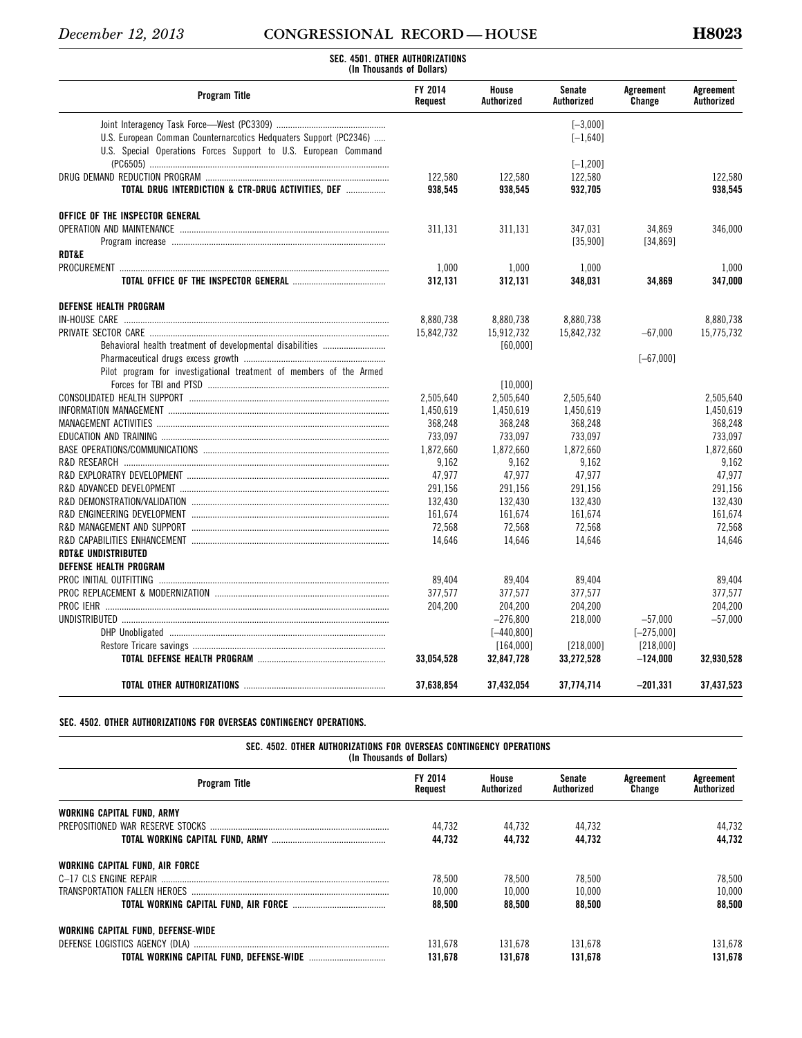SEC. 4501. OTHER AUTHORIZATIONS
(In Thousands of Dollars)

| Program Title | FY 2014 Request | House Authorized | Senate Authorized | Agreement Change | Agreement Authorized |
|---|---|---|---|---|---|
| Joint Interagency Task Force—West (PC3309) | | | [–3,000] | | |
| U.S. European Comman Counternarcotics Hedquaters Support (PC2346) | | | [–1,640] | | |
| U.S. Special Operations Forces Support to U.S. European Command (PC6505) | | | [–1,200] | | |
| DRUG DEMAND REDUCTION PROGRAM | 122,580 | 122,580 | 122,580 | | 122,580 |
| **TOTAL DRUG INTERDICTION & CTR-DRUG ACTIVITIES, DEF** | **938,545** | **938,545** | **932,705** | | **938,545** |
| | | | | | |
| **OFFICE OF THE INSPECTOR GENERAL** | | | | | |
| OPERATION AND MAINTENANCE | 311,131 | 311,131 | 347,031 | 34,869 | 346,000 |
| Program increase | | | [35,900] | [34,869] | |
| **RDT&E** | | | | | |
| PROCUREMENT | 1,000 | 1,000 | 1,000 | | 1,000 |
| **TOTAL OFFICE OF THE INSPECTOR GENERAL** | **312,131** | **312,131** | **348,031** | **34,869** | **347,000** |
| | | | | | |
| **DEFENSE HEALTH PROGRAM** | | | | | |
| IN-HOUSE CARE | 8,880,738 | 8,880,738 | 8,880,738 | | 8,880,738 |
| PRIVATE SECTOR CARE | 15,842,732 | 15,912,732 | 15,842,732 | –67,000 | 15,775,732 |
| Behavioral health treatment of developmental disabilities | | [60,000] | | | |
| Pharmaceutical drugs excess growth | | | | [–67,000] | |
| Pilot program for investigational treatment of members of the Armed Forces for TBI and PTSD | | [10,000] | | | |
| CONSOLIDATED HEALTH SUPPORT | 2,505,640 | 2,505,640 | 2,505,640 | | 2,505,640 |
| INFORMATION MANAGEMENT | 1,450,619 | 1,450,619 | 1,450,619 | | 1,450,619 |
| MANAGEMENT ACTIVITIES | 368,248 | 368,248 | 368,248 | | 368,248 |
| EDUCATION AND TRAINING | 733,097 | 733,097 | 733,097 | | 733,097 |
| BASE OPERATIONS/COMMUNICATIONS | 1,872,660 | 1,872,660 | 1,872,660 | | 1,872,660 |
| R&D RESEARCH | 9,162 | 9,162 | 9,162 | | 9,162 |
| R&D EXPLORATRY DEVELOPMENT | 47,977 | 47,977 | 47,977 | | 47,977 |
| R&D ADVANCED DEVELOPMENT | 291,156 | 291,156 | 291,156 | | 291,156 |
| R&D DEMONSTRATION/VALIDATION | 132,430 | 132,430 | 132,430 | | 132,430 |
| R&D ENGINEERING DEVELOPMENT | 161,674 | 161,674 | 161,674 | | 161,674 |
| R&D MANAGEMENT AND SUPPORT | 72,568 | 72,568 | 72,568 | | 72,568 |
| R&D CAPABILITIES ENHANCEMENT | 14,646 | 14,646 | 14,646 | | 14,646 |
| **RDT&E UNDISTRIBUTED** | | | | | |
| **DEFENSE HEALTH PROGRAM** | | | | | |
| PROC INITIAL OUTFITTING | 89,404 | 89,404 | 89,404 | | 89,404 |
| PROC REPLACEMENT & MODERNIZATION | 377,577 | 377,577 | 377,577 | | 377,577 |
| PROC IEHR | 204,200 | 204,200 | 204,200 | | 204,200 |
| UNDISTRIBUTED | | –276,800 | 218,000 | –57,000 | –57,000 |
| DHP Unobligated | | [–440,800] | | [–275,000] | |
| Restore Tricare savings | | [164,000] | [218,000] | [218,000] | |
| **TOTAL DEFENSE HEALTH PROGRAM** | **33,054,528** | **32,847,728** | **33,272,528** | **–124,000** | **32,930,528** |
| | | | | | |
| **TOTAL OTHER AUTHORIZATIONS** | **37,638,854** | **37,432,054** | **37,774,714** | **–201,331** | **37,437,523** |

**SEC. 4502. OTHER AUTHORIZATIONS FOR OVERSEAS CONTINGENCY OPERATIONS.**

SEC. 4502. OTHER AUTHORIZATIONS FOR OVERSEAS CONTINGENCY OPERATIONS
(In Thousands of Dollars)

| Program Title | FY 2014 Request | House Authorized | Senate Authorized | Agreement Change | Agreement Authorized |
|---|---|---|---|---|---|
| **WORKING CAPITAL FUND, ARMY** | | | | | |
| PREPOSITIONED WAR RESERVE STOCKS | 44,732 | 44,732 | 44,732 | | 44,732 |
| **TOTAL WORKING CAPITAL FUND, ARMY** | **44,732** | **44,732** | **44,732** | | **44,732** |
| | | | | | |
| **WORKING CAPITAL FUND, AIR FORCE** | | | | | |
| C–17 CLS ENGINE REPAIR | 78,500 | 78,500 | 78,500 | | 78,500 |
| TRANSPORTATION FALLEN HEROES | 10,000 | 10,000 | 10,000 | | 10,000 |
| **TOTAL WORKING CAPITAL FUND, AIR FORCE** | **88,500** | **88,500** | **88,500** | | **88,500** |
| | | | | | |
| **WORKING CAPITAL FUND, DEFENSE-WIDE** | | | | | |
| DEFENSE LOGISTICS AGENCY (DLA) | 131,678 | 131,678 | 131,678 | | 131,678 |
| **TOTAL WORKING CAPITAL FUND, DEFENSE-WIDE** | **131,678** | **131,678** | **131,678** | | **131,678** |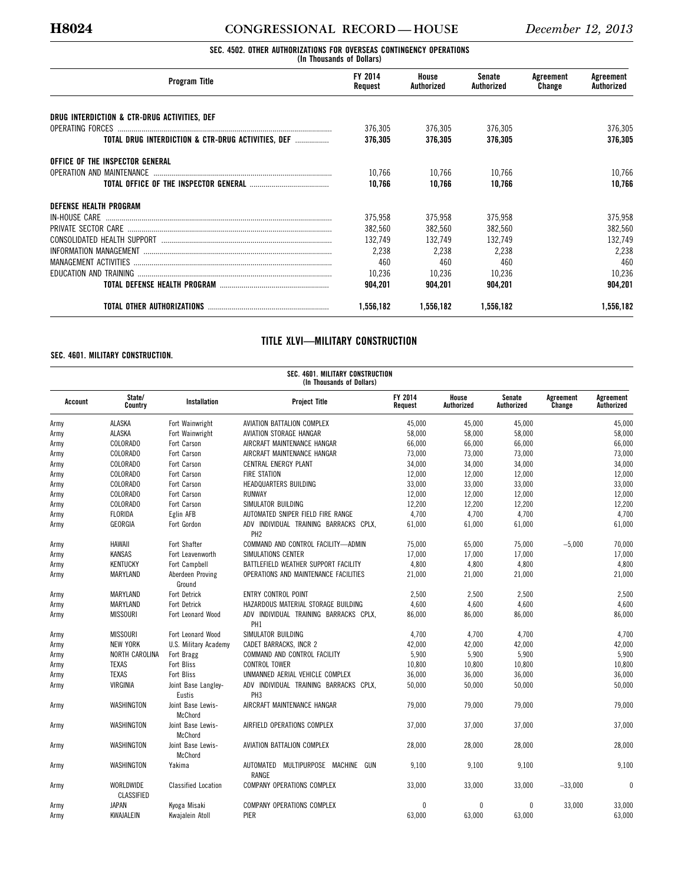**SEC. 4502. OTHER AUTHORIZATIONS FOR OVERSEAS CONTINGENCY OPERATIONS**
**(In Thousands of Dollars)**

| Program Title | FY 2014 Request | House Authorized | Senate Authorized | Agreement Change | Agreement Authorized |
|---|---|---|---|---|---|
| **DRUG INTERDICTION & CTR-DRUG ACTIVITIES, DEF** | | | | | |
| OPERATING FORCES | 376,305 | 376,305 | 376,305 | | 376,305 |
| **TOTAL DRUG INTERDICTION & CTR-DRUG ACTIVITIES, DEF** | **376,305** | **376,305** | **376,305** | | **376,305** |
| **OFFICE OF THE INSPECTOR GENERAL** | | | | | |
| OPERATION AND MAINTENANCE | 10,766 | 10,766 | 10,766 | | 10,766 |
| **TOTAL OFFICE OF THE INSPECTOR GENERAL** | **10,766** | **10,766** | **10,766** | | **10,766** |
| **DEFENSE HEALTH PROGRAM** | | | | | |
| IN-HOUSE CARE | 375,958 | 375,958 | 375,958 | | 375,958 |
| PRIVATE SECTOR CARE | 382,560 | 382,560 | 382,560 | | 382,560 |
| CONSOLIDATED HEALTH SUPPORT | 132,749 | 132,749 | 132,749 | | 132,749 |
| INFORMATION MANAGEMENT | 2,238 | 2,238 | 2,238 | | 2,238 |
| MANAGEMENT ACTIVITIES | 460 | 460 | 460 | | 460 |
| EDUCATION AND TRAINING | 10,236 | 10,236 | 10,236 | | 10,236 |
| **TOTAL DEFENSE HEALTH PROGRAM** | **904,201** | **904,201** | **904,201** | | **904,201** |
| **TOTAL OTHER AUTHORIZATIONS** | **1,556,182** | **1,556,182** | **1,556,182** | | **1,556,182** |

## TITLE XLVI—MILITARY CONSTRUCTION

### SEC. 4601. MILITARY CONSTRUCTION.

**SEC. 4601. MILITARY CONSTRUCTION**
**(In Thousands of Dollars)**

| Account | State/ Country | Installation | Project Title | FY 2014 Request | House Authorized | Senate Authorized | Agreement Change | Agreement Authorized |
|---|---|---|---|---|---|---|---|---|
| Army | ALASKA | Fort Wainwright | AVIATION BATTALION COMPLEX | 45,000 | 45,000 | 45,000 | | 45,000 |
| Army | ALASKA | Fort Wainwright | AVIATION STORAGE HANGAR | 58,000 | 58,000 | 58,000 | | 58,000 |
| Army | COLORADO | Fort Carson | AIRCRAFT MAINTENANCE HANGAR | 66,000 | 66,000 | 66,000 | | 66,000 |
| Army | COLORADO | Fort Carson | AIRCRAFT MAINTENANCE HANGAR | 73,000 | 73,000 | 73,000 | | 73,000 |
| Army | COLORADO | Fort Carson | CENTRAL ENERGY PLANT | 34,000 | 34,000 | 34,000 | | 34,000 |
| Army | COLORADO | Fort Carson | FIRE STATION | 12,000 | 12,000 | 12,000 | | 12,000 |
| Army | COLORADO | Fort Carson | HEADQUARTERS BUILDING | 33,000 | 33,000 | 33,000 | | 33,000 |
| Army | COLORADO | Fort Carson | RUNWAY | 12,000 | 12,000 | 12,000 | | 12,000 |
| Army | COLORADO | Fort Carson | SIMULATOR BUILDING | 12,200 | 12,200 | 12,200 | | 12,200 |
| Army | FLORIDA | Eglin AFB | AUTOMATED SNIPER FIELD FIRE RANGE | 4,700 | 4,700 | 4,700 | | 4,700 |
| Army | GEORGIA | Fort Gordon | ADV INDIVIDUAL TRAINING BARRACKS CPLX, PH2 | 61,000 | 61,000 | 61,000 | | 61,000 |
| Army | HAWAII | Fort Shafter | COMMAND AND CONTROL FACILITY—ADMIN | 75,000 | 65,000 | 75,000 | −5,000 | 70,000 |
| Army | KANSAS | Fort Leavenworth | SIMULATIONS CENTER | 17,000 | 17,000 | 17,000 | | 17,000 |
| Army | KENTUCKY | Fort Campbell | BATTLEFIELD WEATHER SUPPORT FACILITY | 4,800 | 4,800 | 4,800 | | 4,800 |
| Army | MARYLAND | Aberdeen Proving Ground | OPERATIONS AND MAINTENANCE FACILITIES | 21,000 | 21,000 | 21,000 | | 21,000 |
| Army | MARYLAND | Fort Detrick | ENTRY CONTROL POINT | 2,500 | 2,500 | 2,500 | | 2,500 |
| Army | MARYLAND | Fort Detrick | HAZARDOUS MATERIAL STORAGE BUILDING | 4,600 | 4,600 | 4,600 | | 4,600 |
| Army | MISSOURI | Fort Leonard Wood | ADV INDIVIDUAL TRAINING BARRACKS CPLX, PH1 | 86,000 | 86,000 | 86,000 | | 86,000 |
| Army | MISSOURI | Fort Leonard Wood | SIMULATOR BUILDING | 4,700 | 4,700 | 4,700 | | 4,700 |
| Army | NEW YORK | U.S. Military Academy | CADET BARRACKS, INCR 2 | 42,000 | 42,000 | 42,000 | | 42,000 |
| Army | NORTH CAROLINA | Fort Bragg | COMMAND AND CONTROL FACILITY | 5,900 | 5,900 | 5,900 | | 5,900 |
| Army | TEXAS | Fort Bliss | CONTROL TOWER | 10,800 | 10,800 | 10,800 | | 10,800 |
| Army | TEXAS | Fort Bliss | UNMANNED AERIAL VEHICLE COMPLEX | 36,000 | 36,000 | 36,000 | | 36,000 |
| Army | VIRGINIA | Joint Base Langley-Eustis | ADV INDIVIDUAL TRAINING BARRACKS CPLX, PH3 | 50,000 | 50,000 | 50,000 | | 50,000 |
| Army | WASHINGTON | Joint Base Lewis-McChord | AIRCRAFT MAINTENANCE HANGAR | 79,000 | 79,000 | 79,000 | | 79,000 |
| Army | WASHINGTON | Joint Base Lewis-McChord | AIRFIELD OPERATIONS COMPLEX | 37,000 | 37,000 | 37,000 | | 37,000 |
| Army | WASHINGTON | Joint Base Lewis-McChord | AVIATION BATTALION COMPLEX | 28,000 | 28,000 | 28,000 | | 28,000 |
| Army | WASHINGTON | Yakima | AUTOMATED MULTIPURPOSE MACHINE GUN RANGE | 9,100 | 9,100 | 9,100 | | 9,100 |
| Army | WORLDWIDE CLASSIFIED | Classified Location | COMPANY OPERATIONS COMPLEX | 33,000 | 33,000 | 33,000 | −33,000 | 0 |
| Army | JAPAN | Kyoga Misaki | COMPANY OPERATIONS COMPLEX | 0 | 0 | 0 | 33,000 | 33,000 |
| Army | KWAJALEIN | Kwajalein Atoll | PIER | 63,000 | 63,000 | 63,000 | | 63,000 |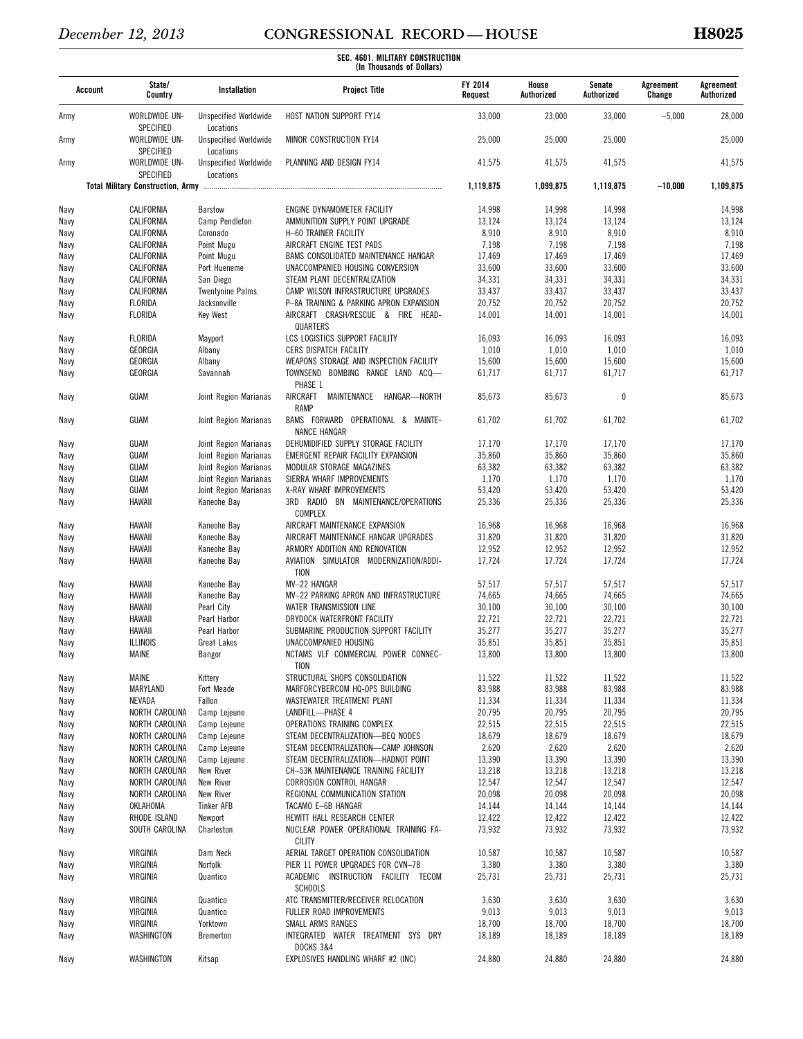**SEC. 4601. MILITARY CONSTRUCTION**
**(In Thousands of Dollars)**

| Account | State/ Country | Installation | Project Title | FY 2014 Request | House Authorized | Senate Authorized | Agreement Change | Agreement Authorized |
|---|---|---|---|---|---|---|---|---|
| Army | WORLDWIDE UN-SPECIFIED | Unspecified Worldwide Locations | HOST NATION SUPPORT FY14 | 33,000 | 23,000 | 33,000 | –5,000 | 28,000 |
| Army | WORLDWIDE UN-SPECIFIED | Unspecified Worldwide Locations | MINOR CONSTRUCTION FY14 | 25,000 | 25,000 | 25,000 | | 25,000 |
| Army | WORLDWIDE UN-SPECIFIED | Unspecified Worldwide Locations | PLANNING AND DESIGN FY14 | 41,575 | 41,575 | 41,575 | | 41,575 |
| **Total Military Construction, Army** | | | | **1,119,875** | **1,099,875** | **1,119,875** | **–10,000** | **1,109,875** |
| Navy | CALIFORNIA | Barstow | ENGINE DYNAMOMETER FACILITY | 14,998 | 14,998 | 14,998 | | 14,998 |
| Navy | CALIFORNIA | Camp Pendleton | AMMUNITION SUPPLY POINT UPGRADE | 13,124 | 13,124 | 13,124 | | 13,124 |
| Navy | CALIFORNIA | Coronado | H–60 TRAINER FACILITY | 8,910 | 8,910 | 8,910 | | 8,910 |
| Navy | CALIFORNIA | Point Mugu | AIRCRAFT ENGINE TEST PADS | 7,198 | 7,198 | 7,198 | | 7,198 |
| Navy | CALIFORNIA | Point Mugu | BAMS CONSOLIDATED MAINTENANCE HANGAR | 17,469 | 17,469 | 17,469 | | 17,469 |
| Navy | CALIFORNIA | Port Hueneme | UNACCOMPANIED HOUSING CONVERSION | 33,600 | 33,600 | 33,600 | | 33,600 |
| Navy | CALIFORNIA | San Diego | STEAM PLANT DECENTRALIZATION | 34,331 | 34,331 | 34,331 | | 34,331 |
| Navy | CALIFORNIA | Twentynine Palms | CAMP WILSON INFRASTRUCTURE UPGRADES | 33,437 | 33,437 | 33,437 | | 33,437 |
| Navy | FLORIDA | Jacksonville | P–8A TRAINING & PARKING APRON EXPANSION | 20,752 | 20,752 | 20,752 | | 20,752 |
| Navy | FLORIDA | Key West | AIRCRAFT CRASH/RESCUE & FIRE HEADQUARTERS | 14,001 | 14,001 | 14,001 | | 14,001 |
| Navy | FLORIDA | Mayport | LCS LOGISTICS SUPPORT FACILITY | 16,093 | 16,093 | 16,093 | | 16,093 |
| Navy | GEORGIA | Albany | CERS DISPATCH FACILITY | 1,010 | 1,010 | 1,010 | | 1,010 |
| Navy | GEORGIA | Albany | WEAPONS STORAGE AND INSPECTION FACILITY | 15,600 | 15,600 | 15,600 | | 15,600 |
| Navy | GEORGIA | Savannah | TOWNSEND BOMBING RANGE LAND ACQ—PHASE 1 | 61,717 | 61,717 | 61,717 | | 61,717 |
| Navy | GUAM | Joint Region Marianas | AIRCRAFT MAINTENANCE HANGAR—NORTH RAMP | 85,673 | 85,673 | 0 | | 85,673 |
| Navy | GUAM | Joint Region Marianas | BAMS FORWARD OPERATIONAL & MAINTENANCE HANGAR | 61,702 | 61,702 | 61,702 | | 61,702 |
| Navy | GUAM | Joint Region Marianas | DEHUMIDIFIED SUPPLY STORAGE FACILITY | 17,170 | 17,170 | 17,170 | | 17,170 |
| Navy | GUAM | Joint Region Marianas | EMERGENT REPAIR FACILITY EXPANSION | 35,860 | 35,860 | 35,860 | | 35,860 |
| Navy | GUAM | Joint Region Marianas | MODULAR STORAGE MAGAZINES | 63,382 | 63,382 | 63,382 | | 63,382 |
| Navy | GUAM | Joint Region Marianas | SIERRA WHARF IMPROVEMENTS | 1,170 | 1,170 | 1,170 | | 1,170 |
| Navy | GUAM | Joint Region Marianas | X-RAY WHARF IMPROVEMENTS | 53,420 | 53,420 | 53,420 | | 53,420 |
| Navy | HAWAII | Kaneohe Bay | 3RD RADIO BN MAINTENANCE/OPERATIONS COMPLEX | 25,336 | 25,336 | 25,336 | | 25,336 |
| Navy | HAWAII | Kaneohe Bay | AIRCRAFT MAINTENANCE EXPANSION | 16,968 | 16,968 | 16,968 | | 16,968 |
| Navy | HAWAII | Kaneohe Bay | AIRCRAFT MAINTENANCE HANGAR UPGRADES | 31,820 | 31,820 | 31,820 | | 31,820 |
| Navy | HAWAII | Kaneohe Bay | ARMORY ADDITION AND RENOVATION | 12,952 | 12,952 | 12,952 | | 12,952 |
| Navy | HAWAII | Kaneohe Bay | AVIATION SIMULATOR MODERNIZATION/ADDITION | 17,724 | 17,724 | 17,724 | | 17,724 |
| Navy | HAWAII | Kaneohe Bay | MV–22 HANGAR | 57,517 | 57,517 | 57,517 | | 57,517 |
| Navy | HAWAII | Kaneohe Bay | MV–22 PARKING APRON AND INFRASTRUCTURE | 74,665 | 74,665 | 74,665 | | 74,665 |
| Navy | HAWAII | Pearl City | WATER TRANSMISSION LINE | 30,100 | 30,100 | 30,100 | | 30,100 |
| Navy | HAWAII | Pearl Harbor | DRYDOCK WATERFRONT FACILITY | 22,721 | 22,721 | 22,721 | | 22,721 |
| Navy | HAWAII | Pearl Harbor | SUBMARINE PRODUCTION SUPPORT FACILITY | 35,277 | 35,277 | 35,277 | | 35,277 |
| Navy | ILLINOIS | Great Lakes | UNACCOMPANIED HOUSING | 35,851 | 35,851 | 35,851 | | 35,851 |
| Navy | MAINE | Bangor | NCTAMS VLF COMMERCIAL POWER CONNECTION | 13,800 | 13,800 | 13,800 | | 13,800 |
| Navy | MAINE | Kittery | STRUCTURAL SHOPS CONSOLIDATION | 11,522 | 11,522 | 11,522 | | 11,522 |
| Navy | MARYLAND | Fort Meade | MARFORCYBERCOM HQ-OPS BUILDING | 83,988 | 83,988 | 83,988 | | 83,988 |
| Navy | NEVADA | Fallon | WASTEWATER TREATMENT PLANT | 11,334 | 11,334 | 11,334 | | 11,334 |
| Navy | NORTH CAROLINA | Camp Lejeune | LANDFILL—PHASE 4 | 20,795 | 20,795 | 20,795 | | 20,795 |
| Navy | NORTH CAROLINA | Camp Lejeune | OPERATIONS TRAINING COMPLEX | 22,515 | 22,515 | 22,515 | | 22,515 |
| Navy | NORTH CAROLINA | Camp Lejeune | STEAM DECENTRALIZATION—BEQ NODES | 18,679 | 18,679 | 18,679 | | 18,679 |
| Navy | NORTH CAROLINA | Camp Lejeune | STEAM DECENTRALIZATION—CAMP JOHNSON | 2,620 | 2,620 | 2,620 | | 2,620 |
| Navy | NORTH CAROLINA | Camp Lejeune | STEAM DECENTRALIZATION—HADNOT POINT | 13,390 | 13,390 | 13,390 | | 13,390 |
| Navy | NORTH CAROLINA | New River | CH–53K MAINTENANCE TRAINING FACILITY | 13,218 | 13,218 | 13,218 | | 13,218 |
| Navy | NORTH CAROLINA | New River | CORROSION CONTROL HANGAR | 12,547 | 12,547 | 12,547 | | 12,547 |
| Navy | NORTH CAROLINA | New River | REGIONAL COMMUNICATION STATION | 20,098 | 20,098 | 20,098 | | 20,098 |
| Navy | OKLAHOMA | Tinker AFB | TACAMO E–6B HANGAR | 14,144 | 14,144 | 14,144 | | 14,144 |
| Navy | RHODE ISLAND | Newport | HEWITT HALL RESEARCH CENTER | 12,422 | 12,422 | 12,422 | | 12,422 |
| Navy | SOUTH CAROLINA | Charleston | NUCLEAR POWER OPERATIONAL TRAINING FACILITY | 73,932 | 73,932 | 73,932 | | 73,932 |
| Navy | VIRGINIA | Dam Neck | AERIAL TARGET OPERATION CONSOLIDATION | 10,587 | 10,587 | 10,587 | | 10,587 |
| Navy | VIRGINIA | Norfolk | PIER 11 POWER UPGRADES FOR CVN–78 | 3,380 | 3,380 | 3,380 | | 3,380 |
| Navy | VIRGINIA | Quantico | ACADEMIC INSTRUCTION FACILITY TECOM SCHOOLS | 25,731 | 25,731 | 25,731 | | 25,731 |
| Navy | VIRGINIA | Quantico | ATC TRANSMITTER/RECEIVER RELOCATION | 3,630 | 3,630 | 3,630 | | 3,630 |
| Navy | VIRGINIA | Quantico | FULLER ROAD IMPROVEMENTS | 9,013 | 9,013 | 9,013 | | 9,013 |
| Navy | VIRGINIA | Yorktown | SMALL ARMS RANGES | 18,700 | 18,700 | 18,700 | | 18,700 |
| Navy | WASHINGTON | Bremerton | INTEGRATED WATER TREATMENT SYS DRY DOCKS 3&4 | 18,189 | 18,189 | 18,189 | | 18,189 |
| Navy | WASHINGTON | Kitsap | EXPLOSIVES HANDLING WHARF #2 (INC) | 24,880 | 24,880 | 24,880 | | 24,880 |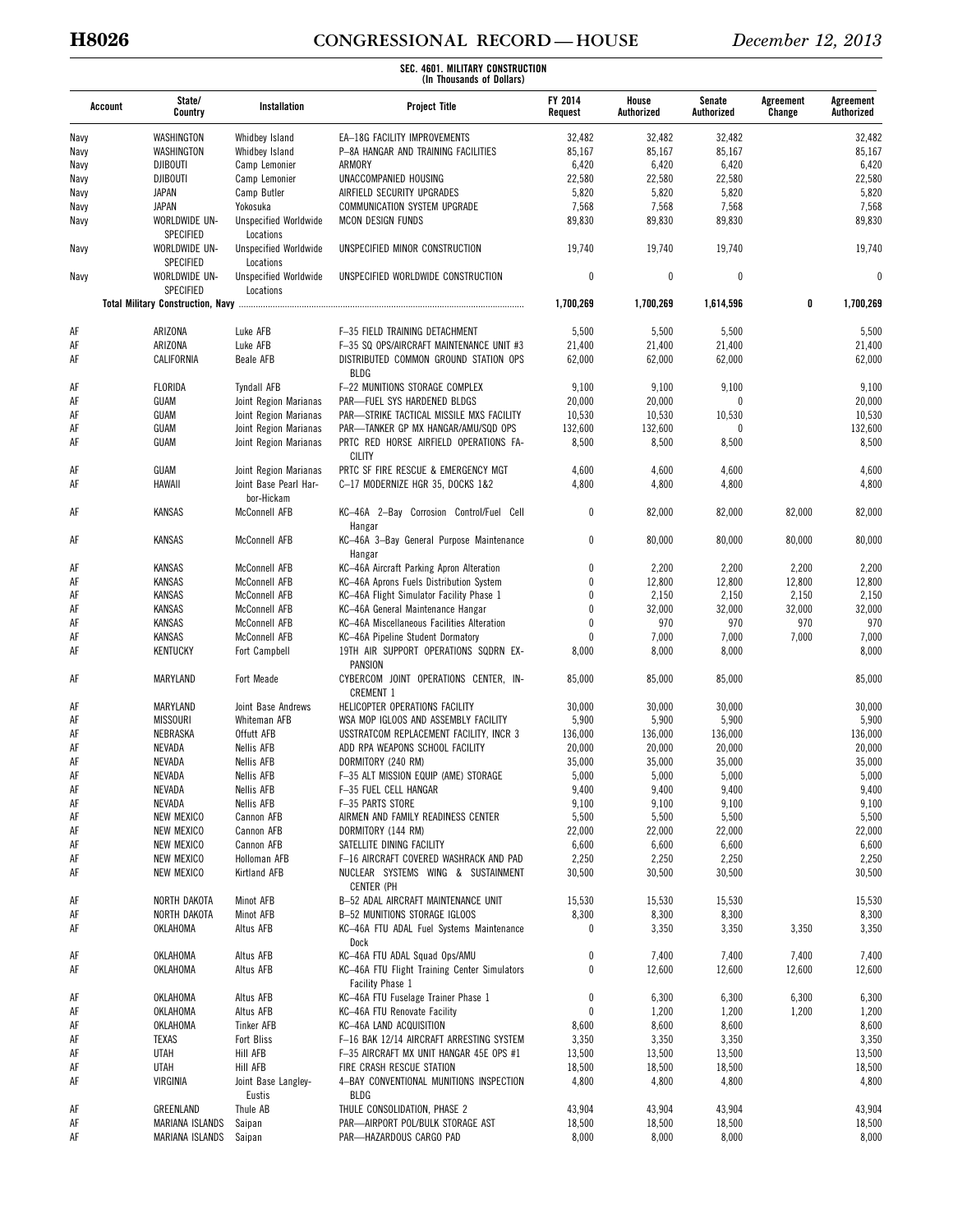**SEC. 4601. MILITARY CONSTRUCTION**
**(In Thousands of Dollars)**

| Account | State/ Country | Installation | Project Title | FY 2014 Request | House Authorized | Senate Authorized | Agreement Change | Agreement Authorized |
|---|---|---|---|---|---|---|---|---|
| Navy | WASHINGTON | Whidbey Island | EA–18G FACILITY IMPROVEMENTS | 32,482 | 32,482 | 32,482 | | 32,482 |
| Navy | WASHINGTON | Whidbey Island | P–8A HANGAR AND TRAINING FACILITIES | 85,167 | 85,167 | 85,167 | | 85,167 |
| Navy | DJIBOUTI | Camp Lemonier | ARMORY | 6,420 | 6,420 | 6,420 | | 6,420 |
| Navy | DJIBOUTI | Camp Lemonier | UNACCOMPANIED HOUSING | 22,580 | 22,580 | 22,580 | | 22,580 |
| Navy | JAPAN | Camp Butler | AIRFIELD SECURITY UPGRADES | 5,820 | 5,820 | 5,820 | | 5,820 |
| Navy | JAPAN | Yokosuka | COMMUNICATION SYSTEM UPGRADE | 7,568 | 7,568 | 7,568 | | 7,568 |
| Navy | WORLDWIDE UNSPECIFIED | Unspecified Worldwide Locations | MCON DESIGN FUNDS | 89,830 | 89,830 | 89,830 | | 89,830 |
| Navy | WORLDWIDE UNSPECIFIED | Unspecified Worldwide Locations | UNSPECIFIED MINOR CONSTRUCTION | 19,740 | 19,740 | 19,740 | | 19,740 |
| Navy | WORLDWIDE UNSPECIFIED | Unspecified Worldwide Locations | UNSPECIFIED WORLDWIDE CONSTRUCTION | 0 | 0 | 0 | | 0 |
| **Total Military Construction, Navy** | | | | **1,700,269** | **1,700,269** | **1,614,596** | **0** | **1,700,269** |
| AF | ARIZONA | Luke AFB | F–35 FIELD TRAINING DETACHMENT | 5,500 | 5,500 | 5,500 | | 5,500 |
| AF | ARIZONA | Luke AFB | F–35 SQ OPS/AIRCRAFT MAINTENANCE UNIT #3 | 21,400 | 21,400 | 21,400 | | 21,400 |
| AF | CALIFORNIA | Beale AFB | DISTRIBUTED COMMON GROUND STATION OPS BLDG | 62,000 | 62,000 | 62,000 | | 62,000 |
| AF | FLORIDA | Tyndall AFB | F–22 MUNITIONS STORAGE COMPLEX | 9,100 | 9,100 | 9,100 | | 9,100 |
| AF | GUAM | Joint Region Marianas | PAR—FUEL SYS HARDENED BLDGS | 20,000 | 20,000 | 0 | | 20,000 |
| AF | GUAM | Joint Region Marianas | PAR—STRIKE TACTICAL MISSILE MXS FACILITY | 10,530 | 10,530 | 10,530 | | 10,530 |
| AF | GUAM | Joint Region Marianas | PAR—TANKER GP MX HANGAR/AMU/SQD OPS | 132,600 | 132,600 | 0 | | 132,600 |
| AF | GUAM | Joint Region Marianas | PRTC RED HORSE AIRFIELD OPERATIONS FACILITY | 8,500 | 8,500 | 8,500 | | 8,500 |
| AF | GUAM | Joint Region Marianas | PRTC SF FIRE RESCUE & EMERGENCY MGT | 4,600 | 4,600 | 4,600 | | 4,600 |
| AF | HAWAII | Joint Base Pearl Harbor-Hickam | C–17 MODERNIZE HGR 35, DOCKS 1&2 | 4,800 | 4,800 | 4,800 | | 4,800 |
| AF | KANSAS | McConnell AFB | KC–46A 2–Bay Corrosion Control/Fuel Cell Hangar | 0 | 82,000 | 82,000 | 82,000 | 82,000 |
| AF | KANSAS | McConnell AFB | KC–46A 3–Bay General Purpose Maintenance Hangar | 0 | 80,000 | 80,000 | 80,000 | 80,000 |
| AF | KANSAS | McConnell AFB | KC–46A Aircraft Parking Apron Alteration | 0 | 2,200 | 2,200 | 2,200 | 2,200 |
| AF | KANSAS | McConnell AFB | KC–46A Aprons Fuels Distribution System | 0 | 12,800 | 12,800 | 12,800 | 12,800 |
| AF | KANSAS | McConnell AFB | KC–46A Flight Simulator Facility Phase 1 | 0 | 2,150 | 2,150 | 2,150 | 2,150 |
| AF | KANSAS | McConnell AFB | KC–46A General Maintenance Hangar | 0 | 32,000 | 32,000 | 32,000 | 32,000 |
| AF | KANSAS | McConnell AFB | KC–46A Miscellaneous Facilities Alteration | 0 | 970 | 970 | 970 | 970 |
| AF | KANSAS | McConnell AFB | KC–46A Pipeline Student Dormatory | 0 | 7,000 | 7,000 | 7,000 | 7,000 |
| AF | KENTUCKY | Fort Campbell | 19TH AIR SUPPORT OPERATIONS SQDRN EXPANSION | 8,000 | 8,000 | 8,000 | | 8,000 |
| AF | MARYLAND | Fort Meade | CYBERCOM JOINT OPERATIONS CENTER, INCREMENT 1 | 85,000 | 85,000 | 85,000 | | 85,000 |
| AF | MARYLAND | Joint Base Andrews | HELICOPTER OPERATIONS FACILITY | 30,000 | 30,000 | 30,000 | | 30,000 |
| AF | MISSOURI | Whiteman AFB | WSA MOP IGLOOS AND ASSEMBLY FACILITY | 5,900 | 5,900 | 5,900 | | 5,900 |
| AF | NEBRASKA | Offutt AFB | USSTRATCOM REPLACEMENT FACILITY, INCR 3 | 136,000 | 136,000 | 136,000 | | 136,000 |
| AF | NEVADA | Nellis AFB | ADD RPA WEAPONS SCHOOL FACILITY | 20,000 | 20,000 | 20,000 | | 20,000 |
| AF | NEVADA | Nellis AFB | DORMITORY (240 RM) | 35,000 | 35,000 | 35,000 | | 35,000 |
| AF | NEVADA | Nellis AFB | F–35 ALT MISSION EQUIP (AME) STORAGE | 5,000 | 5,000 | 5,000 | | 5,000 |
| AF | NEVADA | Nellis AFB | F–35 FUEL CELL HANGAR | 9,400 | 9,400 | 9,400 | | 9,400 |
| AF | NEVADA | Nellis AFB | F–35 PARTS STORE | 9,100 | 9,100 | 9,100 | | 9,100 |
| AF | NEW MEXICO | Cannon AFB | AIRMEN AND FAMILY READINESS CENTER | 5,500 | 5,500 | 5,500 | | 5,500 |
| AF | NEW MEXICO | Cannon AFB | DORMITORY (144 RM) | 22,000 | 22,000 | 22,000 | | 22,000 |
| AF | NEW MEXICO | Cannon AFB | SATELLITE DINING FACILITY | 6,600 | 6,600 | 6,600 | | 6,600 |
| AF | NEW MEXICO | Holloman AFB | F–16 AIRCRAFT COVERED WASHRACK AND PAD | 2,250 | 2,250 | 2,250 | | 2,250 |
| AF | NEW MEXICO | Kirtland AFB | NUCLEAR SYSTEMS WING & SUSTAINMENT CENTER (PH | 30,500 | 30,500 | 30,500 | | 30,500 |
| AF | NORTH DAKOTA | Minot AFB | B–52 ADAL AIRCRAFT MAINTENANCE UNIT | 15,530 | 15,530 | 15,530 | | 15,530 |
| AF | NORTH DAKOTA | Minot AFB | B–52 MUNITIONS STORAGE IGLOOS | 8,300 | 8,300 | 8,300 | | 8,300 |
| AF | OKLAHOMA | Altus AFB | KC–46A FTU ADAL Fuel Systems Maintenance Dock | 0 | 3,350 | 3,350 | 3,350 | 3,350 |
| AF | OKLAHOMA | Altus AFB | KC–46A FTU ADAL Squad Ops/AMU | 0 | 7,400 | 7,400 | 7,400 | 7,400 |
| AF | OKLAHOMA | Altus AFB | KC–46A FTU Flight Training Center Simulators Facility Phase 1 | 0 | 12,600 | 12,600 | 12,600 | 12,600 |
| AF | OKLAHOMA | Altus AFB | KC–46A FTU Fuselage Trainer Phase 1 | 0 | 6,300 | 6,300 | 6,300 | 6,300 |
| AF | OKLAHOMA | Altus AFB | KC–46A FTU Renovate Facility | 0 | 1,200 | 1,200 | 1,200 | 1,200 |
| AF | OKLAHOMA | Tinker AFB | KC–46A LAND ACQUISITION | 8,600 | 8,600 | 8,600 | | 8,600 |
| AF | TEXAS | Fort Bliss | F–16 BAK 12/14 AIRCRAFT ARRESTING SYSTEM | 3,350 | 3,350 | 3,350 | | 3,350 |
| AF | UTAH | Hill AFB | F–35 AIRCRAFT MX UNIT HANGAR 45E OPS #1 | 13,500 | 13,500 | 13,500 | | 13,500 |
| AF | UTAH | Hill AFB | FIRE CRASH RESCUE STATION | 18,500 | 18,500 | 18,500 | | 18,500 |
| AF | VIRGINIA | Joint Base Langley-Eustis | 4–BAY CONVENTIONAL MUNITIONS INSPECTION BLDG | 4,800 | 4,800 | 4,800 | | 4,800 |
| AF | GREENLAND | Thule AB | THULE CONSOLIDATION, PHASE 2 | 43,904 | 43,904 | 43,904 | | 43,904 |
| AF | MARIANA ISLANDS | Saipan | PAR—AIRPORT POL/BULK STORAGE AST | 18,500 | 18,500 | 18,500 | | 18,500 |
| AF | MARIANA ISLANDS | Saipan | PAR—HAZARDOUS CARGO PAD | 8,000 | 8,000 | 8,000 | | 8,000 |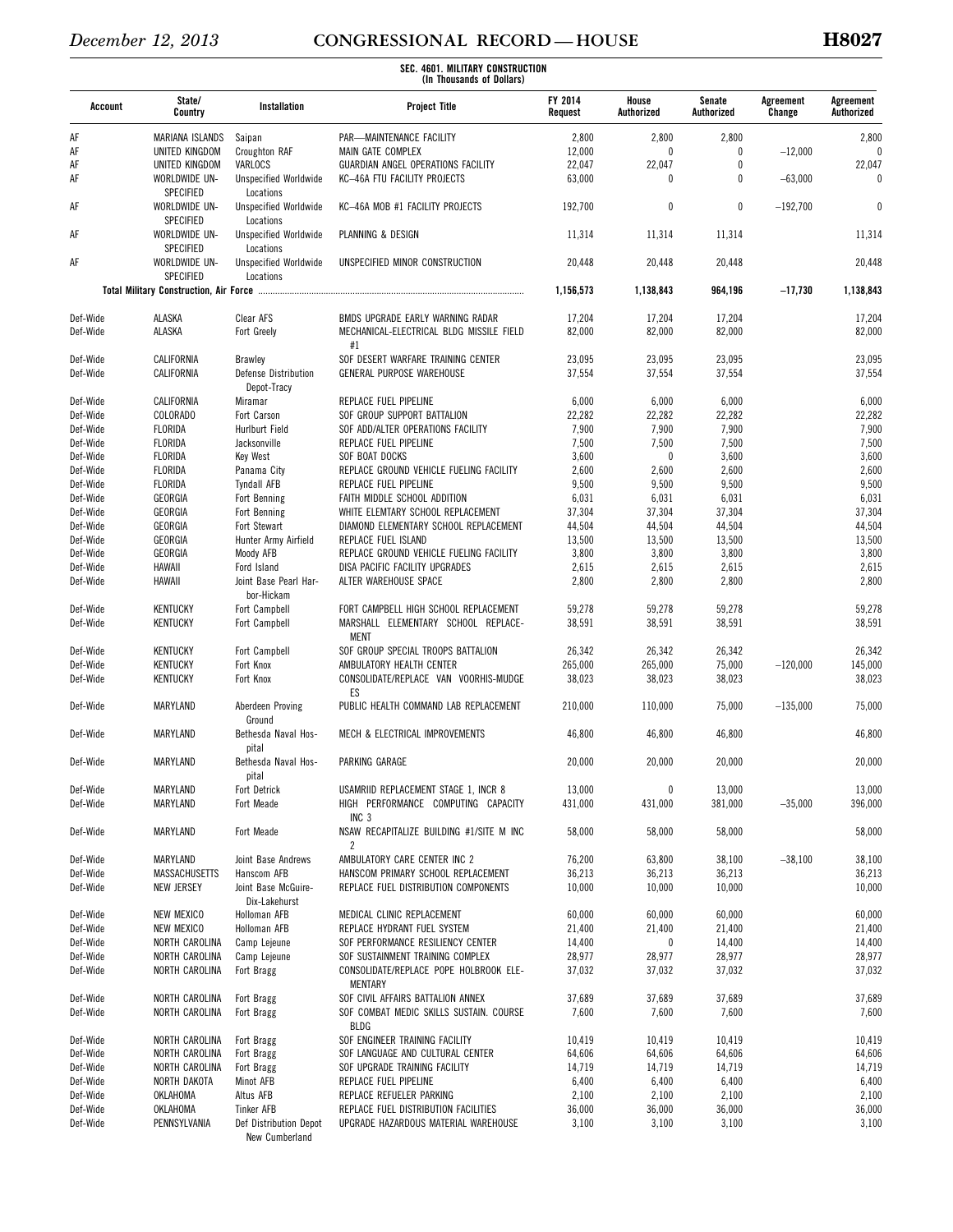**SEC. 4601. MILITARY CONSTRUCTION**
**(In Thousands of Dollars)**

| Account | State/ Country | Installation | Project Title | FY 2014 Request | House Authorized | Senate Authorized | Agreement Change | Agreement Authorized |
|---|---|---|---|---|---|---|---|---|
| AF | MARIANA ISLANDS | Saipan | PAR—MAINTENANCE FACILITY | 2,800 | 2,800 | 2,800 | | 2,800 |
| AF | UNITED KINGDOM | Croughton RAF | MAIN GATE COMPLEX | 12,000 | 0 | 0 | −12,000 | 0 |
| AF | UNITED KINGDOM | VARLOCS | GUARDIAN ANGEL OPERATIONS FACILITY | 22,047 | 22,047 | 0 | | 22,047 |
| AF | WORLDWIDE UN-SPECIFIED | Unspecified Worldwide Locations | KC–46A FTU FACILITY PROJECTS | 63,000 | 0 | 0 | −63,000 | 0 |
| AF | WORLDWIDE UN-SPECIFIED | Unspecified Worldwide Locations | KC–46A MOB #1 FACILITY PROJECTS | 192,700 | 0 | 0 | −192,700 | 0 |
| AF | WORLDWIDE UN-SPECIFIED | Unspecified Worldwide Locations | PLANNING & DESIGN | 11,314 | 11,314 | 11,314 | | 11,314 |
| AF | WORLDWIDE UN-SPECIFIED | Unspecified Worldwide Locations | UNSPECIFIED MINOR CONSTRUCTION | 20,448 | 20,448 | 20,448 | | 20,448 |
| **Total Military Construction, Air Force** | | | | **1,156,573** | **1,138,843** | **964,196** | **−17,730** | **1,138,843** |
| Def-Wide | ALASKA | Clear AFS | BMDS UPGRADE EARLY WARNING RADAR | 17,204 | 17,204 | 17,204 | | 17,204 |
| Def-Wide | ALASKA | Fort Greely | MECHANICAL-ELECTRICAL BLDG MISSILE FIELD #1 | 82,000 | 82,000 | 82,000 | | 82,000 |
| Def-Wide | CALIFORNIA | Brawley | SOF DESERT WARFARE TRAINING CENTER | 23,095 | 23,095 | 23,095 | | 23,095 |
| Def-Wide | CALIFORNIA | Defense Distribution Depot-Tracy | GENERAL PURPOSE WAREHOUSE | 37,554 | 37,554 | 37,554 | | 37,554 |
| Def-Wide | CALIFORNIA | Miramar | REPLACE FUEL PIPELINE | 6,000 | 6,000 | 6,000 | | 6,000 |
| Def-Wide | COLORADO | Fort Carson | SOF GROUP SUPPORT BATTALION | 22,282 | 22,282 | 22,282 | | 22,282 |
| Def-Wide | FLORIDA | Hurlburt Field | SOF ADD/ALTER OPERATIONS FACILITY | 7,900 | 7,900 | 7,900 | | 7,900 |
| Def-Wide | FLORIDA | Jacksonville | REPLACE FUEL PIPELINE | 7,500 | 7,500 | 7,500 | | 7,500 |
| Def-Wide | FLORIDA | Key West | SOF BOAT DOCKS | 3,600 | 0 | 3,600 | | 3,600 |
| Def-Wide | FLORIDA | Panama City | REPLACE GROUND VEHICLE FUELING FACILITY | 2,600 | 2,600 | 2,600 | | 2,600 |
| Def-Wide | FLORIDA | Tyndall AFB | REPLACE FUEL PIPELINE | 9,500 | 9,500 | 9,500 | | 9,500 |
| Def-Wide | GEORGIA | Fort Benning | FAITH MIDDLE SCHOOL ADDITION | 6,031 | 6,031 | 6,031 | | 6,031 |
| Def-Wide | GEORGIA | Fort Benning | WHITE ELEMTARY SCHOOL REPLACEMENT | 37,304 | 37,304 | 37,304 | | 37,304 |
| Def-Wide | GEORGIA | Fort Stewart | DIAMOND ELEMENTARY SCHOOL REPLACEMENT | 44,504 | 44,504 | 44,504 | | 44,504 |
| Def-Wide | GEORGIA | Hunter Army Airfield | REPLACE FUEL ISLAND | 13,500 | 13,500 | 13,500 | | 13,500 |
| Def-Wide | GEORGIA | Moody AFB | REPLACE GROUND VEHICLE FUELING FACILITY | 3,800 | 3,800 | 3,800 | | 3,800 |
| Def-Wide | HAWAII | Ford Island | DISA PACIFIC FACILITY UPGRADES | 2,615 | 2,615 | 2,615 | | 2,615 |
| Def-Wide | HAWAII | Joint Base Pearl Harbor-Hickam | ALTER WAREHOUSE SPACE | 2,800 | 2,800 | 2,800 | | 2,800 |
| Def-Wide | KENTUCKY | Fort Campbell | FORT CAMPBELL HIGH SCHOOL REPLACEMENT | 59,278 | 59,278 | 59,278 | | 59,278 |
| Def-Wide | KENTUCKY | Fort Campbell | MARSHALL ELEMENTARY SCHOOL REPLACEMENT | 38,591 | 38,591 | 38,591 | | 38,591 |
| Def-Wide | KENTUCKY | Fort Campbell | SOF GROUP SPECIAL TROOPS BATTALION | 26,342 | 26,342 | 26,342 | | 26,342 |
| Def-Wide | KENTUCKY | Fort Knox | AMBULATORY HEALTH CENTER | 265,000 | 265,000 | 75,000 | −120,000 | 145,000 |
| Def-Wide | KENTUCKY | Fort Knox | CONSOLIDATE/REPLACE VAN VOORHIS-MUDGE ES | 38,023 | 38,023 | 38,023 | | 38,023 |
| Def-Wide | MARYLAND | Aberdeen Proving Ground | PUBLIC HEALTH COMMAND LAB REPLACEMENT | 210,000 | 110,000 | 75,000 | −135,000 | 75,000 |
| Def-Wide | MARYLAND | Bethesda Naval Hospital | MECH & ELECTRICAL IMPROVEMENTS | 46,800 | 46,800 | 46,800 | | 46,800 |
| Def-Wide | MARYLAND | Bethesda Naval Hospital | PARKING GARAGE | 20,000 | 20,000 | 20,000 | | 20,000 |
| Def-Wide | MARYLAND | Fort Detrick | USAMRIID REPLACEMENT STAGE 1, INCR 8 | 13,000 | 0 | 13,000 | | 13,000 |
| Def-Wide | MARYLAND | Fort Meade | HIGH PERFORMANCE COMPUTING CAPACITY INC 3 | 431,000 | 431,000 | 381,000 | −35,000 | 396,000 |
| Def-Wide | MARYLAND | Fort Meade | NSAW RECAPITALIZE BUILDING #1/SITE M INC 2 | 58,000 | 58,000 | 58,000 | | 58,000 |
| Def-Wide | MARYLAND | Joint Base Andrews | AMBULATORY CARE CENTER INC 2 | 76,200 | 63,800 | 38,100 | −38,100 | 38,100 |
| Def-Wide | MASSACHUSETTS | Hanscom AFB | HANSCOM PRIMARY SCHOOL REPLACEMENT | 36,213 | 36,213 | 36,213 | | 36,213 |
| Def-Wide | NEW JERSEY | Joint Base McGuire-Dix-Lakehurst | REPLACE FUEL DISTRIBUTION COMPONENTS | 10,000 | 10,000 | 10,000 | | 10,000 |
| Def-Wide | NEW MEXICO | Holloman AFB | MEDICAL CLINIC REPLACEMENT | 60,000 | 60,000 | 60,000 | | 60,000 |
| Def-Wide | NEW MEXICO | Holloman AFB | REPLACE HYDRANT FUEL SYSTEM | 21,400 | 21,400 | 21,400 | | 21,400 |
| Def-Wide | NORTH CAROLINA | Camp Lejeune | SOF PERFORMANCE RESILIENCY CENTER | 14,400 | 0 | 14,400 | | 14,400 |
| Def-Wide | NORTH CAROLINA | Camp Lejeune | SOF SUSTAINMENT TRAINING COMPLEX | 28,977 | 28,977 | 28,977 | | 28,977 |
| Def-Wide | NORTH CAROLINA | Fort Bragg | CONSOLIDATE/REPLACE POPE HOLBROOK ELEMENTARY | 37,032 | 37,032 | 37,032 | | 37,032 |
| Def-Wide | NORTH CAROLINA | Fort Bragg | SOF CIVIL AFFAIRS BATTALION ANNEX | 37,689 | 37,689 | 37,689 | | 37,689 |
| Def-Wide | NORTH CAROLINA | Fort Bragg | SOF COMBAT MEDIC SKILLS SUSTAIN. COURSE BLDG | 7,600 | 7,600 | 7,600 | | 7,600 |
| Def-Wide | NORTH CAROLINA | Fort Bragg | SOF ENGINEER TRAINING FACILITY | 10,419 | 10,419 | 10,419 | | 10,419 |
| Def-Wide | NORTH CAROLINA | Fort Bragg | SOF LANGUAGE AND CULTURAL CENTER | 64,606 | 64,606 | 64,606 | | 64,606 |
| Def-Wide | NORTH CAROLINA | Fort Bragg | SOF UPGRADE TRAINING FACILITY | 14,719 | 14,719 | 14,719 | | 14,719 |
| Def-Wide | NORTH DAKOTA | Minot AFB | REPLACE FUEL PIPELINE | 6,400 | 6,400 | 6,400 | | 6,400 |
| Def-Wide | OKLAHOMA | Altus AFB | REPLACE REFUELER PARKING | 2,100 | 2,100 | 2,100 | | 2,100 |
| Def-Wide | OKLAHOMA | Tinker AFB | REPLACE FUEL DISTRIBUTION FACILITIES | 36,000 | 36,000 | 36,000 | | 36,000 |
| Def-Wide | PENNSYLVANIA | Def Distribution Depot New Cumberland | UPGRADE HAZARDOUS MATERIAL WAREHOUSE | 3,100 | 3,100 | 3,100 | | 3,100 |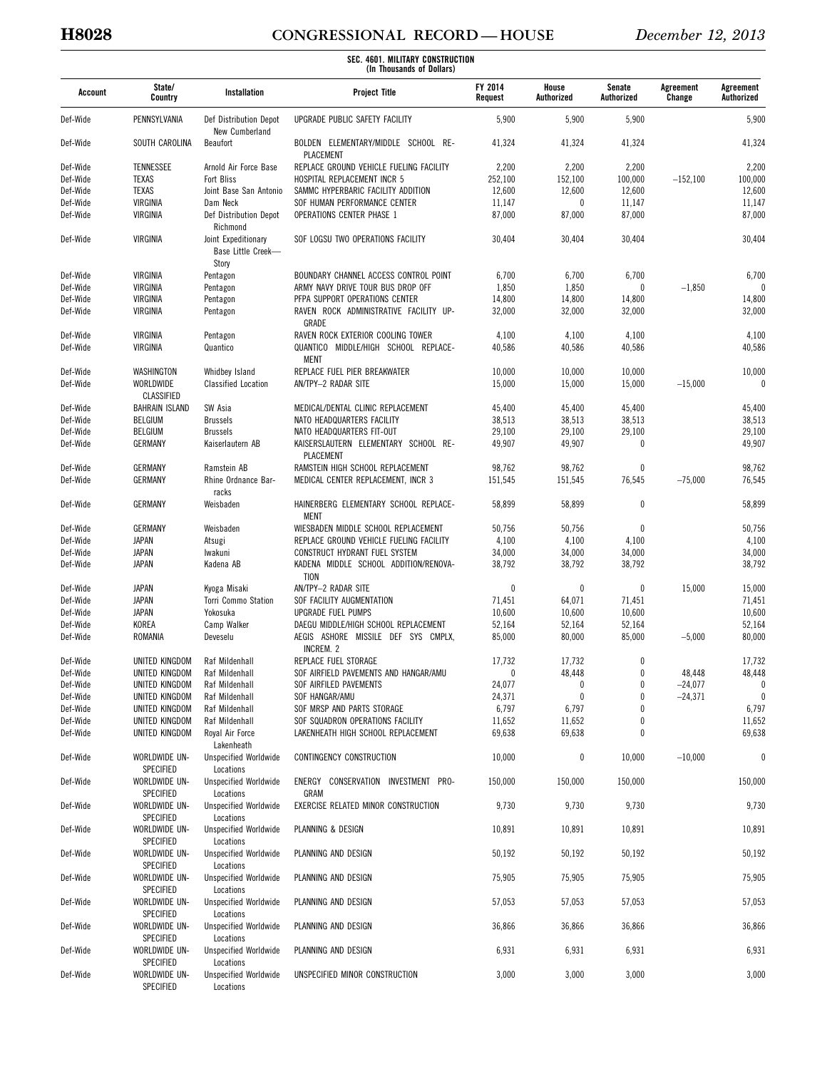**SEC. 4601. MILITARY CONSTRUCTION**
**(In Thousands of Dollars)**

| Account | State/ Country | Installation | Project Title | FY 2014 Request | House Authorized | Senate Authorized | Agreement Change | Agreement Authorized |
|---|---|---|---|---|---|---|---|---|
| Def-Wide | PENNSYLVANIA | Def Distribution Depot New Cumberland | UPGRADE PUBLIC SAFETY FACILITY | 5,900 | 5,900 | 5,900 | | 5,900 |
| Def-Wide | SOUTH CAROLINA | Beaufort | BOLDEN ELEMENTARY/MIDDLE SCHOOL RE-PLACEMENT | 41,324 | 41,324 | 41,324 | | 41,324 |
| Def-Wide | TENNESSEE | Arnold Air Force Base | REPLACE GROUND VEHICLE FUELING FACILITY | 2,200 | 2,200 | 2,200 | | 2,200 |
| Def-Wide | TEXAS | Fort Bliss | HOSPITAL REPLACEMENT INCR 5 | 252,100 | 152,100 | 100,000 | −152,100 | 100,000 |
| Def-Wide | TEXAS | Joint Base San Antonio | SAMMC HYPERBARIC FACILITY ADDITION | 12,600 | 12,600 | 12,600 | | 12,600 |
| Def-Wide | VIRGINIA | Dam Neck | SOF HUMAN PERFORMANCE CENTER | 11,147 | 0 | 11,147 | | 11,147 |
| Def-Wide | VIRGINIA | Def Distribution Depot Richmond | OPERATIONS CENTER PHASE 1 | 87,000 | 87,000 | 87,000 | | 87,000 |
| Def-Wide | VIRGINIA | Joint Expeditionary Base Little Creek—Story | SOF LOGSU TWO OPERATIONS FACILITY | 30,404 | 30,404 | 30,404 | | 30,404 |
| Def-Wide | VIRGINIA | Pentagon | BOUNDARY CHANNEL ACCESS CONTROL POINT | 6,700 | 6,700 | 6,700 | | 6,700 |
| Def-Wide | VIRGINIA | Pentagon | ARMY NAVY DRIVE TOUR BUS DROP OFF | 1,850 | 1,850 | 0 | −1,850 | 0 |
| Def-Wide | VIRGINIA | Pentagon | PFPA SUPPORT OPERATIONS CENTER | 14,800 | 14,800 | 14,800 | | 14,800 |
| Def-Wide | VIRGINIA | Pentagon | RAVEN ROCK ADMINISTRATIVE FACILITY UP-GRADE | 32,000 | 32,000 | 32,000 | | 32,000 |
| Def-Wide | VIRGINIA | Pentagon | RAVEN ROCK EXTERIOR COOLING TOWER | 4,100 | 4,100 | 4,100 | | 4,100 |
| Def-Wide | VIRGINIA | Quantico | QUANTICO MIDDLE/HIGH SCHOOL REPLACE-MENT | 40,586 | 40,586 | 40,586 | | 40,586 |
| Def-Wide | WASHINGTON | Whidbey Island | REPLACE FUEL PIER BREAKWATER | 10,000 | 10,000 | 10,000 | | 10,000 |
| Def-Wide | WORLDWIDE CLASSIFIED | Classified Location | AN/TPY–2 RADAR SITE | 15,000 | 15,000 | 15,000 | −15,000 | 0 |
| Def-Wide | BAHRAIN ISLAND | SW Asia | MEDICAL/DENTAL CLINIC REPLACEMENT | 45,400 | 45,400 | 45,400 | | 45,400 |
| Def-Wide | BELGIUM | Brussels | NATO HEADQUARTERS FACILITY | 38,513 | 38,513 | 38,513 | | 38,513 |
| Def-Wide | BELGIUM | Brussels | NATO HEADQUARTERS FIT-OUT | 29,100 | 29,100 | 29,100 | | 29,100 |
| Def-Wide | GERMANY | Kaiserlautern AB | KAISERSLAUTERN ELEMENTARY SCHOOL RE-PLACEMENT | 49,907 | 49,907 | 0 | | 49,907 |
| Def-Wide | GERMANY | Ramstein AB | RAMSTEIN HIGH SCHOOL REPLACEMENT | 98,762 | 98,762 | 0 | | 98,762 |
| Def-Wide | GERMANY | Rhine Ordnance Barracks | MEDICAL CENTER REPLACEMENT, INCR 3 | 151,545 | 151,545 | 76,545 | −75,000 | 76,545 |
| Def-Wide | GERMANY | Weisbaden | HAINERBERG ELEMENTARY SCHOOL REPLACE-MENT | 58,899 | 58,899 | 0 | | 58,899 |
| Def-Wide | GERMANY | Weisbaden | WIESBADEN MIDDLE SCHOOL REPLACEMENT | 50,756 | 50,756 | 0 | | 50,756 |
| Def-Wide | JAPAN | Atsugi | REPLACE GROUND VEHICLE FUELING FACILITY | 4,100 | 4,100 | 4,100 | | 4,100 |
| Def-Wide | JAPAN | Iwakuni | CONSTRUCT HYDRANT FUEL SYSTEM | 34,000 | 34,000 | 34,000 | | 34,000 |
| Def-Wide | JAPAN | Kadena AB | KADENA MIDDLE SCHOOL ADDITION/RENOVA-TION | 38,792 | 38,792 | 38,792 | | 38,792 |
| Def-Wide | JAPAN | Kyoga Misaki | AN/TPY–2 RADAR SITE | 0 | 0 | 0 | 15,000 | 15,000 |
| Def-Wide | JAPAN | Torri Commo Station | SOF FACILITY AUGMENTATION | 71,451 | 64,071 | 71,451 | | 71,451 |
| Def-Wide | JAPAN | Yokosuka | UPGRADE FUEL PUMPS | 10,600 | 10,600 | 10,600 | | 10,600 |
| Def-Wide | KOREA | Camp Walker | DAEGU MIDDLE/HIGH SCHOOL REPLACEMENT | 52,164 | 52,164 | 52,164 | | 52,164 |
| Def-Wide | ROMANIA | Deveselu | AEGIS ASHORE MISSILE DEF SYS CMPLX, INCREM. 2 | 85,000 | 80,000 | 85,000 | −5,000 | 80,000 |
| Def-Wide | UNITED KINGDOM | Raf Mildenhall | REPLACE FUEL STORAGE | 17,732 | 17,732 | 0 | | 17,732 |
| Def-Wide | UNITED KINGDOM | Raf Mildenhall | SOF AIRFIELD PAVEMENTS AND HANGAR/AMU | 0 | 48,448 | 0 | 48,448 | 48,448 |
| Def-Wide | UNITED KINGDOM | Raf Mildenhall | SOF AIRFILED PAVEMENTS | 24,077 | 0 | 0 | −24,077 | 0 |
| Def-Wide | UNITED KINGDOM | Raf Mildenhall | SOF HANGAR/AMU | 24,371 | 0 | 0 | −24,371 | 0 |
| Def-Wide | UNITED KINGDOM | Raf Mildenhall | SOF MRSP AND PARTS STORAGE | 6,797 | 6,797 | 0 | | 6,797 |
| Def-Wide | UNITED KINGDOM | Raf Mildenhall | SOF SQUADRON OPERATIONS FACILITY | 11,652 | 11,652 | 0 | | 11,652 |
| Def-Wide | UNITED KINGDOM | Royal Air Force Lakenheath | LAKENHEATH HIGH SCHOOL REPLACEMENT | 69,638 | 69,638 | 0 | | 69,638 |
| Def-Wide | WORLDWIDE UN-SPECIFIED | Unspecified Worldwide Locations | CONTINGENCY CONSTRUCTION | 10,000 | 0 | 10,000 | −10,000 | 0 |
| Def-Wide | WORLDWIDE UN-SPECIFIED | Unspecified Worldwide Locations | ENERGY CONSERVATION INVESTMENT PRO-GRAM | 150,000 | 150,000 | 150,000 | | 150,000 |
| Def-Wide | WORLDWIDE UN-SPECIFIED | Unspecified Worldwide Locations | EXERCISE RELATED MINOR CONSTRUCTION | 9,730 | 9,730 | 9,730 | | 9,730 |
| Def-Wide | WORLDWIDE UN-SPECIFIED | Unspecified Worldwide Locations | PLANNING & DESIGN | 10,891 | 10,891 | 10,891 | | 10,891 |
| Def-Wide | WORLDWIDE UN-SPECIFIED | Unspecified Worldwide Locations | PLANNING AND DESIGN | 50,192 | 50,192 | 50,192 | | 50,192 |
| Def-Wide | WORLDWIDE UN-SPECIFIED | Unspecified Worldwide Locations | PLANNING AND DESIGN | 75,905 | 75,905 | 75,905 | | 75,905 |
| Def-Wide | WORLDWIDE UN-SPECIFIED | Unspecified Worldwide Locations | PLANNING AND DESIGN | 57,053 | 57,053 | 57,053 | | 57,053 |
| Def-Wide | WORLDWIDE UN-SPECIFIED | Unspecified Worldwide Locations | PLANNING AND DESIGN | 36,866 | 36,866 | 36,866 | | 36,866 |
| Def-Wide | WORLDWIDE UN-SPECIFIED | Unspecified Worldwide Locations | PLANNING AND DESIGN | 6,931 | 6,931 | 6,931 | | 6,931 |
| Def-Wide | WORLDWIDE UN-SPECIFIED | Unspecified Worldwide Locations | UNSPECIFIED MINOR CONSTRUCTION | 3,000 | 3,000 | 3,000 | | 3,000 |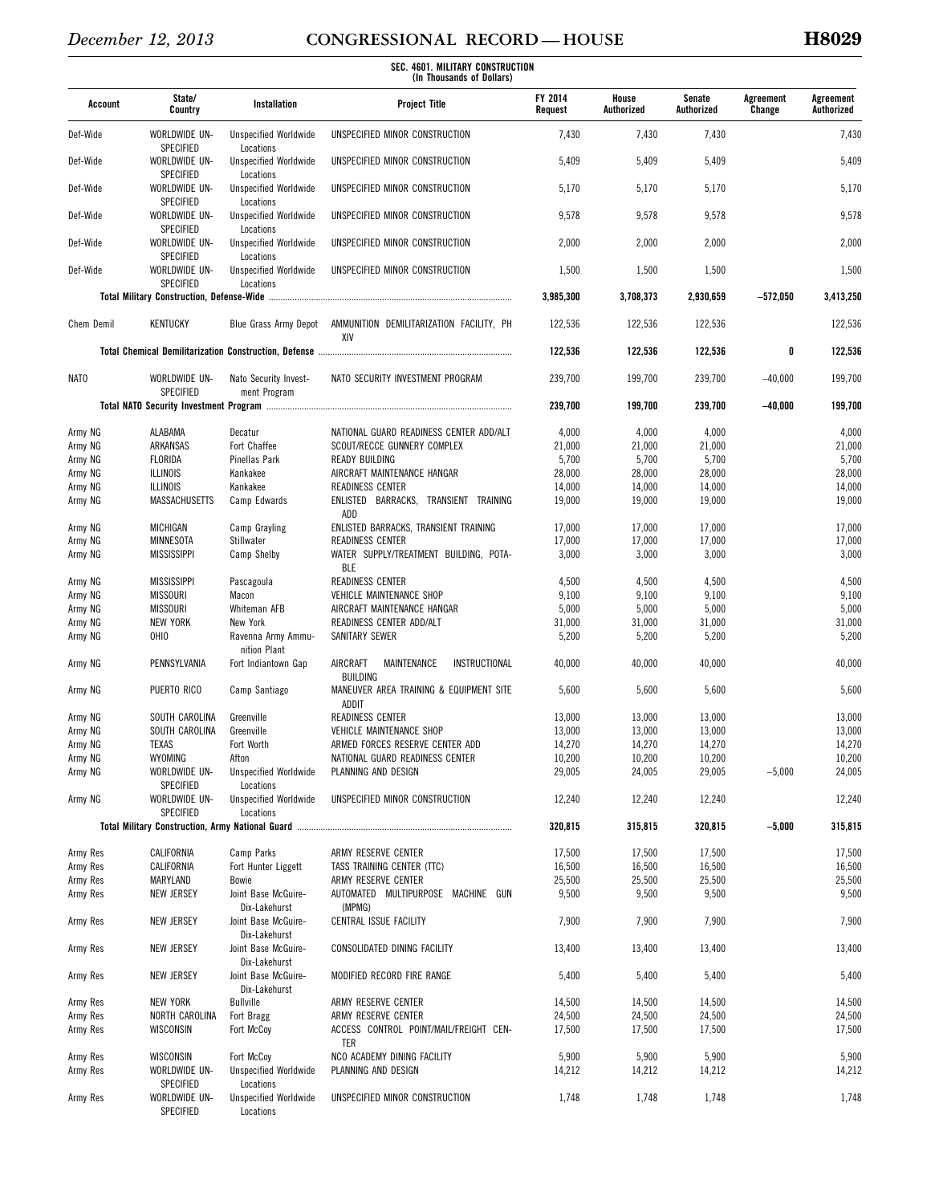**SEC. 4601. MILITARY CONSTRUCTION**
**(In Thousands of Dollars)**

| Account | State/ Country | Installation | Project Title | FY 2014 Request | House Authorized | Senate Authorized | Agreement Change | Agreement Authorized |
|---|---|---|---|---|---|---|---|---|
| Def-Wide | WORLDWIDE UN-SPECIFIED | Unspecified Worldwide Locations | UNSPECIFIED MINOR CONSTRUCTION | 7,430 | 7,430 | 7,430 | | 7,430 |
| Def-Wide | WORLDWIDE UN-SPECIFIED | Unspecified Worldwide Locations | UNSPECIFIED MINOR CONSTRUCTION | 5,409 | 5,409 | 5,409 | | 5,409 |
| Def-Wide | WORLDWIDE UN-SPECIFIED | Unspecified Worldwide Locations | UNSPECIFIED MINOR CONSTRUCTION | 5,170 | 5,170 | 5,170 | | 5,170 |
| Def-Wide | WORLDWIDE UN-SPECIFIED | Unspecified Worldwide Locations | UNSPECIFIED MINOR CONSTRUCTION | 9,578 | 9,578 | 9,578 | | 9,578 |
| Def-Wide | WORLDWIDE UN-SPECIFIED | Unspecified Worldwide Locations | UNSPECIFIED MINOR CONSTRUCTION | 2,000 | 2,000 | 2,000 | | 2,000 |
| Def-Wide | WORLDWIDE UN-SPECIFIED | Unspecified Worldwide Locations | UNSPECIFIED MINOR CONSTRUCTION | 1,500 | 1,500 | 1,500 | | 1,500 |
| **Total Military Construction, Defense-Wide** | | | | **3,985,300** | **3,708,373** | **2,930,659** | **−572,050** | **3,413,250** |
| Chem Demil | KENTUCKY | Blue Grass Army Depot | AMMUNITION DEMILITARIZATION FACILITY, PH XIV | 122,536 | 122,536 | 122,536 | | 122,536 |
| **Total Chemical Demilitarization Construction, Defense** | | | | **122,536** | **122,536** | **122,536** | **0** | **122,536** |
| NATO | WORLDWIDE UN-SPECIFIED | Nato Security Investment Program | NATO SECURITY INVESTMENT PROGRAM | 239,700 | 199,700 | 239,700 | −40,000 | 199,700 |
| **Total NATO Security Investment Program** | | | | **239,700** | **199,700** | **239,700** | **−40,000** | **199,700** |
| Army NG | ALABAMA | Decatur | NATIONAL GUARD READINESS CENTER ADD/ALT | 4,000 | 4,000 | 4,000 | | 4,000 |
| Army NG | ARKANSAS | Fort Chaffee | SCOUT/RECCE GUNNERY COMPLEX | 21,000 | 21,000 | 21,000 | | 21,000 |
| Army NG | FLORIDA | Pinellas Park | READY BUILDING | 5,700 | 5,700 | 5,700 | | 5,700 |
| Army NG | ILLINOIS | Kankakee | AIRCRAFT MAINTENANCE HANGAR | 28,000 | 28,000 | 28,000 | | 28,000 |
| Army NG | ILLINOIS | Kankakee | READINESS CENTER | 14,000 | 14,000 | 14,000 | | 14,000 |
| Army NG | MASSACHUSETTS | Camp Edwards | ENLISTED BARRACKS, TRANSIENT TRAINING ADD | 19,000 | 19,000 | 19,000 | | 19,000 |
| Army NG | MICHIGAN | Camp Grayling | ENLISTED BARRACKS, TRANSIENT TRAINING | 17,000 | 17,000 | 17,000 | | 17,000 |
| Army NG | MINNESOTA | Stillwater | READINESS CENTER | 17,000 | 17,000 | 17,000 | | 17,000 |
| Army NG | MISSISSIPPI | Camp Shelby | WATER SUPPLY/TREATMENT BUILDING, POTABLE | 3,000 | 3,000 | 3,000 | | 3,000 |
| Army NG | MISSISSIPPI | Pascagoula | READINESS CENTER | 4,500 | 4,500 | 4,500 | | 4,500 |
| Army NG | MISSOURI | Macon | VEHICLE MAINTENANCE SHOP | 9,100 | 9,100 | 9,100 | | 9,100 |
| Army NG | MISSOURI | Whiteman AFB | AIRCRAFT MAINTENANCE HANGAR | 5,000 | 5,000 | 5,000 | | 5,000 |
| Army NG | NEW YORK | New York | READINESS CENTER ADD/ALT | 31,000 | 31,000 | 31,000 | | 31,000 |
| Army NG | OHIO | Ravenna Army Ammunition Plant | SANITARY SEWER | 5,200 | 5,200 | 5,200 | | 5,200 |
| Army NG | PENNSYLVANIA | Fort Indiantown Gap | AIRCRAFT MAINTENANCE INSTRUCTIONAL BUILDING | 40,000 | 40,000 | 40,000 | | 40,000 |
| Army NG | PUERTO RICO | Camp Santiago | MANEUVER AREA TRAINING & EQUIPMENT SITE ADDIT | 5,600 | 5,600 | 5,600 | | 5,600 |
| Army NG | SOUTH CAROLINA | Greenville | READINESS CENTER | 13,000 | 13,000 | 13,000 | | 13,000 |
| Army NG | SOUTH CAROLINA | Greenville | VEHICLE MAINTENANCE SHOP | 13,000 | 13,000 | 13,000 | | 13,000 |
| Army NG | TEXAS | Fort Worth | ARMED FORCES RESERVE CENTER ADD | 14,270 | 14,270 | 14,270 | | 14,270 |
| Army NG | WYOMING | Afton | NATIONAL GUARD READINESS CENTER | 10,200 | 10,200 | 10,200 | | 10,200 |
| Army NG | WORLDWIDE UN-SPECIFIED | Unspecified Worldwide Locations | PLANNING AND DESIGN | 29,005 | 24,005 | 29,005 | −5,000 | 24,005 |
| Army NG | WORLDWIDE UN-SPECIFIED | Unspecified Worldwide Locations | UNSPECIFIED MINOR CONSTRUCTION | 12,240 | 12,240 | 12,240 | | 12,240 |
| **Total Military Construction, Army National Guard** | | | | **320,815** | **315,815** | **320,815** | **−5,000** | **315,815** |
| Army Res | CALIFORNIA | Camp Parks | ARMY RESERVE CENTER | 17,500 | 17,500 | 17,500 | | 17,500 |
| Army Res | CALIFORNIA | Fort Hunter Liggett | TASS TRAINING CENTER (TTC) | 16,500 | 16,500 | 16,500 | | 16,500 |
| Army Res | MARYLAND | Bowie | ARMY RESERVE CENTER | 25,500 | 25,500 | 25,500 | | 25,500 |
| Army Res | NEW JERSEY | Joint Base McGuire-Dix-Lakehurst | AUTOMATED MULTIPURPOSE MACHINE GUN (MPMG) | 9,500 | 9,500 | 9,500 | | 9,500 |
| Army Res | NEW JERSEY | Joint Base McGuire-Dix-Lakehurst | CENTRAL ISSUE FACILITY | 7,900 | 7,900 | 7,900 | | 7,900 |
| Army Res | NEW JERSEY | Joint Base McGuire-Dix-Lakehurst | CONSOLIDATED DINING FACILITY | 13,400 | 13,400 | 13,400 | | 13,400 |
| Army Res | NEW JERSEY | Joint Base McGuire-Dix-Lakehurst | MODIFIED RECORD FIRE RANGE | 5,400 | 5,400 | 5,400 | | 5,400 |
| Army Res | NEW YORK | Bullville | ARMY RESERVE CENTER | 14,500 | 14,500 | 14,500 | | 14,500 |
| Army Res | NORTH CAROLINA | Fort Bragg | ARMY RESERVE CENTER | 24,500 | 24,500 | 24,500 | | 24,500 |
| Army Res | WISCONSIN | Fort McCoy | ACCESS CONTROL POINT/MAIL/FREIGHT CENTER | 17,500 | 17,500 | 17,500 | | 17,500 |
| Army Res | WISCONSIN | Fort McCoy | NCO ACADEMY DINING FACILITY | 5,900 | 5,900 | 5,900 | | 5,900 |
| Army Res | WORLDWIDE UN-SPECIFIED | Unspecified Worldwide Locations | PLANNING AND DESIGN | 14,212 | 14,212 | 14,212 | | 14,212 |
| Army Res | WORLDWIDE UN-SPECIFIED | Unspecified Worldwide Locations | UNSPECIFIED MINOR CONSTRUCTION | 1,748 | 1,748 | 1,748 | | 1,748 |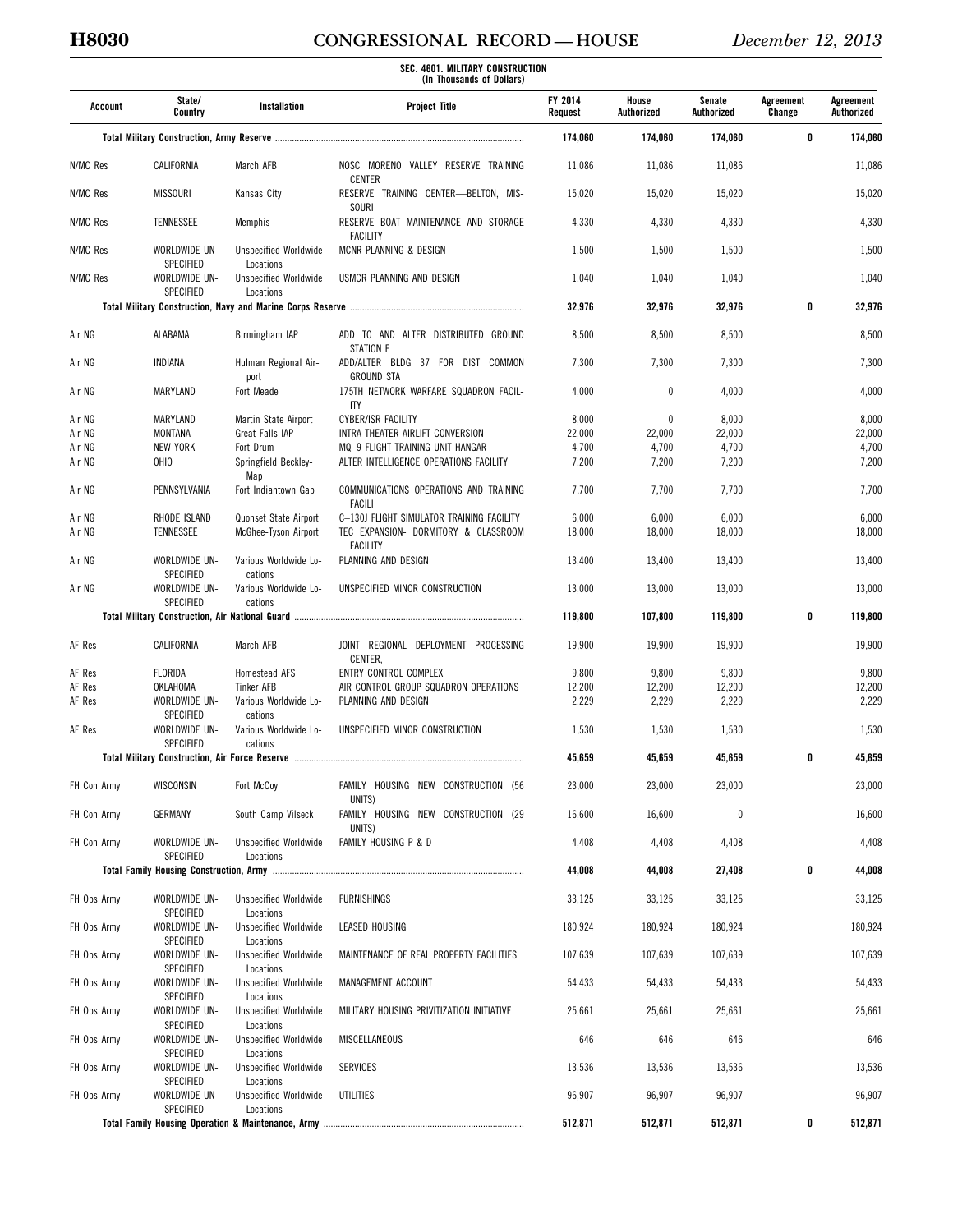**SEC. 4601. MILITARY CONSTRUCTION**
**(In Thousands of Dollars)**

| Account | State/ Country | Installation | Project Title | FY 2014 Request | House Authorized | Senate Authorized | Agreement Change | Agreement Authorized |
|---|---|---|---|---|---|---|---|---|
| **Total Military Construction, Army Reserve** | | | | **174,060** | **174,060** | **174,060** | **0** | **174,060** |
| N/MC Res | CALIFORNIA | March AFB | NOSC MORENO VALLEY RESERVE TRAINING CENTER | 11,086 | 11,086 | 11,086 | | 11,086 |
| N/MC Res | MISSOURI | Kansas City | RESERVE TRAINING CENTER—BELTON, MISSOURI | 15,020 | 15,020 | 15,020 | | 15,020 |
| N/MC Res | TENNESSEE | Memphis | RESERVE BOAT MAINTENANCE AND STORAGE FACILITY | 4,330 | 4,330 | 4,330 | | 4,330 |
| N/MC Res | WORLDWIDE UNSPECIFIED | Unspecified Worldwide Locations | MCNR PLANNING & DESIGN | 1,500 | 1,500 | 1,500 | | 1,500 |
| N/MC Res | WORLDWIDE UNSPECIFIED | Unspecified Worldwide Locations | USMCR PLANNING AND DESIGN | 1,040 | 1,040 | 1,040 | | 1,040 |
| **Total Military Construction, Navy and Marine Corps Reserve** | | | | **32,976** | **32,976** | **32,976** | **0** | **32,976** |
| Air NG | ALABAMA | Birmingham IAP | ADD TO AND ALTER DISTRIBUTED GROUND STATION F | 8,500 | 8,500 | 8,500 | | 8,500 |
| Air NG | INDIANA | Hulman Regional Airport | ADD/ALTER BLDG 37 FOR DIST COMMON GROUND STA | 7,300 | 7,300 | 7,300 | | 7,300 |
| Air NG | MARYLAND | Fort Meade | 175TH NETWORK WARFARE SQUADRON FACILITY | 4,000 | 0 | 4,000 | | 4,000 |
| Air NG | MARYLAND | Martin State Airport | CYBER/ISR FACILITY | 8,000 | 0 | 8,000 | | 8,000 |
| Air NG | MONTANA | Great Falls IAP | INTRA-THEATER AIRLIFT CONVERSION | 22,000 | 22,000 | 22,000 | | 22,000 |
| Air NG | NEW YORK | Fort Drum | MQ–9 FLIGHT TRAINING UNIT HANGAR | 4,700 | 4,700 | 4,700 | | 4,700 |
| Air NG | OHIO | Springfield Beckley-Map | ALTER INTELLIGENCE OPERATIONS FACILITY | 7,200 | 7,200 | 7,200 | | 7,200 |
| Air NG | PENNSYLVANIA | Fort Indiantown Gap | COMMUNICATIONS OPERATIONS AND TRAINING FACILI | 7,700 | 7,700 | 7,700 | | 7,700 |
| Air NG | RHODE ISLAND | Quonset State Airport | C–130J FLIGHT SIMULATOR TRAINING FACILITY | 6,000 | 6,000 | 6,000 | | 6,000 |
| Air NG | TENNESSEE | McGhee-Tyson Airport | TEC EXPANSION- DORMITORY & CLASSROOM FACILITY | 18,000 | 18,000 | 18,000 | | 18,000 |
| Air NG | WORLDWIDE UNSPECIFIED | Various Worldwide Locations | PLANNING AND DESIGN | 13,400 | 13,400 | 13,400 | | 13,400 |
| Air NG | WORLDWIDE UNSPECIFIED | Various Worldwide Locations | UNSPECIFIED MINOR CONSTRUCTION | 13,000 | 13,000 | 13,000 | | 13,000 |
| **Total Military Construction, Air National Guard** | | | | **119,800** | **107,800** | **119,800** | **0** | **119,800** |
| AF Res | CALIFORNIA | March AFB | JOINT REGIONAL DEPLOYMENT PROCESSING CENTER, | 19,900 | 19,900 | 19,900 | | 19,900 |
| AF Res | FLORIDA | Homestead AFS | ENTRY CONTROL COMPLEX | 9,800 | 9,800 | 9,800 | | 9,800 |
| AF Res | OKLAHOMA | Tinker AFB | AIR CONTROL GROUP SQUADRON OPERATIONS | 12,200 | 12,200 | 12,200 | | 12,200 |
| AF Res | WORLDWIDE UNSPECIFIED | Various Worldwide Locations | PLANNING AND DESIGN | 2,229 | 2,229 | 2,229 | | 2,229 |
| AF Res | WORLDWIDE UNSPECIFIED | Various Worldwide Locations | UNSPECIFIED MINOR CONSTRUCTION | 1,530 | 1,530 | 1,530 | | 1,530 |
| **Total Military Construction, Air Force Reserve** | | | | **45,659** | **45,659** | **45,659** | **0** | **45,659** |
| FH Con Army | WISCONSIN | Fort McCoy | FAMILY HOUSING NEW CONSTRUCTION (56 UNITS) | 23,000 | 23,000 | 23,000 | | 23,000 |
| FH Con Army | GERMANY | South Camp Vilseck | FAMILY HOUSING NEW CONSTRUCTION (29 UNITS) | 16,600 | 16,600 | 0 | | 16,600 |
| FH Con Army | WORLDWIDE UNSPECIFIED | Unspecified Worldwide Locations | FAMILY HOUSING P & D | 4,408 | 4,408 | 4,408 | | 4,408 |
| **Total Family Housing Construction, Army** | | | | **44,008** | **44,008** | **27,408** | **0** | **44,008** |
| FH Ops Army | WORLDWIDE UNSPECIFIED | Unspecified Worldwide Locations | FURNISHINGS | 33,125 | 33,125 | 33,125 | | 33,125 |
| FH Ops Army | WORLDWIDE UNSPECIFIED | Unspecified Worldwide Locations | LEASED HOUSING | 180,924 | 180,924 | 180,924 | | 180,924 |
| FH Ops Army | WORLDWIDE UNSPECIFIED | Unspecified Worldwide Locations | MAINTENANCE OF REAL PROPERTY FACILITIES | 107,639 | 107,639 | 107,639 | | 107,639 |
| FH Ops Army | WORLDWIDE UNSPECIFIED | Unspecified Worldwide Locations | MANAGEMENT ACCOUNT | 54,433 | 54,433 | 54,433 | | 54,433 |
| FH Ops Army | WORLDWIDE UNSPECIFIED | Unspecified Worldwide Locations | MILITARY HOUSING PRIVITIZATION INITIATIVE | 25,661 | 25,661 | 25,661 | | 25,661 |
| FH Ops Army | WORLDWIDE UNSPECIFIED | Unspecified Worldwide Locations | MISCELLANEOUS | 646 | 646 | 646 | | 646 |
| FH Ops Army | WORLDWIDE UNSPECIFIED | Unspecified Worldwide Locations | SERVICES | 13,536 | 13,536 | 13,536 | | 13,536 |
| FH Ops Army | WORLDWIDE UNSPECIFIED | Unspecified Worldwide Locations | UTILITIES | 96,907 | 96,907 | 96,907 | | 96,907 |
| **Total Family Housing Operation & Maintenance, Army** | | | | **512,871** | **512,871** | **512,871** | **0** | **512,871** |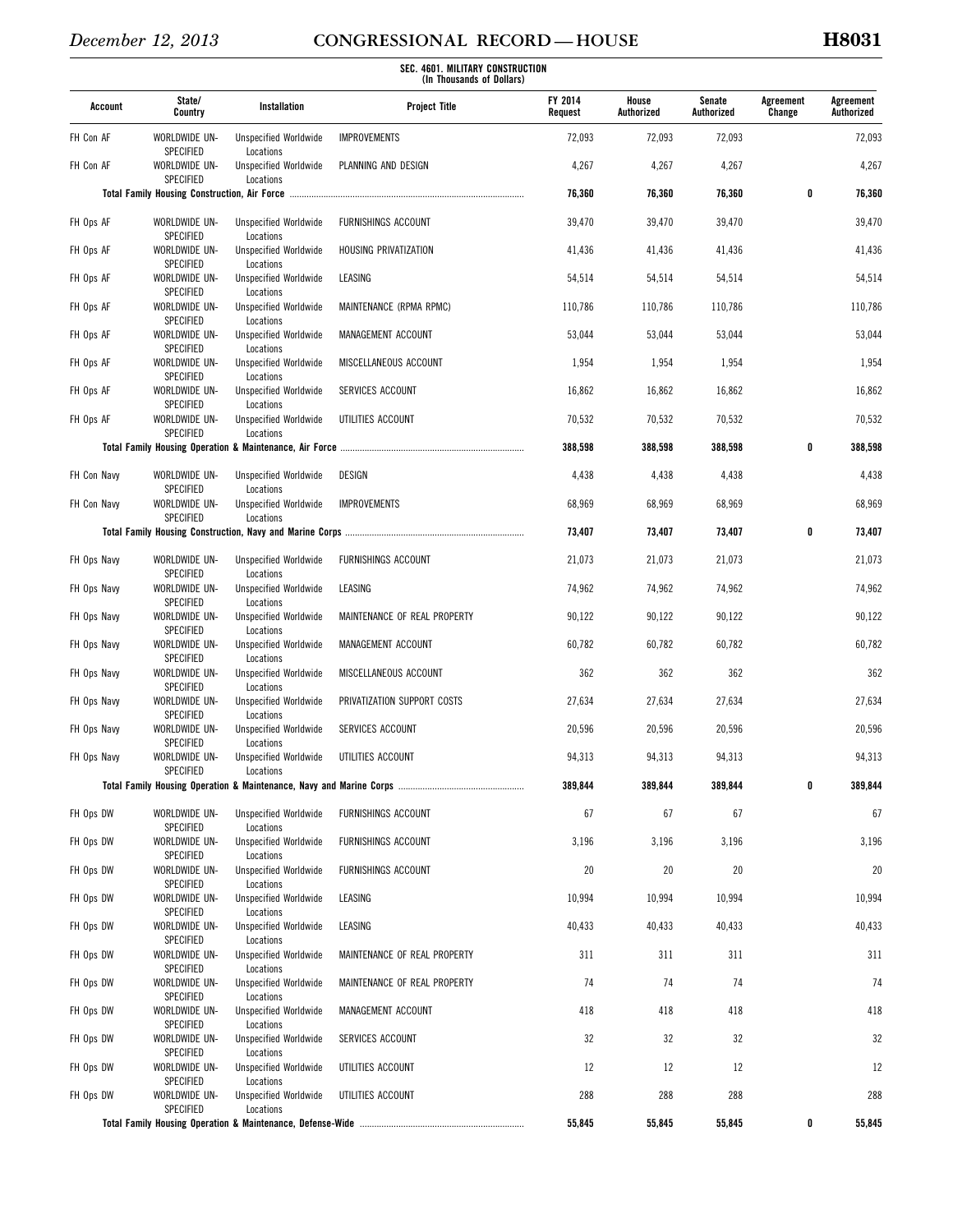SEC. 4601. MILITARY CONSTRUCTION
(In Thousands of Dollars)

| Account | State/ Country | Installation | Project Title | FY 2014 Request | House Authorized | Senate Authorized | Agreement Change | Agreement Authorized |
|---|---|---|---|---|---|---|---|---|
| FH Con AF | WORLDWIDE UN-SPECIFIED | Unspecified Worldwide Locations | IMPROVEMENTS | 72,093 | 72,093 | 72,093 | | 72,093 |
| FH Con AF | WORLDWIDE UN-SPECIFIED | Unspecified Worldwide Locations | PLANNING AND DESIGN | 4,267 | 4,267 | 4,267 | | 4,267 |
| | | Total Family Housing Construction, Air Force | | 76,360 | 76,360 | 76,360 | 0 | 76,360 |
| FH Ops AF | WORLDWIDE UN-SPECIFIED | Unspecified Worldwide Locations | FURNISHINGS ACCOUNT | 39,470 | 39,470 | 39,470 | | 39,470 |
| FH Ops AF | WORLDWIDE UN-SPECIFIED | Unspecified Worldwide Locations | HOUSING PRIVATIZATION | 41,436 | 41,436 | 41,436 | | 41,436 |
| FH Ops AF | WORLDWIDE UN-SPECIFIED | Unspecified Worldwide Locations | LEASING | 54,514 | 54,514 | 54,514 | | 54,514 |
| FH Ops AF | WORLDWIDE UN-SPECIFIED | Unspecified Worldwide Locations | MAINTENANCE (RPMA RPMC) | 110,786 | 110,786 | 110,786 | | 110,786 |
| FH Ops AF | WORLDWIDE UN-SPECIFIED | Unspecified Worldwide Locations | MANAGEMENT ACCOUNT | 53,044 | 53,044 | 53,044 | | 53,044 |
| FH Ops AF | WORLDWIDE UN-SPECIFIED | Unspecified Worldwide Locations | MISCELLANEOUS ACCOUNT | 1,954 | 1,954 | 1,954 | | 1,954 |
| FH Ops AF | WORLDWIDE UN-SPECIFIED | Unspecified Worldwide Locations | SERVICES ACCOUNT | 16,862 | 16,862 | 16,862 | | 16,862 |
| FH Ops AF | WORLDWIDE UN-SPECIFIED | Unspecified Worldwide Locations | UTILITIES ACCOUNT | 70,532 | 70,532 | 70,532 | | 70,532 |
| | | Total Family Housing Operation & Maintenance, Air Force | | 388,598 | 388,598 | 388,598 | 0 | 388,598 |
| FH Con Navy | WORLDWIDE UN-SPECIFIED | Unspecified Worldwide Locations | DESIGN | 4,438 | 4,438 | 4,438 | | 4,438 |
| FH Con Navy | WORLDWIDE UN-SPECIFIED | Unspecified Worldwide Locations | IMPROVEMENTS | 68,969 | 68,969 | 68,969 | | 68,969 |
| | | Total Family Housing Construction, Navy and Marine Corps | | 73,407 | 73,407 | 73,407 | 0 | 73,407 |
| FH Ops Navy | WORLDWIDE UN-SPECIFIED | Unspecified Worldwide Locations | FURNISHINGS ACCOUNT | 21,073 | 21,073 | 21,073 | | 21,073 |
| FH Ops Navy | WORLDWIDE UN-SPECIFIED | Unspecified Worldwide Locations | LEASING | 74,962 | 74,962 | 74,962 | | 74,962 |
| FH Ops Navy | WORLDWIDE UN-SPECIFIED | Unspecified Worldwide Locations | MAINTENANCE OF REAL PROPERTY | 90,122 | 90,122 | 90,122 | | 90,122 |
| FH Ops Navy | WORLDWIDE UN-SPECIFIED | Unspecified Worldwide Locations | MANAGEMENT ACCOUNT | 60,782 | 60,782 | 60,782 | | 60,782 |
| FH Ops Navy | WORLDWIDE UN-SPECIFIED | Unspecified Worldwide Locations | MISCELLANEOUS ACCOUNT | 362 | 362 | 362 | | 362 |
| FH Ops Navy | WORLDWIDE UN-SPECIFIED | Unspecified Worldwide Locations | PRIVATIZATION SUPPORT COSTS | 27,634 | 27,634 | 27,634 | | 27,634 |
| FH Ops Navy | WORLDWIDE UN-SPECIFIED | Unspecified Worldwide Locations | SERVICES ACCOUNT | 20,596 | 20,596 | 20,596 | | 20,596 |
| FH Ops Navy | WORLDWIDE UN-SPECIFIED | Unspecified Worldwide Locations | UTILITIES ACCOUNT | 94,313 | 94,313 | 94,313 | | 94,313 |
| | | Total Family Housing Operation & Maintenance, Navy and Marine Corps | | 389,844 | 389,844 | 389,844 | 0 | 389,844 |
| FH Ops DW | WORLDWIDE UN-SPECIFIED | Unspecified Worldwide Locations | FURNISHINGS ACCOUNT | 67 | 67 | 67 | | 67 |
| FH Ops DW | WORLDWIDE UN-SPECIFIED | Unspecified Worldwide Locations | FURNISHINGS ACCOUNT | 3,196 | 3,196 | 3,196 | | 3,196 |
| FH Ops DW | WORLDWIDE UN-SPECIFIED | Unspecified Worldwide Locations | FURNISHINGS ACCOUNT | 20 | 20 | 20 | | 20 |
| FH Ops DW | WORLDWIDE UN-SPECIFIED | Unspecified Worldwide Locations | LEASING | 10,994 | 10,994 | 10,994 | | 10,994 |
| FH Ops DW | WORLDWIDE UN-SPECIFIED | Unspecified Worldwide Locations | LEASING | 40,433 | 40,433 | 40,433 | | 40,433 |
| FH Ops DW | WORLDWIDE UN-SPECIFIED | Unspecified Worldwide Locations | MAINTENANCE OF REAL PROPERTY | 311 | 311 | 311 | | 311 |
| FH Ops DW | WORLDWIDE UN-SPECIFIED | Unspecified Worldwide Locations | MAINTENANCE OF REAL PROPERTY | 74 | 74 | 74 | | 74 |
| FH Ops DW | WORLDWIDE UN-SPECIFIED | Unspecified Worldwide Locations | MANAGEMENT ACCOUNT | 418 | 418 | 418 | | 418 |
| FH Ops DW | WORLDWIDE UN-SPECIFIED | Unspecified Worldwide Locations | SERVICES ACCOUNT | 32 | 32 | 32 | | 32 |
| FH Ops DW | WORLDWIDE UN-SPECIFIED | Unspecified Worldwide Locations | UTILITIES ACCOUNT | 12 | 12 | 12 | | 12 |
| FH Ops DW | WORLDWIDE UN-SPECIFIED | Unspecified Worldwide Locations | UTILITIES ACCOUNT | 288 | 288 | 288 | | 288 |
| | | Total Family Housing Operation & Maintenance, Defense-Wide | | 55,845 | 55,845 | 55,845 | 0 | 55,845 |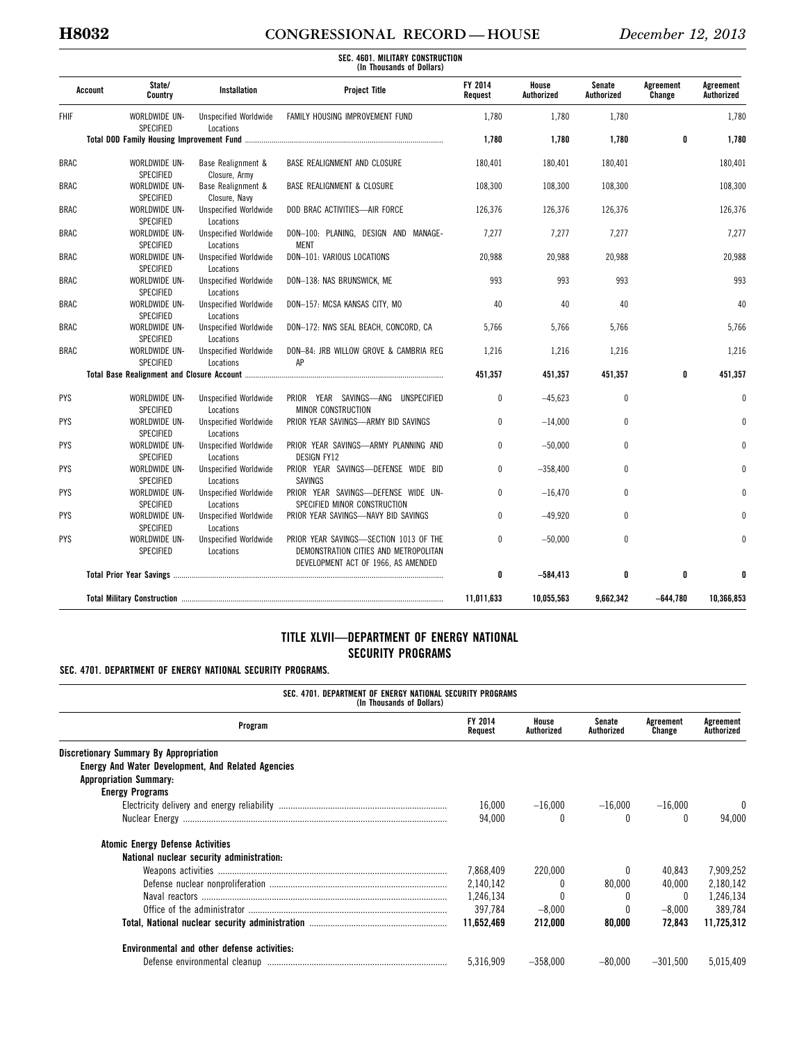**SEC. 4601. MILITARY CONSTRUCTION**
**(In Thousands of Dollars)**

| Account | State/ Country | Installation | Project Title | FY 2014 Request | House Authorized | Senate Authorized | Agreement Change | Agreement Authorized |
|---|---|---|---|---|---|---|---|---|
| FHIF | WORLDWIDE UN-SPECIFIED | Unspecified Worldwide Locations | FAMILY HOUSING IMPROVEMENT FUND | 1,780 | 1,780 | 1,780 | | 1,780 |
| **Total DOD Family Housing Improvement Fund** | | | | **1,780** | **1,780** | **1,780** | **0** | **1,780** |
| BRAC | WORLDWIDE UN-SPECIFIED | Base Realignment & Closure, Army | BASE REALIGNMENT AND CLOSURE | 180,401 | 180,401 | 180,401 | | 180,401 |
| BRAC | WORLDWIDE UN-SPECIFIED | Base Realignment & Closure, Navy | BASE REALIGNMENT & CLOSURE | 108,300 | 108,300 | 108,300 | | 108,300 |
| BRAC | WORLDWIDE UN-SPECIFIED | Unspecified Worldwide Locations | DOD BRAC ACTIVITIES—AIR FORCE | 126,376 | 126,376 | 126,376 | | 126,376 |
| BRAC | WORLDWIDE UN-SPECIFIED | Unspecified Worldwide Locations | DON–100: PLANING, DESIGN AND MANAGE-MENT | 7,277 | 7,277 | 7,277 | | 7,277 |
| BRAC | WORLDWIDE UN-SPECIFIED | Unspecified Worldwide Locations | DON–101: VARIOUS LOCATIONS | 20,988 | 20,988 | 20,988 | | 20,988 |
| BRAC | WORLDWIDE UN-SPECIFIED | Unspecified Worldwide Locations | DON–138: NAS BRUNSWICK, ME | 993 | 993 | 993 | | 993 |
| BRAC | WORLDWIDE UN-SPECIFIED | Unspecified Worldwide Locations | DON–157: MCSA KANSAS CITY, MO | 40 | 40 | 40 | | 40 |
| BRAC | WORLDWIDE UN-SPECIFIED | Unspecified Worldwide Locations | DON–172: NWS SEAL BEACH, CONCORD, CA | 5,766 | 5,766 | 5,766 | | 5,766 |
| BRAC | WORLDWIDE UN-SPECIFIED | Unspecified Worldwide Locations | DON–84: JRB WILLOW GROVE & CAMBRIA REG AP | 1,216 | 1,216 | 1,216 | | 1,216 |
| **Total Base Realignment and Closure Account** | | | | **451,357** | **451,357** | **451,357** | **0** | **451,357** |
| PYS | WORLDWIDE UN-SPECIFIED | Unspecified Worldwide Locations | PRIOR YEAR SAVINGS—ANG UNSPECIFIED MINOR CONSTRUCTION | 0 | −45,623 | 0 | | 0 |
| PYS | WORLDWIDE UN-SPECIFIED | Unspecified Worldwide Locations | PRIOR YEAR SAVINGS—ARMY BID SAVINGS | 0 | −14,000 | 0 | | 0 |
| PYS | WORLDWIDE UN-SPECIFIED | Unspecified Worldwide Locations | PRIOR YEAR SAVINGS—ARMY PLANNING AND DESIGN FY12 | 0 | −50,000 | 0 | | 0 |
| PYS | WORLDWIDE UN-SPECIFIED | Unspecified Worldwide Locations | PRIOR YEAR SAVINGS—DEFENSE WIDE BID SAVINGS | 0 | −358,400 | 0 | | 0 |
| PYS | WORLDWIDE UN-SPECIFIED | Unspecified Worldwide Locations | PRIOR YEAR SAVINGS—DEFENSE WIDE UN-SPECIFIED MINOR CONSTRUCTION | 0 | −16,470 | 0 | | 0 |
| PYS | WORLDWIDE UN-SPECIFIED | Unspecified Worldwide Locations | PRIOR YEAR SAVINGS—NAVY BID SAVINGS | 0 | −49,920 | 0 | | 0 |
| PYS | WORLDWIDE UN-SPECIFIED | Unspecified Worldwide Locations | PRIOR YEAR SAVINGS—SECTION 1013 OF THE DEMONSTRATION CITIES AND METROPOLITAN DEVELOPMENT ACT OF 1966, AS AMENDED | 0 | −50,000 | 0 | | 0 |
| **Total Prior Year Savings** | | | | **0** | **−584,413** | **0** | **0** | **0** |
| **Total Military Construction** | | | | **11,011,633** | **10,055,563** | **9,662,342** | **−644,780** | **10,366,853** |

## TITLE XLVII—DEPARTMENT OF ENERGY NATIONAL SECURITY PROGRAMS

### SEC. 4701. DEPARTMENT OF ENERGY NATIONAL SECURITY PROGRAMS.

**SEC. 4701. DEPARTMENT OF ENERGY NATIONAL SECURITY PROGRAMS**
**(In Thousands of Dollars)**

| Program | FY 2014 Request | House Authorized | Senate Authorized | Agreement Change | Agreement Authorized |
|---|---|---|---|---|---|
| **Discretionary Summary By Appropriation** | | | | | |
| **Energy And Water Development, And Related Agencies** | | | | | |
| **Appropriation Summary:** | | | | | |
| **Energy Programs** | | | | | |
| Electricity delivery and energy reliability | 16,000 | −16,000 | −16,000 | −16,000 | 0 |
| Nuclear Energy | 94,000 | 0 | 0 | 0 | 94,000 |
| **Atomic Energy Defense Activities** | | | | | |
| **National nuclear security administration:** | | | | | |
| Weapons activities | 7,868,409 | 220,000 | 0 | 40,843 | 7,909,252 |
| Defense nuclear nonproliferation | 2,140,142 | 0 | 80,000 | 40,000 | 2,180,142 |
| Naval reactors | 1,246,134 | 0 | 0 | 0 | 1,246,134 |
| Office of the administrator | 397,784 | −8,000 | 0 | −8,000 | 389,784 |
| **Total, National nuclear security administration** | **11,652,469** | **212,000** | **80,000** | **72,843** | **11,725,312** |
| **Environmental and other defense activities:** | | | | | |
| Defense environmental cleanup | 5,316,909 | −358,000 | −80,000 | −301,500 | 5,015,409 |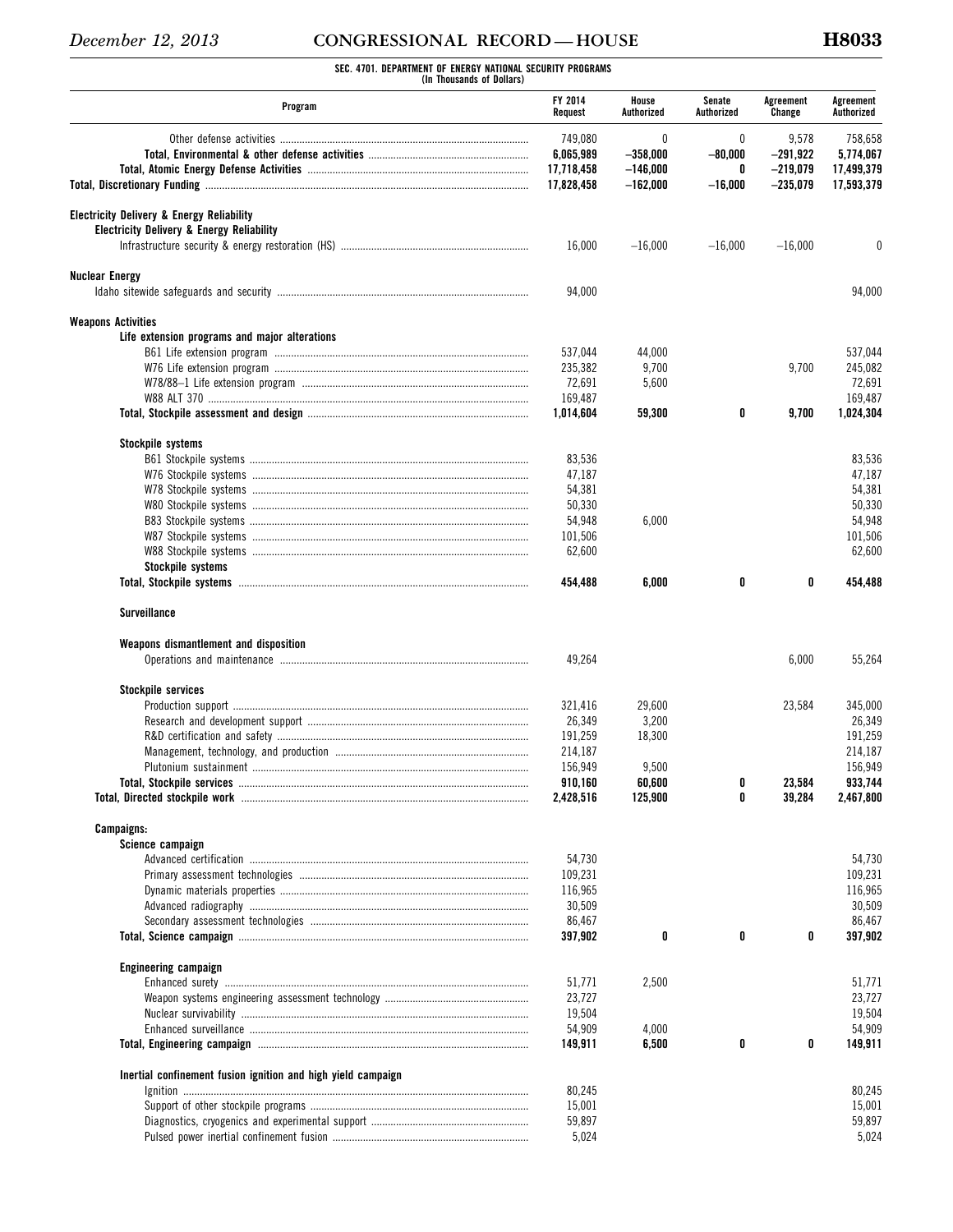**SEC. 4701. DEPARTMENT OF ENERGY NATIONAL SECURITY PROGRAMS**
(In Thousands of Dollars)

| Program | FY 2014 Request | House Authorized | Senate Authorized | Agreement Change | Agreement Authorized |
|---|---|---|---|---|---|
| Other defense activities | 749,080 | 0 | 0 | 9,578 | 758,658 |
| **Total, Environmental & other defense activities** | **6,065,989** | **−358,000** | **−80,000** | **−291,922** | **5,774,067** |
| **Total, Atomic Energy Defense Activities** | **17,718,458** | **−146,000** | **0** | **−219,079** | **17,499,379** |
| **Total, Discretionary Funding** | **17,828,458** | **−162,000** | **−16,000** | **−235,079** | **17,593,379** |
| | | | | | |
| **Electricity Delivery & Energy Reliability** | | | | | |
| **Electricity Delivery & Energy Reliability** | | | | | |
| Infrastructure security & energy restoration (HS) | 16,000 | −16,000 | −16,000 | −16,000 | 0 |
| | | | | | |
| **Nuclear Energy** | | | | | |
| Idaho sitewide safeguards and security | 94,000 | | | | 94,000 |
| | | | | | |
| **Weapons Activities** | | | | | |
| **Life extension programs and major alterations** | | | | | |
| B61 Life extension program | 537,044 | 44,000 | | | 537,044 |
| W76 Life extension program | 235,382 | 9,700 | | 9,700 | 245,082 |
| W78/88–1 Life extension program | 72,691 | 5,600 | | | 72,691 |
| W88 ALT 370 | 169,487 | | | | 169,487 |
| **Total, Stockpile assessment and design** | **1,014,604** | **59,300** | **0** | **9,700** | **1,024,304** |
| | | | | | |
| **Stockpile systems** | | | | | |
| B61 Stockpile systems | 83,536 | | | | 83,536 |
| W76 Stockpile systems | 47,187 | | | | 47,187 |
| W78 Stockpile systems | 54,381 | | | | 54,381 |
| W80 Stockpile systems | 50,330 | | | | 50,330 |
| B83 Stockpile systems | 54,948 | 6,000 | | | 54,948 |
| W87 Stockpile systems | 101,506 | | | | 101,506 |
| W88 Stockpile systems | 62,600 | | | | 62,600 |
| **Stockpile systems** | | | | | |
| **Total, Stockpile systems** | **454,488** | **6,000** | **0** | **0** | **454,488** |
| | | | | | |
| **Surveillance** | | | | | |
| | | | | | |
| **Weapons dismantlement and disposition** | | | | | |
| Operations and maintenance | 49,264 | | | 6,000 | 55,264 |
| | | | | | |
| **Stockpile services** | | | | | |
| Production support | 321,416 | 29,600 | | 23,584 | 345,000 |
| Research and development support | 26,349 | 3,200 | | | 26,349 |
| R&D certification and safety | 191,259 | 18,300 | | | 191,259 |
| Management, technology, and production | 214,187 | | | | 214,187 |
| Plutonium sustainment | 156,949 | 9,500 | | | 156,949 |
| **Total, Stockpile services** | **910,160** | **60,600** | **0** | **23,584** | **933,744** |
| **Total, Directed stockpile work** | **2,428,516** | **125,900** | **0** | **39,284** | **2,467,800** |
| | | | | | |
| **Campaigns:** | | | | | |
| **Science campaign** | | | | | |
| Advanced certification | 54,730 | | | | 54,730 |
| Primary assessment technologies | 109,231 | | | | 109,231 |
| Dynamic materials properties | 116,965 | | | | 116,965 |
| Advanced radiography | 30,509 | | | | 30,509 |
| Secondary assessment technologies | 86,467 | | | | 86,467 |
| **Total, Science campaign** | **397,902** | **0** | **0** | **0** | **397,902** |
| | | | | | |
| **Engineering campaign** | | | | | |
| Enhanced surety | 51,771 | 2,500 | | | 51,771 |
| Weapon systems engineering assessment technology | 23,727 | | | | 23,727 |
| Nuclear survivability | 19,504 | | | | 19,504 |
| Enhanced surveillance | 54,909 | 4,000 | | | 54,909 |
| **Total, Engineering campaign** | **149,911** | **6,500** | **0** | **0** | **149,911** |
| | | | | | |
| **Inertial confinement fusion ignition and high yield campaign** | | | | | |
| Ignition | 80,245 | | | | 80,245 |
| Support of other stockpile programs | 15,001 | | | | 15,001 |
| Diagnostics, cryogenics and experimental support | 59,897 | | | | 59,897 |
| Pulsed power inertial confinement fusion | 5,024 | | | | 5,024 |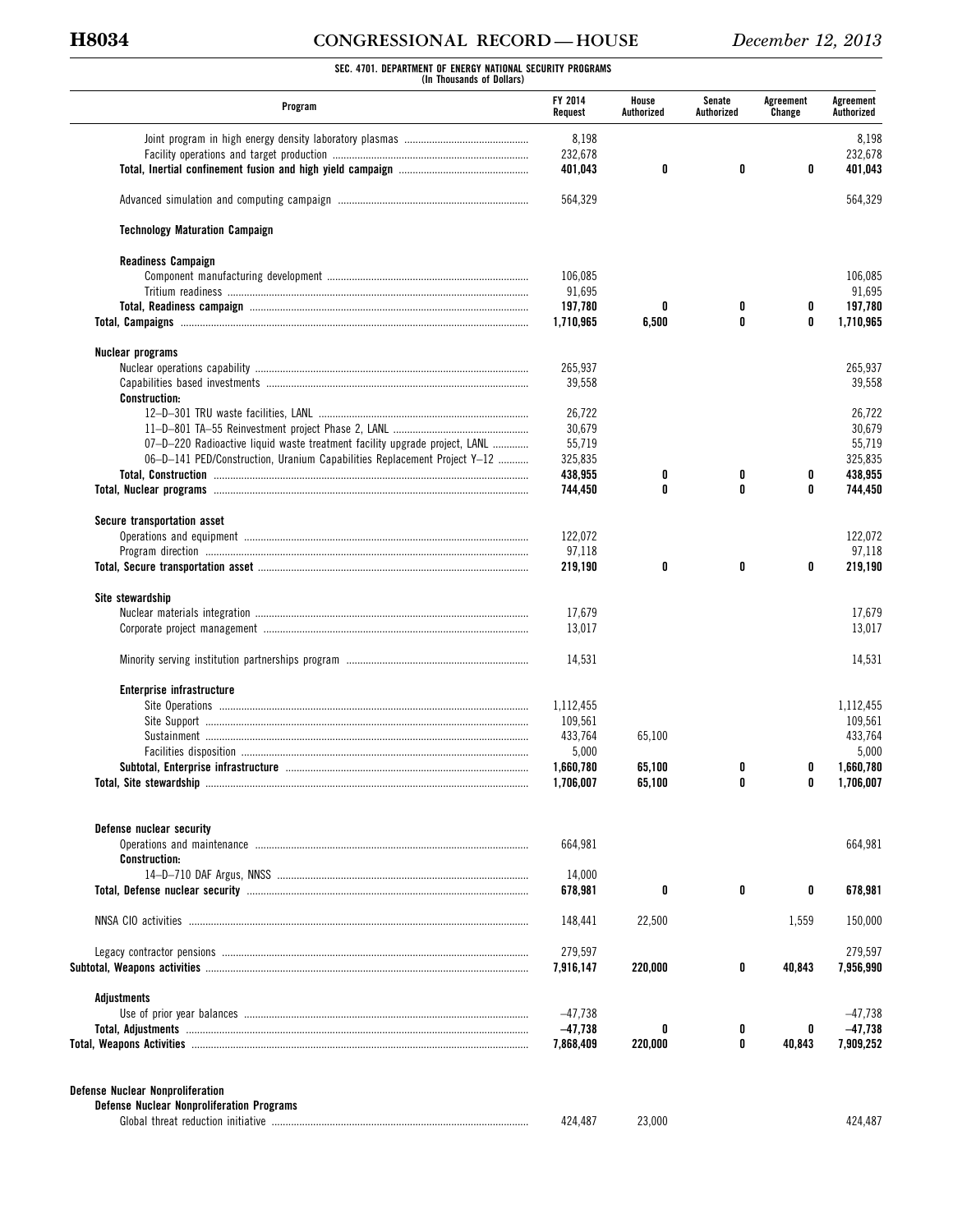SEC. 4701. DEPARTMENT OF ENERGY NATIONAL SECURITY PROGRAMS
(In Thousands of Dollars)

| Program | FY 2014 Request | House Authorized | Senate Authorized | Agreement Change | Agreement Authorized |
|---|---|---|---|---|---|
| Joint program in high energy density laboratory plasmas | 8,198 | | | | 8,198 |
| Facility operations and target production | 232,678 | | | | 232,678 |
| **Total, Inertial confinement fusion and high yield campaign** | **401,043** | **0** | **0** | **0** | **401,043** |
| | | | | | |
| Advanced simulation and computing campaign | 564,329 | | | | 564,329 |
| | | | | | |
| **Technology Maturation Campaign** | | | | | |
| | | | | | |
| **Readiness Campaign** | | | | | |
| Component manufacturing development | 106,085 | | | | 106,085 |
| Tritium readiness | 91,695 | | | | 91,695 |
| **Total, Readiness campaign** | **197,780** | **0** | **0** | **0** | **197,780** |
| **Total, Campaigns** | **1,710,965** | **6,500** | **0** | **0** | **1,710,965** |
| | | | | | |
| **Nuclear programs** | | | | | |
| Nuclear operations capability | 265,937 | | | | 265,937 |
| Capabilities based investments | 39,558 | | | | 39,558 |
| **Construction:** | | | | | |
| 12–D–301 TRU waste facilities, LANL | 26,722 | | | | 26,722 |
| 11–D–801 TA–55 Reinvestment project Phase 2, LANL | 30,679 | | | | 30,679 |
| 07–D–220 Radioactive liquid waste treatment facility upgrade project, LANL | 55,719 | | | | 55,719 |
| 06–D–141 PED/Construction, Uranium Capabilities Replacement Project Y–12 | 325,835 | | | | 325,835 |
| **Total, Construction** | **438,955** | **0** | **0** | **0** | **438,955** |
| **Total, Nuclear programs** | **744,450** | **0** | **0** | **0** | **744,450** |
| | | | | | |
| **Secure transportation asset** | | | | | |
| Operations and equipment | 122,072 | | | | 122,072 |
| Program direction | 97,118 | | | | 97,118 |
| **Total, Secure transportation asset** | **219,190** | **0** | **0** | **0** | **219,190** |
| | | | | | |
| **Site stewardship** | | | | | |
| Nuclear materials integration | 17,679 | | | | 17,679 |
| Corporate project management | 13,017 | | | | 13,017 |
| | | | | | |
| Minority serving institution partnerships program | 14,531 | | | | 14,531 |
| | | | | | |
| **Enterprise infrastructure** | | | | | |
| Site Operations | 1,112,455 | | | | 1,112,455 |
| Site Support | 109,561 | | | | 109,561 |
| Sustainment | 433,764 | 65,100 | | | 433,764 |
| Facilities disposition | 5,000 | | | | 5,000 |
| **Subtotal, Enterprise infrastructure** | **1,660,780** | **65,100** | **0** | **0** | **1,660,780** |
| **Total, Site stewardship** | **1,706,007** | **65,100** | **0** | **0** | **1,706,007** |
| | | | | | |
| **Defense nuclear security** | | | | | |
| Operations and maintenance | 664,981 | | | | 664,981 |
| **Construction:** | | | | | |
| 14–D–710 DAF Argus, NNSS | 14,000 | | | | |
| **Total, Defense nuclear security** | **678,981** | **0** | **0** | **0** | **678,981** |
| | | | | | |
| NNSA CIO activities | 148,441 | 22,500 | | 1,559 | 150,000 |
| | | | | | |
| Legacy contractor pensions | 279,597 | | | | 279,597 |
| **Subtotal, Weapons activities** | **7,916,147** | **220,000** | **0** | **40,843** | **7,956,990** |
| | | | | | |
| **Adjustments** | | | | | |
| Use of prior year balances | –47,738 | | | | –47,738 |
| **Total, Adjustments** | **–47,738** | **0** | **0** | **0** | **–47,738** |
| **Total, Weapons Activities** | **7,868,409** | **220,000** | **0** | **40,843** | **7,909,252** |
| | | | | | |
| **Defense Nuclear Nonproliferation** | | | | | |
| **Defense Nuclear Nonproliferation Programs** | | | | | |
| Global threat reduction initiative | 424,487 | 23,000 | | | 424,487 |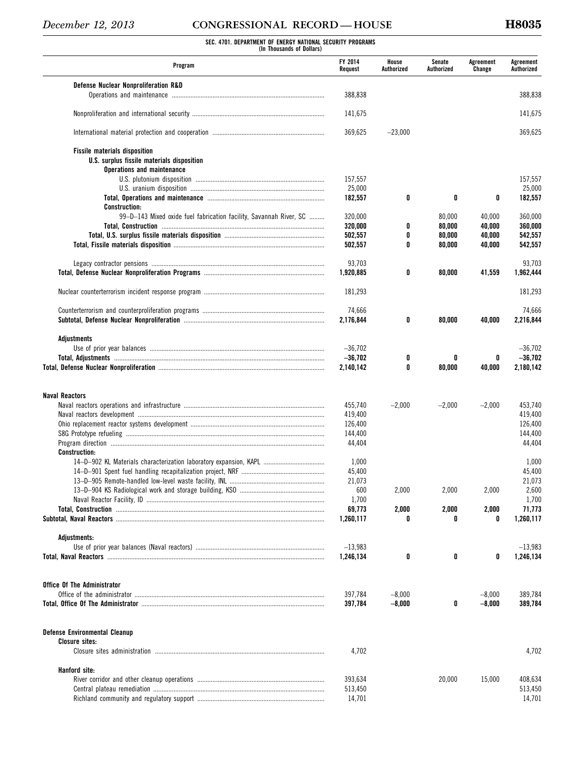SEC. 4701. DEPARTMENT OF ENERGY NATIONAL SECURITY PROGRAMS
(In Thousands of Dollars)

| Program | FY 2014 Request | House Authorized | Senate Authorized | Agreement Change | Agreement Authorized |
|---|---|---|---|---|---|
| **Defense Nuclear Nonproliferation R&D** | | | | | |
| Operations and maintenance | 388,838 | | | | 388,838 |
| Nonproliferation and international security | 141,675 | | | | 141,675 |
| International material protection and cooperation | 369,625 | −23,000 | | | 369,625 |
| **Fissile materials disposition** | | | | | |
| **U.S. surplus fissile materials disposition** | | | | | |
| **Operations and maintenance** | | | | | |
| U.S. plutonium disposition | 157,557 | | | | 157,557 |
| U.S. uranium disposition | 25,000 | | | | 25,000 |
| **Total, Operations and maintenance** | **182,557** | **0** | **0** | **0** | **182,557** |
| **Construction:** | | | | | |
| 99–D–143 Mixed oxide fuel fabrication facility, Savannah River, SC | 320,000 | | 80,000 | 40,000 | 360,000 |
| **Total, Construction** | **320,000** | **0** | **80,000** | **40,000** | **360,000** |
| **Total, U.S. surplus fissile materials disposition** | **502,557** | **0** | **80,000** | **40,000** | **542,557** |
| **Total, Fissile materials disposition** | **502,557** | **0** | **80,000** | **40,000** | **542,557** |
| Legacy contractor pensions | 93,703 | | | | 93,703 |
| **Total, Defense Nuclear Nonproliferation Programs** | **1,920,885** | **0** | **80,000** | **41,559** | **1,962,444** |
| Nuclear counterterrorism incident response program | 181,293 | | | | 181,293 |
| Counterterrorism and counterproliferation programs | 74,666 | | | | 74,666 |
| **Subtotal, Defense Nuclear Nonproliferation** | **2,176,844** | **0** | **80,000** | **40,000** | **2,216,844** |
| **Adjustments** | | | | | |
| Use of prior year balances | −36,702 | | | | −36,702 |
| **Total, Adjustments** | **−36,702** | **0** | **0** | **0** | **−36,702** |
| **Total, Defense Nuclear Nonproliferation** | **2,140,142** | **0** | **80,000** | **40,000** | **2,180,142** |
| **Naval Reactors** | | | | | |
| Naval reactors operations and infrastructure | 455,740 | −2,000 | −2,000 | −2,000 | 453,740 |
| Naval reactors development | 419,400 | | | | 419,400 |
| Ohio replacement reactor systems development | 126,400 | | | | 126,400 |
| S8G Prototype refueling | 144,400 | | | | 144,400 |
| Program direction | 44,404 | | | | 44,404 |
| **Construction:** | | | | | |
| 14–D–902 KL Materials characterization laboratory expansion, KAPL | 1,000 | | | | 1,000 |
| 14–D–901 Spent fuel handling recapitalization project, NRF | 45,400 | | | | 45,400 |
| 13–D–905 Remote-handled low-level waste facility, INL | 21,073 | | | | 21,073 |
| 13–D–904 KS Radiological work and storage building, KSO | 600 | 2,000 | 2,000 | 2,000 | 2,600 |
| Naval Reactor Facility, ID | 1,700 | | | | 1,700 |
| **Total, Construction** | **69,773** | **2,000** | **2,000** | **2,000** | **71,773** |
| **Subtotal, Naval Reactors** | **1,260,117** | **0** | **0** | **0** | **1,260,117** |
| **Adjustments:** | | | | | |
| Use of prior year balances (Naval reactors) | −13,983 | | | | −13,983 |
| **Total, Naval Reactors** | **1,246,134** | **0** | **0** | **0** | **1,246,134** |
| **Office Of The Administrator** | | | | | |
| Office of the administrator | 397,784 | −8,000 | | −8,000 | 389,784 |
| **Total, Office Of The Administrator** | **397,784** | **−8,000** | **0** | **−8,000** | **389,784** |
| **Defense Environmental Cleanup** | | | | | |
| **Closure sites:** | | | | | |
| Closure sites administration | 4,702 | | | | 4,702 |
| **Hanford site:** | | | | | |
| River corridor and other cleanup operations | 393,634 | | 20,000 | 15,000 | 408,634 |
| Central plateau remediation | 513,450 | | | | 513,450 |
| Richland community and regulatory support | 14,701 | | | | 14,701 |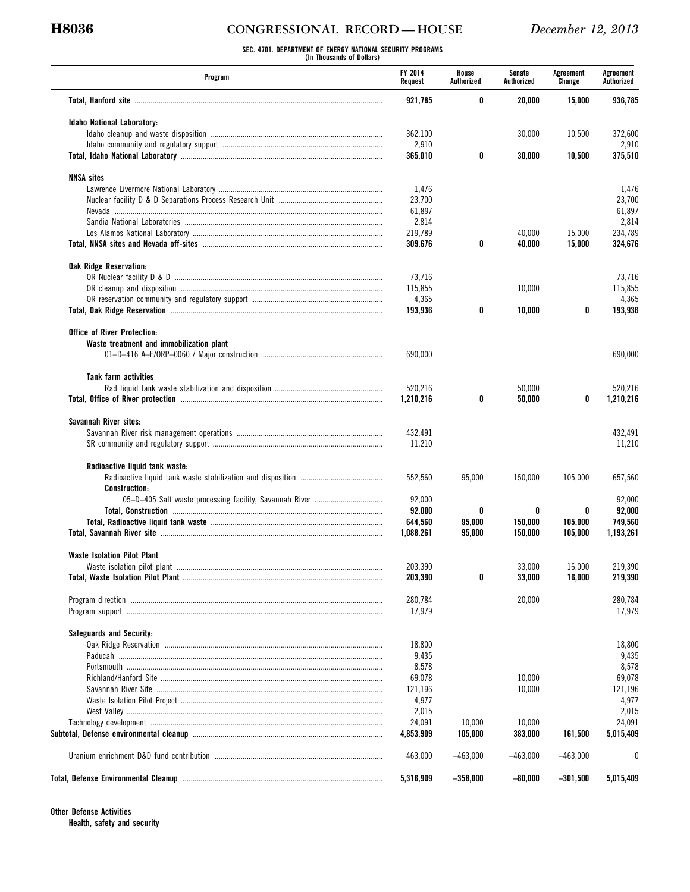**SEC. 4701. DEPARTMENT OF ENERGY NATIONAL SECURITY PROGRAMS**
**(In Thousands of Dollars)**

| Program | FY 2014 Request | House Authorized | Senate Authorized | Agreement Change | Agreement Authorized |
|---|---|---|---|---|---|
| **Total, Hanford site** | **921,785** | **0** | **20,000** | **15,000** | **936,785** |
| | | | | | |
| **Idaho National Laboratory:** | | | | | |
| Idaho cleanup and waste disposition | 362,100 | | 30,000 | 10,500 | 372,600 |
| Idaho community and regulatory support | 2,910 | | | | 2,910 |
| **Total, Idaho National Laboratory** | **365,010** | **0** | **30,000** | **10,500** | **375,510** |
| | | | | | |
| **NNSA sites** | | | | | |
| Lawrence Livermore National Laboratory | 1,476 | | | | 1,476 |
| Nuclear facility D & D Separations Process Research Unit | 23,700 | | | | 23,700 |
| Nevada | 61,897 | | | | 61,897 |
| Sandia National Laboratories | 2,814 | | | | 2,814 |
| Los Alamos National Laboratory | 219,789 | | 40,000 | 15,000 | 234,789 |
| **Total, NNSA sites and Nevada off-sites** | **309,676** | **0** | **40,000** | **15,000** | **324,676** |
| | | | | | |
| **Oak Ridge Reservation:** | | | | | |
| OR Nuclear facility D & D | 73,716 | | | | 73,716 |
| OR cleanup and disposition | 115,855 | | 10,000 | | 115,855 |
| OR reservation community and regulatory support | 4,365 | | | | 4,365 |
| **Total, Oak Ridge Reservation** | **193,936** | **0** | **10,000** | **0** | **193,936** |
| | | | | | |
| **Office of River Protection:** | | | | | |
| **Waste treatment and immobilization plant** | | | | | |
| 01–D–416 A–E/ORP–0060 / Major construction | 690,000 | | | | 690,000 |
| | | | | | |
| **Tank farm activities** | | | | | |
| Rad liquid tank waste stabilization and disposition | 520,216 | | 50,000 | | 520,216 |
| **Total, Office of River protection** | **1,210,216** | **0** | **50,000** | **0** | **1,210,216** |
| | | | | | |
| **Savannah River sites:** | | | | | |
| Savannah River risk management operations | 432,491 | | | | 432,491 |
| SR community and regulatory support | 11,210 | | | | 11,210 |
| | | | | | |
| **Radioactive liquid tank waste:** | | | | | |
| Radioactive liquid tank waste stabilization and disposition | 552,560 | 95,000 | 150,000 | 105,000 | 657,560 |
| **Construction:** | | | | | |
| 05–D–405 Salt waste processing facility, Savannah River | 92,000 | | | | 92,000 |
| **Total, Construction** | **92,000** | **0** | **0** | **0** | **92,000** |
| **Total, Radioactive liquid tank waste** | **644,560** | **95,000** | **150,000** | **105,000** | **749,560** |
| **Total, Savannah River site** | **1,088,261** | **95,000** | **150,000** | **105,000** | **1,193,261** |
| | | | | | |
| **Waste Isolation Pilot Plant** | | | | | |
| Waste isolation pilot plant | 203,390 | | 33,000 | 16,000 | 219,390 |
| **Total, Waste Isolation Pilot Plant** | **203,390** | **0** | **33,000** | **16,000** | **219,390** |
| | | | | | |
| Program direction | 280,784 | | 20,000 | | 280,784 |
| Program support | 17,979 | | | | 17,979 |
| | | | | | |
| **Safeguards and Security:** | | | | | |
| Oak Ridge Reservation | 18,800 | | | | 18,800 |
| Paducah | 9,435 | | | | 9,435 |
| Portsmouth | 8,578 | | | | 8,578 |
| Richland/Hanford Site | 69,078 | | 10,000 | | 69,078 |
| Savannah River Site | 121,196 | | 10,000 | | 121,196 |
| Waste Isolation Pilot Project | 4,977 | | | | 4,977 |
| West Valley | 2,015 | | | | 2,015 |
| Technology development | 24,091 | 10,000 | 10,000 | | 24,091 |
| **Subtotal, Defense environmental cleanup** | **4,853,909** | **105,000** | **383,000** | **161,500** | **5,015,409** |
| | | | | | |
| Uranium enrichment D&D fund contribution | 463,000 | –463,000 | –463,000 | –463,000 | 0 |
| | | | | | |
| **Total, Defense Environmental Cleanup** | **5,316,909** | **–358,000** | **–80,000** | **–301,500** | **5,015,409** |

**Other Defense Activities**

**Health, safety and security**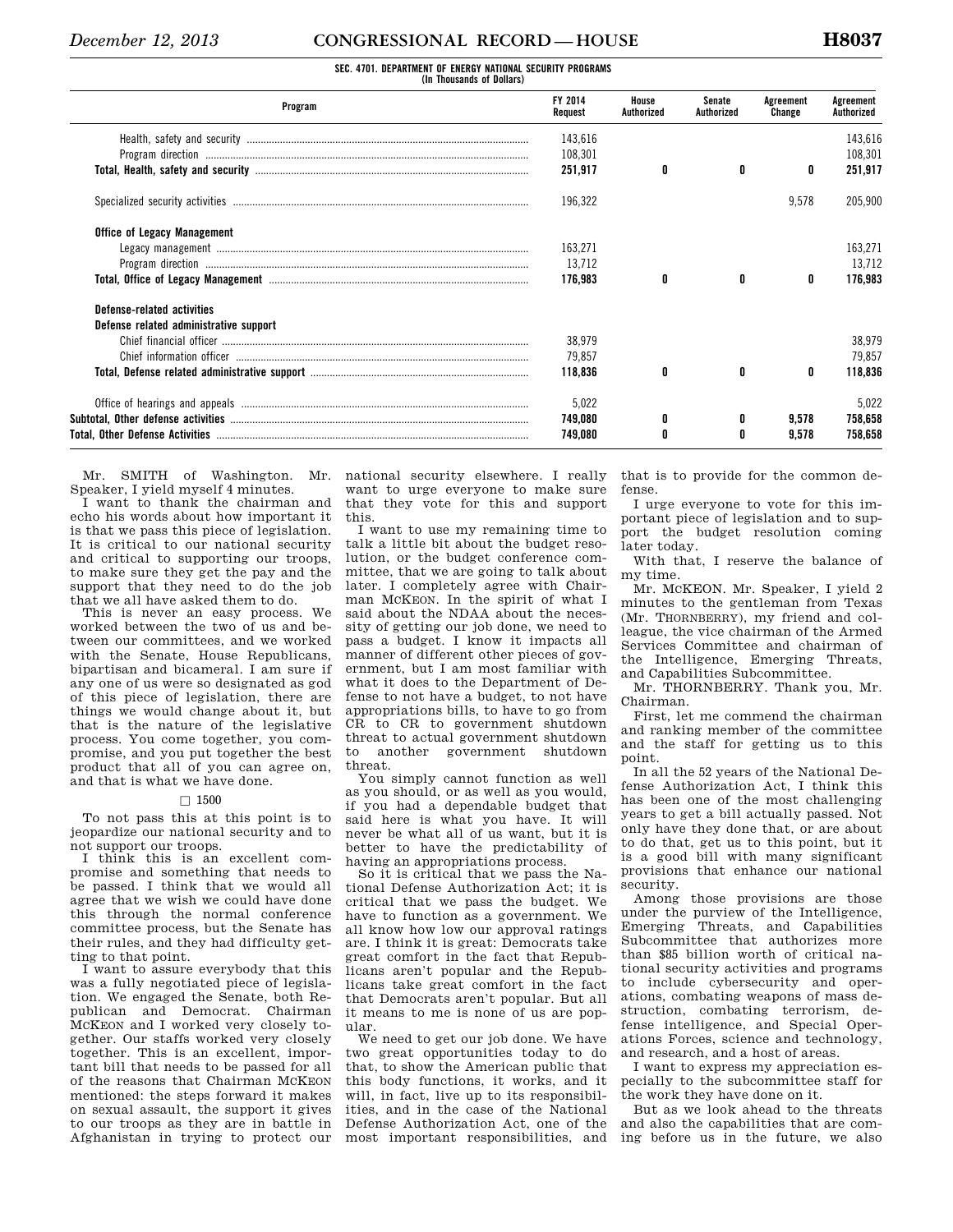**SEC. 4701. DEPARTMENT OF ENERGY NATIONAL SECURITY PROGRAMS**
**(In Thousands of Dollars)**

| Program | FY 2014 Request | House Authorized | Senate Authorized | Agreement Change | Agreement Authorized |
|---|---|---|---|---|---|
| Health, safety and security | 143,616 | | | | 143,616 |
| Program direction | 108,301 | | | | 108,301 |
| **Total, Health, safety and security** | **251,917** | **0** | **0** | **0** | **251,917** |
| Specialized security activities | 196,322 | | | 9,578 | 205,900 |
| **Office of Legacy Management** | | | | | |
| Legacy management | 163,271 | | | | 163,271 |
| Program direction | 13,712 | | | | 13,712 |
| **Total, Office of Legacy Management** | **176,983** | **0** | **0** | **0** | **176,983** |
| **Defense-related activities** | | | | | |
| **Defense related administrative support** | | | | | |
| Chief financial officer | 38,979 | | | | 38,979 |
| Chief information officer | 79,857 | | | | 79,857 |
| **Total, Defense related administrative support** | **118,836** | **0** | **0** | **0** | **118,836** |
| Office of hearings and appeals | 5,022 | | | | 5,022 |
| **Subtotal, Other defense activities** | **749,080** | **0** | **0** | **9,578** | **758,658** |
| **Total, Other Defense Activities** | **749,080** | **0** | **0** | **9,578** | **758,658** |

Mr. SMITH of Washington. Mr. Speaker, I yield myself 4 minutes.

I want to thank the chairman and echo his words about how important it is that we pass this piece of legislation. It is critical to our national security and critical to supporting our troops, to make sure they get the pay and the support that they need to do the job that we all have asked them to do.

This is never an easy process. We worked between the two of us and between our committees, and we worked with the Senate, House Republicans, bipartisan and bicameral. I am sure if any one of us were so designated as god of this piece of legislation, there are things we would change about it, but that is the nature of the legislative process. You come together, you compromise, and you put together the best product that all of you can agree on, and that is what we have done.

□ 1500

To not pass this at this point is to jeopardize our national security and to not support our troops.

I think this is an excellent compromise and something that needs to be passed. I think that we would all agree that we wish we could have done this through the normal conference committee process, but the Senate has their rules, and they had difficulty getting to that point.

I want to assure everybody that this was a fully negotiated piece of legislation. We engaged the Senate, both Republican and Democrat. Chairman MCKEON and I worked very closely together. Our staffs worked very closely together. This is an excellent, important bill that needs to be passed for all of the reasons that Chairman MCKEON mentioned: the steps forward it makes on sexual assault, the support it gives to our troops as they are in battle in Afghanistan in trying to protect our national security elsewhere. I really want to urge everyone to make sure that they vote for this and support this.

I want to use my remaining time to talk a little bit about the budget resolution, or the budget conference committee, that we are going to talk about later. I completely agree with Chairman MCKEON. In the spirit of what I said about the NDAA about the necessity of getting our job done, we need to pass a budget. I know it impacts all manner of different other pieces of government, but I am most familiar with what it does to the Department of Defense to not have a budget, to not have appropriations bills, to have to go from CR to CR to government shutdown threat to actual government shutdown to another government shutdown threat.

You simply cannot function as well as you should, or as well as you would, if you had a dependable budget that said here is what you have. It will never be what all of us want, but it is better to have the predictability of having an appropriations process.

So it is critical that we pass the National Defense Authorization Act; it is critical that we pass the budget. We have to function as a government. We all know how low our approval ratings are. I think it is great: Democrats take great comfort in the fact that Republicans aren't popular and the Republicans take great comfort in the fact that Democrats aren't popular. But all it means to me is none of us are popular.

We need to get our job done. We have two great opportunities today to do that, to show the American public that this body functions, it works, and it will, in fact, live up to its responsibilities, and in the case of the National Defense Authorization Act, one of the most important responsibilities, and that is to provide for the common defense.

I urge everyone to vote for this important piece of legislation and to support the budget resolution coming later today.

With that, I reserve the balance of my time.

Mr. MCKEON. Mr. Speaker, I yield 2 minutes to the gentleman from Texas (Mr. THORNBERRY), my friend and colleague, the vice chairman of the Armed Services Committee and chairman of the Intelligence, Emerging Threats, and Capabilities Subcommittee.

Mr. THORNBERRY. Thank you, Mr. Chairman.

First, let me commend the chairman and ranking member of the committee and the staff for getting us to this point.

In all the 52 years of the National Defense Authorization Act, I think this has been one of the most challenging years to get a bill actually passed. Not only have they done that, or are about to do that, get us to this point, but it is a good bill with many significant provisions that enhance our national security.

Among those provisions are those under the purview of the Intelligence, Emerging Threats, and Capabilities Subcommittee that authorizes more than $85 billion worth of critical national security activities and programs to include cybersecurity and operations, combating weapons of mass destruction, combating terrorism, defense intelligence, and Special Operations Forces, science and technology, and research, and a host of areas.

I want to express my appreciation especially to the subcommittee staff for the work they have done on it.

But as we look ahead to the threats and also the capabilities that are coming before us in the future, we also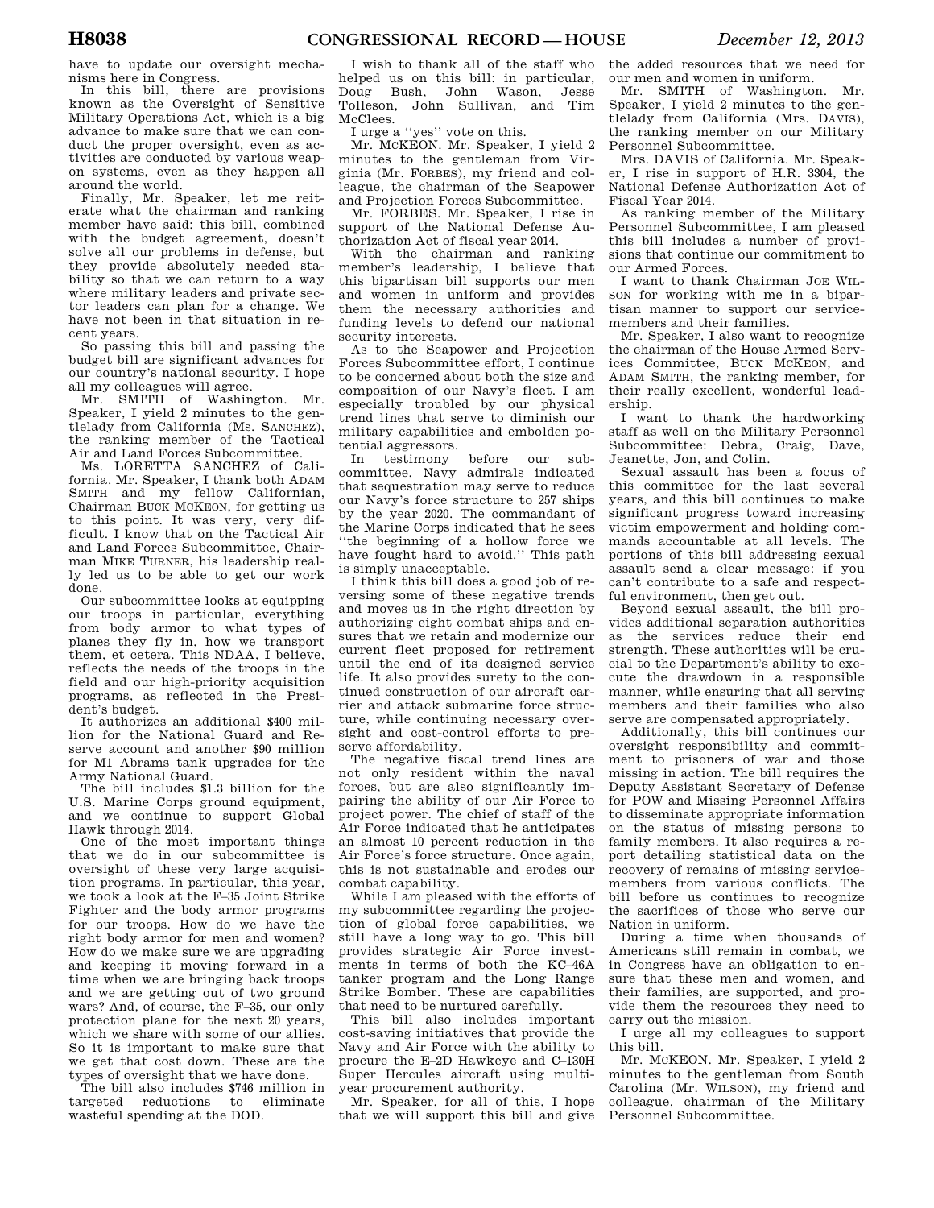have to update our oversight mechanisms here in Congress.

In this bill, there are provisions known as the Oversight of Sensitive Military Operations Act, which is a big advance to make sure that we can conduct the proper oversight, even as activities are conducted by various weapon systems, even as they happen all around the world.

Finally, Mr. Speaker, let me reiterate what the chairman and ranking member have said: this bill, combined with the budget agreement, doesn't solve all our problems in defense, but they provide absolutely needed stability so that we can return to a way where military leaders and private sector leaders can plan for a change. We have not been in that situation in recent years.

So passing this bill and passing the budget bill are significant advances for our country's national security. I hope all my colleagues will agree.

Mr. SMITH of Washington. Mr. Speaker, I yield 2 minutes to the gentlelady from California (Ms. SANCHEZ), the ranking member of the Tactical Air and Land Forces Subcommittee.

Ms. LORETTA SANCHEZ of California. Mr. Speaker, I thank both ADAM SMITH and my fellow Californian, Chairman BUCK MCKEON, for getting us to this point. It was very, very difficult. I know that on the Tactical Air and Land Forces Subcommittee, Chairman MIKE TURNER, his leadership really led us to be able to get our work done.

Our subcommittee looks at equipping our troops in particular, everything from body armor to what types of planes they fly in, how we transport them, et cetera. This NDAA, I believe, reflects the needs of the troops in the field and our high-priority acquisition programs, as reflected in the President's budget.

It authorizes an additional $400 million for the National Guard and Reserve account and another $90 million for M1 Abrams tank upgrades for the Army National Guard.

The bill includes $1.3 billion for the U.S. Marine Corps ground equipment, and we continue to support Global Hawk through 2014.

One of the most important things that we do in our subcommittee is oversight of these very large acquisition programs. In particular, this year, we took a look at the F–35 Joint Strike Fighter and the body armor programs for our troops. How do we have the right body armor for men and women? How do we make sure we are upgrading and keeping it moving forward in a time when we are bringing back troops and we are getting out of two ground wars? And, of course, the F–35, our only protection plane for the next 20 years, which we share with some of our allies. So it is important to make sure that we get that cost down. These are the types of oversight that we have done.

The bill also includes $746 million in targeted reductions to eliminate wasteful spending at the DOD.

I wish to thank all of the staff who helped us on this bill: in particular, Doug Bush, John Wason, Jesse Tolleson, John Sullivan, and Tim McClees.

I urge a "yes" vote on this.

Mr. MCKEON. Mr. Speaker, I yield 2 minutes to the gentleman from Virginia (Mr. FORBES), my friend and colleague, the chairman of the Seapower and Projection Forces Subcommittee.

Mr. FORBES. Mr. Speaker, I rise in support of the National Defense Authorization Act of fiscal year 2014.

With the chairman and ranking member's leadership, I believe that this bipartisan bill supports our men and women in uniform and provides them the necessary authorities and funding levels to defend our national security interests.

As to the Seapower and Projection Forces Subcommittee effort, I continue to be concerned about both the size and composition of our Navy's fleet. I am especially troubled by our physical trend lines that serve to diminish our military capabilities and embolden potential aggressors.

In testimony before our subcommittee, Navy admirals indicated that sequestration may serve to reduce our Navy's force structure to 257 ships by the year 2020. The commandant of the Marine Corps indicated that he sees "the beginning of a hollow force we have fought hard to avoid." This path is simply unacceptable.

I think this bill does a good job of reversing some of these negative trends and moves us in the right direction by authorizing eight combat ships and ensures that we retain and modernize our current fleet proposed for retirement until the end of its designed service life. It also provides surety to the continued construction of our aircraft carrier and attack submarine force structure, while continuing necessary oversight and cost-control efforts to preserve affordability.

The negative fiscal trend lines are not only resident within the naval forces, but are also significantly impairing the ability of our Air Force to project power. The chief of staff of the Air Force indicated that he anticipates an almost 10 percent reduction in the Air Force's force structure. Once again, this is not sustainable and erodes our combat capability.

While I am pleased with the efforts of my subcommittee regarding the projection of global force capabilities, we still have a long way to go. This bill provides strategic Air Force investments in terms of both the KC–46A tanker program and the Long Range Strike Bomber. These are capabilities that need to be nurtured carefully.

This bill also includes important cost-saving initiatives that provide the Navy and Air Force with the ability to procure the E–2D Hawkeye and C–130H Super Hercules aircraft using multiyear procurement authority.

Mr. Speaker, for all of this, I hope that we will support this bill and give the added resources that we need for our men and women in uniform.

Mr. SMITH of Washington. Mr. Speaker, I yield 2 minutes to the gentlelady from California (Mrs. DAVIS), the ranking member on our Military Personnel Subcommittee.

Mrs. DAVIS of California. Mr. Speaker, I rise in support of H.R. 3304, the National Defense Authorization Act of Fiscal Year 2014.

As ranking member of the Military Personnel Subcommittee, I am pleased this bill includes a number of provisions that continue our commitment to our Armed Forces.

I want to thank Chairman JOE WILSON for working with me in a bipartisan manner to support our servicemembers and their families.

Mr. Speaker, I also want to recognize the chairman of the House Armed Services Committee, BUCK MCKEON, and ADAM SMITH, the ranking member, for their really excellent, wonderful leadership.

I want to thank the hardworking staff as well on the Military Personnel Subcommittee: Debra, Craig, Dave, Jeanette, Jon, and Colin.

Sexual assault has been a focus of this committee for the last several years, and this bill continues to make significant progress toward increasing victim empowerment and holding commands accountable at all levels. The portions of this bill addressing sexual assault send a clear message: if you can't contribute to a safe and respectful environment, then get out.

Beyond sexual assault, the bill provides additional separation authorities as the services reduce their end strength. These authorities will be crucial to the Department's ability to execute the drawdown in a responsible manner, while ensuring that all serving members and their families who also serve are compensated appropriately.

Additionally, this bill continues our oversight responsibility and commitment to prisoners of war and those missing in action. The bill requires the Deputy Assistant Secretary of Defense for POW and Missing Personnel Affairs to disseminate appropriate information on the status of missing persons to family members. It also requires a report detailing statistical data on the recovery of remains of missing servicemembers from various conflicts. The bill before us continues to recognize the sacrifices of those who serve our Nation in uniform.

During a time when thousands of Americans still remain in combat, we in Congress have an obligation to ensure that these men and women, and their families, are supported, and provide them the resources they need to carry out the mission.

I urge all my colleagues to support this bill.

Mr. MCKEON. Mr. Speaker, I yield 2 minutes to the gentleman from South Carolina (Mr. WILSON), my friend and colleague, chairman of the Military Personnel Subcommittee.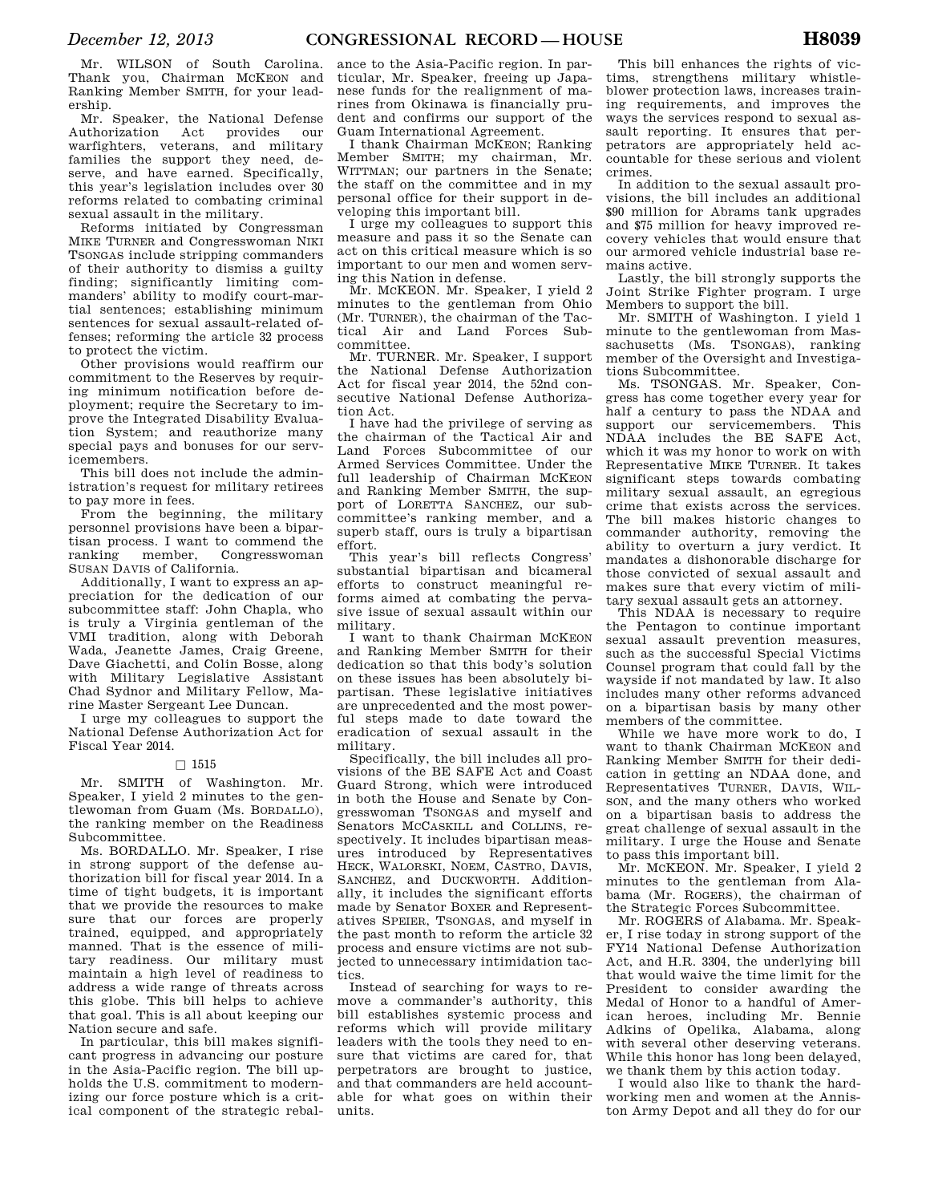Mr. WILSON of South Carolina. Thank you, Chairman MCKEON and Ranking Member SMITH, for your leadership.

Mr. Speaker, the National Defense Authorization Act provides our warfighters, veterans, and military families the support they need, deserve, and have earned. Specifically, this year's legislation includes over 30 reforms related to combating criminal sexual assault in the military.

Reforms initiated by Congressman MIKE TURNER and Congresswoman NIKI TSONGAS include stripping commanders of their authority to dismiss a guilty finding; significantly limiting commanders' ability to modify court-martial sentences; establishing minimum sentences for sexual assault-related offenses; reforming the article 32 process to protect the victim.

Other provisions would reaffirm our commitment to the Reserves by requiring minimum notification before deployment; require the Secretary to improve the Integrated Disability Evaluation System; and reauthorize many special pays and bonuses for our servicemembers.

This bill does not include the administration's request for military retirees to pay more in fees.

From the beginning, the military personnel provisions have been a bipartisan process. I want to commend the ranking member, Congresswoman SUSAN DAVIS of California.

Additionally, I want to express an appreciation for the dedication of our subcommittee staff: John Chapla, who is truly a Virginia gentleman of the VMI tradition, along with Deborah Wada, Jeanette James, Craig Greene, Dave Giachetti, and Colin Bosse, along with Military Legislative Assistant Chad Sydnor and Military Fellow, Marine Master Sergeant Lee Duncan.

I urge my colleagues to support the National Defense Authorization Act for Fiscal Year 2014.

□ 1515

Mr. SMITH of Washington. Mr. Speaker, I yield 2 minutes to the gentlewoman from Guam (Ms. BORDALLO), the ranking member on the Readiness Subcommittee.

Ms. BORDALLO. Mr. Speaker, I rise in strong support of the defense authorization bill for fiscal year 2014. In a time of tight budgets, it is important that we provide the resources to make sure that our forces are properly trained, equipped, and appropriately manned. That is the essence of military readiness. Our military must maintain a high level of readiness to address a wide range of threats across this globe. This bill helps to achieve that goal. This is all about keeping our Nation secure and safe.

In particular, this bill makes significant progress in advancing our posture in the Asia-Pacific region. The bill upholds the U.S. commitment to modernizing our force posture which is a critical component of the strategic rebalance to the Asia-Pacific region. In particular, Mr. Speaker, freeing up Japanese funds for the realignment of marines from Okinawa is financially prudent and confirms our support of the Guam International Agreement.

I thank Chairman MCKEON; Ranking Member SMITH; my chairman, Mr. WITTMAN; our partners in the Senate; the staff on the committee and in my personal office for their support in developing this important bill.

I urge my colleagues to support this measure and pass it so the Senate can act on this critical measure which is so important to our men and women serving this Nation in defense.

Mr. MCKEON. Mr. Speaker, I yield 2 minutes to the gentleman from Ohio (Mr. TURNER), the chairman of the Tactical Air and Land Forces Subcommittee.

Mr. TURNER. Mr. Speaker, I support the National Defense Authorization Act for fiscal year 2014, the 52nd consecutive National Defense Authorization Act.

I have had the privilege of serving as the chairman of the Tactical Air and Land Forces Subcommittee of our Armed Services Committee. Under the full leadership of Chairman MCKEON and Ranking Member SMITH, the support of LORETTA SANCHEZ, our subcommittee's ranking member, and a superb staff, ours is truly a bipartisan effort.

This year's bill reflects Congress' substantial bipartisan and bicameral efforts to construct meaningful reforms aimed at combating the pervasive issue of sexual assault within our military.

I want to thank Chairman MCKEON and Ranking Member SMITH for their dedication so that this body's solution on these issues has been absolutely bipartisan. These legislative initiatives are unprecedented and the most powerful steps made to date toward the eradication of sexual assault in the military.

Specifically, the bill includes all provisions of the BE SAFE Act and Coast Guard Strong, which were introduced in both the House and Senate by Congresswoman TSONGAS and myself and Senators MCCASKILL and COLLINS, respectively. It includes bipartisan measures introduced by Representatives HECK, WALORSKI, NOEM, CASTRO, DAVIS, SANCHEZ, and DUCKWORTH. Additionally, it includes the significant efforts made by Senator BOXER and Representatives SPEIER, TSONGAS, and myself in the past month to reform the article 32 process and ensure victims are not subjected to unnecessary intimidation tactics.

Instead of searching for ways to remove a commander's authority, this bill establishes systemic process and reforms which will provide military leaders with the tools they need to ensure that victims are cared for, that perpetrators are brought to justice, and that commanders are held accountable for what goes on within their units.

This bill enhances the rights of victims, strengthens military whistleblower protection laws, increases training requirements, and improves the ways the services respond to sexual assault reporting. It ensures that perpetrators are appropriately held accountable for these serious and violent crimes.

In addition to the sexual assault provisions, the bill includes an additional $90 million for Abrams tank upgrades and $75 million for heavy improved recovery vehicles that would ensure that our armored vehicle industrial base remains active.

Lastly, the bill strongly supports the Joint Strike Fighter program. I urge Members to support the bill.

Mr. SMITH of Washington. I yield 1 minute to the gentlewoman from Massachusetts (Ms. TSONGAS), ranking member of the Oversight and Investigations Subcommittee.

Ms. TSONGAS. Mr. Speaker, Congress has come together every year for half a century to pass the NDAA and support our servicemembers. This NDAA includes the BE SAFE Act, which it was my honor to work on with Representative MIKE TURNER. It takes significant steps towards combating military sexual assault, an egregious crime that exists across the services. The bill makes historic changes to commander authority, removing the ability to overturn a jury verdict. It mandates a dishonorable discharge for those convicted of sexual assault and makes sure that every victim of military sexual assault gets an attorney.

This NDAA is necessary to require the Pentagon to continue important sexual assault prevention measures, such as the successful Special Victims Counsel program that could fall by the wayside if not mandated by law. It also includes many other reforms advanced on a bipartisan basis by many other members of the committee.

While we have more work to do, I want to thank Chairman MCKEON and Ranking Member SMITH for their dedication in getting an NDAA done, and Representatives TURNER, DAVIS, WILSON, and the many others who worked on a bipartisan basis to address the great challenge of sexual assault in the military. I urge the House and Senate to pass this important bill.

Mr. MCKEON. Mr. Speaker, I yield 2 minutes to the gentleman from Alabama (Mr. ROGERS), the chairman of the Strategic Forces Subcommittee.

Mr. ROGERS of Alabama. Mr. Speaker, I rise today in strong support of the FY14 National Defense Authorization Act, and H.R. 3304, the underlying bill that would waive the time limit for the President to consider awarding the Medal of Honor to a handful of American heroes, including Mr. Bennie Adkins of Opelika, Alabama, along with several other deserving veterans. While this honor has long been delayed, we thank them by this action today.

I would also like to thank the hardworking men and women at the Anniston Army Depot and all they do for our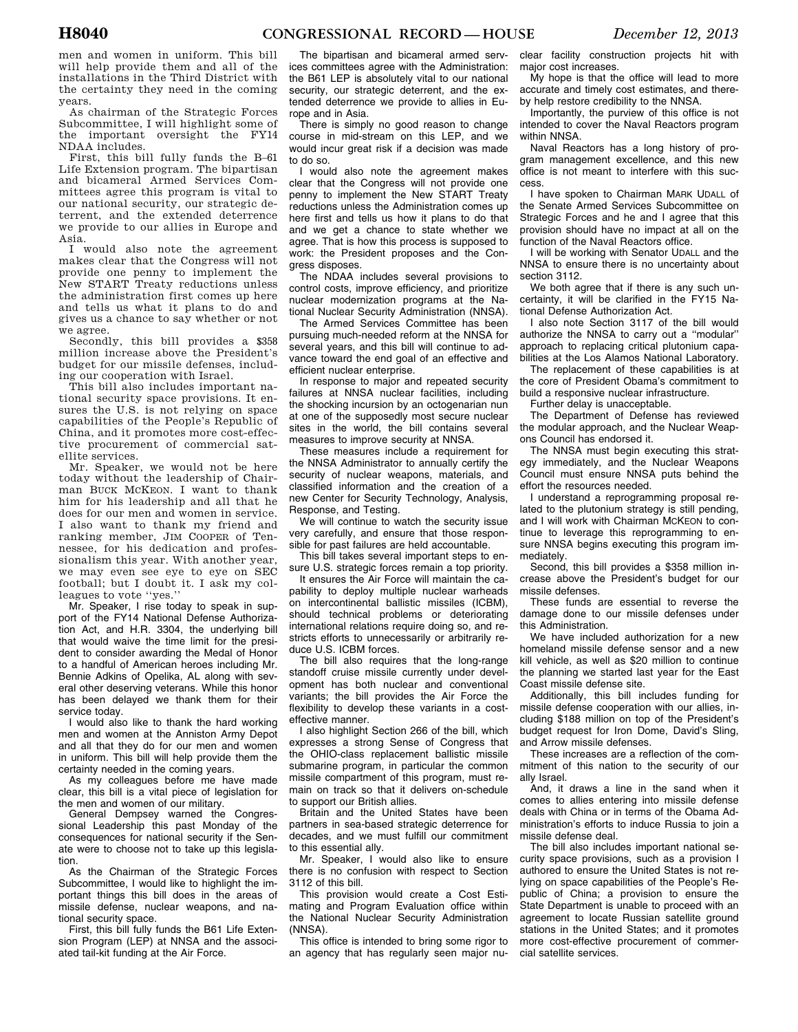men and women in uniform. This bill will help provide them and all of the installations in the Third District with the certainty they need in the coming years.

As chairman of the Strategic Forces Subcommittee, I will highlight some of the important oversight the FY14 NDAA includes.

First, this bill fully funds the B–61 Life Extension program. The bipartisan and bicameral Armed Services Committees agree this program is vital to our national security, our strategic deterrent, and the extended deterrence we provide to our allies in Europe and Asia.

I would also note the agreement makes clear that the Congress will not provide one penny to implement the New START Treaty reductions unless the administration first comes up here and tells us what it plans to do and gives us a chance to say whether or not we agree.

Secondly, this bill provides a $358 million increase above the President's budget for our missile defenses, including our cooperation with Israel.

This bill also includes important national security space provisions. It ensures the U.S. is not relying on space capabilities of the People's Republic of China, and it promotes more cost-effective procurement of commercial satellite services.

Mr. Speaker, we would not be here today without the leadership of Chairman BUCK MCKEON. I want to thank him for his leadership and all that he does for our men and women in service. I also want to thank my friend and ranking member, JIM COOPER of Tennessee, for his dedication and professionalism this year. With another year, we may even see eye to eye on SEC football; but I doubt it. I ask my colleagues to vote ''yes.''

Mr. Speaker, I rise today to speak in support of the FY14 National Defense Authorization Act, and H.R. 3304, the underlying bill that would waive the time limit for the President to consider awarding the Medal of Honor to a handful of American heroes including Mr. Bennie Adkins of Opelika, AL along with several other deserving veterans. While this honor has been delayed we thank them for their service today.

I would also like to thank the hard working men and women at the Anniston Army Depot and all that they do for our men and women in uniform. This bill will help provide them the certainty needed in the coming years.

As my colleagues before me have made clear, this bill is a vital piece of legislation for the men and women of our military.

General Dempsey warned the Congressional Leadership this past Monday of the consequences for national security if the Senate were to choose not to take up this legislation.

As the Chairman of the Strategic Forces Subcommittee, I would like to highlight the important things this bill does in the areas of missile defense, nuclear weapons, and national security space.

First, this bill fully funds the B61 Life Extension Program (LEP) at NNSA and the associated tail-kit funding at the Air Force.

The bipartisan and bicameral armed services committees agree with the Administration: the B61 LEP is absolutely vital to our national security, our strategic deterrent, and the extended deterrence we provide to allies in Europe and in Asia.

There is simply no good reason to change course in mid-stream on this LEP, and we would incur great risk if a decision was made to do so.

I would also note the agreement makes clear that the Congress will not provide one penny to implement the New START Treaty reductions unless the Administration comes up here first and tells us how it plans to do that and we get a chance to state whether we agree. That is how this process is supposed to work: the President proposes and the Congress disposes.

The NDAA includes several provisions to control costs, improve efficiency, and prioritize nuclear modernization programs at the National Nuclear Security Administration (NNSA).

The Armed Services Committee has been pursuing much-needed reform at the NNSA for several years, and this bill will continue to advance toward the end goal of an effective and efficient nuclear enterprise.

In response to major and repeated security failures at NNSA nuclear facilities, including the shocking incursion by an octogenarian nun at one of the supposedly most secure nuclear sites in the world, the bill contains several measures to improve security at NNSA.

These measures include a requirement for the NNSA Administrator to annually certify the security of nuclear weapons, materials, and classified information and the creation of a new Center for Security Technology, Analysis, Response, and Testing.

We will continue to watch the security issue very carefully, and ensure that those responsible for past failures are held accountable.

This bill takes several important steps to ensure U.S. strategic forces remain a top priority.

It ensures the Air Force will maintain the capability to deploy multiple nuclear warheads on intercontinental ballistic missiles (ICBM), should technical problems or deteriorating international relations require doing so, and restricts efforts to unnecessarily or arbitrarily reduce U.S. ICBM forces.

The bill also requires that the long-range standoff cruise missile currently under development has both nuclear and conventional variants; the bill provides the Air Force the flexibility to develop these variants in a cost-effective manner.

I also highlight Section 266 of the bill, which expresses a strong Sense of Congress that the OHIO-class replacement ballistic missile submarine program, in particular the common missile compartment of this program, must remain on track so that it delivers on-schedule to support our British allies.

Britain and the United States have been partners in sea-based strategic deterrence for decades, and we must fulfill our commitment to this essential ally.

Mr. Speaker, I would also like to ensure there is no confusion with respect to Section 3112 of this bill.

This provision would create a Cost Estimating and Program Evaluation office within the National Nuclear Security Administration (NNSA).

This office is intended to bring some rigor to an agency that has regularly seen major nuclear facility construction projects hit with major cost increases.

My hope is that the office will lead to more accurate and timely cost estimates, and thereby help restore credibility to the NNSA.

Importantly, the purview of this office is not intended to cover the Naval Reactors program within NNSA.

Naval Reactors has a long history of program management excellence, and this new office is not meant to interfere with this success.

I have spoken to Chairman MARK UDALL of the Senate Armed Services Subcommittee on Strategic Forces and he and I agree that this provision should have no impact at all on the function of the Naval Reactors office.

I will be working with Senator UDALL and the NNSA to ensure there is no uncertainty about section 3112.

We both agree that if there is any such uncertainty, it will be clarified in the FY15 National Defense Authorization Act.

I also note Section 3117 of the bill would authorize the NNSA to carry out a ''modular'' approach to replacing critical plutonium capabilities at the Los Alamos National Laboratory.

The replacement of these capabilities is at the core of President Obama's commitment to build a responsive nuclear infrastructure.

Further delay is unacceptable.

The Department of Defense has reviewed the modular approach, and the Nuclear Weapons Council has endorsed it.

The NNSA must begin executing this strategy immediately, and the Nuclear Weapons Council must ensure NNSA puts behind the effort the resources needed.

I understand a reprogramming proposal related to the plutonium strategy is still pending, and I will work with Chairman MCKEON to continue to leverage this reprogramming to ensure NNSA begins executing this program immediately.

Second, this bill provides a $358 million increase above the President's budget for our missile defenses.

These funds are essential to reverse the damage done to our missile defenses under this Administration.

We have included authorization for a new homeland missile defense sensor and a new kill vehicle, as well as $20 million to continue the planning we started last year for the East Coast missile defense site.

Additionally, this bill includes funding for missile defense cooperation with our allies, including $188 million on top of the President's budget request for Iron Dome, David's Sling, and Arrow missile defenses.

These increases are a reflection of the commitment of this nation to the security of our ally Israel.

And, it draws a line in the sand when it comes to allies entering into missile defense deals with China or in terms of the Obama Administration's efforts to induce Russia to join a missile defense deal.

The bill also includes important national security space provisions, such as a provision I authored to ensure the United States is not relying on space capabilities of the People's Republic of China; a provision to ensure the State Department is unable to proceed with an agreement to locate Russian satellite ground stations in the United States; and it promotes more cost-effective procurement of commercial satellite services.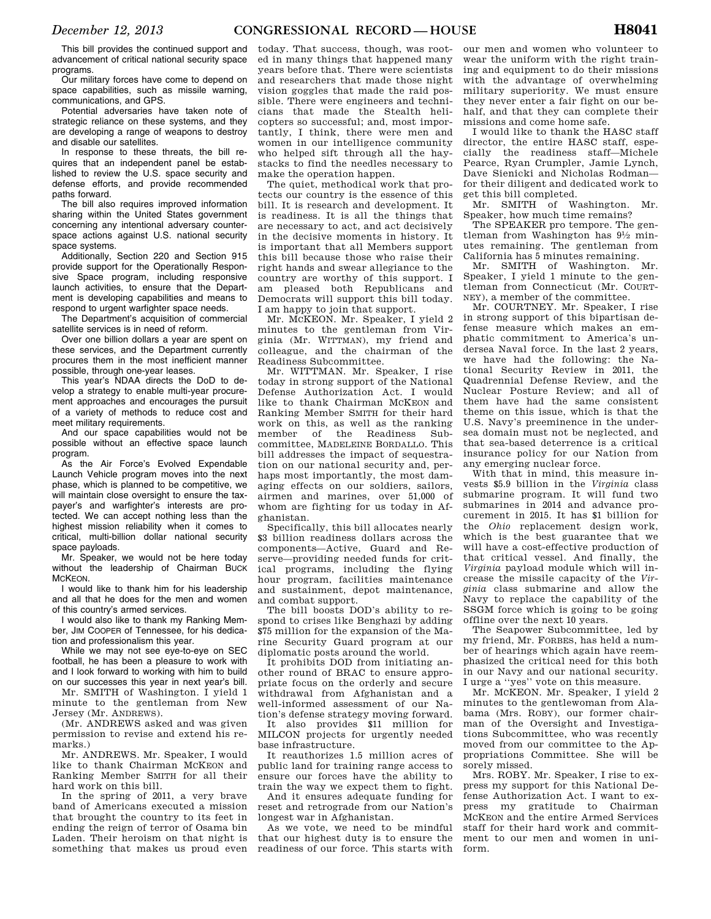This bill provides the continued support and advancement of critical national security space programs.

Our military forces have come to depend on space capabilities, such as missile warning, communications, and GPS.

Potential adversaries have taken note of strategic reliance on these systems, and they are developing a range of weapons to destroy and disable our satellites.

In response to these threats, the bill requires that an independent panel be established to review the U.S. space security and defense efforts, and provide recommended paths forward.

The bill also requires improved information sharing within the United States government concerning any intentional adversary counterspace actions against U.S. national security space systems.

Additionally, Section 220 and Section 915 provide support for the Operationally Responsive Space program, including responsive launch activities, to ensure that the Department is developing capabilities and means to respond to urgent warfighter space needs.

The Department's acquisition of commercial satellite services is in need of reform.

Over one billion dollars a year are spent on these services, and the Department currently procures them in the most inefficient manner possible, through one-year leases.

This year's NDAA directs the DoD to develop a strategy to enable multi-year procurement approaches and encourages the pursuit of a variety of methods to reduce cost and meet military requirements.

And our space capabilities would not be possible without an effective space launch program.

As the Air Force's Evolved Expendable Launch Vehicle program moves into the next phase, which is planned to be competitive, we will maintain close oversight to ensure the taxpayer's and warfighter's interests are protected. We can accept nothing less than the highest mission reliability when it comes to critical, multi-billion dollar national security space payloads.

Mr. Speaker, we would not be here today without the leadership of Chairman BUCK MCKEON.

I would like to thank him for his leadership and all that he does for the men and women of this country's armed services.

I would also like to thank my Ranking Member, JIM COOPER of Tennessee, for his dedication and professionalism this year.

While we may not see eye-to-eye on SEC football, he has been a pleasure to work with and I look forward to working with him to build on our successes this year in next year's bill.

Mr. SMITH of Washington. I yield 1 minute to the gentleman from New Jersey (Mr. ANDREWS).

(Mr. ANDREWS asked and was given permission to revise and extend his remarks.)

Mr. ANDREWS. Mr. Speaker, I would like to thank Chairman MCKEON and Ranking Member SMITH for all their hard work on this bill.

In the spring of 2011, a very brave band of Americans executed a mission that brought the country to its feet in ending the reign of terror of Osama bin Laden. Their heroism on that night is something that makes us proud even today. That success, though, was rooted in many things that happened many years before that. There were scientists and researchers that made those night vision goggles that made the raid possible. There were engineers and technicians that made the Stealth helicopters so successful; and, most importantly, I think, there were men and women in our intelligence community who helped sift through all the haystacks to find the needles necessary to make the operation happen.

The quiet, methodical work that protects our country is the essence of this bill. It is research and development. It is readiness. It is all the things that are necessary to act, and act decisively in the decisive moments in history. It is important that all Members support this bill because those who raise their right hands and swear allegiance to the country are worthy of this support. I am pleased both Republicans and Democrats will support this bill today. I am happy to join that support.

Mr. MCKEON. Mr. Speaker, I yield 2 minutes to the gentleman from Virginia (Mr. WITTMAN), my friend and colleague, and the chairman of the Readiness Subcommittee.

Mr. WITTMAN. Mr. Speaker, I rise today in strong support of the National Defense Authorization Act. I would like to thank Chairman MCKEON and Ranking Member SMITH for their hard work on this, as well as the ranking member of the Readiness Subcommittee, MADELEINE BORDALLO. This bill addresses the impact of sequestration on our national security and, perhaps most importantly, the most damaging effects on our soldiers, sailors, airmen and marines, over 51,000 of whom are fighting for us today in Afghanistan.

Specifically, this bill allocates nearly $3 billion readiness dollars across the components—Active, Guard and Reserve—providing needed funds for critical programs, including the flying hour program, facilities maintenance and sustainment, depot maintenance, and combat support.

The bill boosts DOD's ability to respond to crises like Benghazi by adding $75 million for the expansion of the Marine Security Guard program at our diplomatic posts around the world.

It prohibits DOD from initiating another round of BRAC to ensure appropriate focus on the orderly and secure withdrawal from Afghanistan and a well-informed assessment of our Nation's defense strategy moving forward.

It also provides $11 million for MILCON projects for urgently needed base infrastructure.

It reauthorizes 1.5 million acres of public land for training range access to ensure our forces have the ability to train the way we expect them to fight.

And it ensures adequate funding for reset and retrograde from our Nation's longest war in Afghanistan.

As we vote, we need to be mindful that our highest duty is to ensure the readiness of our force. This starts with our men and women who volunteer to wear the uniform with the right training and equipment to do their missions with the advantage of overwhelming military superiority. We must ensure they never enter a fair fight on our behalf, and that they can complete their missions and come home safe.

I would like to thank the HASC staff director, the entire HASC staff, especially the readiness staff—Michele Pearce, Ryan Crumpler, Jamie Lynch, Dave Sienicki and Nicholas Rodman—for their diligent and dedicated work to get this bill completed.

Mr. SMITH of Washington. Mr. Speaker, how much time remains?

The SPEAKER pro tempore. The gentleman from Washington has 9½ minutes remaining. The gentleman from California has 5 minutes remaining.

Mr. SMITH of Washington. Mr. Speaker, I yield 1 minute to the gentleman from Connecticut (Mr. COURTNEY), a member of the committee.

Mr. COURTNEY. Mr. Speaker, I rise in strong support of this bipartisan defense measure which makes an emphatic commitment to America's undersea Naval force. In the last 2 years, we have had the following: the National Security Review in 2011, the Quadrennial Defense Review, and the Nuclear Posture Review; and all of them have had the same consistent theme on this issue, which is that the U.S. Navy's preeminence in the undersea domain must not be neglected, and that sea-based deterrence is a critical insurance policy for our Nation from any emerging nuclear force.

With that in mind, this measure invests $5.9 billion in the *Virginia* class submarine program. It will fund two submarines in 2014 and advance procurement in 2015. It has $1 billion for the *Ohio* replacement design work, which is the best guarantee that we will have a cost-effective production of that critical vessel. And finally, the *Virginia* payload module which will increase the missile capacity of the *Virginia* class submarine and allow the Navy to replace the capability of the SSGM force which is going to be going offline over the next 10 years.

The Seapower Subcommittee, led by my friend, Mr. FORBES, has held a number of hearings which again have reemphasized the critical need for this both in our Navy and our national security. I urge a ''yes'' vote on this measure.

Mr. MCKEON. Mr. Speaker, I yield 2 minutes to the gentlewoman from Alabama (Mrs. ROBY), our former chairman of the Oversight and Investigations Subcommittee, who was recently moved from our committee to the Appropriations Committee. She will be sorely missed.

Mrs. ROBY. Mr. Speaker, I rise to express my support for this National Defense Authorization Act. I want to express my gratitude to Chairman MCKEON and the entire Armed Services staff for their hard work and commitment to our men and women in uniform.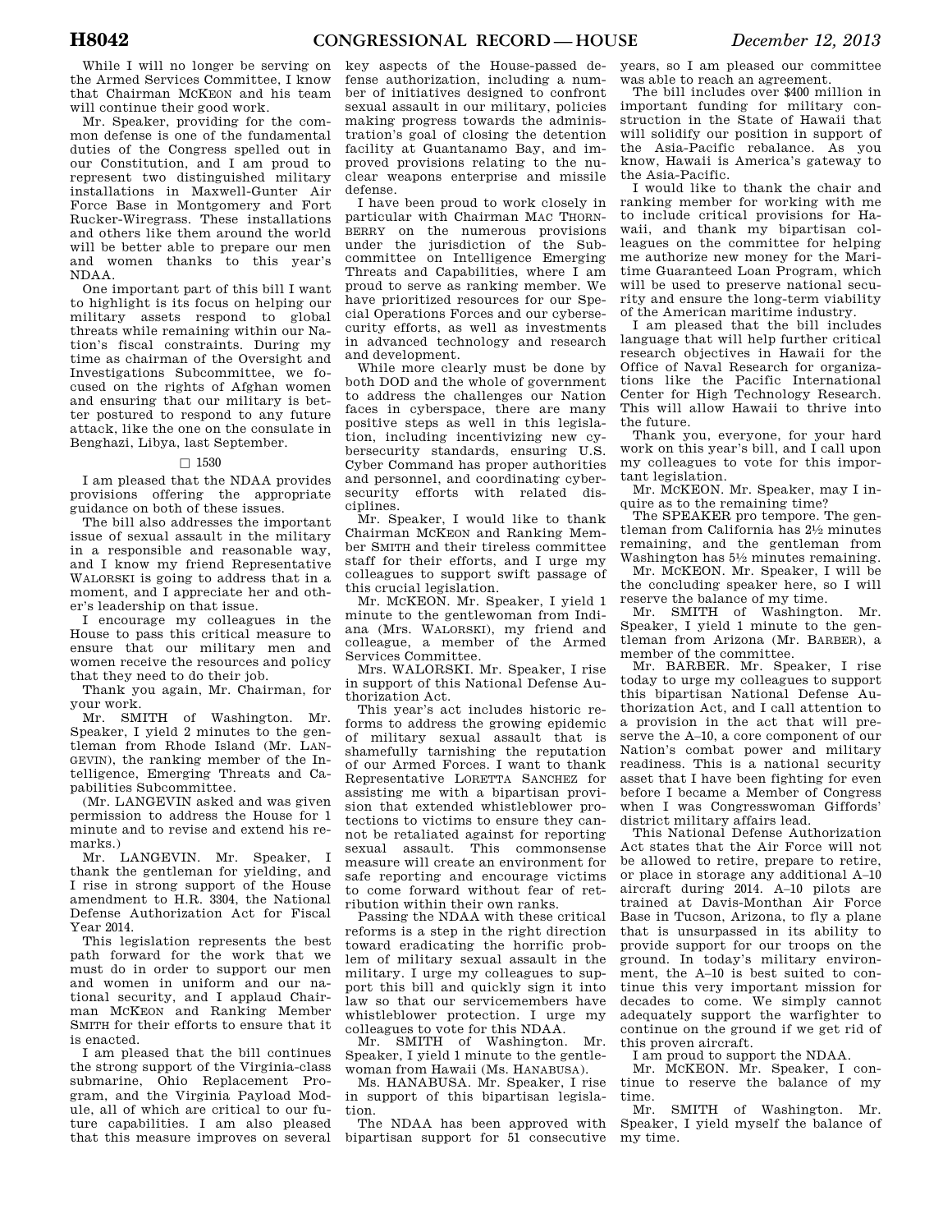While I will no longer be serving on the Armed Services Committee, I know that Chairman MCKEON and his team will continue their good work.

Mr. Speaker, providing for the common defense is one of the fundamental duties of the Congress spelled out in our Constitution, and I am proud to represent two distinguished military installations in Maxwell-Gunter Air Force Base in Montgomery and Fort Rucker-Wiregrass. These installations and others like them around the world will be better able to prepare our men and women thanks to this year's NDAA.

One important part of this bill I want to highlight is its focus on helping our military assets respond to global threats while remaining within our Nation's fiscal constraints. During my time as chairman of the Oversight and Investigations Subcommittee, we focused on the rights of Afghan women and ensuring that our military is better postured to respond to any future attack, like the one on the consulate in Benghazi, Libya, last September.

□ 1530

I am pleased that the NDAA provides provisions offering the appropriate guidance on both of these issues.

The bill also addresses the important issue of sexual assault in the military in a responsible and reasonable way, and I know my friend Representative WALORSKI is going to address that in a moment, and I appreciate her and other's leadership on that issue.

I encourage my colleagues in the House to pass this critical measure to ensure that our military men and women receive the resources and policy that they need to do their job.

Thank you again, Mr. Chairman, for your work.

Mr. SMITH of Washington. Mr. Speaker, I yield 2 minutes to the gentleman from Rhode Island (Mr. LANGEVIN), the ranking member of the Intelligence, Emerging Threats and Capabilities Subcommittee.

(Mr. LANGEVIN asked and was given permission to address the House for 1 minute and to revise and extend his remarks.)

Mr. LANGEVIN. Mr. Speaker, I thank the gentleman for yielding, and I rise in strong support of the House amendment to H.R. 3304, the National Defense Authorization Act for Fiscal Year 2014.

This legislation represents the best path forward for the work that we must do in order to support our men and women in uniform and our national security, and I applaud Chairman MCKEON and Ranking Member SMITH for their efforts to ensure that it is enacted.

I am pleased that the bill continues the strong support of the Virginia-class submarine, Ohio Replacement Program, and the Virginia Payload Module, all of which are critical to our future capabilities. I am also pleased that this measure improves on several key aspects of the House-passed defense authorization, including a number of initiatives designed to confront sexual assault in our military, policies making progress towards the administration's goal of closing the detention facility at Guantanamo Bay, and improved provisions relating to the nuclear weapons enterprise and missile defense.

I have been proud to work closely in particular with Chairman MAC THORNBERRY on the numerous provisions under the jurisdiction of the Subcommittee on Intelligence Emerging Threats and Capabilities, where I am proud to serve as ranking member. We have prioritized resources for our Special Operations Forces and our cybersecurity efforts, as well as investments in advanced technology and research and development.

While more clearly must be done by both DOD and the whole of government to address the challenges our Nation faces in cyberspace, there are many positive steps as well in this legislation, including incentivizing new cybersecurity standards, ensuring U.S. Cyber Command has proper authorities and personnel, and coordinating cybersecurity efforts with related disciplines.

Mr. Speaker, I would like to thank Chairman MCKEON and Ranking Member SMITH and their tireless committee staff for their efforts, and I urge my colleagues to support swift passage of this crucial legislation.

Mr. MCKEON. Mr. Speaker, I yield 1 minute to the gentlewoman from Indiana (Mrs. WALORSKI), my friend and colleague, a member of the Armed Services Committee.

Mrs. WALORSKI. Mr. Speaker, I rise in support of this National Defense Authorization Act.

This year's act includes historic reforms to address the growing epidemic of military sexual assault that is shamefully tarnishing the reputation of our Armed Forces. I want to thank Representative LORETTA SANCHEZ for assisting me with a bipartisan provision that extended whistleblower protections to victims to ensure they cannot be retaliated against for reporting sexual assault. This commonsense measure will create an environment for safe reporting and encourage victims to come forward without fear of retribution within their own ranks.

Passing the NDAA with these critical reforms is a step in the right direction toward eradicating the horrific problem of military sexual assault in the military. I urge my colleagues to support this bill and quickly sign it into law so that our servicemembers have whistleblower protection. I urge my colleagues to vote for this NDAA.

Mr. SMITH of Washington. Mr. Speaker, I yield 1 minute to the gentlewoman from Hawaii (Ms. HANABUSA).

Ms. HANABUSA. Mr. Speaker, I rise in support of this bipartisan legislation.

The NDAA has been approved with bipartisan support for 51 consecutive years, so I am pleased our committee was able to reach an agreement.

The bill includes over $400 million in important funding for military construction in the State of Hawaii that will solidify our position in support of the Asia-Pacific rebalance. As you know, Hawaii is America's gateway to the Asia-Pacific.

I would like to thank the chair and ranking member for working with me to include critical provisions for Hawaii, and thank my bipartisan colleagues on the committee for helping me authorize new money for the Maritime Guaranteed Loan Program, which will be used to preserve national security and ensure the long-term viability of the American maritime industry.

I am pleased that the bill includes language that will help further critical research objectives in Hawaii for the Office of Naval Research for organizations like the Pacific International Center for High Technology Research. This will allow Hawaii to thrive into the future.

Thank you, everyone, for your hard work on this year's bill, and I call upon my colleagues to vote for this important legislation.

Mr. MCKEON. Mr. Speaker, may I inquire as to the remaining time?

The SPEAKER pro tempore. The gentleman from California has 2½ minutes remaining, and the gentleman from Washington has 5½ minutes remaining.

Mr. MCKEON. Mr. Speaker, I will be the concluding speaker here, so I will reserve the balance of my time.

Mr. SMITH of Washington. Mr. Speaker, I yield 1 minute to the gentleman from Arizona (Mr. BARBER), a member of the committee.

Mr. BARBER. Mr. Speaker, I rise today to urge my colleagues to support this bipartisan National Defense Authorization Act, and I call attention to a provision in the act that will preserve the A–10, a core component of our Nation's combat power and military readiness. This is a national security asset that I have been fighting for even before I became a Member of Congress when I was Congresswoman Giffords' district military affairs lead.

This National Defense Authorization Act states that the Air Force will not be allowed to retire, prepare to retire, or place in storage any additional A–10 aircraft during 2014. A–10 pilots are trained at Davis-Monthan Air Force Base in Tucson, Arizona, to fly a plane that is unsurpassed in its ability to provide support for our troops on the ground. In today's military environment, the A–10 is best suited to continue this very important mission for decades to come. We simply cannot adequately support the warfighter to continue on the ground if we get rid of this proven aircraft.

I am proud to support the NDAA.

Mr. MCKEON. Mr. Speaker, I continue to reserve the balance of my time.

Mr. SMITH of Washington. Mr. Speaker, I yield myself the balance of my time.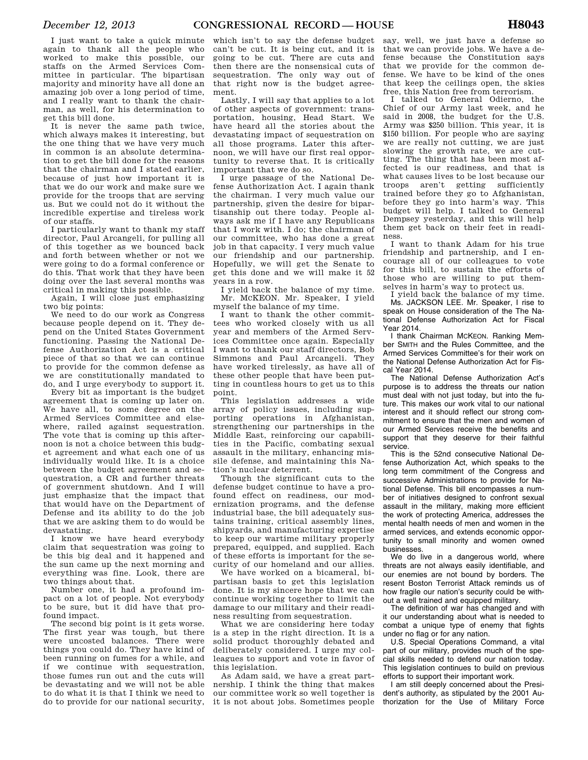I just want to take a quick minute again to thank all the people who worked to make this possible, our staffs on the Armed Services Committee in particular. The bipartisan majority and minority have all done an amazing job over a long period of time, and I really want to thank the chairman, as well, for his determination to get this bill done.

It is never the same path twice, which always makes it interesting, but the one thing that we have very much in common is an absolute determination to get the bill done for the reasons that the chairman and I stated earlier, because of just how important it is that we do our work and make sure we provide for the troops that are serving us. But we could not do it without the incredible expertise and tireless work of our staffs.

I particularly want to thank my staff director, Paul Arcangeli, for pulling all of this together as we bounced back and forth between whether or not we were going to do a formal conference or do this. That work that they have been doing over the last several months was critical in making this possible.

Again, I will close just emphasizing two big points:

We need to do our work as Congress because people depend on it. They depend on the United States Government functioning. Passing the National Defense Authorization Act is a critical piece of that so that we can continue to provide for the common defense as we are constitutionally mandated to do, and I urge everybody to support it.

Every bit as important is the budget agreement that is coming up later on. We have all, to some degree on the Armed Services Committee and elsewhere, railed against sequestration. The vote that is coming up this afternoon is not a choice between this budget agreement and what each one of us individually would like. It is a choice between the budget agreement and sequestration, a CR and further threats of government shutdown. And I will just emphasize that the impact that that would have on the Department of Defense and its ability to do the job that we are asking them to do would be devastating.

I know we have heard everybody claim that sequestration was going to be this big deal and it happened and the sun came up the next morning and everything was fine. Look, there are two things about that.

Number one, it had a profound impact on a lot of people. Not everybody to be sure, but it did have that profound impact.

The second big point is it gets worse. The first year was tough, but there were uncosted balances. There were things you could do. They have kind of been running on fumes for a while, and if we continue with sequestration, those fumes run out and the cuts will be devastating and we will not be able to do what it is that I think we need to do to provide for our national security, which isn't to say the defense budget can't be cut. It is being cut, and it is going to be cut. There are cuts and then there are the nonsensical cuts of sequestration. The only way out of that right now is the budget agreement.

Lastly, I will say that applies to a lot of other aspects of government: transportation, housing, Head Start. We have heard all the stories about the devastating impact of sequestration on all those programs. Later this afternoon, we will have our first real opportunity to reverse that. It is critically important that we do so.

I urge passage of the National Defense Authorization Act. I again thank the chairman. I very much value our partnership, given the desire for bipartisanship out there today. People always ask me if I have any Republicans that I work with. I do; the chairman of our committee, who has done a great job in that capacity. I very much value our friendship and our partnership. Hopefully, we will get the Senate to get this done and we will make it 52 years in a row.

I yield back the balance of my time.

Mr. McKEON. Mr. Speaker, I yield myself the balance of my time.

I want to thank the other committees who worked closely with us all year and members of the Armed Services Committee once again. Especially I want to thank our staff directors, Bob Simmons and Paul Arcangeli. They have worked tirelessly, as have all of these other people that have been putting in countless hours to get us to this point.

This legislation addresses a wide array of policy issues, including supporting operations in Afghanistan, strengthening our partnerships in the Middle East, reinforcing our capabilities in the Pacific, combating sexual assault in the military, enhancing missile defense, and maintaining this Nation's nuclear deterrent.

Though the significant cuts to the defense budget continue to have a profound effect on readiness, our modernization programs, and the defense industrial base, the bill adequately sustains training, critical assembly lines, shipyards, and manufacturing expertise to keep our wartime military properly prepared, equipped, and supplied. Each of these efforts is important for the security of our homeland and our allies.

We have worked on a bicameral, bipartisan basis to get this legislation done. It is my sincere hope that we can continue working together to limit the damage to our military and their readiness resulting from sequestration.

What we are considering here today is a step in the right direction. It is a solid product thoroughly debated and deliberately considered. I urge my colleagues to support and vote in favor of this legislation.

As Adam said, we have a great partnership. I think the thing that makes our committee work so well together is it is not about jobs. Sometimes people say, well, we just have a defense so that we can provide jobs. We have a defense because the Constitution says that we provide for the common defense. We have to be kind of the ones that keep the ceilings open, the skies free, this Nation free from terrorism.

I talked to General Odierno, the Chief of our Army last week, and he said in 2008, the budget for the U.S. Army was $250 billion. This year, it is $150 billion. For people who are saying we are really not cutting, we are just slowing the growth rate, we are cutting. The thing that has been most affected is our readiness, and that is what causes lives to be lost because our troops aren't getting sufficiently trained before they go to Afghanistan, before they go into harm's way. This budget will help. I talked to General Dempsey yesterday, and this will help them get back on their feet in readiness.

I want to thank Adam for his true friendship and partnership, and I encourage all of our colleagues to vote for this bill, to sustain the efforts of those who are willing to put themselves in harm's way to protect us.

I yield back the balance of my time.

Ms. JACKSON LEE. Mr. Speaker, I rise to speak on House consideration of the The National Defense Authorization Act for Fiscal Year 2014.

I thank Chairman MCKEON. Ranking Member SMITH and the Rules Committee, and the Armed Services Committee's for their work on the National Defense Authorization Act for Fiscal Year 2014.

The National Defense Authorization Act's purpose is to address the threats our nation must deal with not just today, but into the future. This makes our work vital to our national interest and it should reflect our strong commitment to ensure that the men and women of our Armed Services receive the benefits and support that they deserve for their faithful service.

This is the 52nd consecutive National Defense Authorization Act, which speaks to the long term commitment of the Congress and successive Administrations to provide for National Defense. This bill encompasses a number of initiatives designed to confront sexual assault in the military, making more efficient the work of protecting America, addresses the mental health needs of men and women in the armed services, and extends economic opportunity to small minority and women owned businesses.

We do live in a dangerous world, where threats are not always easily identifiable, and our enemies are not bound by borders. The resent Boston Terrorist Attack reminds us of how fragile our nation's security could be without a well trained and equipped military.

The definition of war has changed and with it our understanding about what is needed to combat a unique type of enemy that fights under no flag or for any nation.

U.S. Special Operations Command, a vital part of our military, provides much of the special skills needed to defend our nation today. This legislation continues to build on previous efforts to support their important work.

I am still deeply concerned about the President's authority, as stipulated by the 2001 Authorization for the Use of Military Force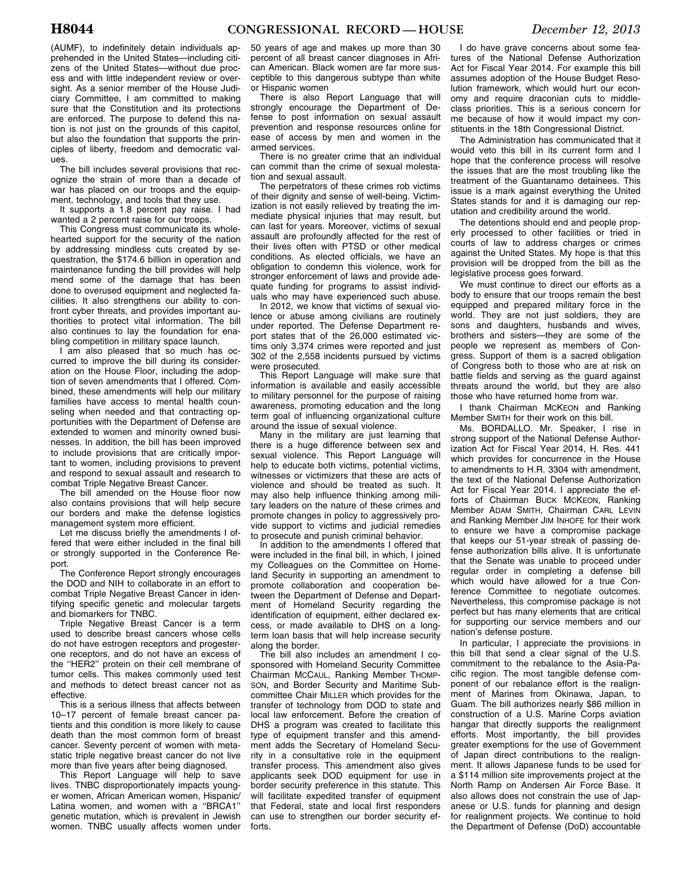(AUMF), to indefinitely detain individuals apprehended in the United States—including citizens of the United States—without due process and with little independent review or oversight. As a senior member of the House Judiciary Committee, I am committed to making sure that the Constitution and its protections are enforced. The purpose to defend this nation is not just on the grounds of this capitol, but also the foundation that supports the principles of liberty, freedom and democratic values.

The bill includes several provisions that recognize the strain of more than a decade of war has placed on our troops and the equipment, technology, and tools that they use.

It supports a 1.8 percent pay raise. I had wanted a 2 percent raise for our troops.

This Congress must communicate its wholehearted support for the security of the nation by addressing mindless cuts created by sequestration, the $174.6 billion in operation and maintenance funding the bill provides will help mend some of the damage that has been done to overused equipment and neglected facilities. It also strengthens our ability to confront cyber threats, and provides important authorities to protect vital information. The bill also continues to lay the foundation for enabling competition in military space launch.

I am also pleased that so much has occurred to improve the bill during its consideration on the House Floor, including the adoption of seven amendments that I offered. Combined, these amendments will help our military families have access to mental health counseling when needed and that contracting opportunities with the Department of Defense are extended to women and minority owned businesses. In addition, the bill has been improved to include provisions that are critically important to women, including provisions to prevent and respond to sexual assault and research to combat Triple Negative Breast Cancer.

The bill amended on the House floor now also contains provisions that will help secure our borders and make the defense logistics management system more efficient.

Let me discuss briefly the amendments I offered that were either included in the final bill or strongly supported in the Conference Report.

The Conference Report strongly encourages the DOD and NIH to collaborate in an effort to combat Triple Negative Breast Cancer in identifying specific genetic and molecular targets and biomarkers for TNBC.

Triple Negative Breast Cancer is a term used to describe breast cancers whose cells do not have estrogen receptors and progesterone receptors, and do not have an excess of the "HER2" protein on their cell membrane of tumor cells. This makes commonly used test and methods to detect breast cancer not as effective.

This is a serious illness that affects between 10–17 percent of female breast cancer patients and this condition is more likely to cause death than the most common form of breast cancer. Seventy percent of women with metastatic triple negative breast cancer do not live more than five years after being diagnosed.

This Report Language will help to save lives. TNBC disproportionately impacts younger women, African American women, Hispanic/Latina women, and women with a "BRCA1" genetic mutation, which is prevalent in Jewish women. TNBC usually affects women under 50 years of age and makes up more than 30 percent of all breast cancer diagnoses in African American. Black women are far more susceptible to this dangerous subtype than white or Hispanic women

There is also Report Language that will strongly encourage the Department of Defense to post information on sexual assault prevention and response resources online for ease of access by men and women in the armed services.

There is no greater crime that an individual can commit than the crime of sexual molestation and sexual assault.

The perpetrators of these crimes rob victims of their dignity and sense of well-being. Victimization is not easily relieved by treating the immediate physical injuries that may result, but can last for years. Moreover, victims of sexual assault are profoundly affected for the rest of their lives often with PTSD or other medical conditions. As elected officials, we have an obligation to condemn this violence, work for stronger enforcement of laws and provide adequate funding for programs to assist individuals who may have experienced such abuse.

In 2012, we know that victims of sexual violence or abuse among civilians are routinely under reported. The Defense Department report states that of the 26,000 estimated victims only 3,374 crimes were reported and just 302 of the 2,558 incidents pursued by victims were prosecuted.

This Report Language will make sure that information is available and easily accessible to military personnel for the purpose of raising awareness, promoting education and the long term goal of influencing organizational culture around the issue of sexual violence.

Many in the military are just learning that there is a huge difference between sex and sexual violence. This Report Language will help to educate both victims, potential victims, witnesses or victimizers that these are acts of violence and should be treated as such. It may also help influence thinking among military leaders on the nature of these crimes and promote changes in policy to aggressively provide support to victims and judicial remedies to prosecute and punish criminal behavior.

In addition to the amendments I offered that were included in the final bill, in which, I joined my Colleagues on the Committee on Homeland Security in supporting an amendment to promote collaboration and cooperation between the Department of Defense and Department of Homeland Security regarding the identification of equipment, either declared excess, or made available to DHS on a long-term loan basis that will help increase security along the border.

The bill also includes an amendment I cosponsored with Homeland Security Committee Chairman MCCAUL, Ranking Member THOMPSON, and Border Security and Maritime Subcommittee Chair MILLER which provides for the transfer of technology from DOD to state and local law enforcement. Before the creation of DHS a program was created to facilitate this type of equipment transfer and this amendment adds the Secretary of Homeland Security in a consultative role in the equipment transfer process. This amendment also gives applicants seek DOD equipment for use in border security preference in this statute. This will facilitate expedited transfer of equipment that Federal, state and local first responders can use to strengthen our border security efforts.

I do have grave concerns about some features of the National Defense Authorization Act for Fiscal Year 2014. For example this bill assumes adoption of the House Budget Resolution framework, which would hurt our economy and require draconian cuts to middle-class priorities. This is a serious concern for me because of how it would impact my constituents in the 18th Congressional District.

The Administration has communicated that it would veto this bill in its current form and I hope that the conference process will resolve the issues that are the most troubling like the treatment of the Guantanamo detainees. This issue is a mark against everything the United States stands for and it is damaging our reputation and credibility around the world.

The detentions should end and people properly processed to other facilities or tried in courts of law to address charges or crimes against the United States. My hope is that this provision will be dropped from the bill as the legislative process goes forward.

We must continue to direct our efforts as a body to ensure that our troops remain the best equipped and prepared military force in the world. They are not just soldiers, they are sons and daughters, husbands and wives, brothers and sisters—they are some of the people we represent as members of Congress. Support of them is a sacred obligation of Congress both to those who are at risk on battle fields and serving as the guard against threats around the world, but they are also those who have returned home from war.

I thank Chairman MCKEON and Ranking Member SMITH for their work on this bill.

Ms. BORDALLO. Mr. Speaker, I rise in strong support of the National Defense Authorization Act for Fiscal Year 2014, H. Res. 441 which provides for concurrence in the House to amendments to H.R. 3304 with amendment, the text of the National Defense Authorization Act for Fiscal Year 2014. I appreciate the efforts of Chairman BUCK MCKEON, Ranking Member ADAM SMITH, Chairman CARL LEVIN and Ranking Member JIM INHOFE for their work to ensure we have a compromise package that keeps our 51-year streak of passing defense authorization bills alive. It is unfortunate that the Senate was unable to proceed under regular order in completing a defense bill which would have allowed for a true Conference Committee to negotiate outcomes. Nevertheless, this compromise package is not perfect but has many elements that are critical for supporting our service members and our nation's defense posture.

In particular, I appreciate the provisions in this bill that send a clear signal of the U.S. commitment to the rebalance to the Asia-Pacific region. The most tangible defense component of our rebalance effort is the realignment of Marines from Okinawa, Japan, to Guam. The bill authorizes nearly $86 million in construction of a U.S. Marine Corps aviation hangar that directly supports the realignment efforts. Most importantly, the bill provides greater exemptions for the use of Government of Japan direct contributions to the realignment. It allows Japanese funds to be used for a $114 million site improvements project at the North Ramp on Andersen Air Force Base. It also allows does not constrain the use of Japanese or U.S. funds for planning and design for realignment projects. We continue to hold the Department of Defense (DoD) accountable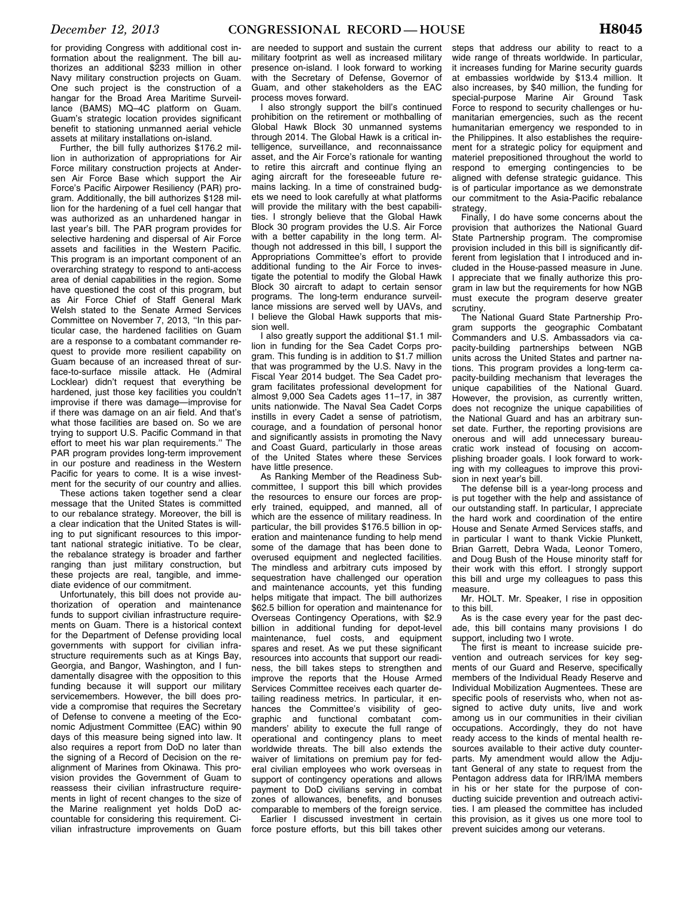for providing Congress with additional cost information about the realignment. The bill authorizes an additional $233 million in other Navy military construction projects on Guam. One such project is the construction of a hangar for the Broad Area Maritime Surveillance (BAMS) MQ–4C platform on Guam. Guam's strategic location provides significant benefit to stationing unmanned aerial vehicle assets at military installations on-island.

Further, the bill fully authorizes $176.2 million in authorization of appropriations for Air Force military construction projects at Andersen Air Force Base which support the Air Force's Pacific Airpower Resiliency (PAR) program. Additionally, the bill authorizes $128 million for the hardening of a fuel cell hangar that was authorized as an unhardened hangar in last year's bill. The PAR program provides for selective hardening and dispersal of Air Force assets and facilities in the Western Pacific. This program is an important component of an overarching strategy to respond to anti-access area of denial capabilities in the region. Some have questioned the cost of this program, but as Air Force Chief of Staff General Mark Welsh stated to the Senate Armed Services Committee on November 7, 2013, "In this particular case, the hardened facilities on Guam are a response to a combatant commander request to provide more resilient capability on Guam because of an increased threat of surface-to-surface missile attack. He (Admiral Locklear) didn't request that everything be hardened, just those key facilities you couldn't improvise if there was damage—improvise for if there was damage on an air field. And that's what those facilities are based on. So we are trying to support U.S. Pacific Command in that effort to meet his war plan requirements." The PAR program provides long-term improvement in our posture and readiness in the Western Pacific for years to come. It is a wise investment for the security of our country and allies.

These actions taken together send a clear message that the United States is committed to our rebalance strategy. Moreover, the bill is a clear indication that the United States is willing to put significant resources to this important national strategic initiative. To be clear, the rebalance strategy is broader and farther ranging than just military construction, but these projects are real, tangible, and immediate evidence of our commitment.

Unfortunately, this bill does not provide authorization of operation and maintenance funds to support civilian infrastructure requirements on Guam. There is a historical context for the Department of Defense providing local governments with support for civilian infrastructure requirements such as at Kings Bay, Georgia, and Bangor, Washington, and I fundamentally disagree with the opposition to this funding because it will support our military servicemembers. However, the bill does provide a compromise that requires the Secretary of Defense to convene a meeting of the Economic Adjustment Committee (EAC) within 90 days of this measure being signed into law. It also requires a report from DoD no later than the signing of a Record of Decision on the realignment of Marines from Okinawa. This provision provides the Government of Guam to reassess their civilian infrastructure requirements in light of recent changes to the size of the Marine realignment yet holds DoD accountable for considering this requirement. Civilian infrastructure improvements on Guam are needed to support and sustain the current military footprint as well as increased military presence on-island. I look forward to working with the Secretary of Defense, Governor of Guam, and other stakeholders as the EAC process moves forward.

I also strongly support the bill's continued prohibition on the retirement or mothballing of Global Hawk Block 30 unmanned systems through 2014. The Global Hawk is a critical intelligence, surveillance, and reconnaissance asset, and the Air Force's rationale for wanting to retire this aircraft and continue flying an aging aircraft for the foreseeable future remains lacking. In a time of constrained budgets we need to look carefully at what platforms will provide the military with the best capabilities. I strongly believe that the Global Hawk Block 30 program provides the U.S. Air Force with a better capability in the long term. Although not addressed in this bill, I support the Appropriations Committee's effort to provide additional funding to the Air Force to investigate the potential to modify the Global Hawk Block 30 aircraft to adapt to certain sensor programs. The long-term endurance surveillance missions are served well by UAVs, and I believe the Global Hawk supports that mission well.

I also greatly support the additional $1.1 million in funding for the Sea Cadet Corps program. This funding is in addition to $1.7 million that was programmed by the U.S. Navy in the Fiscal Year 2014 budget. The Sea Cadet program facilitates professional development for almost 9,000 Sea Cadets ages 11–17, in 387 units nationwide. The Naval Sea Cadet Corps instills in every Cadet a sense of patriotism, courage, and a foundation of personal honor and significantly assists in promoting the Navy and Coast Guard, particularly in those areas of the United States where these Services have little presence.

As Ranking Member of the Readiness Subcommittee, I support this bill which provides the resources to ensure our forces are properly trained, equipped, and manned, all of which are the essence of military readiness. In particular, the bill provides $176.5 billion in operation and maintenance funding to help mend some of the damage that has been done to overused equipment and neglected facilities. The mindless and arbitrary cuts imposed by sequestration have challenged our operation and maintenance accounts, yet this funding helps mitigate that impact. The bill authorizes $62.5 billion for operation and maintenance for Overseas Contingency Operations, with $2.9 billion in additional funding for depot-level maintenance, fuel costs, and equipment spares and reset. As we put these significant resources into accounts that support our readiness, the bill takes steps to strengthen and improve the reports that the House Armed Services Committee receives each quarter detailing readiness metrics. In particular, it enhances the Committee's visibility of geographic and functional combatant commanders' ability to execute the full range of operational and contingency plans to meet worldwide threats. The bill also extends the waiver of limitations on premium pay for federal civilian employees who work overseas in support of contingency operations and allows payment to DoD civilians serving in combat zones of allowances, benefits, and bonuses comparable to members of the foreign service.

Earlier I discussed investment in certain force posture efforts, but this bill takes other steps that address our ability to react to a wide range of threats worldwide. In particular, it increases funding for Marine security guards at embassies worldwide by $13.4 million. It also increases, by $40 million, the funding for special-purpose Marine Air Ground Task Force to respond to security challenges or humanitarian emergencies, such as the recent humanitarian emergency we responded to in the Philippines. It also establishes the requirement for a strategic policy for equipment and materiel prepositioned throughout the world to respond to emerging contingencies to be aligned with defense strategic guidance. This is of particular importance as we demonstrate our commitment to the Asia-Pacific rebalance strategy.

Finally, I do have some concerns about the provision that authorizes the National Guard State Partnership program. The compromise provision included in this bill is significantly different from legislation that I introduced and included in the House-passed measure in June. I appreciate that we finally authorize this program in law but the requirements for how NGB must execute the program deserve greater scrutiny.

The National Guard State Partnership Program supports the geographic Combatant Commanders and U.S. Ambassadors via capacity-building partnerships between NGB units across the United States and partner nations. This program provides a long-term capacity-building mechanism that leverages the unique capabilities of the National Guard. However, the provision, as currently written, does not recognize the unique capabilities of the National Guard and has an arbitrary sunset date. Further, the reporting provisions are onerous and will add unnecessary bureaucratic work instead of focusing on accomplishing broader goals. I look forward to working with my colleagues to improve this provision in next year's bill.

The defense bill is a year-long process and is put together with the help and assistance of our outstanding staff. In particular, I appreciate the hard work and coordination of the entire House and Senate Armed Services staffs, and in particular I want to thank Vickie Plunkett, Brian Garrett, Debra Wada, Leonor Tomero, and Doug Bush of the House minority staff for their work with this effort. I strongly support this bill and urge my colleagues to pass this measure.

Mr. HOLT. Mr. Speaker, I rise in opposition to this bill.

As is the case every year for the past decade, this bill contains many provisions I do support, including two I wrote.

The first is meant to increase suicide prevention and outreach services for key segments of our Guard and Reserve, specifically members of the Individual Ready Reserve and Individual Mobilization Augmentees. These are specific pools of reservists who, when not assigned to active duty units, live and work among us in our communities in their civilian occupations. Accordingly, they do not have ready access to the kinds of mental health resources available to their active duty counterparts. My amendment would allow the Adjutant General of any state to request from the Pentagon address data for IRR/IMA members in his or her state for the purpose of conducting suicide prevention and outreach activities. I am pleased the committee has included this provision, as it gives us one more tool to prevent suicides among our veterans.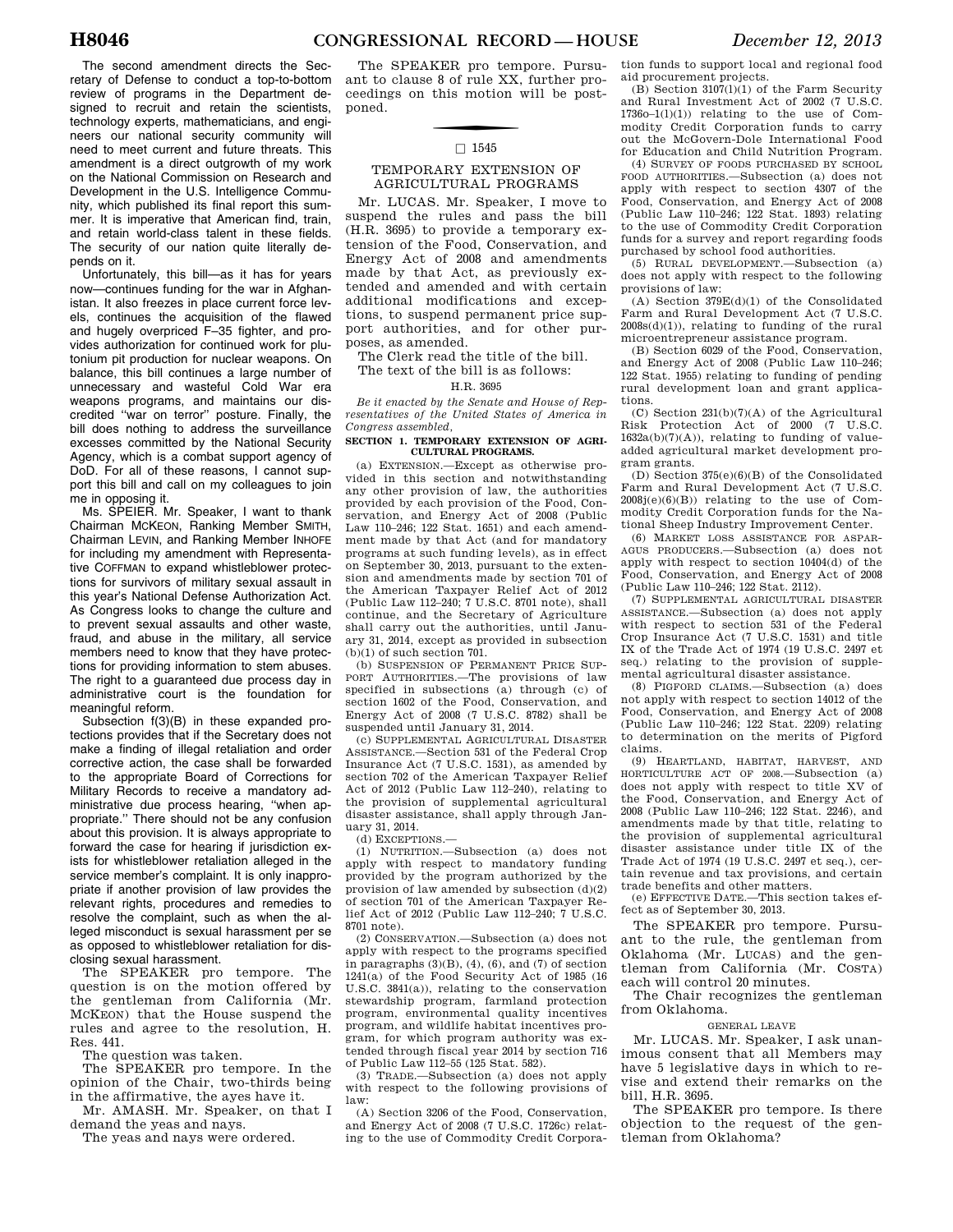The second amendment directs the Secretary of Defense to conduct a top-to-bottom review of programs in the Department designed to recruit and retain the scientists, technology experts, mathematicians, and engineers our national security community will need to meet current and future threats. This amendment is a direct outgrowth of my work on the National Commission on Research and Development in the U.S. Intelligence Community, which published its final report this summer. It is imperative that American find, train, and retain world-class talent in these fields. The security of our nation quite literally depends on it.

Unfortunately, this bill—as it has for years now—continues funding for the war in Afghanistan. It also freezes in place current force levels, continues the acquisition of the flawed and hugely overpriced F–35 fighter, and provides authorization for continued work for plutonium pit production for nuclear weapons. On balance, this bill continues a large number of unnecessary and wasteful Cold War era weapons programs, and maintains our discredited "war on terror" posture. Finally, the bill does nothing to address the surveillance excesses committed by the National Security Agency, which is a combat support agency of DoD. For all of these reasons, I cannot support this bill and call on my colleagues to join me in opposing it.

Ms. SPEIER. Mr. Speaker, I want to thank Chairman MCKEON, Ranking Member SMITH, Chairman LEVIN, and Ranking Member INHOFE for including my amendment with Representative COFFMAN to expand whistleblower protections for survivors of military sexual assault in this year's National Defense Authorization Act. As Congress looks to change the culture and to prevent sexual assaults and other waste, fraud, and abuse in the military, all service members need to know that they have protections for providing information to stem abuses. The right to a guaranteed due process day in administrative court is the foundation for meaningful reform.

Subsection f(3)(B) in these expanded protections provides that if the Secretary does not make a finding of illegal retaliation and order corrective action, the case shall be forwarded to the appropriate Board of Corrections for Military Records to receive a mandatory administrative due process hearing, "when appropriate." There should not be any confusion about this provision. It is always appropriate to forward the case for hearing if jurisdiction exists for whistleblower retaliation alleged in the service member's complaint. It is only inappropriate if another provision of law provides the relevant rights, procedures and remedies to resolve the complaint, such as when the alleged misconduct is sexual harassment per se as opposed to whistleblower retaliation for disclosing sexual harassment.

The SPEAKER pro tempore. The question is on the motion offered by the gentleman from California (Mr. MCKEON) that the House suspend the rules and agree to the resolution, H. Res. 441.

The question was taken.

The SPEAKER pro tempore. In the opinion of the Chair, two-thirds being in the affirmative, the ayes have it.

Mr. AMASH. Mr. Speaker, on that I demand the yeas and nays.

The yeas and nays were ordered.

The SPEAKER pro tempore. Pursuant to clause 8 of rule XX, further proceedings on this motion will be postponed.

☐ 1545

## TEMPORARY EXTENSION OF AGRICULTURAL PROGRAMS

Mr. LUCAS. Mr. Speaker, I move to suspend the rules and pass the bill (H.R. 3695) to provide a temporary extension of the Food, Conservation, and Energy Act of 2008 and amendments made by that Act, as previously extended and amended and with certain additional modifications and exceptions, to suspend permanent price support authorities, and for other purposes, as amended.

The Clerk read the title of the bill.

The text of the bill is as follows:

H.R. 3695

*Be it enacted by the Senate and House of Representatives of the United States of America in Congress assembled,*

**SECTION 1. TEMPORARY EXTENSION OF AGRICULTURAL PROGRAMS.**

(a) EXTENSION.—Except as otherwise provided in this section and notwithstanding any other provision of law, the authorities provided by each provision of the Food, Conservation, and Energy Act of 2008 (Public Law 110–246; 122 Stat. 1651) and each amendment made by that Act (and for mandatory programs at such funding levels), as in effect on September 30, 2013, pursuant to the extension and amendments made by section 701 of the American Taxpayer Relief Act of 2012 (Public Law 112–240; 7 U.S.C. 8701 note), shall continue, and the Secretary of Agriculture shall carry out the authorities, until January 31, 2014, except as provided in subsection (b)(1) of such section 701.

(b) SUSPENSION OF PERMANENT PRICE SUPPORT AUTHORITIES.—The provisions of law specified in subsections (a) through (c) of section 1602 of the Food, Conservation, and Energy Act of 2008 (7 U.S.C. 8782) shall be suspended until January 31, 2014.

(c) SUPPLEMENTAL AGRICULTURAL DISASTER ASSISTANCE.—Section 531 of the Federal Crop Insurance Act (7 U.S.C. 1531), as amended by section 702 of the American Taxpayer Relief Act of 2012 (Public Law 112–240), relating to the provision of supplemental agricultural disaster assistance, shall apply through January 31, 2014.

(d) EXCEPTIONS.—

(1) NUTRITION.—Subsection (a) does not apply with respect to mandatory funding provided by the program authorized by the provision of law amended by subsection (d)(2) of section 701 of the American Taxpayer Relief Act of 2012 (Public Law 112–240; 7 U.S.C. 8701 note).

(2) CONSERVATION.—Subsection (a) does not apply with respect to the programs specified in paragraphs (3)(B), (4), (6), and (7) of section 1241(a) of the Food Security Act of 1985 (16 U.S.C. 3841(a)), relating to the conservation stewardship program, farmland protection program, environmental quality incentives program, and wildlife habitat incentives program, for which program authority was extended through fiscal year 2014 by section 716 of Public Law 112–55 (125 Stat. 582).

(3) TRADE.—Subsection (a) does not apply with respect to the following provisions of law:

(A) Section 3206 of the Food, Conservation, and Energy Act of 2008 (7 U.S.C. 1726c) relating to the use of Commodity Credit Corporation funds to support local and regional food aid procurement projects.

(B) Section 3107(l)(1) of the Farm Security and Rural Investment Act of 2002 (7 U.S.C. 1736o–1(l)(1)) relating to the use of Commodity Credit Corporation funds to carry out the McGovern-Dole International Food for Education and Child Nutrition Program.

(4) SURVEY OF FOODS PURCHASED BY SCHOOL FOOD AUTHORITIES.—Subsection (a) does not apply with respect to section 4307 of the Food, Conservation, and Energy Act of 2008 (Public Law 110–246; 122 Stat. 1893) relating to the use of Commodity Credit Corporation funds for a survey and report regarding foods purchased by school food authorities.

(5) RURAL DEVELOPMENT.—Subsection (a) does not apply with respect to the following provisions of law:

(A) Section 379E(d)(1) of the Consolidated Farm and Rural Development Act (7 U.S.C. 2008s(d)(1)), relating to funding of the rural microentrepreneur assistance program.

(B) Section 6029 of the Food, Conservation, and Energy Act of 2008 (Public Law 110–246; 122 Stat. 1955) relating to funding of pending rural development loan and grant applications.

(C) Section 231(b)(7)(A) of the Agricultural Risk Protection Act of 2000 (7 U.S.C. 1632a(b)(7)(A)), relating to funding of value-added agricultural market development program grants.

(D) Section 375(e)(6)(B) of the Consolidated Farm and Rural Development Act (7 U.S.C. 2008j(e)(6)(B)) relating to the use of Commodity Credit Corporation funds for the National Sheep Industry Improvement Center.

(6) MARKET LOSS ASSISTANCE FOR ASPARAGUS PRODUCERS.—Subsection (a) does not apply with respect to section 10404(d) of the Food, Conservation, and Energy Act of 2008 (Public Law 110–246; 122 Stat. 2112).

(7) SUPPLEMENTAL AGRICULTURAL DISASTER ASSISTANCE.—Subsection (a) does not apply with respect to section 531 of the Federal Crop Insurance Act (7 U.S.C. 1531) and title IX of the Trade Act of 1974 (19 U.S.C. 2497 et seq.) relating to the provision of supplemental agricultural disaster assistance.

(8) PIGFORD CLAIMS.—Subsection (a) does not apply with respect to section 14012 of the Food, Conservation, and Energy Act of 2008 (Public Law 110–246; 122 Stat. 2209) relating to determination on the merits of Pigford claims.

(9) HEARTLAND, HABITAT, HARVEST, AND HORTICULTURE ACT OF 2008.—Subsection (a) does not apply with respect to title XV of the Food, Conservation, and Energy Act of 2008 (Public Law 110–246; 122 Stat. 2246), and amendments made by that title, relating to the provision of supplemental agricultural disaster assistance under title IX of the Trade Act of 1974 (19 U.S.C. 2497 et seq.), certain revenue and tax provisions, and certain trade benefits and other matters.

(e) EFFECTIVE DATE.—This section takes effect as of September 30, 2013.

The SPEAKER pro tempore. Pursuant to the rule, the gentleman from Oklahoma (Mr. LUCAS) and the gentleman from California (Mr. COSTA) each will control 20 minutes.

The Chair recognizes the gentleman from Oklahoma.

GENERAL LEAVE

Mr. LUCAS. Mr. Speaker, I ask unanimous consent that all Members may have 5 legislative days in which to revise and extend their remarks on the bill, H.R. 3695.

The SPEAKER pro tempore. Is there objection to the request of the gentleman from Oklahoma?